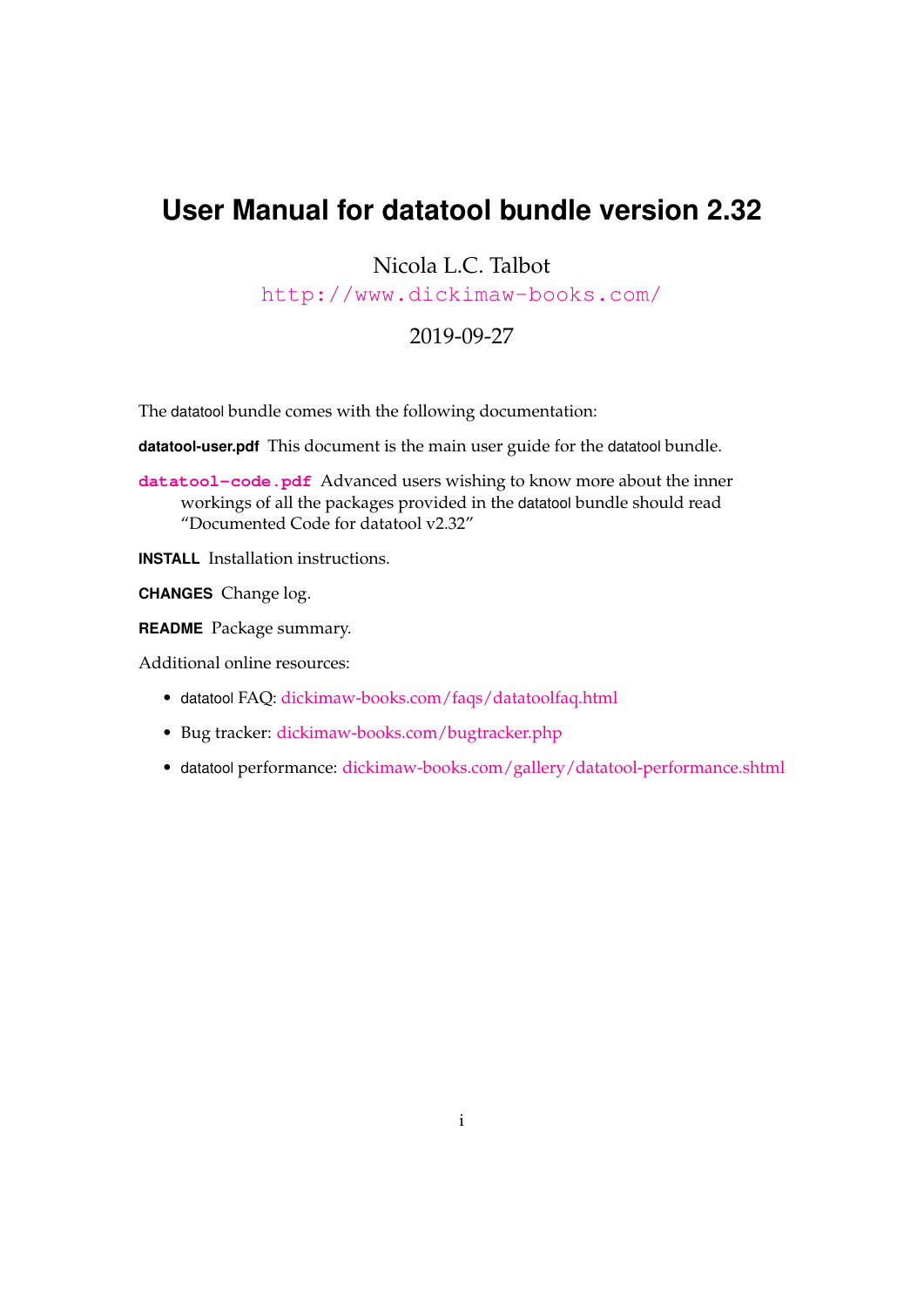# User Manual for datatool bundle version 2.32

Nicola L.C. Talbot

http://www.dickimaw-books.com/

2019-09-27

The datatool bundle comes with the following documentation:

**datatool-user.pdf** This document is the main user guide for the datatool bundle.

**datatool-code.pdf** Advanced users wishing to know more about the inner workings of all the packages provided in the datatool bundle should read "Documented Code for datatool v2.32"

**INSTALL** Installation instructions.

**CHANGES** Change log.

**README** Package summary.

Additional online resources:

- datatool FAQ: dickimaw-books.com/faqs/datatoolfaq.html
- Bug tracker: dickimaw-books.com/bugtracker.php
- datatool performance: dickimaw-books.com/gallery/datatool-performance.shtml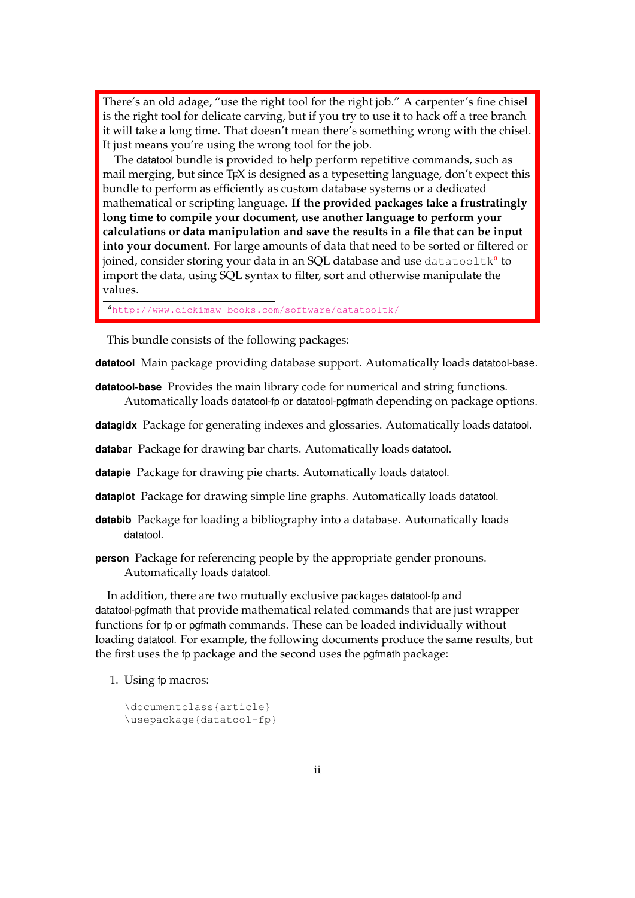> There's an old adage, "use the right tool for the right job." A carpenter's fine chisel is the right tool for delicate carving, but if you try to use it to hack off a tree branch it will take a long time. That doesn't mean there's something wrong with the chisel. It just means you're using the wrong tool for the job.
>
> The datatool bundle is provided to help perform repetitive commands, such as mail merging, but since TEX is designed as a typesetting language, don't expect this bundle to perform as efficiently as custom database systems or a dedicated mathematical or scripting language. **If the provided packages take a frustratingly long time to compile your document, use another language to perform your calculations or data manipulation and save the results in a file that can be input into your document.** For large amounts of data that need to be sorted or filtered or joined, consider storing your data in an SQL database and use `datatooltk`[a] to import the data, using SQL syntax to filter, sort and otherwise manipulate the values.
>
> [a] http://www.dickimaw-books.com/software/datatooltk/

This bundle consists of the following packages:

**datatool** Main package providing database support. Automatically loads datatool-base.

**datatool-base** Provides the main library code for numerical and string functions. Automatically loads datatool-fp or datatool-pgfmath depending on package options.

**datagidx** Package for generating indexes and glossaries. Automatically loads datatool.

**databar** Package for drawing bar charts. Automatically loads datatool.

**datapie** Package for drawing pie charts. Automatically loads datatool.

**dataplot** Package for drawing simple line graphs. Automatically loads datatool.

**databib** Package for loading a bibliography into a database. Automatically loads datatool.

**person** Package for referencing people by the appropriate gender pronouns. Automatically loads datatool.

In addition, there are two mutually exclusive packages datatool-fp and datatool-pgfmath that provide mathematical related commands that are just wrapper functions for fp or pgfmath commands. These can be loaded individually without loading datatool. For example, the following documents produce the same results, but the first uses the fp package and the second uses the pgfmath package:

1. Using fp macros:

```
\documentclass{article}
\usepackage{datatool-fp}
```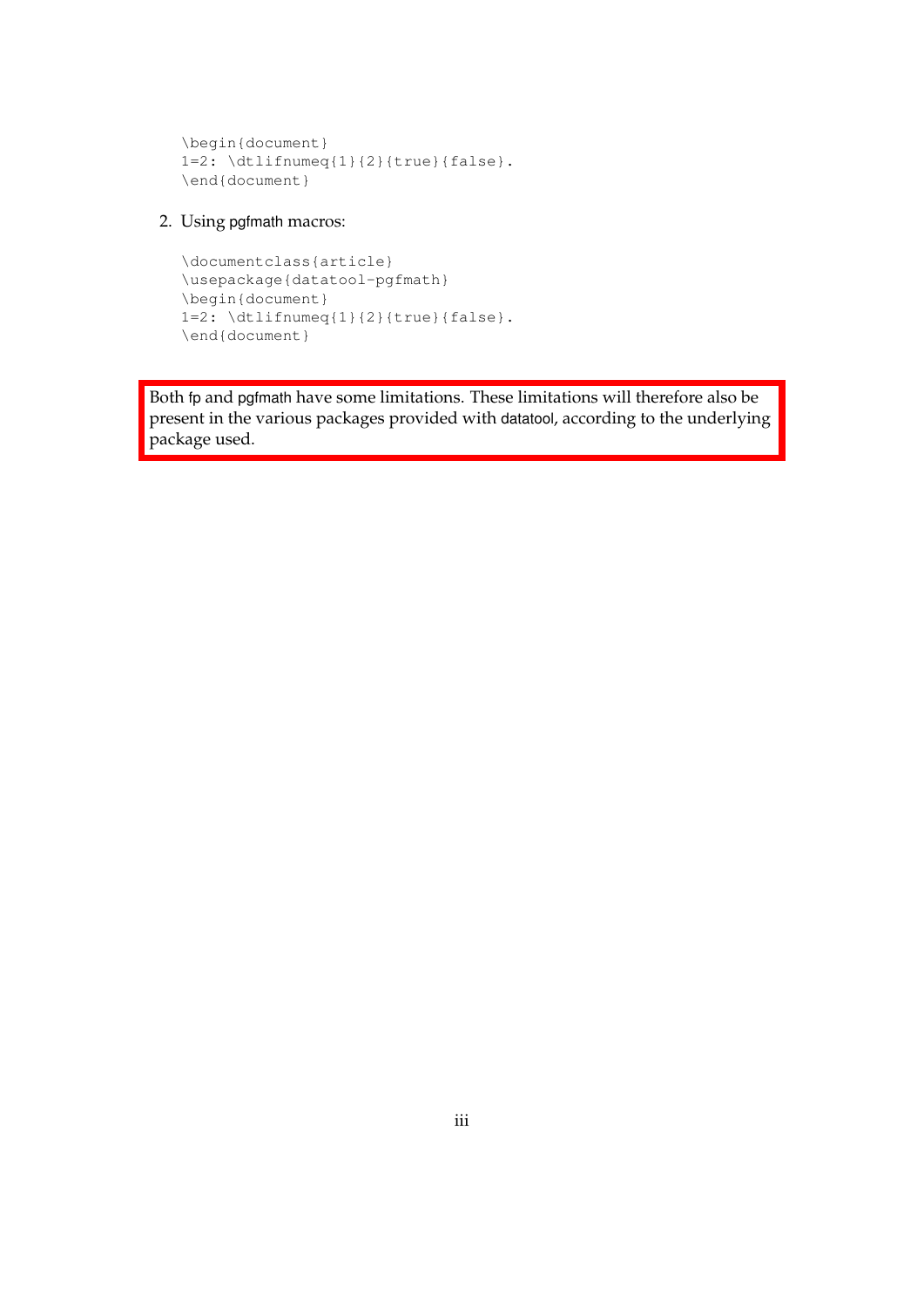```
\begin{document}
1=2: \dtlifnumeq{1}{2}{true}{false}.
\end{document}
```

2. Using pgfmath macros:

```
\documentclass{article}
\usepackage{datatool-pgfmath}
\begin{document}
1=2: \dtlifnumeq{1}{2}{true}{false}.
\end{document}
```

Both fp and pgfmath have some limitations. These limitations will therefore also be present in the various packages provided with datatool, according to the underlying package used.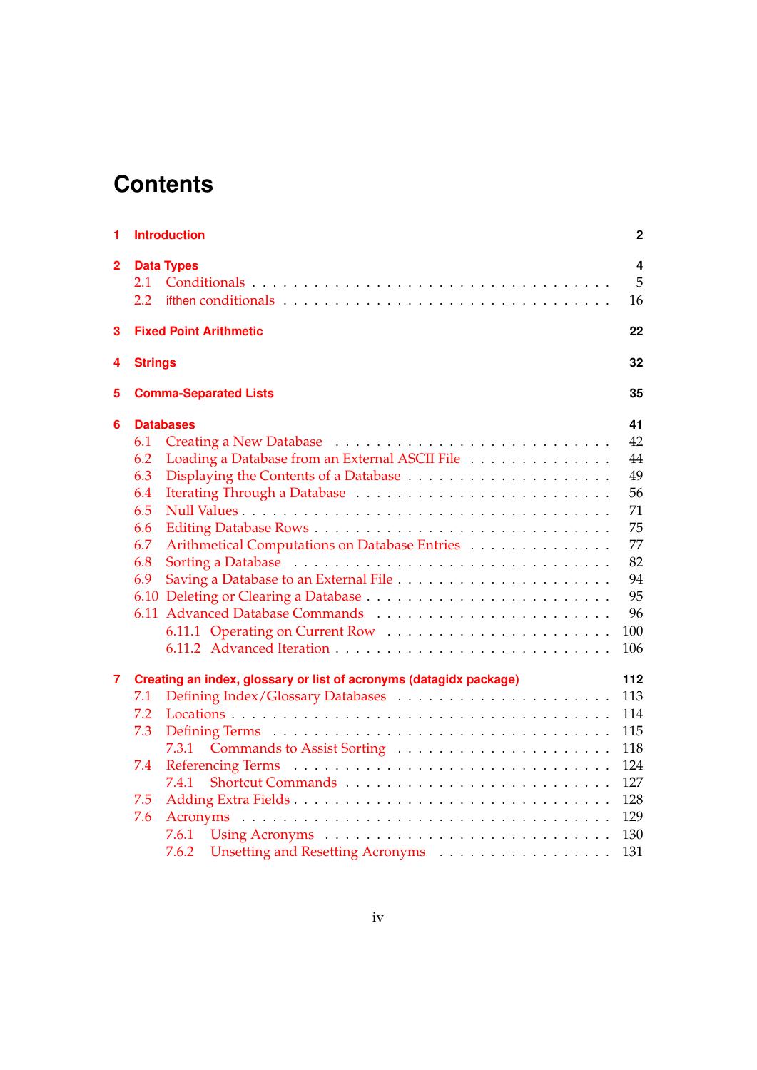# Contents

**1 Introduction** **2**

**2 Data Types** **4**

2.1 Conditionals . . . . . . . . . . . . . . . . . . . . . . . . . . . . . . . 5

2.2 ifthen conditionals . . . . . . . . . . . . . . . . . . . . . . . . . . . . 16

**3 Fixed Point Arithmetic** **22**

**4 Strings** **32**

**5 Comma-Separated Lists** **35**

**6 Databases** **41**

6.1 Creating a New Database . . . . . . . . . . . . . . . . . . . . . . . . 42

6.2 Loading a Database from an External ASCII File . . . . . . . . . . . . 44

6.3 Displaying the Contents of a Database . . . . . . . . . . . . . . . . . 49

6.4 Iterating Through a Database . . . . . . . . . . . . . . . . . . . . . . 56

6.5 Null Values . . . . . . . . . . . . . . . . . . . . . . . . . . . . . . . . 71

6.6 Editing Database Rows . . . . . . . . . . . . . . . . . . . . . . . . . 75

6.7 Arithmetical Computations on Database Entries . . . . . . . . . . . . 77

6.8 Sorting a Database . . . . . . . . . . . . . . . . . . . . . . . . . . . . 82

6.9 Saving a Database to an External File . . . . . . . . . . . . . . . . . 94

6.10 Deleting or Clearing a Database . . . . . . . . . . . . . . . . . . . . . 95

6.11 Advanced Database Commands . . . . . . . . . . . . . . . . . . . . 96

6.11.1 Operating on Current Row . . . . . . . . . . . . . . . . . . . . 100

6.11.2 Advanced Iteration . . . . . . . . . . . . . . . . . . . . . . . . 106

**7 Creating an index, glossary or list of acronyms (datagidx package)** **112**

7.1 Defining Index/Glossary Databases . . . . . . . . . . . . . . . . . . . 113

7.2 Locations . . . . . . . . . . . . . . . . . . . . . . . . . . . . . . . . . 114

7.3 Defining Terms . . . . . . . . . . . . . . . . . . . . . . . . . . . . . . 115

7.3.1 Commands to Assist Sorting . . . . . . . . . . . . . . . . . . . 118

7.4 Referencing Terms . . . . . . . . . . . . . . . . . . . . . . . . . . . . 124

7.4.1 Shortcut Commands . . . . . . . . . . . . . . . . . . . . . . . . 127

7.5 Adding Extra Fields . . . . . . . . . . . . . . . . . . . . . . . . . . . 128

7.6 Acronyms . . . . . . . . . . . . . . . . . . . . . . . . . . . . . . . . . 129

7.6.1 Using Acronyms . . . . . . . . . . . . . . . . . . . . . . . . . . 130

7.6.2 Unsetting and Resetting Acronyms . . . . . . . . . . . . . . . . 131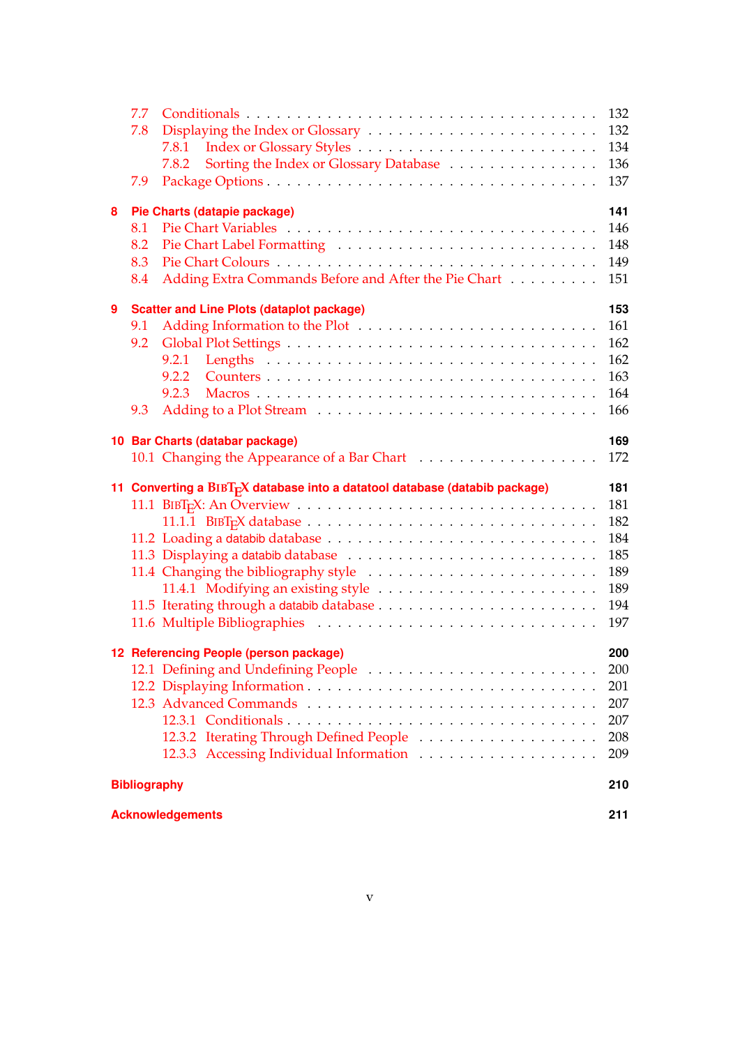- 7.7 Conditionals . . . . . . . . . . . . . . . . . . . . . . . . . . . . . . . . . 132
- 7.8 Displaying the Index or Glossary . . . . . . . . . . . . . . . . . . . . . 132
  - 7.8.1 Index or Glossary Styles . . . . . . . . . . . . . . . . . . . . . . 134
  - 7.8.2 Sorting the Index or Glossary Database . . . . . . . . . . . . . . 136
- 7.9 Package Options . . . . . . . . . . . . . . . . . . . . . . . . . . . . . . 137

**8 Pie Charts (datapie package) 141**

- 8.1 Pie Chart Variables . . . . . . . . . . . . . . . . . . . . . . . . . . . . 146
- 8.2 Pie Chart Label Formatting . . . . . . . . . . . . . . . . . . . . . . . . 148
- 8.3 Pie Chart Colours . . . . . . . . . . . . . . . . . . . . . . . . . . . . . 149
- 8.4 Adding Extra Commands Before and After the Pie Chart . . . . . . . . . 151

**9 Scatter and Line Plots (dataplot package) 153**

- 9.1 Adding Information to the Plot . . . . . . . . . . . . . . . . . . . . . . 161
- 9.2 Global Plot Settings . . . . . . . . . . . . . . . . . . . . . . . . . . . . 162
  - 9.2.1 Lengths . . . . . . . . . . . . . . . . . . . . . . . . . . . . . . . 162
  - 9.2.2 Counters . . . . . . . . . . . . . . . . . . . . . . . . . . . . . . 163
  - 9.2.3 Macros . . . . . . . . . . . . . . . . . . . . . . . . . . . . . . . 164
- 9.3 Adding to a Plot Stream . . . . . . . . . . . . . . . . . . . . . . . . . . 166

**10 Bar Charts (databar package) 169**

- 10.1 Changing the Appearance of a Bar Chart . . . . . . . . . . . . . . . . . 172

**11 Converting a BibTeX database into a datatool database (databib package) 181**

- 11.1 BibTeX: An Overview . . . . . . . . . . . . . . . . . . . . . . . . . . . 181
  - 11.1.1 BibTeX database . . . . . . . . . . . . . . . . . . . . . . . . . . 182
- 11.2 Loading a databib database . . . . . . . . . . . . . . . . . . . . . . . . 184
- 11.3 Displaying a databib database . . . . . . . . . . . . . . . . . . . . . . . 185
- 11.4 Changing the bibliography style . . . . . . . . . . . . . . . . . . . . . . 189
  - 11.4.1 Modifying an existing style . . . . . . . . . . . . . . . . . . . . 189
- 11.5 Iterating through a databib database . . . . . . . . . . . . . . . . . . . 194
- 11.6 Multiple Bibliographies . . . . . . . . . . . . . . . . . . . . . . . . . . 197

**12 Referencing People (person package) 200**

- 12.1 Defining and Undefining People . . . . . . . . . . . . . . . . . . . . . . 200
- 12.2 Displaying Information . . . . . . . . . . . . . . . . . . . . . . . . . . . 201
- 12.3 Advanced Commands . . . . . . . . . . . . . . . . . . . . . . . . . . . . 207
  - 12.3.1 Conditionals . . . . . . . . . . . . . . . . . . . . . . . . . . . . 207
  - 12.3.2 Iterating Through Defined People . . . . . . . . . . . . . . . . . 208
  - 12.3.3 Accessing Individual Information . . . . . . . . . . . . . . . . . 209

**Bibliography 210**

**Acknowledgements 211**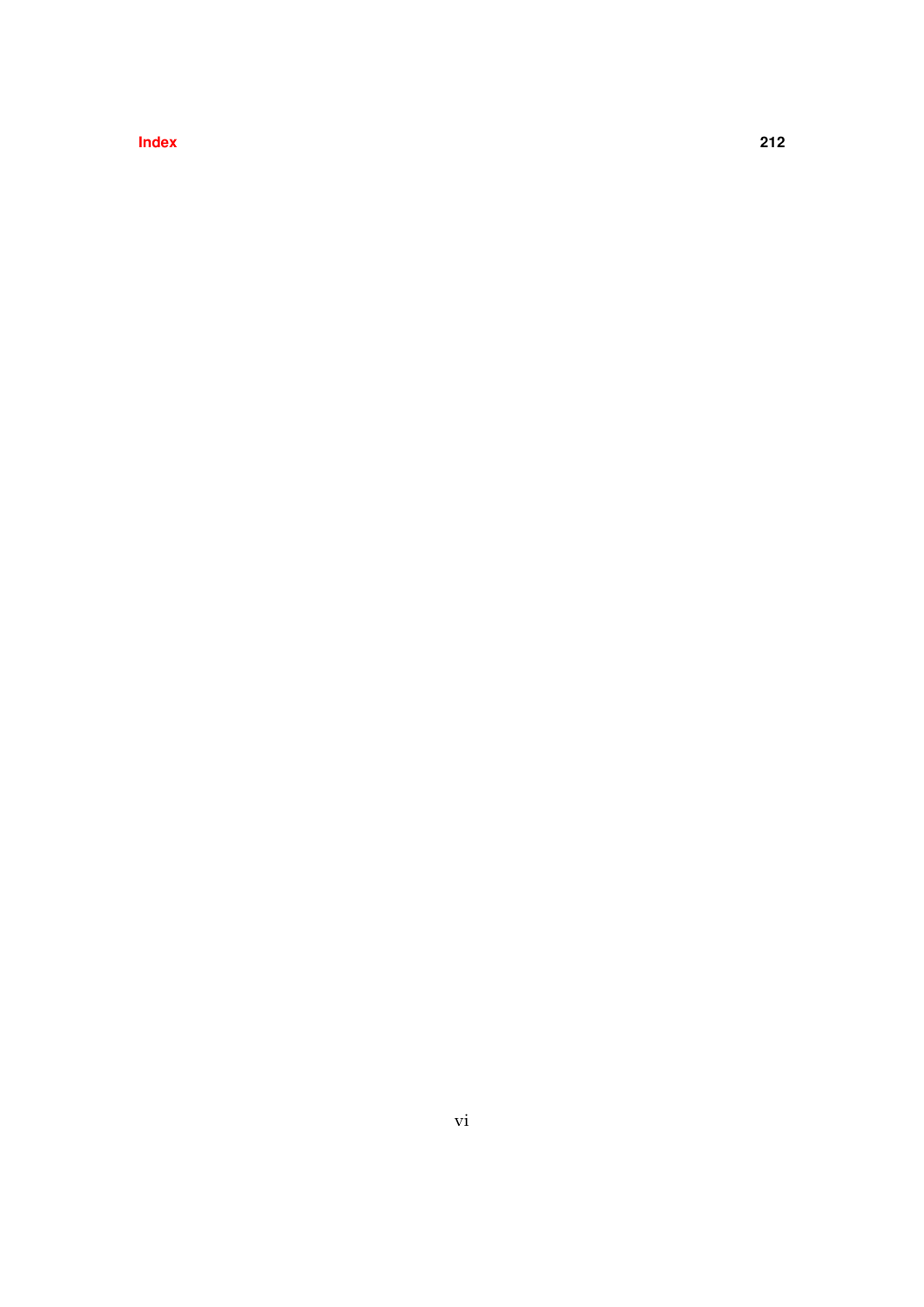**Index** **212**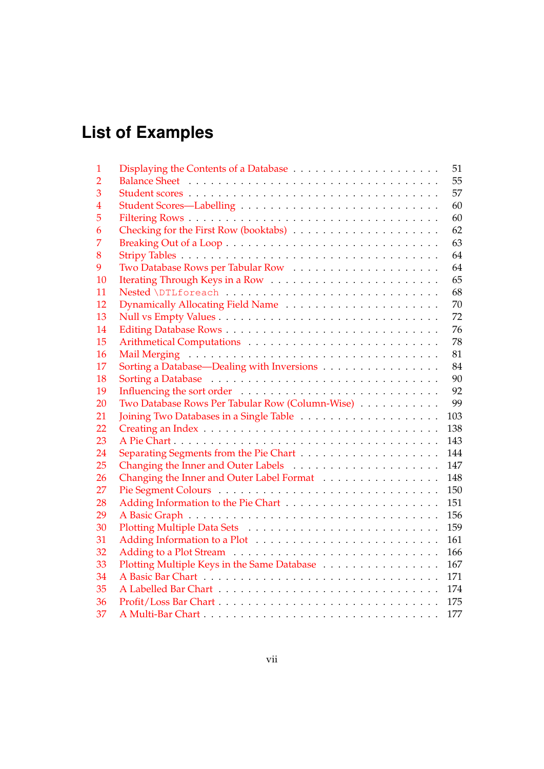# List of Examples

| | | |
|---|---|---|
| 1 | Displaying the Contents of a Database | 51 |
| 2 | Balance Sheet | 55 |
| 3 | Student scores | 57 |
| 4 | Student Scores—Labelling | 60 |
| 5 | Filtering Rows | 60 |
| 6 | Checking for the First Row (booktabs) | 62 |
| 7 | Breaking Out of a Loop | 63 |
| 8 | Stripy Tables | 64 |
| 9 | Two Database Rows per Tabular Row | 64 |
| 10 | Iterating Through Keys in a Row | 65 |
| 11 | Nested `\DTLforeach` | 68 |
| 12 | Dynamically Allocating Field Name | 70 |
| 13 | Null vs Empty Values | 72 |
| 14 | Editing Database Rows | 76 |
| 15 | Arithmetical Computations | 78 |
| 16 | Mail Merging | 81 |
| 17 | Sorting a Database—Dealing with Inversions | 84 |
| 18 | Sorting a Database | 90 |
| 19 | Influencing the sort order | 92 |
| 20 | Two Database Rows Per Tabular Row (Column-Wise) | 99 |
| 21 | Joining Two Databases in a Single Table | 103 |
| 22 | Creating an Index | 138 |
| 23 | A Pie Chart | 143 |
| 24 | Separating Segments from the Pie Chart | 144 |
| 25 | Changing the Inner and Outer Labels | 147 |
| 26 | Changing the Inner and Outer Label Format | 148 |
| 27 | Pie Segment Colours | 150 |
| 28 | Adding Information to the Pie Chart | 151 |
| 29 | A Basic Graph | 156 |
| 30 | Plotting Multiple Data Sets | 159 |
| 31 | Adding Information to a Plot | 161 |
| 32 | Adding to a Plot Stream | 166 |
| 33 | Plotting Multiple Keys in the Same Database | 167 |
| 34 | A Basic Bar Chart | 171 |
| 35 | A Labelled Bar Chart | 174 |
| 36 | Profit/Loss Bar Chart | 175 |
| 37 | A Multi-Bar Chart | 177 |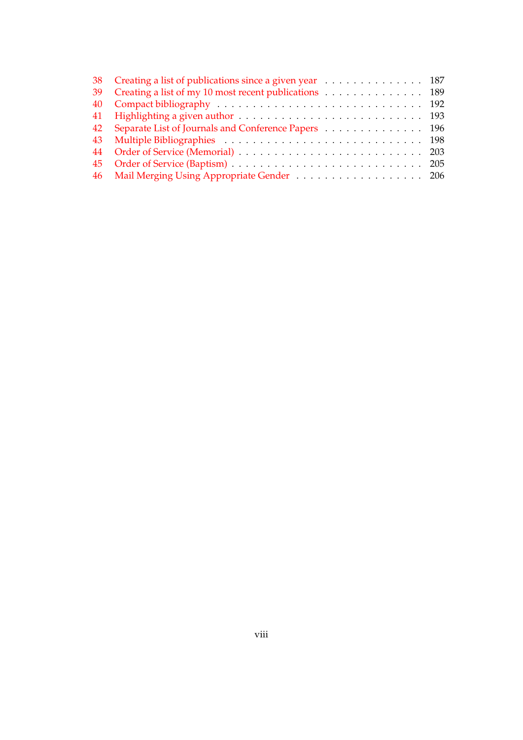| | | |
|---|---|---|
| 38 | Creating a list of publications since a given year | 187 |
| 39 | Creating a list of my 10 most recent publications | 189 |
| 40 | Compact bibliography | 192 |
| 41 | Highlighting a given author | 193 |
| 42 | Separate List of Journals and Conference Papers | 196 |
| 43 | Multiple Bibliographies | 198 |
| 44 | Order of Service (Memorial) | 203 |
| 45 | Order of Service (Baptism) | 205 |
| 46 | Mail Merging Using Appropriate Gender | 206 |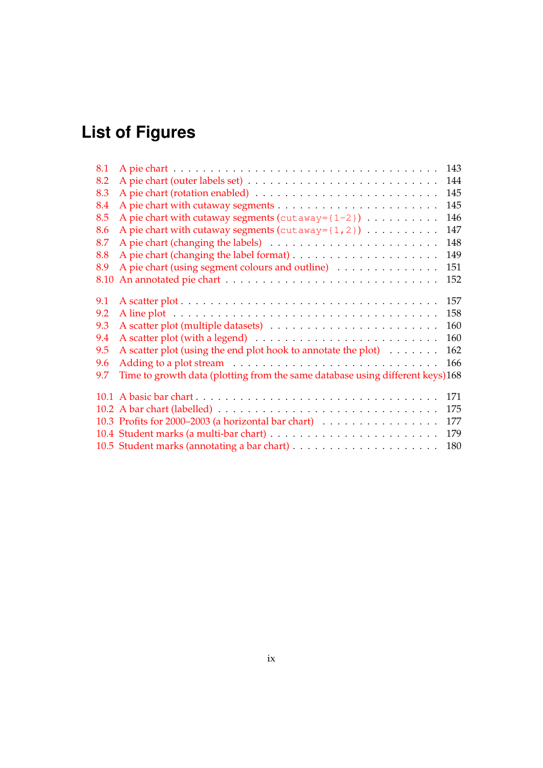# List of Figures

- 8.1 A pie chart . . . 143
- 8.2 A pie chart (outer labels set) . . . 144
- 8.3 A pie chart (rotation enabled) . . . 145
- 8.4 A pie chart with cutaway segments . . . 145
- 8.5 A pie chart with cutaway segments (`cutaway={1-2}`) . . . 146
- 8.6 A pie chart with cutaway segments (`cutaway={1,2}`) . . . 147
- 8.7 A pie chart (changing the labels) . . . 148
- 8.8 A pie chart (changing the label format) . . . 149
- 8.9 A pie chart (using segment colours and outline) . . . 151
- 8.10 An annotated pie chart . . . 152

- 9.1 A scatter plot . . . 157
- 9.2 A line plot . . . 158
- 9.3 A scatter plot (multiple datasets) . . . 160
- 9.4 A scatter plot (with a legend) . . . 160
- 9.5 A scatter plot (using the end plot hook to annotate the plot) . . . 162
- 9.6 Adding to a plot stream . . . 166
- 9.7 Time to growth data (plotting from the same database using different keys) 168

- 10.1 A basic bar chart . . . 171
- 10.2 A bar chart (labelled) . . . 175
- 10.3 Profits for 2000–2003 (a horizontal bar chart) . . . 177
- 10.4 Student marks (a multi-bar chart) . . . 179
- 10.5 Student marks (annotating a bar chart) . . . 180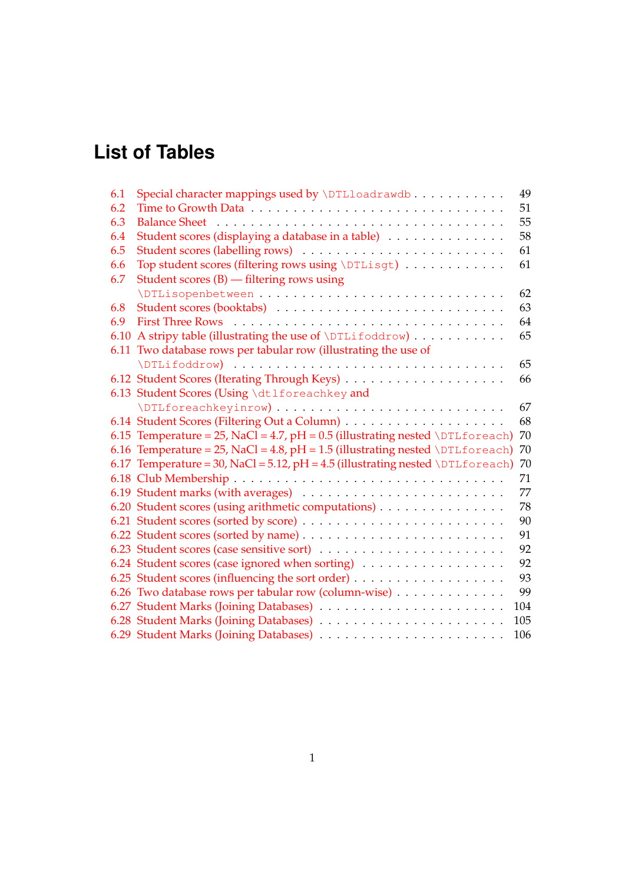# List of Tables

- 6.1 Special character mappings used by \DTLloadrawdb . . . . . . . . . . . 49
- 6.2 Time to Growth Data . . . . . . . . . . . . . . . . . . . . . . . . . . . . 51
- 6.3 Balance Sheet . . . . . . . . . . . . . . . . . . . . . . . . . . . . . . . 55
- 6.4 Student scores (displaying a database in a table) . . . . . . . . . . . . . 58
- 6.5 Student scores (labelling rows) . . . . . . . . . . . . . . . . . . . . . . 61
- 6.6 Top student scores (filtering rows using \DTLisgt) . . . . . . . . . . . 61
- 6.7 Student scores (B) — filtering rows using \DTLisopenbetween . . . . . . . . . . . . . . . . . . . . . . . . . . . 62
- 6.8 Student scores (booktabs) . . . . . . . . . . . . . . . . . . . . . . . . . 63
- 6.9 First Three Rows . . . . . . . . . . . . . . . . . . . . . . . . . . . . . 64
- 6.10 A stripy table (illustrating the use of \DTLifoddrow) . . . . . . . . . . 65
- 6.11 Two database rows per tabular row (illustrating the use of \DTLifoddrow) . . . . . . . . . . . . . . . . . . . . . . . . . . . . . . . 65
- 6.12 Student Scores (Iterating Through Keys) . . . . . . . . . . . . . . . . . 66
- 6.13 Student Scores (Using \dtlforeachkey and \DTLforeachkeyinrow) . . . . . . . . . . . . . . . . . . . . . . . . . . 67
- 6.14 Student Scores (Filtering Out a Column) . . . . . . . . . . . . . . . . . 68
- 6.15 Temperature = 25, NaCl = 4.7, pH = 0.5 (illustrating nested \DTLforeach) 70
- 6.16 Temperature = 25, NaCl = 4.8, pH = 1.5 (illustrating nested \DTLforeach) 70
- 6.17 Temperature = 30, NaCl = 5.12, pH = 4.5 (illustrating nested \DTLforeach) 70
- 6.18 Club Membership . . . . . . . . . . . . . . . . . . . . . . . . . . . . . 71
- 6.19 Student marks (with averages) . . . . . . . . . . . . . . . . . . . . . . 77
- 6.20 Student scores (using arithmetic computations) . . . . . . . . . . . . . . 78
- 6.21 Student scores (sorted by score) . . . . . . . . . . . . . . . . . . . . . . 90
- 6.22 Student scores (sorted by name) . . . . . . . . . . . . . . . . . . . . . . 91
- 6.23 Student scores (case sensitive sort) . . . . . . . . . . . . . . . . . . . . 92
- 6.24 Student scores (case ignored when sorting) . . . . . . . . . . . . . . . . 92
- 6.25 Student scores (influencing the sort order) . . . . . . . . . . . . . . . . 93
- 6.26 Two database rows per tabular row (column-wise) . . . . . . . . . . . . . 99
- 6.27 Student Marks (Joining Databases) . . . . . . . . . . . . . . . . . . . . 104
- 6.28 Student Marks (Joining Databases) . . . . . . . . . . . . . . . . . . . . 105
- 6.29 Student Marks (Joining Databases) . . . . . . . . . . . . . . . . . . . . 106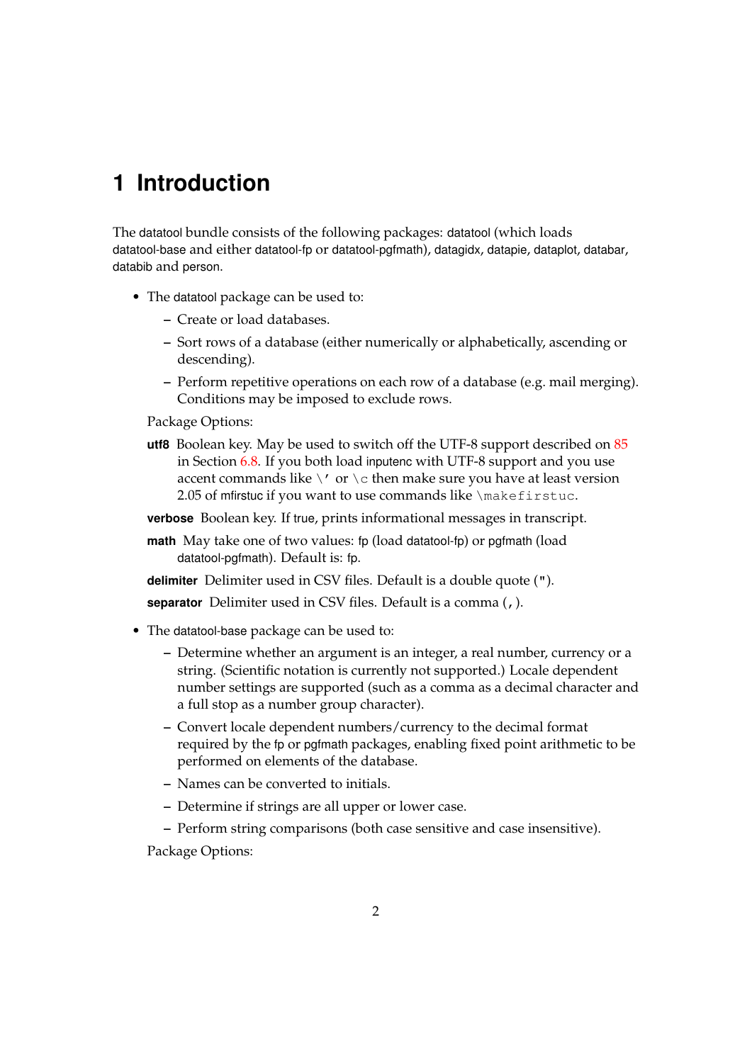# 1 Introduction

The datatool bundle consists of the following packages: datatool (which loads datatool-base and either datatool-fp or datatool-pgfmath), datagidx, datapie, dataplot, databar, databib and person.

- The datatool package can be used to:
  - Create or load databases.
  - Sort rows of a database (either numerically or alphabetically, ascending or descending).
  - Perform repetitive operations on each row of a database (e.g. mail merging). Conditions may be imposed to exclude rows.

  Package Options:

  **utf8** Boolean key. May be used to switch off the UTF-8 support described on 85 in Section 6.8. If you both load inputenc with UTF-8 support and you use accent commands like `\'` or `\c` then make sure you have at least version 2.05 of mfirstuc if you want to use commands like `\makefirstuc`.

  **verbose** Boolean key. If true, prints informational messages in transcript.

  **math** May take one of two values: fp (load datatool-fp) or pgfmath (load datatool-pgfmath). Default is: fp.

  **delimiter** Delimiter used in CSV files. Default is a double quote (`"`).

  **separator** Delimiter used in CSV files. Default is a comma (`,`).

- The datatool-base package can be used to:
  - Determine whether an argument is an integer, a real number, currency or a string. (Scientific notation is currently not supported.) Locale dependent number settings are supported (such as a comma as a decimal character and a full stop as a number group character).
  - Convert locale dependent numbers/currency to the decimal format required by the fp or pgfmath packages, enabling fixed point arithmetic to be performed on elements of the database.
  - Names can be converted to initials.
  - Determine if strings are all upper or lower case.
  - Perform string comparisons (both case sensitive and case insensitive).

  Package Options: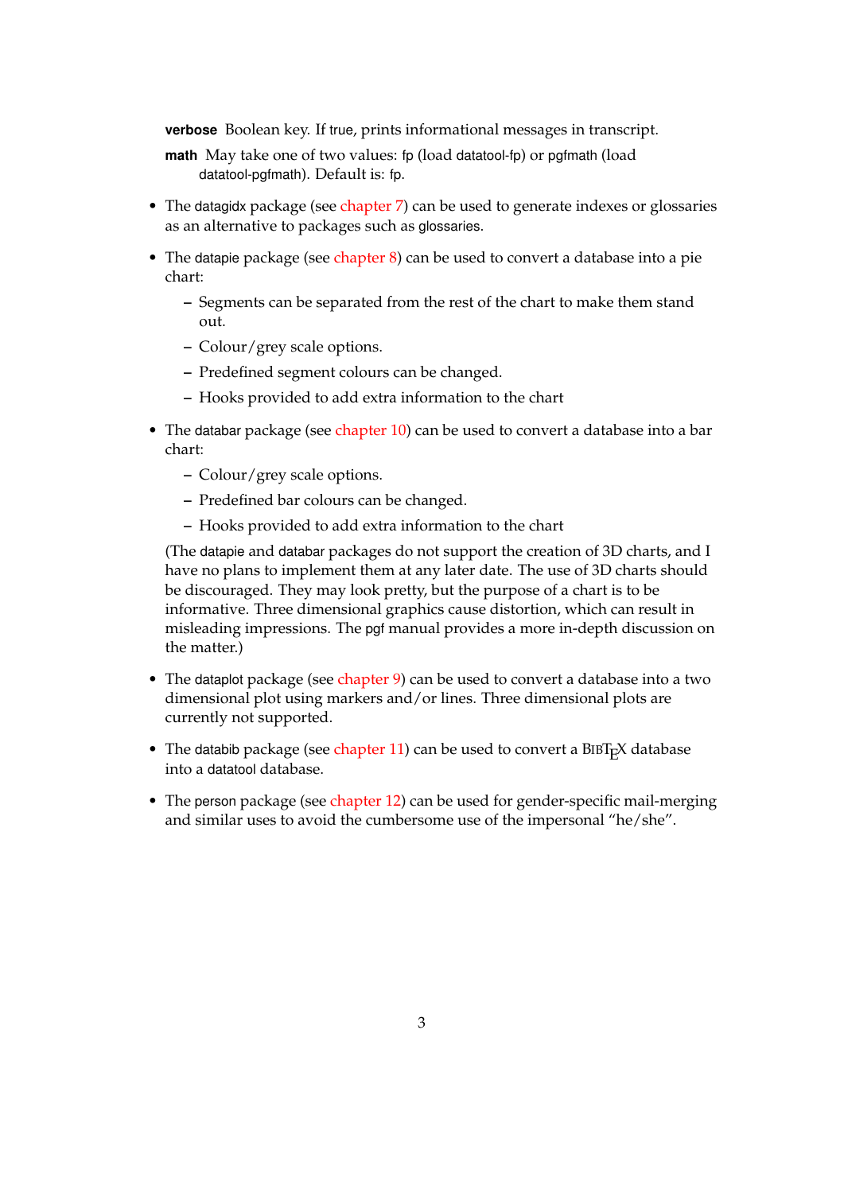**verbose** Boolean key. If true, prints informational messages in transcript.

**math** May take one of two values: fp (load datatool-fp) or pgfmath (load datatool-pgfmath). Default is: fp.

- The datagidx package (see chapter 7) can be used to generate indexes or glossaries as an alternative to packages such as glossaries.
- The datapie package (see chapter 8) can be used to convert a database into a pie chart:
  - Segments can be separated from the rest of the chart to make them stand out.
  - Colour/grey scale options.
  - Predefined segment colours can be changed.
  - Hooks provided to add extra information to the chart
- The databar package (see chapter 10) can be used to convert a database into a bar chart:
  - Colour/grey scale options.
  - Predefined bar colours can be changed.
  - Hooks provided to add extra information to the chart

  (The datapie and databar packages do not support the creation of 3D charts, and I have no plans to implement them at any later date. The use of 3D charts should be discouraged. They may look pretty, but the purpose of a chart is to be informative. Three dimensional graphics cause distortion, which can result in misleading impressions. The pgf manual provides a more in-depth discussion on the matter.)
- The dataplot package (see chapter 9) can be used to convert a database into a two dimensional plot using markers and/or lines. Three dimensional plots are currently not supported.
- The databib package (see chapter 11) can be used to convert a BibTeX database into a datatool database.
- The person package (see chapter 12) can be used for gender-specific mail-merging and similar uses to avoid the cumbersome use of the impersonal "he/she".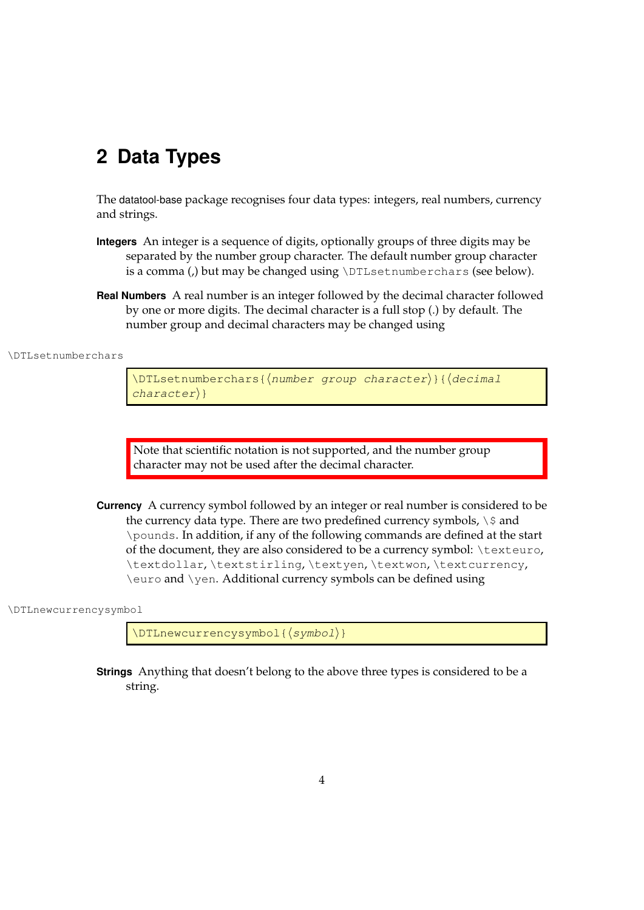# 2 Data Types

The datatool-base package recognises four data types: integers, real numbers, currency and strings.

**Integers** An integer is a sequence of digits, optionally groups of three digits may be separated by the number group character. The default number group character is a comma (,) but may be changed using `\DTLsetnumberchars` (see below).

**Real Numbers** A real number is an integer followed by the decimal character followed by one or more digits. The decimal character is a full stop (.) by default. The number group and decimal characters may be changed using

`\DTLsetnumberchars`

```
\DTLsetnumberchars{⟨number group character⟩}{⟨decimal character⟩}
```

> Note that scientific notation is not supported, and the number group character may not be used after the decimal character.

**Currency** A currency symbol followed by an integer or real number is considered to be the currency data type. There are two predefined currency symbols, `\$` and `\pounds`. In addition, if any of the following commands are defined at the start of the document, they are also considered to be a currency symbol: `\texteuro`, `\textdollar`, `\textstirling`, `\textyen`, `\textwon`, `\textcurrency`, `\euro` and `\yen`. Additional currency symbols can be defined using

`\DTLnewcurrencysymbol`

```
\DTLnewcurrencysymbol{⟨symbol⟩}
```

**Strings** Anything that doesn't belong to the above three types is considered to be a string.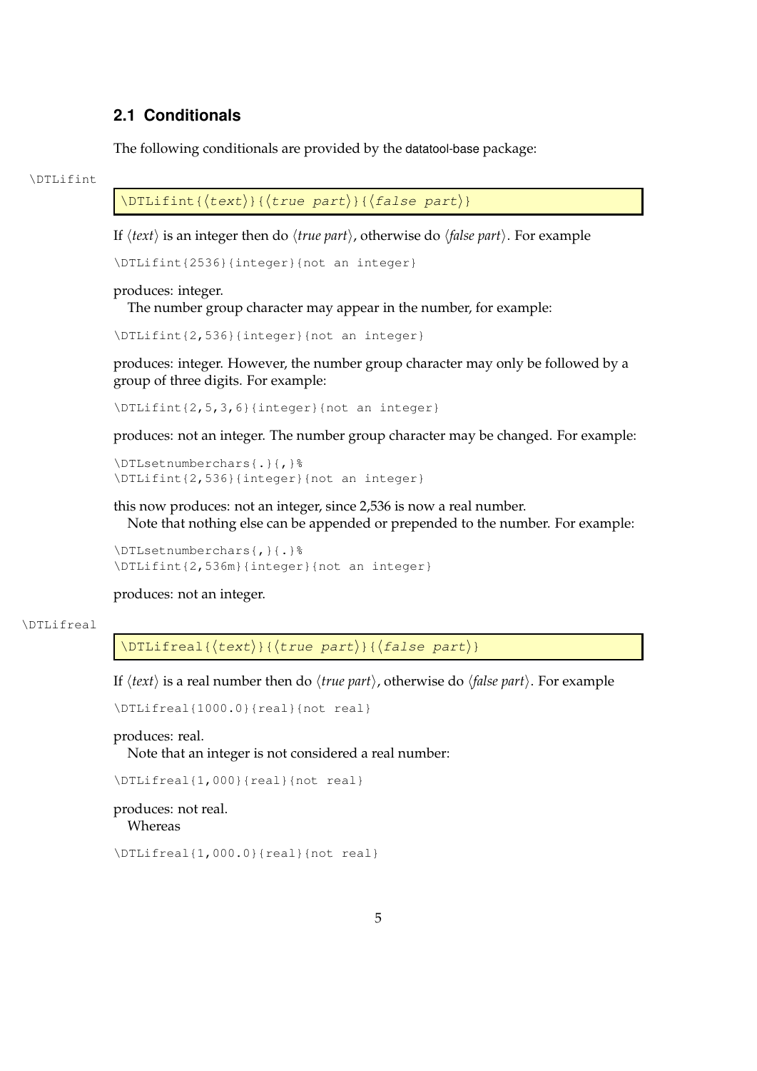## 2.1 Conditionals

The following conditionals are provided by the datatool-base package:

\DTLifint

```
\DTLifint{⟨text⟩}{⟨true part⟩}{⟨false part⟩}
```

If ⟨*text*⟩ is an integer then do ⟨*true part*⟩, otherwise do ⟨*false part*⟩. For example

```
\DTLifint{2536}{integer}{not an integer}
```

produces: integer.

The number group character may appear in the number, for example:

```
\DTLifint{2,536}{integer}{not an integer}
```

produces: integer. However, the number group character may only be followed by a group of three digits. For example:

```
\DTLifint{2,5,3,6}{integer}{not an integer}
```

produces: not an integer. The number group character may be changed. For example:

```
\DTLsetnumberchars{.}{,}%
\DTLifint{2,536}{integer}{not an integer}
```

this now produces: not an integer, since 2,536 is now a real number.

Note that nothing else can be appended or prepended to the number. For example:

```
\DTLsetnumberchars{,}{.}%
\DTLifint{2,536m}{integer}{not an integer}
```

produces: not an integer.

\DTLifreal

```
\DTLifreal{⟨text⟩}{⟨true part⟩}{⟨false part⟩}
```

If ⟨*text*⟩ is a real number then do ⟨*true part*⟩, otherwise do ⟨*false part*⟩. For example

```
\DTLifreal{1000.0}{real}{not real}
```

produces: real.

Note that an integer is not considered a real number:

```
\DTLifreal{1,000}{real}{not real}
```

produces: not real.

Whereas

```
\DTLifreal{1,000.0}{real}{not real}
```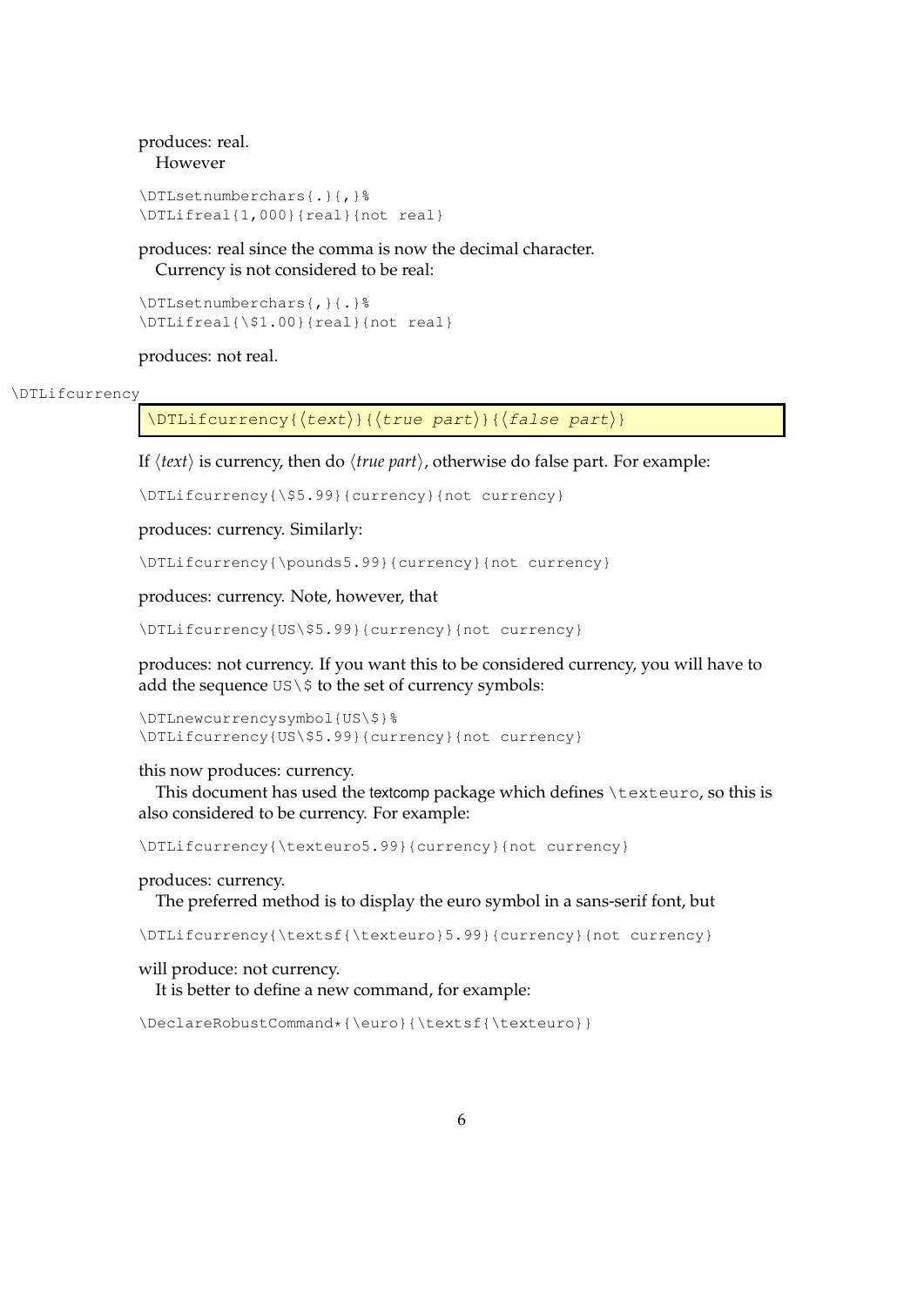produces: real.

However

```
\DTLsetnumberchars{.}{,}%
\DTLifreal{1,000}{real}{not real}
```

produces: real since the comma is now the decimal character.

Currency is not considered to be real:

```
\DTLsetnumberchars{,}{.}%
\DTLifreal{\$1.00}{real}{not real}
```

produces: not real.

\DTLifcurrency

```
\DTLifcurrency{⟨text⟩}{⟨true part⟩}{⟨false part⟩}
```

If ⟨*text*⟩ is currency, then do ⟨*true part*⟩, otherwise do false part. For example:

```
\DTLifcurrency{\$5.99}{currency}{not currency}
```

produces: currency. Similarly:

```
\DTLifcurrency{\pounds5.99}{currency}{not currency}
```

produces: currency. Note, however, that

```
\DTLifcurrency{US\$5.99}{currency}{not currency}
```

produces: not currency. If you want this to be considered currency, you will have to add the sequence `US\$` to the set of currency symbols:

```
\DTLnewcurrencysymbol{US\$}%
\DTLifcurrency{US\$5.99}{currency}{not currency}
```

this now produces: currency.

This document has used the textcomp package which defines `\texteuro`, so this is also considered to be currency. For example:

```
\DTLifcurrency{\texteuro5.99}{currency}{not currency}
```

produces: currency.

The preferred method is to display the euro symbol in a sans-serif font, but

```
\DTLifcurrency{\textsf{\texteuro}5.99}{currency}{not currency}
```

will produce: not currency.

It is better to define a new command, for example:

```
\DeclareRobustCommand*{\euro}{\textsf{\texteuro}}
```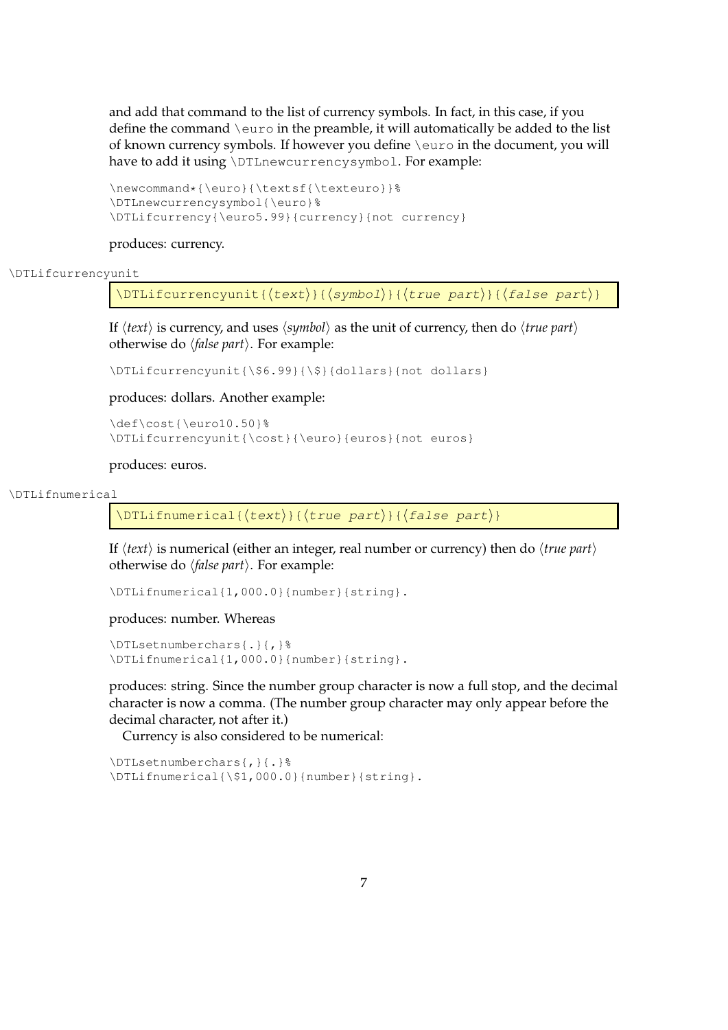and add that command to the list of currency symbols. In fact, in this case, if you define the command `\euro` in the preamble, it will automatically be added to the list of known currency symbols. If however you define `\euro` in the document, you will have to add it using `\DTLnewcurrencysymbol`. For example:

```
\newcommand*{\euro}{\textsf{\texteuro}}%
\DTLnewcurrencysymbol{\euro}%
\DTLifcurrency{\euro5.99}{currency}{not currency}
```

produces: currency.

`\DTLifcurrencyunit`

```
\DTLifcurrencyunit{⟨text⟩}{⟨symbol⟩}{⟨true part⟩}{⟨false part⟩}
```

If ⟨*text*⟩ is currency, and uses ⟨*symbol*⟩ as the unit of currency, then do ⟨*true part*⟩ otherwise do ⟨*false part*⟩. For example:

```
\DTLifcurrencyunit{\$6.99}{\$}{dollars}{not dollars}
```

produces: dollars. Another example:

```
\def\cost{\euro10.50}%
\DTLifcurrencyunit{\cost}{\euro}{euros}{not euros}
```

produces: euros.

`\DTLifnumerical`

```
\DTLifnumerical{⟨text⟩}{⟨true part⟩}{⟨false part⟩}
```

If ⟨*text*⟩ is numerical (either an integer, real number or currency) then do ⟨*true part*⟩ otherwise do ⟨*false part*⟩. For example:

```
\DTLifnumerical{1,000.0}{number}{string}.
```

produces: number. Whereas

```
\DTLsetnumberchars{.}{,}%
\DTLifnumerical{1,000.0}{number}{string}.
```

produces: string. Since the number group character is now a full stop, and the decimal character is now a comma. (The number group character may only appear before the decimal character, not after it.)

Currency is also considered to be numerical:

```
\DTLsetnumberchars{,}{.}%
\DTLifnumerical{\$1,000.0}{number}{string}.
```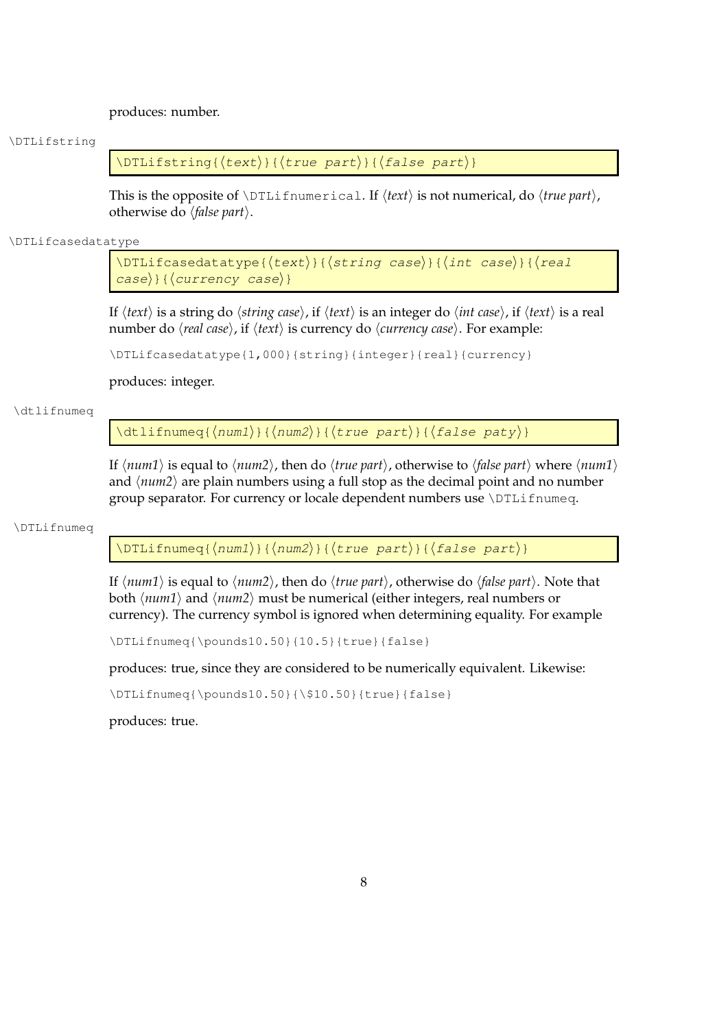produces: number.

\DTLifstring

```
\DTLifstring{⟨text⟩}{⟨true part⟩}{⟨false part⟩}
```

This is the opposite of `\DTLifnumerical`. If ⟨*text*⟩ is not numerical, do ⟨*true part*⟩, otherwise do ⟨*false part*⟩.

\DTLifcasedatatype

```
\DTLifcasedatatype{⟨text⟩}{⟨string case⟩}{⟨int case⟩}{⟨real
case⟩}{⟨currency case⟩}
```

If ⟨*text*⟩ is a string do ⟨*string case*⟩, if ⟨*text*⟩ is an integer do ⟨*int case*⟩, if ⟨*text*⟩ is a real number do ⟨*real case*⟩, if ⟨*text*⟩ is currency do ⟨*currency case*⟩. For example:

```
\DTLifcasedatatype{1,000}{string}{integer}{real}{currency}
```

produces: integer.

\dtlifnumeq

```
\dtlifnumeq{⟨num1⟩}{⟨num2⟩}{⟨true part⟩}{⟨false paty⟩}
```

If ⟨*num1*⟩ is equal to ⟨*num2*⟩, then do ⟨*true part*⟩, otherwise to ⟨*false part*⟩ where ⟨*num1*⟩ and ⟨*num2*⟩ are plain numbers using a full stop as the decimal point and no number group separator. For currency or locale dependent numbers use `\DTLifnumeq`.

\DTLifnumeq

```
\DTLifnumeq{⟨num1⟩}{⟨num2⟩}{⟨true part⟩}{⟨false part⟩}
```

If ⟨*num1*⟩ is equal to ⟨*num2*⟩, then do ⟨*true part*⟩, otherwise do ⟨*false part*⟩. Note that both ⟨*num1*⟩ and ⟨*num2*⟩ must be numerical (either integers, real numbers or currency). The currency symbol is ignored when determining equality. For example

```
\DTLifnumeq{\pounds10.50}{10.5}{true}{false}
```

produces: true, since they are considered to be numerically equivalent. Likewise:

```
\DTLifnumeq{\pounds10.50}{\$10.50}{true}{false}
```

produces: true.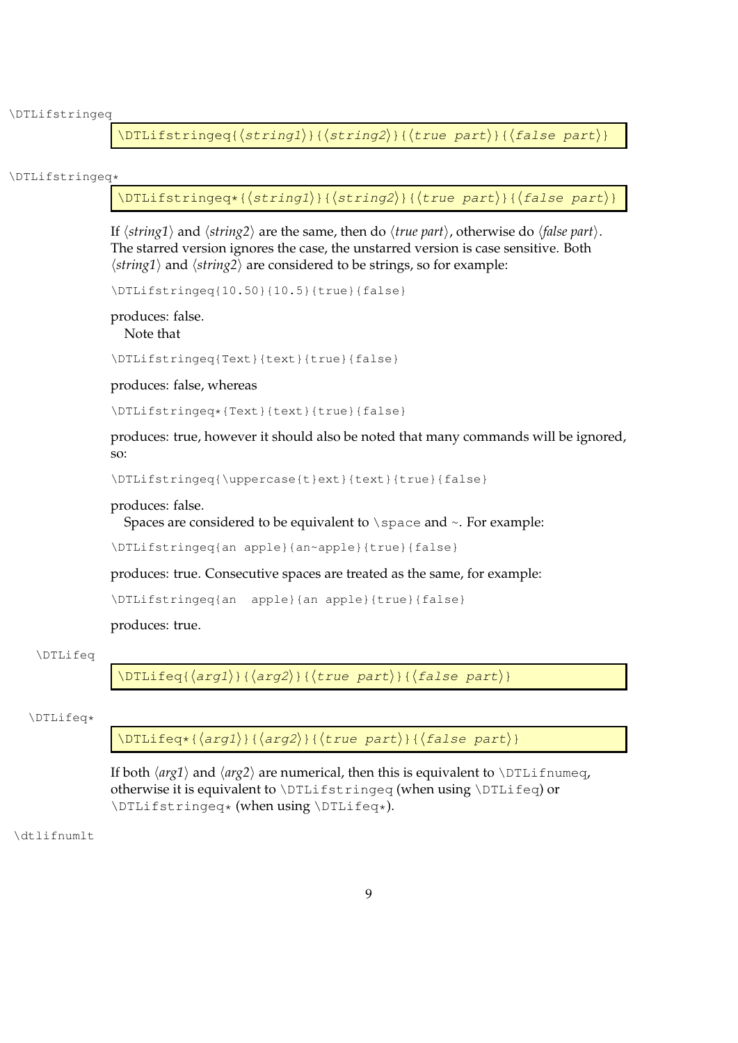\DTLifstringeq

```
\DTLifstringeq{⟨string1⟩}{⟨string2⟩}{⟨true part⟩}{⟨false part⟩}
```

\DTLifstringeq*

```
\DTLifstringeq*{⟨string1⟩}{⟨string2⟩}{⟨true part⟩}{⟨false part⟩}
```

If ⟨*string1*⟩ and ⟨*string2*⟩ are the same, then do ⟨*true part*⟩, otherwise do ⟨*false part*⟩. The starred version ignores the case, the unstarred version is case sensitive. Both ⟨*string1*⟩ and ⟨*string2*⟩ are considered to be strings, so for example:

```
\DTLifstringeq{10.50}{10.5}{true}{false}
```

produces: false.

Note that

```
\DTLifstringeq{Text}{text}{true}{false}
```

produces: false, whereas

```
\DTLifstringeq*{Text}{text}{true}{false}
```

produces: true, however it should also be noted that many commands will be ignored, so:

```
\DTLifstringeq{\uppercase{t}ext}{text}{true}{false}
```

produces: false.

Spaces are considered to be equivalent to `\space` and `~`. For example:

```
\DTLifstringeq{an apple}{an~apple}{true}{false}
```

produces: true. Consecutive spaces are treated as the same, for example:

```
\DTLifstringeq{an  apple}{an apple}{true}{false}
```

produces: true.

\DTLifeq

```
\DTLifeq{⟨arg1⟩}{⟨arg2⟩}{⟨true part⟩}{⟨false part⟩}
```

\DTLifeq*

```
\DTLifeq*{⟨arg1⟩}{⟨arg2⟩}{⟨true part⟩}{⟨false part⟩}
```

If both ⟨*arg1*⟩ and ⟨*arg2*⟩ are numerical, then this is equivalent to `\DTLifnumeq`, otherwise it is equivalent to `\DTLifstringeq` (when using `\DTLifeq`) or `\DTLifstringeq*` (when using `\DTLifeq*`).

\dtlifnumlt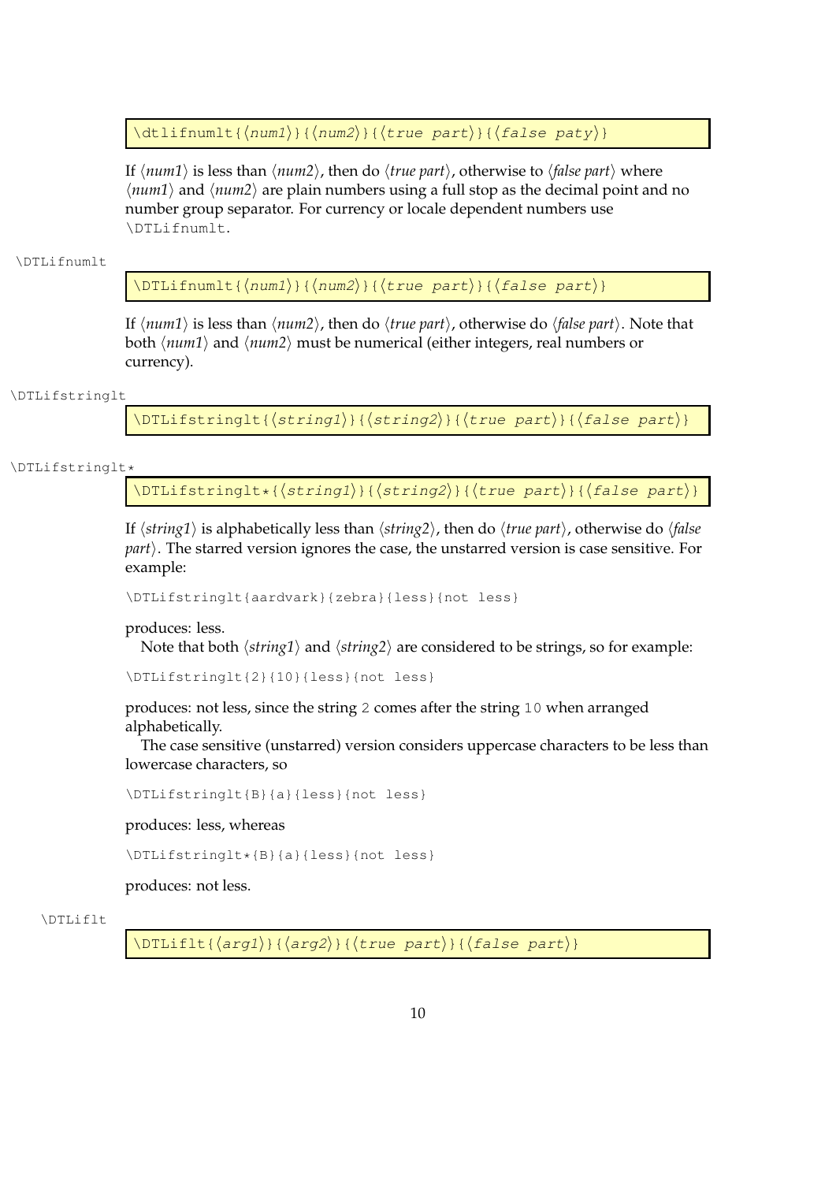```
\dtlifnumlt{⟨num1⟩}{⟨num2⟩}{⟨true part⟩}{⟨false paty⟩}
```

If ⟨*num1*⟩ is less than ⟨*num2*⟩, then do ⟨*true part*⟩, otherwise to ⟨*false part*⟩ where ⟨*num1*⟩ and ⟨*num2*⟩ are plain numbers using a full stop as the decimal point and no number group separator. For currency or locale dependent numbers use `\DTLifnumlt`.

`\DTLifnumlt`

```
\DTLifnumlt{⟨num1⟩}{⟨num2⟩}{⟨true part⟩}{⟨false part⟩}
```

If ⟨*num1*⟩ is less than ⟨*num2*⟩, then do ⟨*true part*⟩, otherwise do ⟨*false part*⟩. Note that both ⟨*num1*⟩ and ⟨*num2*⟩ must be numerical (either integers, real numbers or currency).

`\DTLifstringlt`

```
\DTLifstringlt{⟨string1⟩}{⟨string2⟩}{⟨true part⟩}{⟨false part⟩}
```

`\DTLifstringlt*`

```
\DTLifstringlt*{⟨string1⟩}{⟨string2⟩}{⟨true part⟩}{⟨false part⟩}
```

If ⟨*string1*⟩ is alphabetically less than ⟨*string2*⟩, then do ⟨*true part*⟩, otherwise do ⟨*false part*⟩. The starred version ignores the case, the unstarred version is case sensitive. For example:

```
\DTLifstringlt{aardvark}{zebra}{less}{not less}
```

produces: less.

Note that both ⟨*string1*⟩ and ⟨*string2*⟩ are considered to be strings, so for example:

```
\DTLifstringlt{2}{10}{less}{not less}
```

produces: not less, since the string `2` comes after the string `10` when arranged alphabetically.

The case sensitive (unstarred) version considers uppercase characters to be less than lowercase characters, so

```
\DTLifstringlt{B}{a}{less}{not less}
```

produces: less, whereas

```
\DTLifstringlt*{B}{a}{less}{not less}
```

produces: not less.

`\DTLiflt`

```
\DTLiflt{⟨arg1⟩}{⟨arg2⟩}{⟨true part⟩}{⟨false part⟩}
```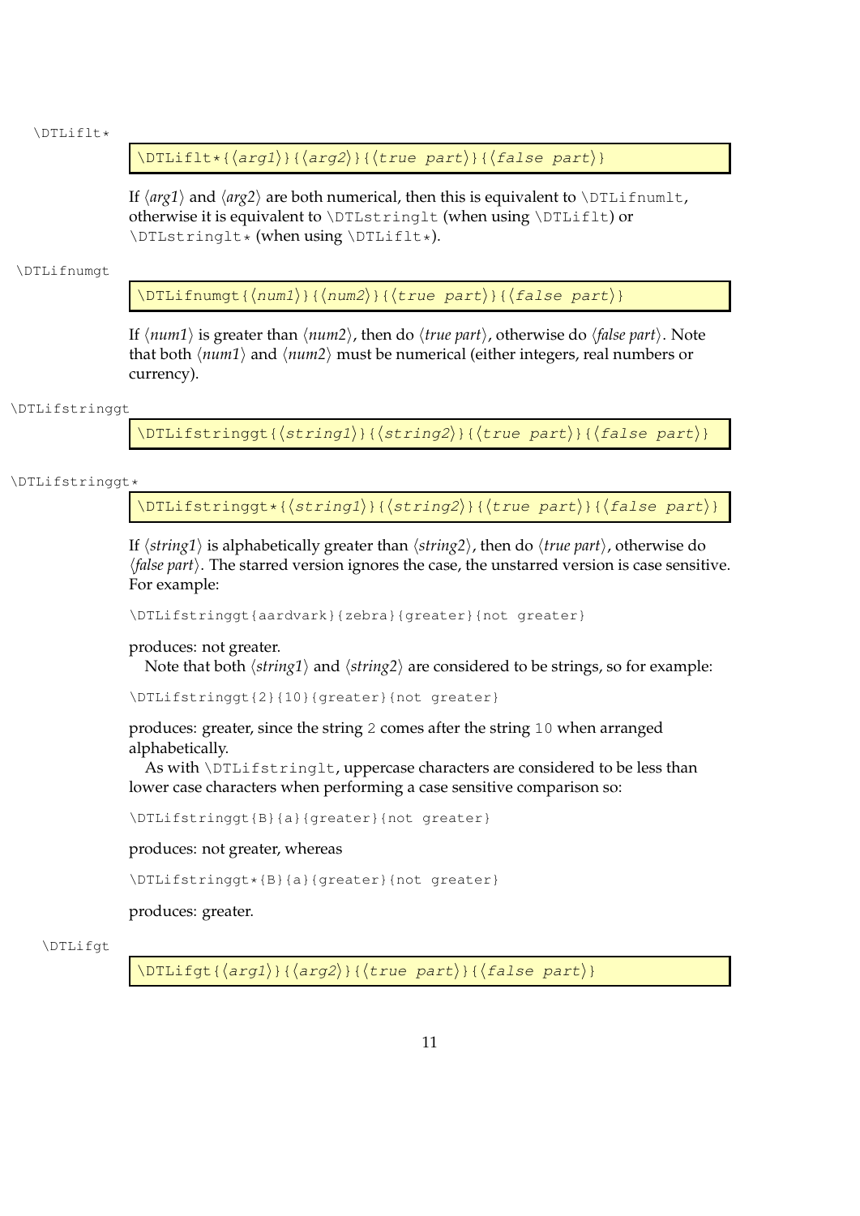\DTLiflt*

```
\DTLiflt*{⟨arg1⟩}{⟨arg2⟩}{⟨true part⟩}{⟨false part⟩}
```

If ⟨*arg1*⟩ and ⟨*arg2*⟩ are both numerical, then this is equivalent to `\DTLifnumlt`, otherwise it is equivalent to `\DTLstringlt` (when using `\DTLiflt`) or `\DTLstringlt*` (when using `\DTLiflt*`).

\DTLifnumgt

```
\DTLifnumgt{⟨num1⟩}{⟨num2⟩}{⟨true part⟩}{⟨false part⟩}
```

If ⟨*num1*⟩ is greater than ⟨*num2*⟩, then do ⟨*true part*⟩, otherwise do ⟨*false part*⟩. Note that both ⟨*num1*⟩ and ⟨*num2*⟩ must be numerical (either integers, real numbers or currency).

\DTLifstringgt

```
\DTLifstringgt{⟨string1⟩}{⟨string2⟩}{⟨true part⟩}{⟨false part⟩}
```

\DTLifstringgt*

```
\DTLifstringgt*{⟨string1⟩}{⟨string2⟩}{⟨true part⟩}{⟨false part⟩}
```

If ⟨*string1*⟩ is alphabetically greater than ⟨*string2*⟩, then do ⟨*true part*⟩, otherwise do ⟨*false part*⟩. The starred version ignores the case, the unstarred version is case sensitive. For example:

```
\DTLifstringgt{aardvark}{zebra}{greater}{not greater}
```

produces: not greater.

Note that both ⟨*string1*⟩ and ⟨*string2*⟩ are considered to be strings, so for example:

```
\DTLifstringgt{2}{10}{greater}{not greater}
```

produces: greater, since the string `2` comes after the string `10` when arranged alphabetically.

As with `\DTLifstringlt`, uppercase characters are considered to be less than lower case characters when performing a case sensitive comparison so:

```
\DTLifstringgt{B}{a}{greater}{not greater}
```

produces: not greater, whereas

```
\DTLifstringgt*{B}{a}{greater}{not greater}
```

produces: greater.

\DTLifgt

```
\DTLifgt{⟨arg1⟩}{⟨arg2⟩}{⟨true part⟩}{⟨false part⟩}
```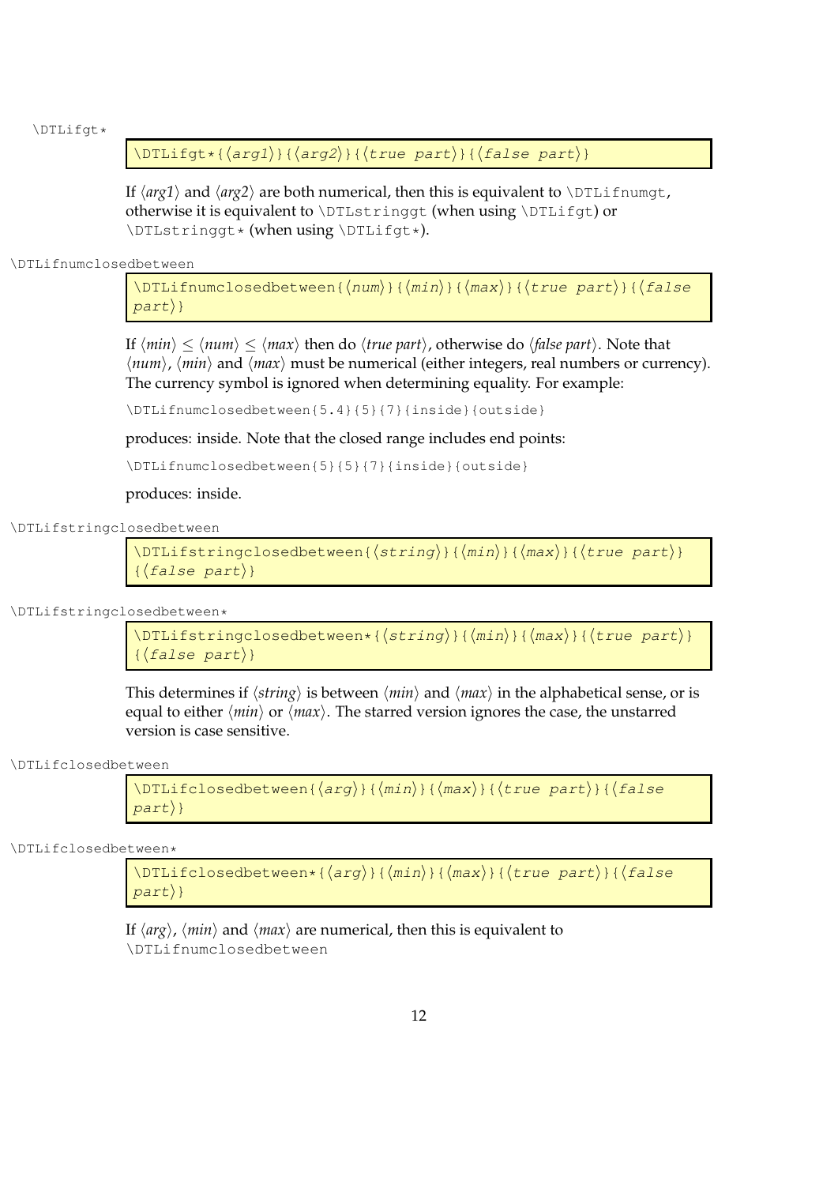\DTLifgt*

```
\DTLifgt*{⟨arg1⟩}{⟨arg2⟩}{⟨true part⟩}{⟨false part⟩}
```

If ⟨*arg1*⟩ and ⟨*arg2*⟩ are both numerical, then this is equivalent to `\DTLifnumgt`, otherwise it is equivalent to `\DTLstringgt` (when using `\DTLifgt`) or `\DTLstringgt*` (when using `\DTLifgt*`).

\DTLifnumclosedbetween

```
\DTLifnumclosedbetween{⟨num⟩}{⟨min⟩}{⟨max⟩}{⟨true part⟩}{⟨false part⟩}
```

If ⟨*min*⟩ $\leq$ ⟨*num*⟩ $\leq$ ⟨*max*⟩ then do ⟨*true part*⟩, otherwise do ⟨*false part*⟩. Note that ⟨*num*⟩, ⟨*min*⟩ and ⟨*max*⟩ must be numerical (either integers, real numbers or currency). The currency symbol is ignored when determining equality. For example:

```
\DTLifnumclosedbetween{5.4}{5}{7}{inside}{outside}
```

produces: inside. Note that the closed range includes end points:

```
\DTLifnumclosedbetween{5}{5}{7}{inside}{outside}
```

produces: inside.

\DTLifstringclosedbetween

```
\DTLifstringclosedbetween{⟨string⟩}{⟨min⟩}{⟨max⟩}{⟨true part⟩}{⟨false part⟩}
```

\DTLifstringclosedbetween*

```
\DTLifstringclosedbetween*{⟨string⟩}{⟨min⟩}{⟨max⟩}{⟨true part⟩}{⟨false part⟩}
```

This determines if ⟨*string*⟩ is between ⟨*min*⟩ and ⟨*max*⟩ in the alphabetical sense, or is equal to either ⟨*min*⟩ or ⟨*max*⟩. The starred version ignores the case, the unstarred version is case sensitive.

\DTLifclosedbetween

```
\DTLifclosedbetween{⟨arg⟩}{⟨min⟩}{⟨max⟩}{⟨true part⟩}{⟨false part⟩}
```

\DTLifclosedbetween*

```
\DTLifclosedbetween*{⟨arg⟩}{⟨min⟩}{⟨max⟩}{⟨true part⟩}{⟨false part⟩}
```

If ⟨*arg*⟩, ⟨*min*⟩ and ⟨*max*⟩ are numerical, then this is equivalent to `\DTLifnumclosedbetween`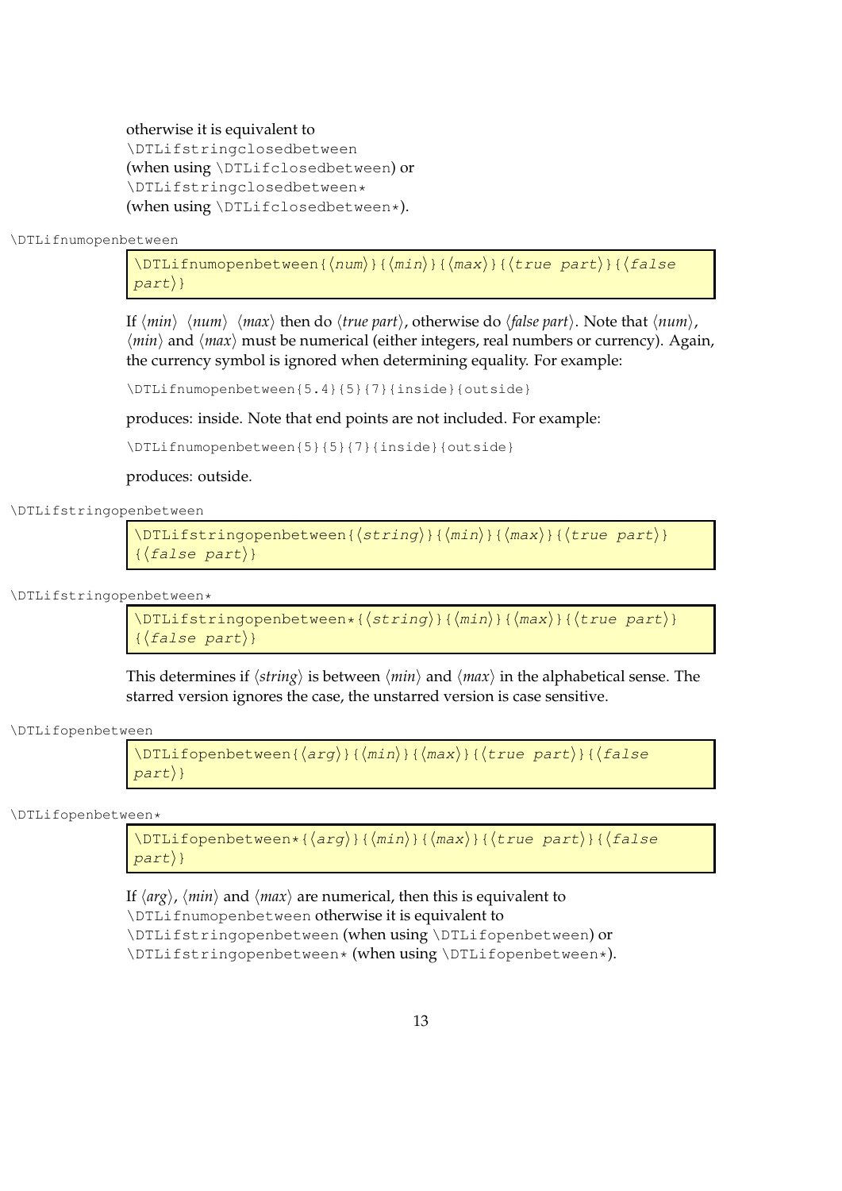otherwise it is equivalent to
`\DTLifstringclosedbetween`
(when using `\DTLifclosedbetween`) or
`\DTLifstringclosedbetween*`
(when using `\DTLifclosedbetween*`).

`\DTLifnumopenbetween`

```
\DTLifnumopenbetween{⟨num⟩}{⟨min⟩}{⟨max⟩}{⟨true part⟩}{⟨false part⟩}
```

If ⟨*min*⟩ ⟨*num*⟩ ⟨*max*⟩ then do ⟨*true part*⟩, otherwise do ⟨*false part*⟩. Note that ⟨*num*⟩, ⟨*min*⟩ and ⟨*max*⟩ must be numerical (either integers, real numbers or currency). Again, the currency symbol is ignored when determining equality. For example:

```
\DTLifnumopenbetween{5.4}{5}{7}{inside}{outside}
```

produces: inside. Note that end points are not included. For example:

```
\DTLifnumopenbetween{5}{5}{7}{inside}{outside}
```

produces: outside.

`\DTLifstringopenbetween`

```
\DTLifstringopenbetween{⟨string⟩}{⟨min⟩}{⟨max⟩}{⟨true part⟩}{⟨false part⟩}
```

`\DTLifstringopenbetween*`

```
\DTLifstringopenbetween*{⟨string⟩}{⟨min⟩}{⟨max⟩}{⟨true part⟩}{⟨false part⟩}
```

This determines if ⟨*string*⟩ is between ⟨*min*⟩ and ⟨*max*⟩ in the alphabetical sense. The starred version ignores the case, the unstarred version is case sensitive.

`\DTLifopenbetween`

```
\DTLifopenbetween{⟨arg⟩}{⟨min⟩}{⟨max⟩}{⟨true part⟩}{⟨false part⟩}
```

`\DTLifopenbetween*`

```
\DTLifopenbetween*{⟨arg⟩}{⟨min⟩}{⟨max⟩}{⟨true part⟩}{⟨false part⟩}
```

If ⟨*arg*⟩, ⟨*min*⟩ and ⟨*max*⟩ are numerical, then this is equivalent to `\DTLifnumopenbetween` otherwise it is equivalent to `\DTLifstringopenbetween` (when using `\DTLifopenbetween`) or `\DTLifstringopenbetween*` (when using `\DTLifopenbetween*`).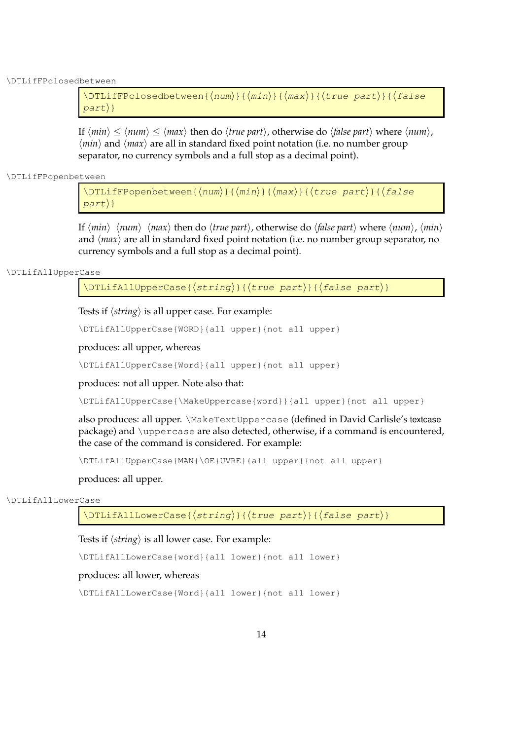\DTLifFPclosedbetween

```
\DTLifFPclosedbetween{⟨num⟩}{⟨min⟩}{⟨max⟩}{⟨true part⟩}{⟨false part⟩}
```

If ⟨*min*⟩ ≤ ⟨*num*⟩ ≤ ⟨*max*⟩ then do ⟨*true part*⟩, otherwise do ⟨*false part*⟩ where ⟨*num*⟩, ⟨*min*⟩ and ⟨*max*⟩ are all in standard fixed point notation (i.e. no number group separator, no currency symbols and a full stop as a decimal point).

\DTLifFPopenbetween

```
\DTLifFPopenbetween{⟨num⟩}{⟨min⟩}{⟨max⟩}{⟨true part⟩}{⟨false part⟩}
```

If ⟨*min*⟩ ⟨*num*⟩ ⟨*max*⟩ then do ⟨*true part*⟩, otherwise do ⟨*false part*⟩ where ⟨*num*⟩, ⟨*min*⟩ and ⟨*max*⟩ are all in standard fixed point notation (i.e. no number group separator, no currency symbols and a full stop as a decimal point).

\DTLifAllUpperCase

```
\DTLifAllUpperCase{⟨string⟩}{⟨true part⟩}{⟨false part⟩}
```

Tests if ⟨*string*⟩ is all upper case. For example:

```
\DTLifAllUpperCase{WORD}{all upper}{not all upper}
```

produces: all upper, whereas

```
\DTLifAllUpperCase{Word}{all upper}{not all upper}
```

produces: not all upper. Note also that:

```
\DTLifAllUpperCase{\MakeUppercase{word}}{all upper}{not all upper}
```

also produces: all upper. `\MakeTextUppercase` (defined in David Carlisle's textcase package) and `\uppercase` are also detected, otherwise, if a command is encountered, the case of the command is considered. For example:

```
\DTLifAllUpperCase{MAN{\OE}UVRE}{all upper}{not all upper}
```

produces: all upper.

\DTLifAllLowerCase

```
\DTLifAllLowerCase{⟨string⟩}{⟨true part⟩}{⟨false part⟩}
```

Tests if ⟨*string*⟩ is all lower case. For example:

```
\DTLifAllLowerCase{word}{all lower}{not all lower}
```

produces: all lower, whereas

```
\DTLifAllLowerCase{Word}{all lower}{not all lower}
```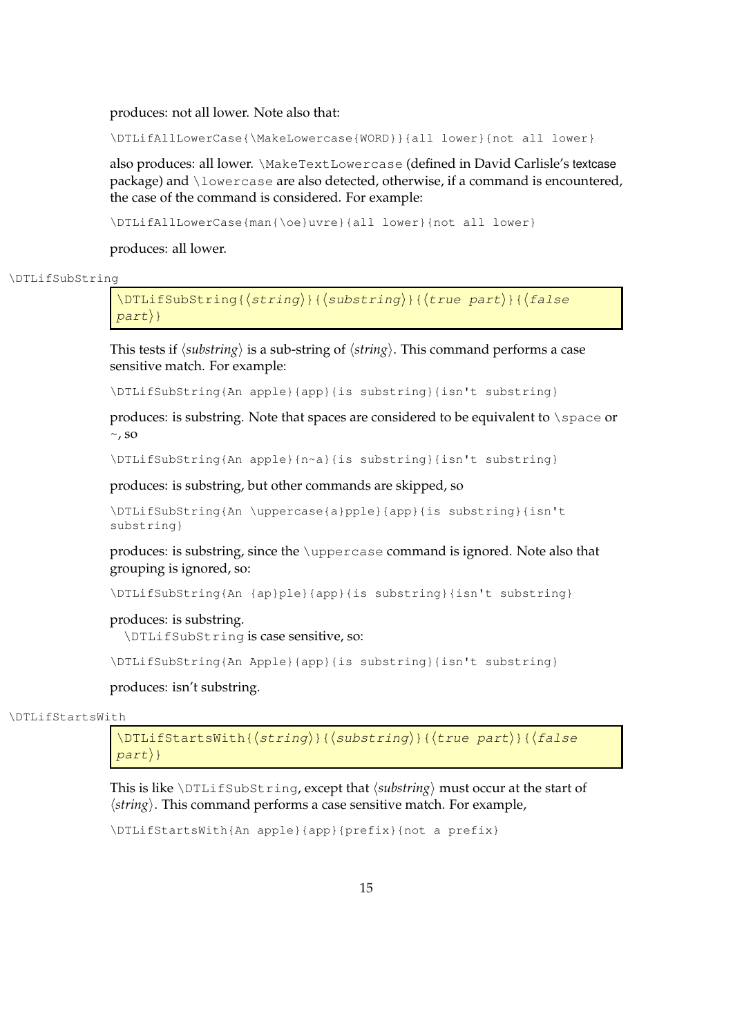produces: not all lower. Note also that:

```
\DTLifAllLowerCase{\MakeLowercase{WORD}}{all lower}{not all lower}
```

also produces: all lower. `\MakeTextLowercase` (defined in David Carlisle's textcase package) and `\lowercase` are also detected, otherwise, if a command is encountered, the case of the command is considered. For example:

```
\DTLifAllLowerCase{man{\oe}uvre}{all lower}{not all lower}
```

produces: all lower.

\DTLifSubString

```
\DTLifSubString{⟨string⟩}{⟨substring⟩}{⟨true part⟩}{⟨false part⟩}
```

This tests if ⟨*substring*⟩ is a sub-string of ⟨*string*⟩. This command performs a case sensitive match. For example:

```
\DTLifSubString{An apple}{app}{is substring}{isn't substring}
```

produces: is substring. Note that spaces are considered to be equivalent to `\space` or `~`, so

```
\DTLifSubString{An apple}{n~a}{is substring}{isn't substring}
```

produces: is substring, but other commands are skipped, so

```
\DTLifSubString{An \uppercase{a}pple}{app}{is substring}{isn't substring}
```

produces: is substring, since the `\uppercase` command is ignored. Note also that grouping is ignored, so:

```
\DTLifSubString{An {ap}ple}{app}{is substring}{isn't substring}
```

produces: is substring.

`\DTLifSubString` is case sensitive, so:

```
\DTLifSubString{An Apple}{app}{is substring}{isn't substring}
```

produces: isn't substring.

\DTLifStartsWith

```
\DTLifStartsWith{⟨string⟩}{⟨substring⟩}{⟨true part⟩}{⟨false part⟩}
```

This is like `\DTLifSubString`, except that ⟨*substring*⟩ must occur at the start of ⟨*string*⟩. This command performs a case sensitive match. For example,

```
\DTLifStartsWith{An apple}{app}{prefix}{not a prefix}
```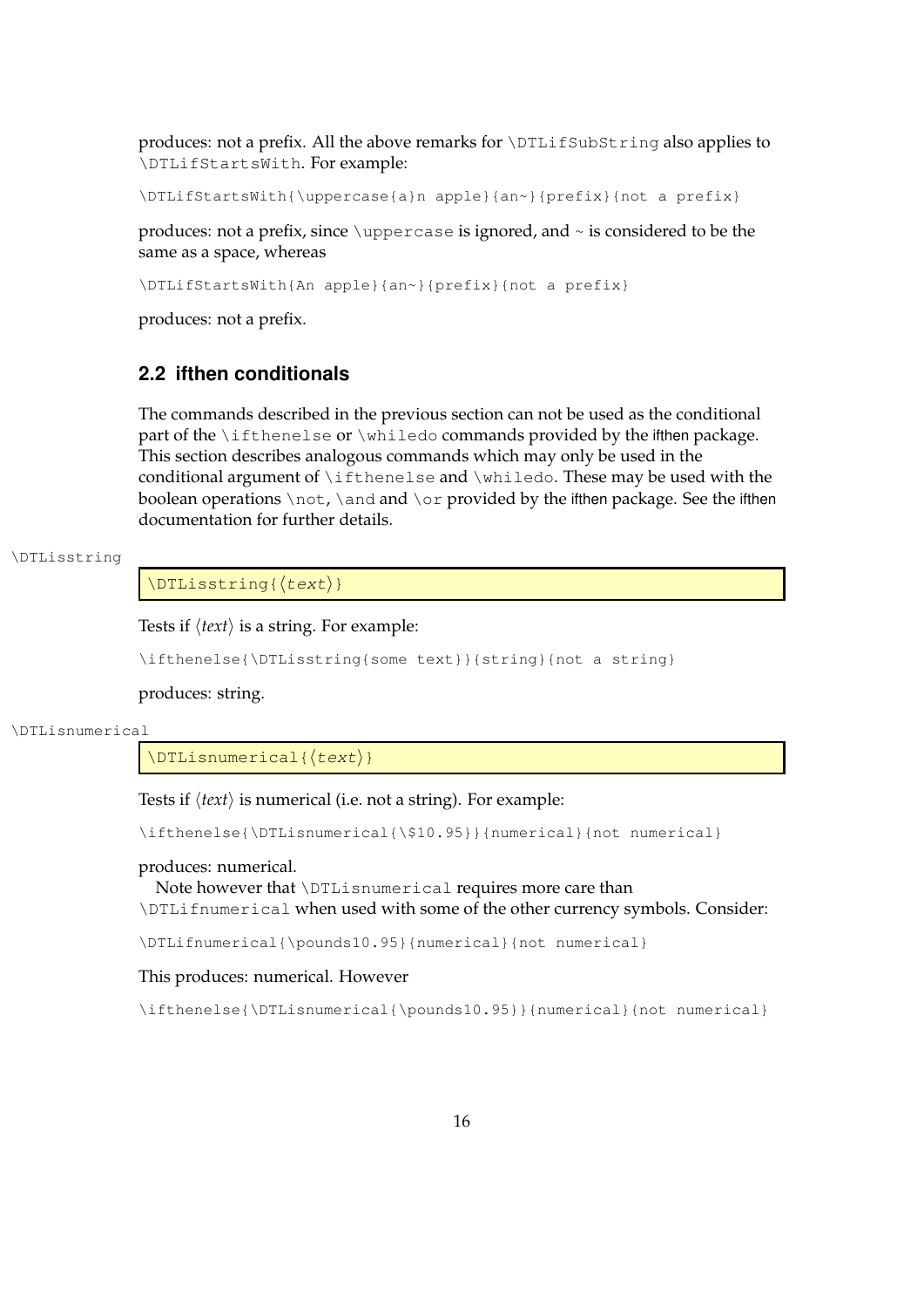produces: not a prefix. All the above remarks for `\DTLifSubString` also applies to `\DTLifStartsWith`. For example:

```
\DTLifStartsWith{\uppercase{a}n apple}{an~}{prefix}{not a prefix}
```

produces: not a prefix, since `\uppercase` is ignored, and ~ is considered to be the same as a space, whereas

```
\DTLifStartsWith{An apple}{an~}{prefix}{not a prefix}
```

produces: not a prefix.

## 2.2 ifthen conditionals

The commands described in the previous section can not be used as the conditional part of the `\ifthenelse` or `\whiledo` commands provided by the ifthen package. This section describes analogous commands which may only be used in the conditional argument of `\ifthenelse` and `\whiledo`. These may be used with the boolean operations `\not`, `\and` and `\or` provided by the ifthen package. See the ifthen documentation for further details.

\DTLisstring

```
\DTLisstring{⟨text⟩}
```

Tests if ⟨*text*⟩ is a string. For example:

```
\ifthenelse{\DTLisstring{some text}}{string}{not a string}
```

produces: string.

\DTLisnumerical

```
\DTLisnumerical{⟨text⟩}
```

Tests if ⟨*text*⟩ is numerical (i.e. not a string). For example:

```
\ifthenelse{\DTLisnumerical{\$10.95}}{numerical}{not numerical}
```

produces: numerical.

Note however that `\DTLisnumerical` requires more care than `\DTLifnumerical` when used with some of the other currency symbols. Consider:

```
\DTLifnumerical{\pounds10.95}{numerical}{not numerical}
```

This produces: numerical. However

```
\ifthenelse{\DTLisnumerical{\pounds10.95}}{numerical}{not numerical}
```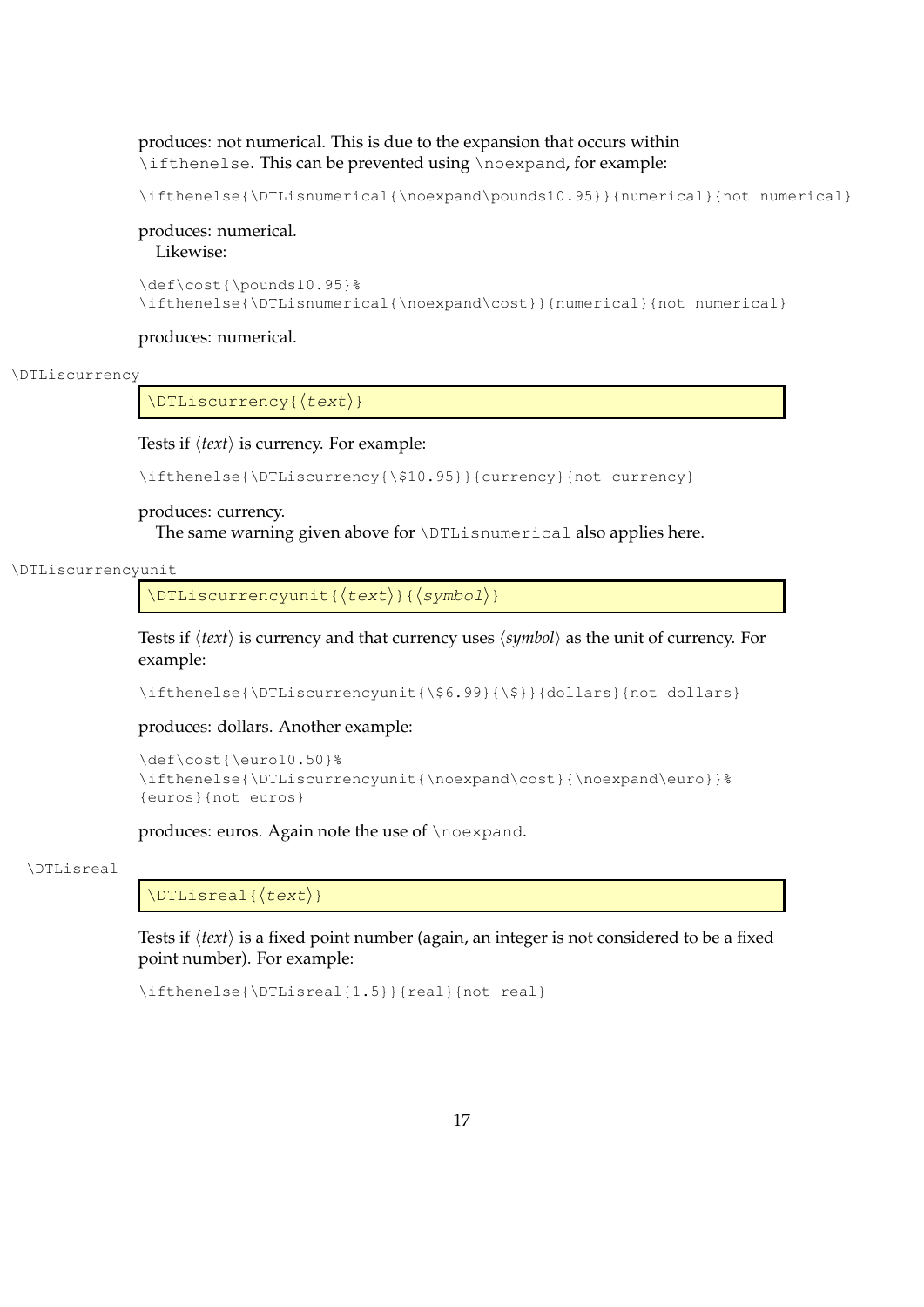produces: not numerical. This is due to the expansion that occurs within `\ifthenelse`. This can be prevented using `\noexpand`, for example:

```
\ifthenelse{\DTLisnumerical{\noexpand\pounds10.95}}{numerical}{not numerical}
```

produces: numerical.

Likewise:

```
\def\cost{\pounds10.95}%
\ifthenelse{\DTLisnumerical{\noexpand\cost}}{numerical}{not numerical}
```

produces: numerical.

\DTLiscurrency

```
\DTLiscurrency{⟨text⟩}
```

Tests if ⟨*text*⟩ is currency. For example:

```
\ifthenelse{\DTLiscurrency{\$10.95}}{currency}{not currency}
```

produces: currency.

The same warning given above for `\DTLisnumerical` also applies here.

\DTLiscurrencyunit

```
\DTLiscurrencyunit{⟨text⟩}{⟨symbol⟩}
```

Tests if ⟨*text*⟩ is currency and that currency uses ⟨*symbol*⟩ as the unit of currency. For example:

```
\ifthenelse{\DTLiscurrencyunit{\$6.99}{\$}}{dollars}{not dollars}
```

produces: dollars. Another example:

```
\def\cost{\euro10.50}%
\ifthenelse{\DTLiscurrencyunit{\noexpand\cost}{\noexpand\euro}}%
{euros}{not euros}
```

produces: euros. Again note the use of `\noexpand`.

\DTLisreal

```
\DTLisreal{⟨text⟩}
```

Tests if ⟨*text*⟩ is a fixed point number (again, an integer is not considered to be a fixed point number). For example:

```
\ifthenelse{\DTLisreal{1.5}}{real}{not real}
```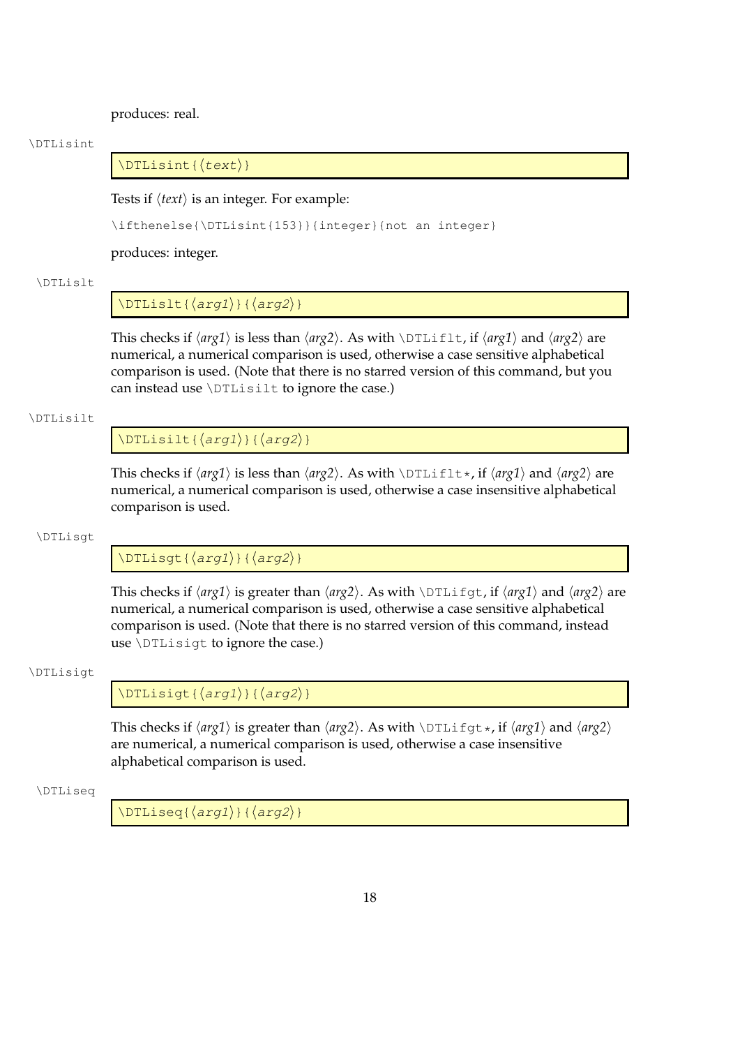produces: real.

\DTLisint

```
\DTLisint{⟨text⟩}
```

Tests if ⟨*text*⟩ is an integer. For example:

```
\ifthenelse{\DTLisint{153}}{integer}{not an integer}
```

produces: integer.

\DTLislt

```
\DTLislt{⟨arg1⟩}{⟨arg2⟩}
```

This checks if ⟨*arg1*⟩ is less than ⟨*arg2*⟩. As with `\DTLiflt`, if ⟨*arg1*⟩ and ⟨*arg2*⟩ are numerical, a numerical comparison is used, otherwise a case sensitive alphabetical comparison is used. (Note that there is no starred version of this command, but you can instead use `\DTLisilt` to ignore the case.)

\DTLisilt

```
\DTLisilt{⟨arg1⟩}{⟨arg2⟩}
```

This checks if ⟨*arg1*⟩ is less than ⟨*arg2*⟩. As with `\DTLiflt*`, if ⟨*arg1*⟩ and ⟨*arg2*⟩ are numerical, a numerical comparison is used, otherwise a case insensitive alphabetical comparison is used.

\DTLisgt

```
\DTLisgt{⟨arg1⟩}{⟨arg2⟩}
```

This checks if ⟨*arg1*⟩ is greater than ⟨*arg2*⟩. As with `\DTLifgt`, if ⟨*arg1*⟩ and ⟨*arg2*⟩ are numerical, a numerical comparison is used, otherwise a case sensitive alphabetical comparison is used. (Note that there is no starred version of this command, instead use `\DTLisigt` to ignore the case.)

\DTLisigt

```
\DTLisigt{⟨arg1⟩}{⟨arg2⟩}
```

This checks if ⟨*arg1*⟩ is greater than ⟨*arg2*⟩. As with `\DTLifgt*`, if ⟨*arg1*⟩ and ⟨*arg2*⟩ are numerical, a numerical comparison is used, otherwise a case insensitive alphabetical comparison is used.

\DTLiseq

```
\DTLiseq{⟨arg1⟩}{⟨arg2⟩}
```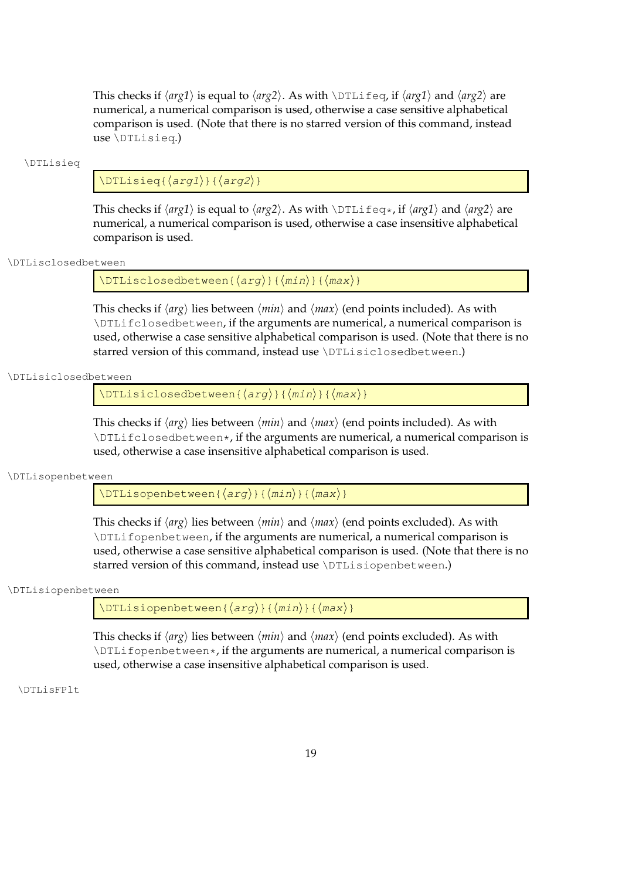This checks if ⟨*arg1*⟩ is equal to ⟨*arg2*⟩. As with `\DTLifeq`, if ⟨*arg1*⟩ and ⟨*arg2*⟩ are numerical, a numerical comparison is used, otherwise a case sensitive alphabetical comparison is used. (Note that there is no starred version of this command, instead use `\DTLisieq`.)

`\DTLisieq`

```
\DTLisieq{⟨arg1⟩}{⟨arg2⟩}
```

This checks if ⟨*arg1*⟩ is equal to ⟨*arg2*⟩. As with `\DTLifeq*`, if ⟨*arg1*⟩ and ⟨*arg2*⟩ are numerical, a numerical comparison is used, otherwise a case insensitive alphabetical comparison is used.

`\DTLisclosedbetween`

```
\DTLisclosedbetween{⟨arg⟩}{⟨min⟩}{⟨max⟩}
```

This checks if ⟨*arg*⟩ lies between ⟨*min*⟩ and ⟨*max*⟩ (end points included). As with `\DTLifclosedbetween`, if the arguments are numerical, a numerical comparison is used, otherwise a case sensitive alphabetical comparison is used. (Note that there is no starred version of this command, instead use `\DTLisiclosedbetween`.)

`\DTLisiclosedbetween`

```
\DTLisiclosedbetween{⟨arg⟩}{⟨min⟩}{⟨max⟩}
```

This checks if ⟨*arg*⟩ lies between ⟨*min*⟩ and ⟨*max*⟩ (end points included). As with `\DTLifclosedbetween*`, if the arguments are numerical, a numerical comparison is used, otherwise a case insensitive alphabetical comparison is used.

`\DTLisopenbetween`

```
\DTLisopenbetween{⟨arg⟩}{⟨min⟩}{⟨max⟩}
```

This checks if ⟨*arg*⟩ lies between ⟨*min*⟩ and ⟨*max*⟩ (end points excluded). As with `\DTLifopenbetween`, if the arguments are numerical, a numerical comparison is used, otherwise a case sensitive alphabetical comparison is used. (Note that there is no starred version of this command, instead use `\DTLisiopenbetween`.)

`\DTLisiopenbetween`

```
\DTLisiopenbetween{⟨arg⟩}{⟨min⟩}{⟨max⟩}
```

This checks if ⟨*arg*⟩ lies between ⟨*min*⟩ and ⟨*max*⟩ (end points excluded). As with `\DTLifopenbetween*`, if the arguments are numerical, a numerical comparison is used, otherwise a case insensitive alphabetical comparison is used.

`\DTLisFPlt`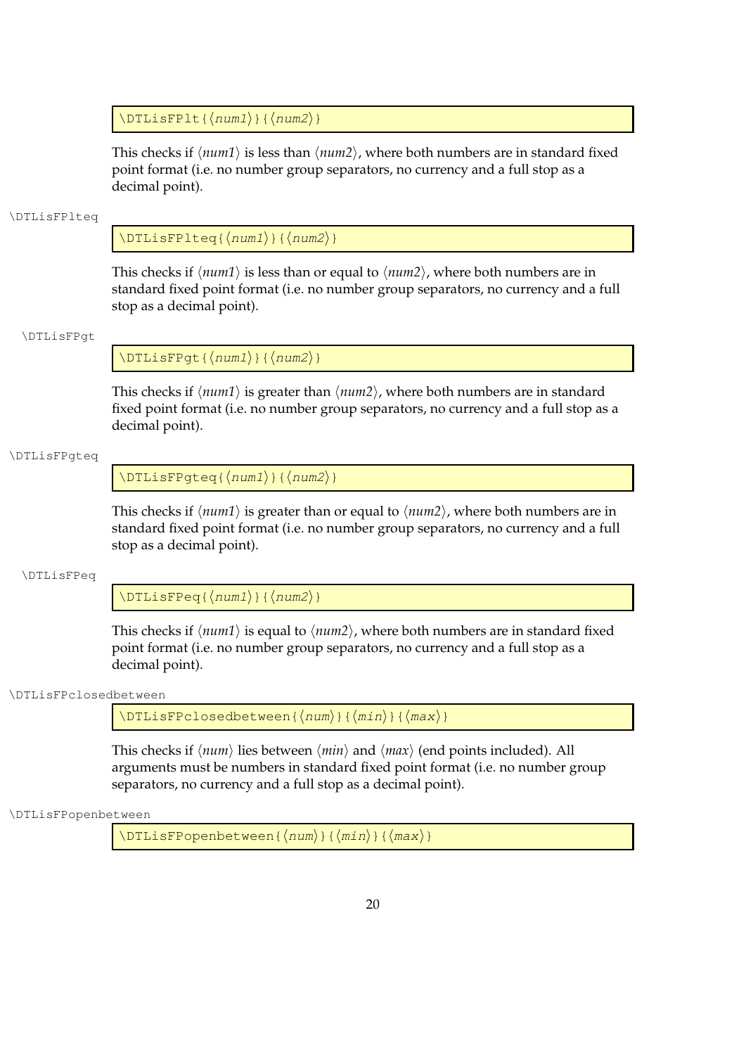```
\DTLisFPlt{⟨num1⟩}{⟨num2⟩}
```

This checks if ⟨*num1*⟩ is less than ⟨*num2*⟩, where both numbers are in standard fixed point format (i.e. no number group separators, no currency and a full stop as a decimal point).

\DTLisFPlteq

```
\DTLisFPlteq{⟨num1⟩}{⟨num2⟩}
```

This checks if ⟨*num1*⟩ is less than or equal to ⟨*num2*⟩, where both numbers are in standard fixed point format (i.e. no number group separators, no currency and a full stop as a decimal point).

\DTLisFPgt

```
\DTLisFPgt{⟨num1⟩}{⟨num2⟩}
```

This checks if ⟨*num1*⟩ is greater than ⟨*num2*⟩, where both numbers are in standard fixed point format (i.e. no number group separators, no currency and a full stop as a decimal point).

\DTLisFPgteq

```
\DTLisFPgteq{⟨num1⟩}{⟨num2⟩}
```

This checks if ⟨*num1*⟩ is greater than or equal to ⟨*num2*⟩, where both numbers are in standard fixed point format (i.e. no number group separators, no currency and a full stop as a decimal point).

\DTLisFPeq

```
\DTLisFPeq{⟨num1⟩}{⟨num2⟩}
```

This checks if ⟨*num1*⟩ is equal to ⟨*num2*⟩, where both numbers are in standard fixed point format (i.e. no number group separators, no currency and a full stop as a decimal point).

\DTLisFPclosedbetween

```
\DTLisFPclosedbetween{⟨num⟩}{⟨min⟩}{⟨max⟩}
```

This checks if ⟨*num*⟩ lies between ⟨*min*⟩ and ⟨*max*⟩ (end points included). All arguments must be numbers in standard fixed point format (i.e. no number group separators, no currency and a full stop as a decimal point).

\DTLisFPopenbetween

```
\DTLisFPopenbetween{⟨num⟩}{⟨min⟩}{⟨max⟩}
```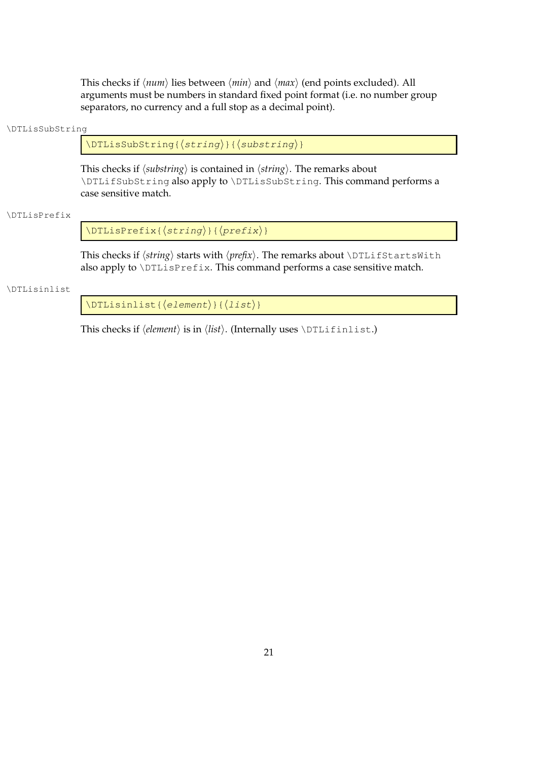This checks if ⟨*num*⟩ lies between ⟨*min*⟩ and ⟨*max*⟩ (end points excluded). All arguments must be numbers in standard fixed point format (i.e. no number group separators, no currency and a full stop as a decimal point).

`\DTLisSubString`

```
\DTLisSubString{⟨string⟩}{⟨substring⟩}
```

This checks if ⟨*substring*⟩ is contained in ⟨*string*⟩. The remarks about `\DTLifSubString` also apply to `\DTLisSubString`. This command performs a case sensitive match.

`\DTLisPrefix`

```
\DTLisPrefix{⟨string⟩}{⟨prefix⟩}
```

This checks if ⟨*string*⟩ starts with ⟨*prefix*⟩. The remarks about `\DTLifStartsWith` also apply to `\DTLisPrefix`. This command performs a case sensitive match.

`\DTLisinlist`

```
\DTLisinlist{⟨element⟩}{⟨list⟩}
```

This checks if ⟨*element*⟩ is in ⟨*list*⟩. (Internally uses `\DTLifinlist`.)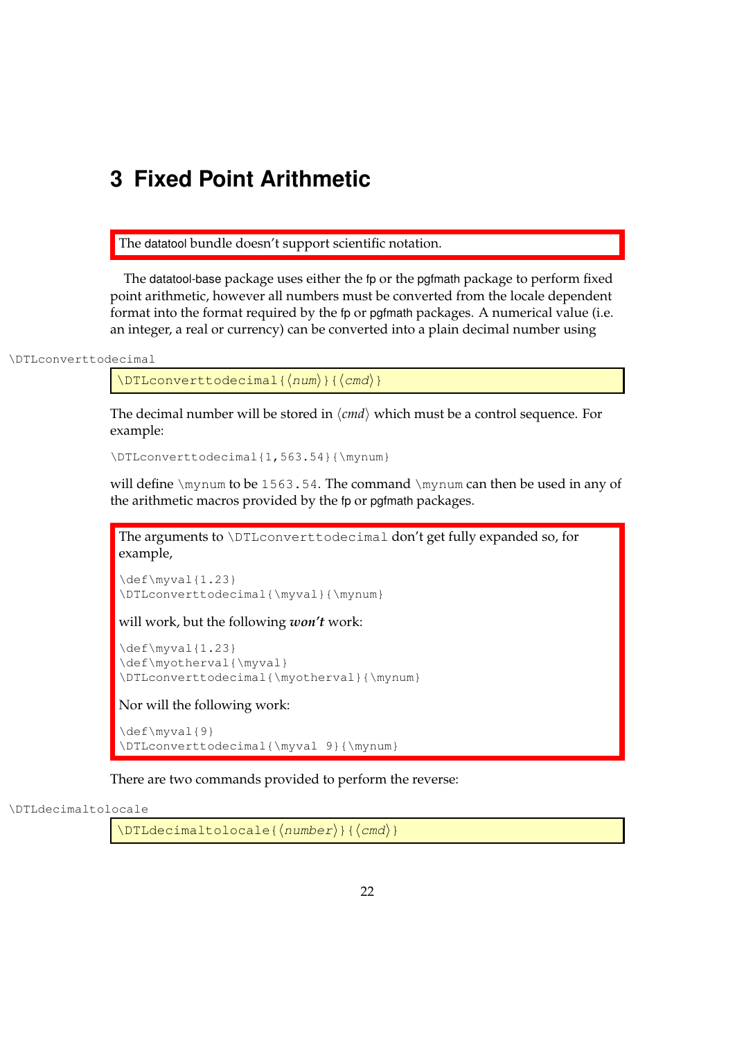# 3 Fixed Point Arithmetic

The datatool bundle doesn't support scientific notation.

The datatool-base package uses either the fp or the pgfmath package to perform fixed point arithmetic, however all numbers must be converted from the locale dependent format into the format required by the fp or pgfmath packages. A numerical value (i.e. an integer, a real or currency) can be converted into a plain decimal number using

\DTLconverttodecimal

```
\DTLconverttodecimal{⟨num⟩}{⟨cmd⟩}
```

The decimal number will be stored in ⟨*cmd*⟩ which must be a control sequence. For example:

```
\DTLconverttodecimal{1,563.54}{\mynum}
```

will define `\mynum` to be `1563.54`. The command `\mynum` can then be used in any of the arithmetic macros provided by the fp or pgfmath packages.

The arguments to `\DTLconverttodecimal` don't get fully expanded so, for example,

```
\def\myval{1.23}
\DTLconverttodecimal{\myval}{\mynum}
```

will work, but the following ***won't*** work:

```
\def\myval{1.23}
\def\myotherval{\myval}
\DTLconverttodecimal{\myotherval}{\mynum}
```

Nor will the following work:

```
\def\myval{9}
\DTLconverttodecimal{\myval 9}{\mynum}
```

There are two commands provided to perform the reverse:

\DTLdecimaltolocale

```
\DTLdecimaltolocale{⟨number⟩}{⟨cmd⟩}
```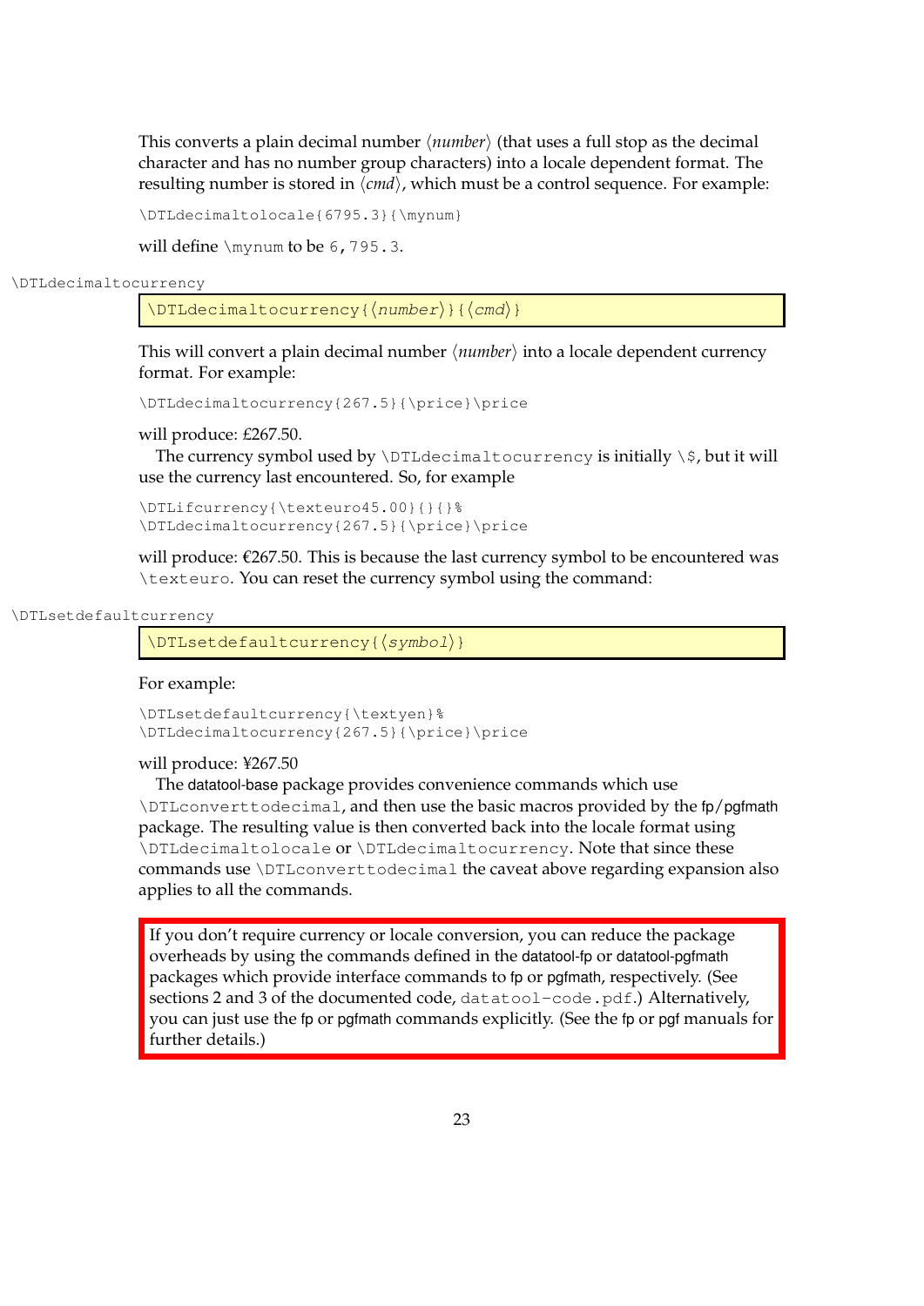This converts a plain decimal number ⟨*number*⟩ (that uses a full stop as the decimal character and has no number group characters) into a locale dependent format. The resulting number is stored in ⟨*cmd*⟩, which must be a control sequence. For example:

```
\DTLdecimaltolocale{6795.3}{\mynum}
```

will define `\mynum` to be `6,795.3`.

\DTLdecimaltocurrency

```
\DTLdecimaltocurrency{⟨number⟩}{⟨cmd⟩}
```

This will convert a plain decimal number ⟨*number*⟩ into a locale dependent currency format. For example:

```
\DTLdecimaltocurrency{267.5}{\price}\price
```

will produce: £267.50.

The currency symbol used by `\DTLdecimaltocurrency` is initially `\$`, but it will use the currency last encountered. So, for example

```
\DTLifcurrency{\texteuro45.00}{}{}%
\DTLdecimaltocurrency{267.5}{\price}\price
```

will produce: €267.50. This is because the last currency symbol to be encountered was `\texteuro`. You can reset the currency symbol using the command:

\DTLsetdefaultcurrency

```
\DTLsetdefaultcurrency{⟨symbol⟩}
```

For example:

```
\DTLsetdefaultcurrency{\textyen}%
\DTLdecimaltocurrency{267.5}{\price}\price
```

will produce: ¥267.50

The datatool-base package provides convenience commands which use `\DTLconverttodecimal`, and then use the basic macros provided by the fp/pgfmath package. The resulting value is then converted back into the locale format using `\DTLdecimaltolocale` or `\DTLdecimaltocurrency`. Note that since these commands use `\DTLconverttodecimal` the caveat above regarding expansion also applies to all the commands.

> If you don't require currency or locale conversion, you can reduce the package overheads by using the commands defined in the datatool-fp or datatool-pgfmath packages which provide interface commands to fp or pgfmath, respectively. (See sections 2 and 3 of the documented code, `datatool-code.pdf`.) Alternatively, you can just use the fp or pgfmath commands explicitly. (See the fp or pgf manuals for further details.)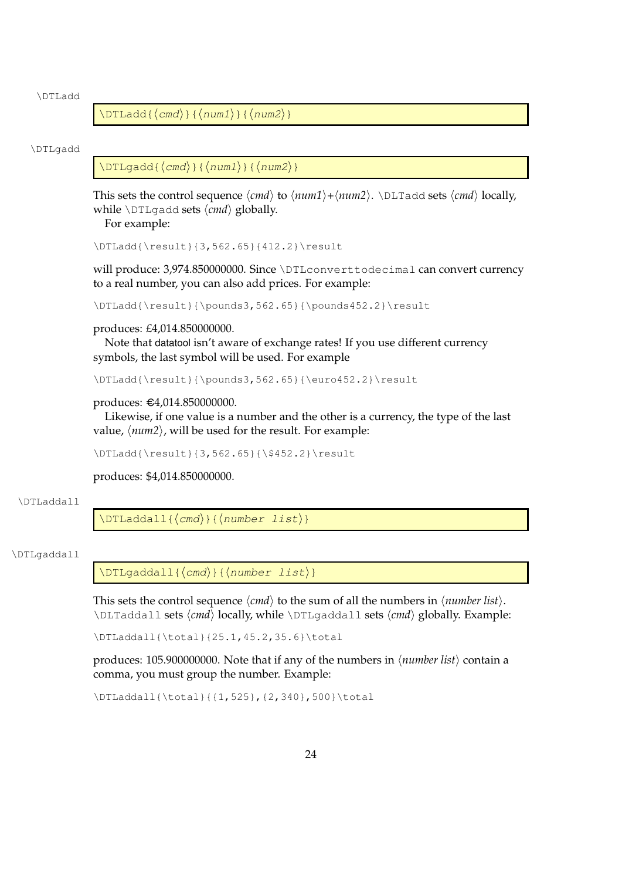\DTLadd

```
\DTLadd{⟨cmd⟩}{⟨num1⟩}{⟨num2⟩}
```

\DTLgadd

```
\DTLgadd{⟨cmd⟩}{⟨num1⟩}{⟨num2⟩}
```

This sets the control sequence ⟨*cmd*⟩ to ⟨*num1*⟩+⟨*num2*⟩. `\DLTadd` sets ⟨*cmd*⟩ locally, while `\DTLgadd` sets ⟨*cmd*⟩ globally.

For example:

```
\DTLadd{\result}{3,562.65}{412.2}\result
```

will produce: 3,974.850000000. Since `\DTLconverttodecimal` can convert currency to a real number, you can also add prices. For example:

```
\DTLadd{\result}{\pounds3,562.65}{\pounds452.2}\result
```

produces: £4,014.850000000.

Note that datatool isn't aware of exchange rates! If you use different currency symbols, the last symbol will be used. For example

```
\DTLadd{\result}{\pounds3,562.65}{\euro452.2}\result
```

produces: €4,014.850000000.

Likewise, if one value is a number and the other is a currency, the type of the last value, ⟨*num2*⟩, will be used for the result. For example:

```
\DTLadd{\result}{3,562.65}{\$452.2}\result
```

produces: $4,014.850000000.

\DTLaddall

```
\DTLaddall{⟨cmd⟩}{⟨number list⟩}
```

\DTLgaddall

```
\DTLgaddall{⟨cmd⟩}{⟨number list⟩}
```

This sets the control sequence ⟨*cmd*⟩ to the sum of all the numbers in ⟨*number list*⟩. `\DLTaddall` sets ⟨*cmd*⟩ locally, while `\DTLgaddall` sets ⟨*cmd*⟩ globally. Example:

```
\DTLaddall{\total}{25.1,45.2,35.6}\total
```

produces: 105.900000000. Note that if any of the numbers in ⟨*number list*⟩ contain a comma, you must group the number. Example:

```
\DTLaddall{\total}{{1,525},{2,340},500}\total
```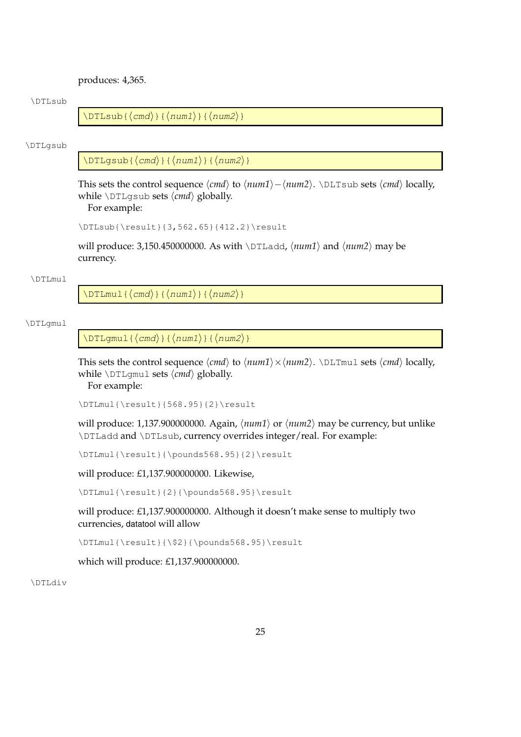produces: 4,365.

\DTLsub

```
\DTLsub{⟨cmd⟩}{⟨num1⟩}{⟨num2⟩}
```

\DTLgsub

```
\DTLgsub{⟨cmd⟩}{⟨num1⟩}{⟨num2⟩}
```

This sets the control sequence ⟨*cmd*⟩ to ⟨*num1*⟩−⟨*num2*⟩. `\DLTsub` sets ⟨*cmd*⟩ locally, while `\DTLgsub` sets ⟨*cmd*⟩ globally.

For example:

```
\DTLsub{\result}{3,562.65}{412.2}\result
```

will produce: 3,150.450000000. As with `\DTLadd`, ⟨*num1*⟩ and ⟨*num2*⟩ may be currency.

\DTLmul

```
\DTLmul{⟨cmd⟩}{⟨num1⟩}{⟨num2⟩}
```

\DTLgmul

```
\DTLgmul{⟨cmd⟩}{⟨num1⟩}{⟨num2⟩}
```

This sets the control sequence ⟨*cmd*⟩ to ⟨*num1*⟩×⟨*num2*⟩. `\DLTmul` sets ⟨*cmd*⟩ locally, while `\DTLgmul` sets ⟨*cmd*⟩ globally.

For example:

```
\DTLmul{\result}{568.95}{2}\result
```

will produce: 1,137.900000000. Again, ⟨*num1*⟩ or ⟨*num2*⟩ may be currency, but unlike `\DTLadd` and `\DTLsub`, currency overrides integer/real. For example:

```
\DTLmul{\result}{\pounds568.95}{2}\result
```

will produce: £1,137.900000000. Likewise,

```
\DTLmul{\result}{2}{\pounds568.95}\result
```

will produce: £1,137.900000000. Although it doesn't make sense to multiply two currencies, datatool will allow

```
\DTLmul{\result}{\$2}{\pounds568.95}\result
```

which will produce: £1,137.900000000.

\DTLdiv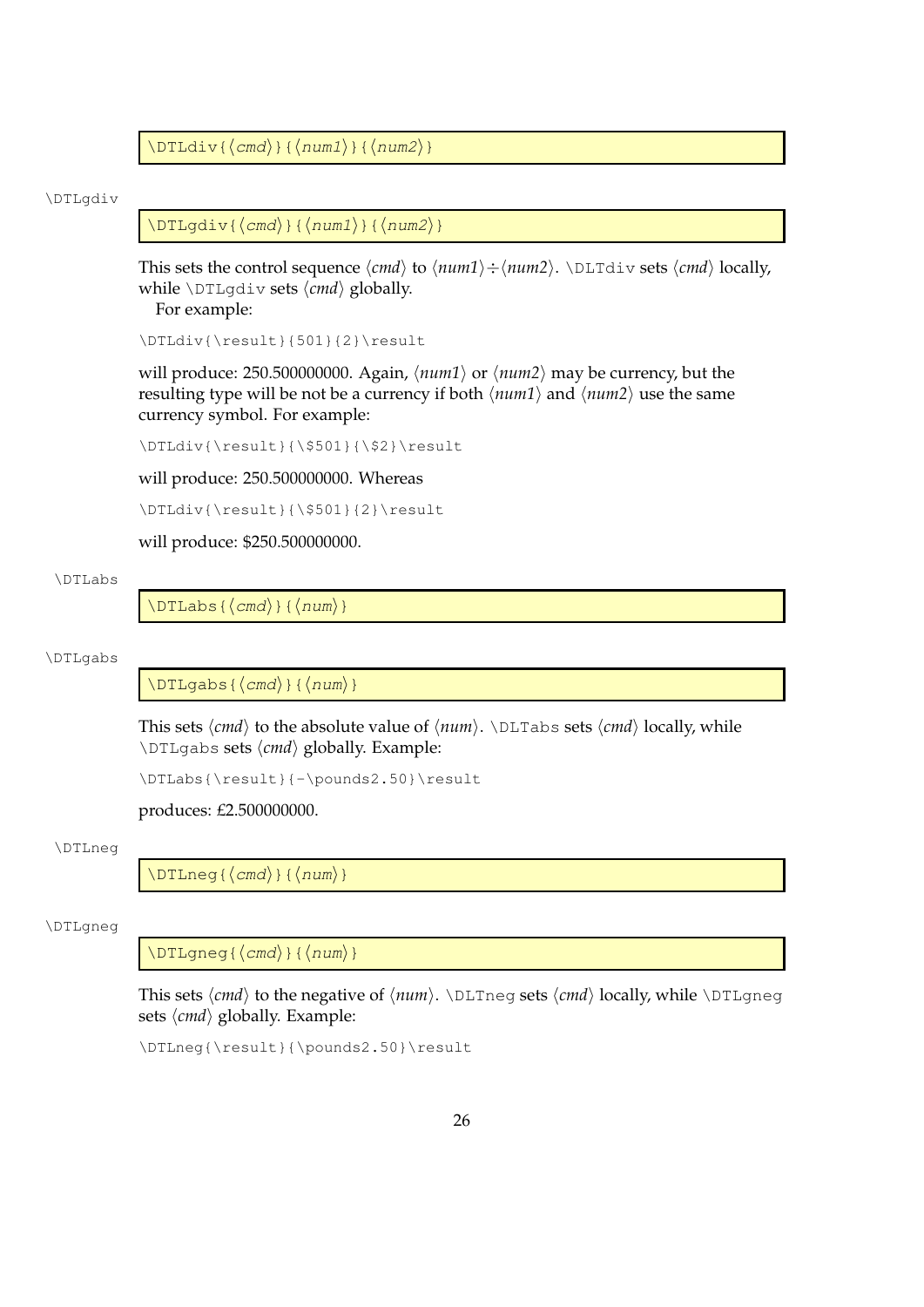```
\DTLdiv{⟨cmd⟩}{⟨num1⟩}{⟨num2⟩}
```

\DTLgdiv

```
\DTLgdiv{⟨cmd⟩}{⟨num1⟩}{⟨num2⟩}
```

This sets the control sequence ⟨*cmd*⟩ to ⟨*num1*⟩÷⟨*num2*⟩. `\DLTdiv` sets ⟨*cmd*⟩ locally, while `\DTLgdiv` sets ⟨*cmd*⟩ globally.

For example:

```
\DTLdiv{\result}{501}{2}\result
```

will produce: 250.500000000. Again, ⟨*num1*⟩ or ⟨*num2*⟩ may be currency, but the resulting type will be not be a currency if both ⟨*num1*⟩ and ⟨*num2*⟩ use the same currency symbol. For example:

```
\DTLdiv{\result}{\$501}{\$2}\result
```

will produce: 250.500000000. Whereas

```
\DTLdiv{\result}{\$501}{2}\result
```

will produce: $250.500000000.

\DTLabs

```
\DTLabs{⟨cmd⟩}{⟨num⟩}
```

\DTLgabs

```
\DTLgabs{⟨cmd⟩}{⟨num⟩}
```

This sets ⟨*cmd*⟩ to the absolute value of ⟨*num*⟩. `\DLTabs` sets ⟨*cmd*⟩ locally, while `\DTLgabs` sets ⟨*cmd*⟩ globally. Example:

```
\DTLabs{\result}{-\pounds2.50}\result
```

produces: £2.500000000.

\DTLneg

```
\DTLneg{⟨cmd⟩}{⟨num⟩}
```

\DTLgneg

```
\DTLgneg{⟨cmd⟩}{⟨num⟩}
```

This sets ⟨*cmd*⟩ to the negative of ⟨*num*⟩. `\DLTneg` sets ⟨*cmd*⟩ locally, while `\DTLgneg` sets ⟨*cmd*⟩ globally. Example:

```
\DTLneg{\result}{\pounds2.50}\result
```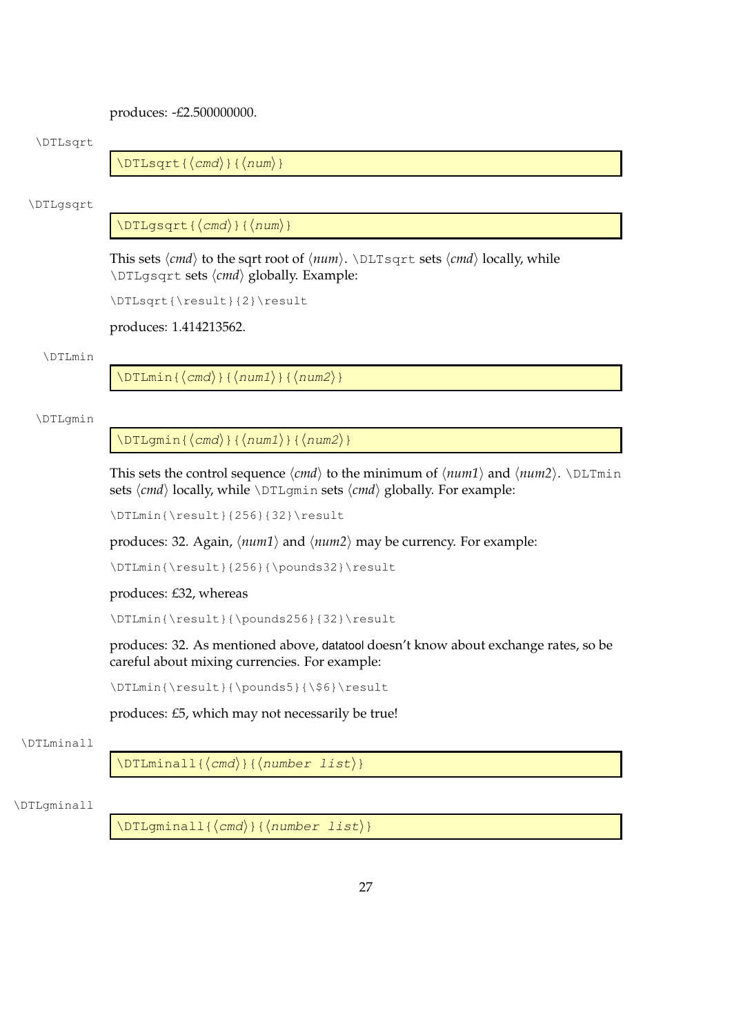produces: -£2.500000000.

\DTLsqrt

```
\DTLsqrt{⟨cmd⟩}{⟨num⟩}
```

\DTLgsqrt

```
\DTLgsqrt{⟨cmd⟩}{⟨num⟩}
```

This sets ⟨*cmd*⟩ to the sqrt root of ⟨*num*⟩. `\DLTsqrt` sets ⟨*cmd*⟩ locally, while `\DTLgsqrt` sets ⟨*cmd*⟩ globally. Example:

```
\DTLsqrt{\result}{2}\result
```

produces: 1.414213562.

\DTLmin

```
\DTLmin{⟨cmd⟩}{⟨num1⟩}{⟨num2⟩}
```

\DTLgmin

```
\DTLgmin{⟨cmd⟩}{⟨num1⟩}{⟨num2⟩}
```

This sets the control sequence ⟨*cmd*⟩ to the minimum of ⟨*num1*⟩ and ⟨*num2*⟩. `\DLTmin` sets ⟨*cmd*⟩ locally, while `\DTLgmin` sets ⟨*cmd*⟩ globally. For example:

```
\DTLmin{\result}{256}{32}\result
```

produces: 32. Again, ⟨*num1*⟩ and ⟨*num2*⟩ may be currency. For example:

```
\DTLmin{\result}{256}{\pounds32}\result
```

produces: £32, whereas

```
\DTLmin{\result}{\pounds256}{32}\result
```

produces: 32. As mentioned above, datatool doesn't know about exchange rates, so be careful about mixing currencies. For example:

```
\DTLmin{\result}{\pounds5}{\$6}\result
```

produces: £5, which may not necessarily be true!

\DTLminall

```
\DTLminall{⟨cmd⟩}{⟨number list⟩}
```

\DTLgminall

```
\DTLgminall{⟨cmd⟩}{⟨number list⟩}
```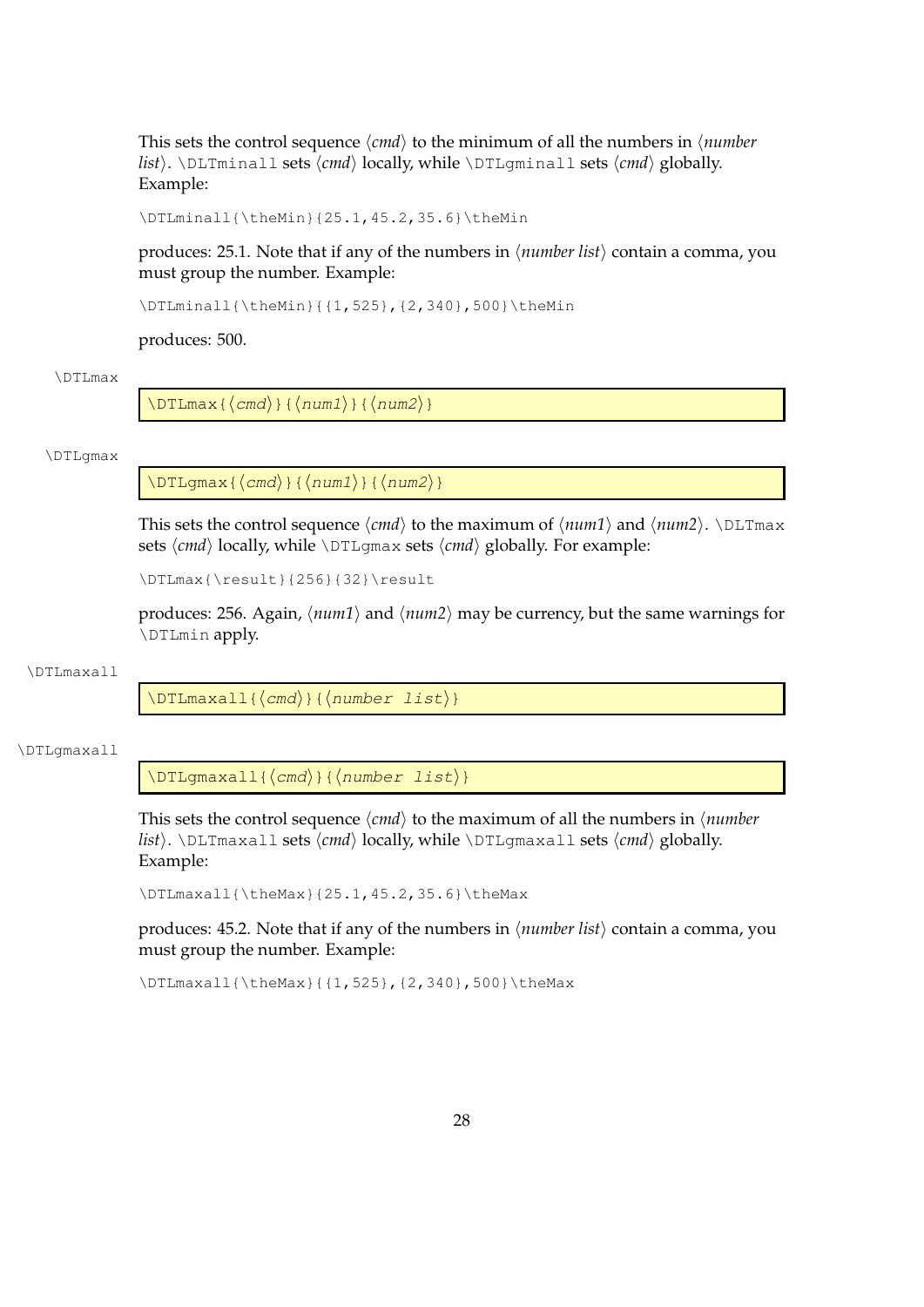This sets the control sequence ⟨*cmd*⟩ to the minimum of all the numbers in ⟨*number list*⟩. `\DLTminall` sets ⟨*cmd*⟩ locally, while `\DTLgminall` sets ⟨*cmd*⟩ globally. Example:

```
\DTLminall{\theMin}{25.1,45.2,35.6}\theMin
```

produces: 25.1. Note that if any of the numbers in ⟨*number list*⟩ contain a comma, you must group the number. Example:

```
\DTLminall{\theMin}{{1,525},{2,340},500}\theMin
```

produces: 500.

`\DTLmax`

```
\DTLmax{⟨cmd⟩}{⟨num1⟩}{⟨num2⟩}
```

`\DTLgmax`

```
\DTLgmax{⟨cmd⟩}{⟨num1⟩}{⟨num2⟩}
```

This sets the control sequence ⟨*cmd*⟩ to the maximum of ⟨*num1*⟩ and ⟨*num2*⟩. `\DLTmax` sets ⟨*cmd*⟩ locally, while `\DTLgmax` sets ⟨*cmd*⟩ globally. For example:

```
\DTLmax{\result}{256}{32}\result
```

produces: 256. Again, ⟨*num1*⟩ and ⟨*num2*⟩ may be currency, but the same warnings for `\DTLmin` apply.

`\DTLmaxall`

```
\DTLmaxall{⟨cmd⟩}{⟨number list⟩}
```

`\DTLgmaxall`

```
\DTLgmaxall{⟨cmd⟩}{⟨number list⟩}
```

This sets the control sequence ⟨*cmd*⟩ to the maximum of all the numbers in ⟨*number list*⟩. `\DLTmaxall` sets ⟨*cmd*⟩ locally, while `\DTLgmaxall` sets ⟨*cmd*⟩ globally. Example:

```
\DTLmaxall{\theMax}{25.1,45.2,35.6}\theMax
```

produces: 45.2. Note that if any of the numbers in ⟨*number list*⟩ contain a comma, you must group the number. Example:

```
\DTLmaxall{\theMax}{{1,525},{2,340},500}\theMax
```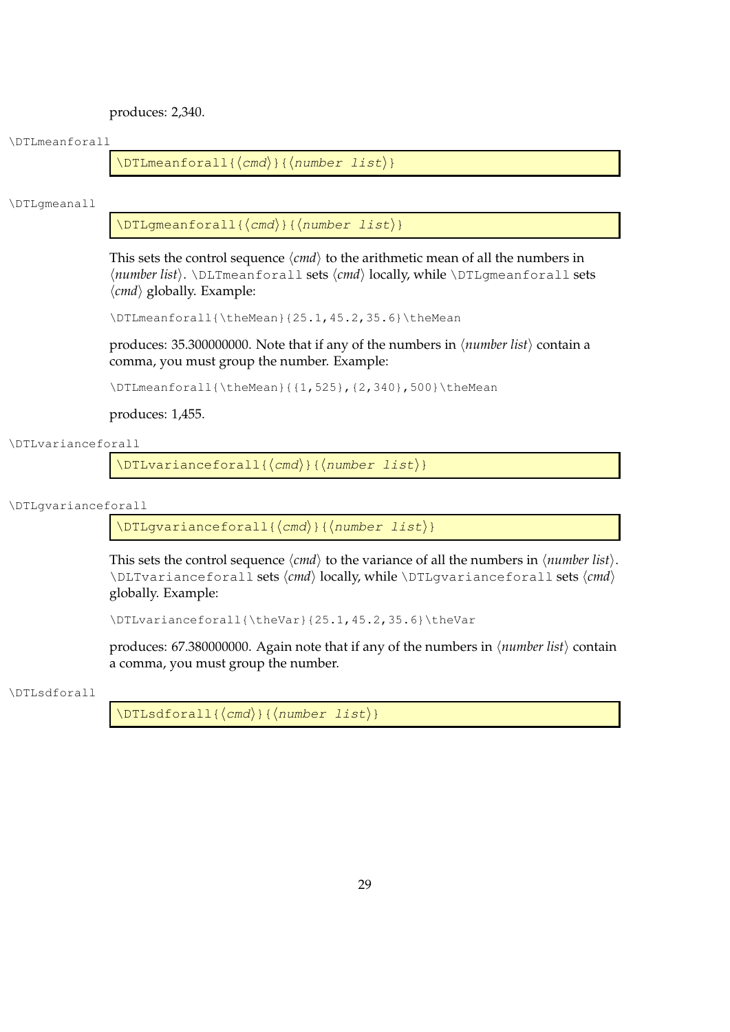produces: 2,340.

\DTLmeanforall

```
\DTLmeanforall{⟨cmd⟩}{⟨number list⟩}
```

\DTLgmeanall

```
\DTLgmeanforall{⟨cmd⟩}{⟨number list⟩}
```

This sets the control sequence ⟨*cmd*⟩ to the arithmetic mean of all the numbers in ⟨*number list*⟩. `\DLTmeanforall` sets ⟨*cmd*⟩ locally, while `\DTLgmeanforall` sets ⟨*cmd*⟩ globally. Example:

```
\DTLmeanforall{\theMean}{25.1,45.2,35.6}\theMean
```

produces: 35.300000000. Note that if any of the numbers in ⟨*number list*⟩ contain a comma, you must group the number. Example:

```
\DTLmeanforall{\theMean}{{1,525},{2,340},500}\theMean
```

produces: 1,455.

\DTLvarianceforall

```
\DTLvarianceforall{⟨cmd⟩}{⟨number list⟩}
```

\DTLgvarianceforall

```
\DTLgvarianceforall{⟨cmd⟩}{⟨number list⟩}
```

This sets the control sequence ⟨*cmd*⟩ to the variance of all the numbers in ⟨*number list*⟩. `\DLTvarianceforall` sets ⟨*cmd*⟩ locally, while `\DTLgvarianceforall` sets ⟨*cmd*⟩ globally. Example:

```
\DTLvarianceforall{\theVar}{25.1,45.2,35.6}\theVar
```

produces: 67.380000000. Again note that if any of the numbers in ⟨*number list*⟩ contain a comma, you must group the number.

\DTLsdforall

```
\DTLsdforall{⟨cmd⟩}{⟨number list⟩}
```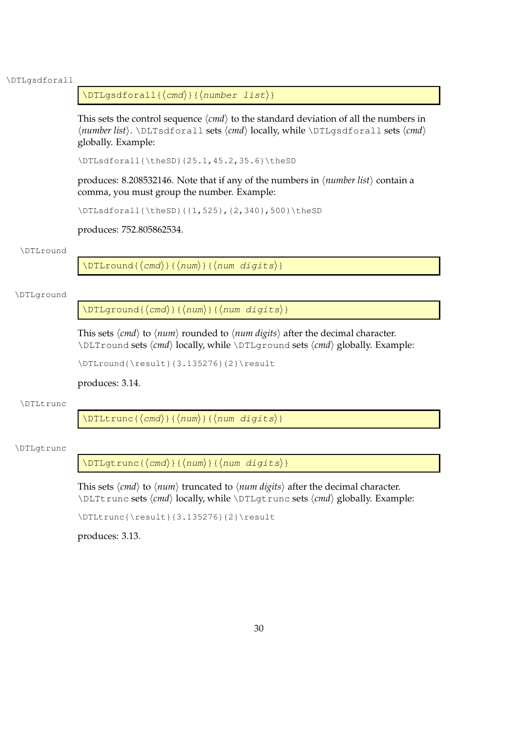\DTLgsdforall

```
\DTLgsdforall{⟨cmd⟩}{⟨number list⟩}
```

This sets the control sequence ⟨*cmd*⟩ to the standard deviation of all the numbers in ⟨*number list*⟩. `\DLTsdforall` sets ⟨*cmd*⟩ locally, while `\DTLgsdforall` sets ⟨*cmd*⟩ globally. Example:

```
\DTLsdforall{\theSD}{25.1,45.2,35.6}\theSD
```

produces: 8.208532146. Note that if any of the numbers in ⟨*number list*⟩ contain a comma, you must group the number. Example:

```
\DTLsdforall{\theSD}{{1,525},{2,340},500}\theSD
```

produces: 752.805862534.

\DTLround

```
\DTLround{⟨cmd⟩}{⟨num⟩}{⟨num digits⟩}
```

\DTLground

```
\DTLground{⟨cmd⟩}{⟨num⟩}{⟨num digits⟩}
```

This sets ⟨*cmd*⟩ to ⟨*num*⟩ rounded to ⟨*num digits*⟩ after the decimal character. `\DLTround` sets ⟨*cmd*⟩ locally, while `\DTLground` sets ⟨*cmd*⟩ globally. Example:

```
\DTLround{\result}{3.135276}{2}\result
```

produces: 3.14.

\DTLtrunc

```
\DTLtrunc{⟨cmd⟩}{⟨num⟩}{⟨num digits⟩}
```

\DTLgtrunc

```
\DTLgtrunc{⟨cmd⟩}{⟨num⟩}{⟨num digits⟩}
```

This sets ⟨*cmd*⟩ to ⟨*num*⟩ truncated to ⟨*num digits*⟩ after the decimal character. `\DLTtrunc` sets ⟨*cmd*⟩ locally, while `\DTLgtrunc` sets ⟨*cmd*⟩ globally. Example:

```
\DTLtrunc{\result}{3.135276}{2}\result
```

produces: 3.13.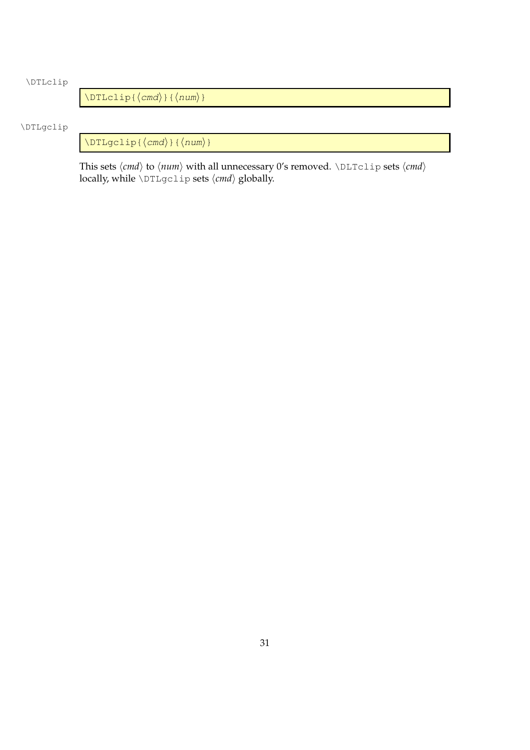\DTLclip

```
\DTLclip{⟨cmd⟩}{⟨num⟩}
```

\DTLgclip

```
\DTLgclip{⟨cmd⟩}{⟨num⟩}
```

This sets ⟨*cmd*⟩ to ⟨*num*⟩ with all unnecessary 0's removed. `\DLTclip` sets ⟨*cmd*⟩ locally, while `\DTLgclip` sets ⟨*cmd*⟩ globally.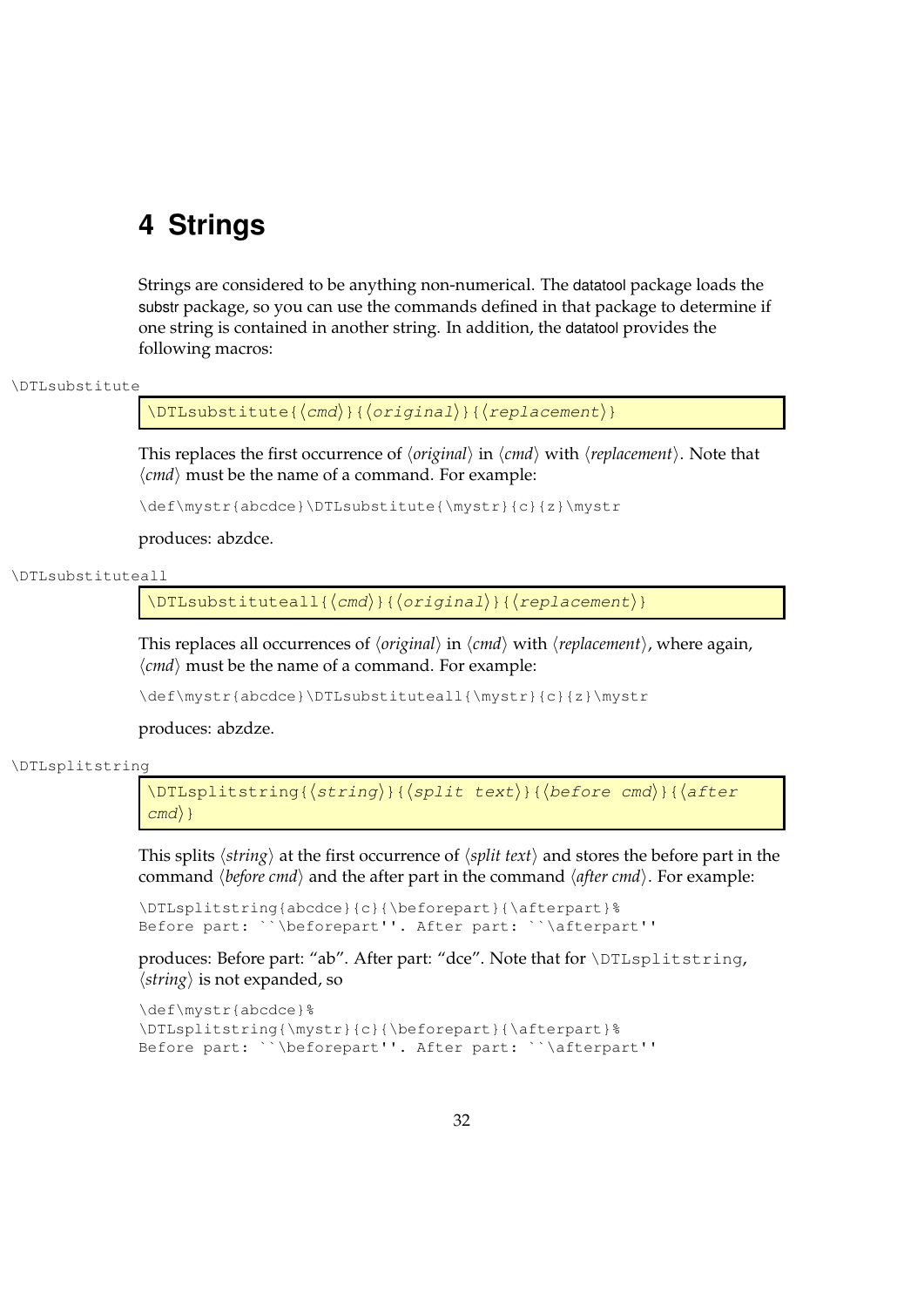# 4 Strings

Strings are considered to be anything non-numerical. The datatool package loads the substr package, so you can use the commands defined in that package to determine if one string is contained in another string. In addition, the datatool provides the following macros:

\DTLsubstitute

```
\DTLsubstitute{⟨cmd⟩}{⟨original⟩}{⟨replacement⟩}
```

This replaces the first occurrence of ⟨*original*⟩ in ⟨*cmd*⟩ with ⟨*replacement*⟩. Note that ⟨*cmd*⟩ must be the name of a command. For example:

```
\def\mystr{abcdce}\DTLsubstitute{\mystr}{c}{z}\mystr
```

produces: abzdce.

\DTLsubstituteall

```
\DTLsubstituteall{⟨cmd⟩}{⟨original⟩}{⟨replacement⟩}
```

This replaces all occurrences of ⟨*original*⟩ in ⟨*cmd*⟩ with ⟨*replacement*⟩, where again, ⟨*cmd*⟩ must be the name of a command. For example:

```
\def\mystr{abcdce}\DTLsubstituteall{\mystr}{c}{z}\mystr
```

produces: abzdze.

\DTLsplitstring

```
\DTLsplitstring{⟨string⟩}{⟨split text⟩}{⟨before cmd⟩}{⟨after cmd⟩}
```

This splits ⟨*string*⟩ at the first occurrence of ⟨*split text*⟩ and stores the before part in the command ⟨*before cmd*⟩ and the after part in the command ⟨*after cmd*⟩. For example:

```
\DTLsplitstring{abcdce}{c}{\beforepart}{\afterpart}%
Before part: ``\beforepart''. After part: ``\afterpart''
```

produces: Before part: "ab". After part: "dce". Note that for `\DTLsplitstring`, ⟨*string*⟩ is not expanded, so

```
\def\mystr{abcdce}%
\DTLsplitstring{\mystr}{c}{\beforepart}{\afterpart}%
Before part: ``\beforepart''. After part: ``\afterpart''
```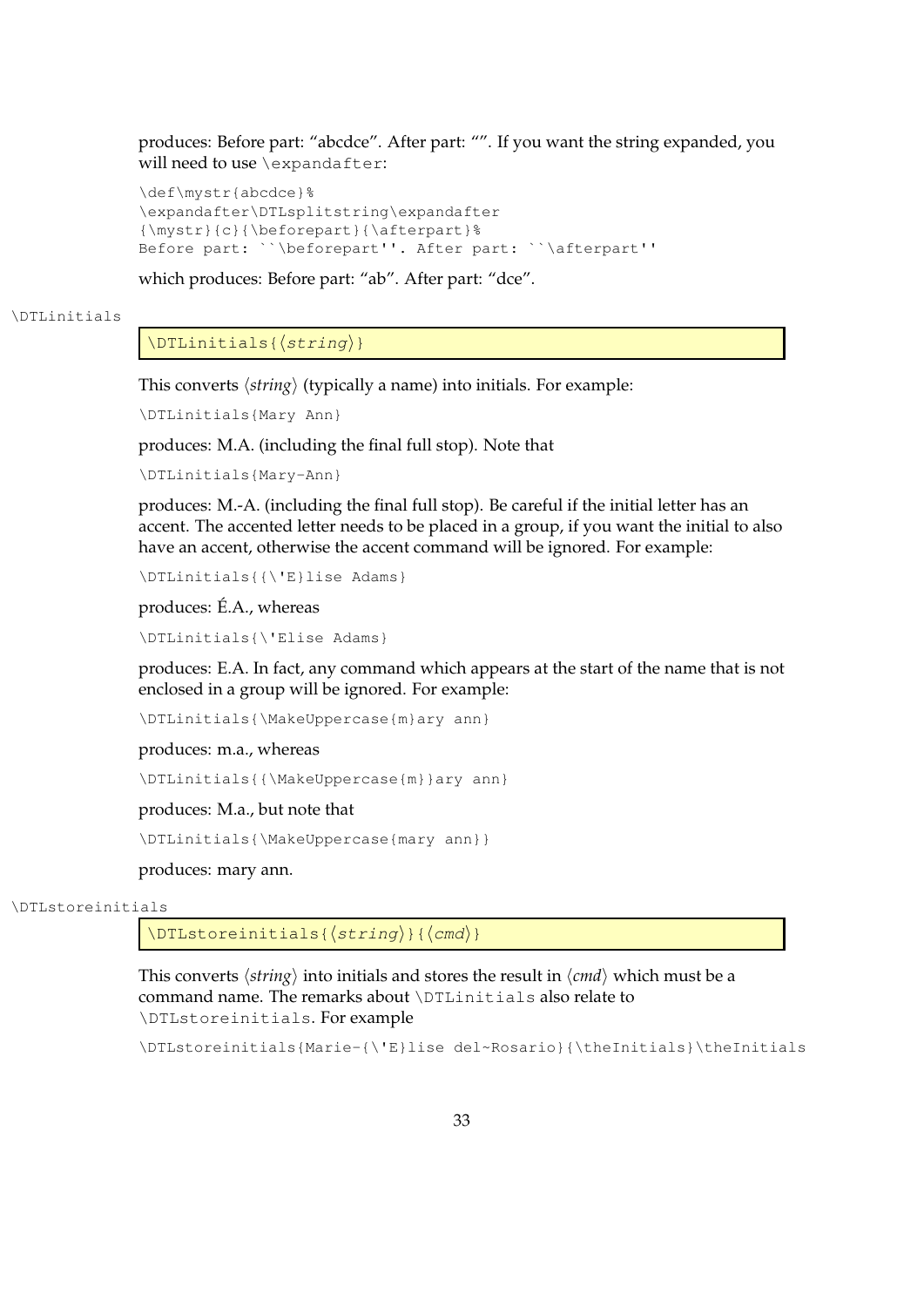produces: Before part: "abcdce". After part: "". If you want the string expanded, you will need to use `\expandafter`:

```
\def\mystr{abcdce}%
\expandafter\DTLsplitstring\expandafter
{\mystr}{c}{\beforepart}{\afterpart}%
Before part: ``\beforepart''. After part: ``\afterpart''
```

which produces: Before part: "ab". After part: "dce".

`\DTLinitials`

```
\DTLinitials{⟨string⟩}
```

This converts ⟨*string*⟩ (typically a name) into initials. For example:

```
\DTLinitials{Mary Ann}
```

produces: M.A. (including the final full stop). Note that

```
\DTLinitials{Mary-Ann}
```

produces: M.-A. (including the final full stop). Be careful if the initial letter has an accent. The accented letter needs to be placed in a group, if you want the initial to also have an accent, otherwise the accent command will be ignored. For example:

```
\DTLinitials{{\'E}lise Adams}
```

produces: É.A., whereas

```
\DTLinitials{\'Elise Adams}
```

produces: E.A. In fact, any command which appears at the start of the name that is not enclosed in a group will be ignored. For example:

```
\DTLinitials{\MakeUppercase{m}ary ann}
```

produces: m.a., whereas

```
\DTLinitials{{\MakeUppercase{m}}ary ann}
```

produces: M.a., but note that

```
\DTLinitials{\MakeUppercase{mary ann}}
```

produces: mary ann.

`\DTLstoreinitials`

```
\DTLstoreinitials{⟨string⟩}{⟨cmd⟩}
```

This converts ⟨*string*⟩ into initials and stores the result in ⟨*cmd*⟩ which must be a command name. The remarks about `\DTLinitials` also relate to `\DTLstoreinitials`. For example

```
\DTLstoreinitials{Marie-{\'E}lise del~Rosario}{\theInitials}\theInitials
```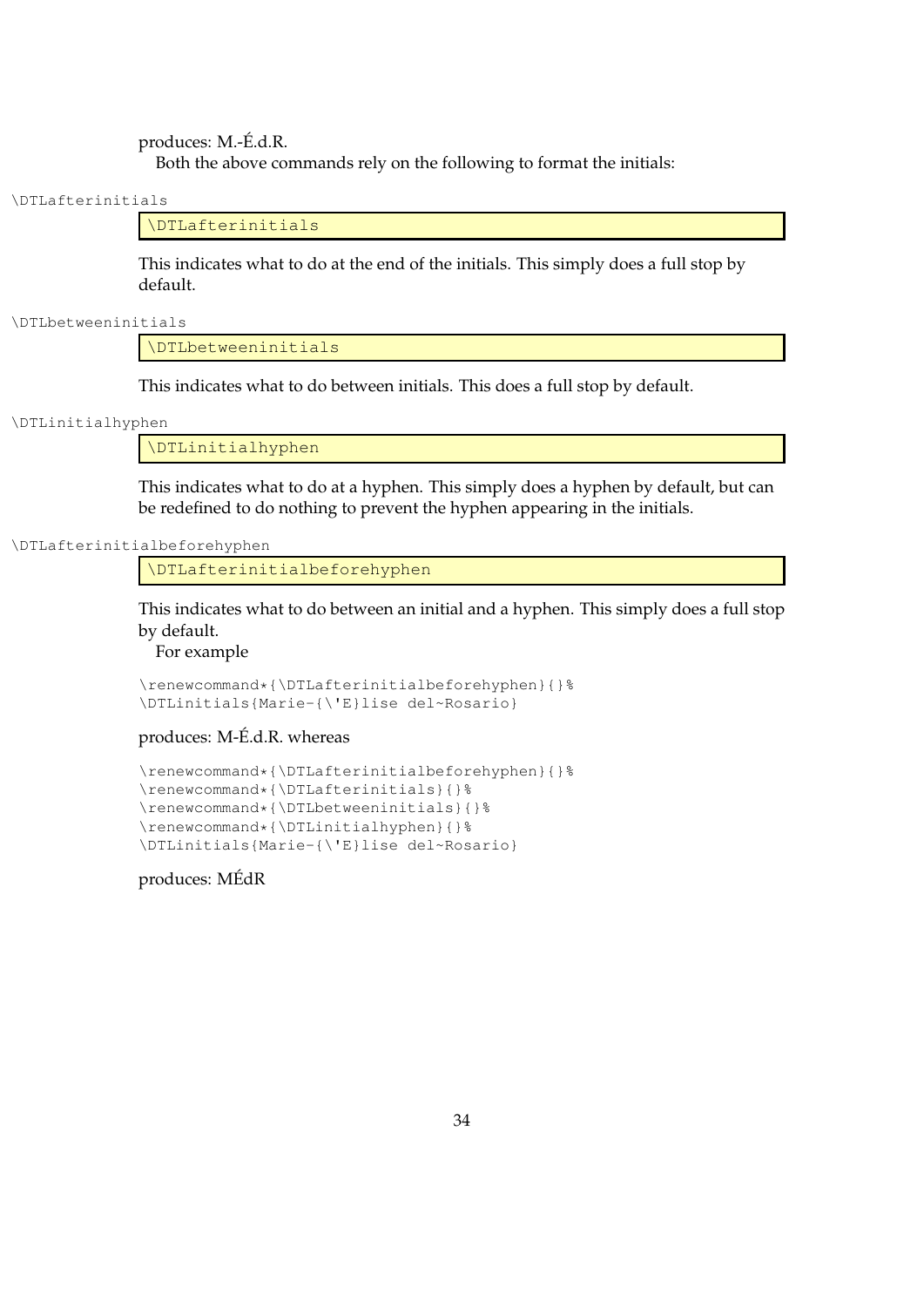produces: M.-É.d.R.

Both the above commands rely on the following to format the initials:

\DTLafterinitials

```
\DTLafterinitials
```

This indicates what to do at the end of the initials. This simply does a full stop by default.

\DTLbetweeninitials

```
\DTLbetweeninitials
```

This indicates what to do between initials. This does a full stop by default.

\DTLinitialhyphen

```
\DTLinitialhyphen
```

This indicates what to do at a hyphen. This simply does a hyphen by default, but can be redefined to do nothing to prevent the hyphen appearing in the initials.

\DTLafterinitialbeforehyphen

```
\DTLafterinitialbeforehyphen
```

This indicates what to do between an initial and a hyphen. This simply does a full stop by default.

For example

```
\renewcommand*{\DTLafterinitialbeforehyphen}{}%
\DTLinitials{Marie-{\'E}lise del~Rosario}
```

produces: M-É.d.R. whereas

```
\renewcommand*{\DTLafterinitialbeforehyphen}{}%
\renewcommand*{\DTLafterinitials}{}%
\renewcommand*{\DTLbetweeninitials}{}%
\renewcommand*{\DTLinitialhyphen}{}%
\DTLinitials{Marie-{\'E}lise del~Rosario}
```

produces: MÉdR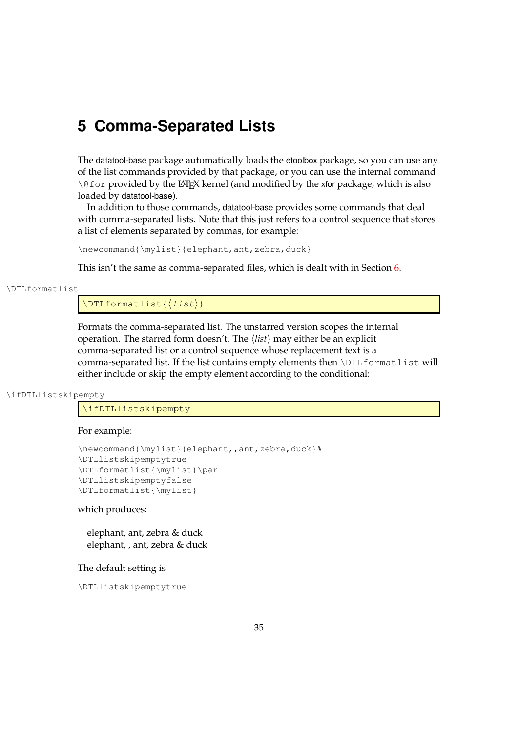# 5 Comma-Separated Lists

The datatool-base package automatically loads the etoolbox package, so you can use any of the list commands provided by that package, or you can use the internal command `\@for` provided by the LaTeX kernel (and modified by the xfor package, which is also loaded by datatool-base).

In addition to those commands, datatool-base provides some commands that deal with comma-separated lists. Note that this just refers to a control sequence that stores a list of elements separated by commas, for example:

```
\newcommand{\mylist}{elephant,ant,zebra,duck}
```

This isn't the same as comma-separated files, which is dealt with in Section 6.

`\DTLformatlist`

```
\DTLformatlist{⟨list⟩}
```

Formats the comma-separated list. The unstarred version scopes the internal operation. The starred form doesn't. The ⟨*list*⟩ may either be an explicit comma-separated list or a control sequence whose replacement text is a comma-separated list. If the list contains empty elements then `\DTLformatlist` will either include or skip the empty element according to the conditional:

`\ifDTLlistskipempty`

```
\ifDTLlistskipempty
```

For example:

```
\newcommand{\mylist}{elephant,,ant,zebra,duck}%
\DTLlistskipemptytrue
\DTLformatlist{\mylist}\par
\DTLlistskipemptyfalse
\DTLformatlist{\mylist}
```

which produces:

elephant, ant, zebra & duck
elephant, , ant, zebra & duck

The default setting is

```
\DTLlistskipemptytrue
```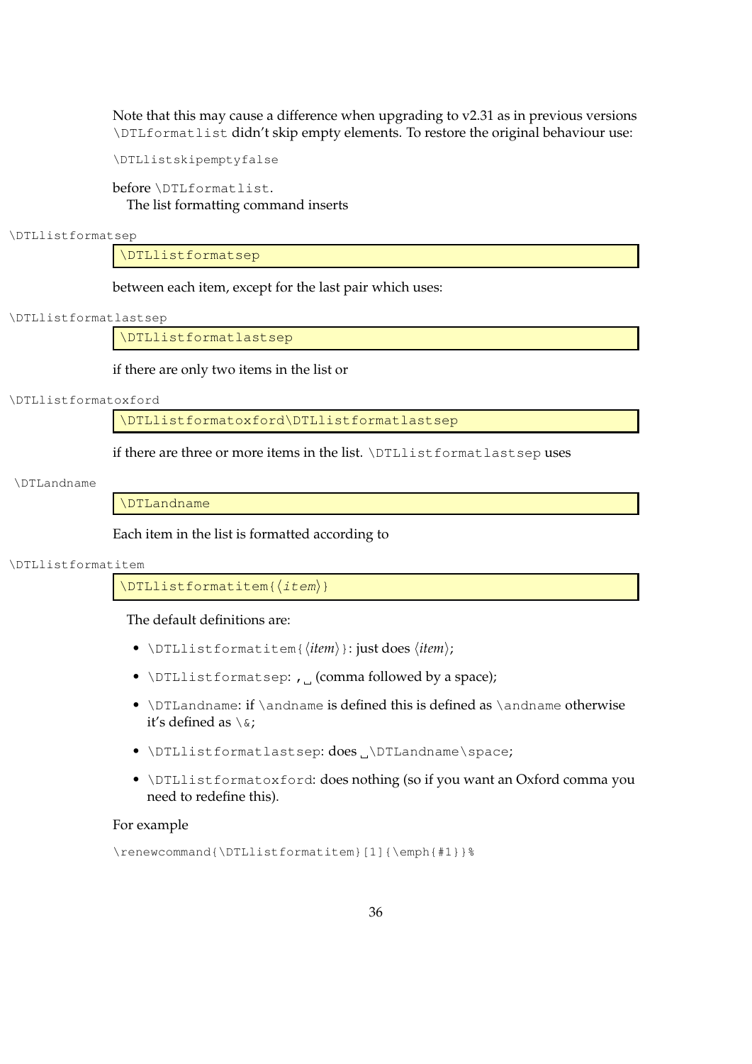Note that this may cause a difference when upgrading to v2.31 as in previous versions `\DTLformatlist` didn't skip empty elements. To restore the original behaviour use:

```
\DTLlistskipemptyfalse
```

before `\DTLformatlist`.

The list formatting command inserts

\DTLlistformatsep

```
\DTLlistformatsep
```

between each item, except for the last pair which uses:

\DTLlistformatlastsep

```
\DTLlistformatlastsep
```

if there are only two items in the list or

\DTLlistformatoxford

```
\DTLlistformatoxford\DTLlistformatlastsep
```

if there are three or more items in the list. `\DTLlistformatlastsep` uses

\DTLandname

```
\DTLandname
```

Each item in the list is formatted according to

\DTLlistformatitem

```
\DTLlistformatitem{⟨item⟩}
```

The default definitions are:

- `\DTLlistformatitem{`⟨*item*⟩`}`: just does ⟨*item*⟩;
- `\DTLlistformatsep`: `,␣` (comma followed by a space);
- `\DTLandname`: if `\andname` is defined this is defined as `\andname` otherwise it's defined as `\&`;
- `\DTLlistformatlastsep`: does `␣\DTLandname\space`;
- `\DTLlistformatoxford`: does nothing (so if you want an Oxford comma you need to redefine this).

For example

```
\renewcommand{\DTLlistformatitem}[1]{\emph{#1}}%
```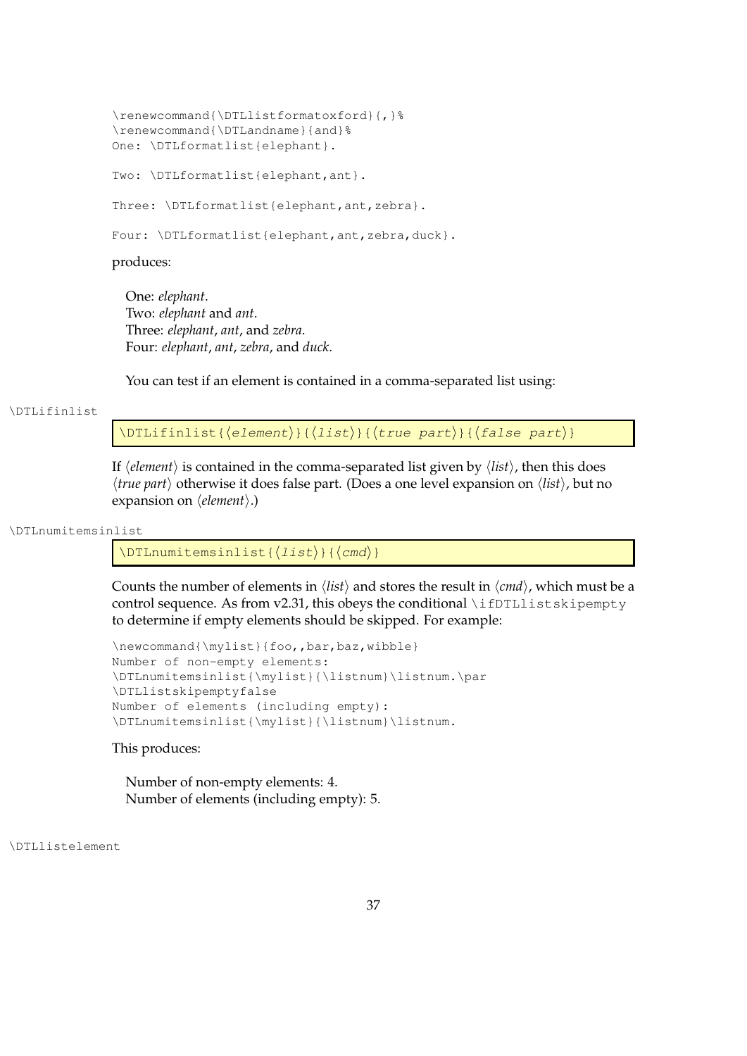```
\renewcommand{\DTLlistformatoxford}{,}%
\renewcommand{\DTLandname}{and}%
One: \DTLformatlist{elephant}.

Two: \DTLformatlist{elephant,ant}.

Three: \DTLformatlist{elephant,ant,zebra}.

Four: \DTLformatlist{elephant,ant,zebra,duck}.
```

produces:

> One: *elephant*.
> Two: *elephant* and *ant*.
> Three: *elephant*, *ant*, and *zebra*.
> Four: *elephant*, *ant*, *zebra*, and *duck*.

You can test if an element is contained in a comma-separated list using:

\DTLifinlist

```
\DTLifinlist{⟨element⟩}{⟨list⟩}{⟨true part⟩}{⟨false part⟩}
```

If ⟨*element*⟩ is contained in the comma-separated list given by ⟨*list*⟩, then this does ⟨*true part*⟩ otherwise it does false part. (Does a one level expansion on ⟨*list*⟩, but no expansion on ⟨*element*⟩.)

\DTLnumitemsinlist

```
\DTLnumitemsinlist{⟨list⟩}{⟨cmd⟩}
```

Counts the number of elements in ⟨*list*⟩ and stores the result in ⟨*cmd*⟩, which must be a control sequence. As from v2.31, this obeys the conditional `\ifDTLlistskipempty` to determine if empty elements should be skipped. For example:

```
\newcommand{\mylist}{foo,,bar,baz,wibble}
Number of non-empty elements:
\DTLnumitemsinlist{\mylist}{\listnum}\listnum.\par
\DTLlistskipemptyfalse
Number of elements (including empty):
\DTLnumitemsinlist{\mylist}{\listnum}\listnum.
```

This produces:

> Number of non-empty elements: 4.
> Number of elements (including empty): 5.

\DTLlistelement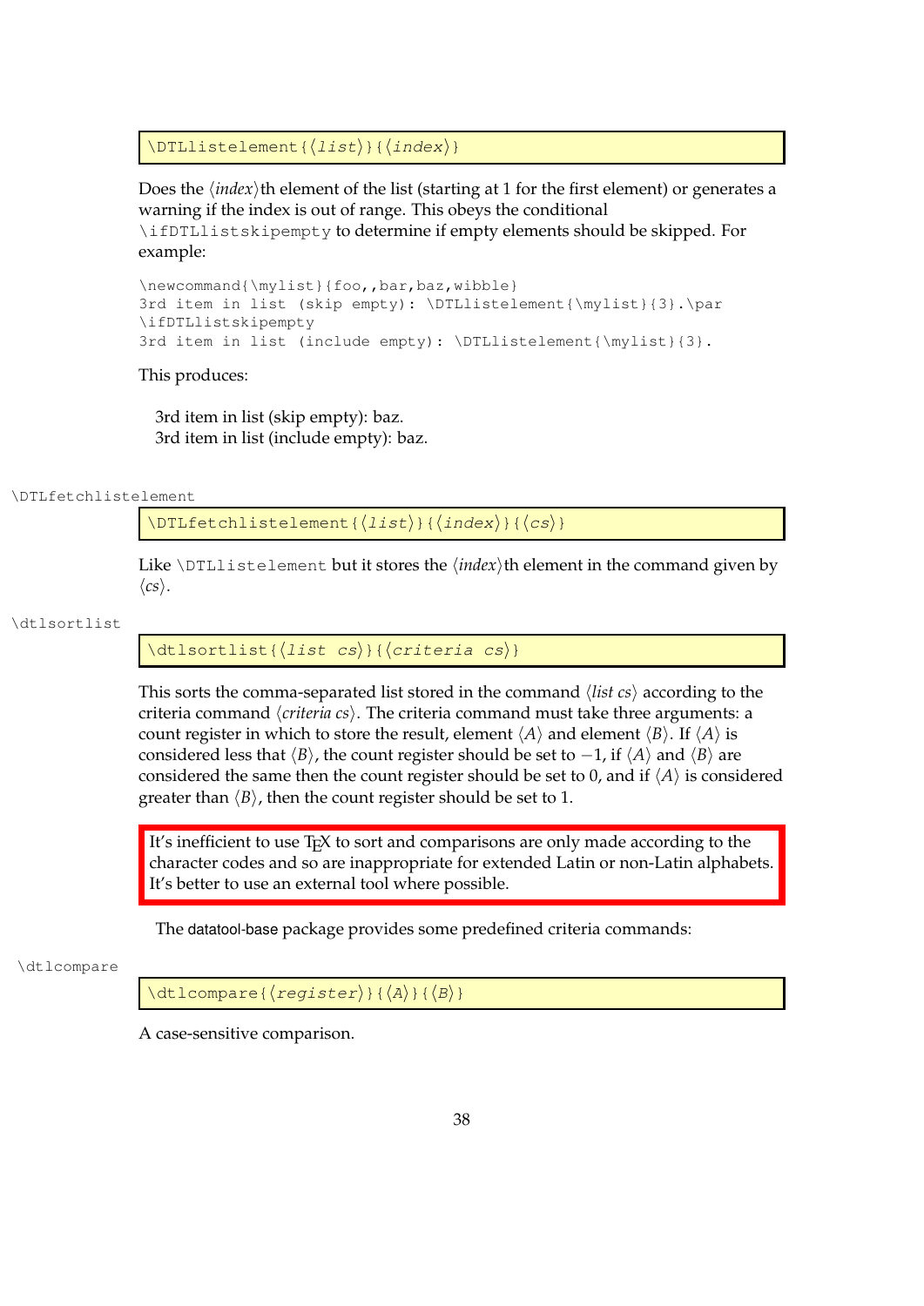```
\DTLlistelement{⟨list⟩}{⟨index⟩}
```

Does the ⟨*index*⟩th element of the list (starting at 1 for the first element) or generates a warning if the index is out of range. This obeys the conditional `\ifDTLlistskipempty` to determine if empty elements should be skipped. For example:

```
\newcommand{\mylist}{foo,,bar,baz,wibble}
3rd item in list (skip empty): \DTLlistelement{\mylist}{3}.\par
\ifDTLlistskipempty
3rd item in list (include empty): \DTLlistelement{\mylist}{3}.
```

This produces:

3rd item in list (skip empty): baz.
3rd item in list (include empty): baz.

`\DTLfetchlistelement`

```
\DTLfetchlistelement{⟨list⟩}{⟨index⟩}{⟨cs⟩}
```

Like `\DTLlistelement` but it stores the ⟨*index*⟩th element in the command given by ⟨*cs*⟩.

`\dtlsortlist`

```
\dtlsortlist{⟨list cs⟩}{⟨criteria cs⟩}
```

This sorts the comma-separated list stored in the command ⟨*list cs*⟩ according to the criteria command ⟨*criteria cs*⟩. The criteria command must take three arguments: a count register in which to store the result, element ⟨*A*⟩ and element ⟨*B*⟩. If ⟨*A*⟩ is considered less that ⟨*B*⟩, the count register should be set to $-1$, if ⟨*A*⟩ and ⟨*B*⟩ are considered the same then the count register should be set to 0, and if ⟨*A*⟩ is considered greater than ⟨*B*⟩, then the count register should be set to 1.

> It's inefficient to use TEX to sort and comparisons are only made according to the character codes and so are inappropriate for extended Latin or non-Latin alphabets. It's better to use an external tool where possible.

The datatool-base package provides some predefined criteria commands:

`\dtlcompare`

```
\dtlcompare{⟨register⟩}{⟨A⟩}{⟨B⟩}
```

A case-sensitive comparison.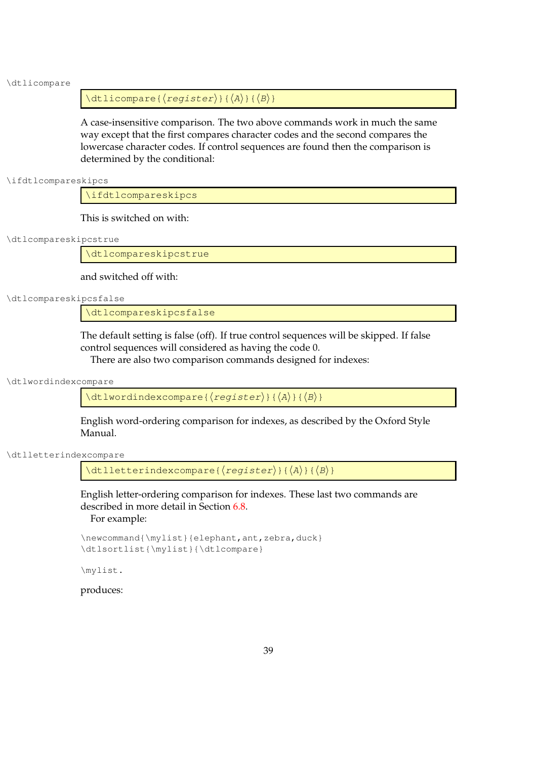\dtlicompare

```
\dtlicompare{⟨register⟩}{⟨A⟩}{⟨B⟩}
```

A case-insensitive comparison. The two above commands work in much the same way except that the first compares character codes and the second compares the lowercase character codes. If control sequences are found then the comparison is determined by the conditional:

\ifdtlcompareskipcs

```
\ifdtlcompareskipcs
```

This is switched on with:

\dtlcompareskipcstrue

```
\dtlcompareskipcstrue
```

and switched off with:

\dtlcompareskipcsfalse

```
\dtlcompareskipcsfalse
```

The default setting is false (off). If true control sequences will be skipped. If false control sequences will considered as having the code 0.

There are also two comparison commands designed for indexes:

\dtlwordindexcompare

```
\dtlwordindexcompare{⟨register⟩}{⟨A⟩}{⟨B⟩}
```

English word-ordering comparison for indexes, as described by the Oxford Style Manual.

\dtlletterindexcompare

```
\dtlletterindexcompare{⟨register⟩}{⟨A⟩}{⟨B⟩}
```

English letter-ordering comparison for indexes. These last two commands are described in more detail in Section 6.8.

For example:

```
\newcommand{\mylist}{elephant,ant,zebra,duck}
\dtlsortlist{\mylist}{\dtlcompare}

\mylist.
```

produces: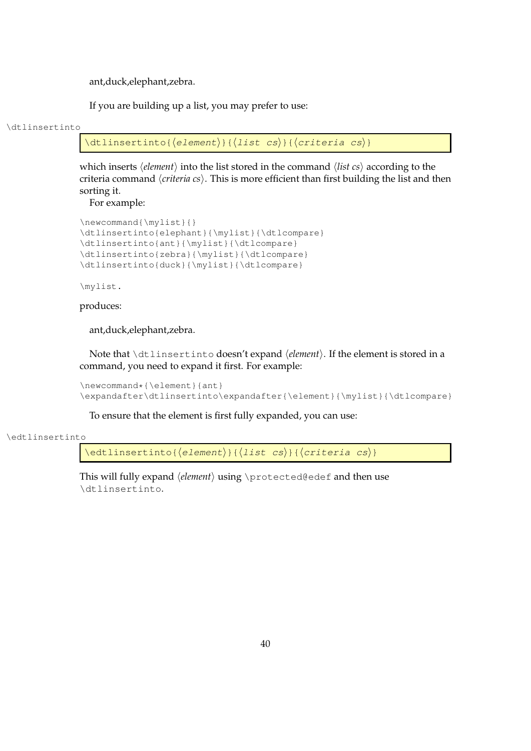ant,duck,elephant,zebra.

If you are building up a list, you may prefer to use:

\dtlinsertinto

```
\dtlinsertinto{⟨element⟩}{⟨list cs⟩}{⟨criteria cs⟩}
```

which inserts ⟨*element*⟩ into the list stored in the command ⟨*list cs*⟩ according to the criteria command ⟨*criteria cs*⟩. This is more efficient than first building the list and then sorting it.

For example:

```
\newcommand{\mylist}{}
\dtlinsertinto{elephant}{\mylist}{\dtlcompare}
\dtlinsertinto{ant}{\mylist}{\dtlcompare}
\dtlinsertinto{zebra}{\mylist}{\dtlcompare}
\dtlinsertinto{duck}{\mylist}{\dtlcompare}

\mylist.
```

produces:

ant,duck,elephant,zebra.

Note that `\dtlinsertinto` doesn't expand ⟨*element*⟩. If the element is stored in a command, you need to expand it first. For example:

```
\newcommand*{\element}{ant}
\expandafter\dtlinsertinto\expandafter{\element}{\mylist}{\dtlcompare}
```

To ensure that the element is first fully expanded, you can use:

\edtlinsertinto

```
\edtlinsertinto{⟨element⟩}{⟨list cs⟩}{⟨criteria cs⟩}
```

This will fully expand ⟨*element*⟩ using `\protected@edef` and then use `\dtlinsertinto`.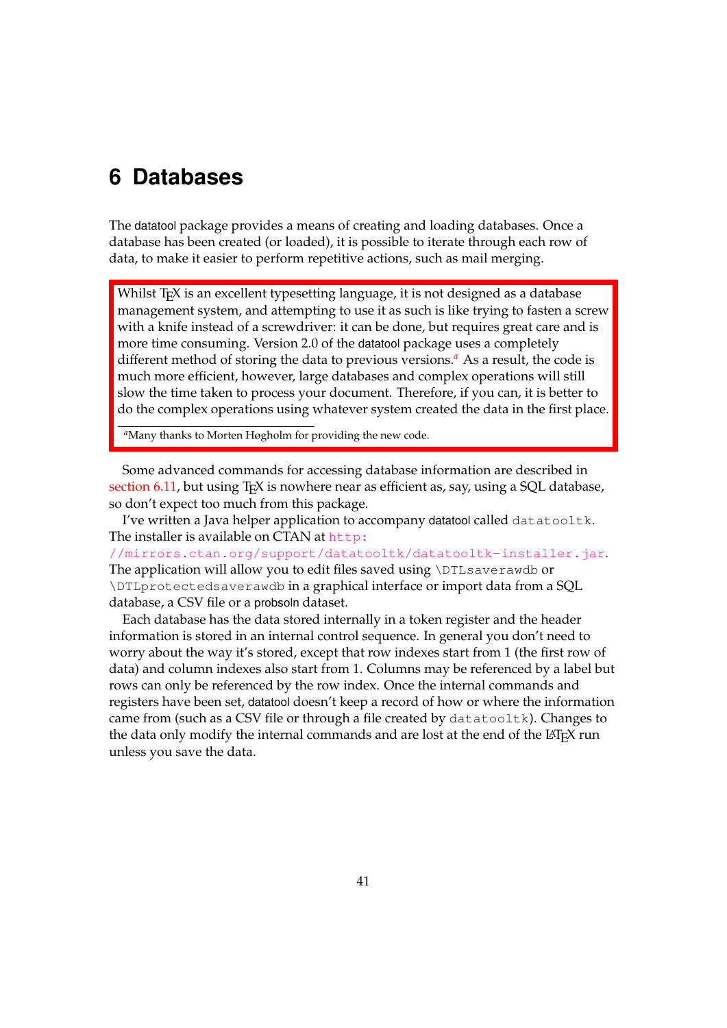# 6 Databases

The datatool package provides a means of creating and loading databases. Once a database has been created (or loaded), it is possible to iterate through each row of data, to make it easier to perform repetitive actions, such as mail merging.

> Whilst TEX is an excellent typesetting language, it is not designed as a database management system, and attempting to use it as such is like trying to fasten a screw with a knife instead of a screwdriver: it can be done, but requires great care and is more time consuming. Version 2.0 of the datatool package uses a completely different method of storing the data to previous versions.[a] As a result, the code is much more efficient, however, large databases and complex operations will still slow the time taken to process your document. Therefore, if you can, it is better to do the complex operations using whatever system created the data in the first place.
>
> [a]Many thanks to Morten Høgholm for providing the new code.

Some advanced commands for accessing database information are described in section 6.11, but using TEX is nowhere near as efficient as, say, using a SQL database, so don't expect too much from this package.

I've written a Java helper application to accompany datatool called `datatooltk`. The installer is available on CTAN at http://mirrors.ctan.org/support/datatooltk/datatooltk-installer.jar. The application will allow you to edit files saved using `\DTLsaverawdb` or `\DTLprotectedsaverawdb` in a graphical interface or import data from a SQL database, a CSV file or a probsoln dataset.

Each database has the data stored internally in a token register and the header information is stored in an internal control sequence. In general you don't need to worry about the way it's stored, except that row indexes start from 1 (the first row of data) and column indexes also start from 1. Columns may be referenced by a label but rows can only be referenced by the row index. Once the internal commands and registers have been set, datatool doesn't keep a record of how or where the information came from (such as a CSV file or through a file created by `datatooltk`). Changes to the data only modify the internal commands and are lost at the end of the LATEX run unless you save the data.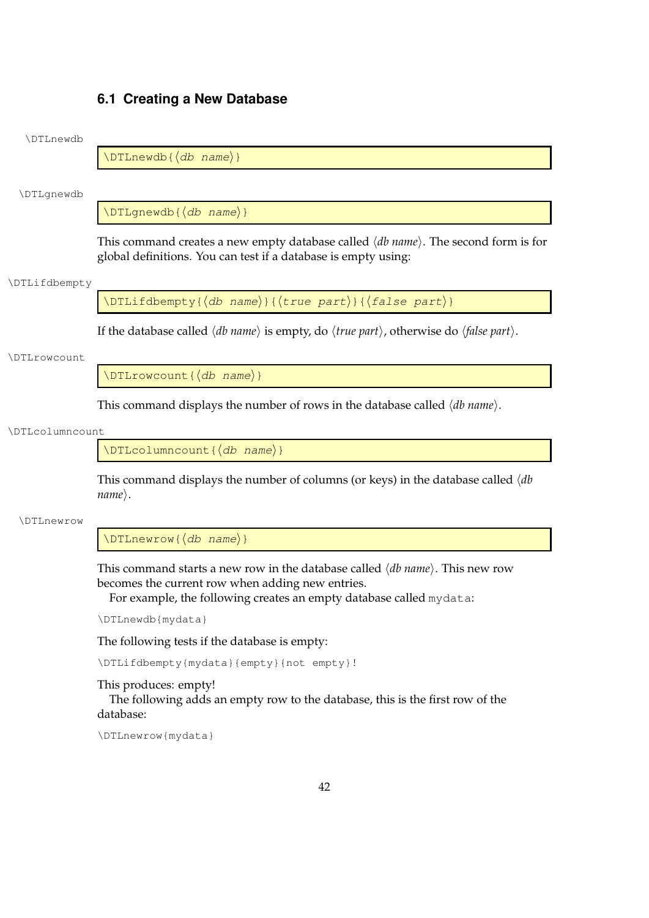## 6.1 Creating a New Database

\DTLnewdb

```
\DTLnewdb{⟨db name⟩}
```

\DTLgnewdb

```
\DTLgnewdb{⟨db name⟩}
```

This command creates a new empty database called ⟨*db name*⟩. The second form is for global definitions. You can test if a database is empty using:

\DTLifdbempty

```
\DTLifdbempty{⟨db name⟩}{⟨true part⟩}{⟨false part⟩}
```

If the database called ⟨*db name*⟩ is empty, do ⟨*true part*⟩, otherwise do ⟨*false part*⟩.

\DTLrowcount

```
\DTLrowcount{⟨db name⟩}
```

This command displays the number of rows in the database called ⟨*db name*⟩.

\DTLcolumncount

```
\DTLcolumncount{⟨db name⟩}
```

This command displays the number of columns (or keys) in the database called ⟨*db name*⟩.

\DTLnewrow

```
\DTLnewrow{⟨db name⟩}
```

This command starts a new row in the database called ⟨*db name*⟩. This new row becomes the current row when adding new entries.

For example, the following creates an empty database called `mydata`:

```
\DTLnewdb{mydata}
```

The following tests if the database is empty:

```
\DTLifdbempty{mydata}{empty}{not empty}!
```

This produces: empty!

The following adds an empty row to the database, this is the first row of the database:

```
\DTLnewrow{mydata}
```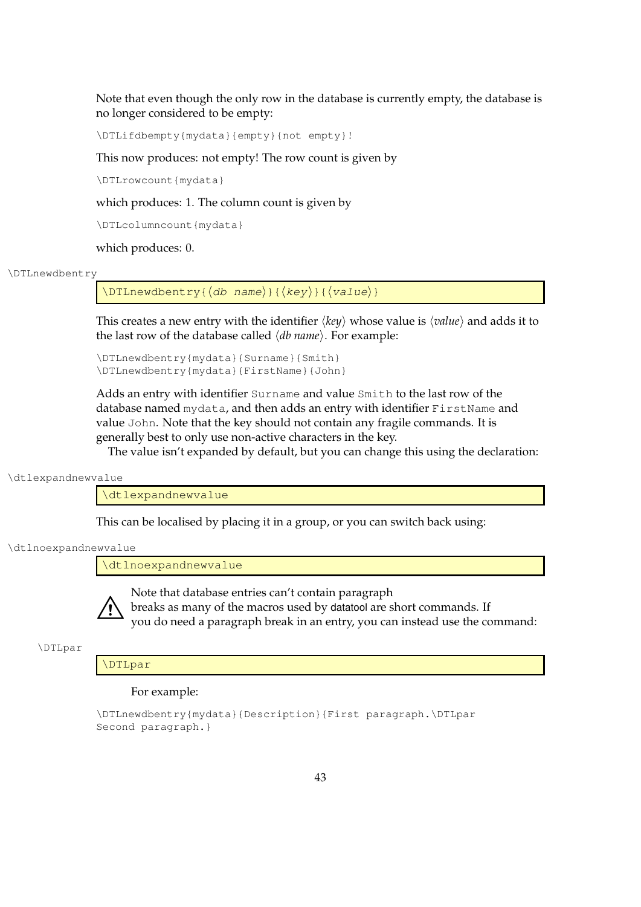Note that even though the only row in the database is currently empty, the database is no longer considered to be empty:

```
\DTLifdbempty{mydata}{empty}{not empty}!
```

This now produces: not empty! The row count is given by

```
\DTLrowcount{mydata}
```

which produces: 1. The column count is given by

```
\DTLcolumncount{mydata}
```

which produces: 0.

\DTLnewdbentry

```
\DTLnewdbentry{⟨db name⟩}{⟨key⟩}{⟨value⟩}
```

This creates a new entry with the identifier ⟨*key*⟩ whose value is ⟨*value*⟩ and adds it to the last row of the database called ⟨*db name*⟩. For example:

```
\DTLnewdbentry{mydata}{Surname}{Smith}
\DTLnewdbentry{mydata}{FirstName}{John}
```

Adds an entry with identifier `Surname` and value `Smith` to the last row of the database named `mydata`, and then adds an entry with identifier `FirstName` and value `John`. Note that the key should not contain any fragile commands. It is generally best to only use non-active characters in the key.

The value isn't expanded by default, but you can change this using the declaration:

\dtlexpandnewvalue

```
\dtlexpandnewvalue
```

This can be localised by placing it in a group, or you can switch back using:

\dtlnoexpandnewvalue

```
\dtlnoexpandnewvalue
```

⚠ Note that database entries can't contain paragraph breaks as many of the macros used by datatool are short commands. If you do need a paragraph break in an entry, you can instead use the command:

\DTLpar

```
\DTLpar
```

For example:

```
\DTLnewdbentry{mydata}{Description}{First paragraph.\DTLpar
Second paragraph.}
```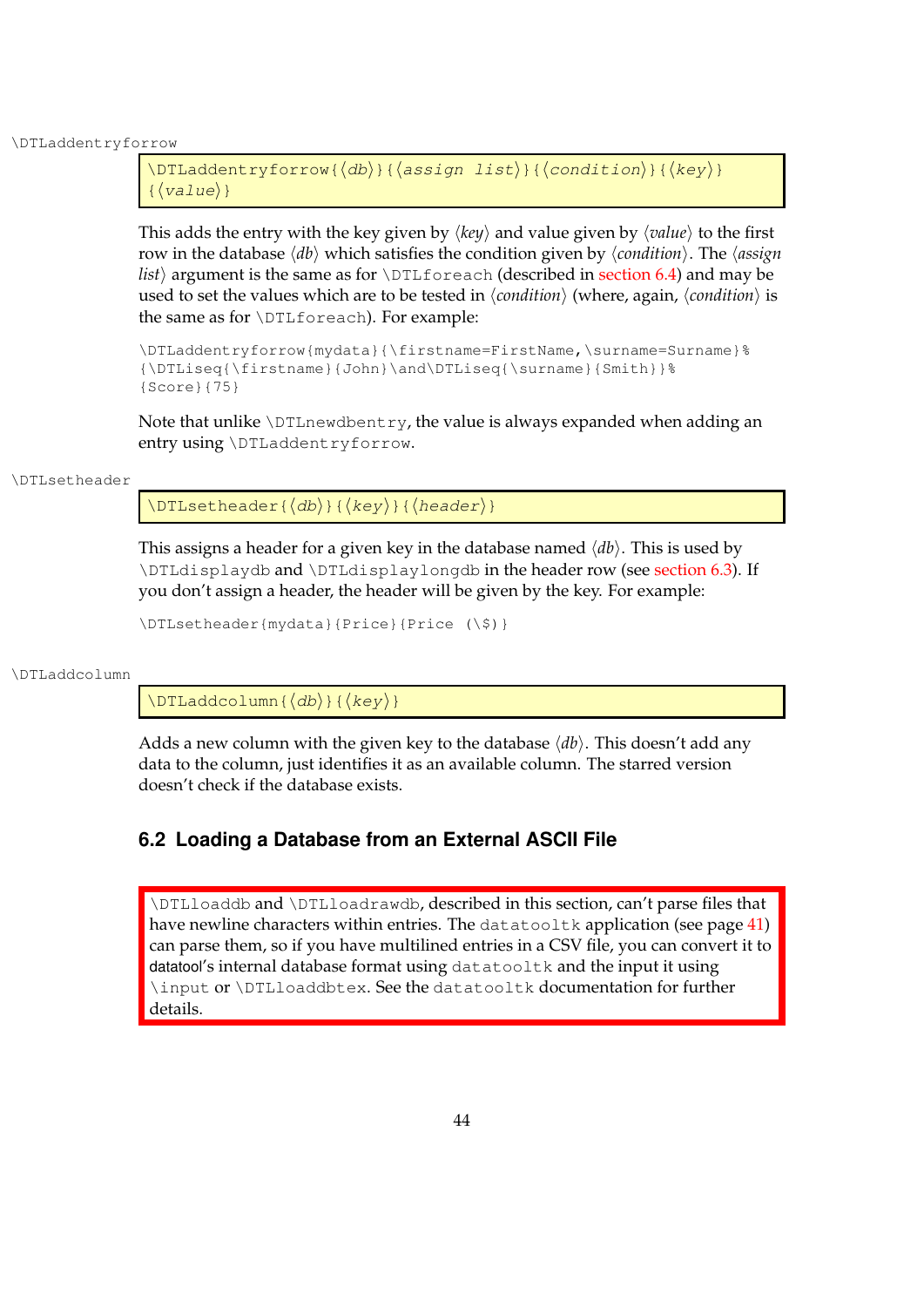\DTLaddentryforrow

```
\DTLaddentryforrow{⟨db⟩}{⟨assign list⟩}{⟨condition⟩}{⟨key⟩}
{⟨value⟩}
```

This adds the entry with the key given by ⟨*key*⟩ and value given by ⟨*value*⟩ to the first row in the database ⟨*db*⟩ which satisfies the condition given by ⟨*condition*⟩. The ⟨*assign list*⟩ argument is the same as for `\DTLforeach` (described in section 6.4) and may be used to set the values which are to be tested in ⟨*condition*⟩ (where, again, ⟨*condition*⟩ is the same as for `\DTLforeach`). For example:

```
\DTLaddentryforrow{mydata}{\firstname=FirstName,\surname=Surname}%
{\DTLiseq{\firstname}{John}\and\DTLiseq{\surname}{Smith}}%
{Score}{75}
```

Note that unlike `\DTLnewdbentry`, the value is always expanded when adding an entry using `\DTLaddentryforrow`.

\DTLsetheader

```
\DTLsetheader{⟨db⟩}{⟨key⟩}{⟨header⟩}
```

This assigns a header for a given key in the database named ⟨*db*⟩. This is used by `\DTLdisplaydb` and `\DTLdisplaylongdb` in the header row (see section 6.3). If you don't assign a header, the header will be given by the key. For example:

```
\DTLsetheader{mydata}{Price}{Price (\$)}
```

\DTLaddcolumn

```
\DTLaddcolumn{⟨db⟩}{⟨key⟩}
```

Adds a new column with the given key to the database ⟨*db*⟩. This doesn't add any data to the column, just identifies it as an available column. The starred version doesn't check if the database exists.

## 6.2 Loading a Database from an External ASCII File

`\DTLloaddb` and `\DTLloadrawdb`, described in this section, can't parse files that have newline characters within entries. The `datatooltk` application (see page 41) can parse them, so if you have multilined entries in a CSV file, you can convert it to datatool's internal database format using `datatooltk` and the input it using `\input` or `\DTLloaddbtex`. See the `datatooltk` documentation for further details.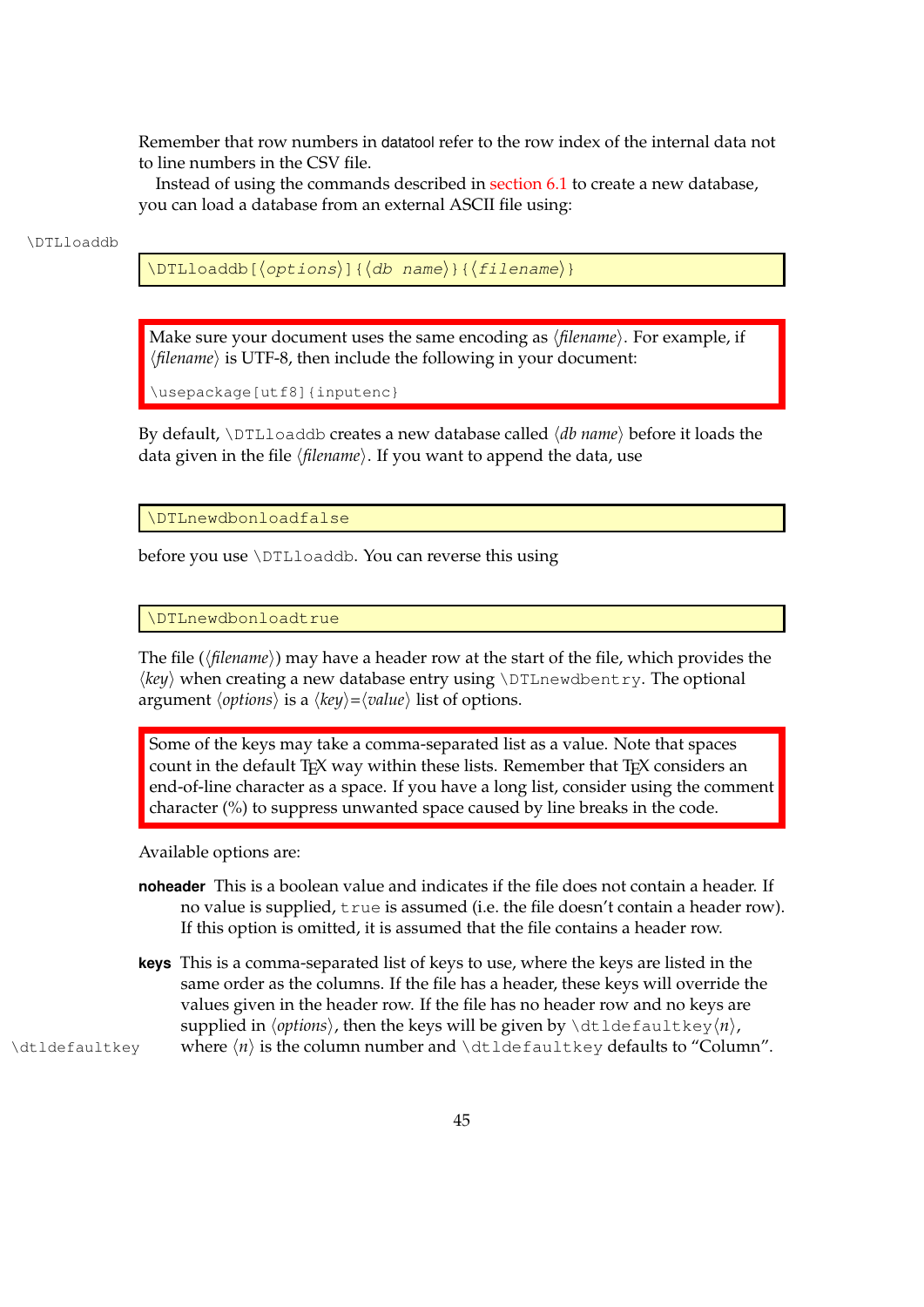Remember that row numbers in datatool refer to the row index of the internal data not to line numbers in the CSV file.

Instead of using the commands described in section 6.1 to create a new database, you can load a database from an external ASCII file using:

\DTLloaddb

```
\DTLloaddb[⟨options⟩]{⟨db name⟩}{⟨filename⟩}
```

Make sure your document uses the same encoding as ⟨*filename*⟩. For example, if ⟨*filename*⟩ is UTF-8, then include the following in your document:

```
\usepackage[utf8]{inputenc}
```

By default, `\DTLloaddb` creates a new database called ⟨*db name*⟩ before it loads the data given in the file ⟨*filename*⟩. If you want to append the data, use

```
\DTLnewdbonloadfalse
```

before you use `\DTLloaddb`. You can reverse this using

```
\DTLnewdbonloadtrue
```

The file (⟨*filename*⟩) may have a header row at the start of the file, which provides the ⟨*key*⟩ when creating a new database entry using `\DTLnewdbentry`. The optional argument ⟨*options*⟩ is a ⟨*key*⟩=⟨*value*⟩ list of options.

Some of the keys may take a comma-separated list as a value. Note that spaces count in the default TeX way within these lists. Remember that TeX considers an end-of-line character as a space. If you have a long list, consider using the comment character (%) to suppress unwanted space caused by line breaks in the code.

Available options are:

**noheader** This is a boolean value and indicates if the file does not contain a header. If no value is supplied, `true` is assumed (i.e. the file doesn't contain a header row). If this option is omitted, it is assumed that the file contains a header row.

**keys** This is a comma-separated list of keys to use, where the keys are listed in the same order as the columns. If the file has a header, these keys will override the values given in the header row. If the file has no header row and no keys are supplied in ⟨*options*⟩, then the keys will be given by `\dtldefaultkey`⟨*n*⟩, where ⟨*n*⟩ is the column number and `\dtldefaultkey` defaults to "Column".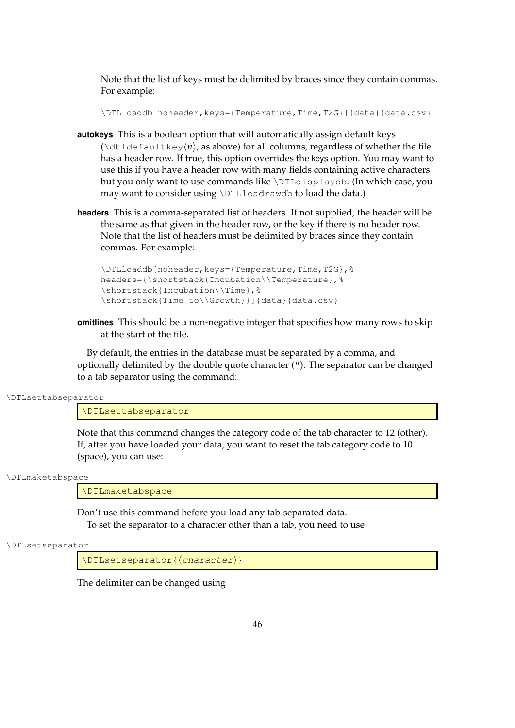Note that the list of keys must be delimited by braces since they contain commas. For example:

```
\DTLloaddb[noheader,keys={Temperature,Time,T2G}]{data}{data.csv}
```

**autokeys** This is a boolean option that will automatically assign default keys (`\dtldefaultkey`⟨*n*⟩, as above) for all columns, regardless of whether the file has a header row. If true, this option overrides the keys option. You may want to use this if you have a header row with many fields containing active characters but you only want to use commands like `\DTLdisplaydb`. (In which case, you may want to consider using `\DTLloadrawdb` to load the data.)

**headers** This is a comma-separated list of headers. If not supplied, the header will be the same as that given in the header row, or the key if there is no header row. Note that the list of headers must be delimited by braces since they contain commas. For example:

```
\DTLloaddb[noheader,keys={Temperature,Time,T2G},%
headers={\shortstack{Incubation\\Temperature},%
\shortstack{Incubation\\Time},%
\shortstack{Time to\\Growth}}]{data}{data.csv}
```

**omitlines** This should be a non-negative integer that specifies how many rows to skip at the start of the file.

By default, the entries in the database must be separated by a comma, and optionally delimited by the double quote character ("). The separator can be changed to a tab separator using the command:

`\DTLsettabseparator`

```
\DTLsettabseparator
```

Note that this command changes the category code of the tab character to 12 (other). If, after you have loaded your data, you want to reset the tab category code to 10 (space), you can use:

`\DTLmaketabspace`

```
\DTLmaketabspace
```

Don't use this command before you load any tab-separated data.

To set the separator to a character other than a tab, you need to use

`\DTLsetseparator`

```
\DTLsetseparator{⟨character⟩}
```

The delimiter can be changed using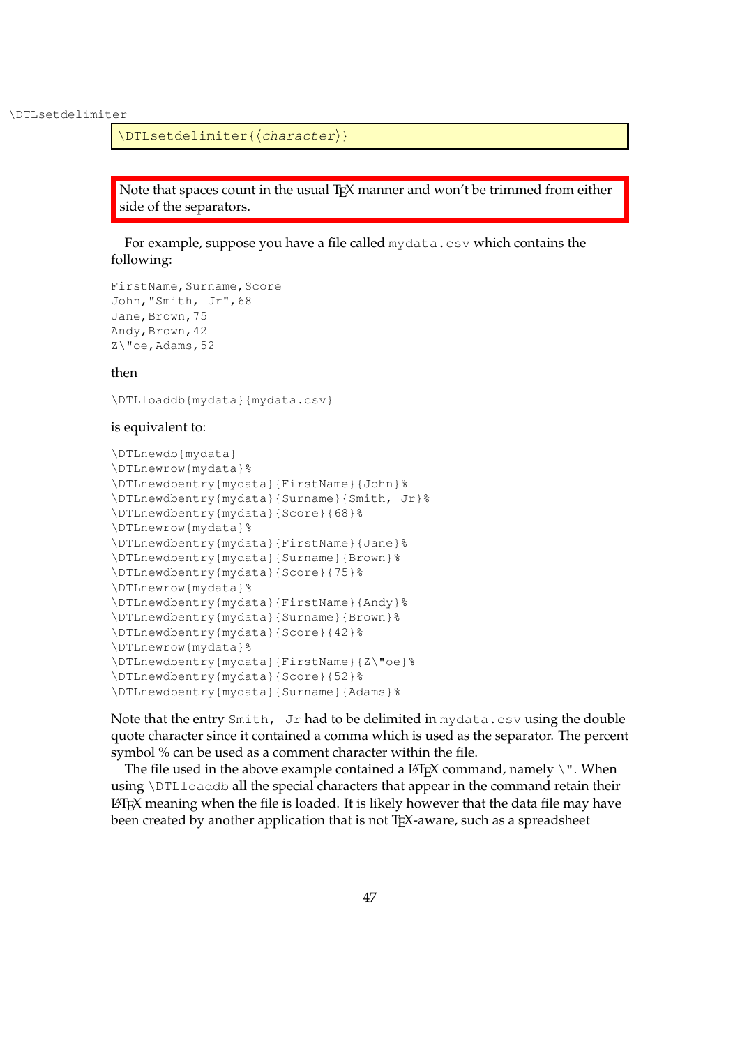\DTLsetdelimiter

```
\DTLsetdelimiter{⟨character⟩}
```

Note that spaces count in the usual TeX manner and won't be trimmed from either side of the separators.

For example, suppose you have a file called `mydata.csv` which contains the following:

```
FirstName,Surname,Score
John,"Smith, Jr",68
Jane,Brown,75
Andy,Brown,42
Z\"oe,Adams,52
```

then

```
\DTLloaddb{mydata}{mydata.csv}
```

is equivalent to:

```
\DTLnewdb{mydata}
\DTLnewrow{mydata}%
\DTLnewdbentry{mydata}{FirstName}{John}%
\DTLnewdbentry{mydata}{Surname}{Smith, Jr}%
\DTLnewdbentry{mydata}{Score}{68}%
\DTLnewrow{mydata}%
\DTLnewdbentry{mydata}{FirstName}{Jane}%
\DTLnewdbentry{mydata}{Surname}{Brown}%
\DTLnewdbentry{mydata}{Score}{75}%
\DTLnewrow{mydata}%
\DTLnewdbentry{mydata}{FirstName}{Andy}%
\DTLnewdbentry{mydata}{Surname}{Brown}%
\DTLnewdbentry{mydata}{Score}{42}%
\DTLnewrow{mydata}%
\DTLnewdbentry{mydata}{FirstName}{Z\"oe}%
\DTLnewdbentry{mydata}{Score}{52}%
\DTLnewdbentry{mydata}{Surname}{Adams}%
```

Note that the entry `Smith, Jr` had to be delimited in `mydata.csv` using the double quote character since it contained a comma which is used as the separator. The percent symbol % can be used as a comment character within the file.

The file used in the above example contained a LaTeX command, namely `\"`. When using `\DTLloaddb` all the special characters that appear in the command retain their LaTeX meaning when the file is loaded. It is likely however that the data file may have been created by another application that is not TeX-aware, such as a spreadsheet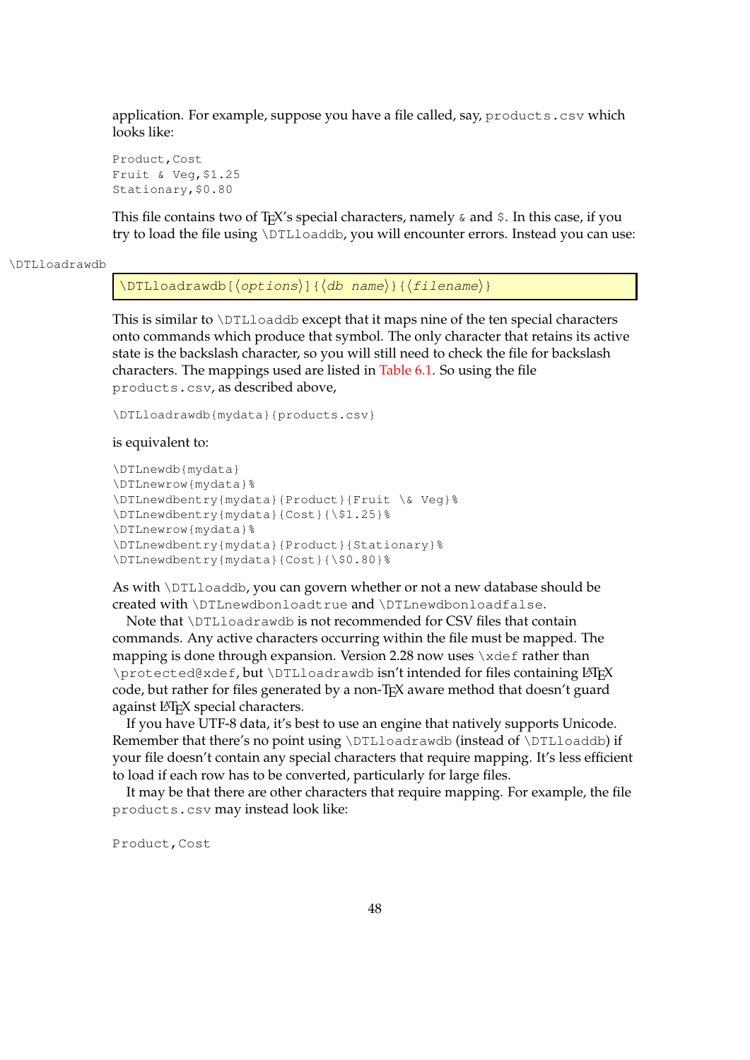application. For example, suppose you have a file called, say, `products.csv` which looks like:

```
Product,Cost
Fruit & Veg,$1.25
Stationary,$0.80
```

This file contains two of TeX's special characters, namely `&` and `$`. In this case, if you try to load the file using `\DTLloaddb`, you will encounter errors. Instead you can use:

\DTLloadrawdb

```
\DTLloadrawdb[⟨options⟩]{⟨db name⟩}{⟨filename⟩}
```

This is similar to `\DTLloaddb` except that it maps nine of the ten special characters onto commands which produce that symbol. The only character that retains its active state is the backslash character, so you will still need to check the file for backslash characters. The mappings used are listed in Table 6.1. So using the file `products.csv`, as described above,

```
\DTLloadrawdb{mydata}{products.csv}
```

is equivalent to:

```
\DTLnewdb{mydata}
\DTLnewrow{mydata}%
\DTLnewdbentry{mydata}{Product}{Fruit \& Veg}%
\DTLnewdbentry{mydata}{Cost}{\$1.25}%
\DTLnewrow{mydata}%
\DTLnewdbentry{mydata}{Product}{Stationary}%
\DTLnewdbentry{mydata}{Cost}{\$0.80}%
```

As with `\DTLloaddb`, you can govern whether or not a new database should be created with `\DTLnewdbonloadtrue` and `\DTLnewdbonloadfalse`.

Note that `\DTLloadrawdb` is not recommended for CSV files that contain commands. Any active characters occurring within the file must be mapped. The mapping is done through expansion. Version 2.28 now uses `\xdef` rather than `\protected@xdef`, but `\DTLloadrawdb` isn't intended for files containing LaTeX code, but rather for files generated by a non-TeX aware method that doesn't guard against LaTeX special characters.

If you have UTF-8 data, it's best to use an engine that natively supports Unicode. Remember that there's no point using `\DTLloadrawdb` (instead of `\DTLloaddb`) if your file doesn't contain any special characters that require mapping. It's less efficient to load if each row has to be converted, particularly for large files.

It may be that there are other characters that require mapping. For example, the file `products.csv` may instead look like:

```
Product,Cost
```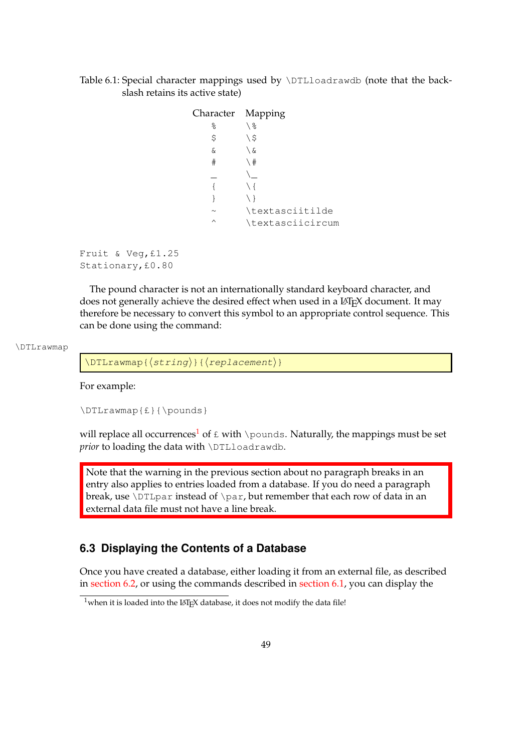Table 6.1: Special character mappings used by `\DTLloadrawdb` (note that the backslash retains its active state)

| Character | Mapping |
|---|---|
| `%` | `\%` |
| `$` | `\$` |
| `&` | `\&` |
| `#` | `\#` |
| `_` | `\_` |
| `{` | `\{` |
| `}` | `\}` |
| `~` | `\textasciitilde` |
| `^` | `\textasciicircum` |

```
Fruit & Veg,£1.25
Stationary,£0.80
```

The pound character is not an internationally standard keyboard character, and does not generally achieve the desired effect when used in a LaTeX document. It may therefore be necessary to convert this symbol to an appropriate control sequence. This can be done using the command:

\DTLrawmap

```
\DTLrawmap{⟨string⟩}{⟨replacement⟩}
```

For example:

```
\DTLrawmap{£}{\pounds}
```

will replace all occurrences[1] of `£` with `\pounds`. Naturally, the mappings must be set *prior* to loading the data with `\DTLloadrawdb`.

> Note that the warning in the previous section about no paragraph breaks in an entry also applies to entries loaded from a database. If you do need a paragraph break, use `\DTLpar` instead of `\par`, but remember that each row of data in an external data file must not have a line break.

## 6.3 Displaying the Contents of a Database

Once you have created a database, either loading it from an external file, as described in section 6.2, or using the commands described in section 6.1, you can display the

[1] when it is loaded into the LaTeX database, it does not modify the data file!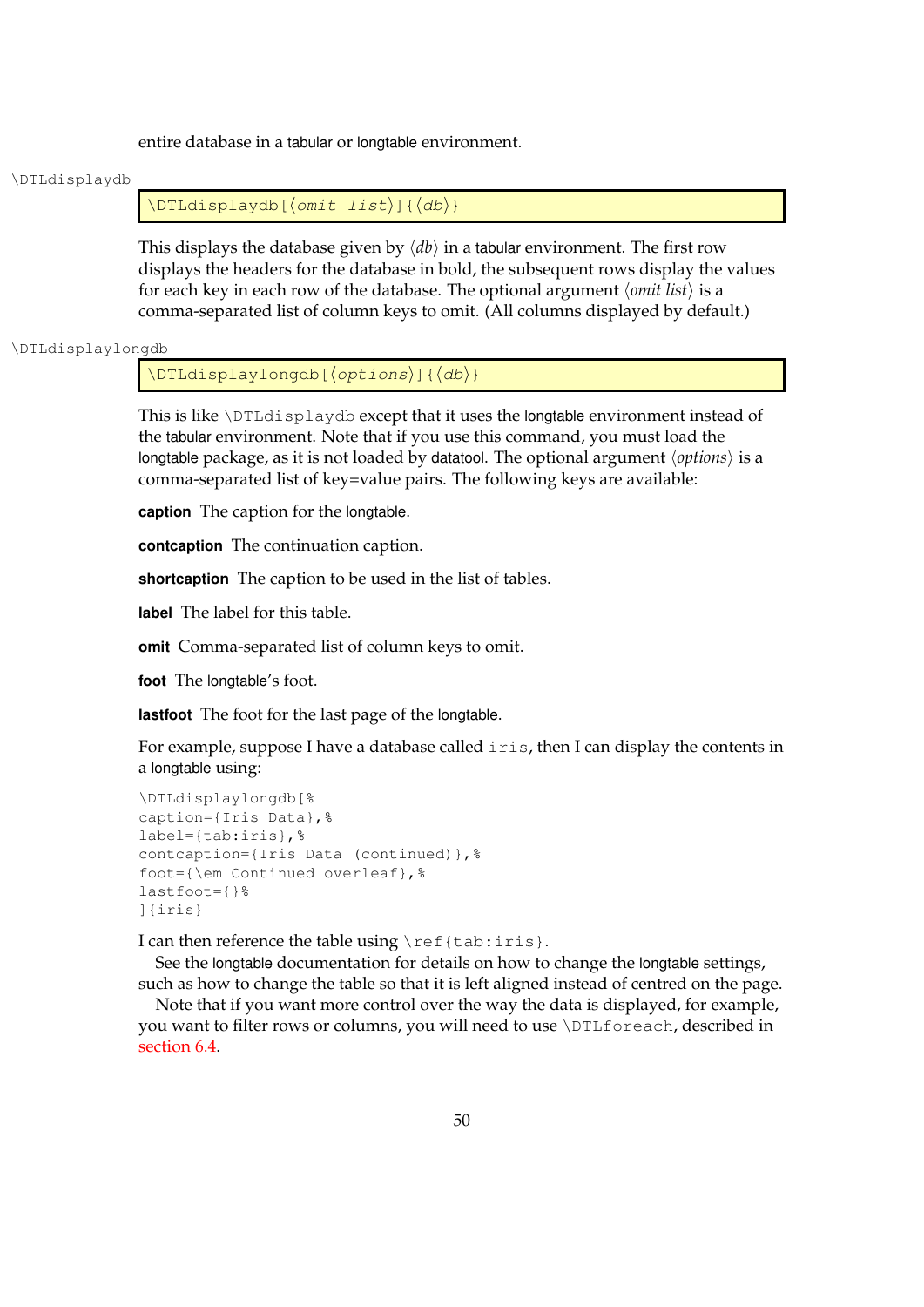entire database in a tabular or longtable environment.

\DTLdisplaydb

```
\DTLdisplaydb[⟨omit list⟩]{⟨db⟩}
```

This displays the database given by ⟨*db*⟩ in a tabular environment. The first row displays the headers for the database in bold, the subsequent rows display the values for each key in each row of the database. The optional argument ⟨*omit list*⟩ is a comma-separated list of column keys to omit. (All columns displayed by default.)

\DTLdisplaylongdb

```
\DTLdisplaylongdb[⟨options⟩]{⟨db⟩}
```

This is like `\DTLdisplaydb` except that it uses the longtable environment instead of the tabular environment. Note that if you use this command, you must load the longtable package, as it is not loaded by datatool. The optional argument ⟨*options*⟩ is a comma-separated list of key=value pairs. The following keys are available:

**caption** The caption for the longtable.

**contcaption** The continuation caption.

**shortcaption** The caption to be used in the list of tables.

**label** The label for this table.

**omit** Comma-separated list of column keys to omit.

**foot** The longtable's foot.

**lastfoot** The foot for the last page of the longtable.

For example, suppose I have a database called `iris`, then I can display the contents in a longtable using:

```
\DTLdisplaylongdb[%
caption={Iris Data},%
label={tab:iris},%
contcaption={Iris Data (continued)},%
foot={\em Continued overleaf},%
lastfoot={}%
]{iris}
```

I can then reference the table using `\ref{tab:iris}`.

See the longtable documentation for details on how to change the longtable settings, such as how to change the table so that it is left aligned instead of centred on the page.

Note that if you want more control over the way the data is displayed, for example, you want to filter rows or columns, you will need to use `\DTLforeach`, described in section 6.4.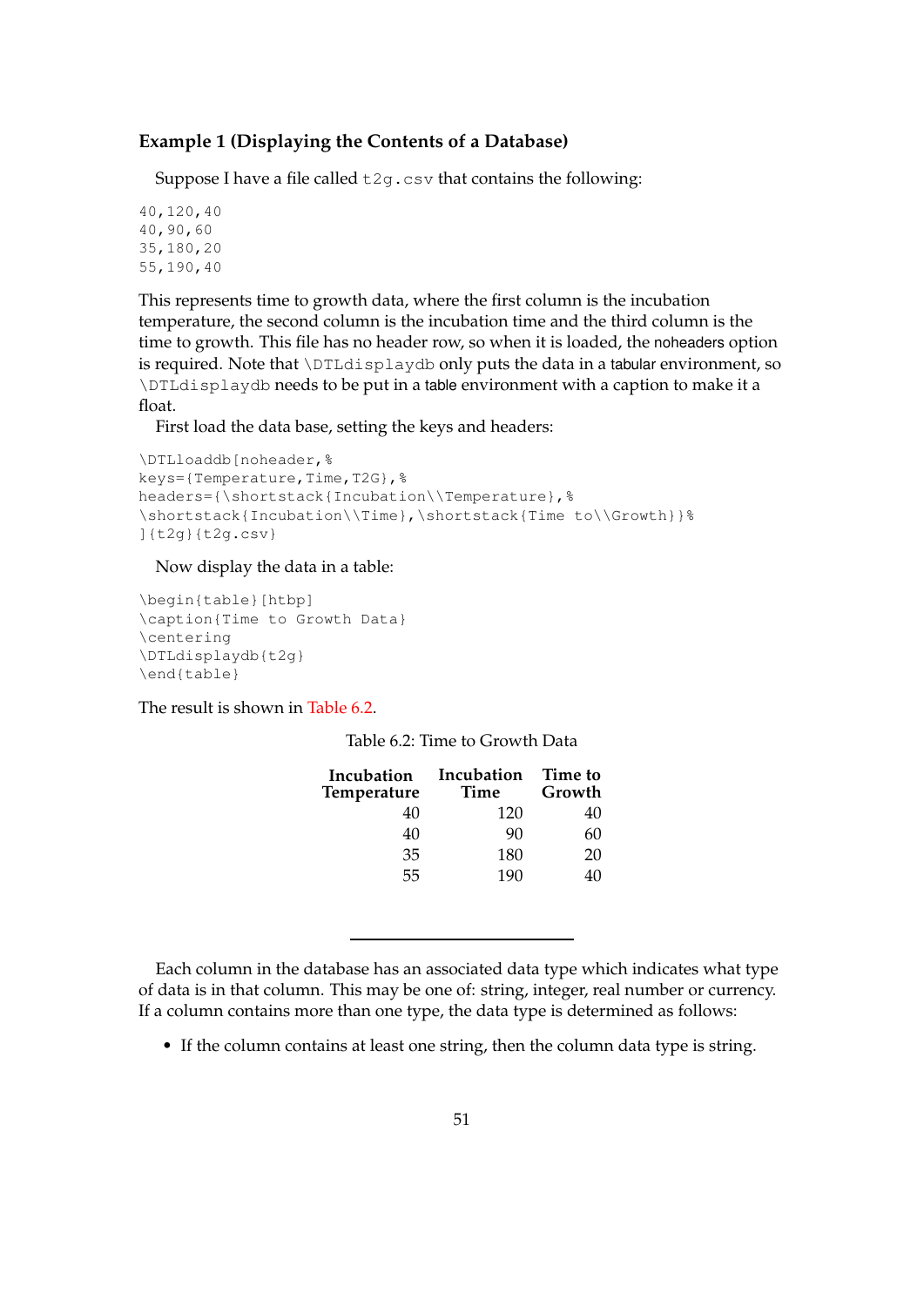**Example 1 (Displaying the Contents of a Database)**

Suppose I have a file called `t2g.csv` that contains the following:

```
40,120,40
40,90,60
35,180,20
55,190,40
```

This represents time to growth data, where the first column is the incubation temperature, the second column is the incubation time and the third column is the time to growth. This file has no header row, so when it is loaded, the noheaders option is required. Note that `\DTLdisplaydb` only puts the data in a tabular environment, so `\DTLdisplaydb` needs to be put in a table environment with a caption to make it a float.

First load the data base, setting the keys and headers:

```
\DTLloaddb[noheader,%
keys={Temperature,Time,T2G},%
headers={\shortstack{Incubation\\Temperature},%
\shortstack{Incubation\\Time},\shortstack{Time to\\Growth}}%
]{t2g}{t2g.csv}
```

Now display the data in a table:

```
\begin{table}[htbp]
\caption{Time to Growth Data}
\centering
\DTLdisplaydb{t2g}
\end{table}
```

The result is shown in Table 6.2.

Table 6.2: Time to Growth Data

| **Incubation Temperature** | **Incubation Time** | **Time to Growth** |
|---:|---:|---:|
| 40 | 120 | 40 |
| 40 | 90 | 60 |
| 35 | 180 | 20 |
| 55 | 190 | 40 |

---

Each column in the database has an associated data type which indicates what type of data is in that column. This may be one of: string, integer, real number or currency. If a column contains more than one type, the data type is determined as follows:

- If the column contains at least one string, then the column data type is string.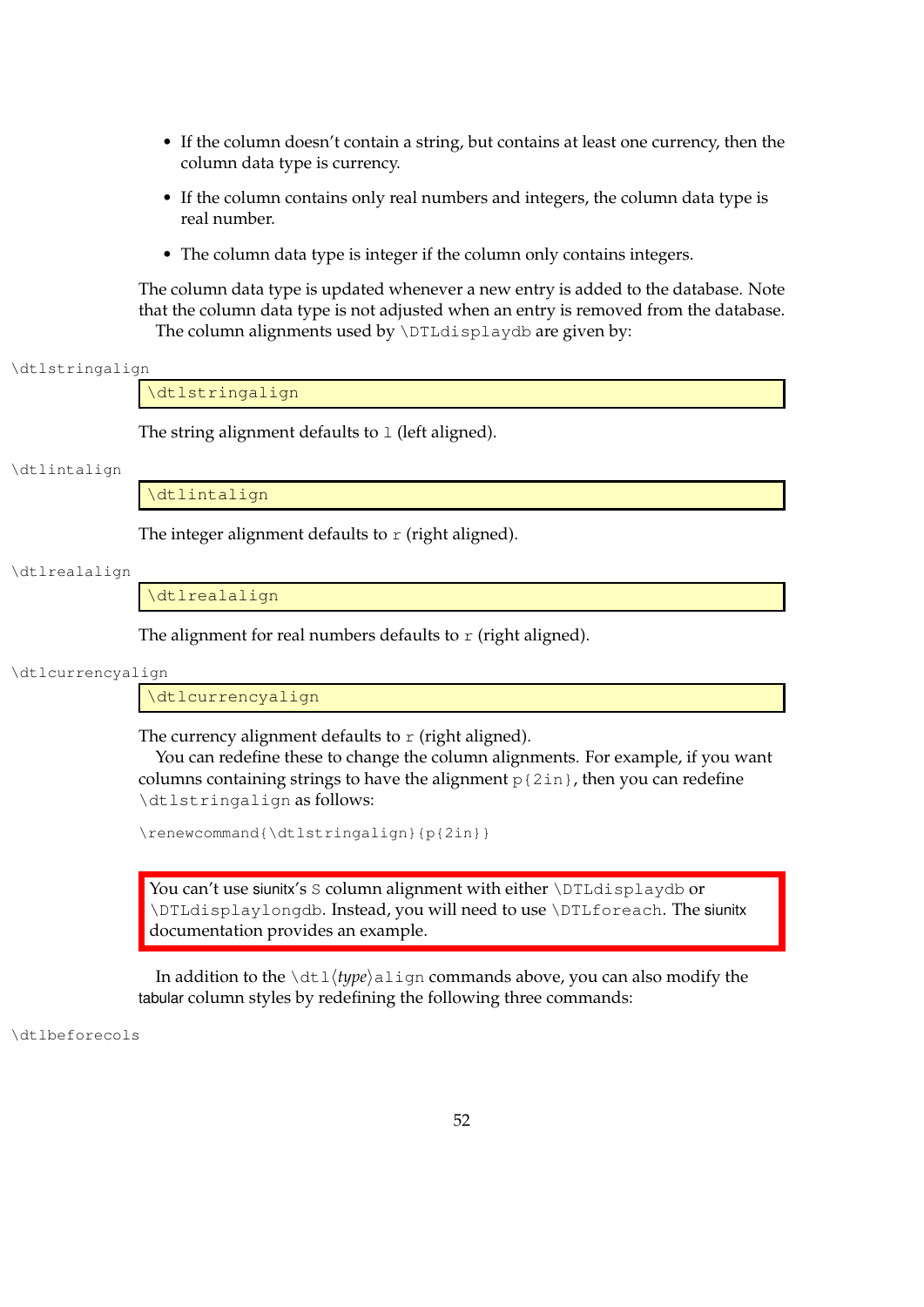- If the column doesn't contain a string, but contains at least one currency, then the column data type is currency.
- If the column contains only real numbers and integers, the column data type is real number.
- The column data type is integer if the column only contains integers.

The column data type is updated whenever a new entry is added to the database. Note that the column data type is not adjusted when an entry is removed from the database.

The column alignments used by `\DTLdisplaydb` are given by:

`\dtlstringalign`

```
\dtlstringalign
```

The string alignment defaults to `l` (left aligned).

`\dtlintalign`

```
\dtlintalign
```

The integer alignment defaults to `r` (right aligned).

`\dtlrealalign`

```
\dtlrealalign
```

The alignment for real numbers defaults to `r` (right aligned).

`\dtlcurrencyalign`

```
\dtlcurrencyalign
```

The currency alignment defaults to `r` (right aligned).

You can redefine these to change the column alignments. For example, if you want columns containing strings to have the alignment `p{2in}`, then you can redefine `\dtlstringalign` as follows:

```
\renewcommand{\dtlstringalign}{p{2in}}
```

> You can't use siunitx's `S` column alignment with either `\DTLdisplaydb` or `\DTLdisplaylongdb`. Instead, you will need to use `\DTLforeach`. The siunitx documentation provides an example.

In addition to the `\dtl`⟨*type*⟩`align` commands above, you can also modify the tabular column styles by redefining the following three commands:

`\dtlbeforecols`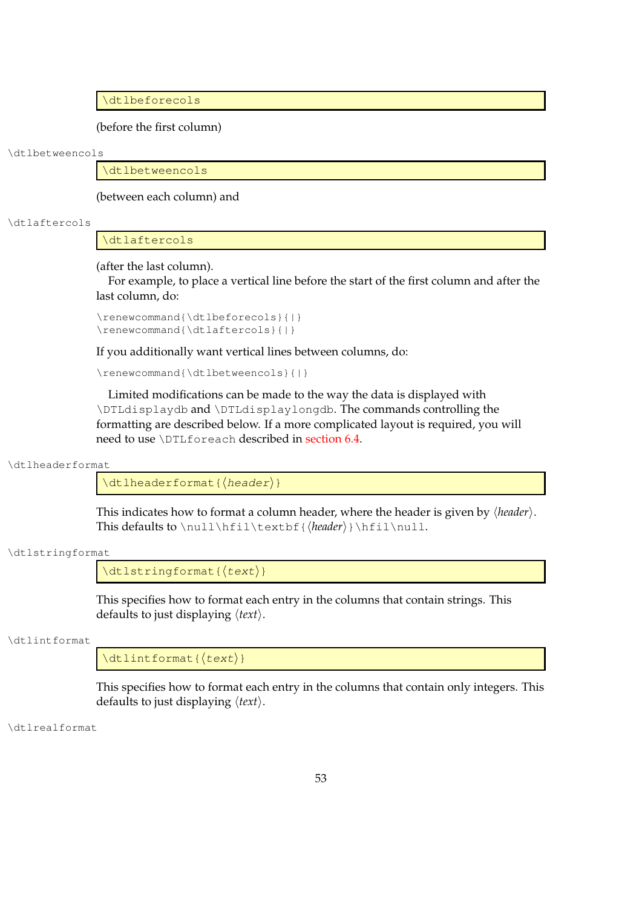```
\dtlbeforecols
```

(before the first column)

\dtlbetweencols

```
\dtlbetweencols
```

(between each column) and

\dtlaftercols

```
\dtlaftercols
```

(after the last column).

For example, to place a vertical line before the start of the first column and after the last column, do:

```
\renewcommand{\dtlbeforecols}{|}
\renewcommand{\dtlaftercols}{|}
```

If you additionally want vertical lines between columns, do:

```
\renewcommand{\dtlbetweencols}{|}
```

Limited modifications can be made to the way the data is displayed with `\DTLdisplaydb` and `\DTLdisplaylongdb`. The commands controlling the formatting are described below. If a more complicated layout is required, you will need to use `\DTLforeach` described in section 6.4.

\dtlheaderformat

```
\dtlheaderformat{⟨header⟩}
```

This indicates how to format a column header, where the header is given by ⟨*header*⟩. This defaults to `\null\hfil\textbf{`⟨*header*⟩`}\hfil\null`.

\dtlstringformat

```
\dtlstringformat{⟨text⟩}
```

This specifies how to format each entry in the columns that contain strings. This defaults to just displaying ⟨*text*⟩.

\dtlintformat

```
\dtlintformat{⟨text⟩}
```

This specifies how to format each entry in the columns that contain only integers. This defaults to just displaying ⟨*text*⟩.

\dtlrealformat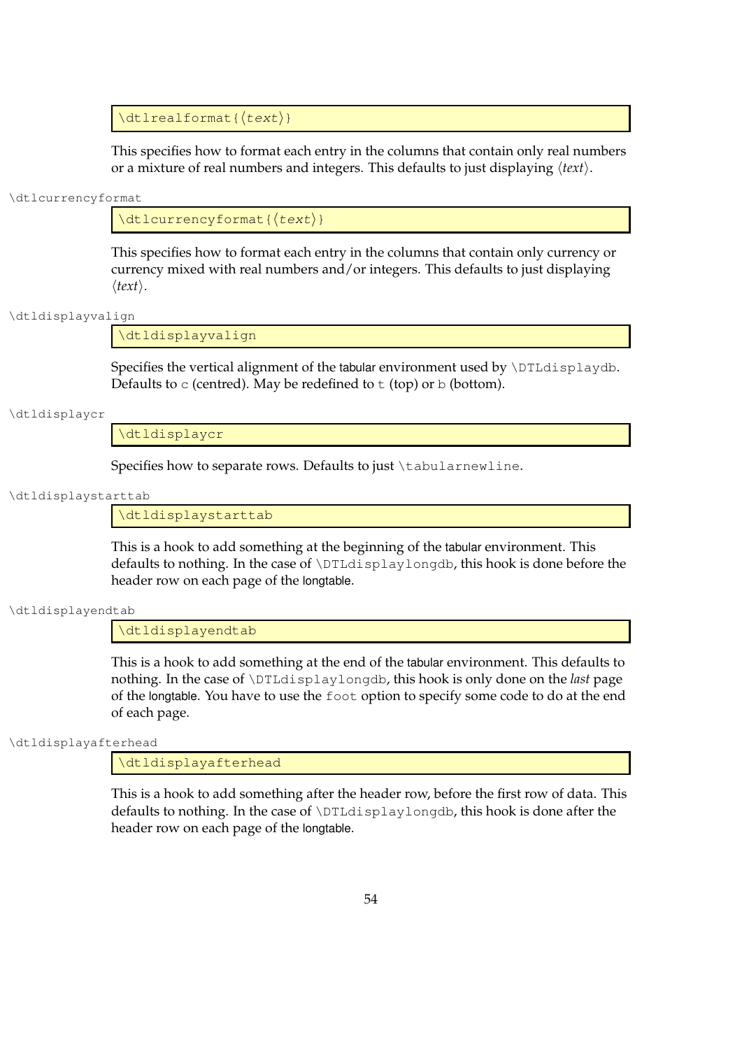```
\dtlrealformat{⟨text⟩}
```

This specifies how to format each entry in the columns that contain only real numbers or a mixture of real numbers and integers. This defaults to just displaying ⟨*text*⟩.

\dtlcurrencyformat

```
\dtlcurrencyformat{⟨text⟩}
```

This specifies how to format each entry in the columns that contain only currency or currency mixed with real numbers and/or integers. This defaults to just displaying ⟨*text*⟩.

\dtldisplayvalign

```
\dtldisplayvalign
```

Specifies the vertical alignment of the tabular environment used by `\DTLdisplaydb`. Defaults to `c` (centred). May be redefined to `t` (top) or `b` (bottom).

\dtldisplaycr

```
\dtldisplaycr
```

Specifies how to separate rows. Defaults to just `\tabularnewline`.

\dtldisplaystarttab

```
\dtldisplaystarttab
```

This is a hook to add something at the beginning of the tabular environment. This defaults to nothing. In the case of `\DTLdisplaylongdb`, this hook is done before the header row on each page of the longtable.

\dtldisplayendtab

```
\dtldisplayendtab
```

This is a hook to add something at the end of the tabular environment. This defaults to nothing. In the case of `\DTLdisplaylongdb`, this hook is only done on the *last* page of the longtable. You have to use the `foot` option to specify some code to do at the end of each page.

\dtldisplayafterhead

```
\dtldisplayafterhead
```

This is a hook to add something after the header row, before the first row of data. This defaults to nothing. In the case of `\DTLdisplaylongdb`, this hook is done after the header row on each page of the longtable.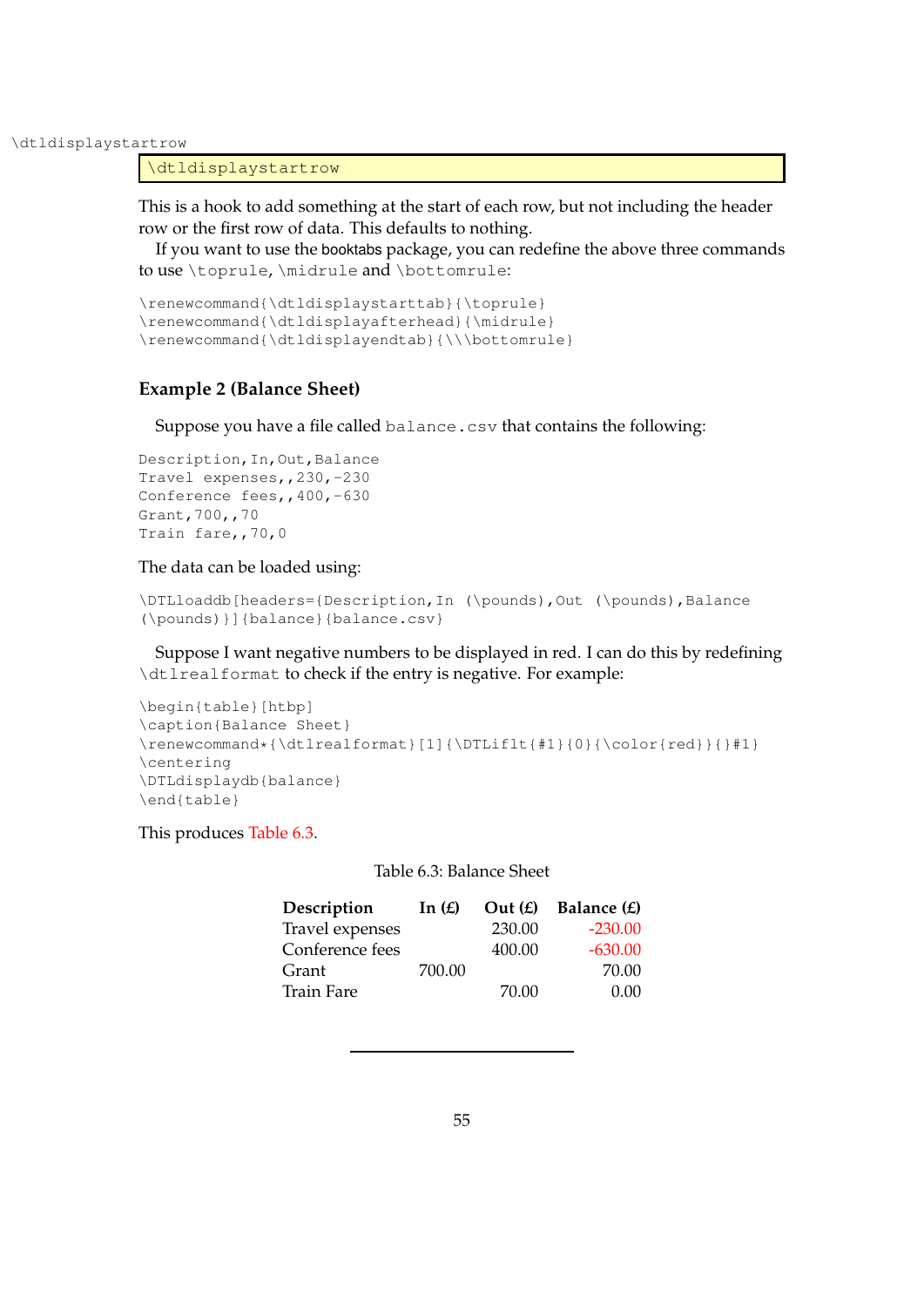\dtldisplaystartrow

```
\dtldisplaystartrow
```

This is a hook to add something at the start of each row, but not including the header row or the first row of data. This defaults to nothing.

If you want to use the booktabs package, you can redefine the above three commands to use `\toprule`, `\midrule` and `\bottomrule`:

```
\renewcommand{\dtldisplaystarttab}{\toprule}
\renewcommand{\dtldisplayafterhead}{\midrule}
\renewcommand{\dtldisplayendtab}{\\\bottomrule}
```

### Example 2 (Balance Sheet)

Suppose you have a file called `balance.csv` that contains the following:

```
Description,In,Out,Balance
Travel expenses,,230,-230
Conference fees,,400,-630
Grant,700,,70
Train fare,,70,0
```

The data can be loaded using:

```
\DTLloaddb[headers={Description,In (\pounds),Out (\pounds),Balance
(\pounds)}]{balance}{balance.csv}
```

Suppose I want negative numbers to be displayed in red. I can do this by redefining `\dtlrealformat` to check if the entry is negative. For example:

```
\begin{table}[htbp]
\caption{Balance Sheet}
\renewcommand*{\dtlrealformat}[1]{\DTLiflt{#1}{0}{\color{red}}{}#1}
\centering
\DTLdisplaydb{balance}
\end{table}
```

This produces Table 6.3.

Table 6.3: Balance Sheet

| **Description** | **In (£)** | **Out (£)** | **Balance (£)** |
|---|---|---|---|
| Travel expenses | | 230.00 | -230.00 |
| Conference fees | | 400.00 | -630.00 |
| Grant | 700.00 | | 70.00 |
| Train Fare | | 70.00 | 0.00 |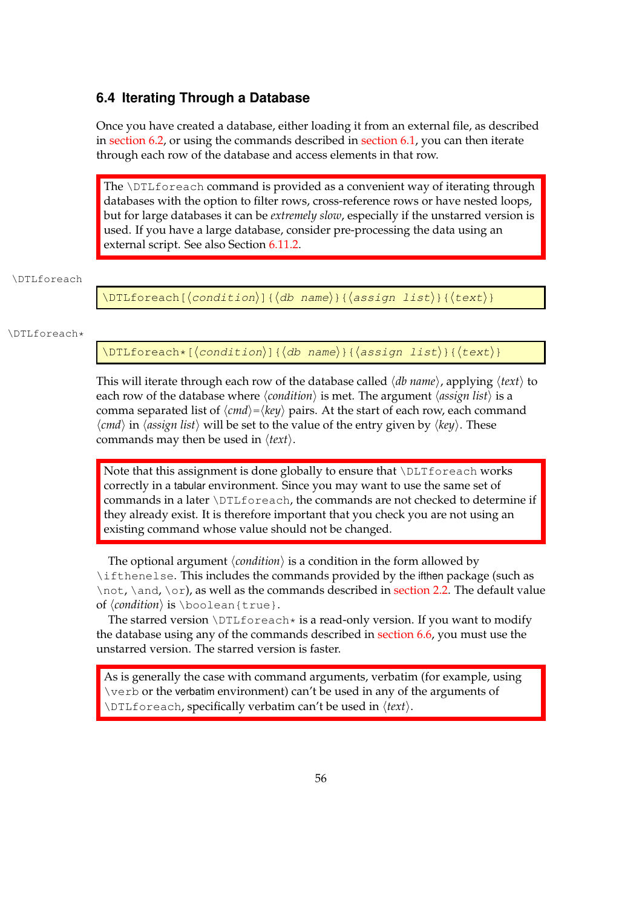## 6.4 Iterating Through a Database

Once you have created a database, either loading it from an external file, as described in section 6.2, or using the commands described in section 6.1, you can then iterate through each row of the database and access elements in that row.

> The `\DTLforeach` command is provided as a convenient way of iterating through databases with the option to filter rows, cross-reference rows or have nested loops, but for large databases it can be *extremely slow*, especially if the unstarred version is used. If you have a large database, consider pre-processing the data using an external script. See also Section 6.11.2.

\DTLforeach

```
\DTLforeach[⟨condition⟩]{⟨db name⟩}{⟨assign list⟩}{⟨text⟩}
```

\DTLforeach*

```
\DTLforeach*[⟨condition⟩]{⟨db name⟩}{⟨assign list⟩}{⟨text⟩}
```

This will iterate through each row of the database called ⟨*db name*⟩, applying ⟨*text*⟩ to each row of the database where ⟨*condition*⟩ is met. The argument ⟨*assign list*⟩ is a comma separated list of ⟨*cmd*⟩=⟨*key*⟩ pairs. At the start of each row, each command ⟨*cmd*⟩ in ⟨*assign list*⟩ will be set to the value of the entry given by ⟨*key*⟩. These commands may then be used in ⟨*text*⟩.

> Note that this assignment is done globally to ensure that `\DLTforeach` works correctly in a tabular environment. Since you may want to use the same set of commands in a later `\DTLforeach`, the commands are not checked to determine if they already exist. It is therefore important that you check you are not using an existing command whose value should not be changed.

The optional argument ⟨*condition*⟩ is a condition in the form allowed by `\ifthenelse`. This includes the commands provided by the ifthen package (such as `\not`, `\and`, `\or`), as well as the commands described in section 2.2. The default value of ⟨*condition*⟩ is `\boolean{true}`.

The starred version `\DTLforeach*` is a read-only version. If you want to modify the database using any of the commands described in section 6.6, you must use the unstarred version. The starred version is faster.

> As is generally the case with command arguments, verbatim (for example, using `\verb` or the verbatim environment) can't be used in any of the arguments of `\DTLforeach`, specifically verbatim can't be used in ⟨*text*⟩.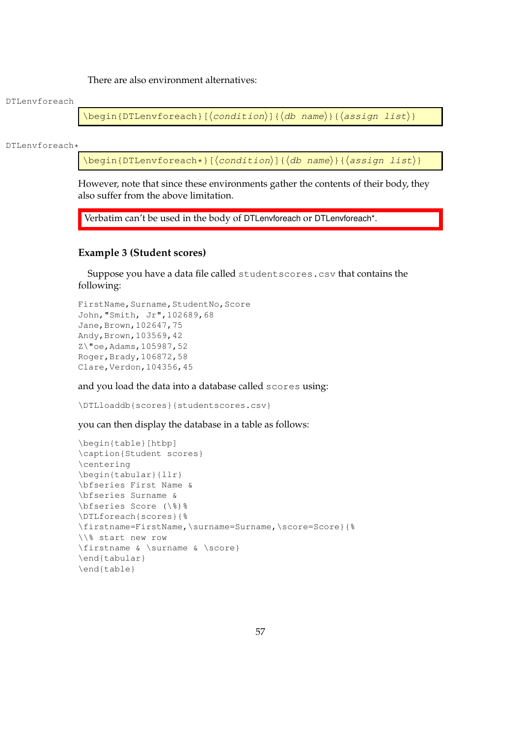There are also environment alternatives:

DTLenvforeach

```
\begin{DTLenvforeach}[⟨condition⟩]{⟨db name⟩}{⟨assign list⟩}
```

DTLenvforeach*

```
\begin{DTLenvforeach*}[⟨condition⟩]{⟨db name⟩}{⟨assign list⟩}
```

However, note that since these environments gather the contents of their body, they also suffer from the above limitation.

Verbatim can't be used in the body of DTLenvforeach or DTLenvforeach*.

### Example 3 (Student scores)

Suppose you have a data file called `studentscores.csv` that contains the following:

```
FirstName,Surname,StudentNo,Score
John,"Smith, Jr",102689,68
Jane,Brown,102647,75
Andy,Brown,103569,42
Z\"oe,Adams,105987,52
Roger,Brady,106872,58
Clare,Verdon,104356,45
```

and you load the data into a database called `scores` using:

```
\DTLloaddb{scores}{studentscores.csv}
```

you can then display the database in a table as follows:

```
\begin{table}[htbp]
\caption{Student scores}
\centering
\begin{tabular}{llr}
\bfseries First Name &
\bfseries Surname &
\bfseries Score (\%)%
\DTLforeach{scores}{%
\firstname=FirstName,\surname=Surname,\score=Score}{%
\\% start new row
\firstname & \surname & \score}
\end{tabular}
\end{table}
```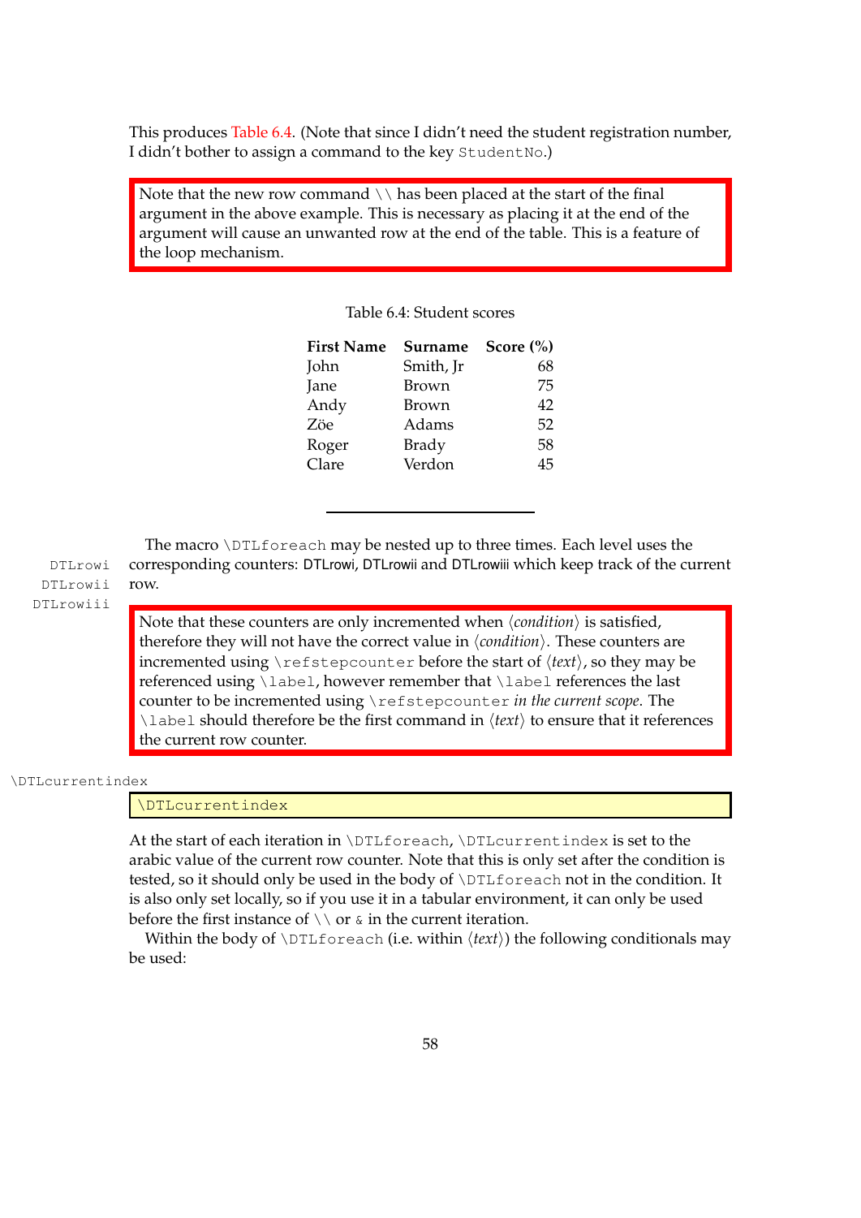This produces Table 6.4. (Note that since I didn't need the student registration number, I didn't bother to assign a command to the key `StudentNo`.)

> Note that the new row command `\\` has been placed at the start of the final argument in the above example. This is necessary as placing it at the end of the argument will cause an unwanted row at the end of the table. This is a feature of the loop mechanism.

Table 6.4: Student scores

| First Name | Surname | Score (%) |
|---|---|---:|
| John | Smith, Jr | 68 |
| Jane | Brown | 75 |
| Andy | Brown | 42 |
| Zöe | Adams | 52 |
| Roger | Brady | 58 |
| Clare | Verdon | 45 |

---

DTLrowi
DTLrowii
DTLrowiii

The macro `\DTLforeach` may be nested up to three times. Each level uses the corresponding counters: DTLrowi, DTLrowii and DTLrowiii which keep track of the current row.

> Note that these counters are only incremented when ⟨*condition*⟩ is satisfied, therefore they will not have the correct value in ⟨*condition*⟩. These counters are incremented using `\refstepcounter` before the start of ⟨*text*⟩, so they may be referenced using `\label`, however remember that `\label` references the last counter to be incremented using `\refstepcounter` *in the current scope*. The `\label` should therefore be the first command in ⟨*text*⟩ to ensure that it references the current row counter.

`\DTLcurrentindex`

```
\DTLcurrentindex
```

At the start of each iteration in `\DTLforeach`, `\DTLcurrentindex` is set to the arabic value of the current row counter. Note that this is only set after the condition is tested, so it should only be used in the body of `\DTLforeach` not in the condition. It is also only set locally, so if you use it in a tabular environment, it can only be used before the first instance of `\\` or `&` in the current iteration.

Within the body of `\DTLforeach` (i.e. within ⟨*text*⟩) the following conditionals may be used: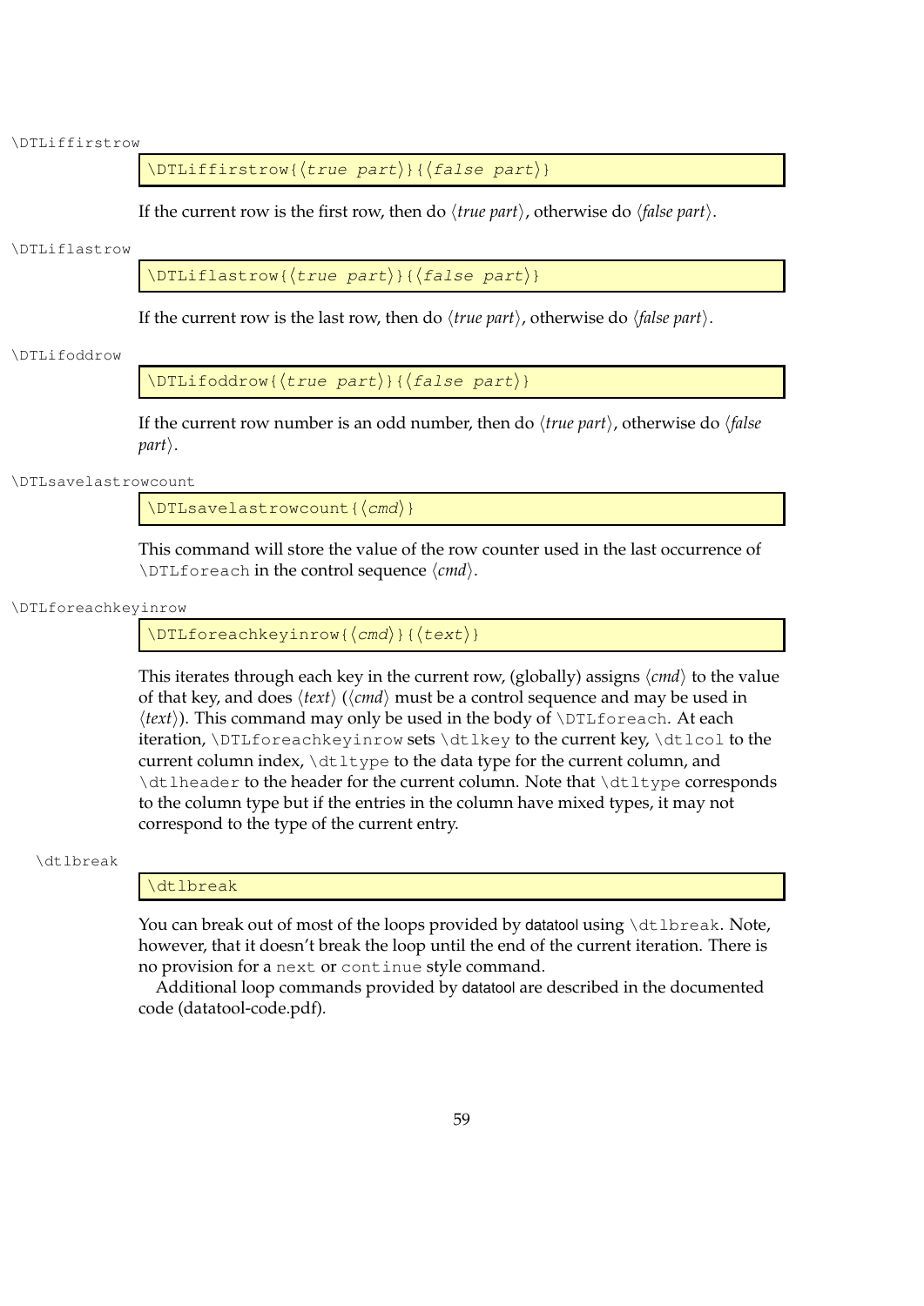`\DTLiffirstrow`

```
\DTLiffirstrow{⟨true part⟩}{⟨false part⟩}
```

If the current row is the first row, then do ⟨*true part*⟩, otherwise do ⟨*false part*⟩.

`\DTLiflastrow`

```
\DTLiflastrow{⟨true part⟩}{⟨false part⟩}
```

If the current row is the last row, then do ⟨*true part*⟩, otherwise do ⟨*false part*⟩.

`\DTLifoddrow`

```
\DTLifoddrow{⟨true part⟩}{⟨false part⟩}
```

If the current row number is an odd number, then do ⟨*true part*⟩, otherwise do ⟨*false part*⟩.

`\DTLsavelastrowcount`

```
\DTLsavelastrowcount{⟨cmd⟩}
```

This command will store the value of the row counter used in the last occurrence of `\DTLforeach` in the control sequence ⟨*cmd*⟩.

`\DTLforeachkeyinrow`

```
\DTLforeachkeyinrow{⟨cmd⟩}{⟨text⟩}
```

This iterates through each key in the current row, (globally) assigns ⟨*cmd*⟩ to the value of that key, and does ⟨*text*⟩ (⟨*cmd*⟩ must be a control sequence and may be used in ⟨*text*⟩). This command may only be used in the body of `\DTLforeach`. At each iteration, `\DTLforeachkeyinrow` sets `\dtlkey` to the current key, `\dtlcol` to the current column index, `\dtltype` to the data type for the current column, and `\dtlheader` to the header for the current column. Note that `\dtltype` corresponds to the column type but if the entries in the column have mixed types, it may not correspond to the type of the current entry.

`\dtlbreak`

```
\dtlbreak
```

You can break out of most of the loops provided by datatool using `\dtlbreak`. Note, however, that it doesn't break the loop until the end of the current iteration. There is no provision for a `next` or `continue` style command.

Additional loop commands provided by datatool are described in the documented code (datatool-code.pdf).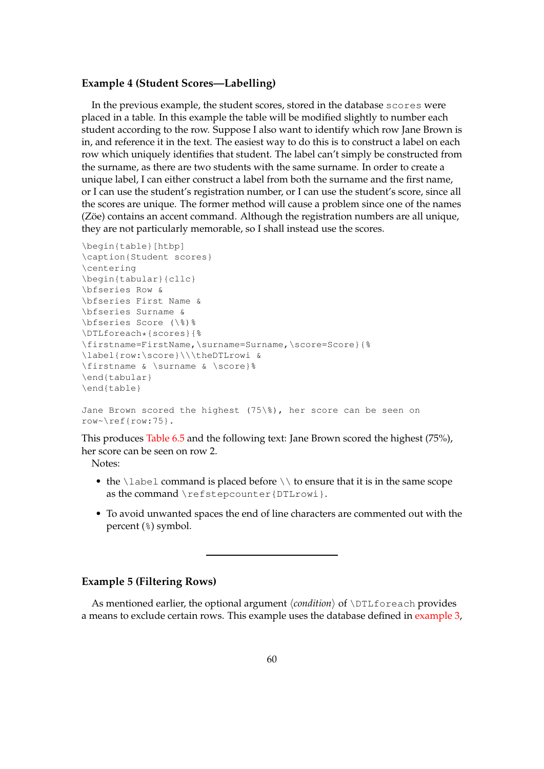**Example 4 (Student Scores—Labelling)**

In the previous example, the student scores, stored in the database `scores` were placed in a table. In this example the table will be modified slightly to number each student according to the row. Suppose I also want to identify which row Jane Brown is in, and reference it in the text. The easiest way to do this is to construct a label on each row which uniquely identifies that student. The label can't simply be constructed from the surname, as there are two students with the same surname. In order to create a unique label, I can either construct a label from both the surname and the first name, or I can use the student's registration number, or I can use the student's score, since all the scores are unique. The former method will cause a problem since one of the names (Zöe) contains an accent command. Although the registration numbers are all unique, they are not particularly memorable, so I shall instead use the scores.

```
\begin{table}[htbp]
\caption{Student scores}
\centering
\begin{tabular}{cllc}
\bfseries Row &
\bfseries First Name &
\bfseries Surname &
\bfseries Score (\%)%
\DTLforeach*{scores}{%
\firstname=FirstName,\surname=Surname,\score=Score}{%
\label{row:\score}\\\theDTLrowi &
\firstname & \surname & \score}%
\end{tabular}
\end{table}

Jane Brown scored the highest (75\%), her score can be seen on
row~\ref{row:75}.
```

This produces Table 6.5 and the following text: Jane Brown scored the highest (75%), her score can be seen on row 2.

Notes:

- the `\label` command is placed before `\\` to ensure that it is in the same scope as the command `\refstepcounter{DTLrowi}`.
- To avoid unwanted spaces the end of line characters are commented out with the percent (`%`) symbol.

---

**Example 5 (Filtering Rows)**

As mentioned earlier, the optional argument ⟨*condition*⟩ of `\DTLforeach` provides a means to exclude certain rows. This example uses the database defined in example 3,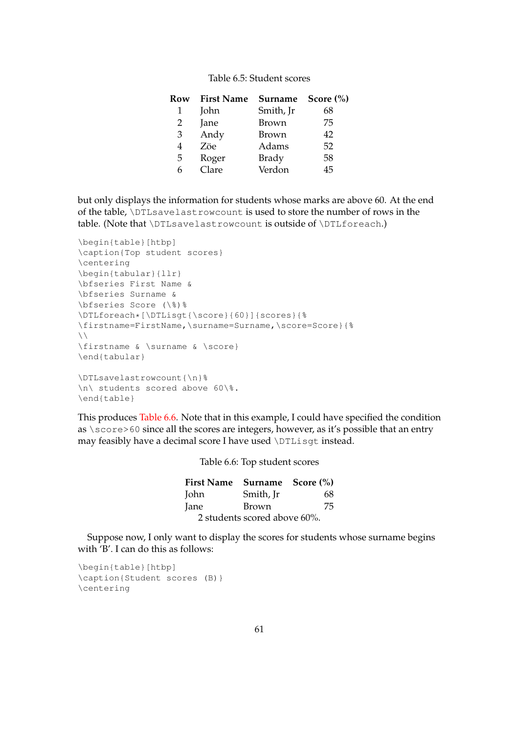Table 6.5: Student scores

| Row | First Name | Surname | Score (%) |
|---|---|---|---|
| 1 | John | Smith, Jr | 68 |
| 2 | Jane | Brown | 75 |
| 3 | Andy | Brown | 42 |
| 4 | Zöe | Adams | 52 |
| 5 | Roger | Brady | 58 |
| 6 | Clare | Verdon | 45 |

but only displays the information for students whose marks are above 60. At the end of the table, `\DTLsavelastrowcount` is used to store the number of rows in the table. (Note that `\DTLsavelastrowcount` is outside of `\DTLforeach`.)

```
\begin{table}[htbp]
\caption{Top student scores}
\centering
\begin{tabular}{llr}
\bfseries First Name &
\bfseries Surname &
\bfseries Score (\%)%
\DTLforeach*[\DTLisgt{\score}{60}]{scores}{%
\firstname=FirstName,\surname=Surname,\score=Score}{%
\\
\firstname & \surname & \score}
\end{tabular}

\DTLsavelastrowcount{\n}%
\n\ students scored above 60\%.
\end{table}
```

This produces Table 6.6. Note that in this example, I could have specified the condition as `\score>60` since all the scores are integers, however, as it's possible that an entry may feasibly have a decimal score I have used `\DTLisgt` instead.

Table 6.6: Top student scores

| First Name | Surname | Score (%) |
|---|---|---|
| John | Smith, Jr | 68 |
| Jane | Brown | 75 |

2 students scored above 60%.

Suppose now, I only want to display the scores for students whose surname begins with 'B'. I can do this as follows:

```
\begin{table}[htbp]
\caption{Student scores (B)}
\centering
```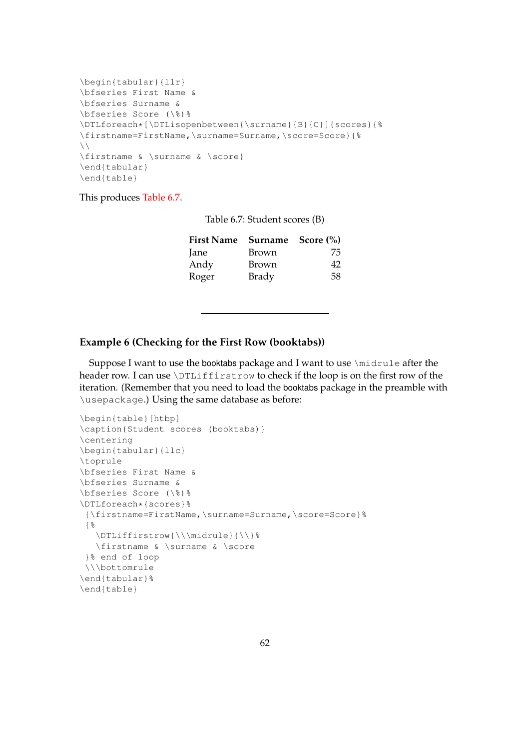```
\begin{tabular}{llr}
\bfseries First Name &
\bfseries Surname &
\bfseries Score (\%)%
\DTLforeach*[\DTLisopenbetween{\surname}{B}{C}]{scores}{%
\firstname=FirstName,\surname=Surname,\score=Score}{%
\\
\firstname & \surname & \score}
\end{tabular}
\end{table}
```

This produces Table 6.7.

Table 6.7: Student scores (B)

| **First Name** | **Surname** | **Score (%)** |
|---|---|---:|
| Jane | Brown | 75 |
| Andy | Brown | 42 |
| Roger | Brady | 58 |

---

### Example 6 (Checking for the First Row (booktabs))

Suppose I want to use the booktabs package and I want to use `\midrule` after the header row. I can use `\DTLiffirstrow` to check if the loop is on the first row of the iteration. (Remember that you need to load the booktabs package in the preamble with `\usepackage`.) Using the same database as before:

```
\begin{table}[htbp]
\caption{Student scores (booktabs)}
\centering
\begin{tabular}{llc}
\toprule
\bfseries First Name &
\bfseries Surname &
\bfseries Score (\%)%
\DTLforeach*{scores}%
 {\firstname=FirstName,\surname=Surname,\score=Score}%
 {%
   \DTLiffirstrow{\\\midrule}{\\}%
   \firstname & \surname & \score
 }% end of loop
 \\\bottomrule
\end{tabular}%
\end{table}
```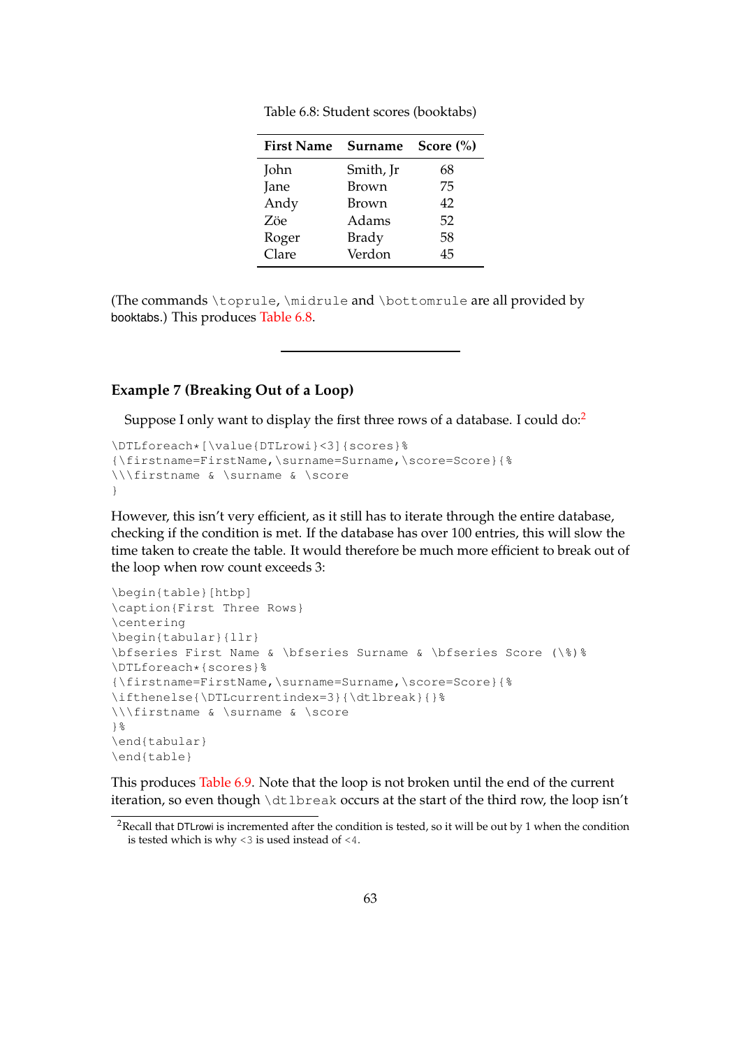Table 6.8: Student scores (booktabs)

| First Name | Surname | Score (%) |
|---|---|---|
| John | Smith, Jr | 68 |
| Jane | Brown | 75 |
| Andy | Brown | 42 |
| Zöe | Adams | 52 |
| Roger | Brady | 58 |
| Clare | Verdon | 45 |

(The commands `\toprule`, `\midrule` and `\bottomrule` are all provided by booktabs.) This produces Table 6.8.

---

### Example 7 (Breaking Out of a Loop)

Suppose I only want to display the first three rows of a database. I could do:[2]

```
\DTLforeach*[\value{DTLrowi}<3]{scores}%
{\firstname=FirstName,\surname=Surname,\score=Score}{%
\\\firstname & \surname & \score
}
```

However, this isn't very efficient, as it still has to iterate through the entire database, checking if the condition is met. If the database has over 100 entries, this will slow the time taken to create the table. It would therefore be much more efficient to break out of the loop when row count exceeds 3:

```
\begin{table}[htbp]
\caption{First Three Rows}
\centering
\begin{tabular}{llr}
\bfseries First Name & \bfseries Surname & \bfseries Score (\%)%
\DTLforeach*{scores}%
{\firstname=FirstName,\surname=Surname,\score=Score}{%
\ifthenelse{\DTLcurrentindex=3}{\dtlbreak}{}%
\\\firstname & \surname & \score
}%
\end{tabular}
\end{table}
```

This produces Table 6.9. Note that the loop is not broken until the end of the current iteration, so even though `\dtlbreak` occurs at the start of the third row, the loop isn't

[2] Recall that DTLrowi is incremented after the condition is tested, so it will be out by 1 when the condition is tested which is why `<3` is used instead of `<4`.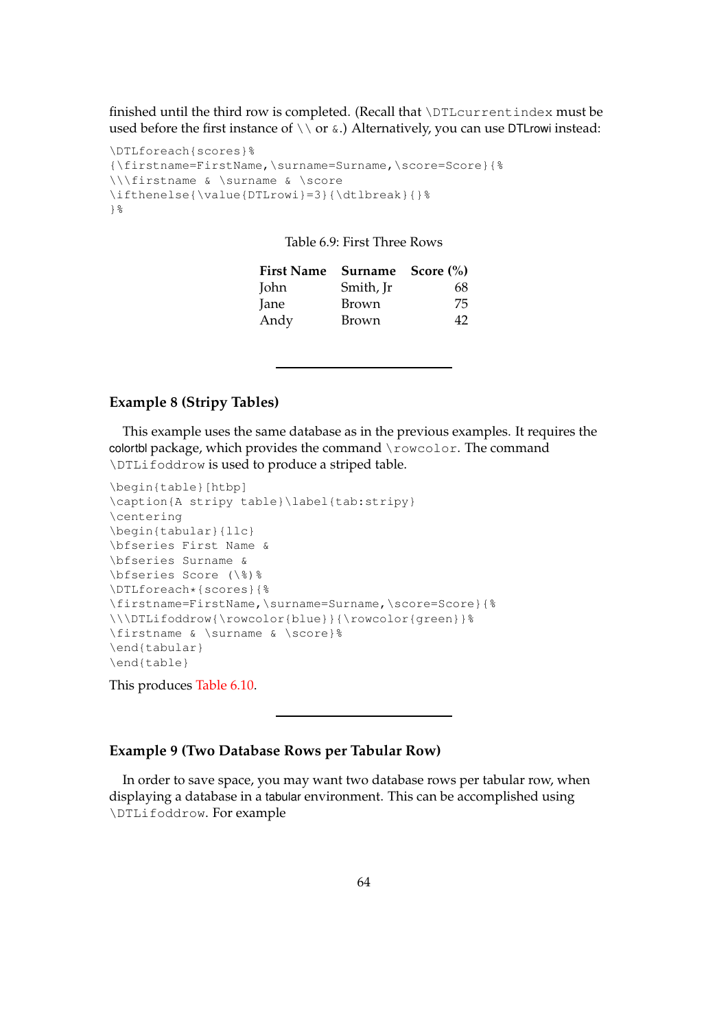finished until the third row is completed. (Recall that `\DTLcurrentindex` must be used before the first instance of `\\` or `&`.) Alternatively, you can use DTLrowi instead:

```
\DTLforeach{scores}%
{\firstname=FirstName,\surname=Surname,\score=Score}{%
\\\firstname & \surname & \score
\ifthenelse{\value{DTLrowi}=3}{\dtlbreak}{}%
}%
```

Table 6.9: First Three Rows

| First Name | Surname | Score (%) |
|---|---|---|
| John | Smith, Jr | 68 |
| Jane | Brown | 75 |
| Andy | Brown | 42 |

---

### Example 8 (Stripy Tables)

This example uses the same database as in the previous examples. It requires the colortbl package, which provides the command `\rowcolor`. The command `\DTLifoddrow` is used to produce a striped table.

```
\begin{table}[htbp]
\caption{A stripy table}\label{tab:stripy}
\centering
\begin{tabular}{llc}
\bfseries First Name &
\bfseries Surname &
\bfseries Score (\%)%
\DTLforeach*{scores}{%
\firstname=FirstName,\surname=Surname,\score=Score}{%
\\\DTLifoddrow{\rowcolor{blue}}{\rowcolor{green}}%
\firstname & \surname & \score}%
\end{tabular}
\end{table}
```

This produces Table 6.10.

---

### Example 9 (Two Database Rows per Tabular Row)

In order to save space, you may want two database rows per tabular row, when displaying a database in a tabular environment. This can be accomplished using `\DTLifoddrow`. For example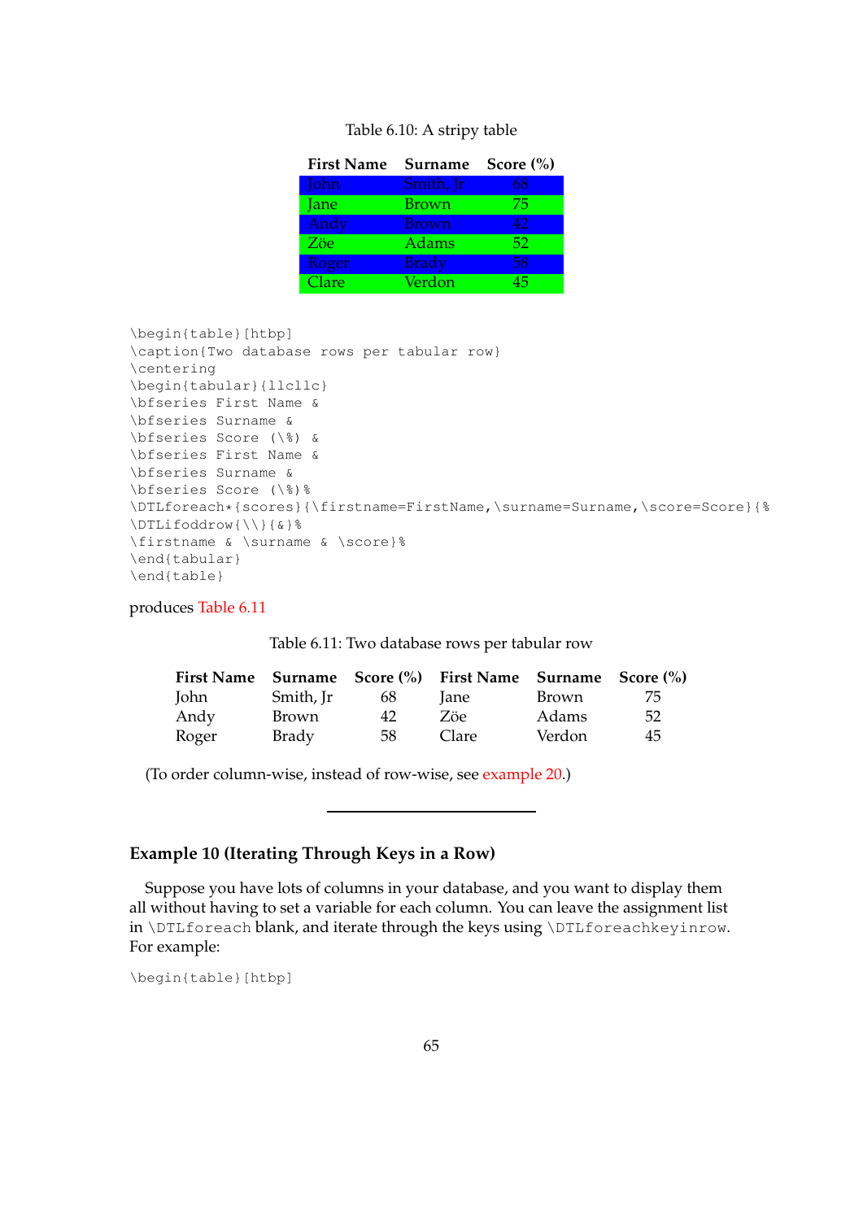Table 6.10: A stripy table

| First Name | Surname | Score (%) |
|---|---|---|
| John | Smith, Jr | 68 |
| Jane | Brown | 75 |
| Andy | Brown | 42 |
| Zöe | Adams | 52 |
| Roger | Brady | 58 |
| Clare | Verdon | 45 |

```
\begin{table}[htbp]
\caption{Two database rows per tabular row}
\centering
\begin{tabular}{llcllc}
\bfseries First Name &
\bfseries Surname &
\bfseries Score (\%) &
\bfseries First Name &
\bfseries Surname &
\bfseries Score (\%)%
\DTLforeach*{scores}{\firstname=FirstName,\surname=Surname,\score=Score}{%
\DTLifoddrow{\\}{&}%
\firstname & \surname & \score}%
\end{tabular}
\end{table}
```

produces Table 6.11

Table 6.11: Two database rows per tabular row

| First Name | Surname | Score (%) | First Name | Surname | Score (%) |
|---|---|---|---|---|---|
| John | Smith, Jr | 68 | Jane | Brown | 75 |
| Andy | Brown | 42 | Zöe | Adams | 52 |
| Roger | Brady | 58 | Clare | Verdon | 45 |

(To order column-wise, instead of row-wise, see example 20.)

---

### Example 10 (Iterating Through Keys in a Row)

Suppose you have lots of columns in your database, and you want to display them all without having to set a variable for each column. You can leave the assignment list in `\DTLforeach` blank, and iterate through the keys using `\DTLforeachkeyinrow`. For example:

```
\begin{table}[htbp]
```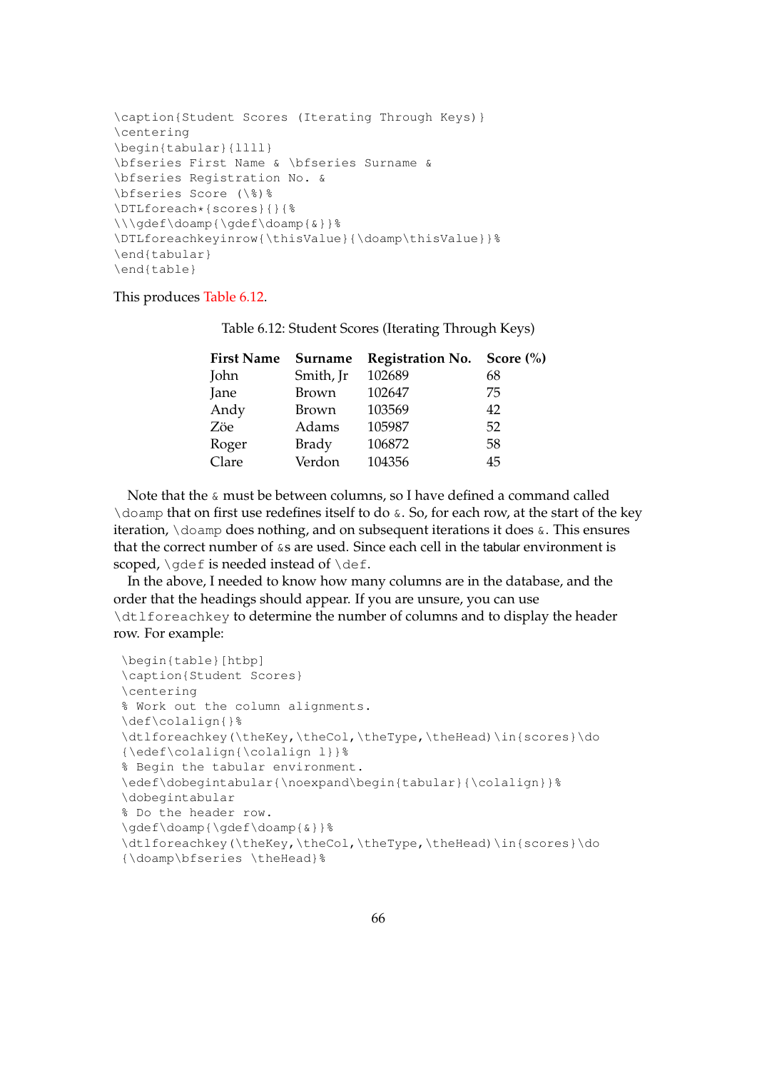```
\caption{Student Scores (Iterating Through Keys)}
\centering
\begin{tabular}{llll}
\bfseries First Name & \bfseries Surname &
\bfseries Registration No. &
\bfseries Score (\%)%
\DTLforeach*{scores}{}{%
\\\gdef\doamp{\gdef\doamp{&}}%
\DTLforeachkeyinrow{\thisValue}{\doamp\thisValue}}%
\end{tabular}
\end{table}
```

This produces Table 6.12.

Table 6.12: Student Scores (Iterating Through Keys)

| **First Name** | **Surname** | **Registration No.** | **Score (%)** |
|---|---|---|---|
| John | Smith, Jr | 102689 | 68 |
| Jane | Brown | 102647 | 75 |
| Andy | Brown | 103569 | 42 |
| Zöe | Adams | 105987 | 52 |
| Roger | Brady | 106872 | 58 |
| Clare | Verdon | 104356 | 45 |

Note that the `&` must be between columns, so I have defined a command called `\doamp` that on first use redefines itself to do `&`. So, for each row, at the start of the key iteration, `\doamp` does nothing, and on subsequent iterations it does `&`. This ensures that the correct number of `&`s are used. Since each cell in the tabular environment is scoped, `\gdef` is needed instead of `\def`.

In the above, I needed to know how many columns are in the database, and the order that the headings should appear. If you are unsure, you can use `\dtlforeachkey` to determine the number of columns and to display the header row. For example:

```
\begin{table}[htbp]
\caption{Student Scores}
\centering
% Work out the column alignments.
\def\colalign{}%
\dtlforeachkey(\theKey,\theCol,\theType,\theHead)\in{scores}\do
{\edef\colalign{\colalign l}}%
% Begin the tabular environment.
\edef\dobegintabular{\noexpand\begin{tabular}{\colalign}}%
\dobegintabular
% Do the header row.
\gdef\doamp{\gdef\doamp{&}}%
\dtlforeachkey(\theKey,\theCol,\theType,\theHead)\in{scores}\do
{\doamp\bfseries \theHead}%
```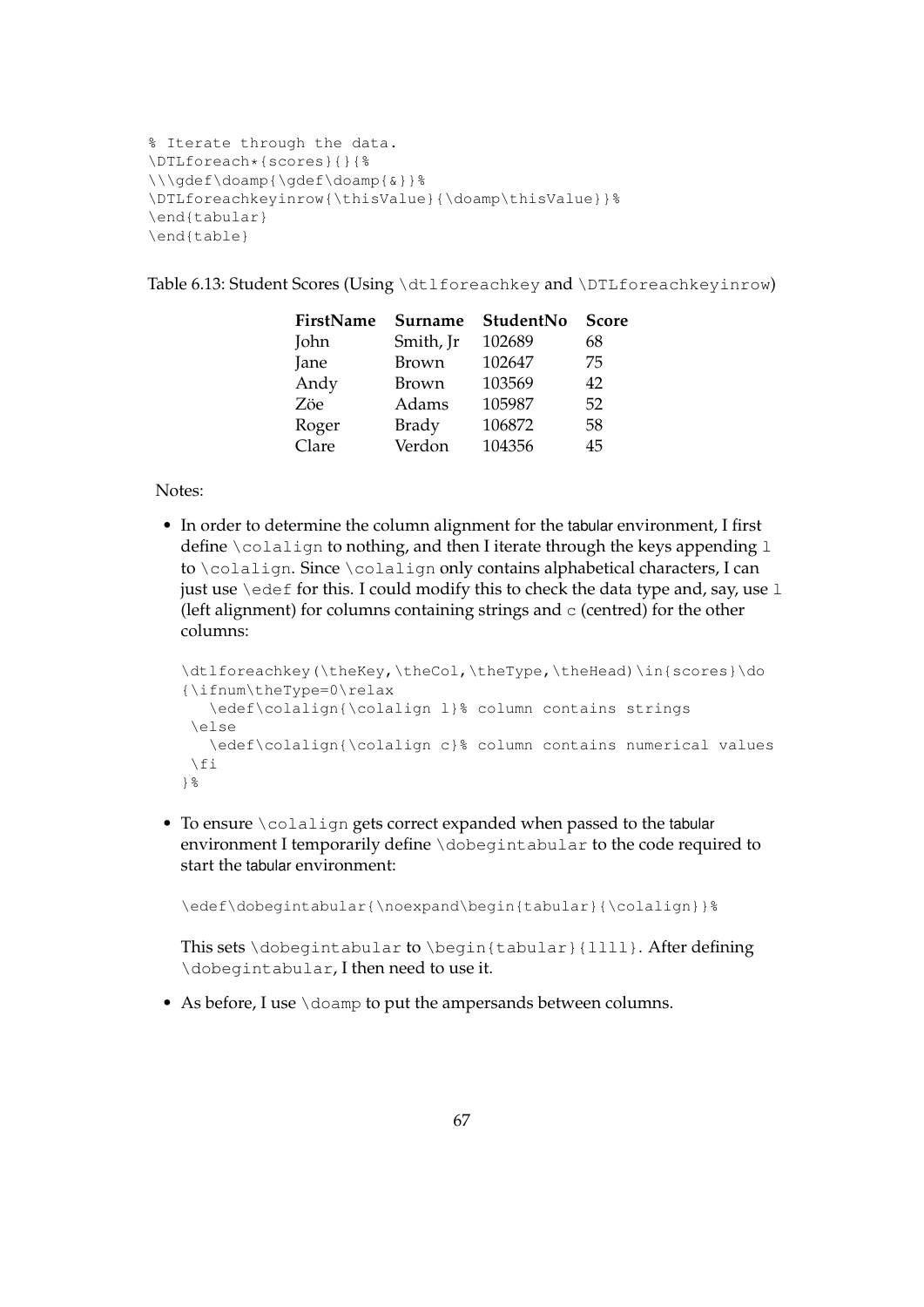```
% Iterate through the data.
\DTLforeach*{scores}{}{%
\\\gdef\doamp{\gdef\doamp{&}}%
\DTLforeachkeyinrow{\thisValue}{\doamp\thisValue}}%
\end{tabular}
\end{table}
```

Table 6.13: Student Scores (Using `\dtlforeachkey` and `\DTLforeachkeyinrow`)

| FirstName | Surname | StudentNo | Score |
|---|---|---|---|
| John | Smith, Jr | 102689 | 68 |
| Jane | Brown | 102647 | 75 |
| Andy | Brown | 103569 | 42 |
| Zöe | Adams | 105987 | 52 |
| Roger | Brady | 106872 | 58 |
| Clare | Verdon | 104356 | 45 |

Notes:

- In order to determine the column alignment for the tabular environment, I first define `\colalign` to nothing, and then I iterate through the keys appending `l` to `\colalign`. Since `\colalign` only contains alphabetical characters, I can just use `\edef` for this. I could modify this to check the data type and, say, use `l` (left alignment) for columns containing strings and `c` (centred) for the other columns:

```
\dtlforeachkey(\theKey,\theCol,\theType,\theHead)\in{scores}\do
{\ifnum\theType=0\relax
   \edef\colalign{\colalign l}% column contains strings
 \else
   \edef\colalign{\colalign c}% column contains numerical values
 \fi
}%
```

- To ensure `\colalign` gets correct expanded when passed to the tabular environment I temporarily define `\dobegintabular` to the code required to start the tabular environment:

```
\edef\dobegintabular{\noexpand\begin{tabular}{\colalign}}%
```

  This sets `\dobegintabular` to `\begin{tabular}{llll}`. After defining `\dobegintabular`, I then need to use it.

- As before, I use `\doamp` to put the ampersands between columns.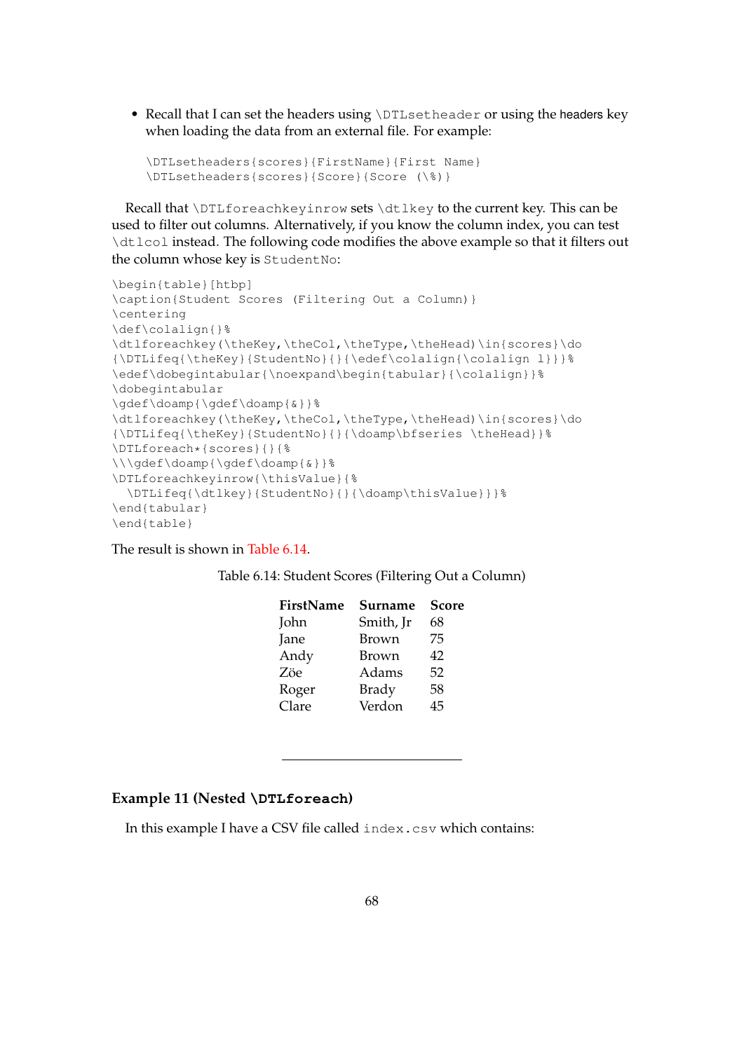- Recall that I can set the headers using `\DTLsetheader` or using the headers key when loading the data from an external file. For example:

```
\DTLsetheaders{scores}{FirstName}{First Name}
\DTLsetheaders{scores}{Score}{Score (\%)}
```

Recall that `\DTLforeachkeyinrow` sets `\dtlkey` to the current key. This can be used to filter out columns. Alternatively, if you know the column index, you can test `\dtlcol` instead. The following code modifies the above example so that it filters out the column whose key is `StudentNo`:

```
\begin{table}[htbp]
\caption{Student Scores (Filtering Out a Column)}
\centering
\def\colalign{}%
\dtlforeachkey(\theKey,\theCol,\theType,\theHead)\in{scores}\do
{\DTLifeq{\theKey}{StudentNo}{}{\edef\colalign{\colalign l}}}%
\edef\dobegintabular{\noexpand\begin{tabular}{\colalign}}%
\dobegintabular
\gdef\doamp{\gdef\doamp{&}}%
\dtlforeachkey(\theKey,\theCol,\theType,\theHead)\in{scores}\do
{\DTLifeq{\theKey}{StudentNo}{}{\doamp\bfseries \theHead}}%
\DTLforeach*{scores}{}{%
\\\gdef\doamp{\gdef\doamp{&}}%
\DTLforeachkeyinrow{\thisValue}{%
  \DTLifeq{\dtlkey}{StudentNo}{}{\doamp\thisValue}}}%
\end{tabular}
\end{table}
```

The result is shown in Table 6.14.

Table 6.14: Student Scores (Filtering Out a Column)

| **FirstName** | **Surname** | **Score** |
|---|---|---|
| John | Smith, Jr | 68 |
| Jane | Brown | 75 |
| Andy | Brown | 42 |
| Zöe | Adams | 52 |
| Roger | Brady | 58 |
| Clare | Verdon | 45 |

---

**Example 11 (Nested `\DTLforeach`)**

In this example I have a CSV file called `index.csv` which contains: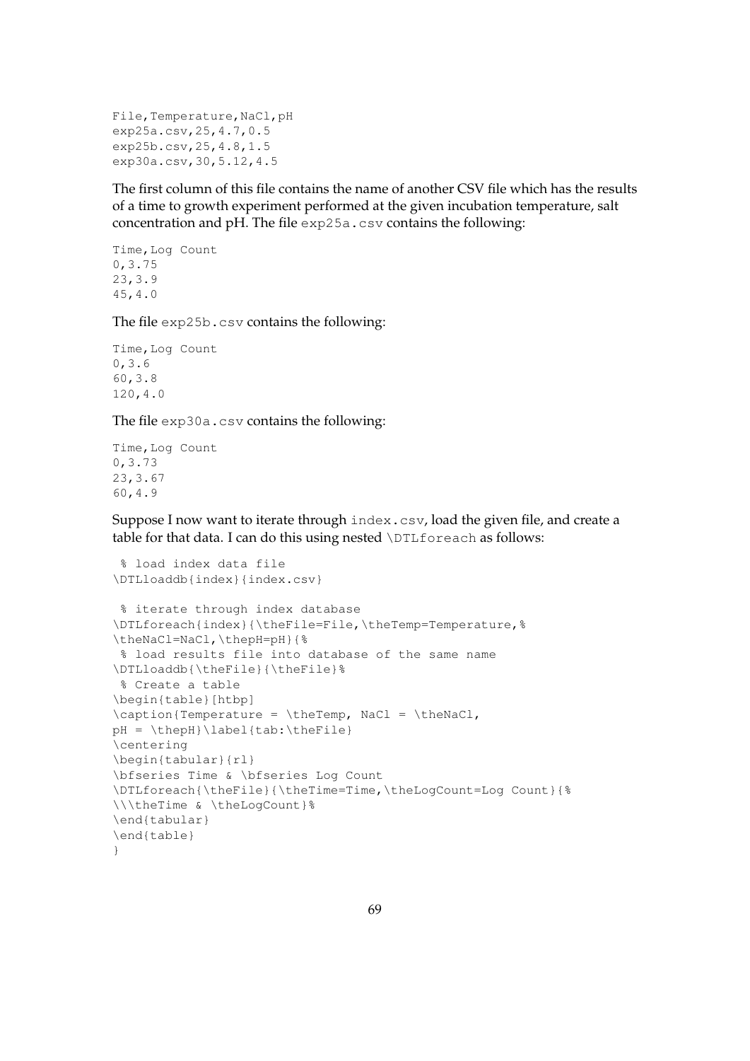```
File,Temperature,NaCl,pH
exp25a.csv,25,4.7,0.5
exp25b.csv,25,4.8,1.5
exp30a.csv,30,5.12,4.5
```

The first column of this file contains the name of another CSV file which has the results of a time to growth experiment performed at the given incubation temperature, salt concentration and pH. The file `exp25a.csv` contains the following:

```
Time,Log Count
0,3.75
23,3.9
45,4.0
```

The file `exp25b.csv` contains the following:

```
Time,Log Count
0,3.6
60,3.8
120,4.0
```

The file `exp30a.csv` contains the following:

```
Time,Log Count
0,3.73
23,3.67
60,4.9
```

Suppose I now want to iterate through `index.csv`, load the given file, and create a table for that data. I can do this using nested `\DTLforeach` as follows:

```
 % load index data file
\DTLloaddb{index}{index.csv}

 % iterate through index database
\DTLforeach{index}{\theFile=File,\theTemp=Temperature,%
\theNaCl=NaCl,\thepH=pH}{%
 % load results file into database of the same name
\DTLloaddb{\theFile}{\theFile}%
 % Create a table
\begin{table}[htbp]
\caption{Temperature = \theTemp, NaCl = \theNaCl,
pH = \thepH}\label{tab:\theFile}
\centering
\begin{tabular}{rl}
\bfseries Time & \bfseries Log Count
\DTLforeach{\theFile}{\theTime=Time,\theLogCount=Log Count}{%
\\\theTime & \theLogCount}%
\end{tabular}
\end{table}
}
```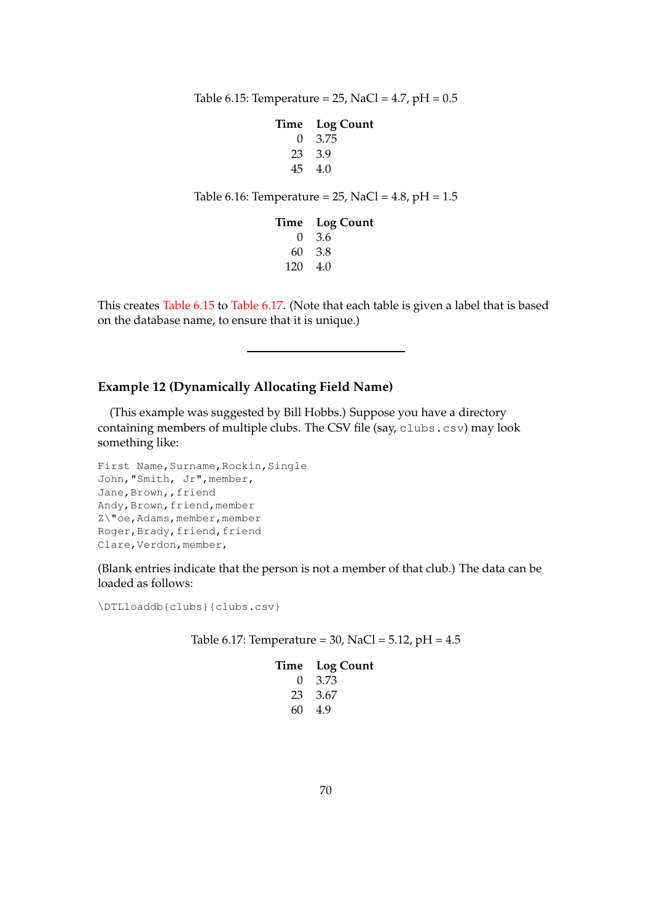Table 6.15: Temperature = 25, NaCl = 4.7, pH = 0.5

| Time | Log Count |
|---|---|
| 0 | 3.75 |
| 23 | 3.9 |
| 45 | 4.0 |

Table 6.16: Temperature = 25, NaCl = 4.8, pH = 1.5

| Time | Log Count |
|---|---|
| 0 | 3.6 |
| 60 | 3.8 |
| 120 | 4.0 |

This creates Table 6.15 to Table 6.17. (Note that each table is given a label that is based on the database name, to ensure that it is unique.)

---

**Example 12 (Dynamically Allocating Field Name)**

(This example was suggested by Bill Hobbs.) Suppose you have a directory containing members of multiple clubs. The CSV file (say, `clubs.csv`) may look something like:

```
First Name,Surname,Rockin,Single
John,"Smith, Jr",member,
Jane,Brown,,friend
Andy,Brown,friend,member
Z\"oe,Adams,member,member
Roger,Brady,friend,friend
Clare,Verdon,member,
```

(Blank entries indicate that the person is not a member of that club.) The data can be loaded as follows:

```
\DTLloaddb{clubs}{clubs.csv}
```

Table 6.17: Temperature = 30, NaCl = 5.12, pH = 4.5

| Time | Log Count |
|---|---|
| 0 | 3.73 |
| 23 | 3.67 |
| 60 | 4.9 |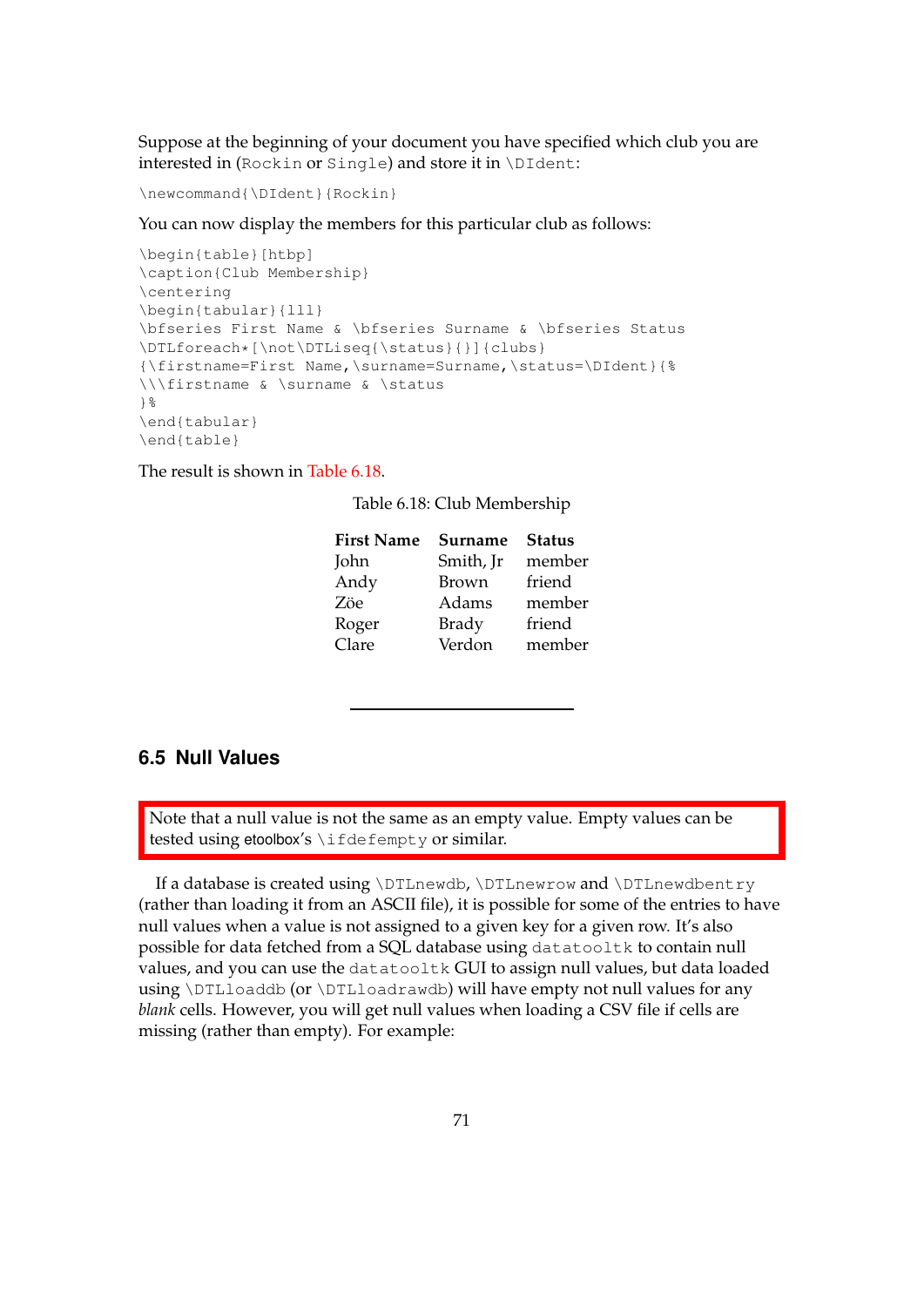Suppose at the beginning of your document you have specified which club you are interested in (`Rockin` or `Single`) and store it in `\DIdent`:

```
\newcommand{\DIdent}{Rockin}
```

You can now display the members for this particular club as follows:

```
\begin{table}[htbp]
\caption{Club Membership}
\centering
\begin{tabular}{lll}
\bfseries First Name & \bfseries Surname & \bfseries Status
\DTLforeach*[\not\DTLiseq{\status}{}]{clubs}
{\firstname=First Name,\surname=Surname,\status=\DIdent}{%
\\\firstname & \surname & \status
}%
\end{tabular}
\end{table}
```

The result is shown in Table 6.18.

Table 6.18: Club Membership

| **First Name** | **Surname** | **Status** |
|---|---|---|
| John | Smith, Jr | member |
| Andy | Brown | friend |
| Zöe | Adams | member |
| Roger | Brady | friend |
| Clare | Verdon | member |

## 6.5 Null Values

> Note that a null value is not the same as an empty value. Empty values can be tested using etoolbox's `\ifdefempty` or similar.

If a database is created using `\DTLnewdb`, `\DTLnewrow` and `\DTLnewdbentry` (rather than loading it from an ASCII file), it is possible for some of the entries to have null values when a value is not assigned to a given key for a given row. It's also possible for data fetched from a SQL database using `datatooltk` to contain null values, and you can use the `datatooltk` GUI to assign null values, but data loaded using `\DTLloaddb` (or `\DTLloadrawdb`) will have empty not null values for any *blank* cells. However, you will get null values when loading a CSV file if cells are missing (rather than empty). For example: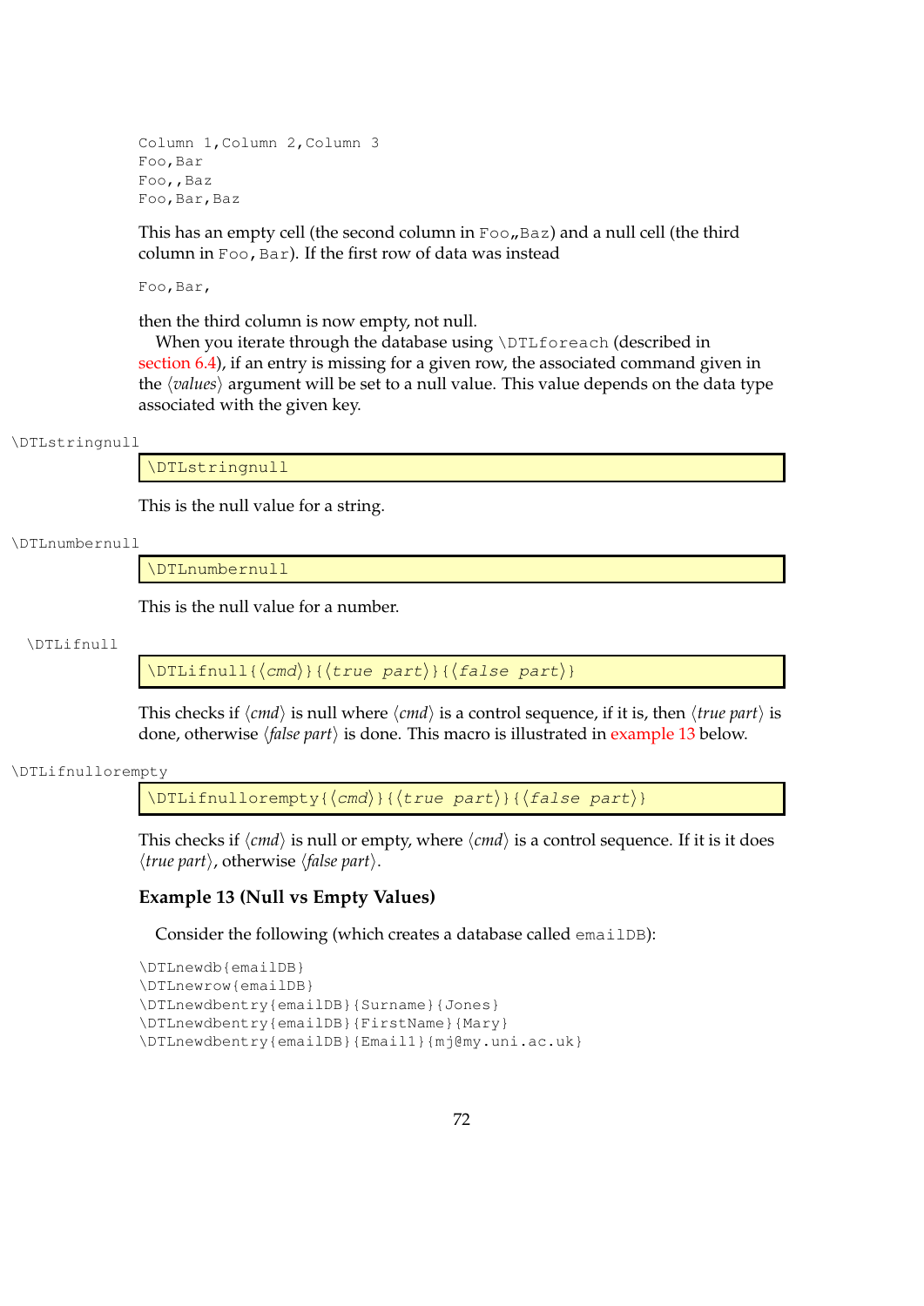```
Column 1,Column 2,Column 3
Foo,Bar
Foo,,Baz
Foo,Bar,Baz
```

This has an empty cell (the second column in `Foo,,Baz`) and a null cell (the third column in `Foo,Bar`). If the first row of data was instead

```
Foo,Bar,
```

then the third column is now empty, not null.

When you iterate through the database using `\DTLforeach` (described in section 6.4), if an entry is missing for a given row, the associated command given in the ⟨*values*⟩ argument will be set to a null value. This value depends on the data type associated with the given key.

`\DTLstringnull`

```
\DTLstringnull
```

This is the null value for a string.

`\DTLnumbernull`

```
\DTLnumbernull
```

This is the null value for a number.

`\DTLifnull`

```
\DTLifnull{⟨cmd⟩}{⟨true part⟩}{⟨false part⟩}
```

This checks if ⟨*cmd*⟩ is null where ⟨*cmd*⟩ is a control sequence, if it is, then ⟨*true part*⟩ is done, otherwise ⟨*false part*⟩ is done. This macro is illustrated in example 13 below.

`\DTLifnullorempty`

```
\DTLifnullorempty{⟨cmd⟩}{⟨true part⟩}{⟨false part⟩}
```

This checks if ⟨*cmd*⟩ is null or empty, where ⟨*cmd*⟩ is a control sequence. If it is it does ⟨*true part*⟩, otherwise ⟨*false part*⟩.

**Example 13 (Null vs Empty Values)**

Consider the following (which creates a database called `emailDB`):

```
\DTLnewdb{emailDB}
\DTLnewrow{emailDB}
\DTLnewdbentry{emailDB}{Surname}{Jones}
\DTLnewdbentry{emailDB}{FirstName}{Mary}
\DTLnewdbentry{emailDB}{Email1}{mj@my.uni.ac.uk}
```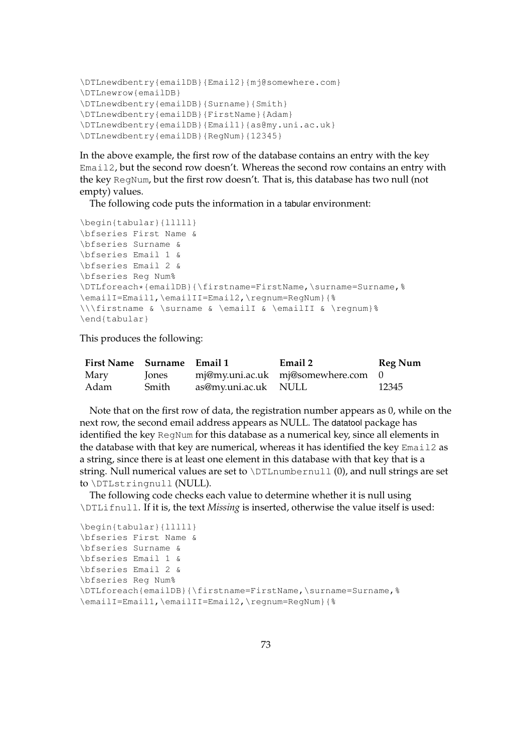```
\DTLnewdbentry{emailDB}{Email2}{mj@somewhere.com}
\DTLnewrow{emailDB}
\DTLnewdbentry{emailDB}{Surname}{Smith}
\DTLnewdbentry{emailDB}{FirstName}{Adam}
\DTLnewdbentry{emailDB}{Email1}{as@my.uni.ac.uk}
\DTLnewdbentry{emailDB}{RegNum}{12345}
```

In the above example, the first row of the database contains an entry with the key `Email2`, but the second row doesn't. Whereas the second row contains an entry with the key `RegNum`, but the first row doesn't. That is, this database has two null (not empty) values.

The following code puts the information in a tabular environment:

```
\begin{tabular}{lllll}
\bfseries First Name &
\bfseries Surname &
\bfseries Email 1 &
\bfseries Email 2 &
\bfseries Reg Num%
\DTLforeach*{emailDB}{\firstname=FirstName,\surname=Surname,%
\emailI=Email1,\emailII=Email2,\regnum=RegNum}{%
\\\firstname & \surname & \emailI & \emailII & \regnum}%
\end{tabular}
```

This produces the following:

| **First Name** | **Surname** | **Email 1** | **Email 2** | **Reg Num** |
|---|---|---|---|---|
| Mary | Jones | mj@my.uni.ac.uk | mj@somewhere.com | 0 |
| Adam | Smith | as@my.uni.ac.uk | NULL | 12345 |

Note that on the first row of data, the registration number appears as 0, while on the next row, the second email address appears as NULL. The datatool package has identified the key `RegNum` for this database as a numerical key, since all elements in the database with that key are numerical, whereas it has identified the key `Email2` as a string, since there is at least one element in this database with that key that is a string. Null numerical values are set to `\DTLnumbernull` (0), and null strings are set to `\DTLstringnull` (NULL).

The following code checks each value to determine whether it is null using `\DTLifnull`. If it is, the text *Missing* is inserted, otherwise the value itself is used:

```
\begin{tabular}{lllll}
\bfseries First Name &
\bfseries Surname &
\bfseries Email 1 &
\bfseries Email 2 &
\bfseries Reg Num%
\DTLforeach{emailDB}{\firstname=FirstName,\surname=Surname,%
\emailI=Email1,\emailII=Email2,\regnum=RegNum}{%
```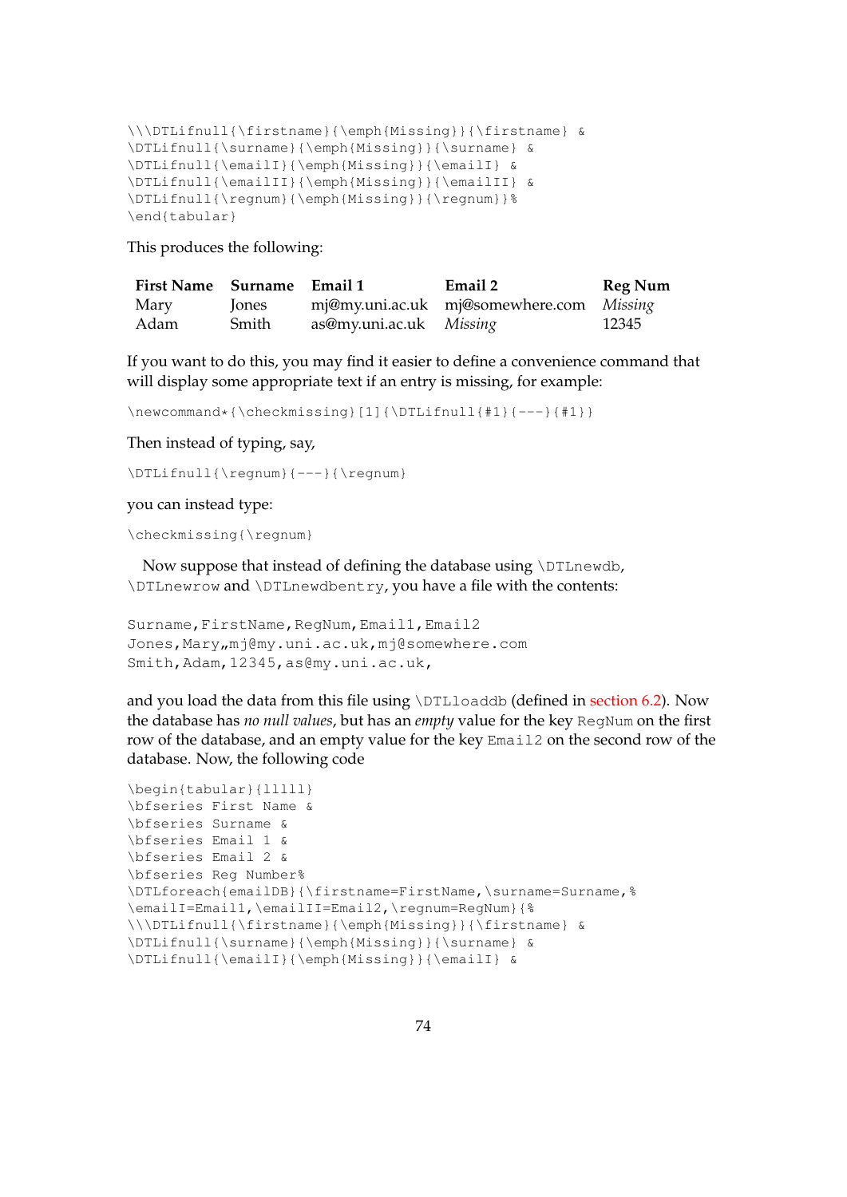```
\\\DTLifnull{\firstname}{\emph{Missing}}{\firstname} &
\DTLifnull{\surname}{\emph{Missing}}{\surname} &
\DTLifnull{\emailI}{\emph{Missing}}{\emailI} &
\DTLifnull{\emailII}{\emph{Missing}}{\emailII} &
\DTLifnull{\regnum}{\emph{Missing}}{\regnum}}%
\end{tabular}
```

This produces the following:

| **First Name** | **Surname** | **Email 1** | **Email 2** | **Reg Num** |
|---|---|---|---|---|
| Mary | Jones | mj@my.uni.ac.uk | mj@somewhere.com | *Missing* |
| Adam | Smith | as@my.uni.ac.uk | *Missing* | 12345 |

If you want to do this, you may find it easier to define a convenience command that will display some appropriate text if an entry is missing, for example:

```
\newcommand*{\checkmissing}[1]{\DTLifnull{#1}{---}{#1}}
```

Then instead of typing, say,

```
\DTLifnull{\regnum}{---}{\regnum}
```

you can instead type:

```
\checkmissing{\regnum}
```

Now suppose that instead of defining the database using `\DTLnewdb`, `\DTLnewrow` and `\DTLnewdbentry`, you have a file with the contents:

```
Surname,FirstName,RegNum,Email1,Email2
Jones,Mary,,mj@my.uni.ac.uk,mj@somewhere.com
Smith,Adam,12345,as@my.uni.ac.uk,
```

and you load the data from this file using `\DTLloaddb` (defined in section 6.2). Now the database has *no null values*, but has an *empty* value for the key `RegNum` on the first row of the database, and an empty value for the key `Email2` on the second row of the database. Now, the following code

```
\begin{tabular}{lllll}
\bfseries First Name &
\bfseries Surname &
\bfseries Email 1 &
\bfseries Email 2 &
\bfseries Reg Number%
\DTLforeach{emailDB}{\firstname=FirstName,\surname=Surname,%
\emailI=Email1,\emailII=Email2,\regnum=RegNum}{%
\\\DTLifnull{\firstname}{\emph{Missing}}{\firstname} &
\DTLifnull{\surname}{\emph{Missing}}{\surname} &
\DTLifnull{\emailI}{\emph{Missing}}{\emailI} &
```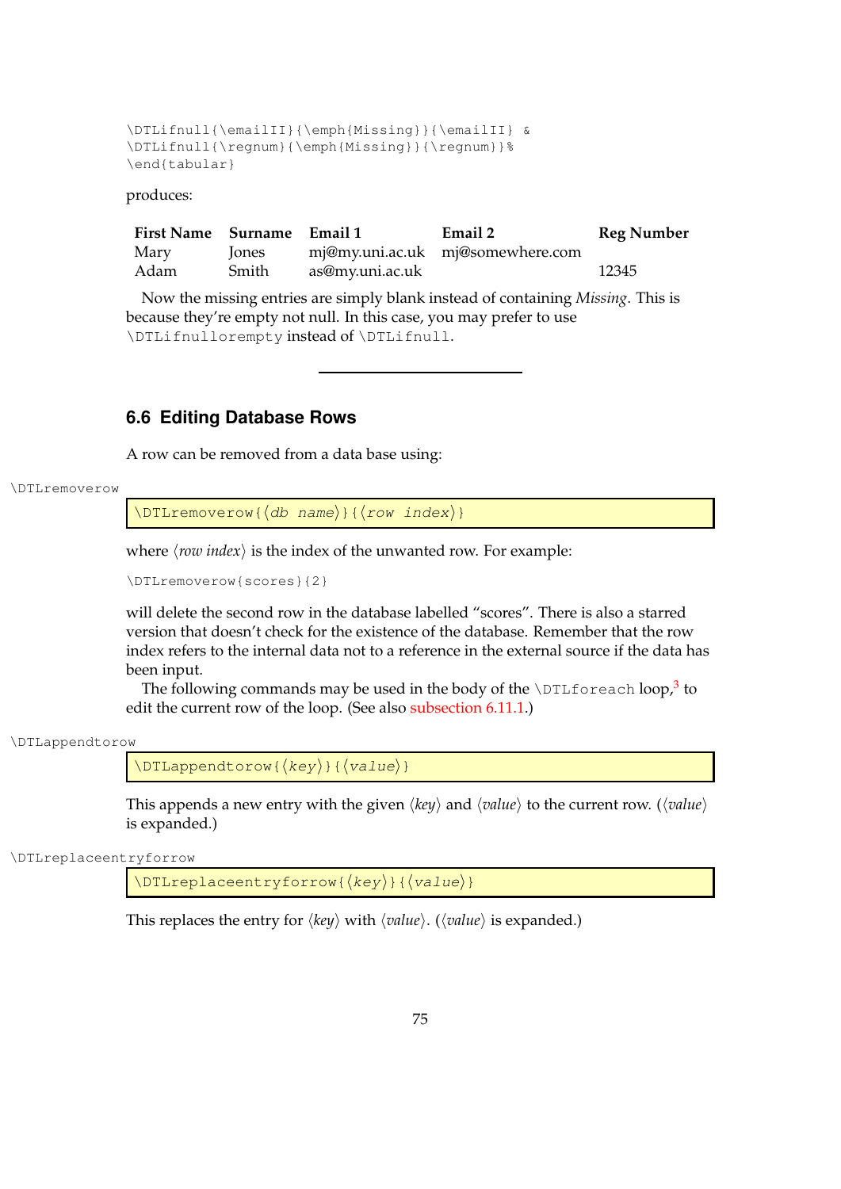```
\DTLifnull{\emailII}{\emph{Missing}}{\emailII} &
\DTLifnull{\regnum}{\emph{Missing}}{\regnum}%
\end{tabular}
```

produces:

| **First Name** | **Surname** | **Email 1** | **Email 2** | **Reg Number** |
|---|---|---|---|---|
| Mary | Jones | mj@my.uni.ac.uk | mj@somewhere.com | |
| Adam | Smith | as@my.uni.ac.uk | | 12345 |

Now the missing entries are simply blank instead of containing *Missing*. This is because they're empty not null. In this case, you may prefer to use `\DTLifnullorempty` instead of `\DTLifnull`.

---

## 6.6 Editing Database Rows

A row can be removed from a data base using:

`\DTLremoverow`

```
\DTLremoverow{⟨db name⟩}{⟨row index⟩}
```

where ⟨*row index*⟩ is the index of the unwanted row. For example:

```
\DTLremoverow{scores}{2}
```

will delete the second row in the database labelled "scores". There is also a starred version that doesn't check for the existence of the database. Remember that the row index refers to the internal data not to a reference in the external source if the data has been input.

The following commands may be used in the body of the `\DTLforeach` loop,[3] to edit the current row of the loop. (See also subsection 6.11.1.)

`\DTLappendtorow`

```
\DTLappendtorow{⟨key⟩}{⟨value⟩}
```

This appends a new entry with the given ⟨*key*⟩ and ⟨*value*⟩ to the current row. (⟨*value*⟩ is expanded.)

`\DTLreplaceentryforrow`

```
\DTLreplaceentryforrow{⟨key⟩}{⟨value⟩}
```

This replaces the entry for ⟨*key*⟩ with ⟨*value*⟩. (⟨*value*⟩ is expanded.)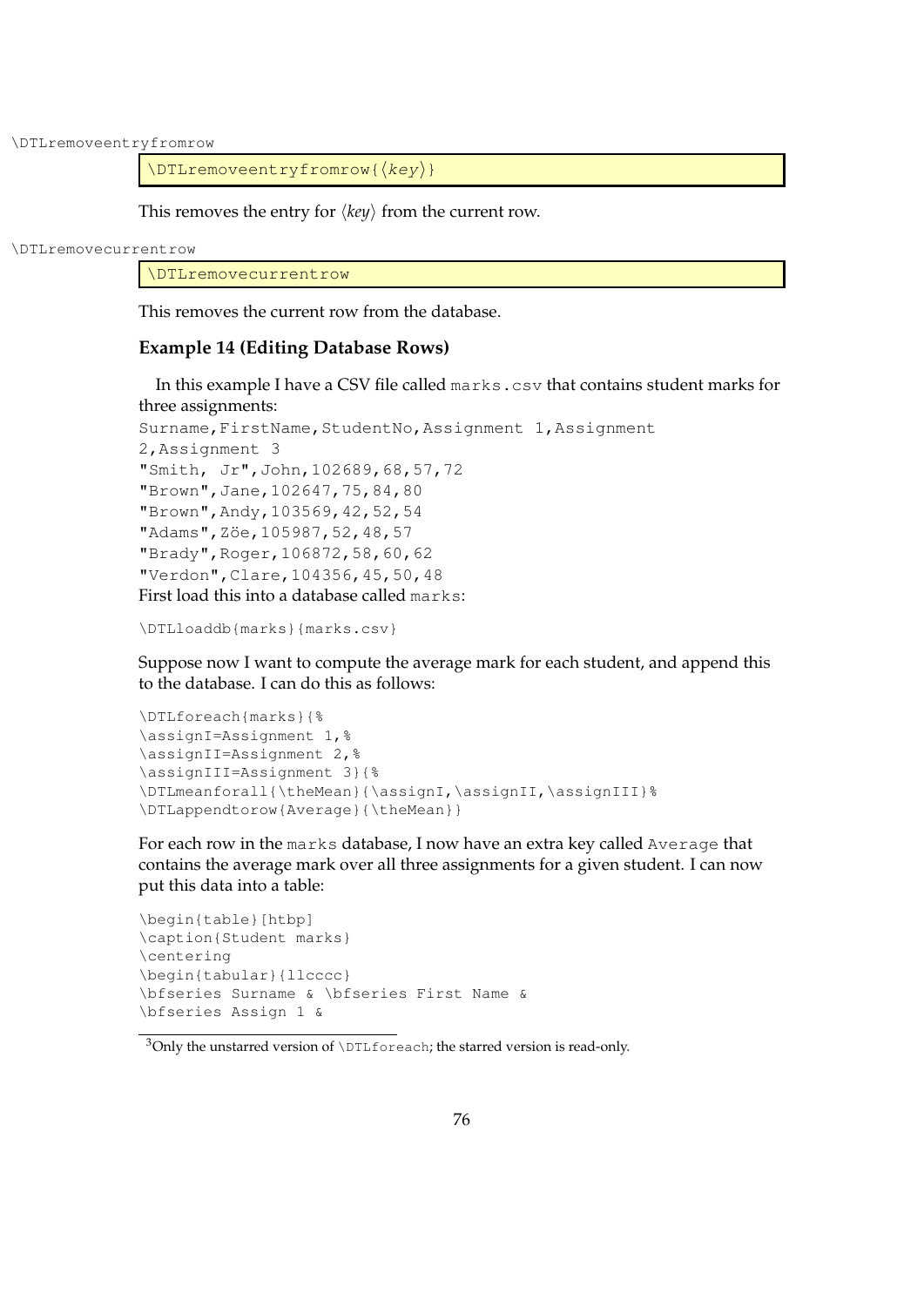\DTLremoveentryfromrow

```
\DTLremoveentryfromrow{⟨key⟩}
```

This removes the entry for ⟨*key*⟩ from the current row.

\DTLremovecurrentrow

```
\DTLremovecurrentrow
```

This removes the current row from the database.

### Example 14 (Editing Database Rows)

In this example I have a CSV file called `marks.csv` that contains student marks for three assignments:

```
Surname,FirstName,StudentNo,Assignment 1,Assignment
2,Assignment 3
"Smith, Jr",John,102689,68,57,72
"Brown",Jane,102647,75,84,80
"Brown",Andy,103569,42,52,54
"Adams",Zöe,105987,52,48,57
"Brady",Roger,106872,58,60,62
"Verdon",Clare,104356,45,50,48
```

First load this into a database called `marks`:

```
\DTLloaddb{marks}{marks.csv}
```

Suppose now I want to compute the average mark for each student, and append this to the database. I can do this as follows:

```
\DTLforeach{marks}{%
\assignI=Assignment 1,%
\assignII=Assignment 2,%
\assignIII=Assignment 3}{%
\DTLmeanforall{\theMean}{\assignI,\assignII,\assignIII}%
\DTLappendtorow{Average}{\theMean}}
```

For each row in the `marks` database, I now have an extra key called `Average` that contains the average mark over all three assignments for a given student. I can now put this data into a table:

```
\begin{table}[htbp]
\caption{Student marks}
\centering
\begin{tabular}{llcccc}
\bfseries Surname & \bfseries First Name &
\bfseries Assign 1 &
```

[3]Only the unstarred version of `\DTLforeach`; the starred version is read-only.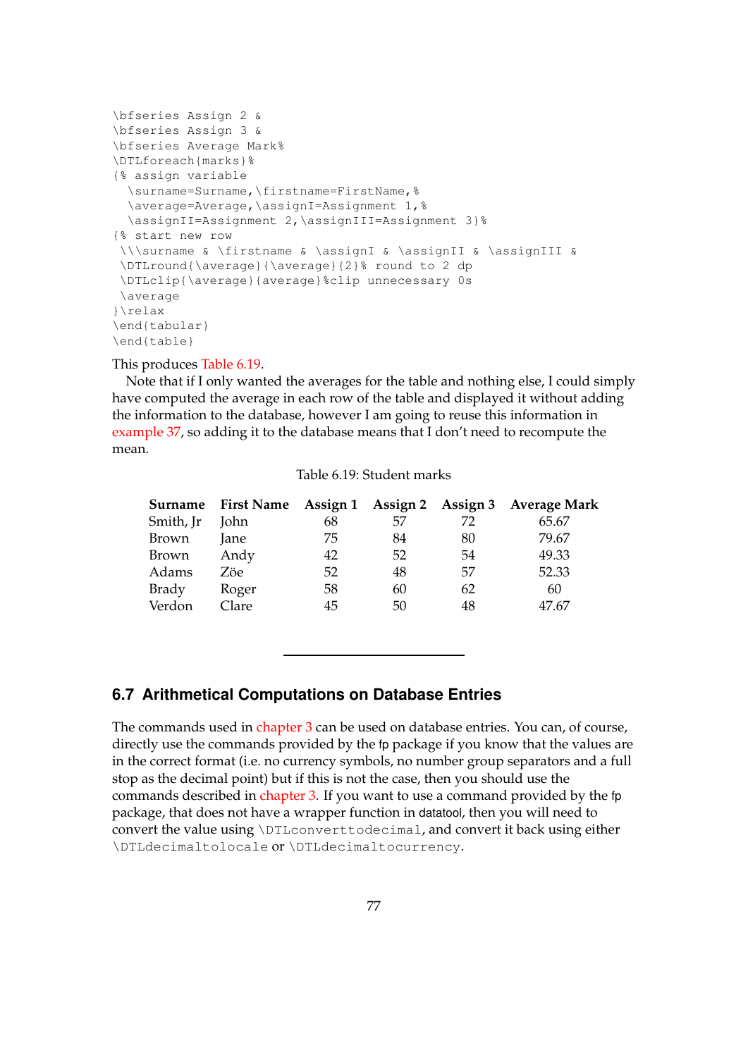```
\bfseries Assign 2 &
\bfseries Assign 3 &
\bfseries Average Mark%
\DTLforeach{marks}%
{% assign variable
  \surname=Surname,\firstname=FirstName,%
  \average=Average,\assignI=Assignment 1,%
  \assignII=Assignment 2,\assignIII=Assignment 3}%
{% start new row
 \\\surname & \firstname & \assignI & \assignII & \assignIII &
 \DTLround{\average}{\average}{2}% round to 2 dp
 \DTLclip{\average}{average}%clip unnecessary 0s
 \average
}\relax
\end{tabular}
\end{table}
```

This produces Table 6.19.

Note that if I only wanted the averages for the table and nothing else, I could simply have computed the average in each row of the table and displayed it without adding the information to the database, however I am going to reuse this information in example 37, so adding it to the database means that I don't need to recompute the mean.

Table 6.19: Student marks

| **Surname** | **First Name** | **Assign 1** | **Assign 2** | **Assign 3** | **Average Mark** |
|---|---|---|---|---|---|
| Smith, Jr | John | 68 | 57 | 72 | 65.67 |
| Brown | Jane | 75 | 84 | 80 | 79.67 |
| Brown | Andy | 42 | 52 | 54 | 49.33 |
| Adams | Zöe | 52 | 48 | 57 | 52.33 |
| Brady | Roger | 58 | 60 | 62 | 60 |
| Verdon | Clare | 45 | 50 | 48 | 47.67 |

---

## 6.7 Arithmetical Computations on Database Entries

The commands used in chapter 3 can be used on database entries. You can, of course, directly use the commands provided by the fp package if you know that the values are in the correct format (i.e. no currency symbols, no number group separators and a full stop as the decimal point) but if this is not the case, then you should use the commands described in chapter 3. If you want to use a command provided by the fp package, that does not have a wrapper function in datatool, then you will need to convert the value using `\DTLconverttodecimal`, and convert it back using either `\DTLdecimaltolocale` or `\DTLdecimaltocurrency`.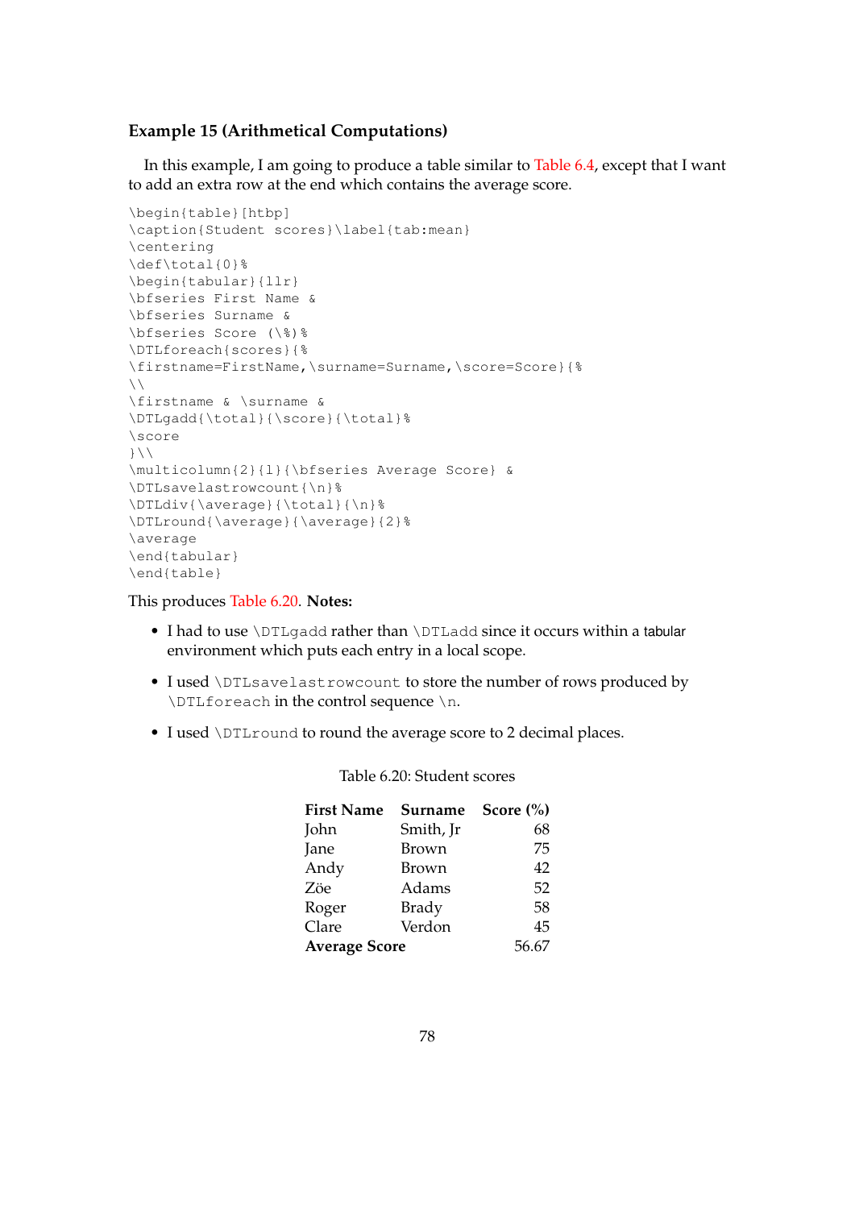#### Example 15 (Arithmetical Computations)

In this example, I am going to produce a table similar to Table 6.4, except that I want to add an extra row at the end which contains the average score.

```
\begin{table}[htbp]
\caption{Student scores}\label{tab:mean}
\centering
\def\total{0}%
\begin{tabular}{llr}
\bfseries First Name &
\bfseries Surname &
\bfseries Score (\%)%
\DTLforeach{scores}{%
\firstname=FirstName,\surname=Surname,\score=Score}{%
\\
\firstname & \surname &
\DTLgadd{\total}{\score}{\total}%
\score
}\\
\multicolumn{2}{l}{\bfseries Average Score} &
\DTLsavelastrowcount{\n}%
\DTLdiv{\average}{\total}{\n}%
\DTLround{\average}{\average}{2}%
\average
\end{tabular}
\end{table}
```

This produces Table 6.20. **Notes:**

- I had to use `\DTLgadd` rather than `\DTLadd` since it occurs within a tabular environment which puts each entry in a local scope.
- I used `\DTLsavelastrowcount` to store the number of rows produced by `\DTLforeach` in the control sequence `\n`.
- I used `\DTLround` to round the average score to 2 decimal places.

Table 6.20: Student scores

| **First Name** | **Surname** | **Score (%)** |
|---|---|---:|
| John | Smith, Jr | 68 |
| Jane | Brown | 75 |
| Andy | Brown | 42 |
| Zöe | Adams | 52 |
| Roger | Brady | 58 |
| Clare | Verdon | 45 |
| **Average Score** | | 56.67 |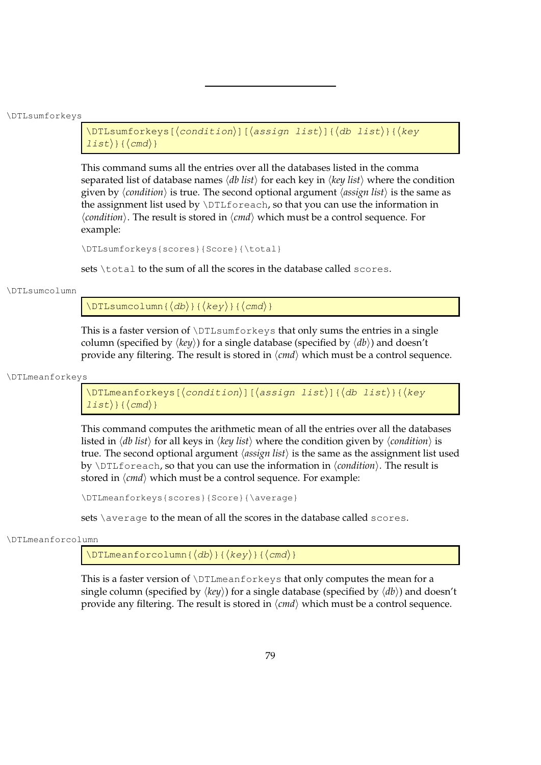\DTLsumforkeys

```
\DTLsumforkeys[⟨condition⟩][⟨assign list⟩]{⟨db list⟩}{⟨key list⟩}{⟨cmd⟩}
```

This command sums all the entries over all the databases listed in the comma separated list of database names ⟨*db list*⟩ for each key in ⟨*key list*⟩ where the condition given by ⟨*condition*⟩ is true. The second optional argument ⟨*assign list*⟩ is the same as the assignment list used by `\DTLforeach`, so that you can use the information in ⟨*condition*⟩. The result is stored in ⟨*cmd*⟩ which must be a control sequence. For example:

```
\DTLsumforkeys{scores}{Score}{\total}
```

sets `\total` to the sum of all the scores in the database called `scores`.

\DTLsumcolumn

```
\DTLsumcolumn{⟨db⟩}{⟨key⟩}{⟨cmd⟩}
```

This is a faster version of `\DTLsumforkeys` that only sums the entries in a single column (specified by ⟨*key*⟩) for a single database (specified by ⟨*db*⟩) and doesn't provide any filtering. The result is stored in ⟨*cmd*⟩ which must be a control sequence.

\DTLmeanforkeys

```
\DTLmeanforkeys[⟨condition⟩][⟨assign list⟩]{⟨db list⟩}{⟨key list⟩}{⟨cmd⟩}
```

This command computes the arithmetic mean of all the entries over all the databases listed in ⟨*db list*⟩ for all keys in ⟨*key list*⟩ where the condition given by ⟨*condition*⟩ is true. The second optional argument ⟨*assign list*⟩ is the same as the assignment list used by `\DTLforeach`, so that you can use the information in ⟨*condition*⟩. The result is stored in ⟨*cmd*⟩ which must be a control sequence. For example:

```
\DTLmeanforkeys{scores}{Score}{\average}
```

sets `\average` to the mean of all the scores in the database called `scores`.

\DTLmeanforcolumn

```
\DTLmeanforcolumn{⟨db⟩}{⟨key⟩}{⟨cmd⟩}
```

This is a faster version of `\DTLmeanforkeys` that only computes the mean for a single column (specified by ⟨*key*⟩) for a single database (specified by ⟨*db*⟩) and doesn't provide any filtering. The result is stored in ⟨*cmd*⟩ which must be a control sequence.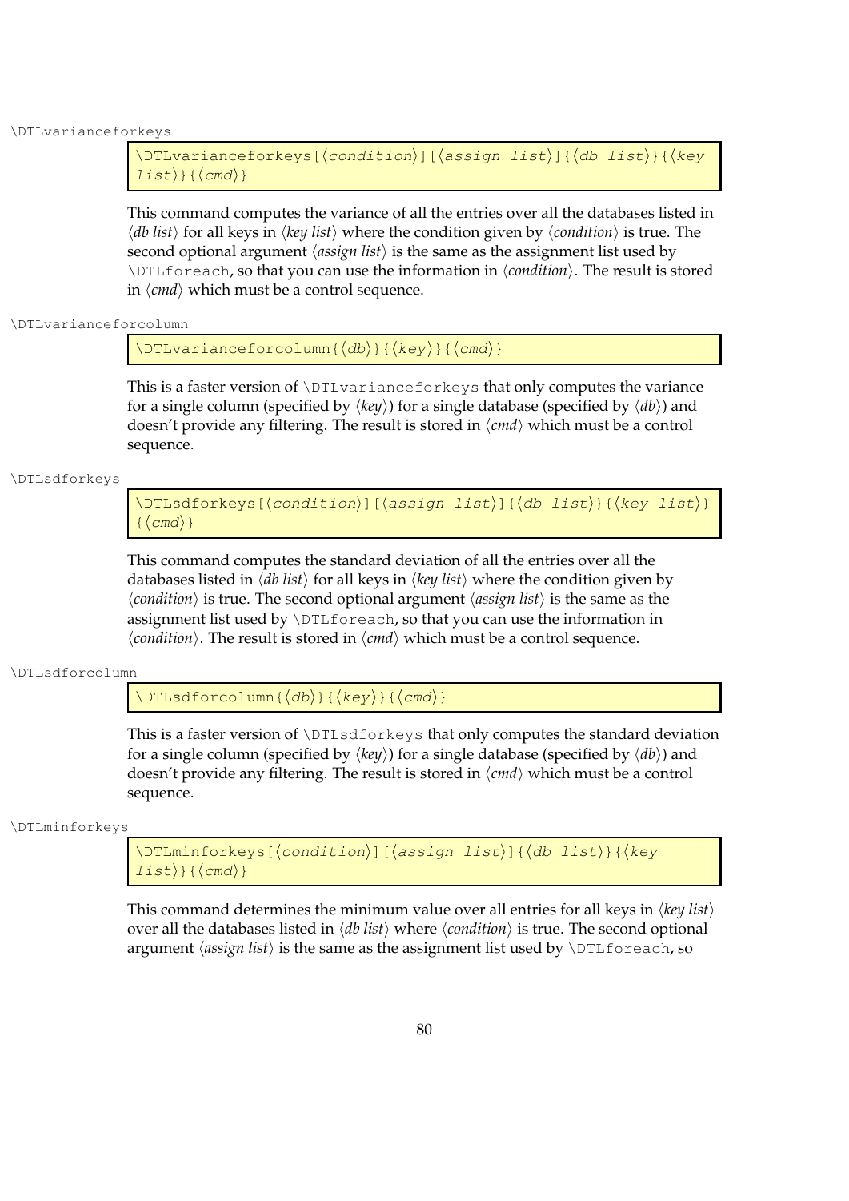\DTLvarianceforkeys

```
\DTLvarianceforkeys[⟨condition⟩][⟨assign list⟩]{⟨db list⟩}{⟨key list⟩}{⟨cmd⟩}
```

This command computes the variance of all the entries over all the databases listed in ⟨*db list*⟩ for all keys in ⟨*key list*⟩ where the condition given by ⟨*condition*⟩ is true. The second optional argument ⟨*assign list*⟩ is the same as the assignment list used by `\DTLforeach`, so that you can use the information in ⟨*condition*⟩. The result is stored in ⟨*cmd*⟩ which must be a control sequence.

\DTLvarianceforcolumn

```
\DTLvarianceforcolumn{⟨db⟩}{⟨key⟩}{⟨cmd⟩}
```

This is a faster version of `\DTLvarianceforkeys` that only computes the variance for a single column (specified by ⟨*key*⟩) for a single database (specified by ⟨*db*⟩) and doesn't provide any filtering. The result is stored in ⟨*cmd*⟩ which must be a control sequence.

\DTLsdforkeys

```
\DTLsdforkeys[⟨condition⟩][⟨assign list⟩]{⟨db list⟩}{⟨key list⟩}{⟨cmd⟩}
```

This command computes the standard deviation of all the entries over all the databases listed in ⟨*db list*⟩ for all keys in ⟨*key list*⟩ where the condition given by ⟨*condition*⟩ is true. The second optional argument ⟨*assign list*⟩ is the same as the assignment list used by `\DTLforeach`, so that you can use the information in ⟨*condition*⟩. The result is stored in ⟨*cmd*⟩ which must be a control sequence.

\DTLsdforcolumn

```
\DTLsdforcolumn{⟨db⟩}{⟨key⟩}{⟨cmd⟩}
```

This is a faster version of `\DTLsdforkeys` that only computes the standard deviation for a single column (specified by ⟨*key*⟩) for a single database (specified by ⟨*db*⟩) and doesn't provide any filtering. The result is stored in ⟨*cmd*⟩ which must be a control sequence.

\DTLminforkeys

```
\DTLminforkeys[⟨condition⟩][⟨assign list⟩]{⟨db list⟩}{⟨key list⟩}{⟨cmd⟩}
```

This command determines the minimum value over all entries for all keys in ⟨*key list*⟩ over all the databases listed in ⟨*db list*⟩ where ⟨*condition*⟩ is true. The second optional argument ⟨*assign list*⟩ is the same as the assignment list used by `\DTLforeach`, so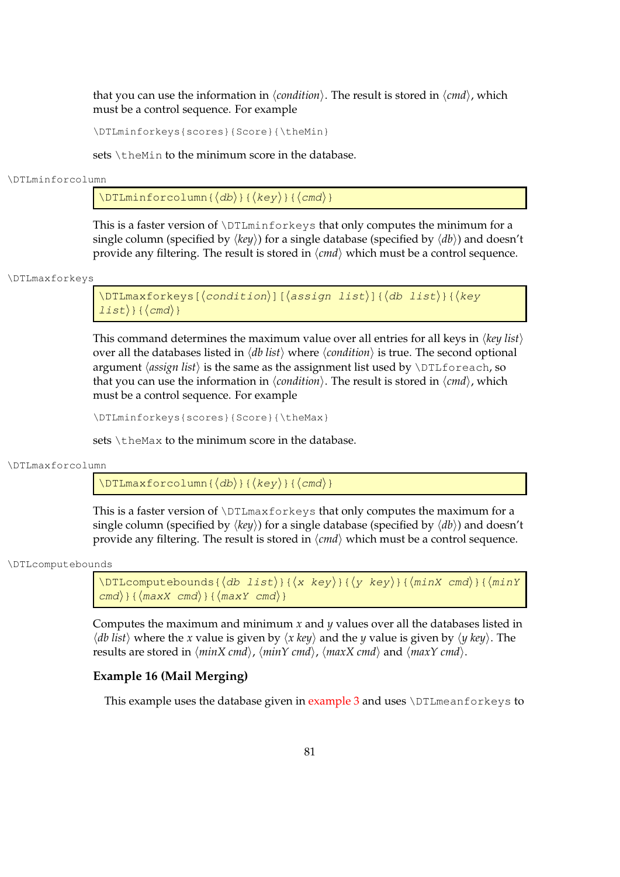that you can use the information in ⟨*condition*⟩. The result is stored in ⟨*cmd*⟩, which must be a control sequence. For example

```
\DTLminforkeys{scores}{Score}{\theMin}
```

sets `\theMin` to the minimum score in the database.

`\DTLminforcolumn`

```
\DTLminforcolumn{⟨db⟩}{⟨key⟩}{⟨cmd⟩}
```

This is a faster version of `\DTLminforkeys` that only computes the minimum for a single column (specified by ⟨*key*⟩) for a single database (specified by ⟨*db*⟩) and doesn't provide any filtering. The result is stored in ⟨*cmd*⟩ which must be a control sequence.

`\DTLmaxforkeys`

```
\DTLmaxforkeys[⟨condition⟩][⟨assign list⟩]{⟨db list⟩}{⟨key list⟩}{⟨cmd⟩}
```

This command determines the maximum value over all entries for all keys in ⟨*key list*⟩ over all the databases listed in ⟨*db list*⟩ where ⟨*condition*⟩ is true. The second optional argument ⟨*assign list*⟩ is the same as the assignment list used by `\DTLforeach`, so that you can use the information in ⟨*condition*⟩. The result is stored in ⟨*cmd*⟩, which must be a control sequence. For example

```
\DTLminforkeys{scores}{Score}{\theMax}
```

sets `\theMax` to the minimum score in the database.

`\DTLmaxforcolumn`

```
\DTLmaxforcolumn{⟨db⟩}{⟨key⟩}{⟨cmd⟩}
```

This is a faster version of `\DTLmaxforkeys` that only computes the maximum for a single column (specified by ⟨*key*⟩) for a single database (specified by ⟨*db*⟩) and doesn't provide any filtering. The result is stored in ⟨*cmd*⟩ which must be a control sequence.

`\DTLcomputebounds`

```
\DTLcomputebounds{⟨db list⟩}{⟨x key⟩}{⟨y key⟩}{⟨minX cmd⟩}{⟨minY cmd⟩}{⟨maxX cmd⟩}{⟨maxY cmd⟩}
```

Computes the maximum and minimum $x$ and $y$ values over all the databases listed in ⟨*db list*⟩ where the $x$ value is given by ⟨*x key*⟩ and the $y$ value is given by ⟨*y key*⟩. The results are stored in ⟨*minX cmd*⟩, ⟨*minY cmd*⟩, ⟨*maxX cmd*⟩ and ⟨*maxY cmd*⟩.

**Example 16 (Mail Merging)**

This example uses the database given in example 3 and uses `\DTLmeanforkeys` to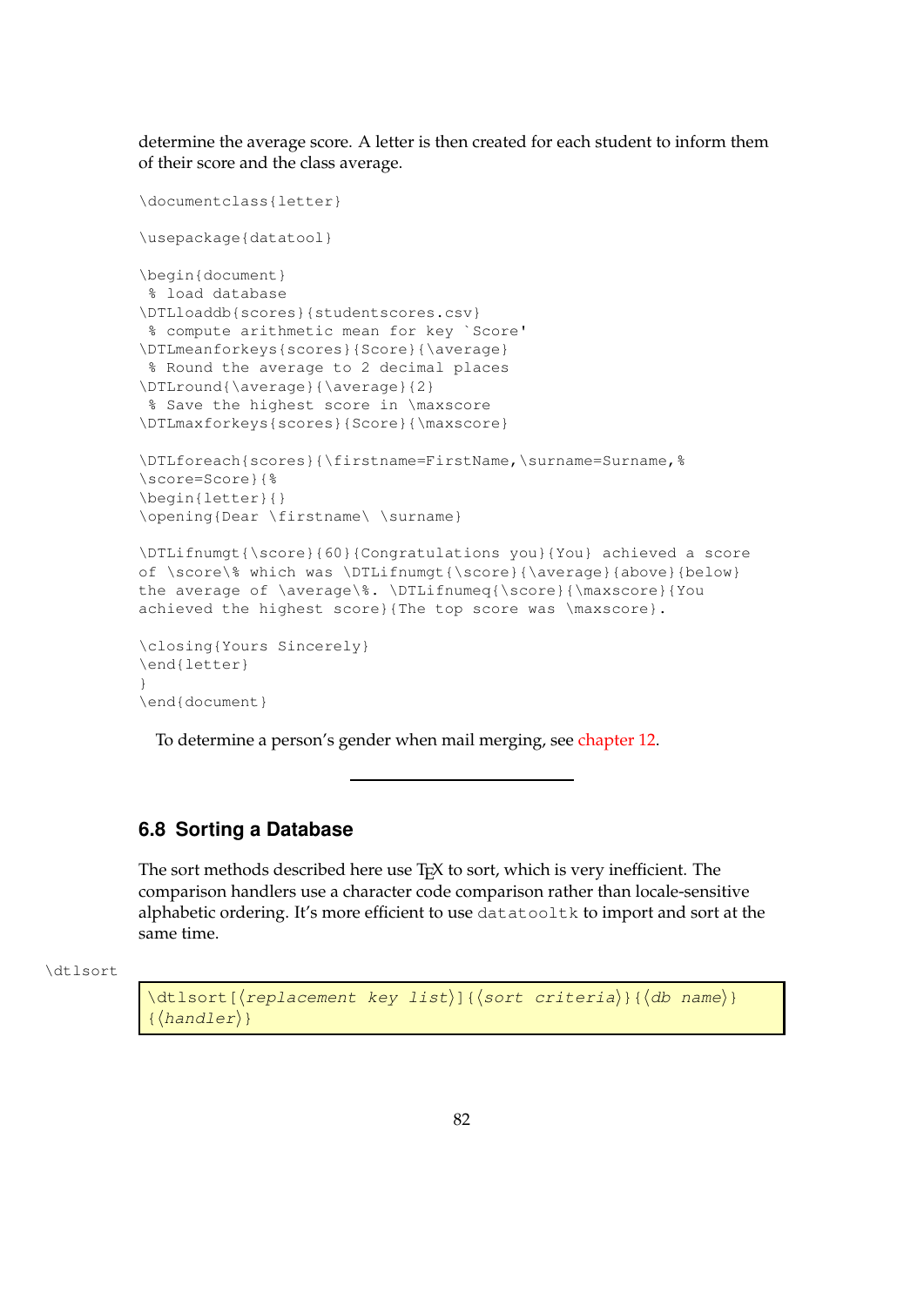determine the average score. A letter is then created for each student to inform them of their score and the class average.

```
\documentclass{letter}

\usepackage{datatool}

\begin{document}
 % load database
\DTLloaddb{scores}{studentscores.csv}
 % compute arithmetic mean for key `Score'
\DTLmeanforkeys{scores}{Score}{\average}
 % Round the average to 2 decimal places
\DTLround{\average}{\average}{2}
 % Save the highest score in \maxscore
\DTLmaxforkeys{scores}{Score}{\maxscore}

\DTLforeach{scores}{\firstname=FirstName,\surname=Surname,%
\score=Score}{%
\begin{letter}{}
\opening{Dear \firstname\ \surname}

\DTLifnumgt{\score}{60}{Congratulations you}{You} achieved a score
of \score\% which was \DTLifnumgt{\score}{\average}{above}{below}
the average of \average\%. \DTLifnumeq{\score}{\maxscore}{You
achieved the highest score}{The top score was \maxscore}.

\closing{Yours Sincerely}
\end{letter}
}
\end{document}
```

To determine a person's gender when mail merging, see chapter 12.

---

## 6.8 Sorting a Database

The sort methods described here use TEX to sort, which is very inefficient. The comparison handlers use a character code comparison rather than locale-sensitive alphabetic ordering. It's more efficient to use `datatooltk` to import and sort at the same time.

\dtlsort

```
\dtlsort[⟨replacement key list⟩]{⟨sort criteria⟩}{⟨db name⟩}
{⟨handler⟩}
```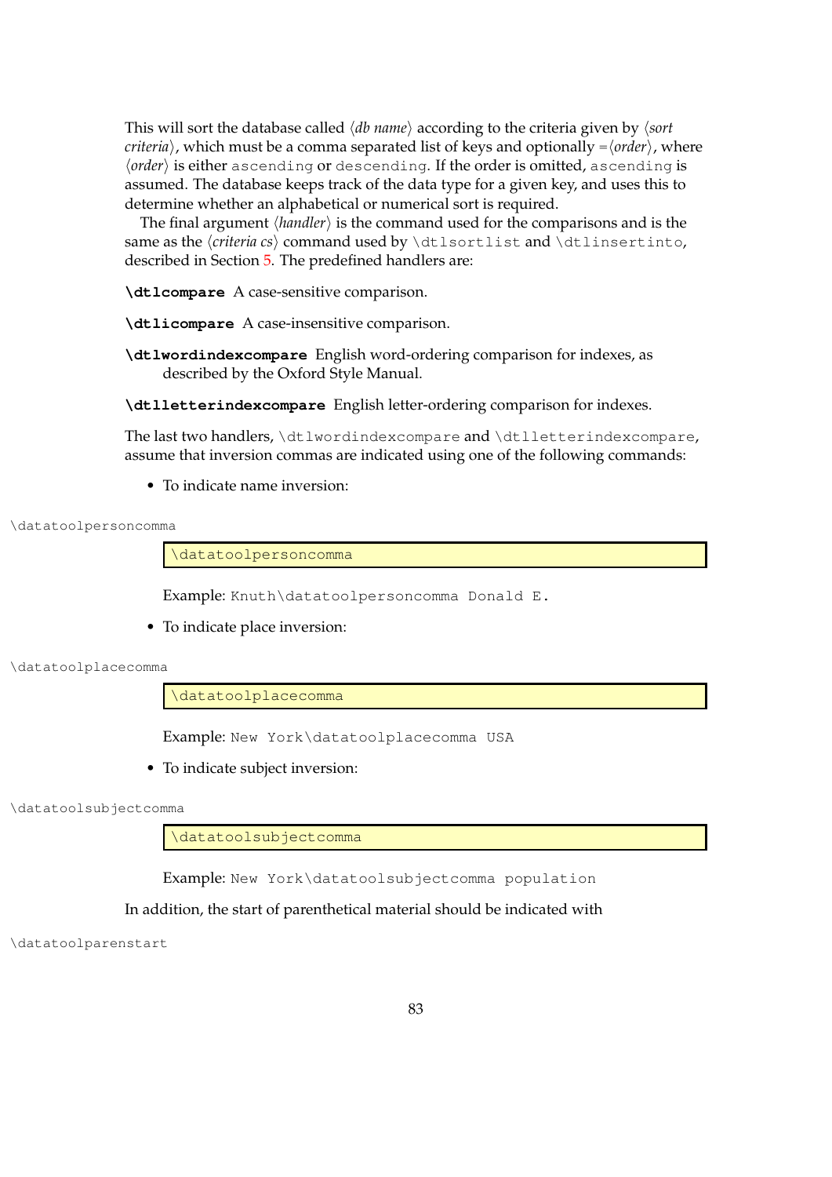This will sort the database called ⟨*db name*⟩ according to the criteria given by ⟨*sort criteria*⟩, which must be a comma separated list of keys and optionally =⟨*order*⟩, where ⟨*order*⟩ is either `ascending` or `descending`. If the order is omitted, `ascending` is assumed. The database keeps track of the data type for a given key, and uses this to determine whether an alphabetical or numerical sort is required.

The final argument ⟨*handler*⟩ is the command used for the comparisons and is the same as the ⟨*criteria cs*⟩ command used by `\dtlsortlist` and `\dtlinsertinto`, described in Section 5. The predefined handlers are:

**`\dtlcompare`** A case-sensitive comparison.

**`\dtlicompare`** A case-insensitive comparison.

**`\dtlwordindexcompare`** English word-ordering comparison for indexes, as described by the Oxford Style Manual.

**`\dtlletterindexcompare`** English letter-ordering comparison for indexes.

The last two handlers, `\dtlwordindexcompare` and `\dtlletterindexcompare`, assume that inversion commas are indicated using one of the following commands:

- To indicate name inversion:

`\datatoolpersoncomma`

```
\datatoolpersoncomma
```

Example: `Knuth\datatoolpersoncomma Donald E.`

- To indicate place inversion:

`\datatoolplacecomma`

```
\datatoolplacecomma
```

Example: `New York\datatoolplacecomma USA`

- To indicate subject inversion:

`\datatoolsubjectcomma`

```
\datatoolsubjectcomma
```

Example: `New York\datatoolsubjectcomma population`

In addition, the start of parenthetical material should be indicated with

`\datatoolparenstart`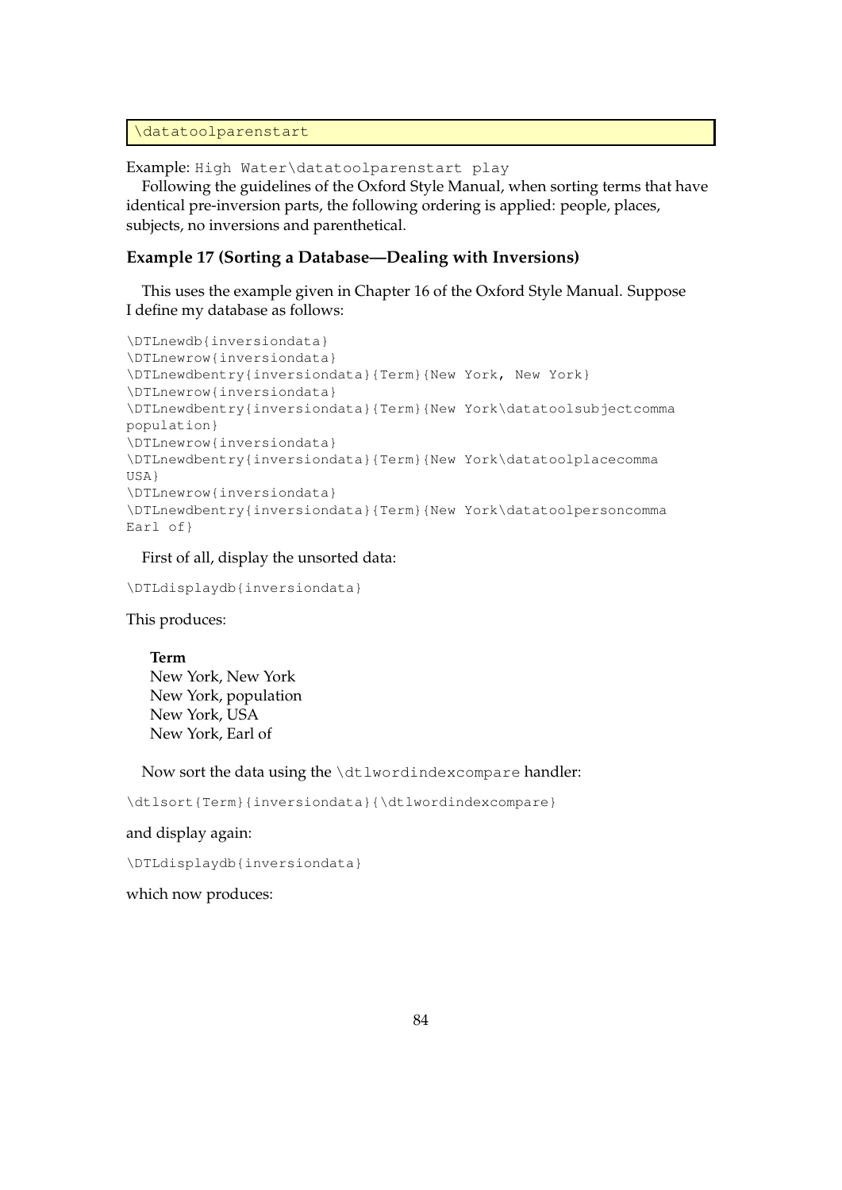```
\datatoolparenstart
```

Example: `High Water\datatoolparenstart play`

Following the guidelines of the Oxford Style Manual, when sorting terms that have identical pre-inversion parts, the following ordering is applied: people, places, subjects, no inversions and parenthetical.

### Example 17 (Sorting a Database—Dealing with Inversions)

This uses the example given in Chapter 16 of the Oxford Style Manual. Suppose I define my database as follows:

```
\DTLnewdb{inversiondata}
\DTLnewrow{inversiondata}
\DTLnewdbentry{inversiondata}{Term}{New York, New York}
\DTLnewrow{inversiondata}
\DTLnewdbentry{inversiondata}{Term}{New York\datatoolsubjectcomma
population}
\DTLnewrow{inversiondata}
\DTLnewdbentry{inversiondata}{Term}{New York\datatoolplacecomma
USA}
\DTLnewrow{inversiondata}
\DTLnewdbentry{inversiondata}{Term}{New York\datatoolpersoncomma
Earl of}
```

First of all, display the unsorted data:

```
\DTLdisplaydb{inversiondata}
```

This produces:

| **Term** |
|---|
| New York, New York |
| New York, population |
| New York, USA |
| New York, Earl of |

Now sort the data using the `\dtlwordindexcompare` handler:

```
\dtlsort{Term}{inversiondata}{\dtlwordindexcompare}
```

and display again:

```
\DTLdisplaydb{inversiondata}
```

which now produces: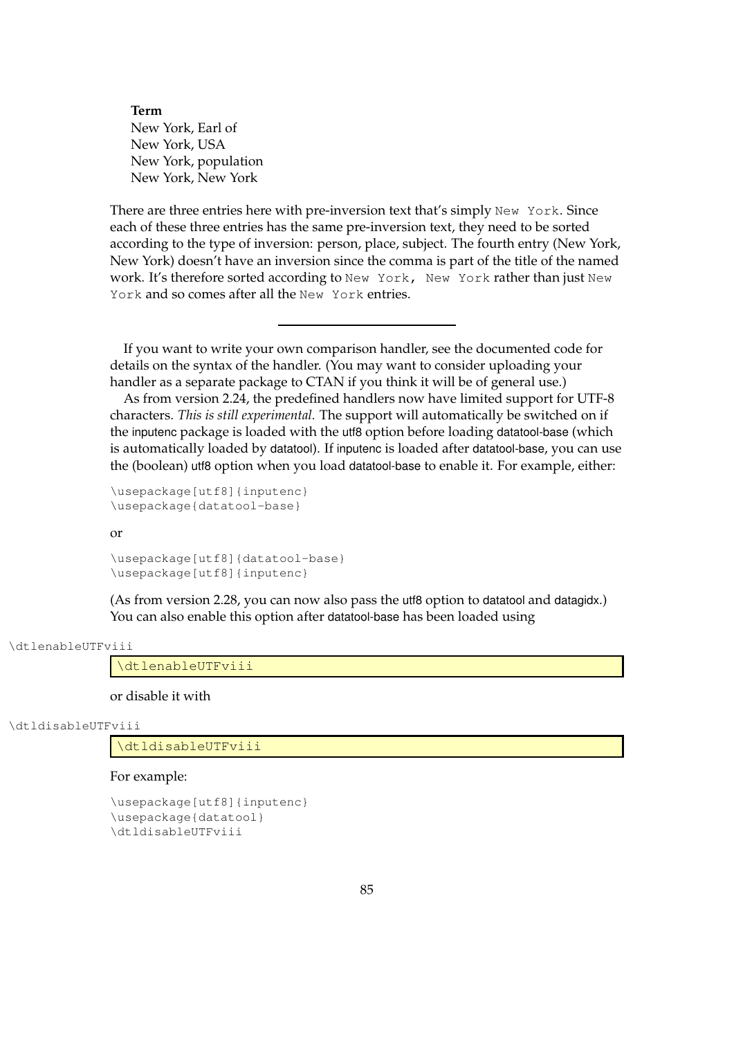**Term**
New York, Earl of
New York, USA
New York, population
New York, New York

There are three entries here with pre-inversion text that's simply `New York`. Since each of these three entries has the same pre-inversion text, they need to be sorted according to the type of inversion: person, place, subject. The fourth entry (New York, New York) doesn't have an inversion since the comma is part of the title of the named work. It's therefore sorted according to `New York, New York` rather than just `New York` and so comes after all the `New York` entries.

---

If you want to write your own comparison handler, see the documented code for details on the syntax of the handler. (You may want to consider uploading your handler as a separate package to CTAN if you think it will be of general use.)

As from version 2.24, the predefined handlers now have limited support for UTF-8 characters. *This is still experimental.* The support will automatically be switched on if the inputenc package is loaded with the utf8 option before loading datatool-base (which is automatically loaded by datatool). If inputenc is loaded after datatool-base, you can use the (boolean) utf8 option when you load datatool-base to enable it. For example, either:

```
\usepackage[utf8]{inputenc}
\usepackage{datatool-base}
```

or

```
\usepackage[utf8]{datatool-base}
\usepackage[utf8]{inputenc}
```

(As from version 2.28, you can now also pass the utf8 option to datatool and datagidx.) You can also enable this option after datatool-base has been loaded using

```
\dtlenableUTFviii
```

or disable it with

```
\dtldisableUTFviii
```

For example:

```
\usepackage[utf8]{inputenc}
\usepackage{datatool}
\dtldisableUTFviii
```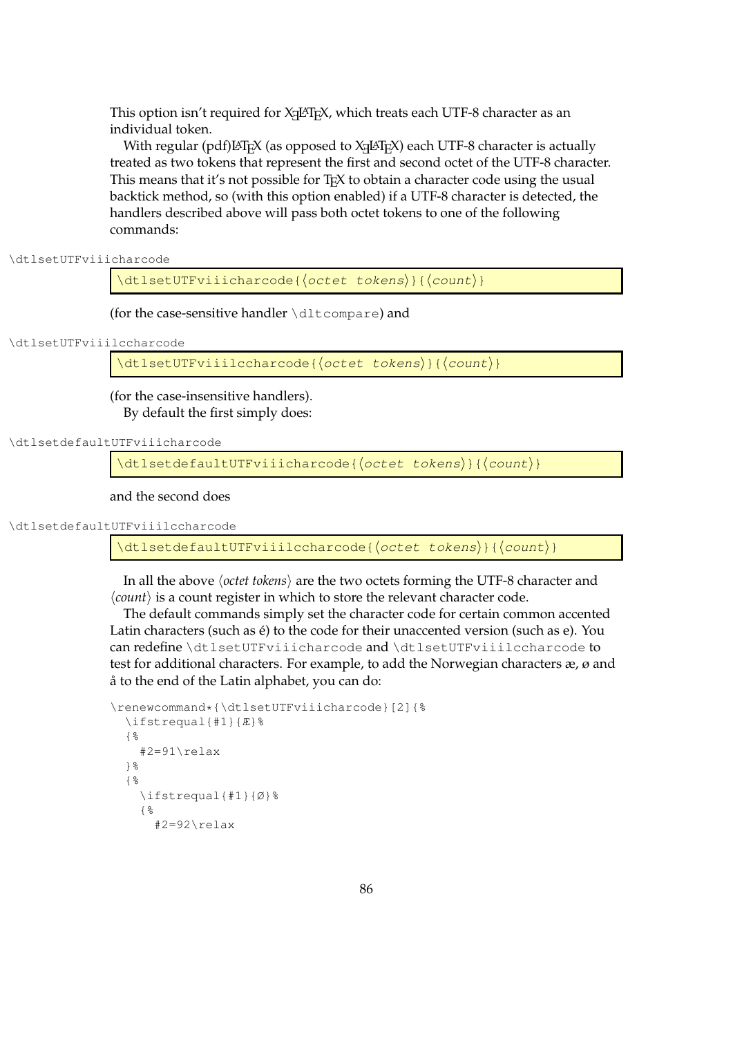This option isn't required for XƎLaTeX, which treats each UTF-8 character as an individual token.

With regular (pdf)LaTeX (as opposed to XƎLaTeX) each UTF-8 character is actually treated as two tokens that represent the first and second octet of the UTF-8 character. This means that it's not possible for TeX to obtain a character code using the usual backtick method, so (with this option enabled) if a UTF-8 character is detected, the handlers described above will pass both octet tokens to one of the following commands:

\dtlsetUTFviiicharcode

```
\dtlsetUTFviiicharcode{⟨octet tokens⟩}{⟨count⟩}
```

(for the case-sensitive handler `\dltcompare`) and

\dtlsetUTFviiilccharcode

```
\dtlsetUTFviiilccharcode{⟨octet tokens⟩}{⟨count⟩}
```

(for the case-insensitive handlers).

By default the first simply does:

\dtlsetdefaultUTFviiicharcode

```
\dtlsetdefaultUTFviiicharcode{⟨octet tokens⟩}{⟨count⟩}
```

and the second does

\dtlsetdefaultUTFviiilccharcode

```
\dtlsetdefaultUTFviiilccharcode{⟨octet tokens⟩}{⟨count⟩}
```

In all the above ⟨*octet tokens*⟩ are the two octets forming the UTF-8 character and ⟨*count*⟩ is a count register in which to store the relevant character code.

The default commands simply set the character code for certain common accented Latin characters (such as é) to the code for their unaccented version (such as e). You can redefine `\dtlsetUTFviiicharcode` and `\dtlsetUTFviiilccharcode` to test for additional characters. For example, to add the Norwegian characters æ, ø and å to the end of the Latin alphabet, you can do:

```
\renewcommand*{\dtlsetUTFviiicharcode}[2]{%
  \ifstrequal{#1}{Æ}%
  {%
    #2=91\relax
  }%
  {%
    \ifstrequal{#1}{Ø}%
    {%
      #2=92\relax
```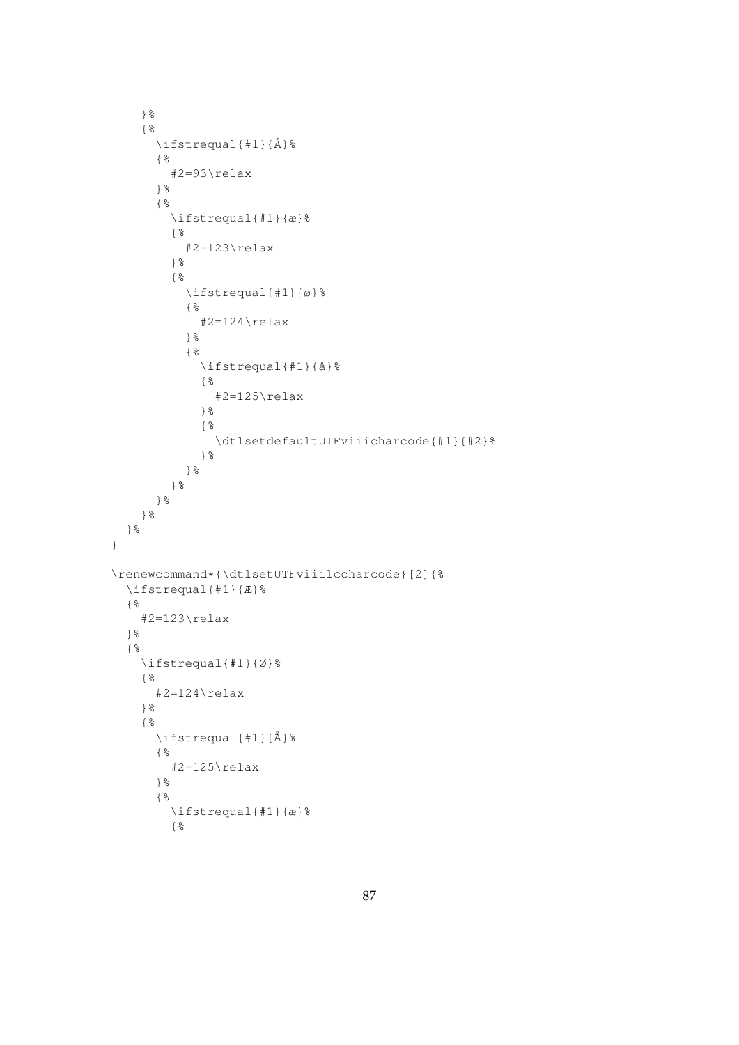```
    }%
    {%
      \ifstrequal{#1}{Å}%
      {%
        #2=93\relax
      }%
      {%
        \ifstrequal{#1}{æ}%
        {%
          #2=123\relax
        }%
        {%
          \ifstrequal{#1}{ø}%
          {%
            #2=124\relax
          }%
          {%
            \ifstrequal{#1}{å}%
            {%
              #2=125\relax
            }%
            {%
              \dtlsetdefaultUTFviiicharcode{#1}{#2}%
            }%
          }%
        }%
      }%
    }%
  }%
}

\renewcommand*{\dtlsetUTFviiilccharcode}[2]{%
  \ifstrequal{#1}{Æ}%
  {%
    #2=123\relax
  }%
  {%
    \ifstrequal{#1}{Ø}%
    {%
      #2=124\relax
    }%
    {%
      \ifstrequal{#1}{Å}%
      {%
        #2=125\relax
      }%
      {%
        \ifstrequal{#1}{æ}%
        {%
```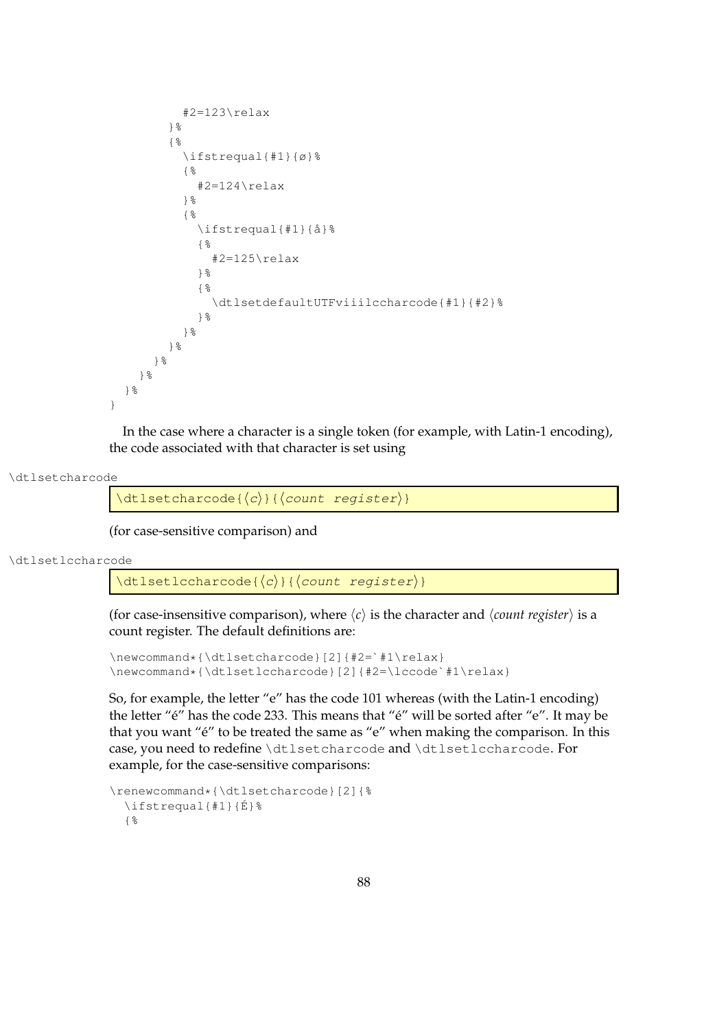```
          #2=123\relax
        }%
        {%
          \ifstrequal{#1}{ø}%
          {%
            #2=124\relax
          }%
          {%
            \ifstrequal{#1}{å}%
            {%
              #2=125\relax
            }%
            {%
              \dtlsetdefaultUTFviiilccharcode{#1}{#2}%
            }%
          }%
        }%
      }%
    }%
  }%
}
```

In the case where a character is a single token (for example, with Latin-1 encoding), the code associated with that character is set using

\dtlsetcharcode

```
\dtlsetcharcode{⟨c⟩}{⟨count register⟩}
```

(for case-sensitive comparison) and

\dtlsetlccharcode

```
\dtlsetlccharcode{⟨c⟩}{⟨count register⟩}
```

(for case-insensitive comparison), where ⟨*c*⟩ is the character and ⟨*count register*⟩ is a count register. The default definitions are:

```
\newcommand*{\dtlsetcharcode}[2]{#2=`#1\relax}
\newcommand*{\dtlsetlccharcode}[2]{#2=\lccode`#1\relax}
```

So, for example, the letter "e" has the code 101 whereas (with the Latin-1 encoding) the letter "é" has the code 233. This means that "é" will be sorted after "e". It may be that you want "é" to be treated the same as "e" when making the comparison. In this case, you need to redefine \dtlsetcharcode and \dtlsetlccharcode. For example, for the case-sensitive comparisons:

```
\renewcommand*{\dtlsetcharcode}[2]{%
  \ifstrequal{#1}{É}%
  {%
```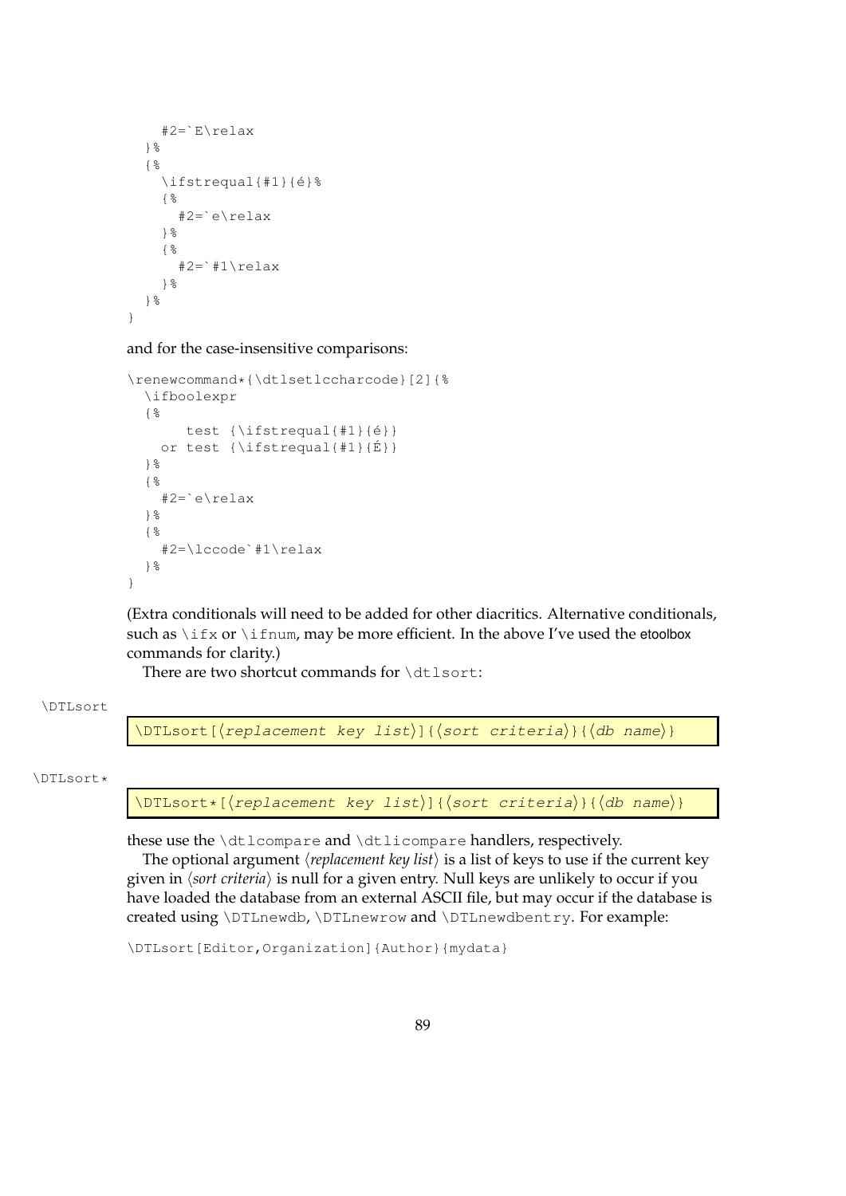```
    #2=`E\relax
  }%
  {%
    \ifstrequal{#1}{é}%
    {%
      #2=`e\relax
    }%
    {%
      #2=`#1\relax
    }%
  }%
}
```

and for the case-insensitive comparisons:

```
\renewcommand*{\dtlsetlccharcode}[2]{%
  \ifboolexpr
  {%
       test {\ifstrequal{#1}{é}}
    or test {\ifstrequal{#1}{É}}
  }%
  {%
    #2=`e\relax
  }%
  {%
    #2=\lccode`#1\relax
  }%
}
```

(Extra conditionals will need to be added for other diacritics. Alternative conditionals, such as `\ifx` or `\ifnum`, may be more efficient. In the above I've used the etoolbox commands for clarity.)

There are two shortcut commands for `\dtlsort`:

\DTLsort

```
\DTLsort[⟨replacement key list⟩]{⟨sort criteria⟩}{⟨db name⟩}
```

\DTLsort*

```
\DTLsort*[⟨replacement key list⟩]{⟨sort criteria⟩}{⟨db name⟩}
```

these use the `\dtlcompare` and `\dtlicompare` handlers, respectively.

The optional argument ⟨*replacement key list*⟩ is a list of keys to use if the current key given in ⟨*sort criteria*⟩ is null for a given entry. Null keys are unlikely to occur if you have loaded the database from an external ASCII file, but may occur if the database is created using `\DTLnewdb`, `\DTLnewrow` and `\DTLnewdbentry`. For example:

```
\DTLsort[Editor,Organization]{Author}{mydata}
```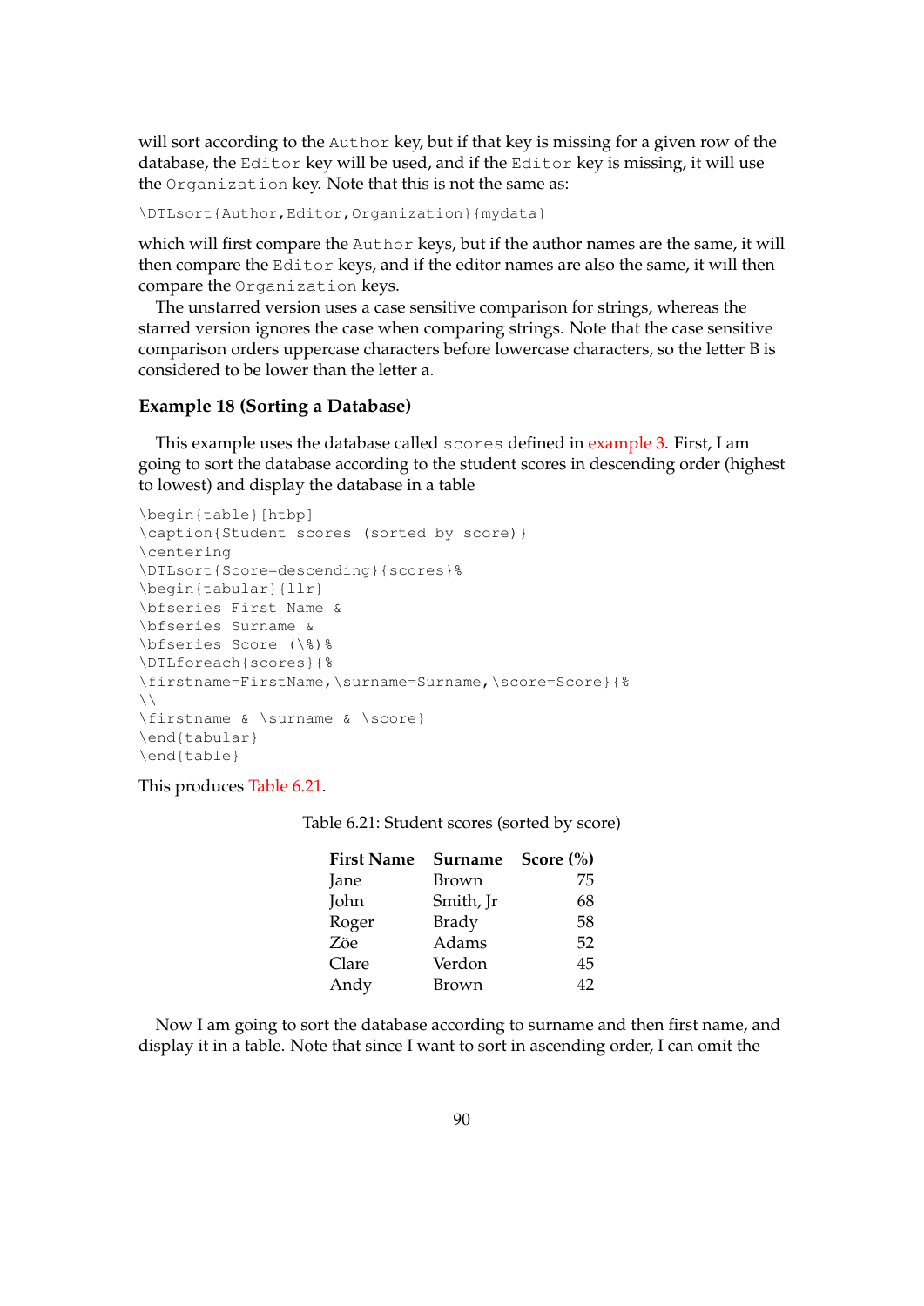will sort according to the `Author` key, but if that key is missing for a given row of the database, the `Editor` key will be used, and if the `Editor` key is missing, it will use the `Organization` key. Note that this is not the same as:

```
\DTLsort{Author,Editor,Organization}{mydata}
```

which will first compare the `Author` keys, but if the author names are the same, it will then compare the `Editor` keys, and if the editor names are also the same, it will then compare the `Organization` keys.

The unstarred version uses a case sensitive comparison for strings, whereas the starred version ignores the case when comparing strings. Note that the case sensitive comparison orders uppercase characters before lowercase characters, so the letter B is considered to be lower than the letter a.

### Example 18 (Sorting a Database)

This example uses the database called `scores` defined in example 3. First, I am going to sort the database according to the student scores in descending order (highest to lowest) and display the database in a table

```
\begin{table}[htbp]
\caption{Student scores (sorted by score)}
\centering
\DTLsort{Score=descending}{scores}%
\begin{tabular}{llr}
\bfseries First Name &
\bfseries Surname &
\bfseries Score (\%)%
\DTLforeach{scores}{%
\firstname=FirstName,\surname=Surname,\score=Score}{%
\\
\firstname & \surname & \score}
\end{tabular}
\end{table}
```

This produces Table 6.21.

Table 6.21: Student scores (sorted by score)

| **First Name** | **Surname** | **Score (%)** |
|---|---|---:|
| Jane | Brown | 75 |
| John | Smith, Jr | 68 |
| Roger | Brady | 58 |
| Zöe | Adams | 52 |
| Clare | Verdon | 45 |
| Andy | Brown | 42 |

Now I am going to sort the database according to surname and then first name, and display it in a table. Note that since I want to sort in ascending order, I can omit the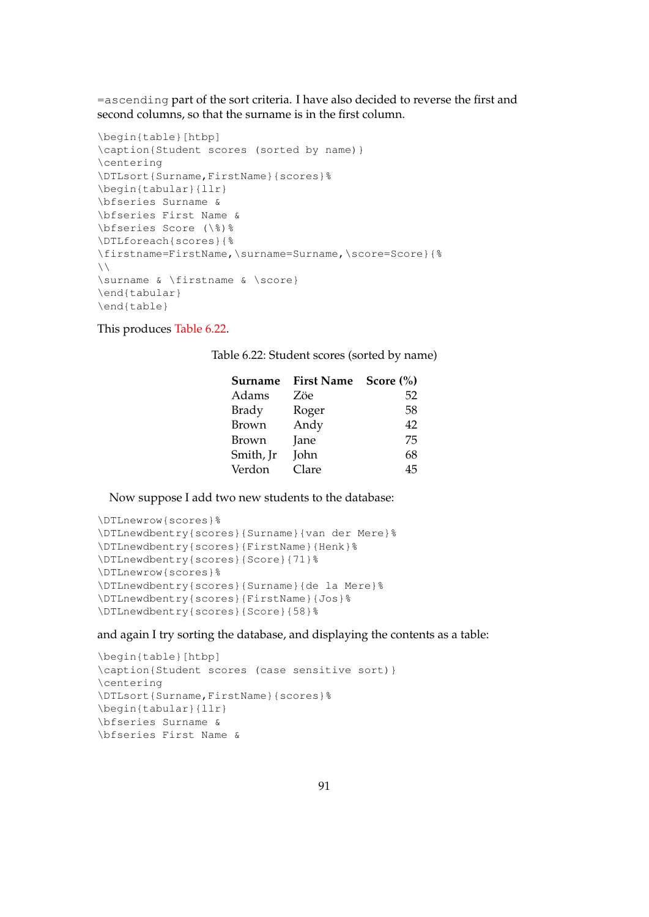`=ascending` part of the sort criteria. I have also decided to reverse the first and second columns, so that the surname is in the first column.

```
\begin{table}[htbp]
\caption{Student scores (sorted by name)}
\centering
\DTLsort{Surname,FirstName}{scores}%
\begin{tabular}{llr}
\bfseries Surname &
\bfseries First Name &
\bfseries Score (\%)%
\DTLforeach{scores}{%
\firstname=FirstName,\surname=Surname,\score=Score}{%
\\
\surname & \firstname & \score}
\end{tabular}
\end{table}
```

This produces Table 6.22.

Table 6.22: Student scores (sorted by name)

| **Surname** | **First Name** | **Score (%)** |
|---|---|---:|
| Adams | Zöe | 52 |
| Brady | Roger | 58 |
| Brown | Andy | 42 |
| Brown | Jane | 75 |
| Smith, Jr | John | 68 |
| Verdon | Clare | 45 |

Now suppose I add two new students to the database:

```
\DTLnewrow{scores}%
\DTLnewdbentry{scores}{Surname}{van der Mere}%
\DTLnewdbentry{scores}{FirstName}{Henk}%
\DTLnewdbentry{scores}{Score}{71}%
\DTLnewrow{scores}%
\DTLnewdbentry{scores}{Surname}{de la Mere}%
\DTLnewdbentry{scores}{FirstName}{Jos}%
\DTLnewdbentry{scores}{Score}{58}%
```

and again I try sorting the database, and displaying the contents as a table:

```
\begin{table}[htbp]
\caption{Student scores (case sensitive sort)}
\centering
\DTLsort{Surname,FirstName}{scores}%
\begin{tabular}{llr}
\bfseries Surname &
\bfseries First Name &
```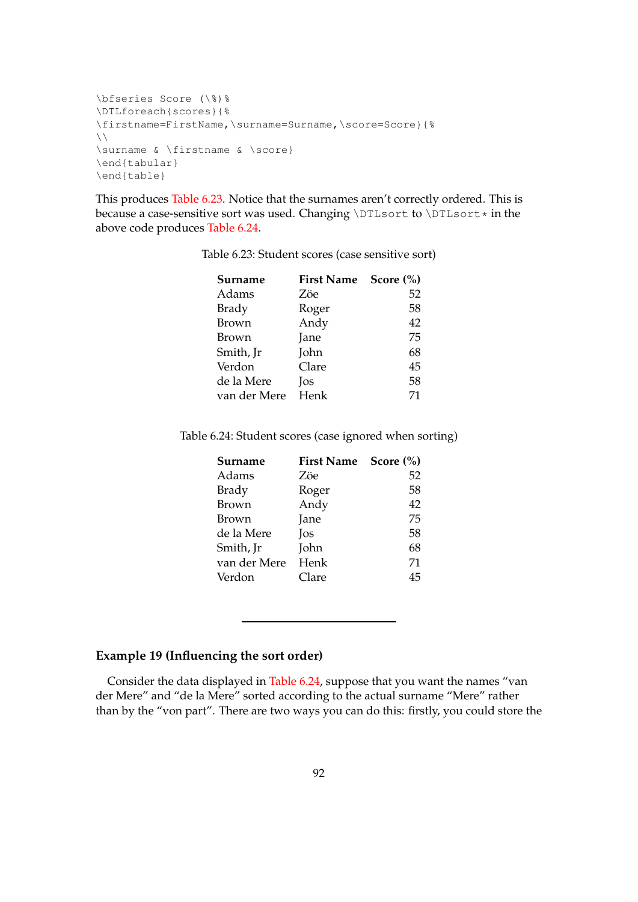```
\bfseries Score (\%)%
\DTLforeach{scores}{%
\firstname=FirstName,\surname=Surname,\score=Score}{%
\\
\surname & \firstname & \score}
\end{tabular}
\end{table}
```

This produces Table 6.23. Notice that the surnames aren't correctly ordered. This is because a case-sensitive sort was used. Changing `\DTLsort` to `\DTLsort*` in the above code produces Table 6.24.

Table 6.23: Student scores (case sensitive sort)

| **Surname** | **First Name** | **Score (%)** |
|---|---|---:|
| Adams | Zöe | 52 |
| Brady | Roger | 58 |
| Brown | Andy | 42 |
| Brown | Jane | 75 |
| Smith, Jr | John | 68 |
| Verdon | Clare | 45 |
| de la Mere | Jos | 58 |
| van der Mere | Henk | 71 |

Table 6.24: Student scores (case ignored when sorting)

| **Surname** | **First Name** | **Score (%)** |
|---|---|---:|
| Adams | Zöe | 52 |
| Brady | Roger | 58 |
| Brown | Andy | 42 |
| Brown | Jane | 75 |
| de la Mere | Jos | 58 |
| Smith, Jr | John | 68 |
| van der Mere | Henk | 71 |
| Verdon | Clare | 45 |

---

**Example 19 (Influencing the sort order)**

Consider the data displayed in Table 6.24, suppose that you want the names "van der Mere" and "de la Mere" sorted according to the actual surname "Mere" rather than by the "von part". There are two ways you can do this: firstly, you could store the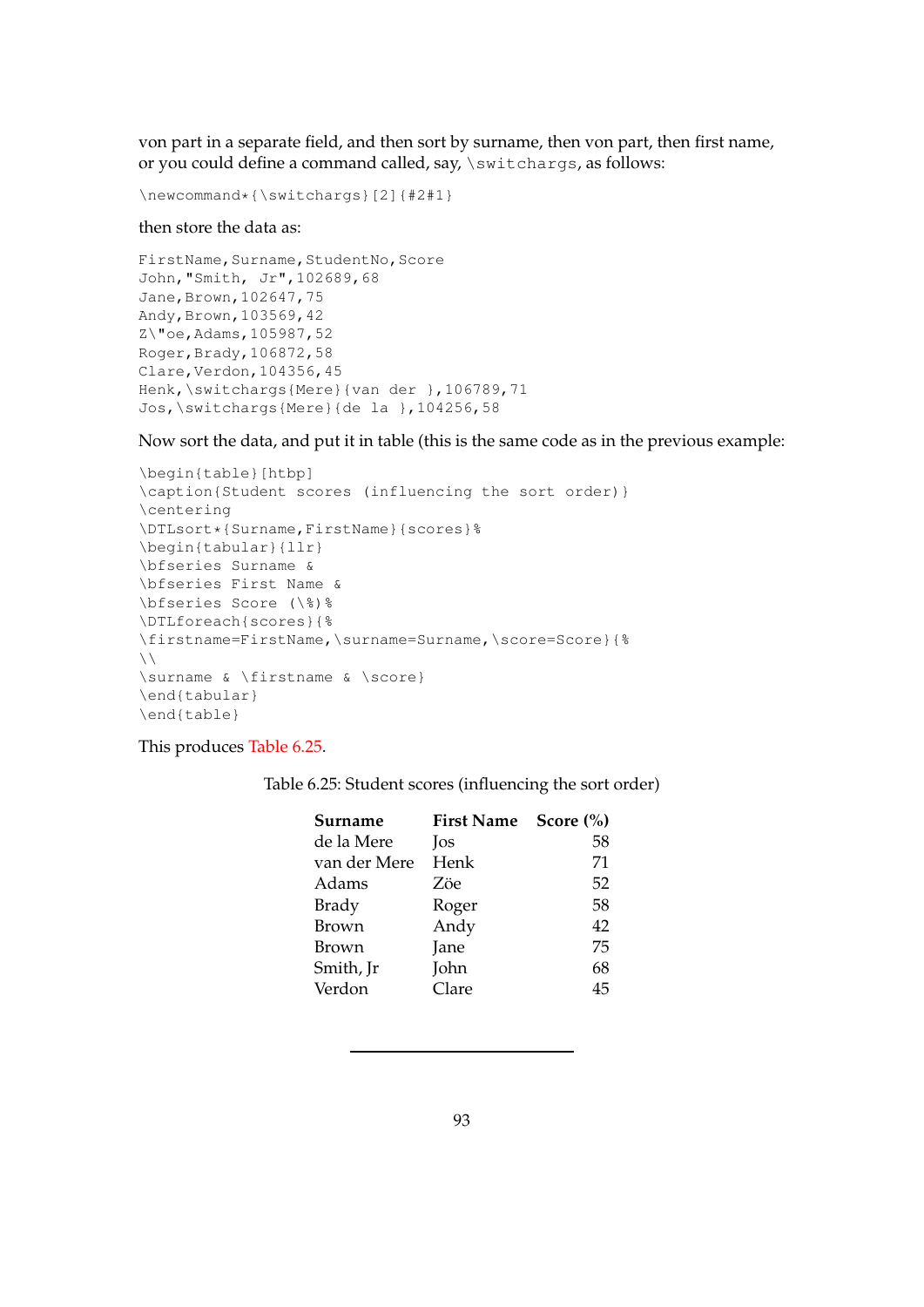von part in a separate field, and then sort by surname, then von part, then first name, or you could define a command called, say, `\switchargs`, as follows:

```
\newcommand*{\switchargs}[2]{#2#1}
```

then store the data as:

```
FirstName,Surname,StudentNo,Score
John,"Smith, Jr",102689,68
Jane,Brown,102647,75
Andy,Brown,103569,42
Z\"oe,Adams,105987,52
Roger,Brady,106872,58
Clare,Verdon,104356,45
Henk,\switchargs{Mere}{van der },106789,71
Jos,\switchargs{Mere}{de la },104256,58
```

Now sort the data, and put it in table (this is the same code as in the previous example:

```
\begin{table}[htbp]
\caption{Student scores (influencing the sort order)}
\centering
\DTLsort*{Surname,FirstName}{scores}%
\begin{tabular}{llr}
\bfseries Surname &
\bfseries First Name &
\bfseries Score (\%)%
\DTLforeach{scores}{%
\firstname=FirstName,\surname=Surname,\score=Score}{%
\\
\surname & \firstname & \score}
\end{tabular}
\end{table}
```

This produces Table 6.25.

Table 6.25: Student scores (influencing the sort order)

| **Surname** | **First Name** | **Score (%)** |
|---|---|---:|
| de la Mere | Jos | 58 |
| van der Mere | Henk | 71 |
| Adams | Zöe | 52 |
| Brady | Roger | 58 |
| Brown | Andy | 42 |
| Brown | Jane | 75 |
| Smith, Jr | John | 68 |
| Verdon | Clare | 45 |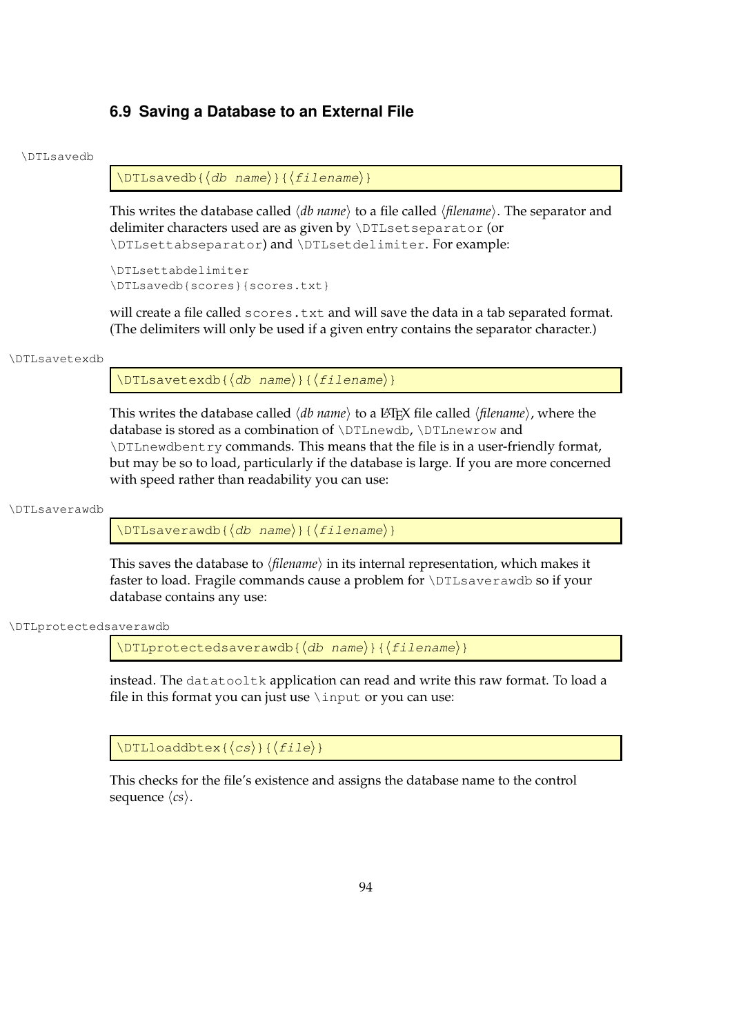## 6.9 Saving a Database to an External File

\DTLsavedb

```
\DTLsavedb{⟨db name⟩}{⟨filename⟩}
```

This writes the database called ⟨*db name*⟩ to a file called ⟨*filename*⟩. The separator and delimiter characters used are as given by `\DTLsetseparator` (or `\DTLsettabseparator`) and `\DTLsetdelimiter`. For example:

```
\DTLsettabdelimiter
\DTLsavedb{scores}{scores.txt}
```

will create a file called `scores.txt` and will save the data in a tab separated format. (The delimiters will only be used if a given entry contains the separator character.)

\DTLsavetexdb

```
\DTLsavetexdb{⟨db name⟩}{⟨filename⟩}
```

This writes the database called ⟨*db name*⟩ to a LaTeX file called ⟨*filename*⟩, where the database is stored as a combination of `\DTLnewdb`, `\DTLnewrow` and `\DTLnewdbentry` commands. This means that the file is in a user-friendly format, but may be so to load, particularly if the database is large. If you are more concerned with speed rather than readability you can use:

\DTLsaverawdb

```
\DTLsaverawdb{⟨db name⟩}{⟨filename⟩}
```

This saves the database to ⟨*filename*⟩ in its internal representation, which makes it faster to load. Fragile commands cause a problem for `\DTLsaverawdb` so if your database contains any use:

\DTLprotectedsaverawdb

```
\DTLprotectedsaverawdb{⟨db name⟩}{⟨filename⟩}
```

instead. The `datatooltk` application can read and write this raw format. To load a file in this format you can just use `\input` or you can use:

```
\DTLloaddbtex{⟨cs⟩}{⟨file⟩}
```

This checks for the file's existence and assigns the database name to the control sequence ⟨*cs*⟩.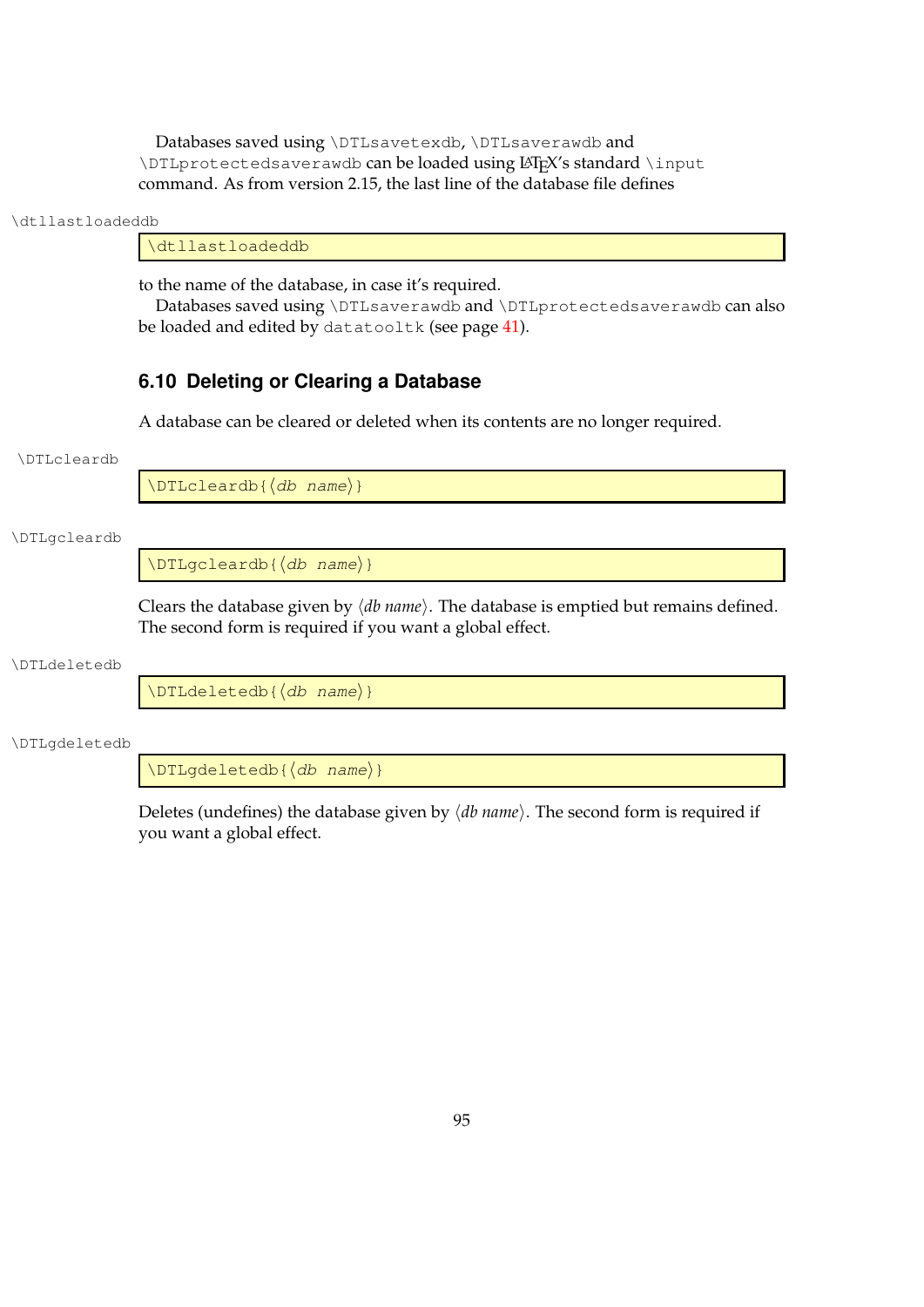Databases saved using `\DTLsavetexdb`, `\DTLsaverawdb` and `\DTLprotectedsaverawdb` can be loaded using LaTeX's standard `\input` command. As from version 2.15, the last line of the database file defines

`\dtllastloadeddb`

```
\dtllastloadeddb
```

to the name of the database, in case it's required.

Databases saved using `\DTLsaverawdb` and `\DTLprotectedsaverawdb` can also be loaded and edited by `datatooltk` (see page 41).

## 6.10 Deleting or Clearing a Database

A database can be cleared or deleted when its contents are no longer required.

`\DTLcleardb`

```
\DTLcleardb{⟨db name⟩}
```

`\DTLgcleardb`

```
\DTLgcleardb{⟨db name⟩}
```

Clears the database given by ⟨*db name*⟩. The database is emptied but remains defined. The second form is required if you want a global effect.

`\DTLdeletedb`

```
\DTLdeletedb{⟨db name⟩}
```

`\DTLgdeletedb`

```
\DTLgdeletedb{⟨db name⟩}
```

Deletes (undefines) the database given by ⟨*db name*⟩. The second form is required if you want a global effect.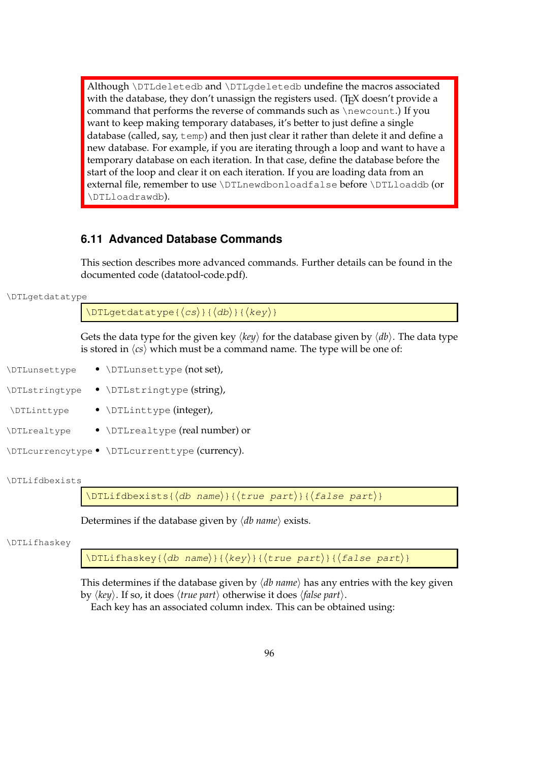> Although `\DTLdeletedb` and `\DTLgdeletedb` undefine the macros associated with the database, they don't unassign the registers used. (TEX doesn't provide a command that performs the reverse of commands such as `\newcount`.) If you want to keep making temporary databases, it's better to just define a single database (called, say, `temp`) and then just clear it rather than delete it and define a new database. For example, if you are iterating through a loop and want to have a temporary database on each iteration. In that case, define the database before the start of the loop and clear it on each iteration. If you are loading data from an external file, remember to use `\DTLnewdbonloadfalse` before `\DTLloaddb` (or `\DTLloadrawdb`).

### 6.11 Advanced Database Commands

This section describes more advanced commands. Further details can be found in the documented code (datatool-code.pdf).

`\DTLgetdatatype`

```
\DTLgetdatatype{⟨cs⟩}{⟨db⟩}{⟨key⟩}
```

Gets the data type for the given key ⟨*key*⟩ for the database given by ⟨*db*⟩. The data type is stored in ⟨*cs*⟩ which must be a command name. The type will be one of:

- `\DTLunsettype` (not set),
- `\DTLstringtype` (string),
- `\DTLinttype` (integer),
- `\DTLrealtype` (real number) or
- `\DTLcurrenttype` (currency).

`\DTLifdbexists`

```
\DTLifdbexists{⟨db name⟩}{⟨true part⟩}{⟨false part⟩}
```

Determines if the database given by ⟨*db name*⟩ exists.

`\DTLifhaskey`

```
\DTLifhaskey{⟨db name⟩}{⟨key⟩}{⟨true part⟩}{⟨false part⟩}
```

This determines if the database given by ⟨*db name*⟩ has any entries with the key given by ⟨*key*⟩. If so, it does ⟨*true part*⟩ otherwise it does ⟨*false part*⟩.

Each key has an associated column index. This can be obtained using: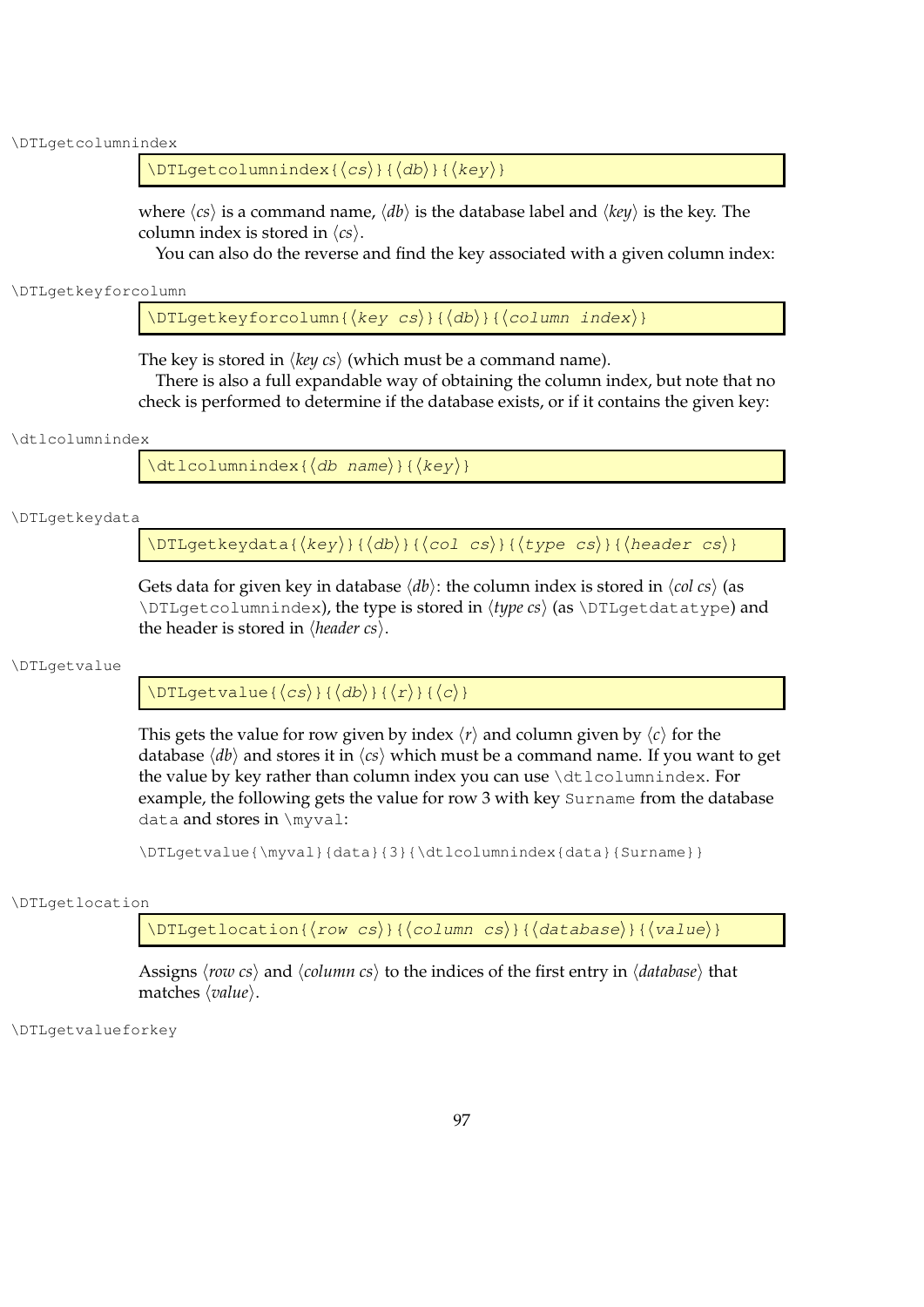\DTLgetcolumnindex

```
\DTLgetcolumnindex{⟨cs⟩}{⟨db⟩}{⟨key⟩}
```

where ⟨*cs*⟩ is a command name, ⟨*db*⟩ is the database label and ⟨*key*⟩ is the key. The column index is stored in ⟨*cs*⟩.

You can also do the reverse and find the key associated with a given column index:

\DTLgetkeyforcolumn

```
\DTLgetkeyforcolumn{⟨key cs⟩}{⟨db⟩}{⟨column index⟩}
```

The key is stored in ⟨*key cs*⟩ (which must be a command name).

There is also a full expandable way of obtaining the column index, but note that no check is performed to determine if the database exists, or if it contains the given key:

\dtlcolumnindex

```
\dtlcolumnindex{⟨db name⟩}{⟨key⟩}
```

\DTLgetkeydata

```
\DTLgetkeydata{⟨key⟩}{⟨db⟩}{⟨col cs⟩}{⟨type cs⟩}{⟨header cs⟩}
```

Gets data for given key in database ⟨*db*⟩: the column index is stored in ⟨*col cs*⟩ (as `\DTLgetcolumnindex`), the type is stored in ⟨*type cs*⟩ (as `\DTLgetdatatype`) and the header is stored in ⟨*header cs*⟩.

\DTLgetvalue

```
\DTLgetvalue{⟨cs⟩}{⟨db⟩}{⟨r⟩}{⟨c⟩}
```

This gets the value for row given by index ⟨*r*⟩ and column given by ⟨*c*⟩ for the database ⟨*db*⟩ and stores it in ⟨*cs*⟩ which must be a command name. If you want to get the value by key rather than column index you can use `\dtlcolumnindex`. For example, the following gets the value for row 3 with key `Surname` from the database `data` and stores in `\myval`:

```
\DTLgetvalue{\myval}{data}{3}{\dtlcolumnindex{data}{Surname}}
```

\DTLgetlocation

```
\DTLgetlocation{⟨row cs⟩}{⟨column cs⟩}{⟨database⟩}{⟨value⟩}
```

Assigns ⟨*row cs*⟩ and ⟨*column cs*⟩ to the indices of the first entry in ⟨*database*⟩ that matches ⟨*value*⟩.

\DTLgetvalueforkey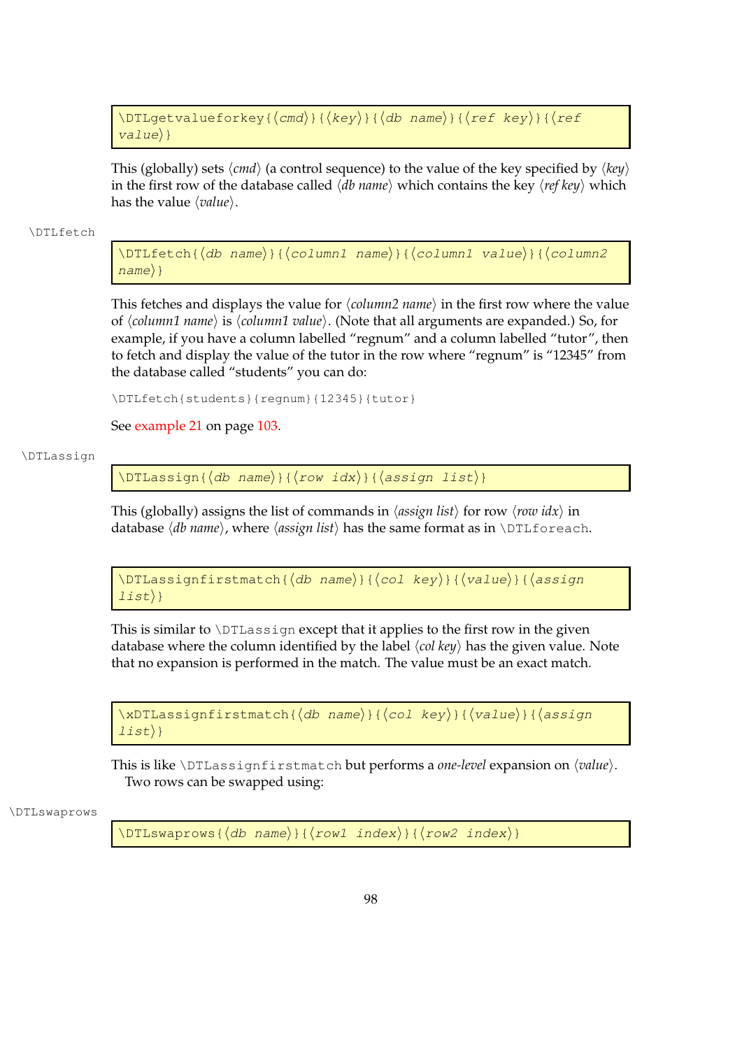```
\DTLgetvalueforkey{⟨cmd⟩}{⟨key⟩}{⟨db name⟩}{⟨ref key⟩}{⟨ref value⟩}
```

This (globally) sets ⟨*cmd*⟩ (a control sequence) to the value of the key specified by ⟨*key*⟩ in the first row of the database called ⟨*db name*⟩ which contains the key ⟨*ref key*⟩ which has the value ⟨*value*⟩.

\DTLfetch

```
\DTLfetch{⟨db name⟩}{⟨column1 name⟩}{⟨column1 value⟩}{⟨column2 name⟩}
```

This fetches and displays the value for ⟨*column2 name*⟩ in the first row where the value of ⟨*column1 name*⟩ is ⟨*column1 value*⟩. (Note that all arguments are expanded.) So, for example, if you have a column labelled "regnum" and a column labelled "tutor", then to fetch and display the value of the tutor in the row where "regnum" is "12345" from the database called "students" you can do:

```
\DTLfetch{students}{regnum}{12345}{tutor}
```

See example 21 on page 103.

\DTLassign

```
\DTLassign{⟨db name⟩}{⟨row idx⟩}{⟨assign list⟩}
```

This (globally) assigns the list of commands in ⟨*assign list*⟩ for row ⟨*row idx*⟩ in database ⟨*db name*⟩, where ⟨*assign list*⟩ has the same format as in `\DTLforeach`.

```
\DTLassignfirstmatch{⟨db name⟩}{⟨col key⟩}{⟨value⟩}{⟨assign list⟩}
```

This is similar to `\DTLassign` except that it applies to the first row in the given database where the column identified by the label ⟨*col key*⟩ has the given value. Note that no expansion is performed in the match. The value must be an exact match.

```
\xDTLassignfirstmatch{⟨db name⟩}{⟨col key⟩}{⟨value⟩}{⟨assign list⟩}
```

This is like `\DTLassignfirstmatch` but performs a *one-level* expansion on ⟨*value*⟩.

Two rows can be swapped using:

\DTLswaprows

```
\DTLswaprows{⟨db name⟩}{⟨row1 index⟩}{⟨row2 index⟩}
```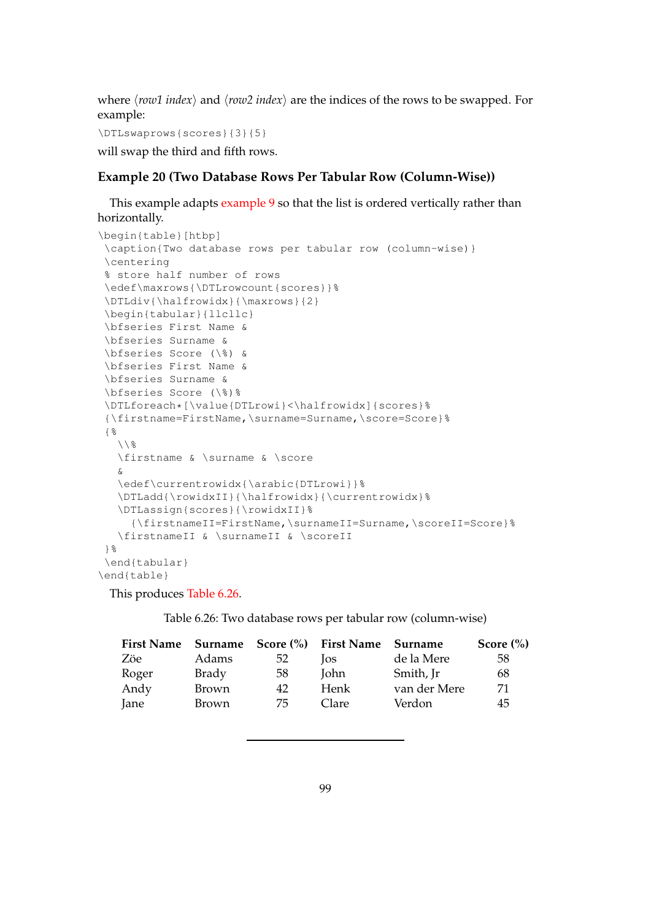where ⟨*row1 index*⟩ and ⟨*row2 index*⟩ are the indices of the rows to be swapped. For example:

```
\DTLswaprows{scores}{3}{5}
```

will swap the third and fifth rows.

### Example 20 (Two Database Rows Per Tabular Row (Column-Wise))

This example adapts example 9 so that the list is ordered vertically rather than horizontally.

```
\begin{table}[htbp]
 \caption{Two database rows per tabular row (column-wise)}
 \centering
 % store half number of rows
 \edef\maxrows{\DTLrowcount{scores}}%
 \DTLdiv{\halfrowidx}{\maxrows}{2}
 \begin{tabular}{llcllc}
 \bfseries First Name &
 \bfseries Surname &
 \bfseries Score (\%) &
 \bfseries First Name &
 \bfseries Surname &
 \bfseries Score (\%)%
 \DTLforeach*[\value{DTLrowi}<\halfrowidx]{scores}%
 {\firstname=FirstName,\surname=Surname,\score=Score}%
 {%
   \\%
   \firstname & \surname & \score
   &
   \edef\currentrowidx{\arabic{DTLrowi}}%
   \DTLadd{\rowidxII}{\halfrowidx}{\currentrowidx}%
   \DTLassign{scores}{\rowidxII}%
     {\firstnameII=FirstName,\surnameII=Surname,\scoreII=Score}%
   \firstnameII & \surnameII & \scoreII
 }%
 \end{tabular}
\end{table}
```

This produces Table 6.26.

Table 6.26: Two database rows per tabular row (column-wise)

| **First Name** | **Surname** | **Score (%)** | **First Name** | **Surname** | **Score (%)** |
|---|---|---|---|---|---|
| Zöe | Adams | 52 | Jos | de la Mere | 58 |
| Roger | Brady | 58 | John | Smith, Jr | 68 |
| Andy | Brown | 42 | Henk | van der Mere | 71 |
| Jane | Brown | 75 | Clare | Verdon | 45 |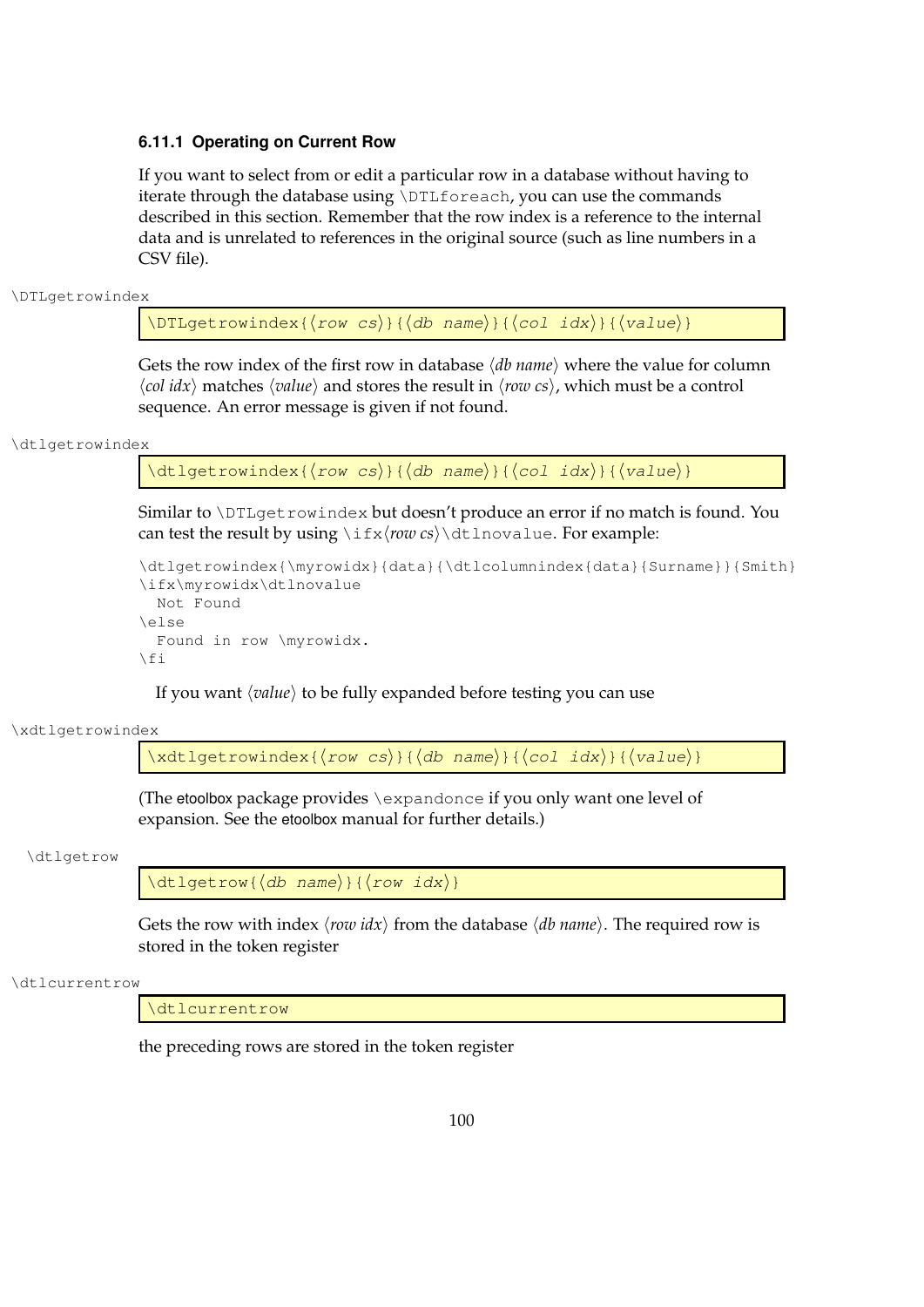### 6.11.1 Operating on Current Row

If you want to select from or edit a particular row in a database without having to iterate through the database using `\DTLforeach`, you can use the commands described in this section. Remember that the row index is a reference to the internal data and is unrelated to references in the original source (such as line numbers in a CSV file).

\DTLgetrowindex

```
\DTLgetrowindex{⟨row cs⟩}{⟨db name⟩}{⟨col idx⟩}{⟨value⟩}
```

Gets the row index of the first row in database ⟨*db name*⟩ where the value for column ⟨*col idx*⟩ matches ⟨*value*⟩ and stores the result in ⟨*row cs*⟩, which must be a control sequence. An error message is given if not found.

\dtlgetrowindex

```
\dtlgetrowindex{⟨row cs⟩}{⟨db name⟩}{⟨col idx⟩}{⟨value⟩}
```

Similar to `\DTLgetrowindex` but doesn't produce an error if no match is found. You can test the result by using `\ifx`⟨*row cs*⟩`\dtlnovalue`. For example:

```
\dtlgetrowindex{\myrowidx}{data}{\dtlcolumnindex{data}{Surname}}{Smith}
\ifx\myrowidx\dtlnovalue
  Not Found
\else
  Found in row \myrowidx.
\fi
```

If you want ⟨*value*⟩ to be fully expanded before testing you can use

\xdtlgetrowindex

```
\xdtlgetrowindex{⟨row cs⟩}{⟨db name⟩}{⟨col idx⟩}{⟨value⟩}
```

(The etoolbox package provides `\expandonce` if you only want one level of expansion. See the etoolbox manual for further details.)

\dtlgetrow

```
\dtlgetrow{⟨db name⟩}{⟨row idx⟩}
```

Gets the row with index ⟨*row idx*⟩ from the database ⟨*db name*⟩. The required row is stored in the token register

\dtlcurrentrow

```
\dtlcurrentrow
```

the preceding rows are stored in the token register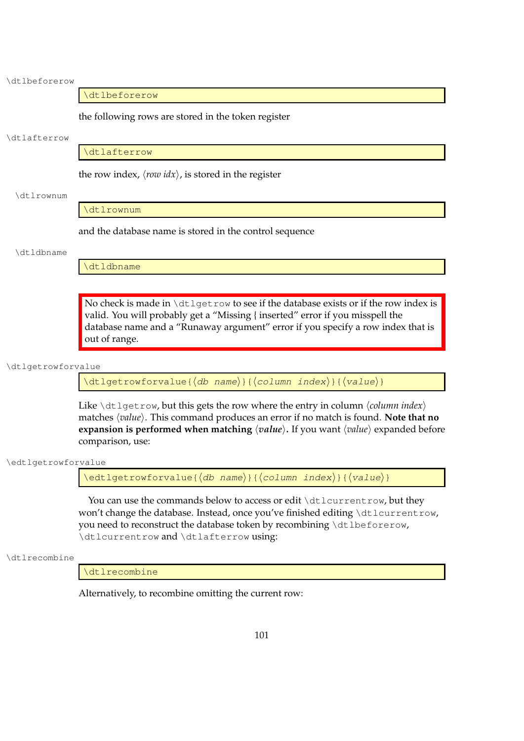\dtlbeforerow

```
\dtlbeforerow
```

the following rows are stored in the token register

\dtlafterrow

```
\dtlafterrow
```

the row index, ⟨*row idx*⟩, is stored in the register

\dtlrownum

```
\dtlrownum
```

and the database name is stored in the control sequence

\dtldbname

```
\dtldbname
```

> No check is made in `\dtlgetrow` to see if the database exists or if the row index is valid. You will probably get a "Missing { inserted" error if you misspell the database name and a "Runaway argument" error if you specify a row index that is out of range.

\dtlgetrowforvalue

```
\dtlgetrowforvalue{⟨db name⟩}{⟨column index⟩}{⟨value⟩}
```

Like `\dtlgetrow`, but this gets the row where the entry in column ⟨*column index*⟩ matches ⟨*value*⟩. This command produces an error if no match is found. **Note that no expansion is performed when matching ⟨*value*⟩.** If you want ⟨*value*⟩ expanded before comparison, use:

\edtlgetrowforvalue

```
\edtlgetrowforvalue{⟨db name⟩}{⟨column index⟩}{⟨value⟩}
```

You can use the commands below to access or edit `\dtlcurrentrow`, but they won't change the database. Instead, once you've finished editing `\dtlcurrentrow`, you need to reconstruct the database token by recombining `\dtlbeforerow`, `\dtlcurrentrow` and `\dtlafterrow` using:

\dtlrecombine

```
\dtlrecombine
```

Alternatively, to recombine omitting the current row: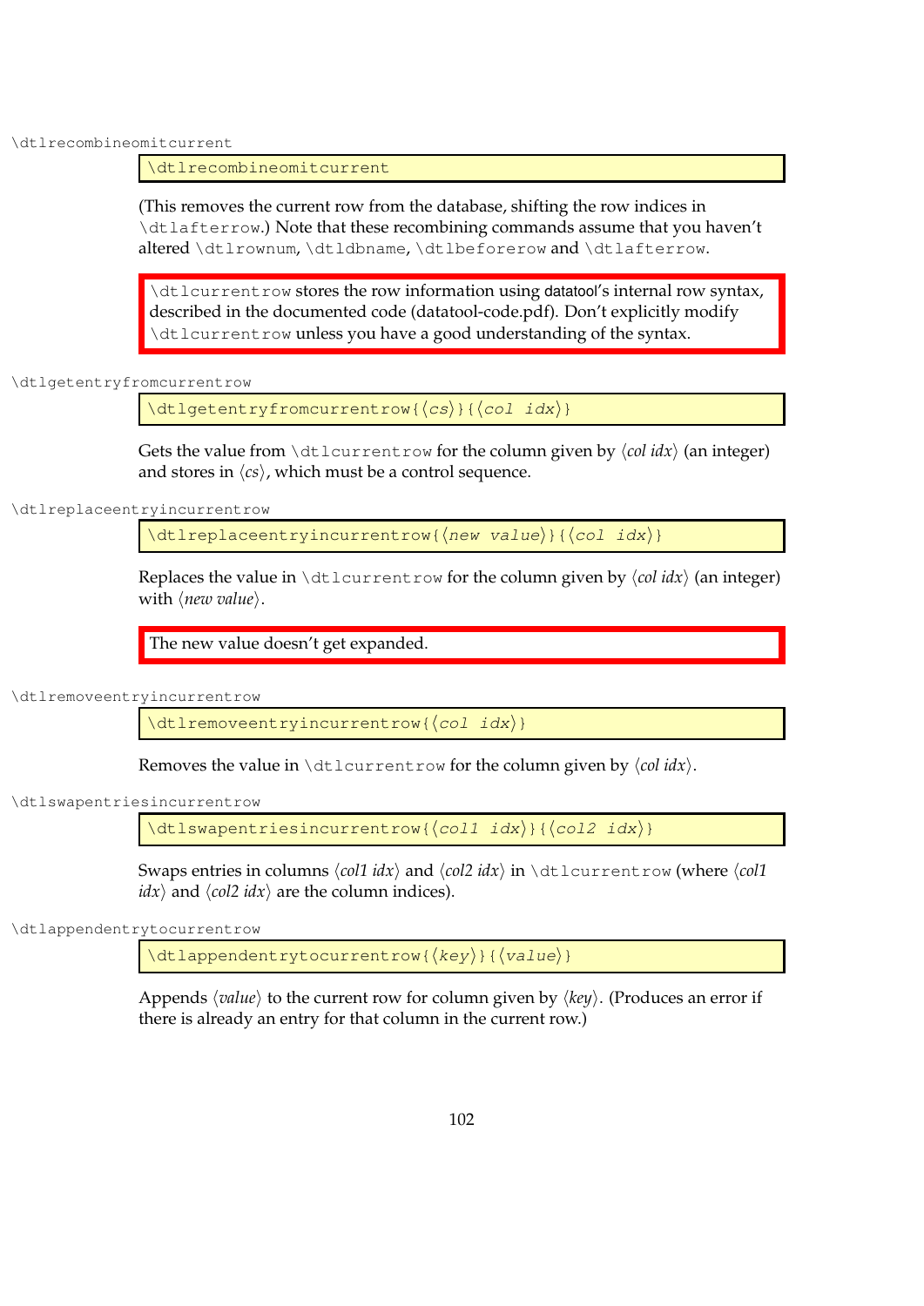\dtlrecombineomitcurrent

```
\dtlrecombineomitcurrent
```

(This removes the current row from the database, shifting the row indices in \dtlafterrow.) Note that these recombining commands assume that you haven't altered \dtlrownum, \dtldbname, \dtlbeforerow and \dtlafterrow.

> \dtlcurrentrow stores the row information using datatool's internal row syntax, described in the documented code (datatool-code.pdf). Don't explicitly modify \dtlcurrentrow unless you have a good understanding of the syntax.

\dtlgetentryfromcurrentrow

```
\dtlgetentryfromcurrentrow{⟨cs⟩}{⟨col idx⟩}
```

Gets the value from \dtlcurrentrow for the column given by ⟨*col idx*⟩ (an integer) and stores in ⟨*cs*⟩, which must be a control sequence.

\dtlreplaceentryincurrentrow

```
\dtlreplaceentryincurrentrow{⟨new value⟩}{⟨col idx⟩}
```

Replaces the value in \dtlcurrentrow for the column given by ⟨*col idx*⟩ (an integer) with ⟨*new value*⟩.

> The new value doesn't get expanded.

\dtlremoveentryincurrentrow

```
\dtlremoveentryincurrentrow{⟨col idx⟩}
```

Removes the value in \dtlcurrentrow for the column given by ⟨*col idx*⟩.

\dtlswapentriesincurrentrow

```
\dtlswapentriesincurrentrow{⟨col1 idx⟩}{⟨col2 idx⟩}
```

Swaps entries in columns ⟨*col1 idx*⟩ and ⟨*col2 idx*⟩ in \dtlcurrentrow (where ⟨*col1 idx*⟩ and ⟨*col2 idx*⟩ are the column indices).

\dtlappendentrytocurrentrow

```
\dtlappendentrytocurrentrow{⟨key⟩}{⟨value⟩}
```

Appends ⟨*value*⟩ to the current row for column given by ⟨*key*⟩. (Produces an error if there is already an entry for that column in the current row.)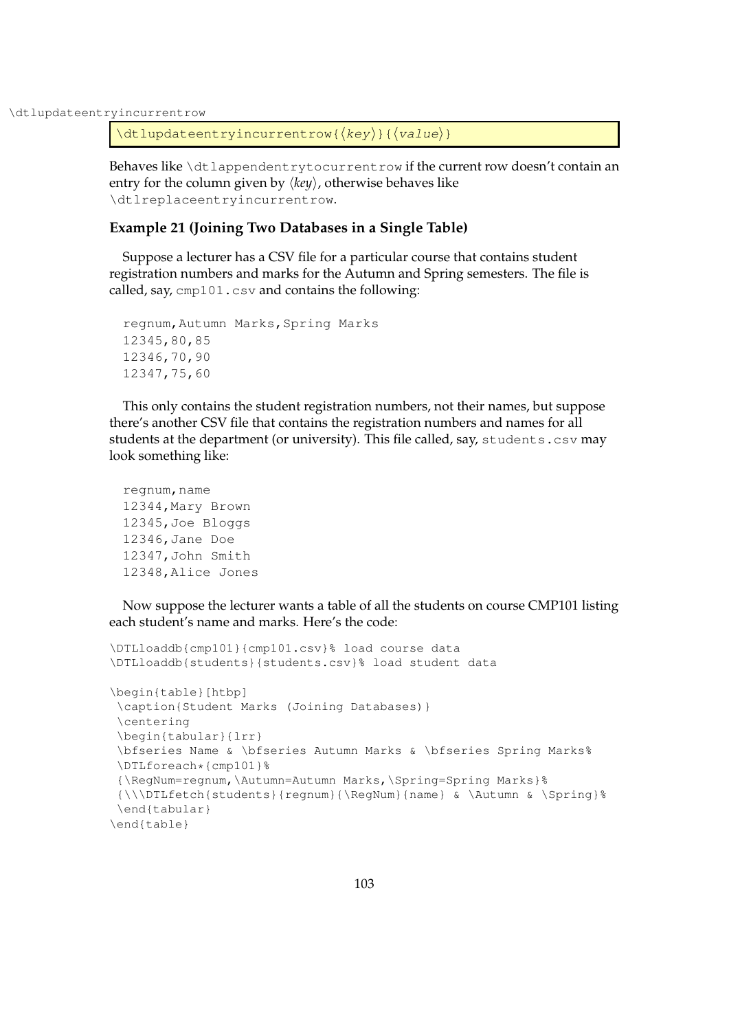\dtlupdateentryincurrentrow

```
\dtlupdateentryincurrentrow{⟨key⟩}{⟨value⟩}
```

Behaves like `\dtlappendentrytocurrentrow` if the current row doesn't contain an entry for the column given by ⟨*key*⟩, otherwise behaves like `\dtlreplaceentryincurrentrow`.

### Example 21 (Joining Two Databases in a Single Table)

Suppose a lecturer has a CSV file for a particular course that contains student registration numbers and marks for the Autumn and Spring semesters. The file is called, say, `cmp101.csv` and contains the following:

```
regnum,Autumn Marks,Spring Marks
12345,80,85
12346,70,90
12347,75,60
```

This only contains the student registration numbers, not their names, but suppose there's another CSV file that contains the registration numbers and names for all students at the department (or university). This file called, say, `students.csv` may look something like:

```
regnum,name
12344,Mary Brown
12345,Joe Bloggs
12346,Jane Doe
12347,John Smith
12348,Alice Jones
```

Now suppose the lecturer wants a table of all the students on course CMP101 listing each student's name and marks. Here's the code:

```
\DTLloaddb{cmp101}{cmp101.csv}% load course data
\DTLloaddb{students}{students.csv}% load student data

\begin{table}[htbp]
 \caption{Student Marks (Joining Databases)}
 \centering
 \begin{tabular}{lrr}
 \bfseries Name & \bfseries Autumn Marks & \bfseries Spring Marks%
 \DTLforeach*{cmp101}%
 {\RegNum=regnum,\Autumn=Autumn Marks,\Spring=Spring Marks}%
 {\\\DTLfetch{students}{regnum}{\RegNum}{name} & \Autumn & \Spring}%
 \end{tabular}
\end{table}
```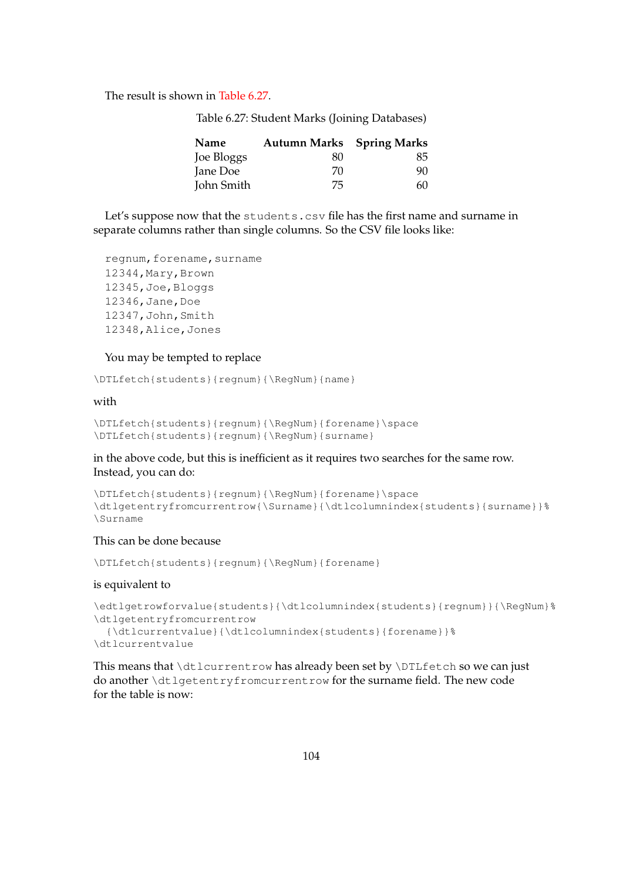The result is shown in Table 6.27.

Table 6.27: Student Marks (Joining Databases)

| **Name** | **Autumn Marks** | **Spring Marks** |
|---|---:|---:|
| Joe Bloggs | 80 | 85 |
| Jane Doe | 70 | 90 |
| John Smith | 75 | 60 |

Let's suppose now that the `students.csv` file has the first name and surname in separate columns rather than single columns. So the CSV file looks like:

```
regnum,forename,surname
12344,Mary,Brown
12345,Joe,Bloggs
12346,Jane,Doe
12347,John,Smith
12348,Alice,Jones
```

You may be tempted to replace

```
\DTLfetch{students}{regnum}{\RegNum}{name}
```

with

```
\DTLfetch{students}{regnum}{\RegNum}{forename}\space
\DTLfetch{students}{regnum}{\RegNum}{surname}
```

in the above code, but this is inefficient as it requires two searches for the same row. Instead, you can do:

```
\DTLfetch{students}{regnum}{\RegNum}{forename}\space
\dtlgetentryfromcurrentrow{\Surname}{\dtlcolumnindex{students}{surname}}%
\Surname
```

This can be done because

```
\DTLfetch{students}{regnum}{\RegNum}{forename}
```

is equivalent to

```
\edtlgetrowforvalue{students}{\dtlcolumnindex{students}{regnum}}{\RegNum}%
\dtlgetentryfromcurrentrow
  {\dtlcurrentvalue}{\dtlcolumnindex{students}{forename}}%
\dtlcurrentvalue
```

This means that `\dtlcurrentrow` has already been set by `\DTLfetch` so we can just do another `\dtlgetentryfromcurrentrow` for the surname field. The new code for the table is now: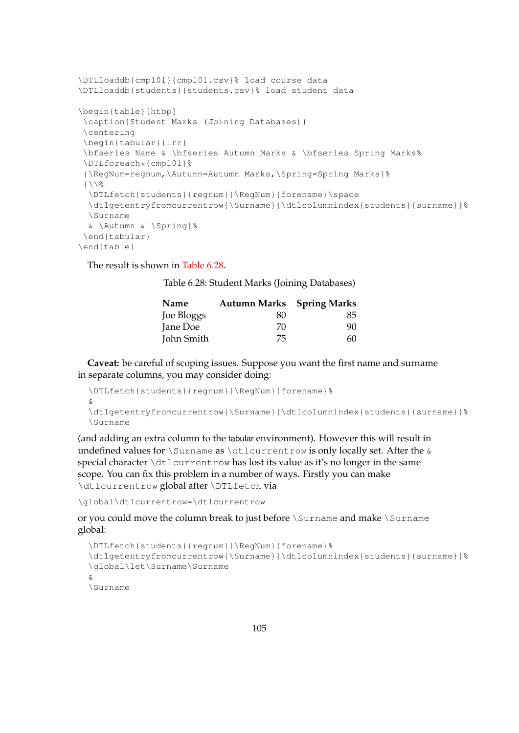```
\DTLloaddb{cmp101}{cmp101.csv}% load course data
\DTLloaddb{students}{students.csv}% load student data

\begin{table}[htbp]
 \caption{Student Marks (Joining Databases)}
 \centering
 \begin{tabular}{lrr}
 \bfseries Name & \bfseries Autumn Marks & \bfseries Spring Marks%
 \DTLforeach*{cmp101}%
 {\RegNum=regnum,\Autumn=Autumn Marks,\Spring=Spring Marks}%
 {\\%
  \DTLfetch{students}{regnum}{\RegNum}{forename}\space
  \dtlgetentryfromcurrentrow{\Surname}{\dtlcolumnindex{students}{surname}}%
  \Surname
  & \Autumn & \Spring}%
 \end{tabular}
\end{table}
```

The result is shown in Table 6.28.

Table 6.28: Student Marks (Joining Databases)

| **Name** | **Autumn Marks** | **Spring Marks** |
|---|---:|---:|
| Joe Bloggs | 80 | 85 |
| Jane Doe | 70 | 90 |
| John Smith | 75 | 60 |

**Caveat:** be careful of scoping issues. Suppose you want the first name and surname in separate columns, you may consider doing:

```
\DTLfetch{students}{regnum}{\RegNum}{forename}%
&
\dtlgetentryfromcurrentrow{\Surname}{\dtlcolumnindex{students}{surname}}%
\Surname
```

(and adding an extra column to the tabular environment). However this will result in undefined values for `\Surname` as `\dtlcurrentrow` is only locally set. After the `&` special character `\dtlcurrentrow` has lost its value as it's no longer in the same scope. You can fix this problem in a number of ways. Firstly you can make `\dtlcurrentrow` global after `\DTLfetch` via

```
\global\dtlcurrentrow=\dtlcurrentrow
```

or you could move the column break to just before `\Surname` and make `\Surname` global:

```
\DTLfetch{students}{regnum}{\RegNum}{forename}%
\dtlgetentryfromcurrentrow{\Surname}{\dtlcolumnindex{students}{surname}}%
\global\let\Surname\Surname
&
\Surname
```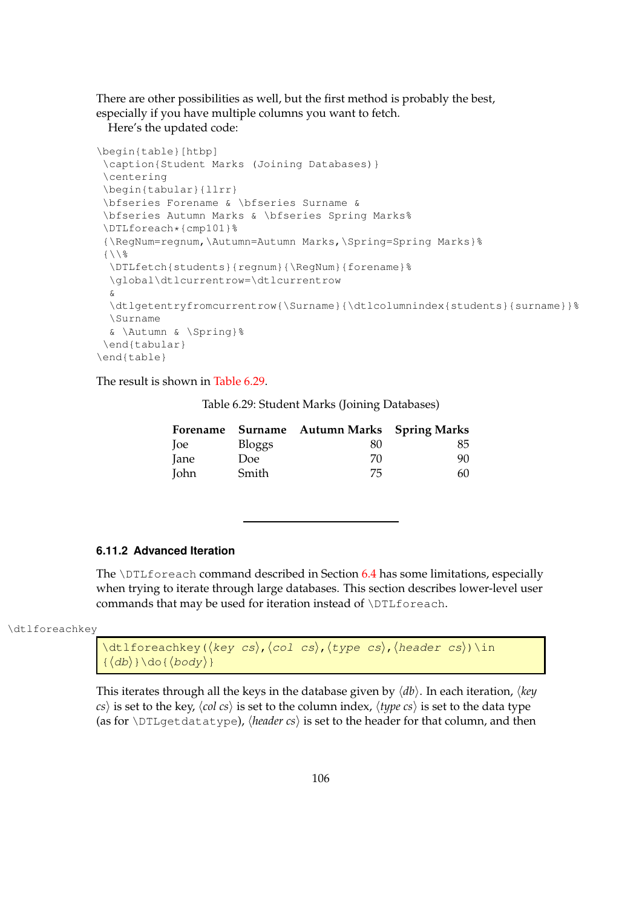There are other possibilities as well, but the first method is probably the best, especially if you have multiple columns you want to fetch.

Here's the updated code:

```
\begin{table}[htbp]
 \caption{Student Marks (Joining Databases)}
 \centering
 \begin{tabular}{llrr}
 \bfseries Forename & \bfseries Surname &
 \bfseries Autumn Marks & \bfseries Spring Marks%
 \DTLforeach*{cmp101}%
 {\RegNum=regnum,\Autumn=Autumn Marks,\Spring=Spring Marks}%
 {\\%
  \DTLfetch{students}{regnum}{\RegNum}{forename}%
  \global\dtlcurrentrow=\dtlcurrentrow
  &
  \dtlgetentryfromcurrentrow{\Surname}{\dtlcolumnindex{students}{surname}}%
  \Surname
  & \Autumn & \Spring}%
 \end{tabular}
\end{table}
```

The result is shown in Table 6.29.

Table 6.29: Student Marks (Joining Databases)

| **Forename** | **Surname** | **Autumn Marks** | **Spring Marks** |
|---|---|---:|---:|
| Joe | Bloggs | 80 | 85 |
| Jane | Doe | 70 | 90 |
| John | Smith | 75 | 60 |

---

### 6.11.2 Advanced Iteration

The `\DTLforeach` command described in Section 6.4 has some limitations, especially when trying to iterate through large databases. This section describes lower-level user commands that may be used for iteration instead of `\DTLforeach`.

`\dtlforeachkey`

```
\dtlforeachkey(⟨key cs⟩,⟨col cs⟩,⟨type cs⟩,⟨header cs⟩)\in
{⟨db⟩}\do{⟨body⟩}
```

This iterates through all the keys in the database given by ⟨*db*⟩. In each iteration, ⟨*key cs*⟩ is set to the key, ⟨*col cs*⟩ is set to the column index, ⟨*type cs*⟩ is set to the data type (as for `\DTLgetdatatype`), ⟨*header cs*⟩ is set to the header for that column, and then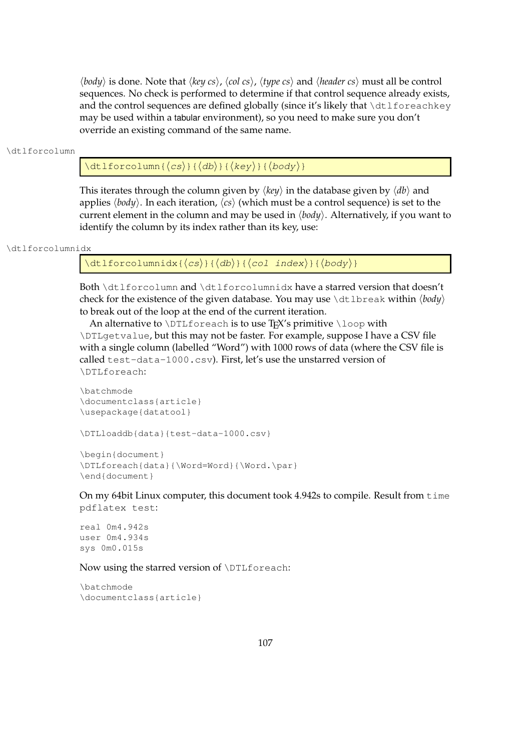⟨*body*⟩ is done. Note that ⟨*key cs*⟩, ⟨*col cs*⟩, ⟨*type cs*⟩ and ⟨*header cs*⟩ must all be control sequences. No check is performed to determine if that control sequence already exists, and the control sequences are defined globally (since it's likely that `\dtlforeachkey` may be used within a tabular environment), so you need to make sure you don't override an existing command of the same name.

`\dtlforcolumn`

```
\dtlforcolumn{⟨cs⟩}{⟨db⟩}{⟨key⟩}{⟨body⟩}
```

This iterates through the column given by ⟨*key*⟩ in the database given by ⟨*db*⟩ and applies ⟨*body*⟩. In each iteration, ⟨*cs*⟩ (which must be a control sequence) is set to the current element in the column and may be used in ⟨*body*⟩. Alternatively, if you want to identify the column by its index rather than its key, use:

`\dtlforcolumnidx`

```
\dtlforcolumnidx{⟨cs⟩}{⟨db⟩}{⟨col index⟩}{⟨body⟩}
```

Both `\dtlforcolumn` and `\dtlforcolumnidx` have a starred version that doesn't check for the existence of the given database. You may use `\dtlbreak` within ⟨*body*⟩ to break out of the loop at the end of the current iteration.

An alternative to `\DTLforeach` is to use TEX's primitive `\loop` with `\DTLgetvalue`, but this may not be faster. For example, suppose I have a CSV file with a single column (labelled "Word") with 1000 rows of data (where the CSV file is called `test-data-1000.csv`). First, let's use the unstarred version of `\DTLforeach`:

```
\batchmode
\documentclass{article}
\usepackage{datatool}

\DTLloaddb{data}{test-data-1000.csv}

\begin{document}
\DTLforeach{data}{\Word=Word}{\Word.\par}
\end{document}
```

On my 64bit Linux computer, this document took 4.942s to compile. Result from `time pdflatex test`:

```
real 0m4.942s
user 0m4.934s
sys 0m0.015s
```

Now using the starred version of `\DTLforeach`:

```
\batchmode
\documentclass{article}
```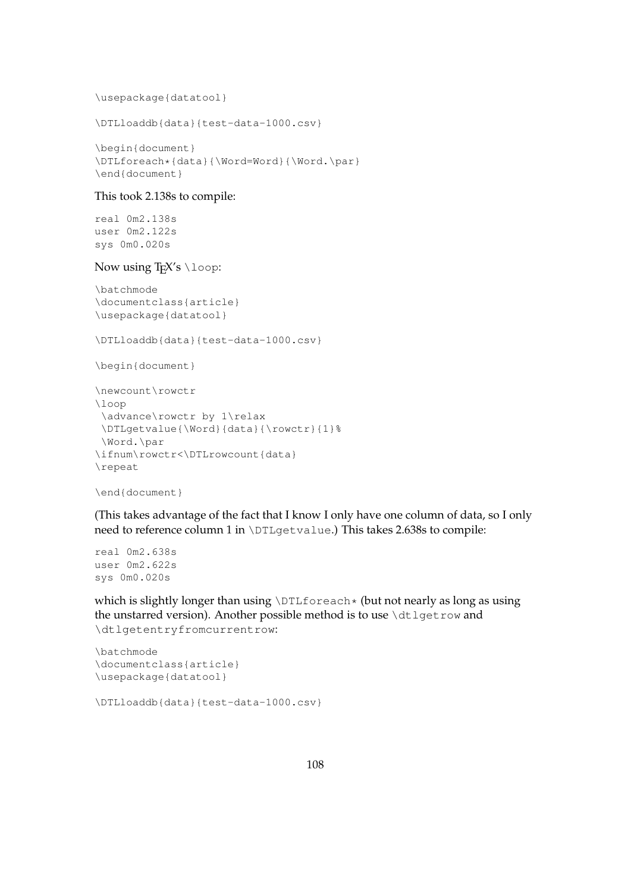```
\usepackage{datatool}

\DTLloaddb{data}{test-data-1000.csv}

\begin{document}
\DTLforeach*{data}{\Word=Word}{\Word.\par}
\end{document}
```

This took 2.138s to compile:

```
real 0m2.138s
user 0m2.122s
sys 0m0.020s
```

Now using TeX's `\loop`:

```
\batchmode
\documentclass{article}
\usepackage{datatool}

\DTLloaddb{data}{test-data-1000.csv}

\begin{document}

\newcount\rowctr
\loop
 \advance\rowctr by 1\relax
 \DTLgetvalue{\Word}{data}{\rowctr}{1}%
 \Word.\par
\ifnum\rowctr<\DTLrowcount{data}
\repeat

\end{document}
```

(This takes advantage of the fact that I know I only have one column of data, so I only need to reference column 1 in `\DTLgetvalue`.) This takes 2.638s to compile:

```
real 0m2.638s
user 0m2.622s
sys 0m0.020s
```

which is slightly longer than using `\DTLforeach*` (but not nearly as long as using the unstarred version). Another possible method is to use `\dtlgetrow` and `\dtlgetentryfromcurrentrow`:

```
\batchmode
\documentclass{article}
\usepackage{datatool}

\DTLloaddb{data}{test-data-1000.csv}
```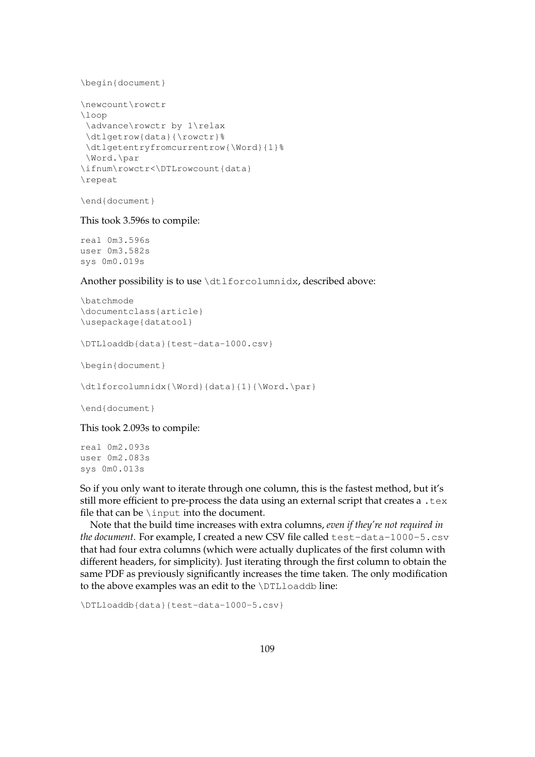```
\begin{document}

\newcount\rowctr
\loop
 \advance\rowctr by 1\relax
 \dtlgetrow{data}{\rowctr}%
 \dtlgetentryfromcurrentrow{\Word}{1}%
 \Word.\par
\ifnum\rowctr<\DTLrowcount{data}
\repeat

\end{document}
```

This took 3.596s to compile:

```
real 0m3.596s
user 0m3.582s
sys 0m0.019s
```

Another possibility is to use `\dtlforcolumnidx`, described above:

```
\batchmode
\documentclass{article}
\usepackage{datatool}

\DTLloaddb{data}{test-data-1000.csv}

\begin{document}

\dtlforcolumnidx{\Word}{data}{1}{\Word.\par}

\end{document}
```

This took 2.093s to compile:

```
real 0m2.093s
user 0m2.083s
sys 0m0.013s
```

So if you only want to iterate through one column, this is the fastest method, but it's still more efficient to pre-process the data using an external script that creates a `.tex` file that can be `\input` into the document.

Note that the build time increases with extra columns, *even if they're not required in the document*. For example, I created a new CSV file called `test-data-1000-5.csv` that had four extra columns (which were actually duplicates of the first column with different headers, for simplicity). Just iterating through the first column to obtain the same PDF as previously significantly increases the time taken. The only modification to the above examples was an edit to the `\DTLloaddb` line:

```
\DTLloaddb{data}{test-data-1000-5.csv}
```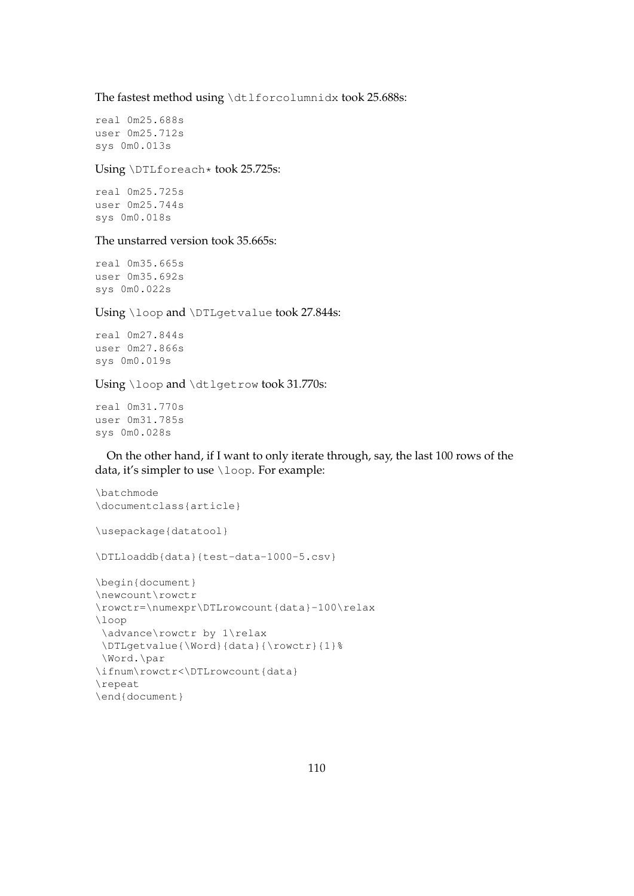The fastest method using `\dtlforcolumnidx` took 25.688s:

```
real 0m25.688s
user 0m25.712s
sys 0m0.013s
```

Using `\DTLforeach*` took 25.725s:

```
real 0m25.725s
user 0m25.744s
sys 0m0.018s
```

The unstarred version took 35.665s:

```
real 0m35.665s
user 0m35.692s
sys 0m0.022s
```

Using `\loop` and `\DTLgetvalue` took 27.844s:

```
real 0m27.844s
user 0m27.866s
sys 0m0.019s
```

Using `\loop` and `\dtlgetrow` took 31.770s:

```
real 0m31.770s
user 0m31.785s
sys 0m0.028s
```

On the other hand, if I want to only iterate through, say, the last 100 rows of the data, it's simpler to use `\loop`. For example:

```
\batchmode
\documentclass{article}

\usepackage{datatool}

\DTLloaddb{data}{test-data-1000-5.csv}

\begin{document}
\newcount\rowctr
\rowctr=\numexpr\DTLrowcount{data}-100\relax
\loop
 \advance\rowctr by 1\relax
 \DTLgetvalue{\Word}{data}{\rowctr}{1}%
 \Word.\par
\ifnum\rowctr<\DTLrowcount{data}
\repeat
\end{document}
```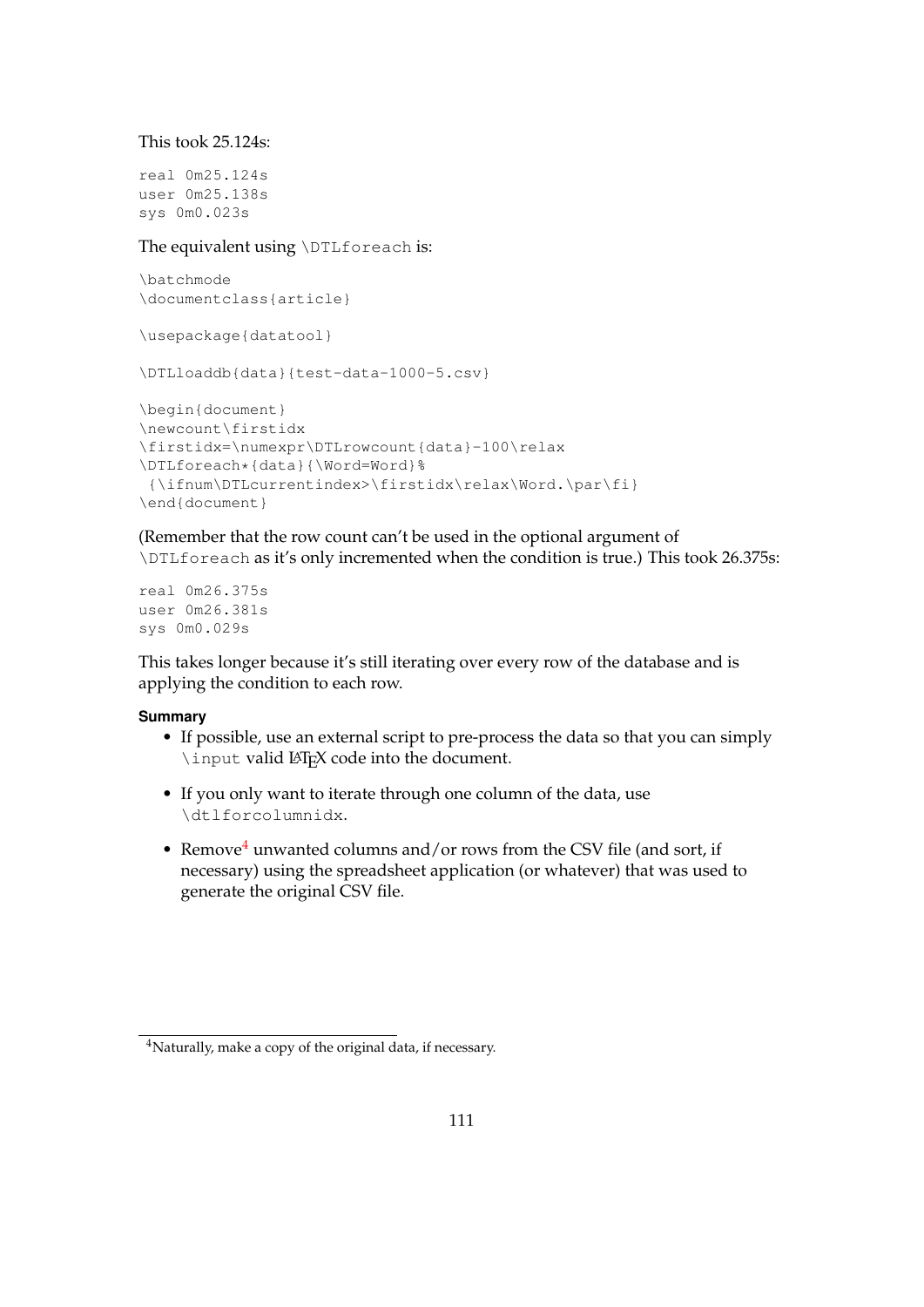This took 25.124s:

```
real 0m25.124s
user 0m25.138s
sys 0m0.023s
```

The equivalent using `\DTLforeach` is:

```
\batchmode
\documentclass{article}

\usepackage{datatool}

\DTLloaddb{data}{test-data-1000-5.csv}

\begin{document}
\newcount\firstidx
\firstidx=\numexpr\DTLrowcount{data}-100\relax
\DTLforeach*{data}{\Word=Word}%
 {\ifnum\DTLcurrentindex>\firstidx\relax\Word.\par\fi}
\end{document}
```

(Remember that the row count can't be used in the optional argument of `\DTLforeach` as it's only incremented when the condition is true.) This took 26.375s:

```
real 0m26.375s
user 0m26.381s
sys 0m0.029s
```

This takes longer because it's still iterating over every row of the database and is applying the condition to each row.

**Summary**

- If possible, use an external script to pre-process the data so that you can simply `\input` valid LaTeX code into the document.
- If you only want to iterate through one column of the data, use `\dtlforcolumnidx`.
- Remove[4] unwanted columns and/or rows from the CSV file (and sort, if necessary) using the spreadsheet application (or whatever) that was used to generate the original CSV file.

[4]Naturally, make a copy of the original data, if necessary.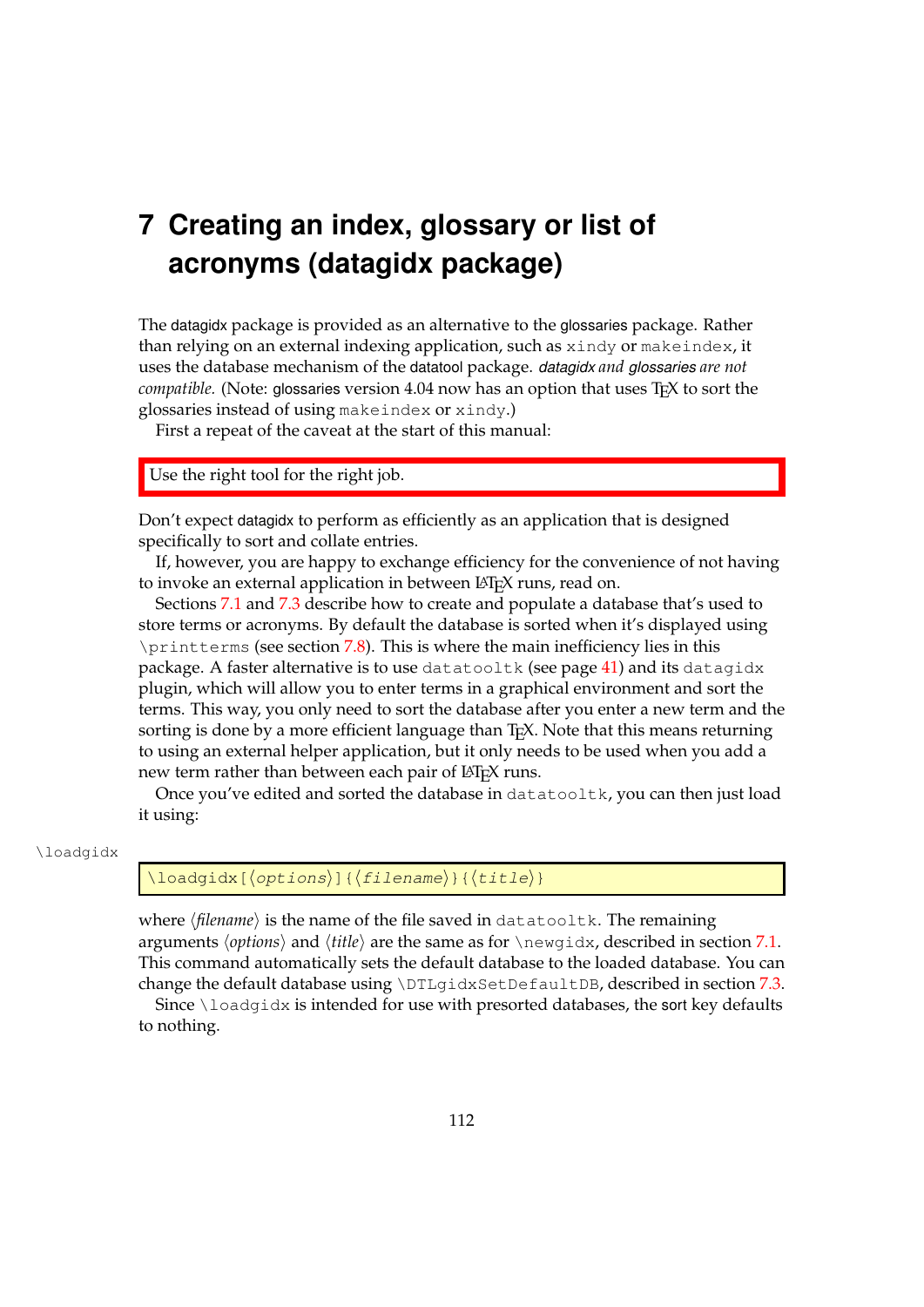# 7 Creating an index, glossary or list of acronyms (datagidx package)

The datagidx package is provided as an alternative to the glossaries package. Rather than relying on an external indexing application, such as `xindy` or `makeindex`, it uses the database mechanism of the datatool package. *datagidx and glossaries are not compatible.* (Note: glossaries version 4.04 now has an option that uses TEX to sort the glossaries instead of using `makeindex` or `xindy`.)

First a repeat of the caveat at the start of this manual:

> Use the right tool for the right job.

Don't expect datagidx to perform as efficiently as an application that is designed specifically to sort and collate entries.

If, however, you are happy to exchange efficiency for the convenience of not having to invoke an external application in between LaTeX runs, read on.

Sections 7.1 and 7.3 describe how to create and populate a database that's used to store terms or acronyms. By default the database is sorted when it's displayed using `\printterms` (see section 7.8). This is where the main inefficiency lies in this package. A faster alternative is to use `datatooltk` (see page 41) and its `datagidx` plugin, which will allow you to enter terms in a graphical environment and sort the terms. This way, you only need to sort the database after you enter a new term and the sorting is done by a more efficient language than TEX. Note that this means returning to using an external helper application, but it only needs to be used when you add a new term rather than between each pair of LaTeX runs.

Once you've edited and sorted the database in `datatooltk`, you can then just load it using:

`\loadgidx`

```
\loadgidx[⟨options⟩]{⟨filename⟩}{⟨title⟩}
```

where ⟨*filename*⟩ is the name of the file saved in `datatooltk`. The remaining arguments ⟨*options*⟩ and ⟨*title*⟩ are the same as for `\newgidx`, described in section 7.1. This command automatically sets the default database to the loaded database. You can change the default database using `\DTLgidxSetDefaultDB`, described in section 7.3.

Since `\loadgidx` is intended for use with presorted databases, the sort key defaults to nothing.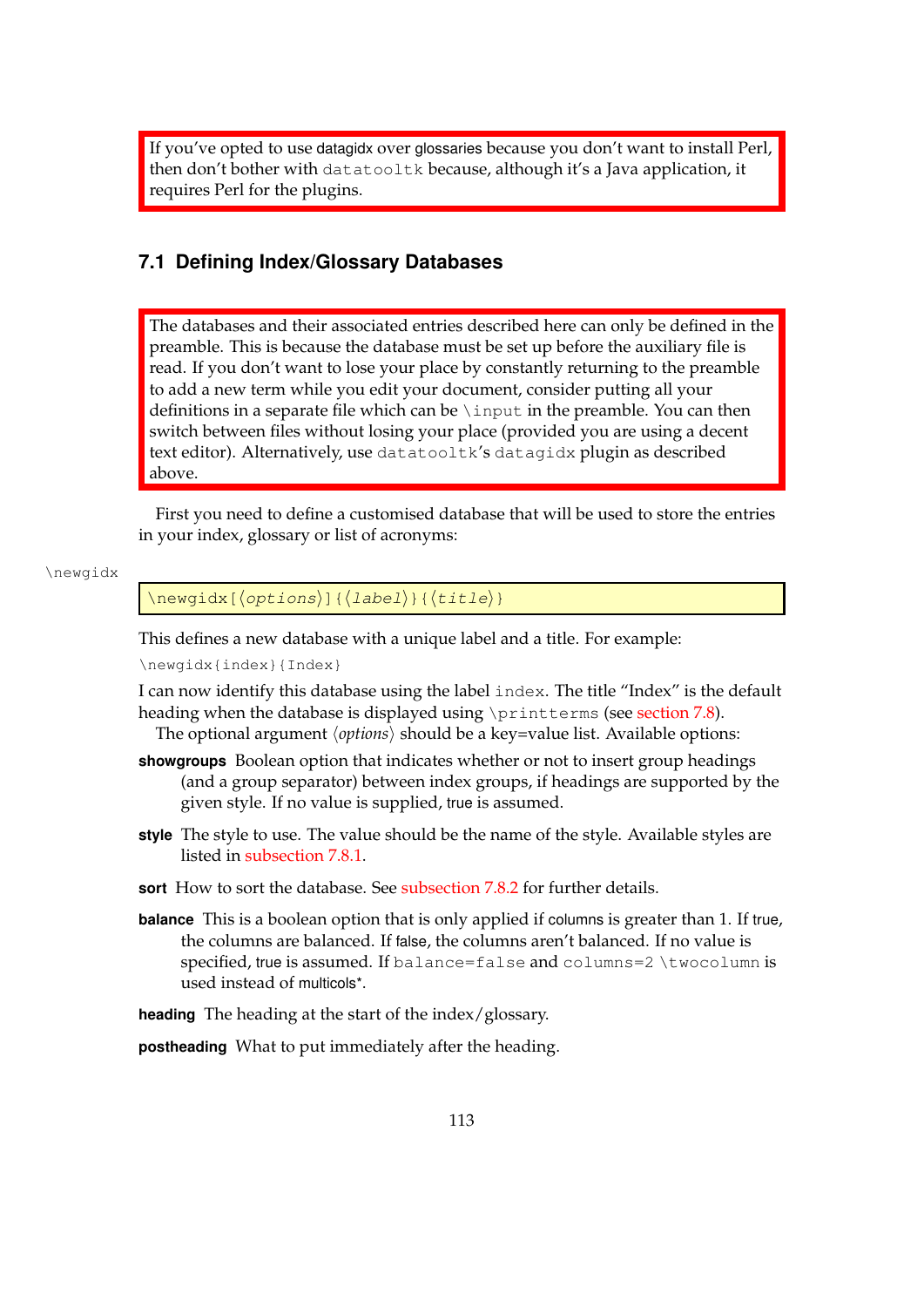If you've opted to use datagidx over glossaries because you don't want to install Perl, then don't bother with `datatooltk` because, although it's a Java application, it requires Perl for the plugins.

## 7.1 Defining Index/Glossary Databases

The databases and their associated entries described here can only be defined in the preamble. This is because the database must be set up before the auxiliary file is read. If you don't want to lose your place by constantly returning to the preamble to add a new term while you edit your document, consider putting all your definitions in a separate file which can be `\input` in the preamble. You can then switch between files without losing your place (provided you are using a decent text editor). Alternatively, use `datatooltk`'s `datagidx` plugin as described above.

First you need to define a customised database that will be used to store the entries in your index, glossary or list of acronyms:

```
\newgidx[⟨options⟩]{⟨label⟩}{⟨title⟩}
```

This defines a new database with a unique label and a title. For example:

```
\newgidx{index}{Index}
```

I can now identify this database using the label `index`. The title "Index" is the default heading when the database is displayed using `\printterms` (see section 7.8).

The optional argument ⟨*options*⟩ should be a key=value list. Available options:

**showgroups** Boolean option that indicates whether or not to insert group headings (and a group separator) between index groups, if headings are supported by the given style. If no value is supplied, true is assumed.

**style** The style to use. The value should be the name of the style. Available styles are listed in subsection 7.8.1.

**sort** How to sort the database. See subsection 7.8.2 for further details.

**balance** This is a boolean option that is only applied if columns is greater than 1. If true, the columns are balanced. If false, the columns aren't balanced. If no value is specified, true is assumed. If `balance=false` and `columns=2` `\twocolumn` is used instead of multicols*.

**heading** The heading at the start of the index/glossary.

**postheading** What to put immediately after the heading.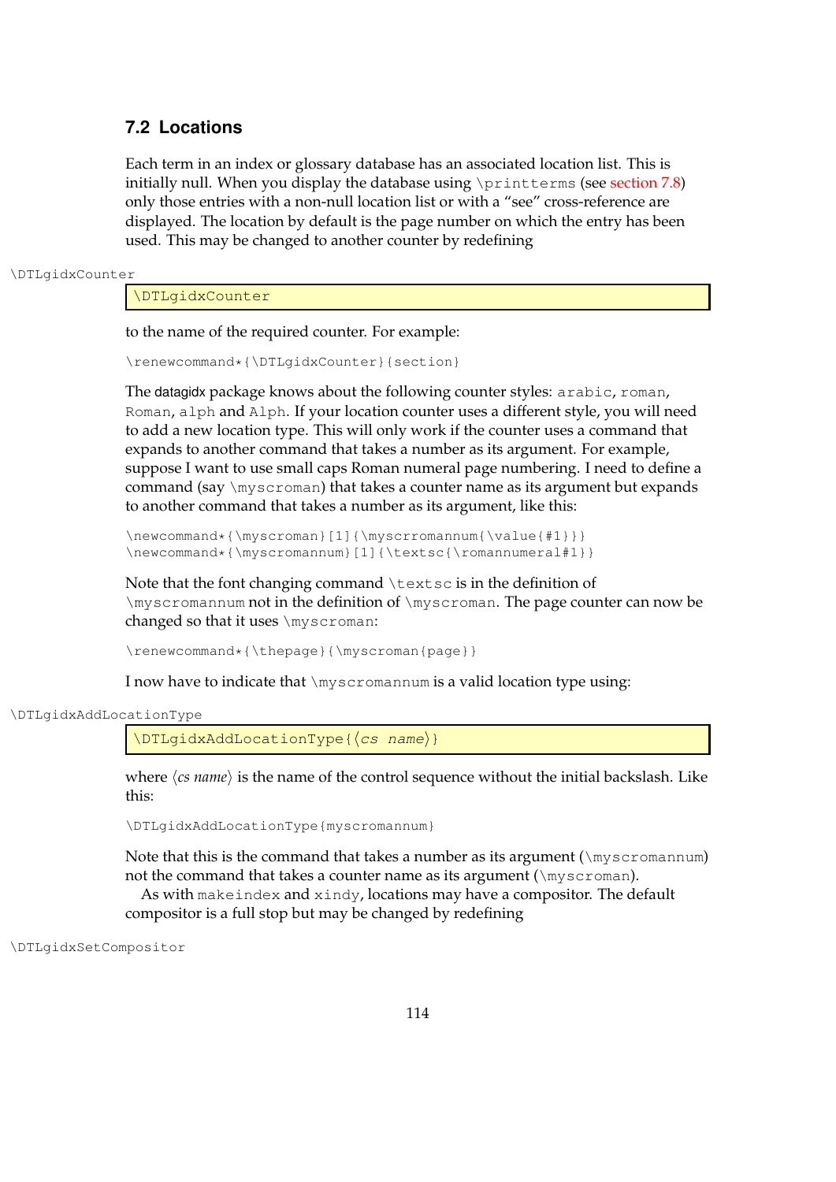## 7.2 Locations

Each term in an index or glossary database has an associated location list. This is initially null. When you display the database using `\printterms` (see section 7.8) only those entries with a non-null location list or with a "see" cross-reference are displayed. The location by default is the page number on which the entry has been used. This may be changed to another counter by redefining

\DTLgidxCounter

```
\DTLgidxCounter
```

to the name of the required counter. For example:

```
\renewcommand*{\DTLgidxCounter}{section}
```

The datagidx package knows about the following counter styles: `arabic`, `roman`, `Roman`, `alph` and `Alph`. If your location counter uses a different style, you will need to add a new location type. This will only work if the counter uses a command that expands to another command that takes a number as its argument. For example, suppose I want to use small caps Roman numeral page numbering. I need to define a command (say `\myscroman`) that takes a counter name as its argument but expands to another command that takes a number as its argument, like this:

```
\newcommand*{\myscroman}[1]{\myscrromannum{\value{#1}}}
\newcommand*{\myscromannum}[1]{\textsc{\romannumeral#1}}
```

Note that the font changing command `\textsc` is in the definition of `\myscromannum` not in the definition of `\myscroman`. The page counter can now be changed so that it uses `\myscroman`:

```
\renewcommand*{\thepage}{\myscroman{page}}
```

I now have to indicate that `\myscromannum` is a valid location type using:

\DTLgidxAddLocationType

```
\DTLgidxAddLocationType{⟨cs name⟩}
```

where ⟨*cs name*⟩ is the name of the control sequence without the initial backslash. Like this:

```
\DTLgidxAddLocationType{myscromannum}
```

Note that this is the command that takes a number as its argument (`\myscromannum`) not the command that takes a counter name as its argument (`\myscroman`).

As with `makeindex` and `xindy`, locations may have a compositor. The default compositor is a full stop but may be changed by redefining

\DTLgidxSetCompositor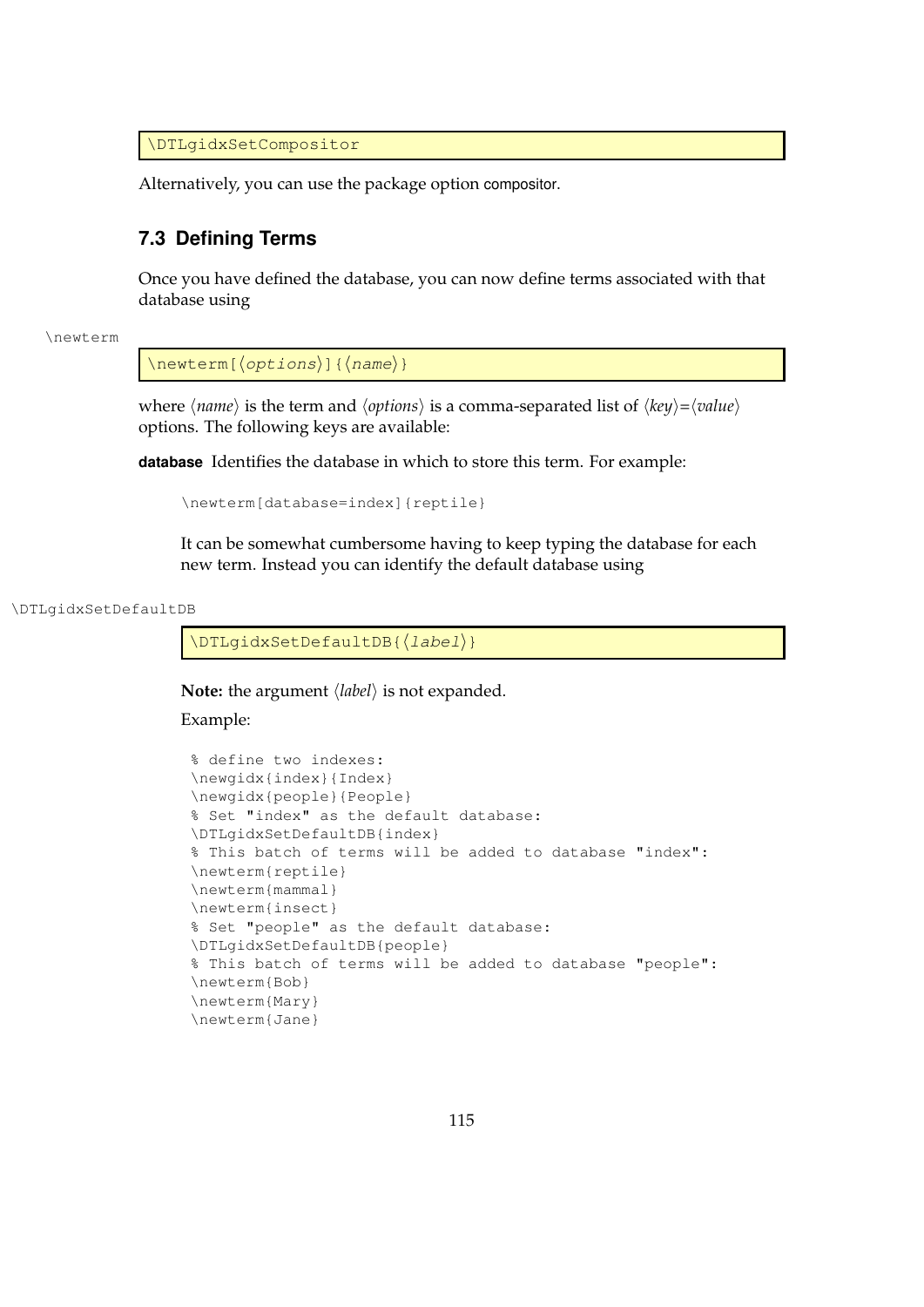```
\DTLgidxSetCompositor
```

Alternatively, you can use the package option compositor.

## 7.3 Defining Terms

Once you have defined the database, you can now define terms associated with that database using

\newterm

```
\newterm[⟨options⟩]{⟨name⟩}
```

where ⟨*name*⟩ is the term and ⟨*options*⟩ is a comma-separated list of ⟨*key*⟩=⟨*value*⟩ options. The following keys are available:

**database** Identifies the database in which to store this term. For example:

```
\newterm[database=index]{reptile}
```

It can be somewhat cumbersome having to keep typing the database for each new term. Instead you can identify the default database using

\DTLgidxSetDefaultDB

```
\DTLgidxSetDefaultDB{⟨label⟩}
```

**Note:** the argument ⟨*label*⟩ is not expanded.

Example:

```
% define two indexes:
\newgidx{index}{Index}
\newgidx{people}{People}
% Set "index" as the default database:
\DTLgidxSetDefaultDB{index}
% This batch of terms will be added to database "index":
\newterm{reptile}
\newterm{mammal}
\newterm{insect}
% Set "people" as the default database:
\DTLgidxSetDefaultDB{people}
% This batch of terms will be added to database "people":
\newterm{Bob}
\newterm{Mary}
\newterm{Jane}
```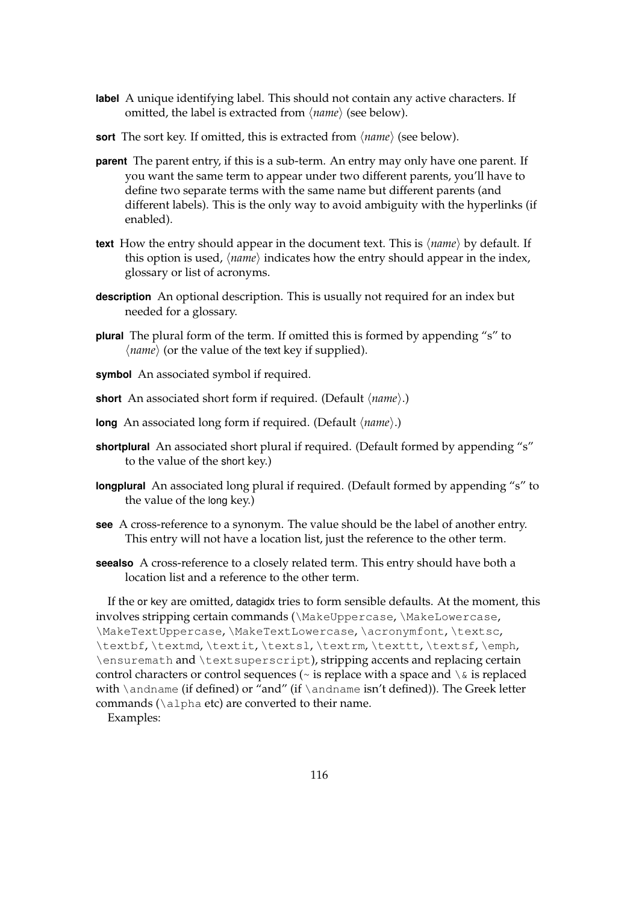**label** A unique identifying label. This should not contain any active characters. If omitted, the label is extracted from ⟨*name*⟩ (see below).

**sort** The sort key. If omitted, this is extracted from ⟨*name*⟩ (see below).

**parent** The parent entry, if this is a sub-term. An entry may only have one parent. If you want the same term to appear under two different parents, you'll have to define two separate terms with the same name but different parents (and different labels). This is the only way to avoid ambiguity with the hyperlinks (if enabled).

**text** How the entry should appear in the document text. This is ⟨*name*⟩ by default. If this option is used, ⟨*name*⟩ indicates how the entry should appear in the index, glossary or list of acronyms.

**description** An optional description. This is usually not required for an index but needed for a glossary.

**plural** The plural form of the term. If omitted this is formed by appending "s" to ⟨*name*⟩ (or the value of the text key if supplied).

**symbol** An associated symbol if required.

**short** An associated short form if required. (Default ⟨*name*⟩.)

**long** An associated long form if required. (Default ⟨*name*⟩.)

**shortplural** An associated short plural if required. (Default formed by appending "s" to the value of the short key.)

**longplural** An associated long plural if required. (Default formed by appending "s" to the value of the long key.)

**see** A cross-reference to a synonym. The value should be the label of another entry. This entry will not have a location list, just the reference to the other term.

**seealso** A cross-reference to a closely related term. This entry should have both a location list and a reference to the other term.

If the or key are omitted, datagidx tries to form sensible defaults. At the moment, this involves stripping certain commands (`\MakeUppercase`, `\MakeLowercase`, `\MakeTextUppercase`, `\MakeTextLowercase`, `\acronymfont`, `\textsc`, `\textbf`, `\textmd`, `\textit`, `\textsl`, `\textrm`, `\texttt`, `\textsf`, `\emph`, `\ensuremath` and `\textsuperscript`), stripping accents and replacing certain control characters or control sequences (`~` is replace with a space and `\&` is replaced with `\andname` (if defined) or "and" (if `\andname` isn't defined)). The Greek letter commands (`\alpha` etc) are converted to their name.

Examples: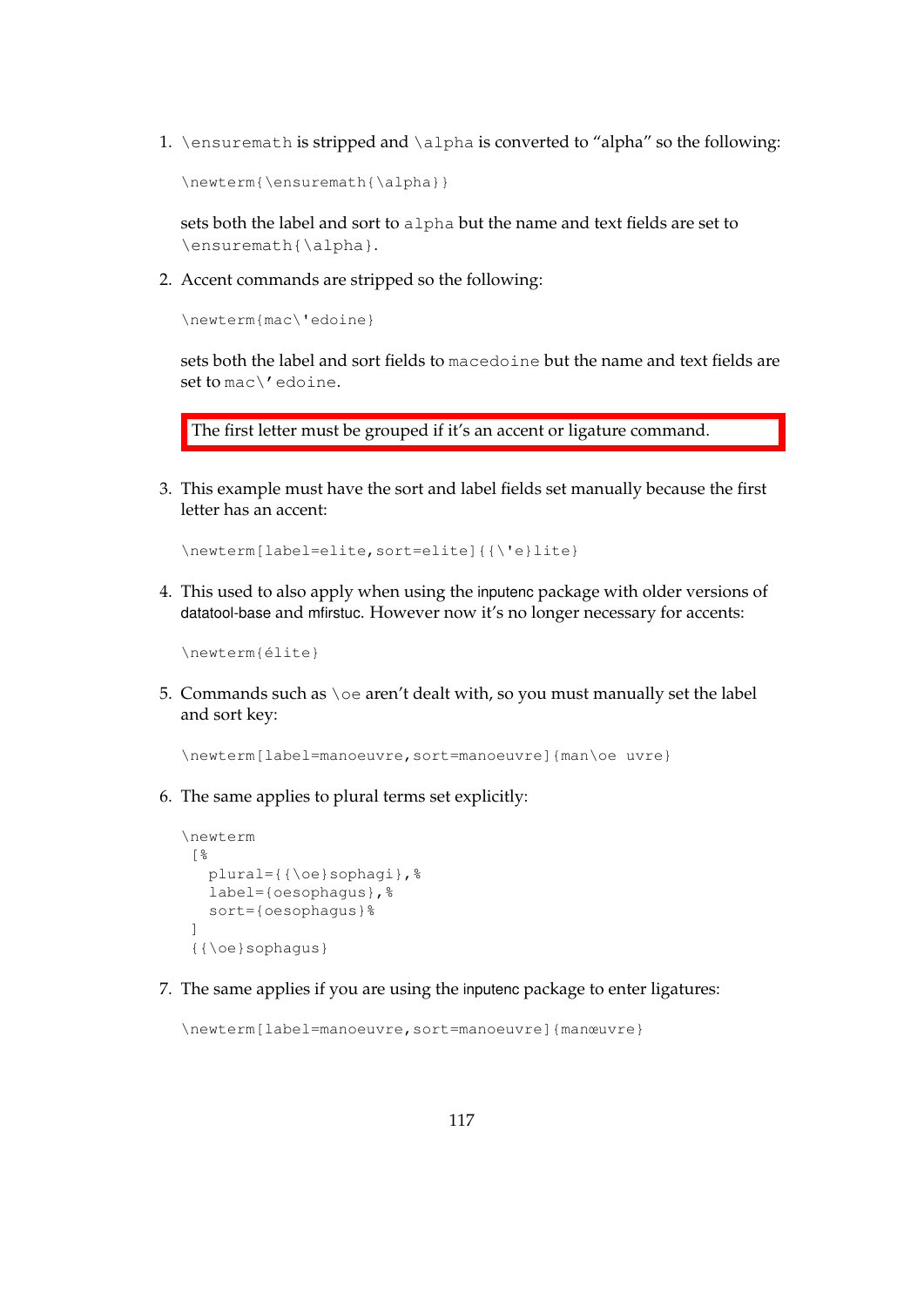1. `\ensuremath` is stripped and `\alpha` is converted to "alpha" so the following:

   ```
   \newterm{\ensuremath{\alpha}}
   ```

   sets both the label and sort to `alpha` but the name and text fields are set to `\ensuremath{\alpha}`.

2. Accent commands are stripped so the following:

   ```
   \newterm{mac\'edoine}
   ```

   sets both the label and sort fields to `macedoine` but the name and text fields are set to `mac\'edoine`.

   > The first letter must be grouped if it's an accent or ligature command.

3. This example must have the sort and label fields set manually because the first letter has an accent:

   ```
   \newterm[label=elite,sort=elite]{{\'e}lite}
   ```

4. This used to also apply when using the inputenc package with older versions of datatool-base and mfirstuc. However now it's no longer necessary for accents:

   ```
   \newterm{élite}
   ```

5. Commands such as `\oe` aren't dealt with, so you must manually set the label and sort key:

   ```
   \newterm[label=manoeuvre,sort=manoeuvre]{man\oe uvre}
   ```

6. The same applies to plural terms set explicitly:

   ```
   \newterm
    [%
      plural={{\oe}sophagi},%
      label={oesophagus},%
      sort={oesophagus}%
    ]
    {{\oe}sophagus}
   ```

7. The same applies if you are using the inputenc package to enter ligatures:

   ```
   \newterm[label=manoeuvre,sort=manoeuvre]{manœuvre}
   ```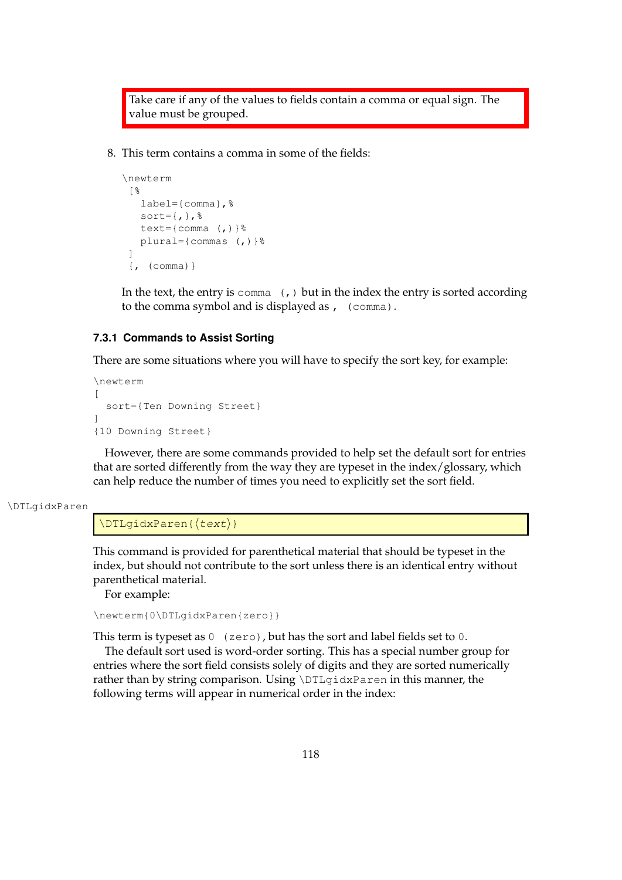> Take care if any of the values to fields contain a comma or equal sign. The value must be grouped.

8. This term contains a comma in some of the fields:

```
\newterm
 [%
   label={comma},%
   sort={,},%
   text={comma (,)}%
   plural={commas (,)}%
 ]
 {, (comma)}
```

In the text, the entry is `comma (,)` but in the index the entry is sorted according to the comma symbol and is displayed as `, (comma)`.

### 7.3.1 Commands to Assist Sorting

There are some situations where you will have to specify the sort key, for example:

```
\newterm
[
  sort={Ten Downing Street}
]
{10 Downing Street}
```

However, there are some commands provided to help set the default sort for entries that are sorted differently from the way they are typeset in the index/glossary, which can help reduce the number of times you need to explicitly set the sort field.

\DTLgidxParen

```
\DTLgidxParen{⟨text⟩}
```

This command is provided for parenthetical material that should be typeset in the index, but should not contribute to the sort unless there is an identical entry without parenthetical material.

For example:

```
\newterm{0\DTLgidxParen{zero}}
```

This term is typeset as `0 (zero)`, but has the sort and label fields set to `0`.

The default sort used is word-order sorting. This has a special number group for entries where the sort field consists solely of digits and they are sorted numerically rather than by string comparison. Using `\DTLgidxParen` in this manner, the following terms will appear in numerical order in the index: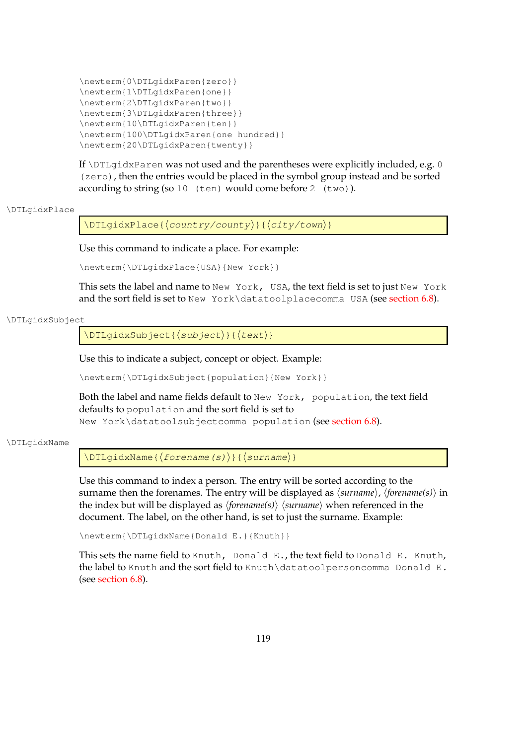```
\newterm{0\DTLgidxParen{zero}}
\newterm{1\DTLgidxParen{one}}
\newterm{2\DTLgidxParen{two}}
\newterm{3\DTLgidxParen{three}}
\newterm{10\DTLgidxParen{ten}}
\newterm{100\DTLgidxParen{one hundred}}
\newterm{20\DTLgidxParen{twenty}}
```

If `\DTLgidxParen` was not used and the parentheses were explicitly included, e.g. `0 (zero)`, then the entries would be placed in the symbol group instead and be sorted according to string (so `10 (ten)` would come before `2 (two)`).

`\DTLgidxPlace`

```
\DTLgidxPlace{⟨country/county⟩}{⟨city/town⟩}
```

Use this command to indicate a place. For example:

```
\newterm{\DTLgidxPlace{USA}{New York}}
```

This sets the label and name to `New York, USA`, the text field is set to just `New York` and the sort field is set to `New York\datatoolplacecomma USA` (see section 6.8).

`\DTLgidxSubject`

```
\DTLgidxSubject{⟨subject⟩}{⟨text⟩}
```

Use this to indicate a subject, concept or object. Example:

```
\newterm{\DTLgidxSubject{population}{New York}}
```

Both the label and name fields default to `New York, population`, the text field defaults to `population` and the sort field is set to `New York\datatoolsubjectcomma population` (see section 6.8).

`\DTLgidxName`

```
\DTLgidxName{⟨forename(s)⟩}{⟨surname⟩}
```

Use this command to index a person. The entry will be sorted according to the surname then the forenames. The entry will be displayed as ⟨*surname*⟩, ⟨*forename(s)*⟩ in the index but will be displayed as ⟨*forename(s)*⟩ ⟨*surname*⟩ when referenced in the document. The label, on the other hand, is set to just the surname. Example:

```
\newterm{\DTLgidxName{Donald E.}{Knuth}}
```

This sets the name field to `Knuth, Donald E.`, the text field to `Donald E. Knuth`, the label to `Knuth` and the sort field to `Knuth\datatoolpersoncomma Donald E.` (see section 6.8).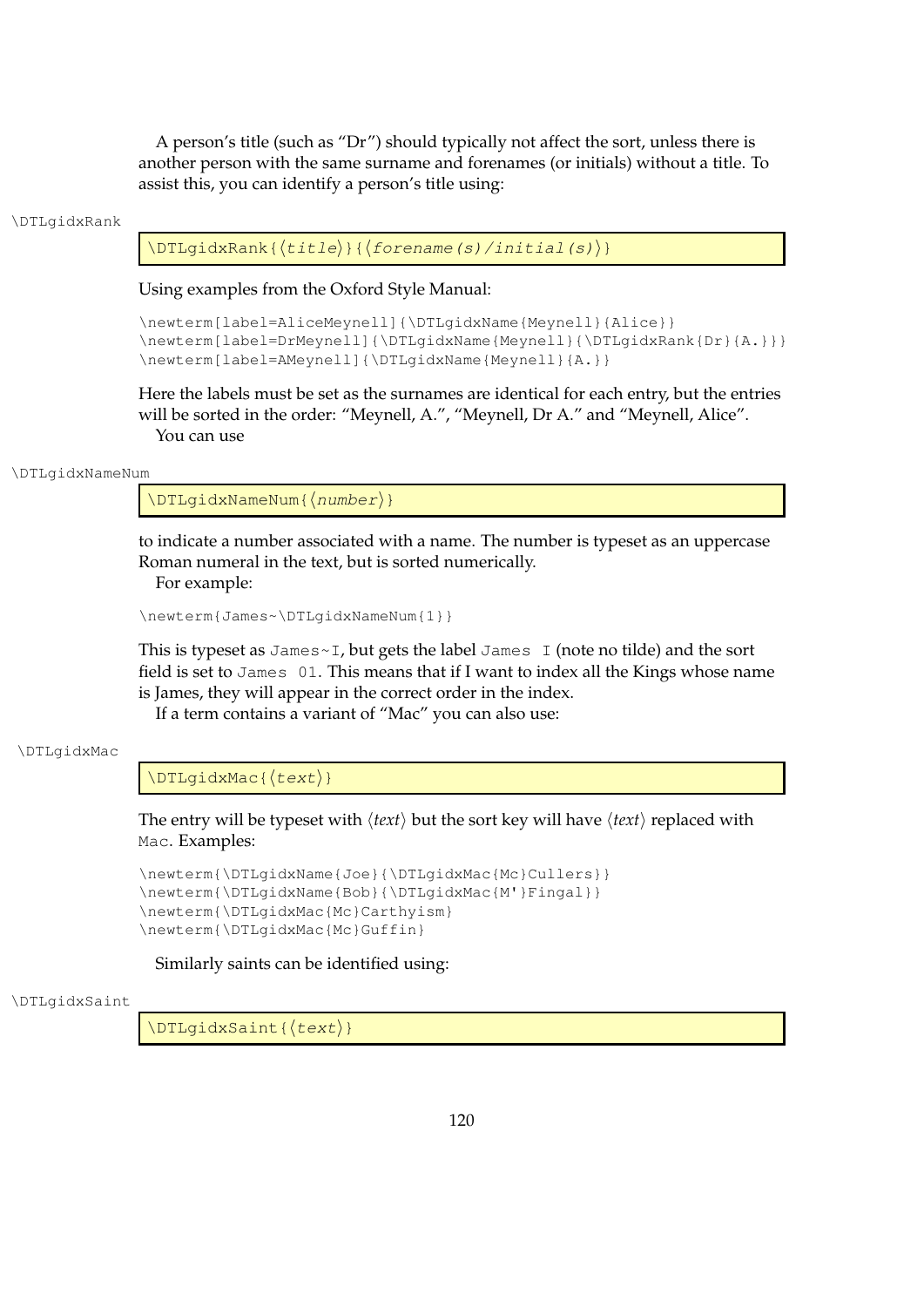A person's title (such as "Dr") should typically not affect the sort, unless there is another person with the same surname and forenames (or initials) without a title. To assist this, you can identify a person's title using:

\DTLgidxRank

```
\DTLgidxRank{⟨title⟩}{⟨forename(s)/initial(s)⟩}
```

Using examples from the Oxford Style Manual:

```
\newterm[label=AliceMeynell]{\DTLgidxName{Meynell}{Alice}}
\newterm[label=DrMeynell]{\DTLgidxName{Meynell}{\DTLgidxRank{Dr}{A.}}}
\newterm[label=AMeynell]{\DTLgidxName{Meynell}{A.}}
```

Here the labels must be set as the surnames are identical for each entry, but the entries will be sorted in the order: "Meynell, A.", "Meynell, Dr A." and "Meynell, Alice".

You can use

\DTLgidxNameNum

```
\DTLgidxNameNum{⟨number⟩}
```

to indicate a number associated with a name. The number is typeset as an uppercase Roman numeral in the text, but is sorted numerically.

For example:

```
\newterm{James~\DTLgidxNameNum{1}}
```

This is typeset as `James~I`, but gets the label `James I` (note no tilde) and the sort field is set to `James 01`. This means that if I want to index all the Kings whose name is James, they will appear in the correct order in the index.

If a term contains a variant of "Mac" you can also use:

\DTLgidxMac

```
\DTLgidxMac{⟨text⟩}
```

The entry will be typeset with ⟨*text*⟩ but the sort key will have ⟨*text*⟩ replaced with `Mac`. Examples:

```
\newterm{\DTLgidxName{Joe}{\DTLgidxMac{Mc}Cullers}}
\newterm{\DTLgidxName{Bob}{\DTLgidxMac{M'}Fingal}}
\newterm{\DTLgidxMac{Mc}Carthyism}
\newterm{\DTLgidxMac{Mc}Guffin}
```

Similarly saints can be identified using:

\DTLgidxSaint

```
\DTLgidxSaint{⟨text⟩}
```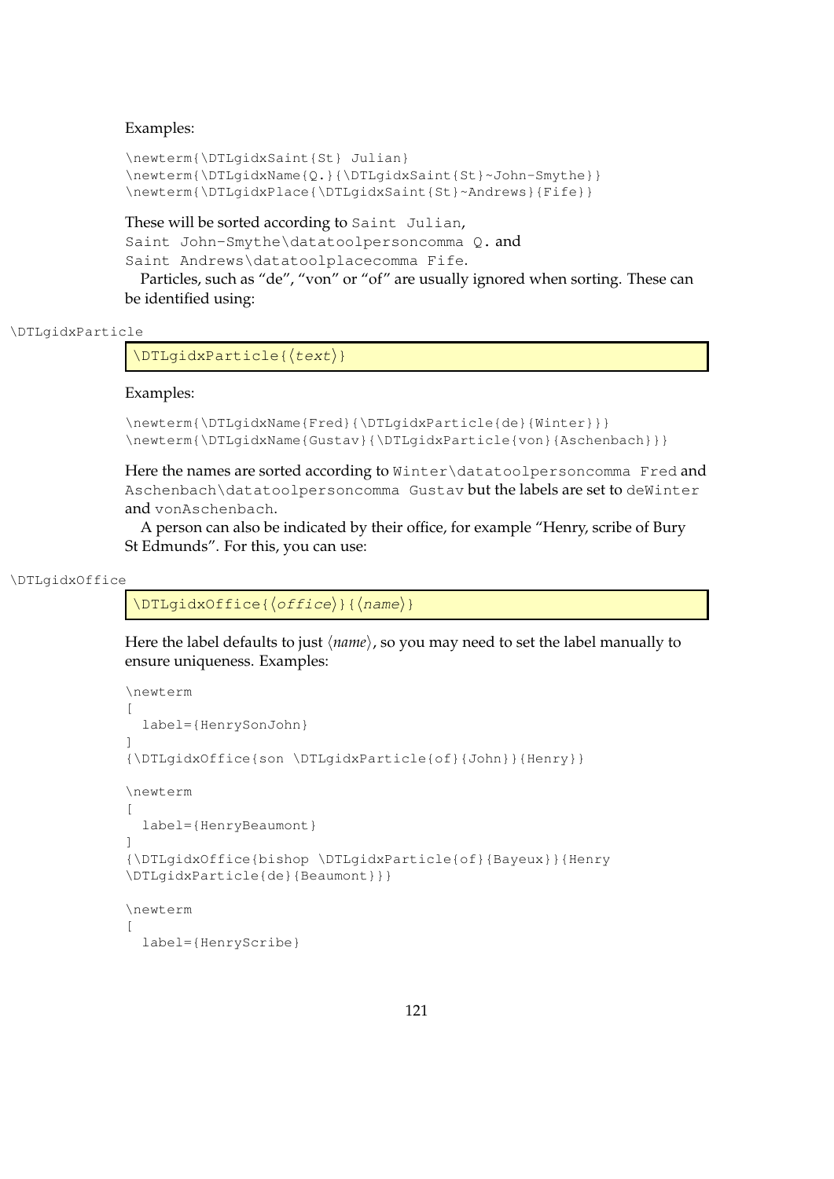Examples:

```
\newterm{\DTLgidxSaint{St} Julian}
\newterm{\DTLgidxName{Q.}{\DTLgidxSaint{St}~John-Smythe}}
\newterm{\DTLgidxPlace{\DTLgidxSaint{St}~Andrews}{Fife}}
```

These will be sorted according to `Saint Julian`, `Saint John-Smythe\datatoolpersoncomma Q.` and `Saint Andrews\datatoolplacecomma Fife`.

Particles, such as "de", "von" or "of" are usually ignored when sorting. These can be identified using:

\DTLgidxParticle

```
\DTLgidxParticle{⟨text⟩}
```

Examples:

```
\newterm{\DTLgidxName{Fred}{\DTLgidxParticle{de}{Winter}}}
\newterm{\DTLgidxName{Gustav}{\DTLgidxParticle{von}{Aschenbach}}}
```

Here the names are sorted according to `Winter\datatoolpersoncomma Fred` and `Aschenbach\datatoolpersoncomma Gustav` but the labels are set to `deWinter` and `vonAschenbach`.

A person can also be indicated by their office, for example "Henry, scribe of Bury St Edmunds". For this, you can use:

\DTLgidxOffice

```
\DTLgidxOffice{⟨office⟩}{⟨name⟩}
```

Here the label defaults to just ⟨*name*⟩, so you may need to set the label manually to ensure uniqueness. Examples:

```
\newterm
[
  label={HenrySonJohn}
]
{\DTLgidxOffice{son \DTLgidxParticle{of}{John}}{Henry}}

\newterm
[
  label={HenryBeaumont}
]
{\DTLgidxOffice{bishop \DTLgidxParticle{of}{Bayeux}}{Henry
\DTLgidxParticle{de}{Beaumont}}}

\newterm
[
  label={HenryScribe}
```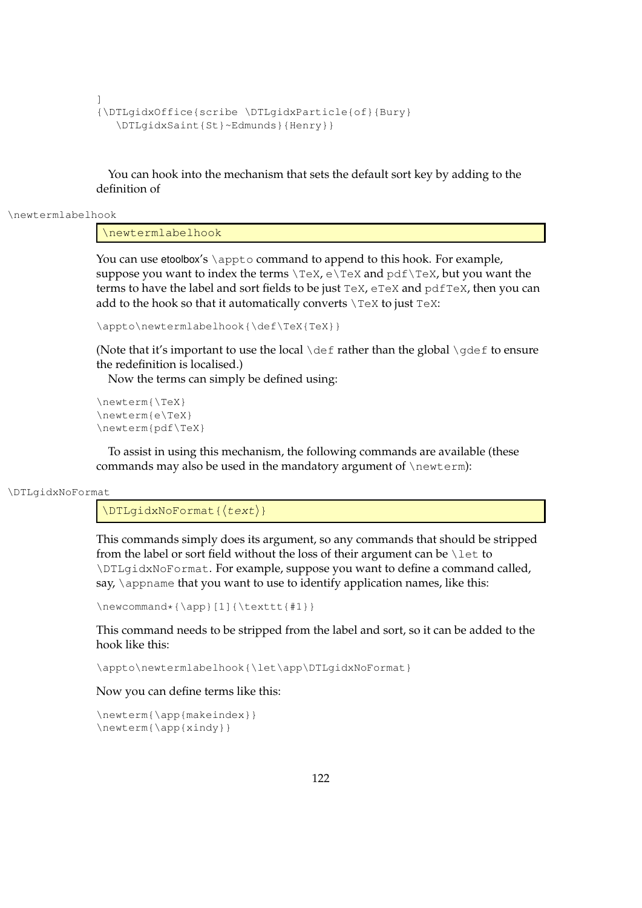```
]
{\DTLgidxOffice{scribe \DTLgidxParticle{of}{Bury}
   \DTLgidxSaint{St}~Edmunds}{Henry}}
```

You can hook into the mechanism that sets the default sort key by adding to the definition of

\newtermlabelhook

```
\newtermlabelhook
```

You can use etoolbox's `\appto` command to append to this hook. For example, suppose you want to index the terms `\TeX`, `e\TeX` and `pdf\TeX`, but you want the terms to have the label and sort fields to be just `TeX`, `eTeX` and `pdfTeX`, then you can add to the hook so that it automatically converts `\TeX` to just `TeX`:

```
\appto\newtermlabelhook{\def\TeX{TeX}}
```

(Note that it's important to use the local `\def` rather than the global `\gdef` to ensure the redefinition is localised.)

Now the terms can simply be defined using:

```
\newterm{\TeX}
\newterm{e\TeX}
\newterm{pdf\TeX}
```

To assist in using this mechanism, the following commands are available (these commands may also be used in the mandatory argument of `\newterm`):

\DTLgidxNoFormat

```
\DTLgidxNoFormat{⟨text⟩}
```

This commands simply does its argument, so any commands that should be stripped from the label or sort field without the loss of their argument can be `\let` to `\DTLgidxNoFormat`. For example, suppose you want to define a command called, say, `\appname` that you want to use to identify application names, like this:

```
\newcommand*{\app}[1]{\texttt{#1}}
```

This command needs to be stripped from the label and sort, so it can be added to the hook like this:

```
\appto\newtermlabelhook{\let\app\DTLgidxNoFormat}
```

Now you can define terms like this:

```
\newterm{\app{makeindex}}
\newterm{\app{xindy}}
```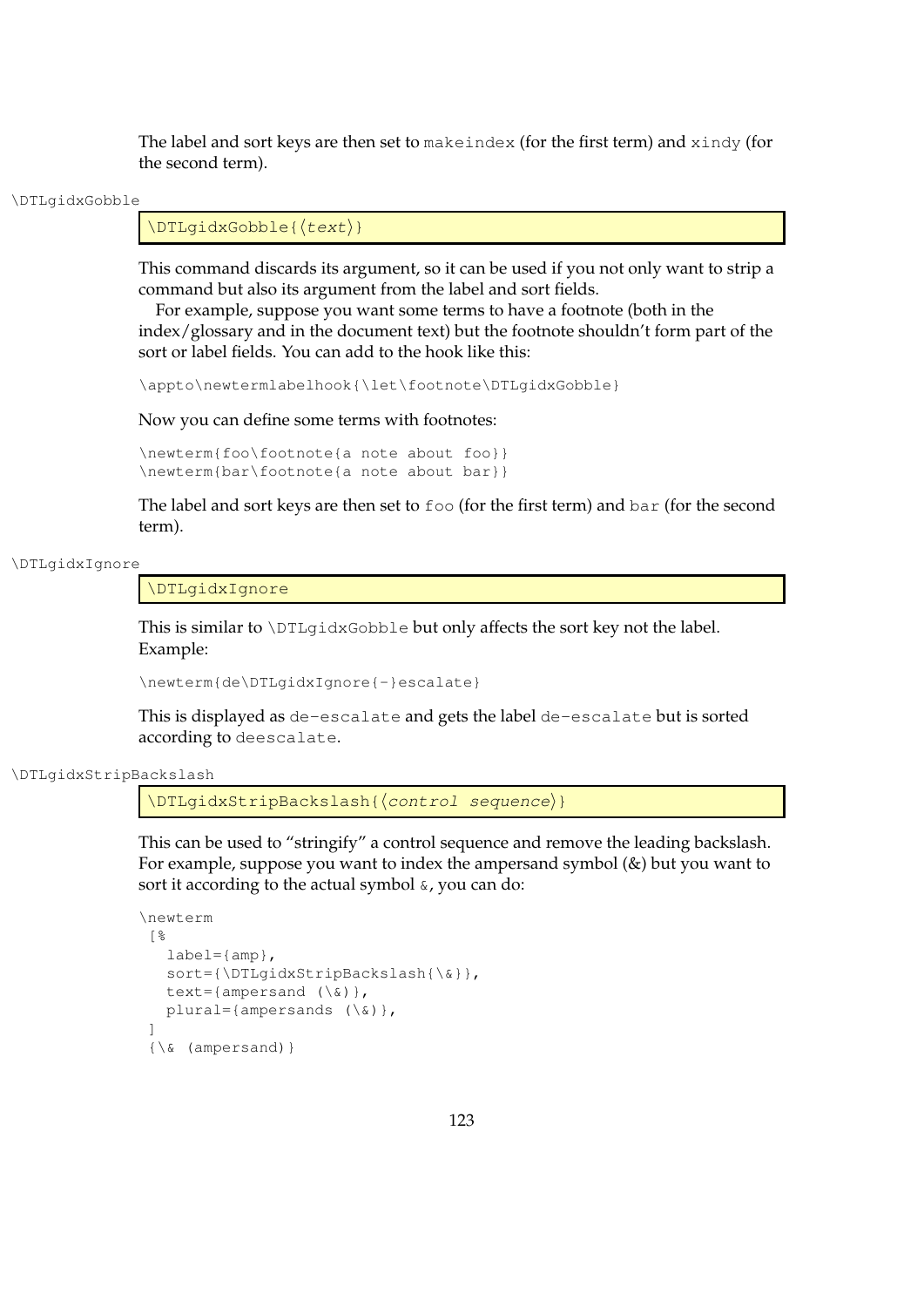The label and sort keys are then set to `makeindex` (for the first term) and `xindy` (for the second term).

\DTLgidxGobble

```
\DTLgidxGobble{⟨text⟩}
```

This command discards its argument, so it can be used if you not only want to strip a command but also its argument from the label and sort fields.

For example, suppose you want some terms to have a footnote (both in the index/glossary and in the document text) but the footnote shouldn't form part of the sort or label fields. You can add to the hook like this:

```
\appto\newtermlabelhook{\let\footnote\DTLgidxGobble}
```

Now you can define some terms with footnotes:

```
\newterm{foo\footnote{a note about foo}}
\newterm{bar\footnote{a note about bar}}
```

The label and sort keys are then set to `foo` (for the first term) and `bar` (for the second term).

\DTLgidxIgnore

```
\DTLgidxIgnore
```

This is similar to `\DTLgidxGobble` but only affects the sort key not the label. Example:

```
\newterm{de\DTLgidxIgnore{-}escalate}
```

This is displayed as `de-escalate` and gets the label `de-escalate` but is sorted according to `deescalate`.

\DTLgidxStripBackslash

```
\DTLgidxStripBackslash{⟨control sequence⟩}
```

This can be used to "stringify" a control sequence and remove the leading backslash. For example, suppose you want to index the ampersand symbol (&) but you want to sort it according to the actual symbol `&`, you can do:

```
\newterm
 [%
   label={amp},
   sort={\DTLgidxStripBackslash{\&}},
   text={ampersand (\&)},
   plural={ampersands (\&)},
 ]
 {\& (ampersand)}
```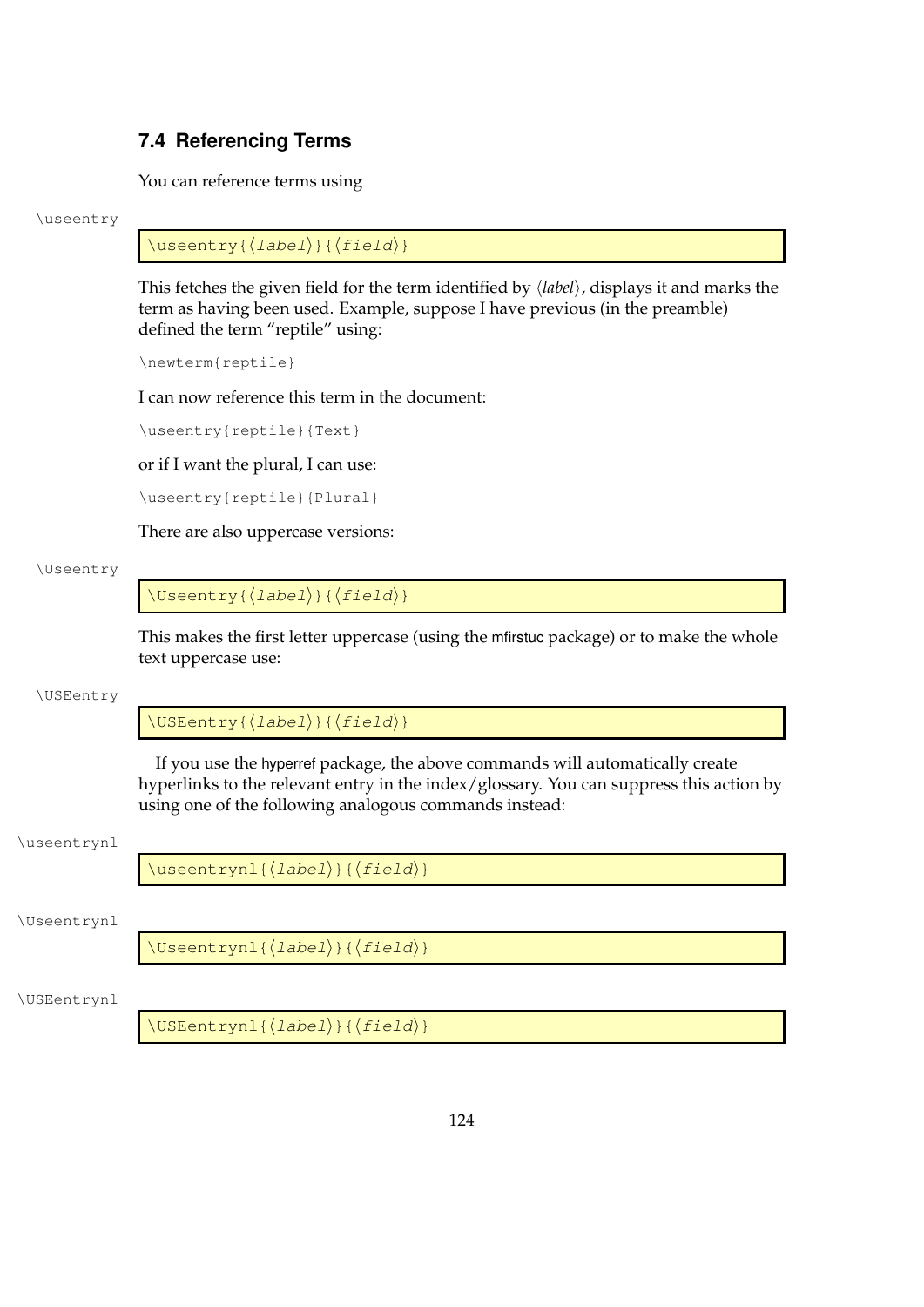## 7.4 Referencing Terms

You can reference terms using

\useentry

```
\useentry{⟨label⟩}{⟨field⟩}
```

This fetches the given field for the term identified by ⟨*label*⟩, displays it and marks the term as having been used. Example, suppose I have previous (in the preamble) defined the term "reptile" using:

```
\newterm{reptile}
```

I can now reference this term in the document:

```
\useentry{reptile}{Text}
```

or if I want the plural, I can use:

```
\useentry{reptile}{Plural}
```

There are also uppercase versions:

\Useentry

```
\Useentry{⟨label⟩}{⟨field⟩}
```

This makes the first letter uppercase (using the mfirstuc package) or to make the whole text uppercase use:

\USEentry

```
\USEentry{⟨label⟩}{⟨field⟩}
```

If you use the hyperref package, the above commands will automatically create hyperlinks to the relevant entry in the index/glossary. You can suppress this action by using one of the following analogous commands instead:

\useentrynl

```
\useentrynl{⟨label⟩}{⟨field⟩}
```

\Useentrynl

```
\Useentrynl{⟨label⟩}{⟨field⟩}
```

\USEentrynl

```
\USEentrynl{⟨label⟩}{⟨field⟩}
```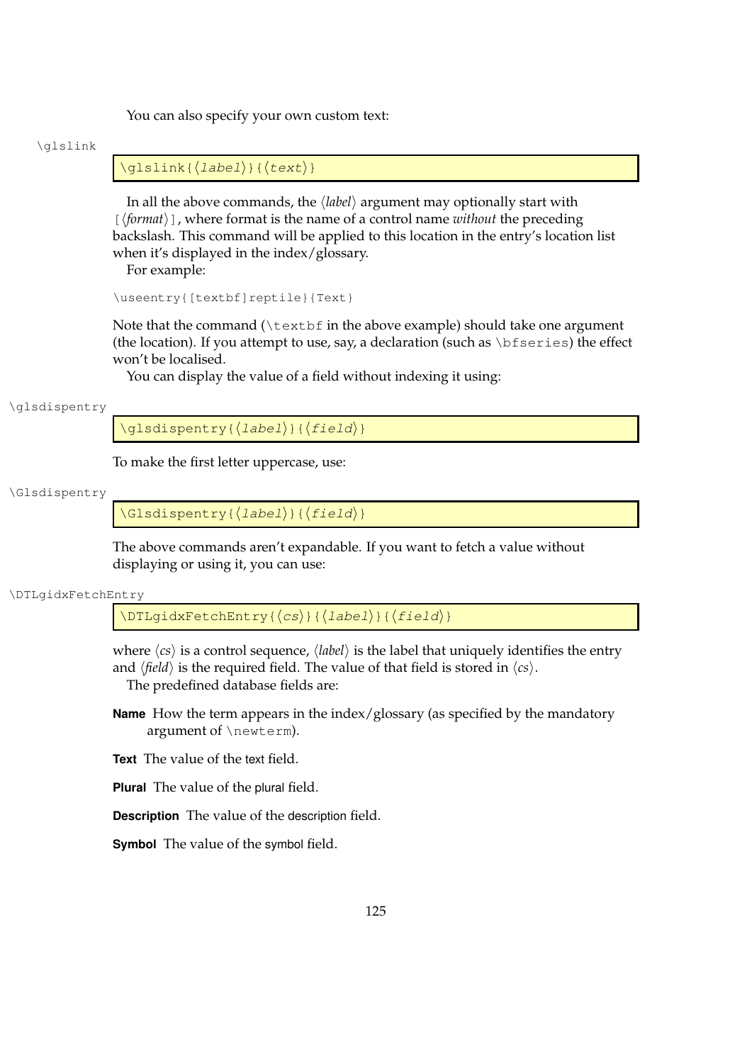You can also specify your own custom text:

\glslink

```
\glslink{⟨label⟩}{⟨text⟩}
```

In all the above commands, the ⟨*label*⟩ argument may optionally start with [⟨*format*⟩], where format is the name of a control name *without* the preceding backslash. This command will be applied to this location in the entry's location list when it's displayed in the index/glossary.

For example:

```
\useentry{[textbf]reptile}{Text}
```

Note that the command (`\textbf` in the above example) should take one argument (the location). If you attempt to use, say, a declaration (such as `\bfseries`) the effect won't be localised.

You can display the value of a field without indexing it using:

\glsdispentry

```
\glsdispentry{⟨label⟩}{⟨field⟩}
```

To make the first letter uppercase, use:

\Glsdispentry

```
\Glsdispentry{⟨label⟩}{⟨field⟩}
```

The above commands aren't expandable. If you want to fetch a value without displaying or using it, you can use:

\DTLgidxFetchEntry

```
\DTLgidxFetchEntry{⟨cs⟩}{⟨label⟩}{⟨field⟩}
```

where ⟨*cs*⟩ is a control sequence, ⟨*label*⟩ is the label that uniquely identifies the entry and ⟨*field*⟩ is the required field. The value of that field is stored in ⟨*cs*⟩.

The predefined database fields are:

**Name** How the term appears in the index/glossary (as specified by the mandatory argument of `\newterm`).

**Text** The value of the text field.

**Plural** The value of the plural field.

**Description** The value of the description field.

**Symbol** The value of the symbol field.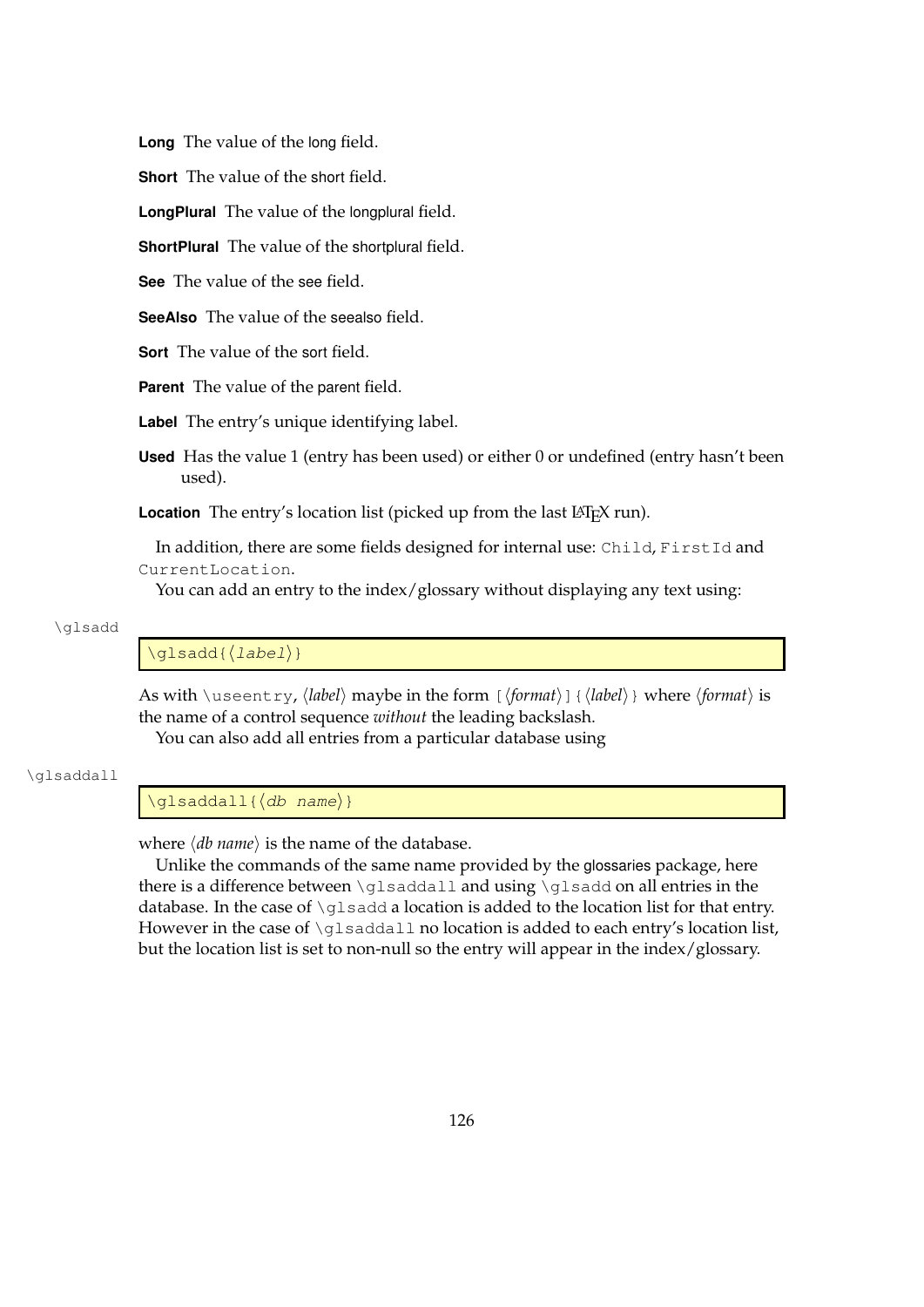**Long** The value of the long field.

**Short** The value of the short field.

**LongPlural** The value of the longplural field.

**ShortPlural** The value of the shortplural field.

**See** The value of the see field.

**SeeAlso** The value of the seealso field.

**Sort** The value of the sort field.

**Parent** The value of the parent field.

**Label** The entry's unique identifying label.

**Used** Has the value 1 (entry has been used) or either 0 or undefined (entry hasn't been used).

**Location** The entry's location list (picked up from the last LaTeX run).

In addition, there are some fields designed for internal use: `Child`, `FirstId` and `CurrentLocation`.

You can add an entry to the index/glossary without displaying any text using:

\glsadd

```
\glsadd{⟨label⟩}
```

As with `\useentry`, ⟨*label*⟩ maybe in the form `[`⟨*format*⟩`]{`⟨*label*⟩`}` where ⟨*format*⟩ is the name of a control sequence *without* the leading backslash.

You can also add all entries from a particular database using

\glsaddall

```
\glsaddall{⟨db name⟩}
```

where ⟨*db name*⟩ is the name of the database.

Unlike the commands of the same name provided by the glossaries package, here there is a difference between `\glsaddall` and using `\glsadd` on all entries in the database. In the case of `\glsadd` a location is added to the location list for that entry. However in the case of `\glsaddall` no location is added to each entry's location list, but the location list is set to non-null so the entry will appear in the index/glossary.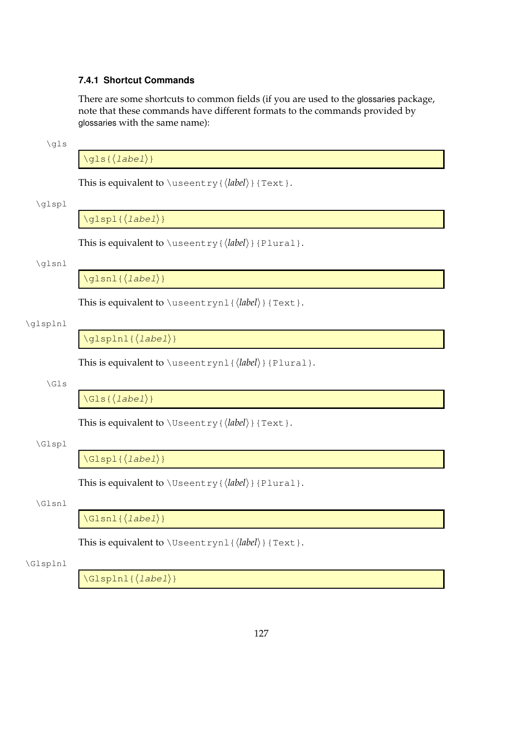### 7.4.1 Shortcut Commands

There are some shortcuts to common fields (if you are used to the glossaries package, note that these commands have different formats to the commands provided by glossaries with the same name):

\gls

```
\gls{⟨label⟩}
```

This is equivalent to `\useentry{⟨label⟩}{Text}`.

\glspl

```
\glspl{⟨label⟩}
```

This is equivalent to `\useentry{⟨label⟩}{Plural}`.

\glsnl

```
\glsnl{⟨label⟩}
```

This is equivalent to `\useentrynl{⟨label⟩}{Text}`.

\glsplnl

```
\glsplnl{⟨label⟩}
```

This is equivalent to `\useentrynl{⟨label⟩}{Plural}`.

\Gls

```
\Gls{⟨label⟩}
```

This is equivalent to `\Useentry{⟨label⟩}{Text}`.

\Glspl

```
\Glspl{⟨label⟩}
```

This is equivalent to `\Useentry{⟨label⟩}{Plural}`.

\Glsnl

```
\Glsnl{⟨label⟩}
```

This is equivalent to `\Useentrynl{⟨label⟩}{Text}`.

\Glsplnl

```
\Glsplnl{⟨label⟩}
```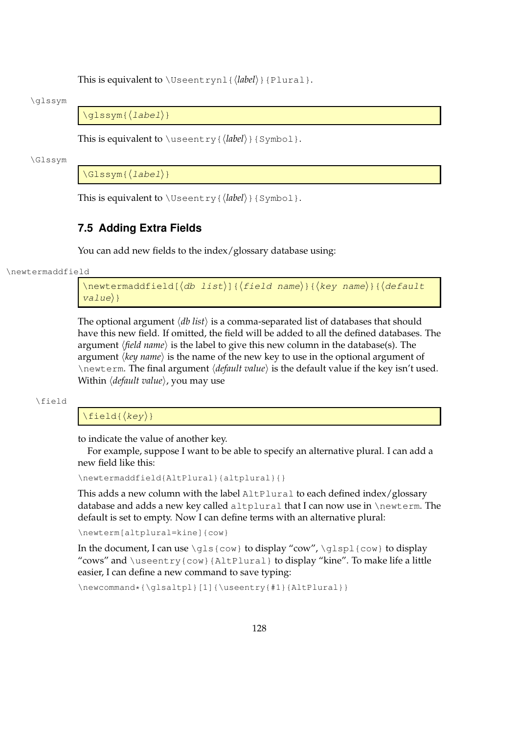This is equivalent to `\Useentrynl{⟨label⟩}{Plural}`.

\glssym

```
\glssym{⟨label⟩}
```

This is equivalent to `\useentry{⟨label⟩}{Symbol}`.

\Glssym

```
\Glssym{⟨label⟩}
```

This is equivalent to `\Useentry{⟨label⟩}{Symbol}`.

## 7.5 Adding Extra Fields

You can add new fields to the index/glossary database using:

\newtermaddfield

```
\newtermaddfield[⟨db list⟩]{⟨field name⟩}{⟨key name⟩}{⟨default value⟩}
```

The optional argument ⟨*db list*⟩ is a comma-separated list of databases that should have this new field. If omitted, the field will be added to all the defined databases. The argument ⟨*field name*⟩ is the label to give this new column in the database(s). The argument ⟨*key name*⟩ is the name of the new key to use in the optional argument of `\newterm`. The final argument ⟨*default value*⟩ is the default value if the key isn't used. Within ⟨*default value*⟩, you may use

\field

```
\field{⟨key⟩}
```

to indicate the value of another key.

For example, suppose I want to be able to specify an alternative plural. I can add a new field like this:

```
\newtermaddfield{AltPlural}{altplural}{}
```

This adds a new column with the label `AltPlural` to each defined index/glossary database and adds a new key called `altplural` that I can now use in `\newterm`. The default is set to empty. Now I can define terms with an alternative plural:

```
\newterm[altplural=kine]{cow}
```

In the document, I can use `\gls{cow}` to display "cow", `\glspl{cow}` to display "cows" and `\useentry{cow}{AltPlural}` to display "kine". To make life a little easier, I can define a new command to save typing:

```
\newcommand*{\glsaltpl}[1]{\useentry{#1}{AltPlural}}
```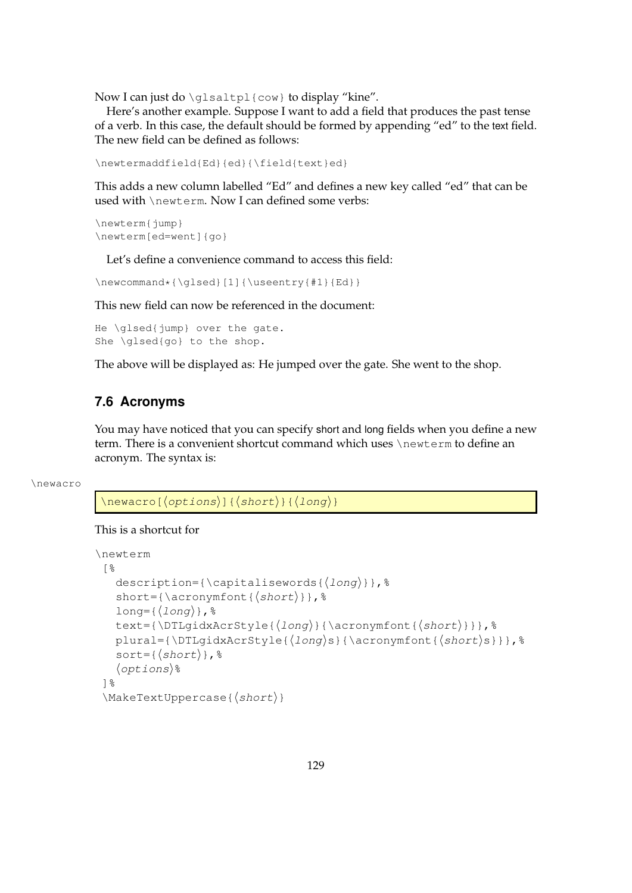Now I can just do `\glsaltpl{cow}` to display "kine".

Here's another example. Suppose I want to add a field that produces the past tense of a verb. In this case, the default should be formed by appending "ed" to the text field. The new field can be defined as follows:

```
\newtermaddfield{Ed}{ed}{\field{text}ed}
```

This adds a new column labelled "Ed" and defines a new key called "ed" that can be used with `\newterm`. Now I can defined some verbs:

```
\newterm{jump}
\newterm[ed=went]{go}
```

Let's define a convenience command to access this field:

```
\newcommand*{\glsed}[1]{\useentry{#1}{Ed}}
```

This new field can now be referenced in the document:

```
He \glsed{jump} over the gate.
She \glsed{go} to the shop.
```

The above will be displayed as: He jumped over the gate. She went to the shop.

## 7.6 Acronyms

You may have noticed that you can specify short and long fields when you define a new term. There is a convenient shortcut command which uses `\newterm` to define an acronym. The syntax is:

`\newacro`

```
\newacro[⟨options⟩]{⟨short⟩}{⟨long⟩}
```

This is a shortcut for

```
\newterm
 [%
   description={\capitalisewords{⟨long⟩}},%
   short={\acronymfont{⟨short⟩}},%
   long={⟨long⟩},%
   text={\DTLgidxAcrStyle{⟨long⟩}{\acronymfont{⟨short⟩}}},%
   plural={\DTLgidxAcrStyle{⟨long⟩s}{\acronymfont{⟨short⟩s}}},%
   sort={⟨short⟩},%
   ⟨options⟩%
 ]%
 \MakeTextUppercase{⟨short⟩}
```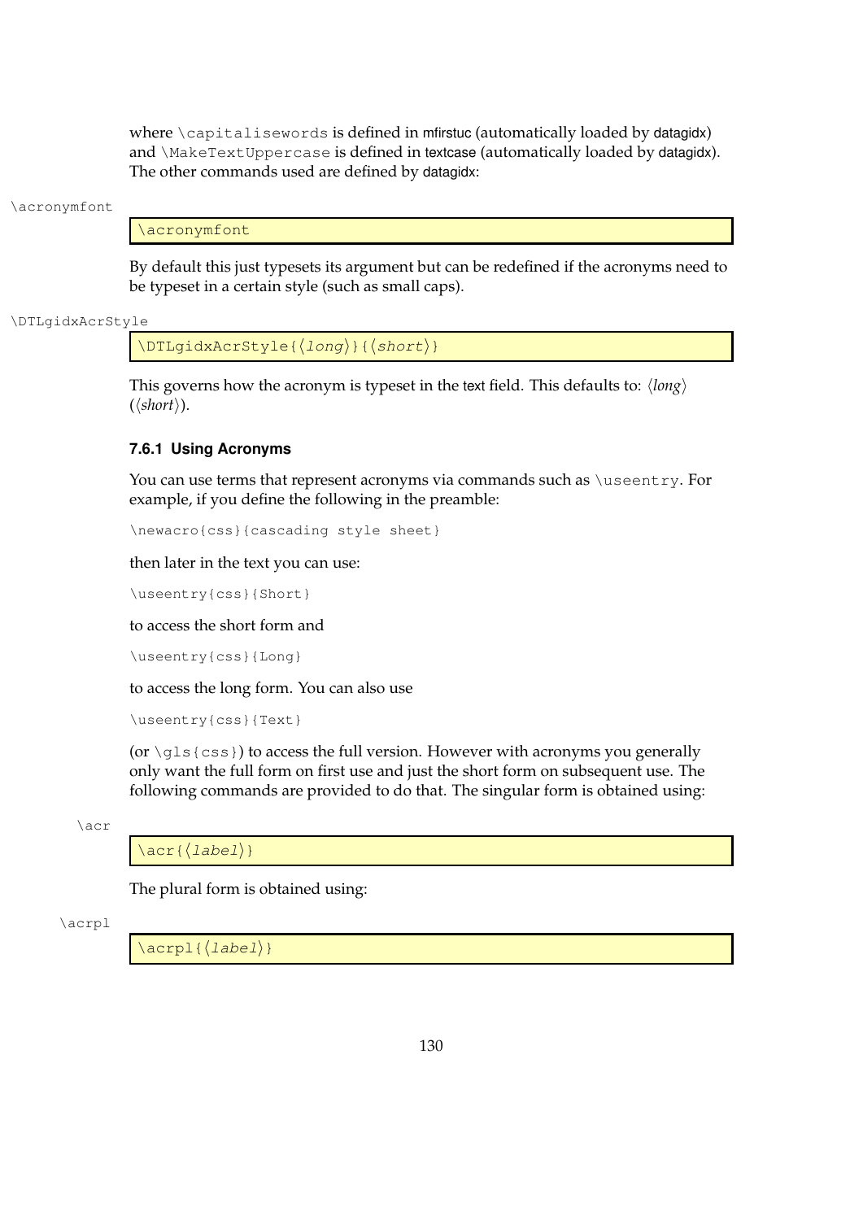where `\capitalisewords` is defined in mfirstuc (automatically loaded by datagidx) and `\MakeTextUppercase` is defined in textcase (automatically loaded by datagidx). The other commands used are defined by datagidx:

`\acronymfont`

```
\acronymfont
```

By default this just typesets its argument but can be redefined if the acronyms need to be typeset in a certain style (such as small caps).

`\DTLgidxAcrStyle`

```
\DTLgidxAcrStyle{⟨long⟩}{⟨short⟩}
```

This governs how the acronym is typeset in the text field. This defaults to: ⟨*long*⟩ (⟨*short*⟩).

### 7.6.1 Using Acronyms

You can use terms that represent acronyms via commands such as `\useentry`. For example, if you define the following in the preamble:

```
\newacro{css}{cascading style sheet}
```

then later in the text you can use:

```
\useentry{css}{Short}
```

to access the short form and

```
\useentry{css}{Long}
```

to access the long form. You can also use

```
\useentry{css}{Text}
```

(or `\gls{css}`) to access the full version. However with acronyms you generally only want the full form on first use and just the short form on subsequent use. The following commands are provided to do that. The singular form is obtained using:

`\acr`

```
\acr{⟨label⟩}
```

The plural form is obtained using:

`\acrpl`

```
\acrpl{⟨label⟩}
```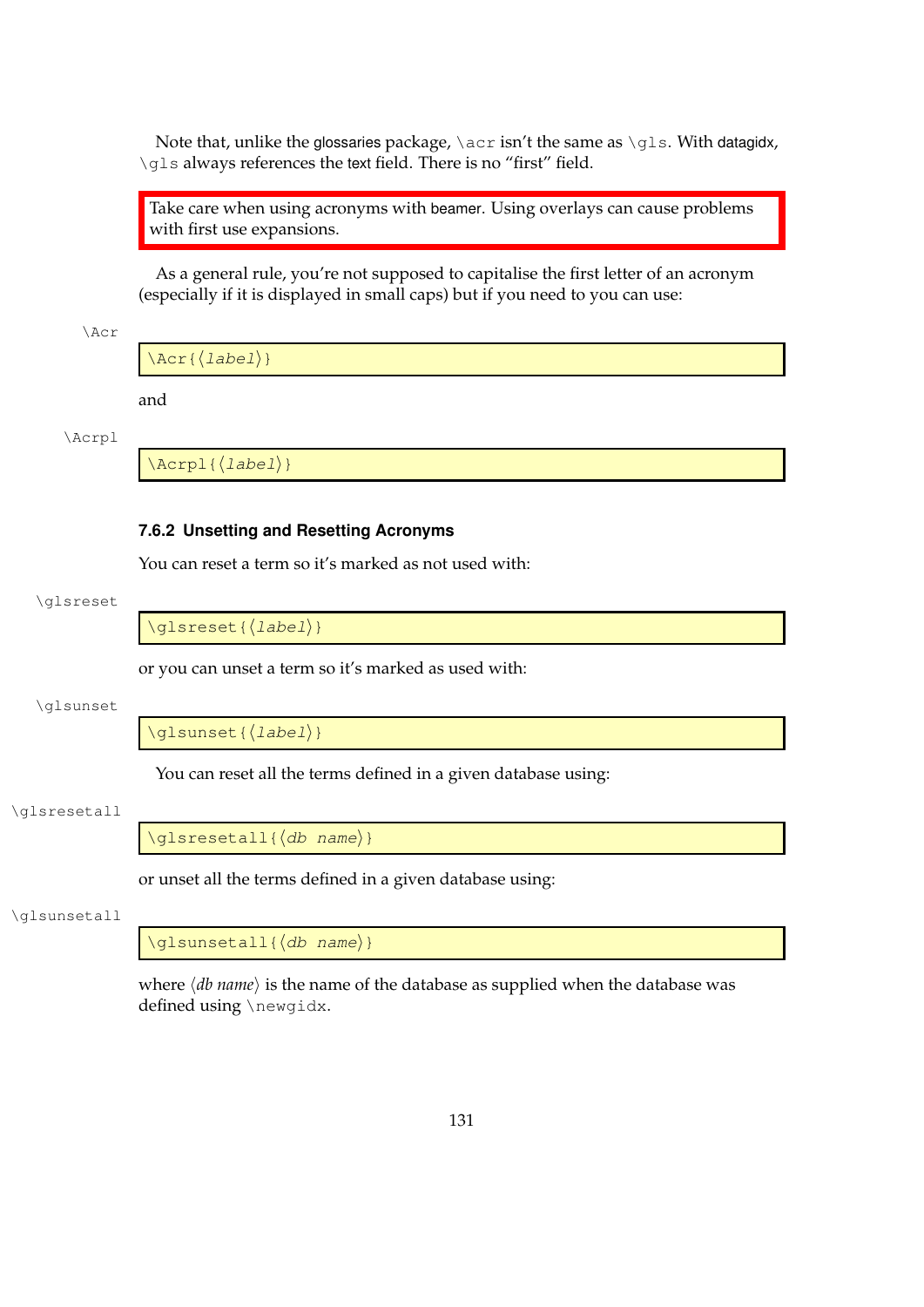Note that, unlike the glossaries package, `\acr` isn't the same as `\gls`. With datagidx, `\gls` always references the text field. There is no "first" field.

> Take care when using acronyms with beamer. Using overlays can cause problems with first use expansions.

As a general rule, you're not supposed to capitalise the first letter of an acronym (especially if it is displayed in small caps) but if you need to you can use:

```
\Acr{⟨label⟩}
```

and

```
\Acrpl{⟨label⟩}
```

### 7.6.2 Unsetting and Resetting Acronyms

You can reset a term so it's marked as not used with:

```
\glsreset{⟨label⟩}
```

or you can unset a term so it's marked as used with:

```
\glsunset{⟨label⟩}
```

You can reset all the terms defined in a given database using:

```
\glsresetall{⟨db name⟩}
```

or unset all the terms defined in a given database using:

```
\glsunsetall{⟨db name⟩}
```

where ⟨*db name*⟩ is the name of the database as supplied when the database was defined using `\newgidx`.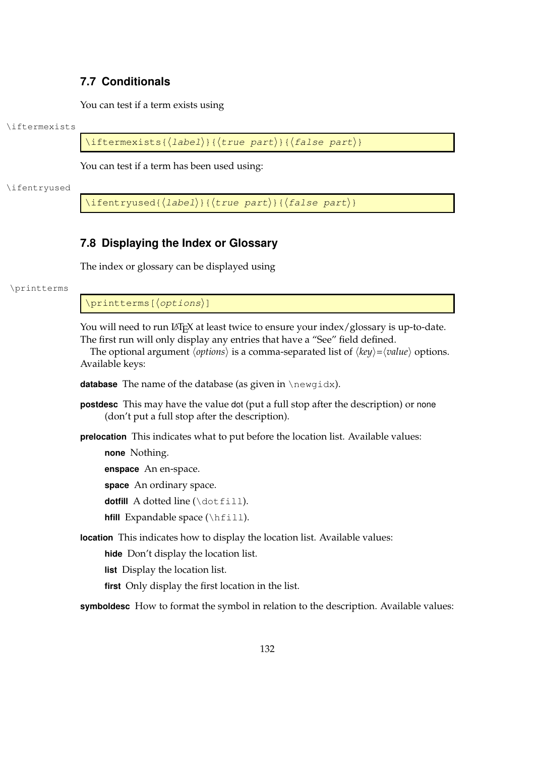## 7.7 Conditionals

You can test if a term exists using

\iftermexists

```
\iftermexists{⟨label⟩}{⟨true part⟩}{⟨false part⟩}
```

You can test if a term has been used using:

\ifentryused

```
\ifentryused{⟨label⟩}{⟨true part⟩}{⟨false part⟩}
```

## 7.8 Displaying the Index or Glossary

The index or glossary can be displayed using

\printterms

```
\printterms[⟨options⟩]
```

You will need to run LaTeX at least twice to ensure your index/glossary is up-to-date. The first run will only display any entries that have a "See" field defined.

The optional argument ⟨*options*⟩ is a comma-separated list of ⟨*key*⟩=⟨*value*⟩ options. Available keys:

**database** The name of the database (as given in \newgidx).

**postdesc** This may have the value dot (put a full stop after the description) or none (don't put a full stop after the description).

**prelocation** This indicates what to put before the location list. Available values:

- **none** Nothing.
- **enspace** An en-space.
- **space** An ordinary space.
- **dotfill** A dotted line (\dotfill).
- **hfill** Expandable space (\hfill).

**location** This indicates how to display the location list. Available values:

- **hide** Don't display the location list.
- **list** Display the location list.
- **first** Only display the first location in the list.

**symboldesc** How to format the symbol in relation to the description. Available values: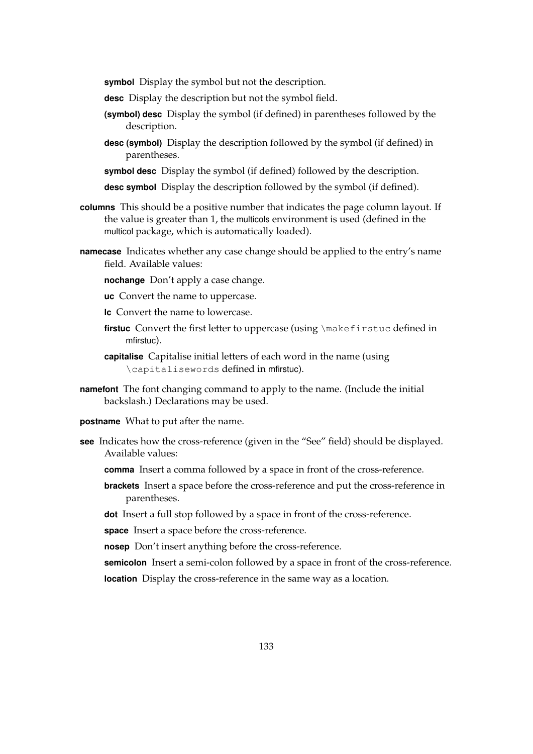- **symbol** Display the symbol but not the description.
- **desc** Display the description but not the symbol field.
- **(symbol) desc** Display the symbol (if defined) in parentheses followed by the description.
- **desc (symbol)** Display the description followed by the symbol (if defined) in parentheses.
- **symbol desc** Display the symbol (if defined) followed by the description.
- **desc symbol** Display the description followed by the symbol (if defined).

**columns** This should be a positive number that indicates the page column layout. If the value is greater than 1, the multicols environment is used (defined in the multicol package, which is automatically loaded).

**namecase** Indicates whether any case change should be applied to the entry's name field. Available values:

- **nochange** Don't apply a case change.
- **uc** Convert the name to uppercase.
- **lc** Convert the name to lowercase.
- **firstuc** Convert the first letter to uppercase (using `\makefirstuc` defined in mfirstuc).
- **capitalise** Capitalise initial letters of each word in the name (using `\capitalisewords` defined in mfirstuc).

**namefont** The font changing command to apply to the name. (Include the initial backslash.) Declarations may be used.

**postname** What to put after the name.

**see** Indicates how the cross-reference (given in the "See" field) should be displayed. Available values:

- **comma** Insert a comma followed by a space in front of the cross-reference.
- **brackets** Insert a space before the cross-reference and put the cross-reference in parentheses.
- **dot** Insert a full stop followed by a space in front of the cross-reference.
- **space** Insert a space before the cross-reference.
- **nosep** Don't insert anything before the cross-reference.
- **semicolon** Insert a semi-colon followed by a space in front of the cross-reference.
- **location** Display the cross-reference in the same way as a location.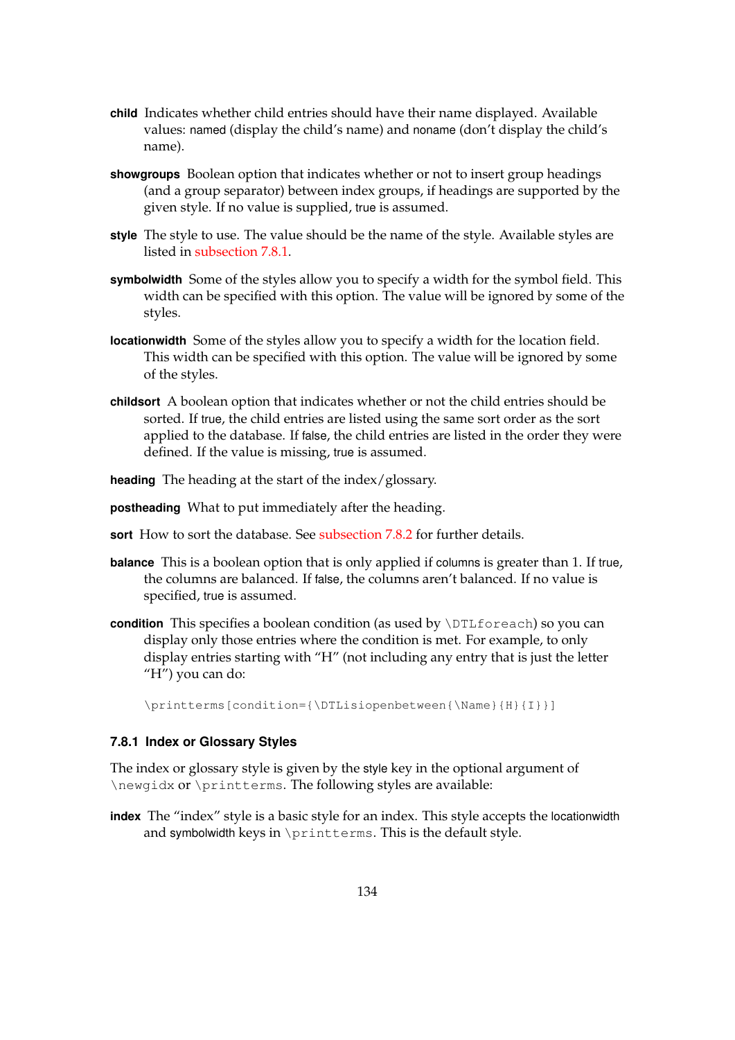**child** Indicates whether child entries should have their name displayed. Available values: named (display the child's name) and noname (don't display the child's name).

**showgroups** Boolean option that indicates whether or not to insert group headings (and a group separator) between index groups, if headings are supported by the given style. If no value is supplied, true is assumed.

**style** The style to use. The value should be the name of the style. Available styles are listed in subsection 7.8.1.

**symbolwidth** Some of the styles allow you to specify a width for the symbol field. This width can be specified with this option. The value will be ignored by some of the styles.

**locationwidth** Some of the styles allow you to specify a width for the location field. This width can be specified with this option. The value will be ignored by some of the styles.

**childsort** A boolean option that indicates whether or not the child entries should be sorted. If true, the child entries are listed using the same sort order as the sort applied to the database. If false, the child entries are listed in the order they were defined. If the value is missing, true is assumed.

**heading** The heading at the start of the index/glossary.

**postheading** What to put immediately after the heading.

**sort** How to sort the database. See subsection 7.8.2 for further details.

**balance** This is a boolean option that is only applied if columns is greater than 1. If true, the columns are balanced. If false, the columns aren't balanced. If no value is specified, true is assumed.

**condition** This specifies a boolean condition (as used by `\DTLforeach`) so you can display only those entries where the condition is met. For example, to only display entries starting with "H" (not including any entry that is just the letter "H") you can do:

```
\printterms[condition={\DTLisiopenbetween{\Name}{H}{I}}]
```

### 7.8.1 Index or Glossary Styles

The index or glossary style is given by the style key in the optional argument of `\newgidx` or `\printterms`. The following styles are available:

**index** The "index" style is a basic style for an index. This style accepts the locationwidth and symbolwidth keys in `\printterms`. This is the default style.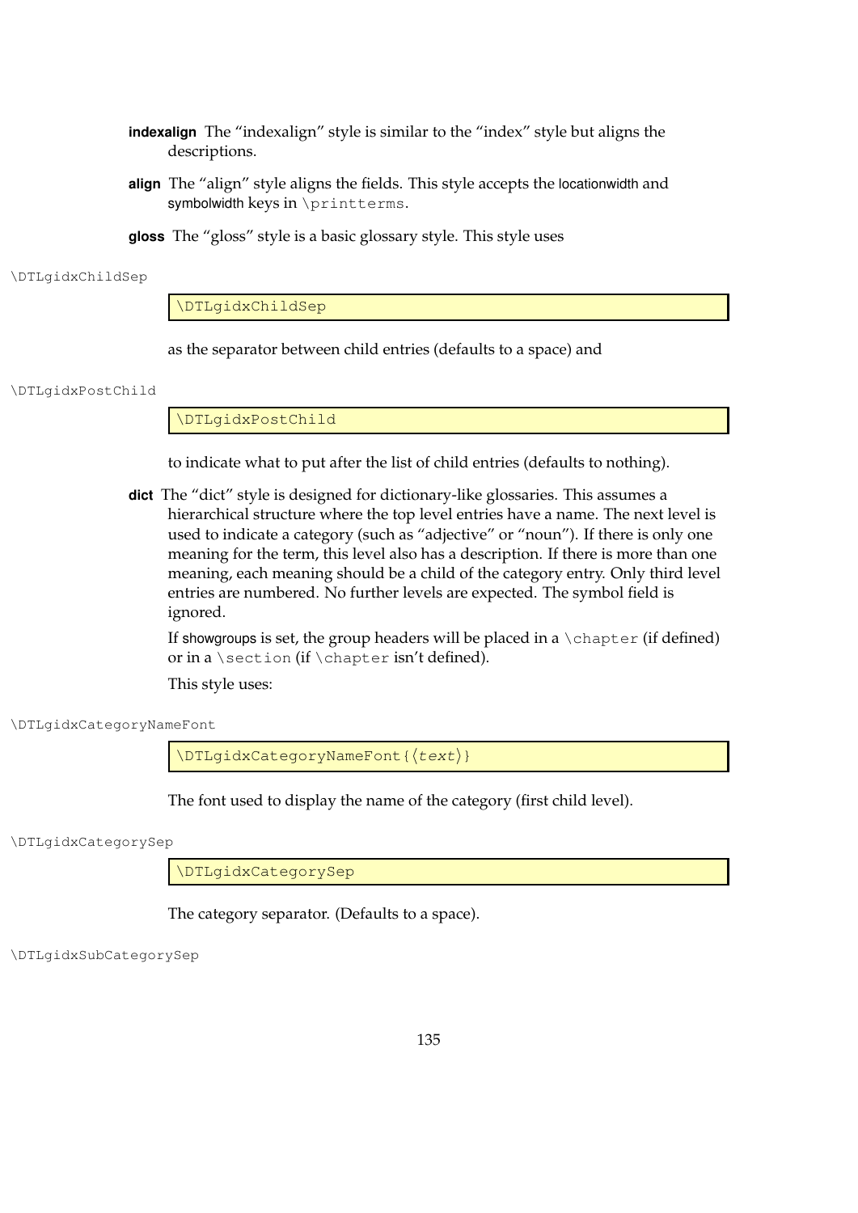**indexalign** The “indexalign” style is similar to the “index” style but aligns the descriptions.

**align** The “align” style aligns the fields. This style accepts the locationwidth and symbolwidth keys in `\printterms`.

**gloss** The “gloss” style is a basic glossary style. This style uses

\DTLgidxChildSep

```
\DTLgidxChildSep
```

as the separator between child entries (defaults to a space) and

\DTLgidxPostChild

```
\DTLgidxPostChild
```

to indicate what to put after the list of child entries (defaults to nothing).

**dict** The “dict” style is designed for dictionary-like glossaries. This assumes a hierarchical structure where the top level entries have a name. The next level is used to indicate a category (such as “adjective” or “noun”). If there is only one meaning for the term, this level also has a description. If there is more than one meaning, each meaning should be a child of the category entry. Only third level entries are numbered. No further levels are expected. The symbol field is ignored.

If showgroups is set, the group headers will be placed in a `\chapter` (if defined) or in a `\section` (if `\chapter` isn’t defined).

This style uses:

\DTLgidxCategoryNameFont

```
\DTLgidxCategoryNameFont{⟨text⟩}
```

The font used to display the name of the category (first child level).

\DTLgidxCategorySep

```
\DTLgidxCategorySep
```

The category separator. (Defaults to a space).

\DTLgidxSubCategorySep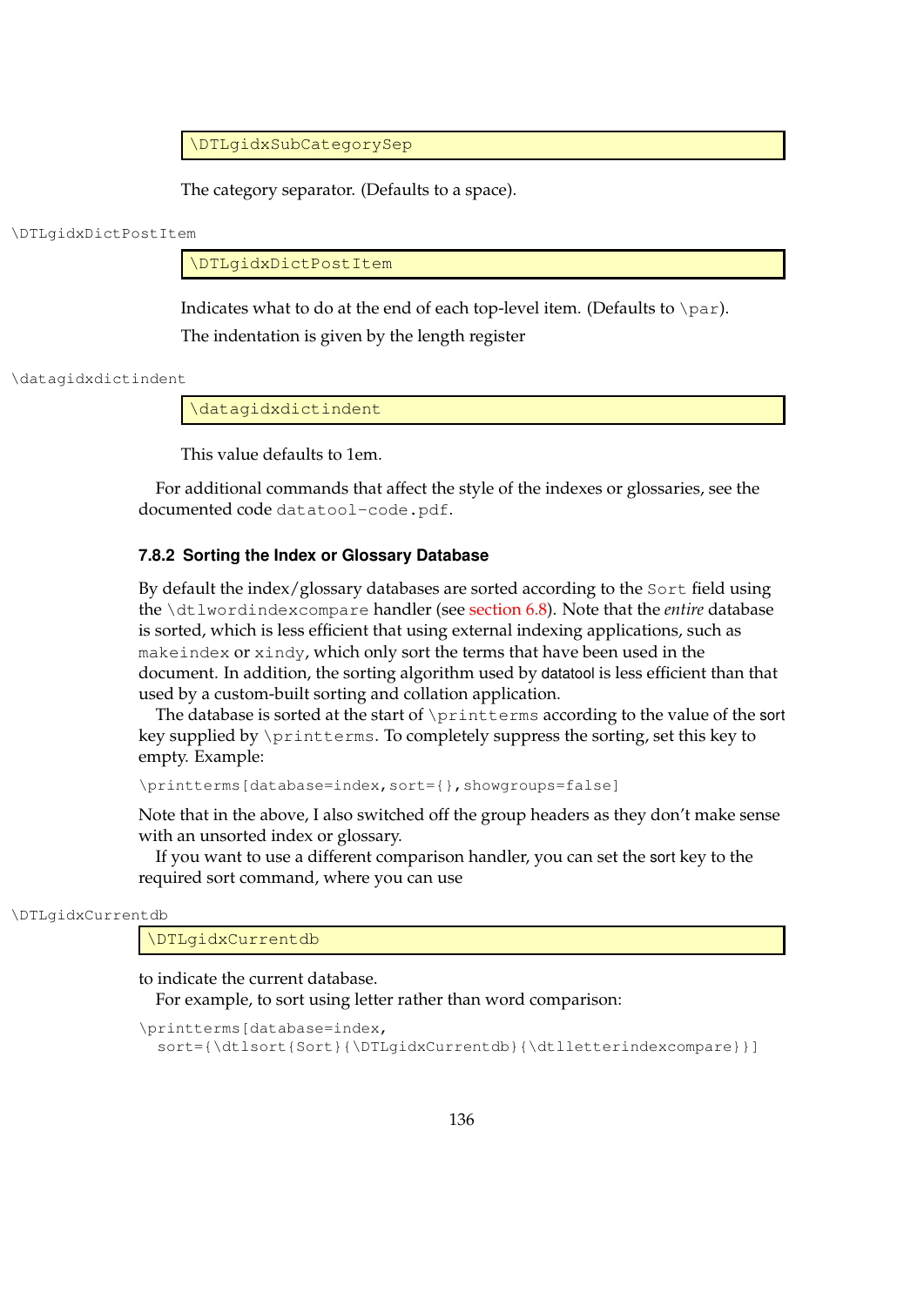```
\DTLgidxSubCategorySep
```

The category separator. (Defaults to a space).

\DTLgidxDictPostItem

```
\DTLgidxDictPostItem
```

Indicates what to do at the end of each top-level item. (Defaults to `\par`).

The indentation is given by the length register

\datagidxdictindent

```
\datagidxdictindent
```

This value defaults to 1em.

For additional commands that affect the style of the indexes or glossaries, see the documented code `datatool-code.pdf`.

### 7.8.2 Sorting the Index or Glossary Database

By default the index/glossary databases are sorted according to the `Sort` field using the `\dtlwordindexcompare` handler (see section 6.8). Note that the *entire* database is sorted, which is less efficient that using external indexing applications, such as `makeindex` or `xindy`, which only sort the terms that have been used in the document. In addition, the sorting algorithm used by datatool is less efficient than that used by a custom-built sorting and collation application.

The database is sorted at the start of `\printterms` according to the value of the sort key supplied by `\printterms`. To completely suppress the sorting, set this key to empty. Example:

```
\printterms[database=index,sort={},showgroups=false]
```

Note that in the above, I also switched off the group headers as they don't make sense with an unsorted index or glossary.

If you want to use a different comparison handler, you can set the sort key to the required sort command, where you can use

\DTLgidxCurrentdb

```
\DTLgidxCurrentdb
```

to indicate the current database.

For example, to sort using letter rather than word comparison:

```
\printterms[database=index,
  sort={\dtlsort{Sort}{\DTLgidxCurrentdb}{\dtlletterindexcompare}}]
```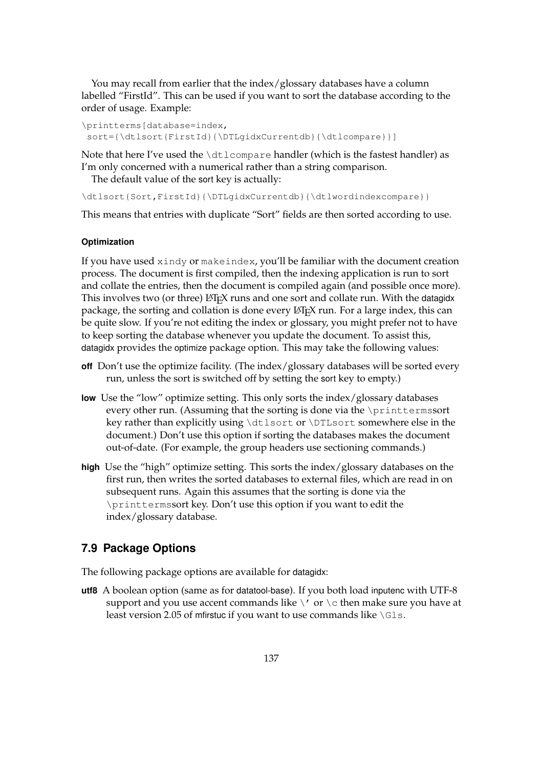You may recall from earlier that the index/glossary databases have a column labelled "FirstId". This can be used if you want to sort the database according to the order of usage. Example:

```
\printterms[database=index,
 sort={\dtlsort{FirstId}{\DTLgidxCurrentdb}{\dtlcompare}}]
```

Note that here I've used the `\dtlcompare` handler (which is the fastest handler) as I'm only concerned with a numerical rather than a string comparison.

The default value of the sort key is actually:

```
\dtlsort{Sort,FirstId}{\DTLgidxCurrentdb}{\dtlwordindexcompare}}
```

This means that entries with duplicate "Sort" fields are then sorted according to use.

#### Optimization

If you have used `xindy` or `makeindex`, you'll be familiar with the document creation process. The document is first compiled, then the indexing application is run to sort and collate the entries, then the document is compiled again (and possible once more). This involves two (or three) LaTeX runs and one sort and collate run. With the datagidx package, the sorting and collation is done every LaTeX run. For a large index, this can be quite slow. If you're not editing the index or glossary, you might prefer not to have to keep sorting the database whenever you update the document. To assist this, datagidx provides the optimize package option. This may take the following values:

**off** Don't use the optimize facility. (The index/glossary databases will be sorted every run, unless the sort is switched off by setting the sort key to empty.)

**low** Use the "low" optimize setting. This only sorts the index/glossary databases every other run. (Assuming that the sorting is done via the `\printterms`sort key rather than explicitly using `\dtlsort` or `\DTLsort` somewhere else in the document.) Don't use this option if sorting the databases makes the document out-of-date. (For example, the group headers use sectioning commands.)

**high** Use the "high" optimize setting. This sorts the index/glossary databases on the first run, then writes the sorted databases to external files, which are read in on subsequent runs. Again this assumes that the sorting is done via the `\printterms`sort key. Don't use this option if you want to edit the index/glossary database.

## 7.9 Package Options

The following package options are available for datagidx:

**utf8** A boolean option (same as for datatool-base). If you both load inputenc with UTF-8 support and you use accent commands like `\'` or `\c` then make sure you have at least version 2.05 of mfirstuc if you want to use commands like `\Gls`.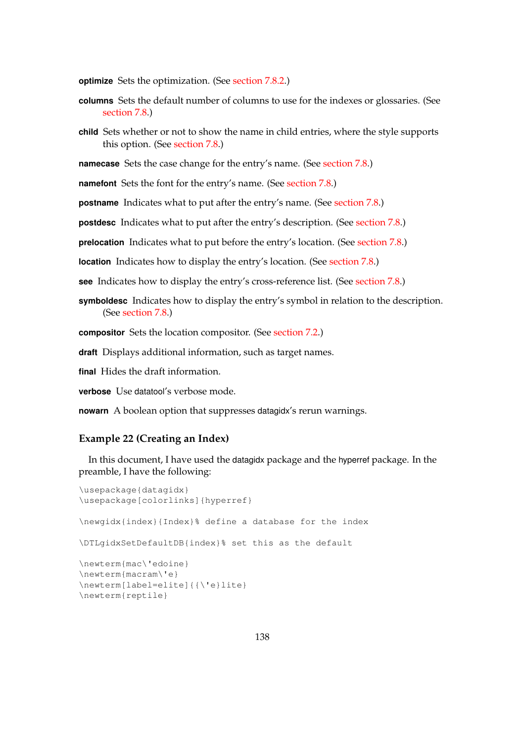**optimize** Sets the optimization. (See section 7.8.2.)

**columns** Sets the default number of columns to use for the indexes or glossaries. (See section 7.8.)

**child** Sets whether or not to show the name in child entries, where the style supports this option. (See section 7.8.)

**namecase** Sets the case change for the entry's name. (See section 7.8.)

**namefont** Sets the font for the entry's name. (See section 7.8.)

**postname** Indicates what to put after the entry's name. (See section 7.8.)

**postdesc** Indicates what to put after the entry's description. (See section 7.8.)

**prelocation** Indicates what to put before the entry's location. (See section 7.8.)

**location** Indicates how to display the entry's location. (See section 7.8.)

**see** Indicates how to display the entry's cross-reference list. (See section 7.8.)

**symboldesc** Indicates how to display the entry's symbol in relation to the description. (See section 7.8.)

**compositor** Sets the location compositor. (See section 7.2.)

**draft** Displays additional information, such as target names.

**final** Hides the draft information.

**verbose** Use datatool's verbose mode.

**nowarn** A boolean option that suppresses datagidx's rerun warnings.

### Example 22 (Creating an Index)

In this document, I have used the datagidx package and the hyperref package. In the preamble, I have the following:

```
\usepackage{datagidx}
\usepackage[colorlinks]{hyperref}

\newgidx{index}{Index}% define a database for the index

\DTLgidxSetDefaultDB{index}% set this as the default

\newterm{mac\'edoine}
\newterm{macram\'e}
\newterm[label=elite]{{\'e}lite}
\newterm{reptile}
```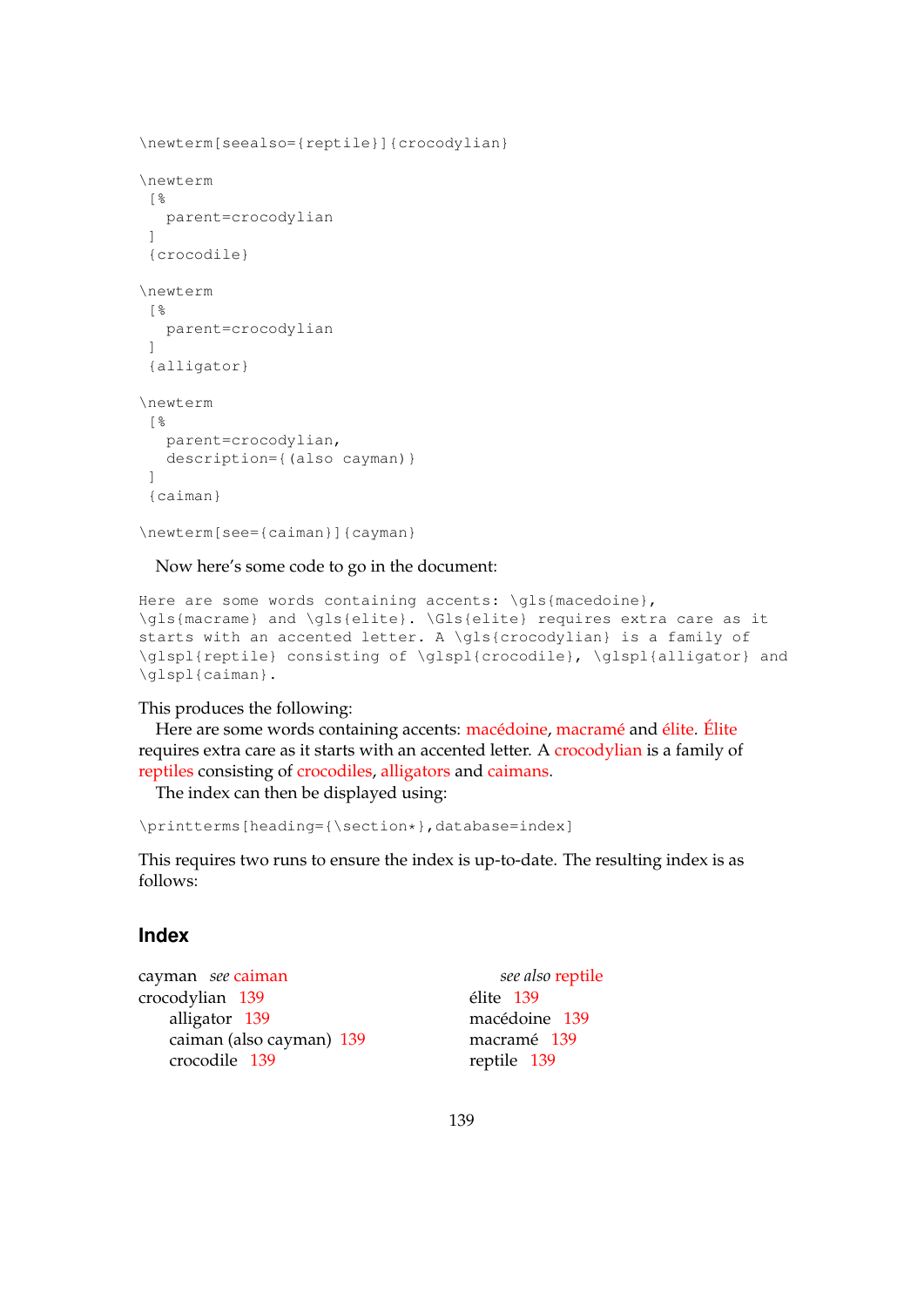```
\newterm[seealso={reptile}]{crocodylian}

\newterm
 [%
   parent=crocodylian
 ]
 {crocodile}

\newterm
 [%
   parent=crocodylian
 ]
 {alligator}

\newterm
 [%
   parent=crocodylian,
   description={(also cayman)}
 ]
 {caiman}

\newterm[see={caiman}]{cayman}
```

Now here's some code to go in the document:

```
Here are some words containing accents: \gls{macedoine},
\gls{macrame} and \gls{elite}. \Gls{elite} requires extra care as it
starts with an accented letter. A \gls{crocodylian} is a family of
\glspl{reptile} consisting of \glspl{crocodile}, \glspl{alligator} and
\glspl{caiman}.
```

This produces the following:

Here are some words containing accents: macédoine, macramé and élite. Élite requires extra care as it starts with an accented letter. A crocodylian is a family of reptiles consisting of crocodiles, alligators and caimans.

The index can then be displayed using:

```
\printterms[heading={\section*},database=index]
```

This requires two runs to ensure the index is up-to-date. The resulting index is as follows:

## Index

cayman *see* caiman
crocodylian 139
  alligator 139
  caiman (also cayman) 139
  crocodile 139
  *see also* reptile
élite 139
macédoine 139
macramé 139
reptile 139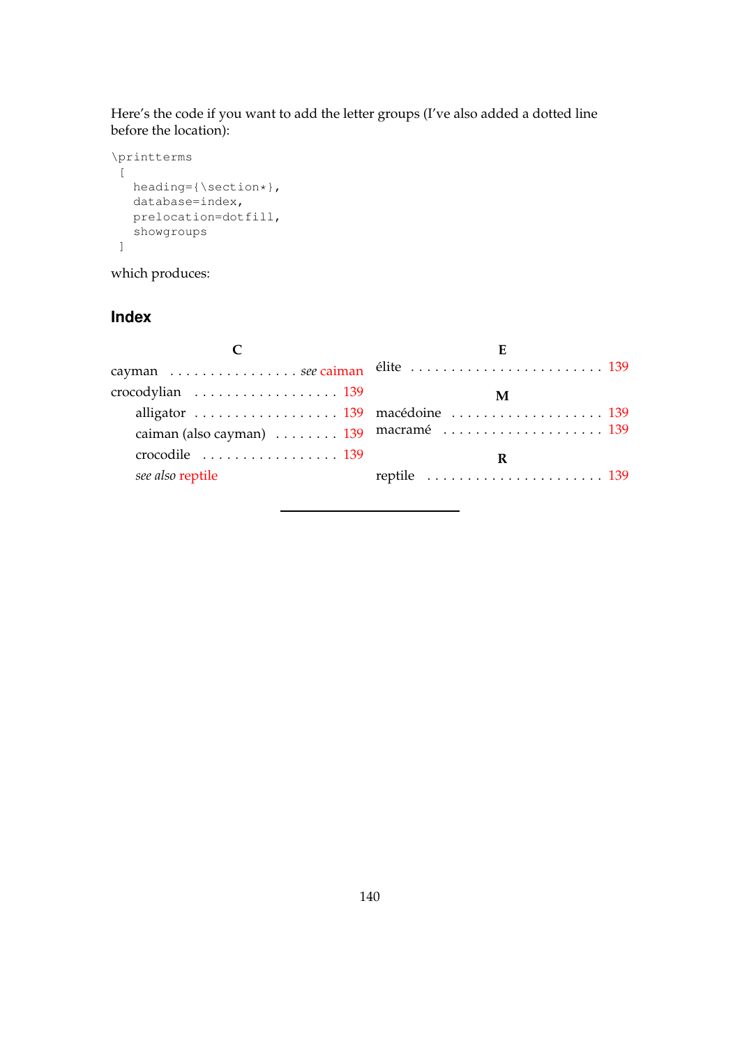Here's the code if you want to add the letter groups (I've also added a dotted line before the location):

```
\printterms
 [
   heading={\section*},
   database=index,
   prelocation=dotfill,
   showgroups
 ]
```

which produces:

## Index

**C**

cayman . . . . . . . . . . . . . . . . *see* caiman

crocodylian . . . . . . . . . . . . . . . . . . 139

  alligator . . . . . . . . . . . . . . . . . . 139

  caiman (also cayman) . . . . . . . . 139

  crocodile . . . . . . . . . . . . . . . . . 139

  *see also* reptile

**E**

élite . . . . . . . . . . . . . . . . . . . . . . . . 139

**M**

macédoine . . . . . . . . . . . . . . . . . . . 139

macramé . . . . . . . . . . . . . . . . . . . . 139

**R**

reptile . . . . . . . . . . . . . . . . . . . . . . 139

---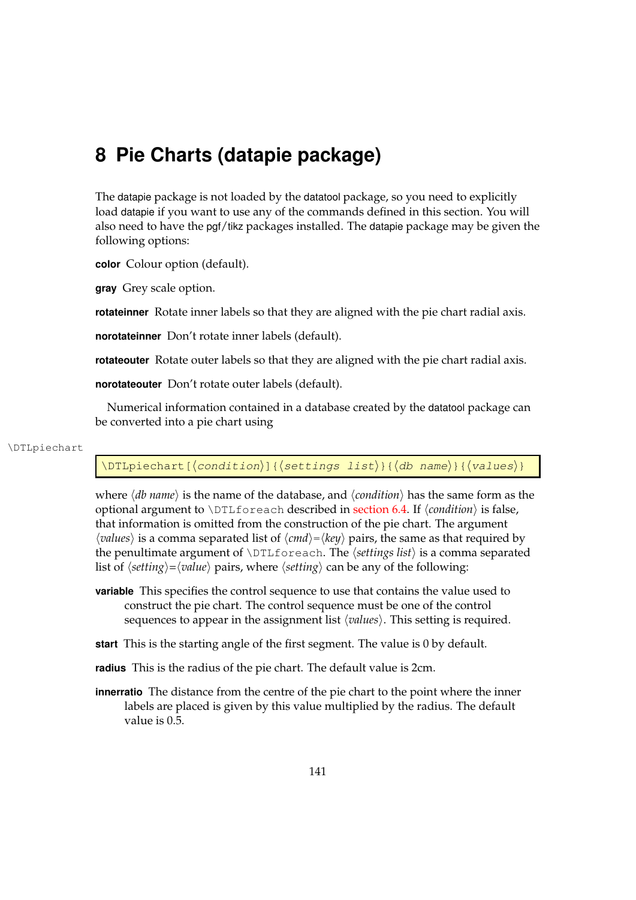# 8 Pie Charts (datapie package)

The datapie package is not loaded by the datatool package, so you need to explicitly load datapie if you want to use any of the commands defined in this section. You will also need to have the pgf/tikz packages installed. The datapie package may be given the following options:

**color** Colour option (default).

**gray** Grey scale option.

**rotateinner** Rotate inner labels so that they are aligned with the pie chart radial axis.

**norotateinner** Don't rotate inner labels (default).

**rotateouter** Rotate outer labels so that they are aligned with the pie chart radial axis.

**norotateouter** Don't rotate outer labels (default).

Numerical information contained in a database created by the datatool package can be converted into a pie chart using

\DTLpiechart

```
\DTLpiechart[⟨condition⟩]{⟨settings list⟩}{⟨db name⟩}{⟨values⟩}
```

where ⟨*db name*⟩ is the name of the database, and ⟨*condition*⟩ has the same form as the optional argument to `\DTLforeach` described in section 6.4. If ⟨*condition*⟩ is false, that information is omitted from the construction of the pie chart. The argument ⟨*values*⟩ is a comma separated list of ⟨*cmd*⟩=⟨*key*⟩ pairs, the same as that required by the penultimate argument of `\DTLforeach`. The ⟨*settings list*⟩ is a comma separated list of ⟨*setting*⟩=⟨*value*⟩ pairs, where ⟨*setting*⟩ can be any of the following:

**variable** This specifies the control sequence to use that contains the value used to construct the pie chart. The control sequence must be one of the control sequences to appear in the assignment list ⟨*values*⟩. This setting is required.

**start** This is the starting angle of the first segment. The value is 0 by default.

**radius** This is the radius of the pie chart. The default value is 2cm.

**innerratio** The distance from the centre of the pie chart to the point where the inner labels are placed is given by this value multiplied by the radius. The default value is 0.5.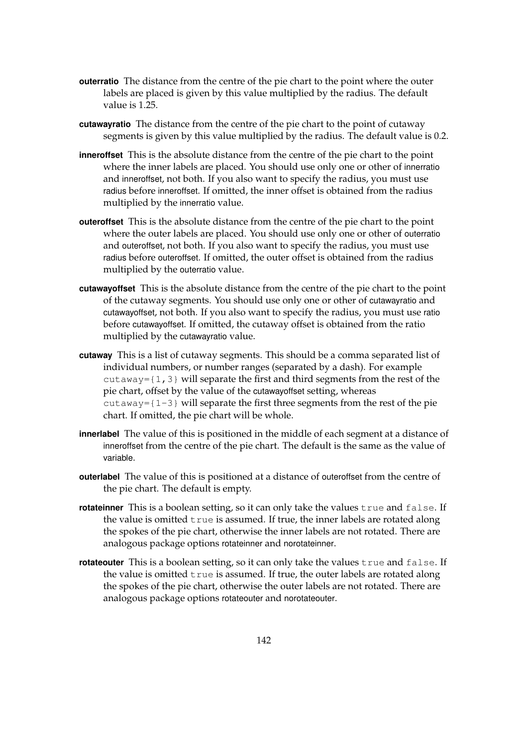**outerratio** The distance from the centre of the pie chart to the point where the outer labels are placed is given by this value multiplied by the radius. The default value is 1.25.

**cutawayratio** The distance from the centre of the pie chart to the point of cutaway segments is given by this value multiplied by the radius. The default value is 0.2.

**inneroffset** This is the absolute distance from the centre of the pie chart to the point where the inner labels are placed. You should use only one or other of innerratio and inneroffset, not both. If you also want to specify the radius, you must use radius before inneroffset. If omitted, the inner offset is obtained from the radius multiplied by the innerratio value.

**outeroffset** This is the absolute distance from the centre of the pie chart to the point where the outer labels are placed. You should use only one or other of outerratio and outeroffset, not both. If you also want to specify the radius, you must use radius before outeroffset. If omitted, the outer offset is obtained from the radius multiplied by the outerratio value.

**cutawayoffset** This is the absolute distance from the centre of the pie chart to the point of the cutaway segments. You should use only one or other of cutawayratio and cutawayoffset, not both. If you also want to specify the radius, you must use ratio before cutawayoffset. If omitted, the cutaway offset is obtained from the ratio multiplied by the cutawayratio value.

**cutaway** This is a list of cutaway segments. This should be a comma separated list of individual numbers, or number ranges (separated by a dash). For example `cutaway={1,3}` will separate the first and third segments from the rest of the pie chart, offset by the value of the cutawayoffset setting, whereas `cutaway={1-3}` will separate the first three segments from the rest of the pie chart. If omitted, the pie chart will be whole.

**innerlabel** The value of this is positioned in the middle of each segment at a distance of inneroffset from the centre of the pie chart. The default is the same as the value of variable.

**outerlabel** The value of this is positioned at a distance of outeroffset from the centre of the pie chart. The default is empty.

**rotateinner** This is a boolean setting, so it can only take the values `true` and `false`. If the value is omitted `true` is assumed. If true, the inner labels are rotated along the spokes of the pie chart, otherwise the inner labels are not rotated. There are analogous package options rotateinner and norotateinner.

**rotateouter** This is a boolean setting, so it can only take the values `true` and `false`. If the value is omitted `true` is assumed. If true, the outer labels are rotated along the spokes of the pie chart, otherwise the outer labels are not rotated. There are analogous package options rotateouter and norotateouter.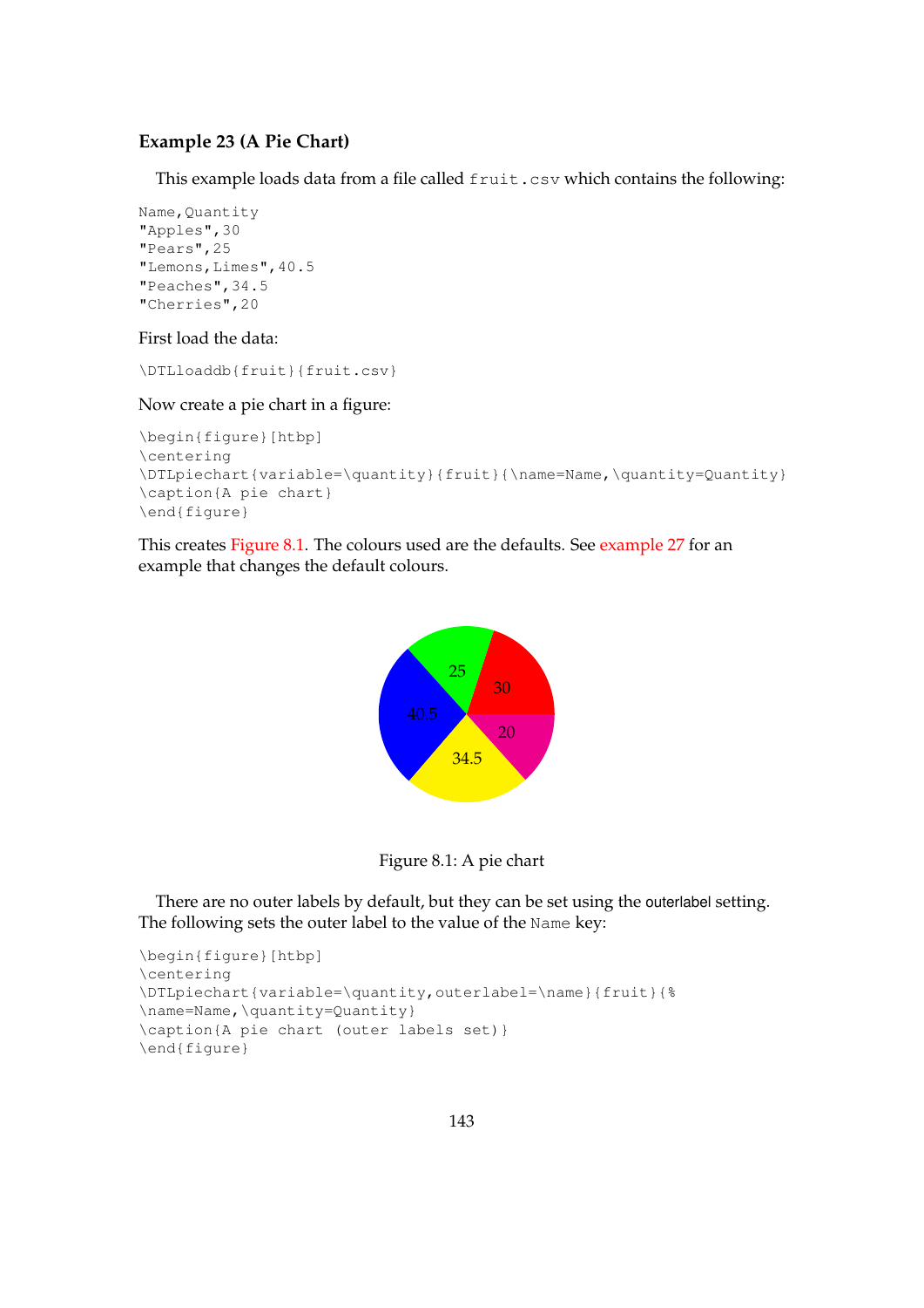**Example 23 (A Pie Chart)**

This example loads data from a file called `fruit.csv` which contains the following:

```
Name,Quantity
"Apples",30
"Pears",25
"Lemons,Limes",40.5
"Peaches",34.5
"Cherries",20
```

First load the data:

```
\DTLloaddb{fruit}{fruit.csv}
```

Now create a pie chart in a figure:

```
\begin{figure}[htbp]
\centering
\DTLpiechart{variable=\quantity}{fruit}{\name=Name,\quantity=Quantity}
\caption{A pie chart}
\end{figure}
```

This creates Figure 8.1. The colours used are the defaults. See example 27 for an example that changes the default colours.

Figure 8.1: A pie chart

There are no outer labels by default, but they can be set using the outerlabel setting. The following sets the outer label to the value of the `Name` key:

```
\begin{figure}[htbp]
\centering
\DTLpiechart{variable=\quantity,outerlabel=\name}{fruit}{%
\name=Name,\quantity=Quantity}
\caption{A pie chart (outer labels set)}
\end{figure}
```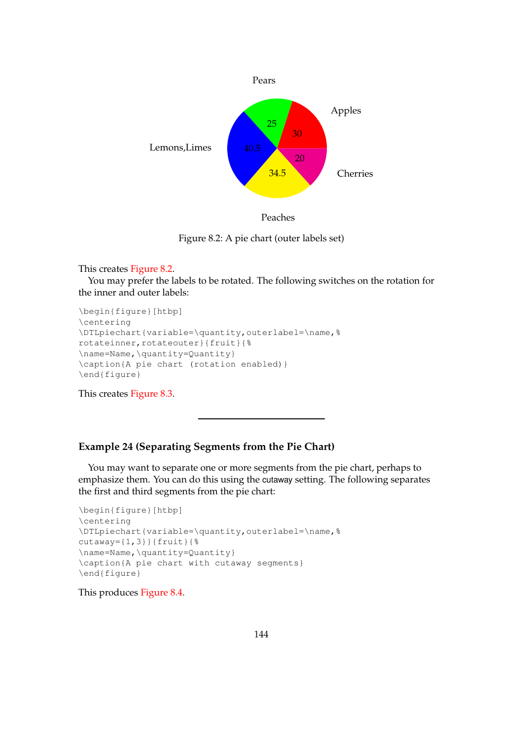Pears

Apples

Lemons,Limes

Cherries

Peaches

25

30

40.5

20

34.5

Figure 8.2: A pie chart (outer labels set)

This creates Figure 8.2.

You may prefer the labels to be rotated. The following switches on the rotation for the inner and outer labels:

```
\begin{figure}[htbp]
\centering
\DTLpiechart{variable=\quantity,outerlabel=\name,%
rotateinner,rotateouter}{fruit}{%
\name=Name,\quantity=Quantity}
\caption{A pie chart (rotation enabled)}
\end{figure}
```

This creates Figure 8.3.

---

### Example 24 (Separating Segments from the Pie Chart)

You may want to separate one or more segments from the pie chart, perhaps to emphasize them. You can do this using the cutaway setting. The following separates the first and third segments from the pie chart:

```
\begin{figure}[htbp]
\centering
\DTLpiechart{variable=\quantity,outerlabel=\name,%
cutaway={1,3}}{fruit}{%
\name=Name,\quantity=Quantity}
\caption{A pie chart with cutaway segments}
\end{figure}
```

This produces Figure 8.4.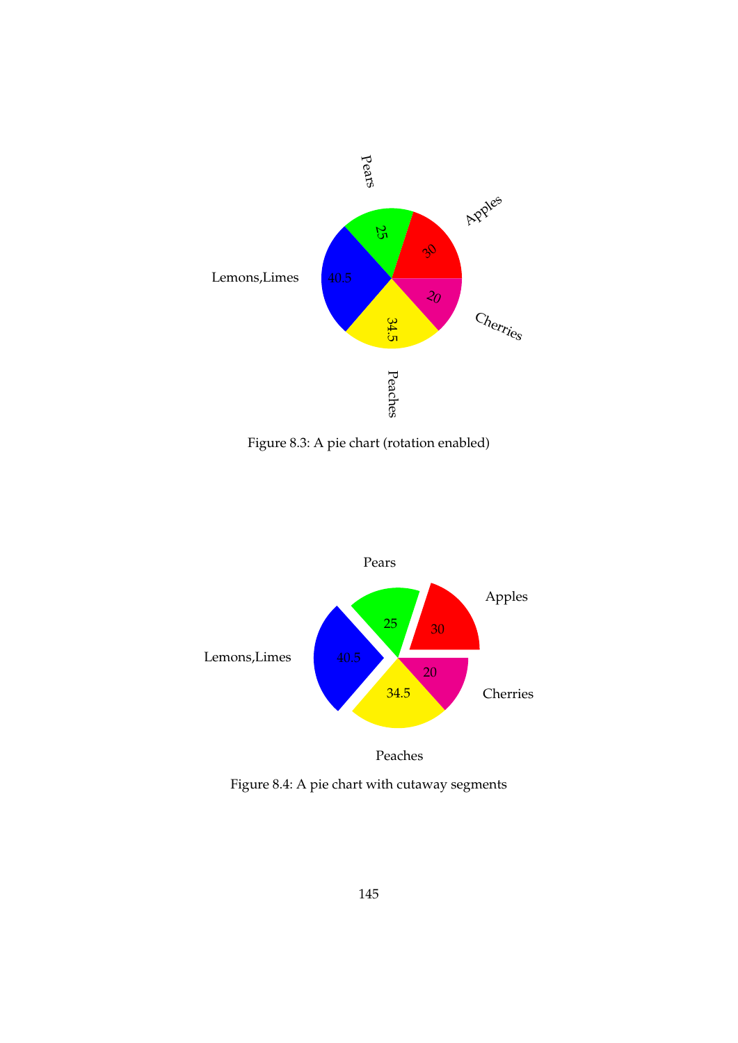Figure 8.3: A pie chart (rotation enabled)

Figure 8.4: A pie chart with cutaway segments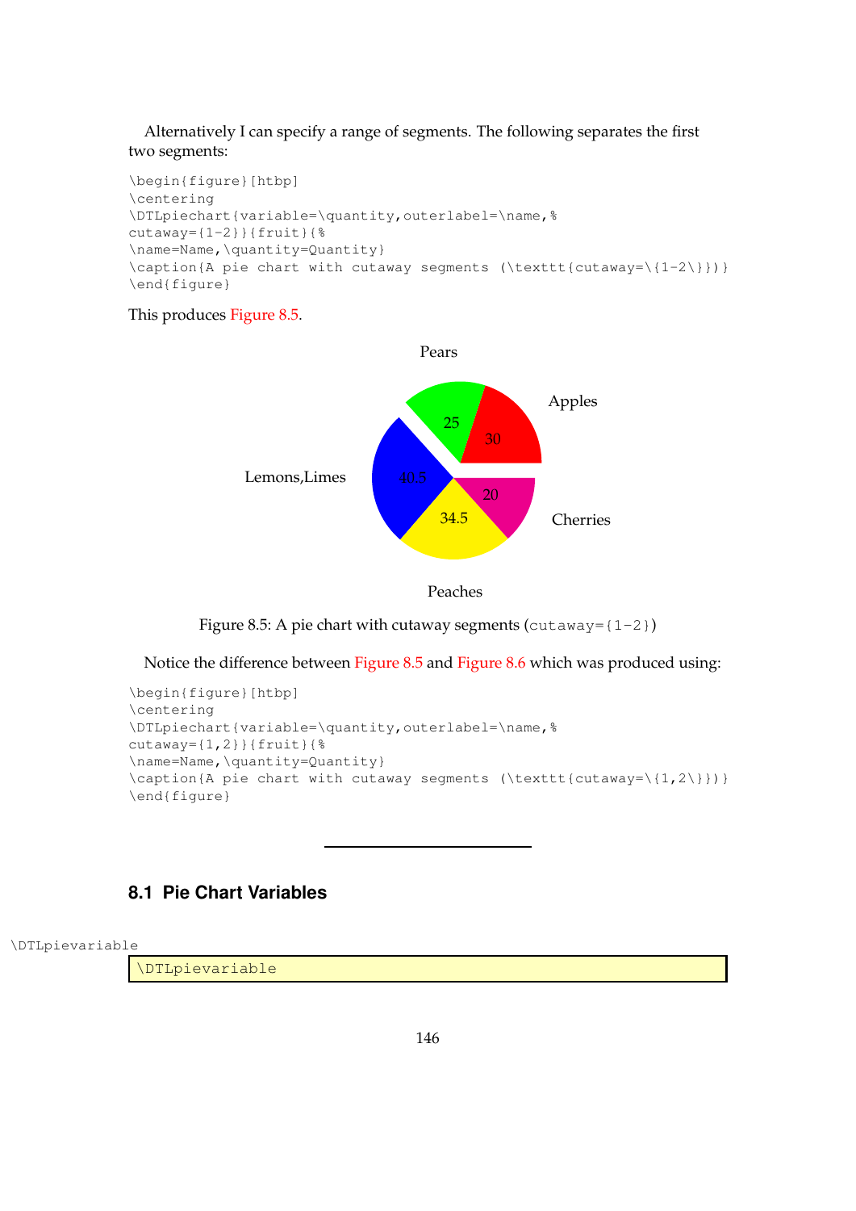Alternatively I can specify a range of segments. The following separates the first two segments:

```
\begin{figure}[htbp]
\centering
\DTLpiechart{variable=\quantity,outerlabel=\name,%
cutaway={1-2}}{fruit}{%
\name=Name,\quantity=Quantity}
\caption{A pie chart with cutaway segments (\texttt{cutaway=\{1-2\}})}
\end{figure}
```

This produces Figure 8.5.

Figure 8.5: A pie chart with cutaway segments (`cutaway={1-2}`)

Notice the difference between Figure 8.5 and Figure 8.6 which was produced using:

```
\begin{figure}[htbp]
\centering
\DTLpiechart{variable=\quantity,outerlabel=\name,%
cutaway={1,2}}{fruit}{%
\name=Name,\quantity=Quantity}
\caption{A pie chart with cutaway segments (\texttt{cutaway=\{1,2\}})}
\end{figure}
```

---

## 8.1 Pie Chart Variables

`\DTLpievariable`

```
\DTLpievariable
```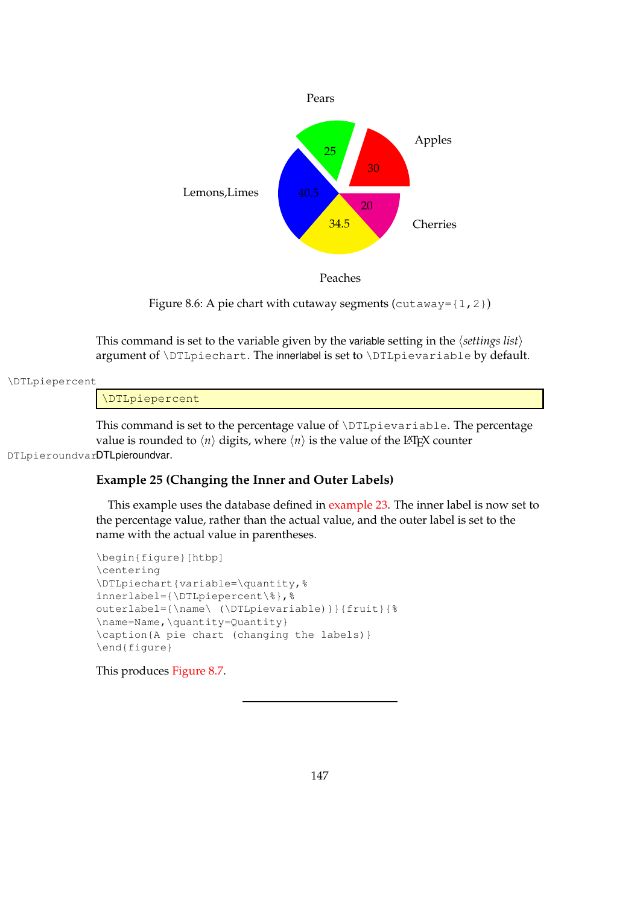Pears

Apples

Lemons,Limes

Cherries

Peaches

Figure 8.6: A pie chart with cutaway segments (`cutaway={1,2}`)

This command is set to the variable given by the variable setting in the ⟨*settings list*⟩ argument of `\DTLpiechart`. The innerlabel is set to `\DTLpievariable` by default.

`\DTLpiepercent`

```
\DTLpiepercent
```

This command is set to the percentage value of `\DTLpievariable`. The percentage value is rounded to ⟨*n*⟩ digits, where ⟨*n*⟩ is the value of the LaTeX counter DTLpieroundvar.

**Example 25 (Changing the Inner and Outer Labels)**

This example uses the database defined in example 23. The inner label is now set to the percentage value, rather than the actual value, and the outer label is set to the name with the actual value in parentheses.

```
\begin{figure}[htbp]
\centering
\DTLpiechart{variable=\quantity,%
innerlabel={\DTLpiepercent\%},%
outerlabel={\name\ (\DTLpievariable)}}{fruit}{%
\name=Name,\quantity=Quantity}
\caption{A pie chart (changing the labels)}
\end{figure}
```

This produces Figure 8.7.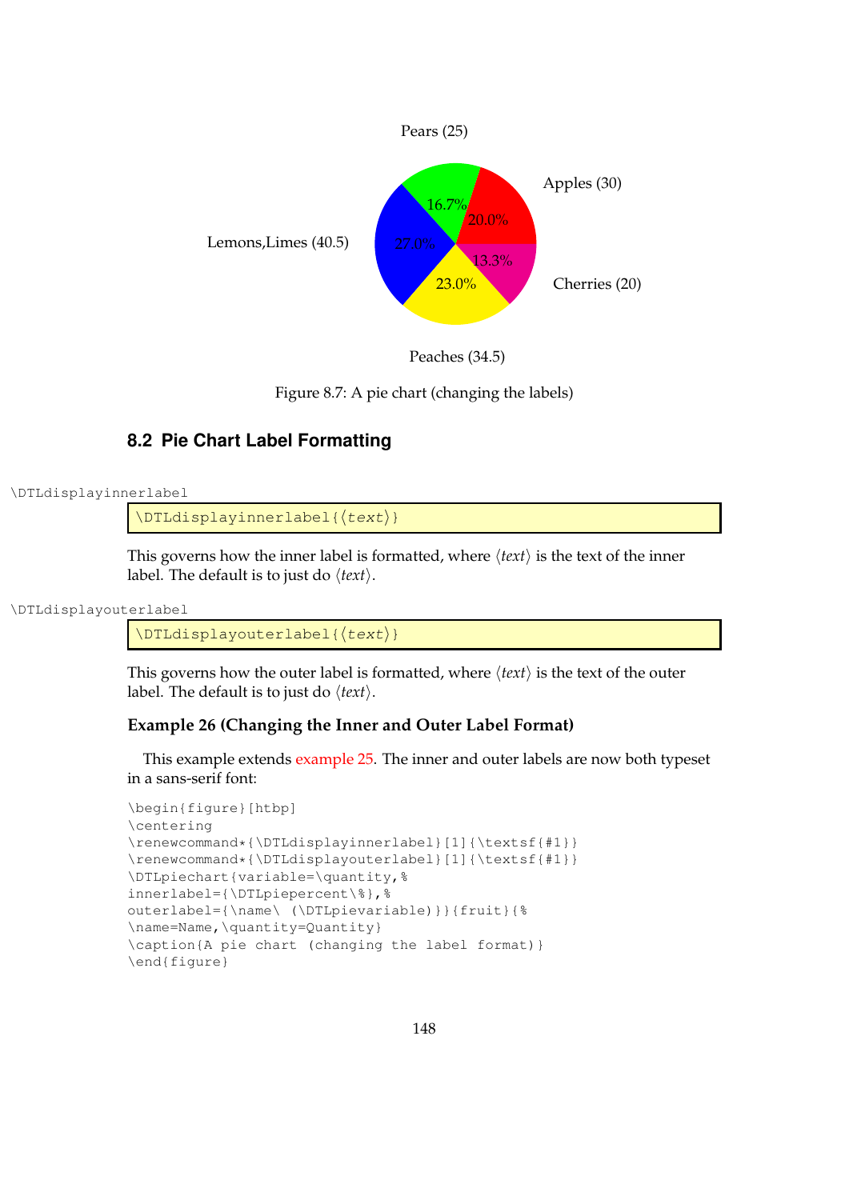Pears (25)

Apples (30)

Lemons,Limes (40.5)

Cherries (20)

Peaches (34.5)

16.7%
20.0%
27.0%
13.3%
23.0%

Figure 8.7: A pie chart (changing the labels)

## 8.2 Pie Chart Label Formatting

\DTLdisplayinnerlabel

```
\DTLdisplayinnerlabel{⟨text⟩}
```

This governs how the inner label is formatted, where ⟨*text*⟩ is the text of the inner label. The default is to just do ⟨*text*⟩.

\DTLdisplayouterlabel

```
\DTLdisplayouterlabel{⟨text⟩}
```

This governs how the outer label is formatted, where ⟨*text*⟩ is the text of the outer label. The default is to just do ⟨*text*⟩.

**Example 26 (Changing the Inner and Outer Label Format)**

This example extends example 25. The inner and outer labels are now both typeset in a sans-serif font:

```
\begin{figure}[htbp]
\centering
\renewcommand*{\DTLdisplayinnerlabel}[1]{\textsf{#1}}
\renewcommand*{\DTLdisplayouterlabel}[1]{\textsf{#1}}
\DTLpiechart{variable=\quantity,%
innerlabel={\DTLpiepercent\%},%
outerlabel={\name\ (\DTLpievariable)}}{fruit}{%
\name=Name,\quantity=Quantity}
\caption{A pie chart (changing the label format)}
\end{figure}
```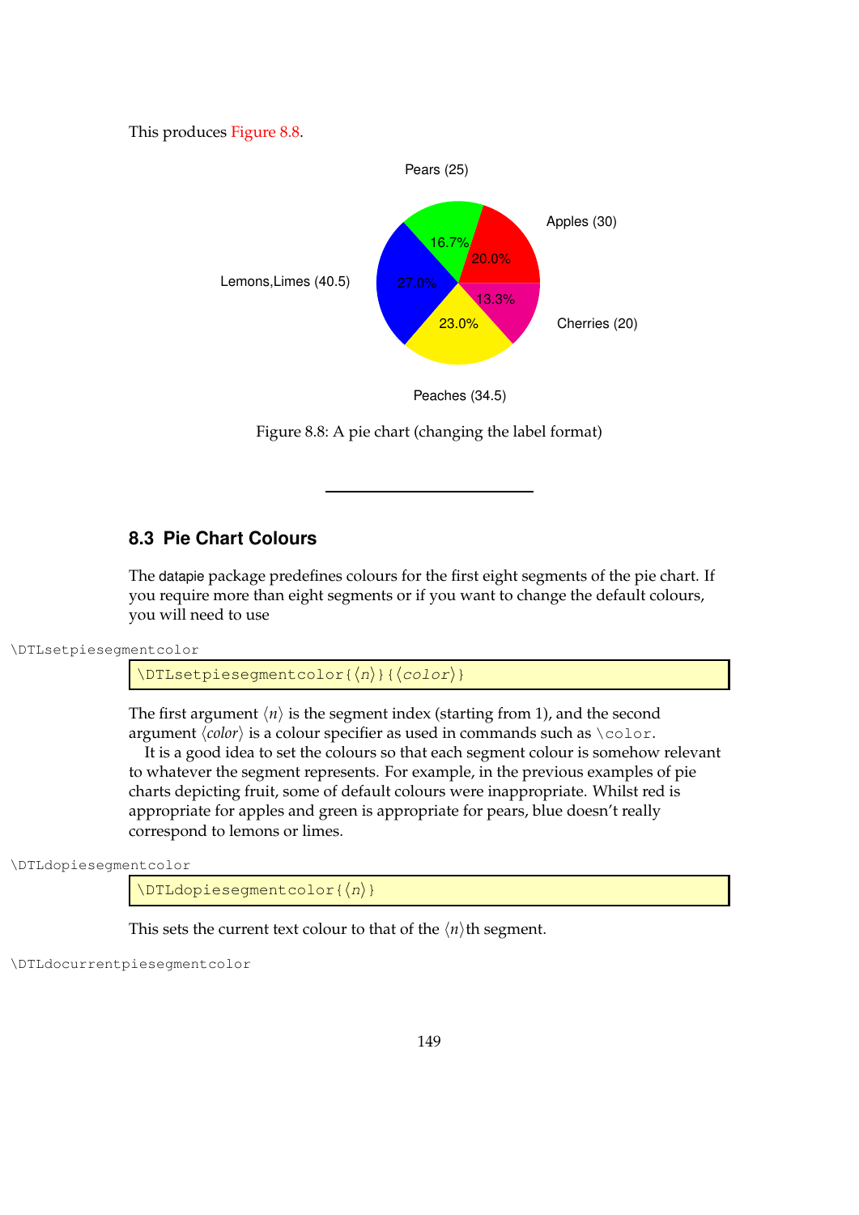This produces Figure 8.8.

Pears (25)

Apples (30)

Lemons,Limes (40.5)

Cherries (20)

Peaches (34.5)

16.7%

20.0%

27.0%

13.3%

23.0%

Figure 8.8: A pie chart (changing the label format)

---

## 8.3 Pie Chart Colours

The datapie package predefines colours for the first eight segments of the pie chart. If you require more than eight segments or if you want to change the default colours, you will need to use

\DTLsetpiesegmentcolor

```
\DTLsetpiesegmentcolor{⟨n⟩}{⟨color⟩}
```

The first argument ⟨*n*⟩ is the segment index (starting from 1), and the second argument ⟨*color*⟩ is a colour specifier as used in commands such as `\color`.

It is a good idea to set the colours so that each segment colour is somehow relevant to whatever the segment represents. For example, in the previous examples of pie charts depicting fruit, some of default colours were inappropriate. Whilst red is appropriate for apples and green is appropriate for pears, blue doesn't really correspond to lemons or limes.

\DTLdopiesegmentcolor

```
\DTLdopiesegmentcolor{⟨n⟩}
```

This sets the current text colour to that of the ⟨*n*⟩th segment.

\DTLdocurrentpiesegmentcolor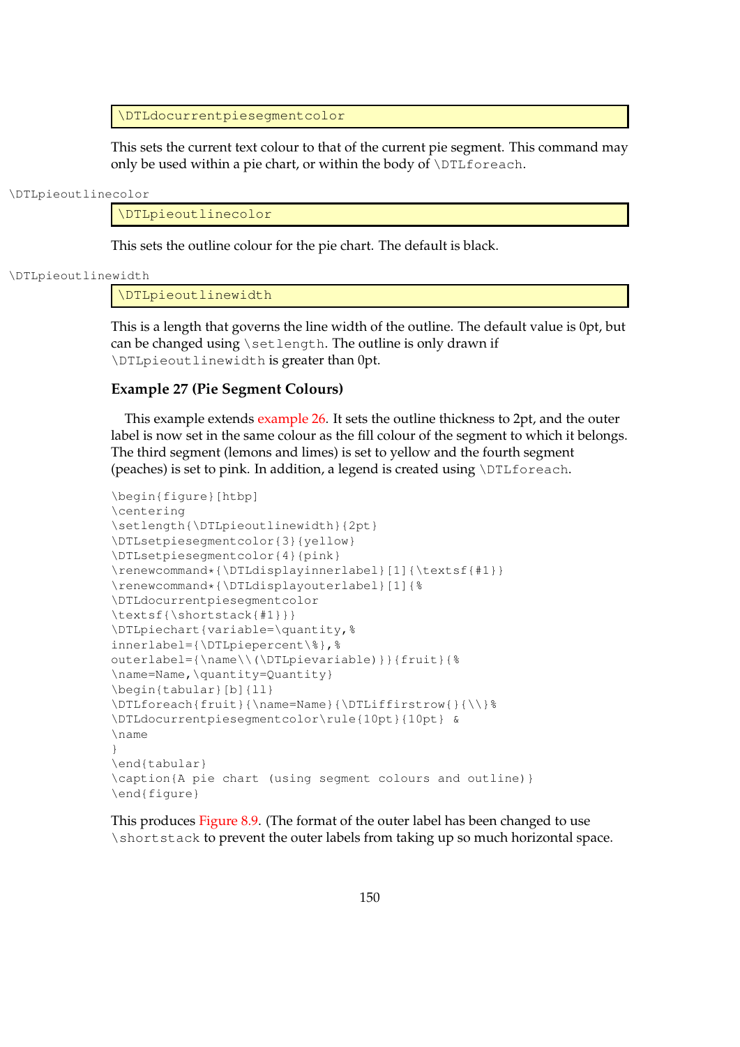```
\DTLdocurrentpiesegmentcolor
```

This sets the current text colour to that of the current pie segment. This command may only be used within a pie chart, or within the body of `\DTLforeach`.

\DTLpieoutlinecolor

```
\DTLpieoutlinecolor
```

This sets the outline colour for the pie chart. The default is black.

\DTLpieoutlinewidth

```
\DTLpieoutlinewidth
```

This is a length that governs the line width of the outline. The default value is 0pt, but can be changed using `\setlength`. The outline is only drawn if `\DTLpieoutlinewidth` is greater than 0pt.

### Example 27 (Pie Segment Colours)

This example extends example 26. It sets the outline thickness to 2pt, and the outer label is now set in the same colour as the fill colour of the segment to which it belongs. The third segment (lemons and limes) is set to yellow and the fourth segment (peaches) is set to pink. In addition, a legend is created using `\DTLforeach`.

```
\begin{figure}[htbp]
\centering
\setlength{\DTLpieoutlinewidth}{2pt}
\DTLsetpiesegmentcolor{3}{yellow}
\DTLsetpiesegmentcolor{4}{pink}
\renewcommand*{\DTLdisplayinnerlabel}[1]{\textsf{#1}}
\renewcommand*{\DTLdisplayouterlabel}[1]{%
\DTLdocurrentpiesegmentcolor
\textsf{\shortstack{#1}}}
\DTLpiechart{variable=\quantity,%
innerlabel={\DTLpiepercent\%},%
outerlabel={\name\\(\DTLpievariable)}}{fruit}{%
\name=Name,\quantity=Quantity}
\begin{tabular}[b]{ll}
\DTLforeach{fruit}{\name=Name}{\DTLiffirstrow{}{\\}%
\DTLdocurrentpiesegmentcolor\rule{10pt}{10pt} &
\name
}
\end{tabular}
\caption{A pie chart (using segment colours and outline)}
\end{figure}
```

This produces Figure 8.9. (The format of the outer label has been changed to use `\shortstack` to prevent the outer labels from taking up so much horizontal space.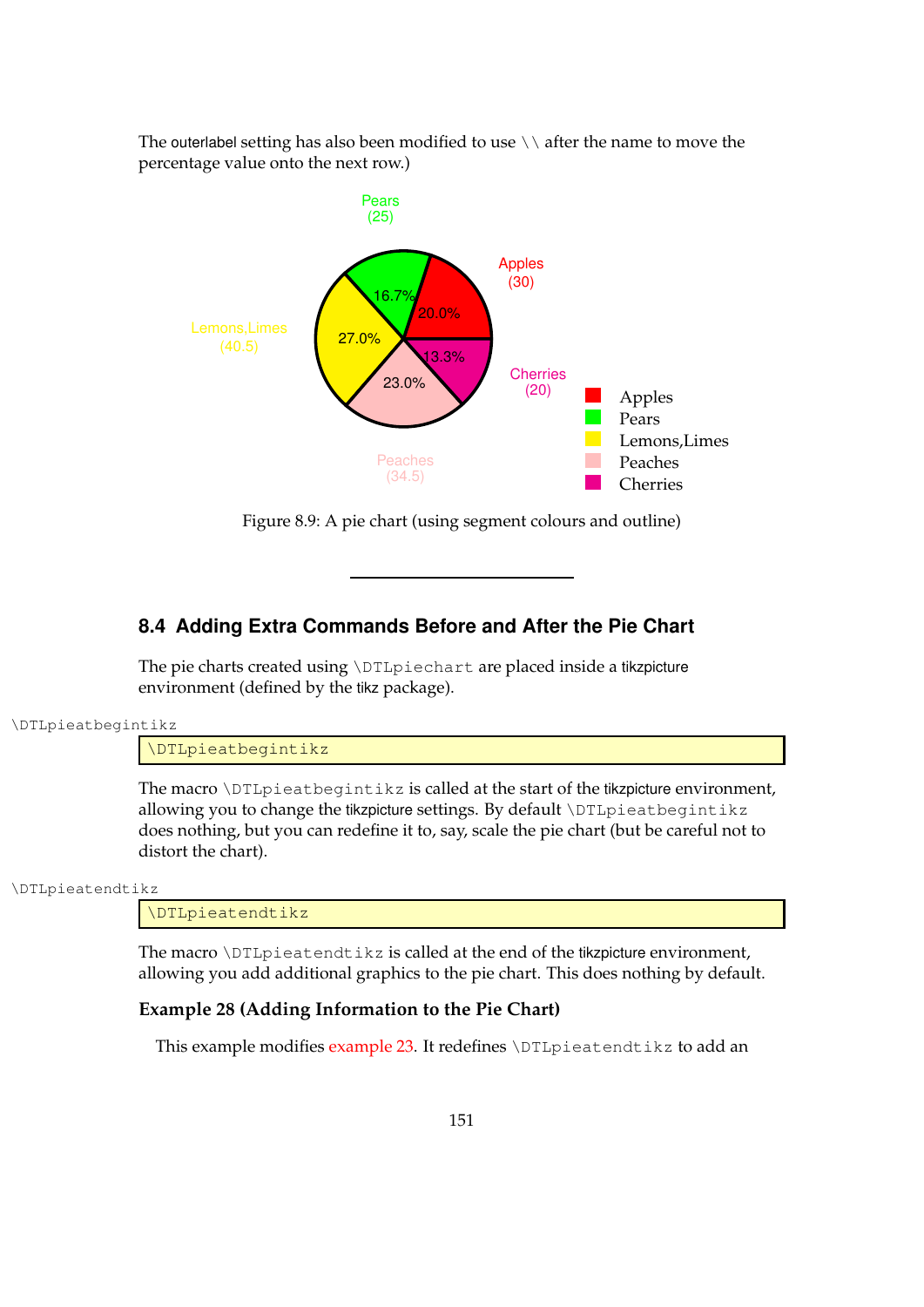The outerlabel setting has also been modified to use `\\` after the name to move the percentage value onto the next row.)

Pears
(25)

Apples
(30)

Lemons,Limes
(40.5)

Cherries
(20)

Peaches
(34.5)

16.7%
20.0%
27.0%
13.3%
23.0%

Apples
Pears
Lemons,Limes
Peaches
Cherries

Figure 8.9: A pie chart (using segment colours and outline)

---

## 8.4 Adding Extra Commands Before and After the Pie Chart

The pie charts created using `\DTLpiechart` are placed inside a tikzpicture environment (defined by the tikz package).

`\DTLpieatbegintikz`

```
\DTLpieatbegintikz
```

The macro `\DTLpieatbegintikz` is called at the start of the tikzpicture environment, allowing you to change the tikzpicture settings. By default `\DTLpieatbegintikz` does nothing, but you can redefine it to, say, scale the pie chart (but be careful not to distort the chart).

`\DTLpieatendtikz`

```
\DTLpieatendtikz
```

The macro `\DTLpieatendtikz` is called at the end of the tikzpicture environment, allowing you add additional graphics to the pie chart. This does nothing by default.

**Example 28 (Adding Information to the Pie Chart)**

This example modifies example 23. It redefines `\DTLpieatendtikz` to add an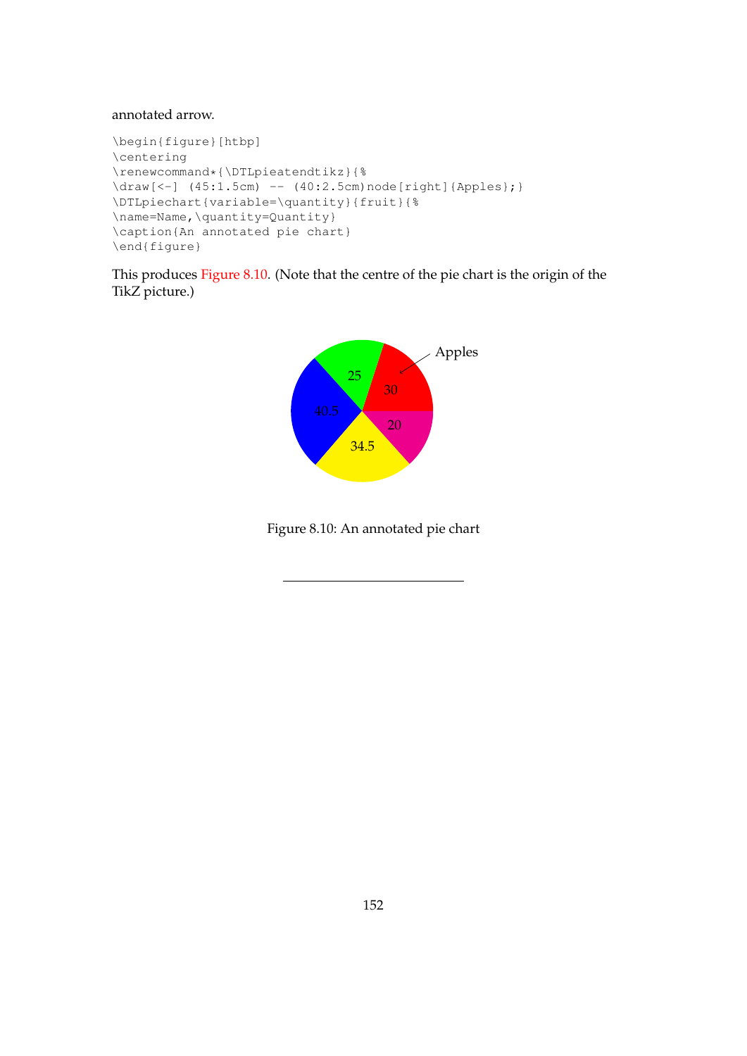annotated arrow.

```
\begin{figure}[htbp]
\centering
\renewcommand*{\DTLpieatendtikz}{%
\draw[<-] (45:1.5cm) -- (40:2.5cm)node[right]{Apples};}
\DTLpiechart{variable=\quantity}{fruit}{%
\name=Name,\quantity=Quantity}
\caption{An annotated pie chart}
\end{figure}
```

This produces Figure 8.10. (Note that the centre of the pie chart is the origin of the TikZ picture.)

Figure 8.10: An annotated pie chart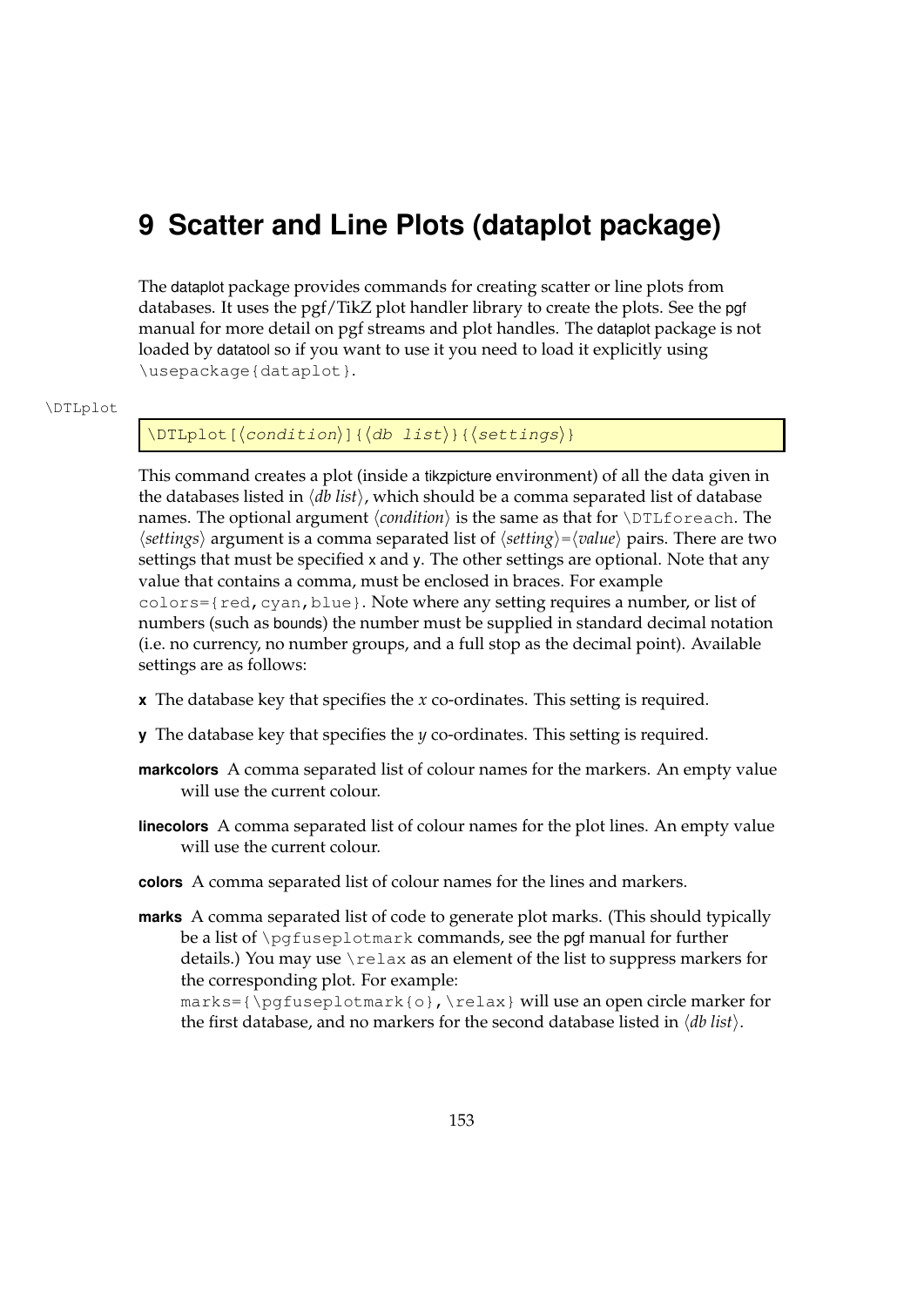# 9 Scatter and Line Plots (dataplot package)

The dataplot package provides commands for creating scatter or line plots from databases. It uses the pgf/TikZ plot handler library to create the plots. See the pgf manual for more detail on pgf streams and plot handles. The dataplot package is not loaded by datatool so if you want to use it you need to load it explicitly using `\usepackage{dataplot}`.

`\DTLplot`

```
\DTLplot[⟨condition⟩]{⟨db list⟩}{⟨settings⟩}
```

This command creates a plot (inside a tikzpicture environment) of all the data given in the databases listed in ⟨*db list*⟩, which should be a comma separated list of database names. The optional argument ⟨*condition*⟩ is the same as that for `\DTLforeach`. The ⟨*settings*⟩ argument is a comma separated list of ⟨*setting*⟩=⟨*value*⟩ pairs. There are two settings that must be specified x and y. The other settings are optional. Note that any value that contains a comma, must be enclosed in braces. For example `colors={red,cyan,blue}`. Note where any setting requires a number, or list of numbers (such as bounds) the number must be supplied in standard decimal notation (i.e. no currency, no number groups, and a full stop as the decimal point). Available settings are as follows:

**x** The database key that specifies the $x$ co-ordinates. This setting is required.

**y** The database key that specifies the $y$ co-ordinates. This setting is required.

**markcolors** A comma separated list of colour names for the markers. An empty value will use the current colour.

**linecolors** A comma separated list of colour names for the plot lines. An empty value will use the current colour.

**colors** A comma separated list of colour names for the lines and markers.

**marks** A comma separated list of code to generate plot marks. (This should typically be a list of `\pgfuseplotmark` commands, see the pgf manual for further details.) You may use `\relax` as an element of the list to suppress markers for the corresponding plot. For example:
`marks={\pgfuseplotmark{o},\relax}` will use an open circle marker for the first database, and no markers for the second database listed in ⟨*db list*⟩.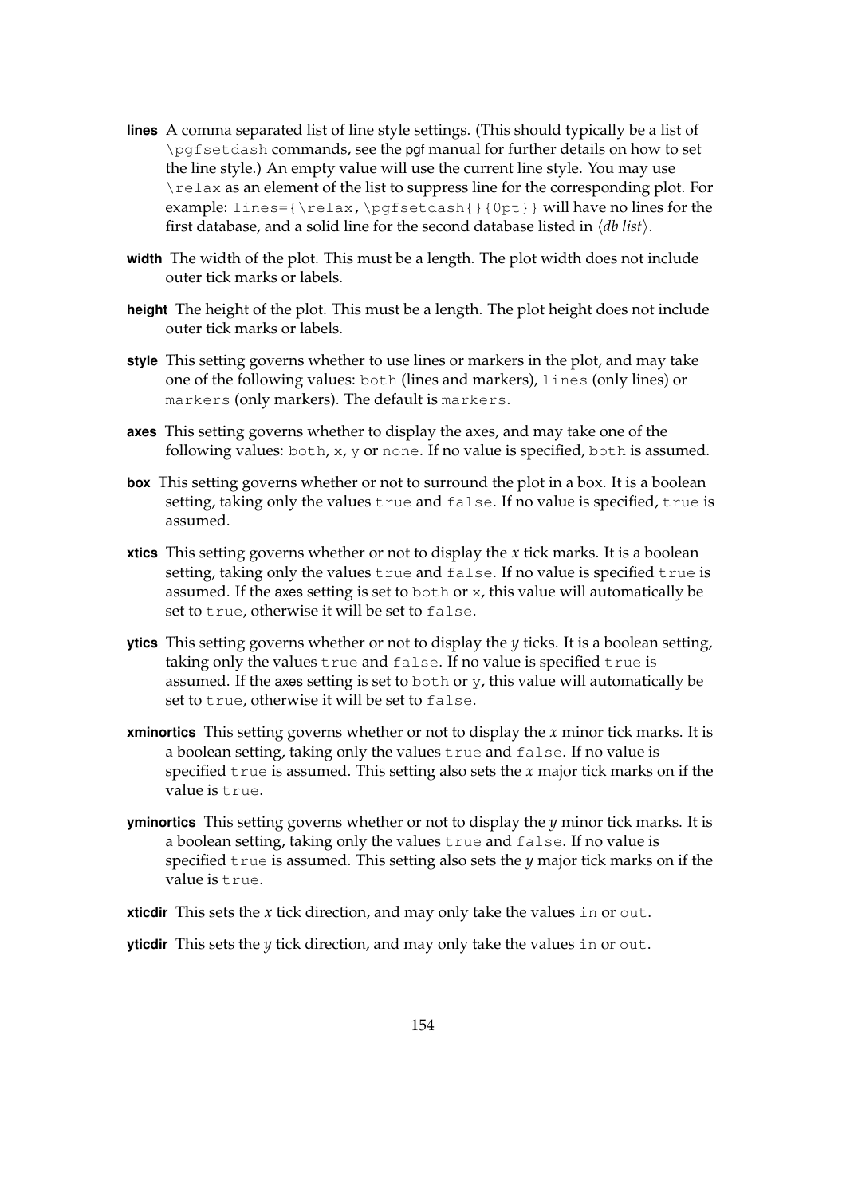**lines** A comma separated list of line style settings. (This should typically be a list of `\pgfsetdash` commands, see the pgf manual for further details on how to set the line style.) An empty value will use the current line style. You may use `\relax` as an element of the list to suppress line for the corresponding plot. For example: `lines={\relax,\pgfsetdash{}{0pt}}` will have no lines for the first database, and a solid line for the second database listed in ⟨*db list*⟩.

**width** The width of the plot. This must be a length. The plot width does not include outer tick marks or labels.

**height** The height of the plot. This must be a length. The plot height does not include outer tick marks or labels.

**style** This setting governs whether to use lines or markers in the plot, and may take one of the following values: `both` (lines and markers), `lines` (only lines) or `markers` (only markers). The default is `markers`.

**axes** This setting governs whether to display the axes, and may take one of the following values: `both`, `x`, `y` or `none`. If no value is specified, `both` is assumed.

**box** This setting governs whether or not to surround the plot in a box. It is a boolean setting, taking only the values `true` and `false`. If no value is specified, `true` is assumed.

**xtics** This setting governs whether or not to display the $x$ tick marks. It is a boolean setting, taking only the values `true` and `false`. If no value is specified `true` is assumed. If the axes setting is set to `both` or `x`, this value will automatically be set to `true`, otherwise it will be set to `false`.

**ytics** This setting governs whether or not to display the $y$ ticks. It is a boolean setting, taking only the values `true` and `false`. If no value is specified `true` is assumed. If the axes setting is set to `both` or `y`, this value will automatically be set to `true`, otherwise it will be set to `false`.

**xminortics** This setting governs whether or not to display the $x$ minor tick marks. It is a boolean setting, taking only the values `true` and `false`. If no value is specified `true` is assumed. This setting also sets the $x$ major tick marks on if the value is `true`.

**yminortics** This setting governs whether or not to display the $y$ minor tick marks. It is a boolean setting, taking only the values `true` and `false`. If no value is specified `true` is assumed. This setting also sets the $y$ major tick marks on if the value is `true`.

**xticdir** This sets the $x$ tick direction, and may only take the values `in` or `out`.

**yticdir** This sets the $y$ tick direction, and may only take the values `in` or `out`.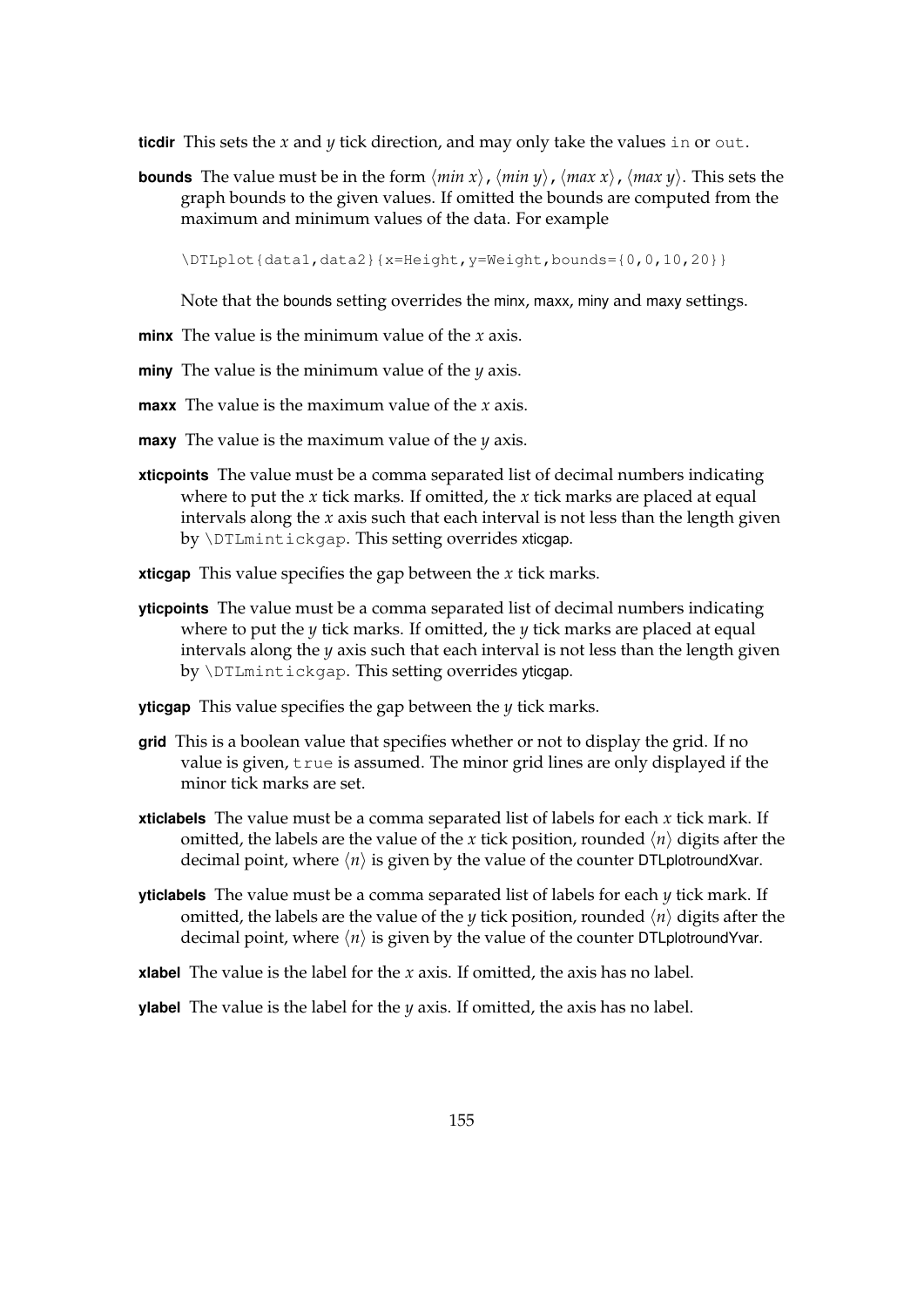**ticdir** This sets the *x* and *y* tick direction, and may only take the values `in` or `out`.

**bounds** The value must be in the form ⟨*min x*⟩`,`⟨*min y*⟩`,`⟨*max x*⟩`,`⟨*max y*⟩. This sets the graph bounds to the given values. If omitted the bounds are computed from the maximum and minimum values of the data. For example

```
\DTLplot{data1,data2}{x=Height,y=Weight,bounds={0,0,10,20}}
```

Note that the bounds setting overrides the minx, maxx, miny and maxy settings.

**minx** The value is the minimum value of the *x* axis.

**miny** The value is the minimum value of the *y* axis.

**maxx** The value is the maximum value of the *x* axis.

**maxy** The value is the maximum value of the *y* axis.

**xticpoints** The value must be a comma separated list of decimal numbers indicating where to put the *x* tick marks. If omitted, the *x* tick marks are placed at equal intervals along the *x* axis such that each interval is not less than the length given by `\DTLmintickgap`. This setting overrides xticgap.

**xticgap** This value specifies the gap between the *x* tick marks.

**yticpoints** The value must be a comma separated list of decimal numbers indicating where to put the *y* tick marks. If omitted, the *y* tick marks are placed at equal intervals along the *y* axis such that each interval is not less than the length given by `\DTLmintickgap`. This setting overrides yticgap.

**yticgap** This value specifies the gap between the *y* tick marks.

**grid** This is a boolean value that specifies whether or not to display the grid. If no value is given, `true` is assumed. The minor grid lines are only displayed if the minor tick marks are set.

**xticlabels** The value must be a comma separated list of labels for each *x* tick mark. If omitted, the labels are the value of the *x* tick position, rounded ⟨*n*⟩ digits after the decimal point, where ⟨*n*⟩ is given by the value of the counter DTLplotroundXvar.

**yticlabels** The value must be a comma separated list of labels for each *y* tick mark. If omitted, the labels are the value of the *y* tick position, rounded ⟨*n*⟩ digits after the decimal point, where ⟨*n*⟩ is given by the value of the counter DTLplotroundYvar.

**xlabel** The value is the label for the *x* axis. If omitted, the axis has no label.

**ylabel** The value is the label for the *y* axis. If omitted, the axis has no label.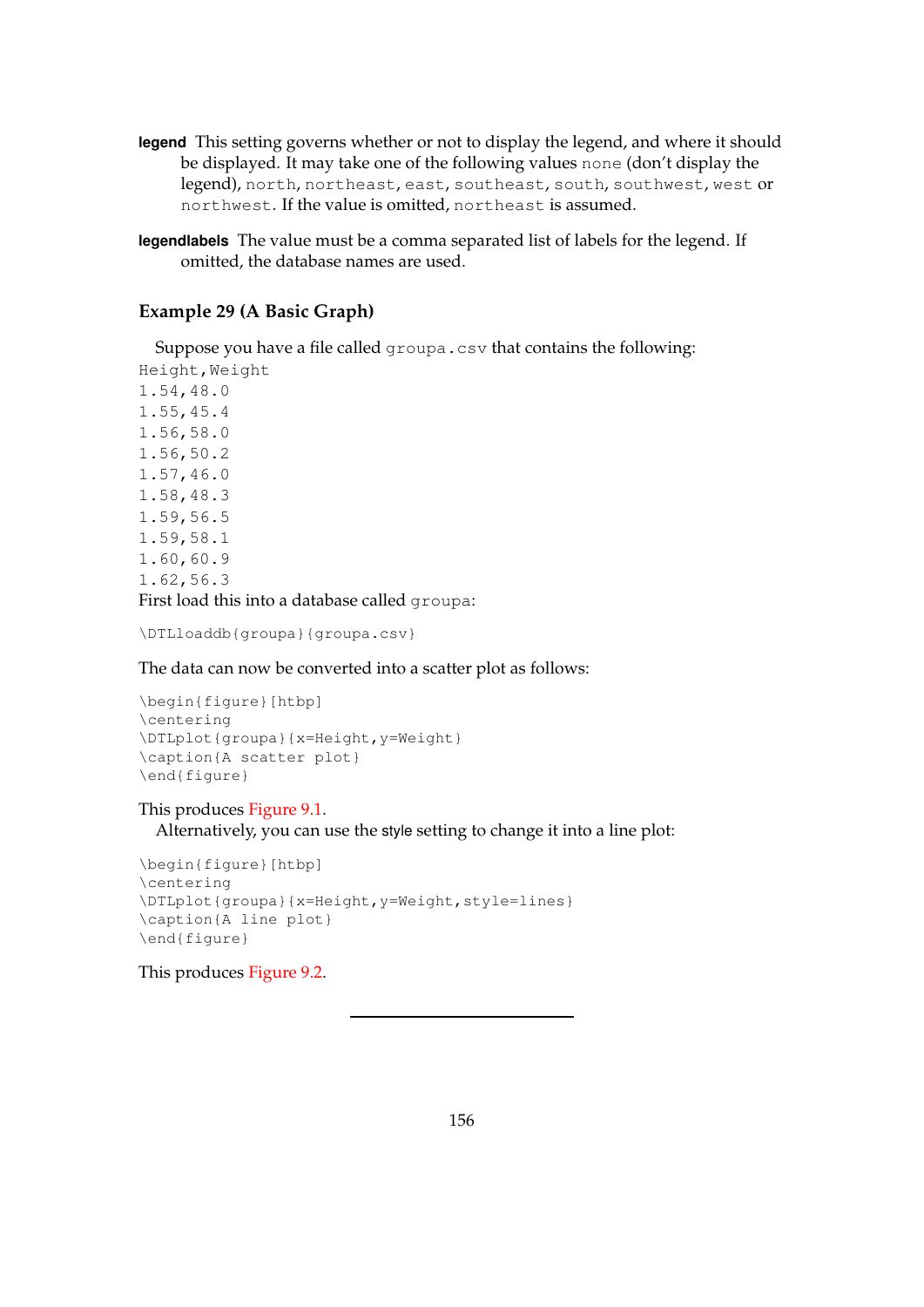**legend** This setting governs whether or not to display the legend, and where it should be displayed. It may take one of the following values `none` (don't display the legend), `north`, `northeast`, `east`, `southeast`, `south`, `southwest`, `west` or `northwest`. If the value is omitted, `northeast` is assumed.

**legendlabels** The value must be a comma separated list of labels for the legend. If omitted, the database names are used.

### Example 29 (A Basic Graph)

Suppose you have a file called `groupa.csv` that contains the following:

```
Height,Weight
1.54,48.0
1.55,45.4
1.56,58.0
1.56,50.2
1.57,46.0
1.58,48.3
1.59,56.5
1.59,58.1
1.60,60.9
1.62,56.3
```

First load this into a database called `groupa`:

```
\DTLloaddb{groupa}{groupa.csv}
```

The data can now be converted into a scatter plot as follows:

```
\begin{figure}[htbp]
\centering
\DTLplot{groupa}{x=Height,y=Weight}
\caption{A scatter plot}
\end{figure}
```

This produces Figure 9.1.

Alternatively, you can use the **style** setting to change it into a line plot:

```
\begin{figure}[htbp]
\centering
\DTLplot{groupa}{x=Height,y=Weight,style=lines}
\caption{A line plot}
\end{figure}
```

This produces Figure 9.2.

---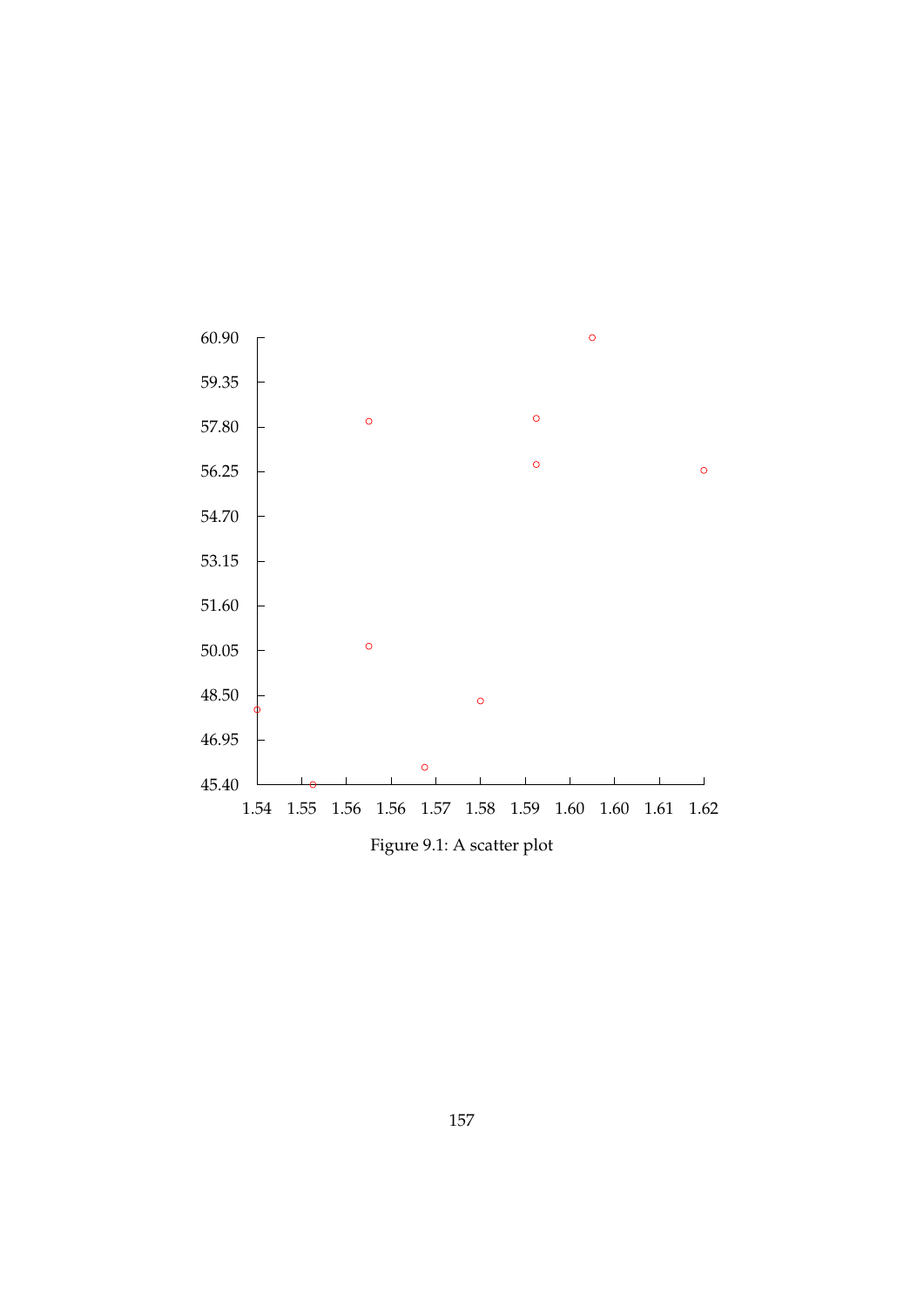Figure 9.1: A scatter plot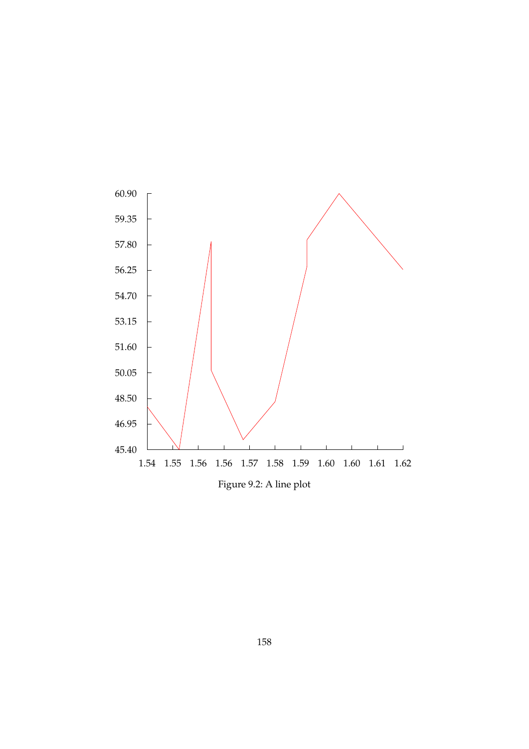Figure 9.2: A line plot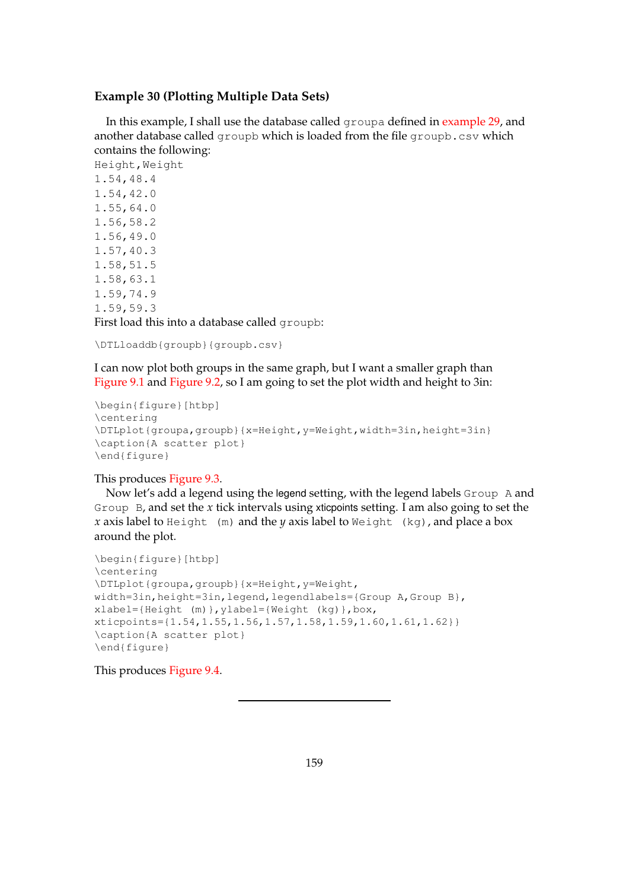### Example 30 (Plotting Multiple Data Sets)

In this example, I shall use the database called `groupa` defined in example 29, and another database called `groupb` which is loaded from the file `groupb.csv` which contains the following:

```
Height,Weight
1.54,48.4
1.54,42.0
1.55,64.0
1.56,58.2
1.56,49.0
1.57,40.3
1.58,51.5
1.58,63.1
1.59,74.9
1.59,59.3
```

First load this into a database called `groupb`:

```
\DTLloaddb{groupb}{groupb.csv}
```

I can now plot both groups in the same graph, but I want a smaller graph than Figure 9.1 and Figure 9.2, so I am going to set the plot width and height to 3in:

```
\begin{figure}[htbp]
\centering
\DTLplot{groupa,groupb}{x=Height,y=Weight,width=3in,height=3in}
\caption{A scatter plot}
\end{figure}
```

This produces Figure 9.3.

Now let's add a legend using the legend setting, with the legend labels `Group A` and `Group B`, and set the $x$ tick intervals using xticpoints setting. I am also going to set the $x$ axis label to `Height (m)` and the $y$ axis label to `Weight (kg)`, and place a box around the plot.

```
\begin{figure}[htbp]
\centering
\DTLplot{groupa,groupb}{x=Height,y=Weight,
width=3in,height=3in,legend,legendlabels={Group A,Group B},
xlabel={Height (m)},ylabel={Weight (kg)},box,
xticpoints={1.54,1.55,1.56,1.57,1.58,1.59,1.60,1.61,1.62}}
\caption{A scatter plot}
\end{figure}
```

This produces Figure 9.4.

---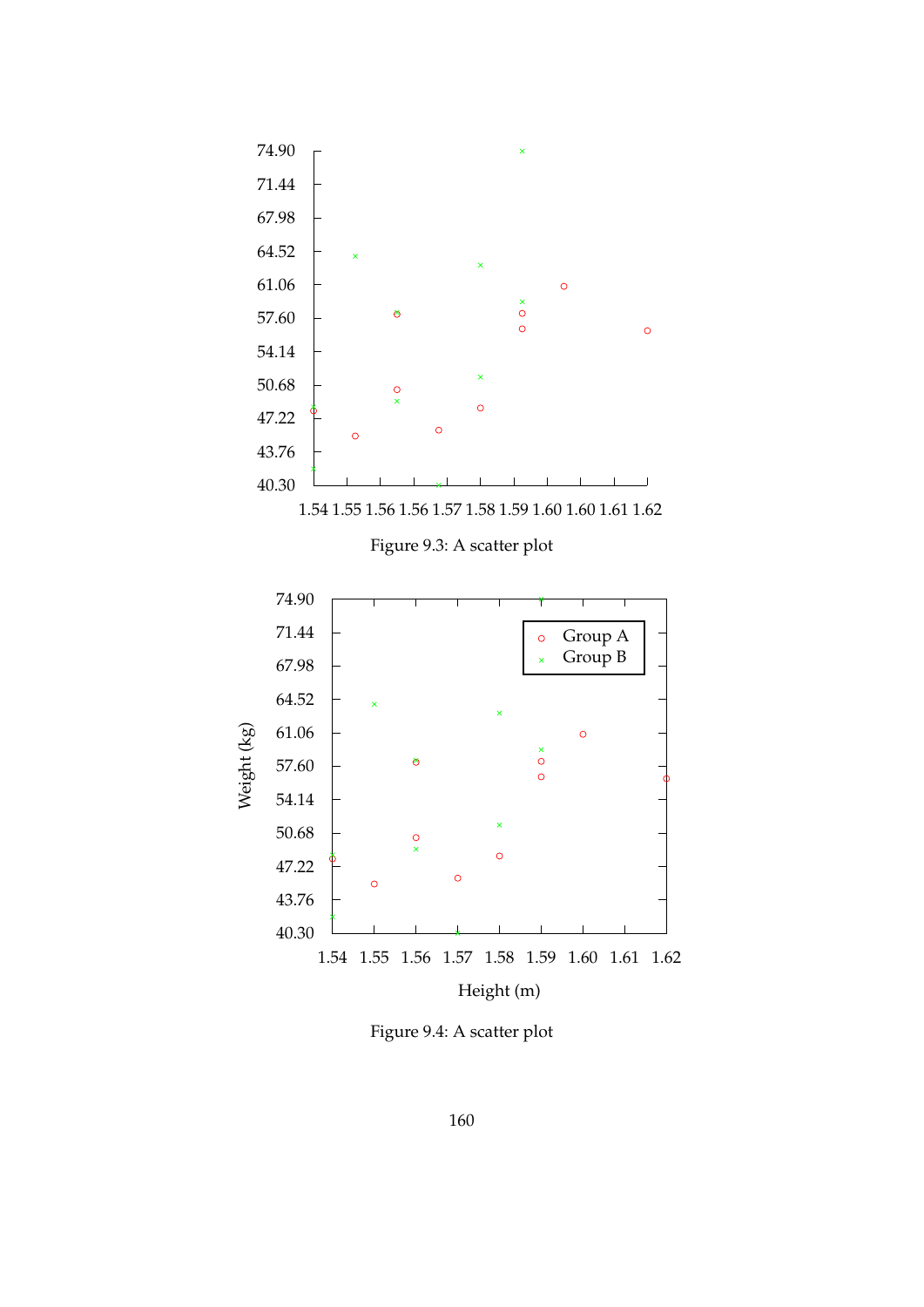Figure 9.3: A scatter plot

Figure 9.4: A scatter plot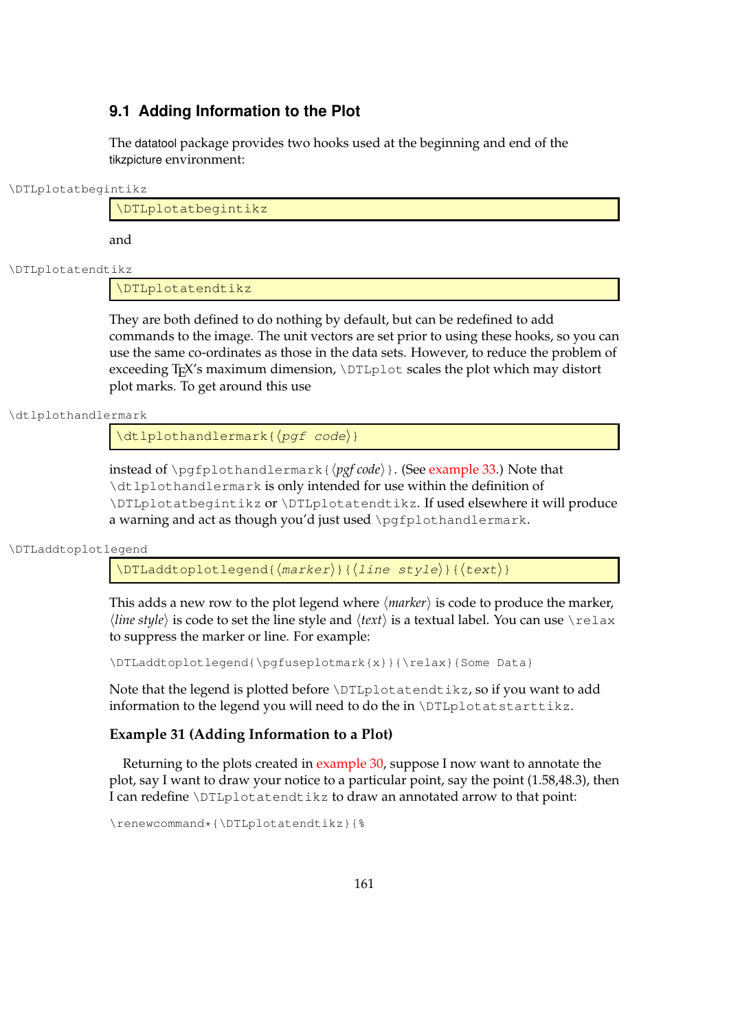## 9.1 Adding Information to the Plot

The datatool package provides two hooks used at the beginning and end of the tikzpicture environment:

\DTLplotatbegintikz

```
\DTLplotatbegintikz
```

and

\DTLplotatendtikz

```
\DTLplotatendtikz
```

They are both defined to do nothing by default, but can be redefined to add commands to the image. The unit vectors are set prior to using these hooks, so you can use the same co-ordinates as those in the data sets. However, to reduce the problem of exceeding TEX's maximum dimension, `\DTLplot` scales the plot which may distort plot marks. To get around this use

\dtlplothandlermark

```
\dtlplothandlermark{⟨pgf code⟩}
```

instead of `\pgfplothandlermark{⟨pgf code⟩}`. (See example 33.) Note that `\dtlplothandlermark` is only intended for use within the definition of `\DTLplotatbegintikz` or `\DTLplotatendtikz`. If used elsewhere it will produce a warning and act as though you'd just used `\pgfplothandlermark`.

\DTLaddtoplotlegend

```
\DTLaddtoplotlegend{⟨marker⟩}{⟨line style⟩}{⟨text⟩}
```

This adds a new row to the plot legend where ⟨*marker*⟩ is code to produce the marker, ⟨*line style*⟩ is code to set the line style and ⟨*text*⟩ is a textual label. You can use `\relax` to suppress the marker or line. For example:

```
\DTLaddtoplotlegend{\pgfuseplotmark{x}}{\relax}{Some Data}
```

Note that the legend is plotted before `\DTLplotatendtikz`, so if you want to add information to the legend you will need to do the in `\DTLplotatstarttikz`.

### Example 31 (Adding Information to a Plot)

Returning to the plots created in example 30, suppose I now want to annotate the plot, say I want to draw your notice to a particular point, say the point (1.58,48.3), then I can redefine `\DTLplotatendtikz` to draw an annotated arrow to that point:

```
\renewcommand*{\DTLplotatendtikz}{%
```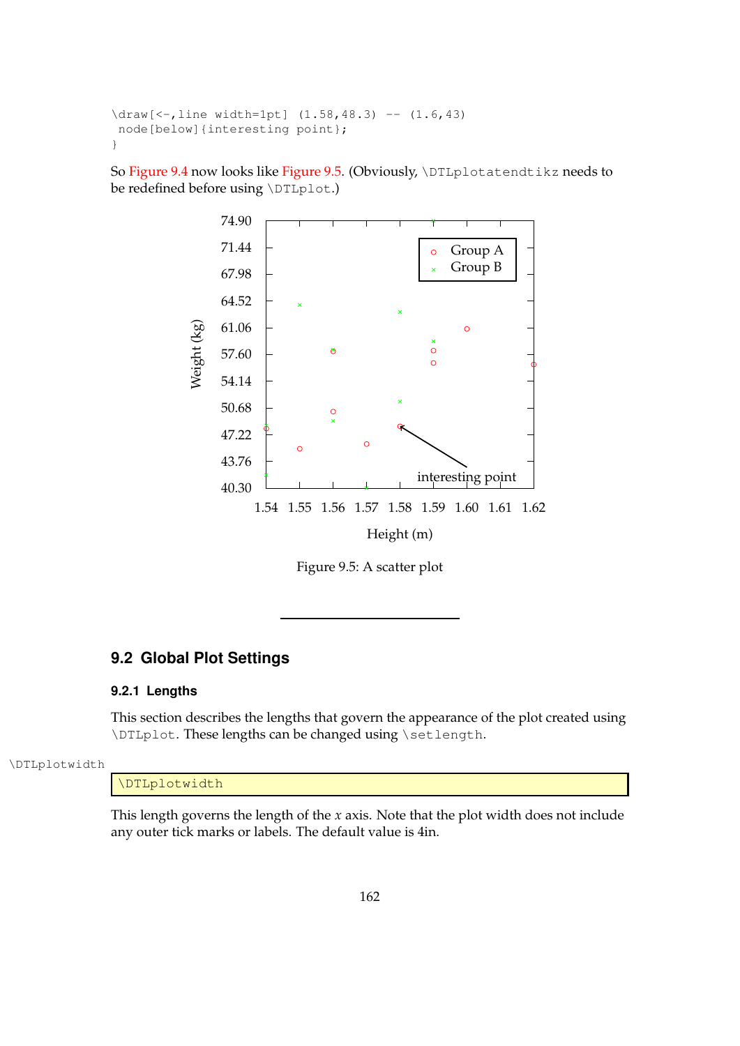```
\draw[<-,line width=1pt] (1.58,48.3) -- (1.6,43)
 node[below]{interesting point};
}
```

So Figure 9.4 now looks like Figure 9.5. (Obviously, `\DTLplotatendtikz` needs to be redefined before using `\DTLplot`.)

Figure 9.5: A scatter plot

## 9.2 Global Plot Settings

### 9.2.1 Lengths

This section describes the lengths that govern the appearance of the plot created using `\DTLplot`. These lengths can be changed using `\setlength`.

`\DTLplotwidth`

```
\DTLplotwidth
```

This length governs the length of the $x$ axis. Note that the plot width does not include any outer tick marks or labels. The default value is 4in.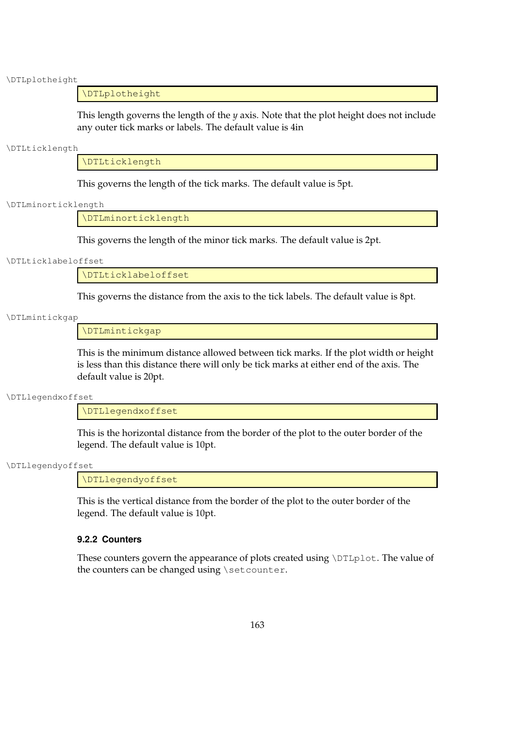\DTLplotheight

```
\DTLplotheight
```

This length governs the length of the $y$ axis. Note that the plot height does not include any outer tick marks or labels. The default value is 4in

\DTLticklength

```
\DTLticklength
```

This governs the length of the tick marks. The default value is 5pt.

\DTLminorticklength

```
\DTLminorticklength
```

This governs the length of the minor tick marks. The default value is 2pt.

\DTLticklabeloffset

```
\DTLticklabeloffset
```

This governs the distance from the axis to the tick labels. The default value is 8pt.

\DTLmintickgap

```
\DTLmintickgap
```

This is the minimum distance allowed between tick marks. If the plot width or height is less than this distance there will only be tick marks at either end of the axis. The default value is 20pt.

\DTLlegendxoffset

```
\DTLlegendxoffset
```

This is the horizontal distance from the border of the plot to the outer border of the legend. The default value is 10pt.

\DTLlegendyoffset

```
\DTLlegendyoffset
```

This is the vertical distance from the border of the plot to the outer border of the legend. The default value is 10pt.

### 9.2.2 Counters

These counters govern the appearance of plots created using `\DTLplot`. The value of the counters can be changed using `\setcounter`.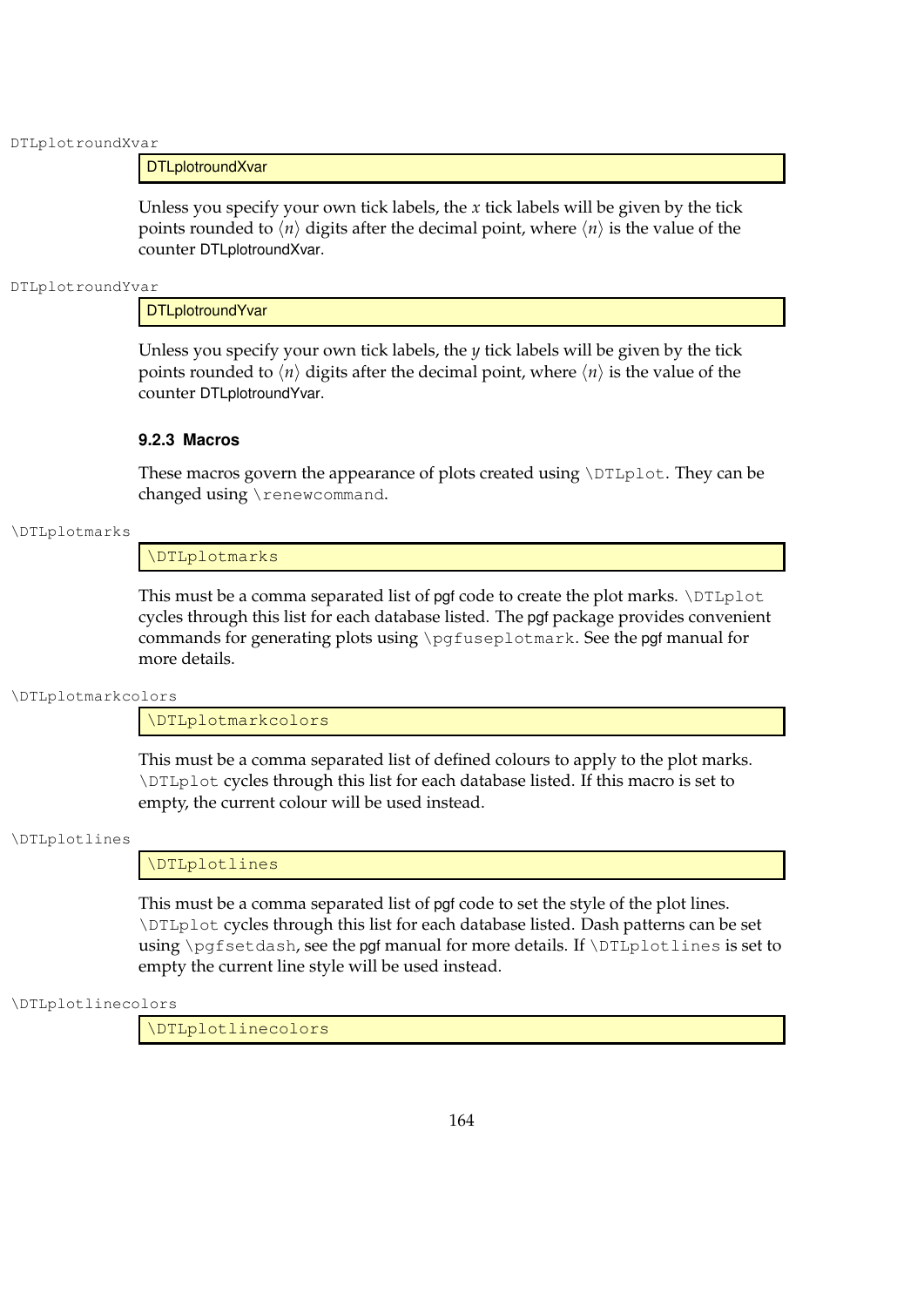DTLplotroundXvar

```
DTLplotroundXvar
```

Unless you specify your own tick labels, the $x$ tick labels will be given by the tick points rounded to ⟨n⟩ digits after the decimal point, where ⟨n⟩ is the value of the counter DTLplotroundXvar.

DTLplotroundYvar

```
DTLplotroundYvar
```

Unless you specify your own tick labels, the $y$ tick labels will be given by the tick points rounded to ⟨n⟩ digits after the decimal point, where ⟨n⟩ is the value of the counter DTLplotroundYvar.

### 9.2.3 Macros

These macros govern the appearance of plots created using `\DTLplot`. They can be changed using `\renewcommand`.

\DTLplotmarks

```
\DTLplotmarks
```

This must be a comma separated list of pgf code to create the plot marks. `\DTLplot` cycles through this list for each database listed. The pgf package provides convenient commands for generating plots using `\pgfuseplotmark`. See the pgf manual for more details.

\DTLplotmarkcolors

```
\DTLplotmarkcolors
```

This must be a comma separated list of defined colours to apply to the plot marks. `\DTLplot` cycles through this list for each database listed. If this macro is set to empty, the current colour will be used instead.

\DTLplotlines

```
\DTLplotlines
```

This must be a comma separated list of pgf code to set the style of the plot lines. `\DTLplot` cycles through this list for each database listed. Dash patterns can be set using `\pgfsetdash`, see the pgf manual for more details. If `\DTLplotlines` is set to empty the current line style will be used instead.

\DTLplotlinecolors

```
\DTLplotlinecolors
```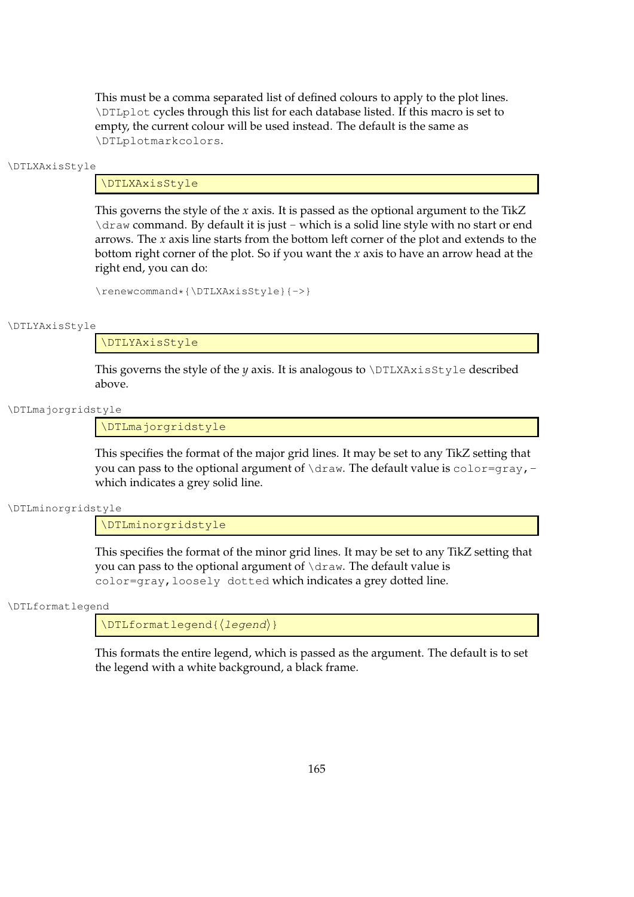This must be a comma separated list of defined colours to apply to the plot lines. `\DTLplot` cycles through this list for each database listed. If this macro is set to empty, the current colour will be used instead. The default is the same as `\DTLplotmarkcolors`.

\DTLXAxisStyle

```
\DTLXAxisStyle
```

This governs the style of the *x* axis. It is passed as the optional argument to the TikZ `\draw` command. By default it is just `-` which is a solid line style with no start or end arrows. The *x* axis line starts from the bottom left corner of the plot and extends to the bottom right corner of the plot. So if you want the *x* axis to have an arrow head at the right end, you can do:

```
\renewcommand*{\DTLXAxisStyle}{->}
```

\DTLYAxisStyle

```
\DTLYAxisStyle
```

This governs the style of the *y* axis. It is analogous to `\DTLXAxisStyle` described above.

\DTLmajorgridstyle

```
\DTLmajorgridstyle
```

This specifies the format of the major grid lines. It may be set to any TikZ setting that you can pass to the optional argument of `\draw`. The default value is `color=gray,-` which indicates a grey solid line.

\DTLminorgridstyle

```
\DTLminorgridstyle
```

This specifies the format of the minor grid lines. It may be set to any TikZ setting that you can pass to the optional argument of `\draw`. The default value is `color=gray,loosely dotted` which indicates a grey dotted line.

\DTLformatlegend

```
\DTLformatlegend{⟨legend⟩}
```

This formats the entire legend, which is passed as the argument. The default is to set the legend with a white background, a black frame.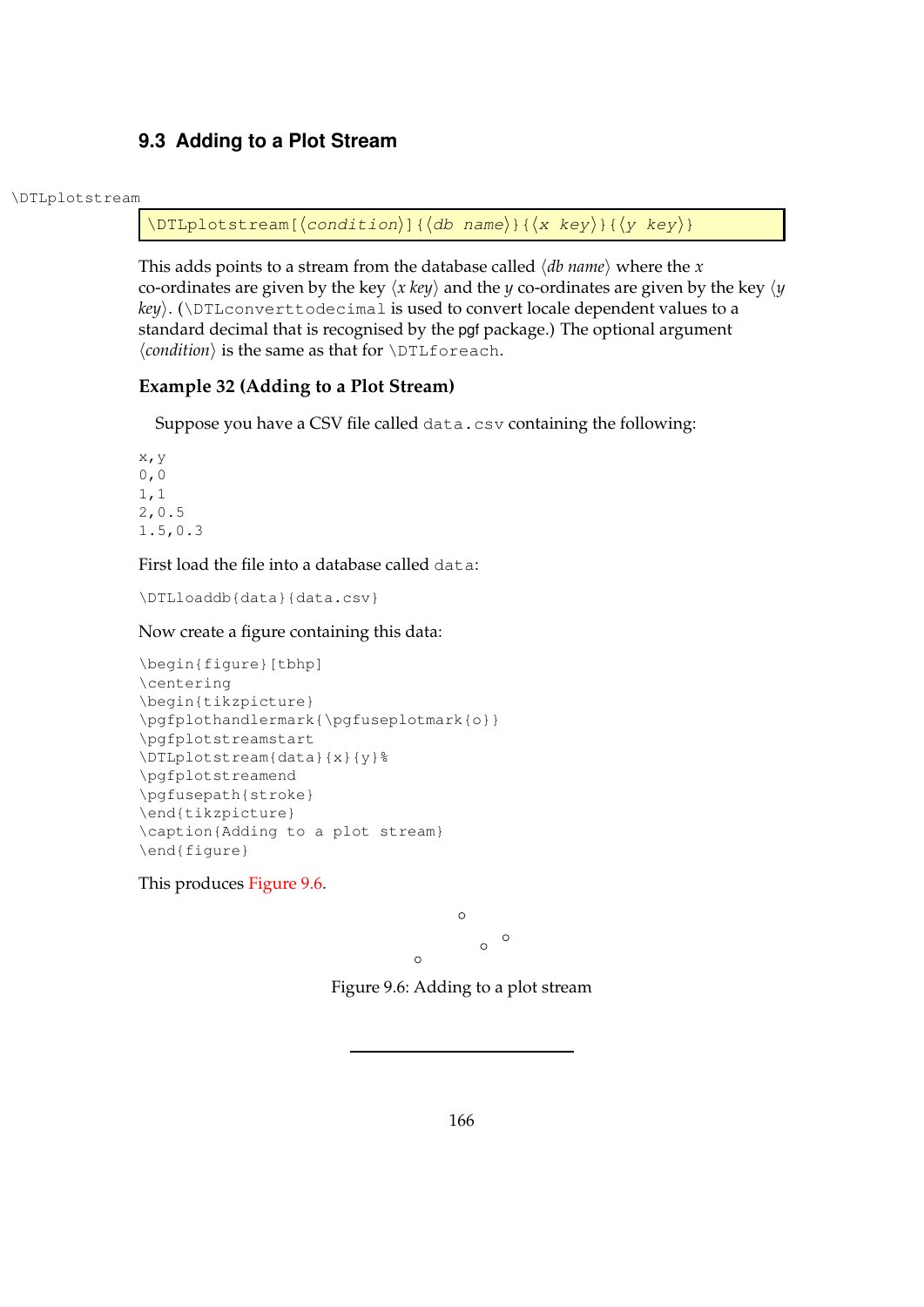## 9.3 Adding to a Plot Stream

\DTLplotstream

```
\DTLplotstream[⟨condition⟩]{⟨db name⟩}{⟨x key⟩}{⟨y key⟩}
```

This adds points to a stream from the database called ⟨*db name*⟩ where the $x$ co-ordinates are given by the key ⟨*x key*⟩ and the $y$ co-ordinates are given by the key ⟨*y key*⟩. (`\DTLconverttodecimal` is used to convert locale dependent values to a standard decimal that is recognised by the pgf package.) The optional argument ⟨*condition*⟩ is the same as that for `\DTLforeach`.

### Example 32 (Adding to a Plot Stream)

Suppose you have a CSV file called `data.csv` containing the following:

```
x,y
0,0
1,1
2,0.5
1.5,0.3
```

First load the file into a database called `data`:

```
\DTLloaddb{data}{data.csv}
```

Now create a figure containing this data:

```
\begin{figure}[tbhp]
\centering
\begin{tikzpicture}
\pgfplothandlermark{\pgfuseplotmark{o}}
\pgfplotstreamstart
\DTLplotstream{data}{x}{y}%
\pgfplotstreamend
\pgfusepath{stroke}
\end{tikzpicture}
\caption{Adding to a plot stream}
\end{figure}
```

This produces Figure 9.6.

Figure 9.6: Adding to a plot stream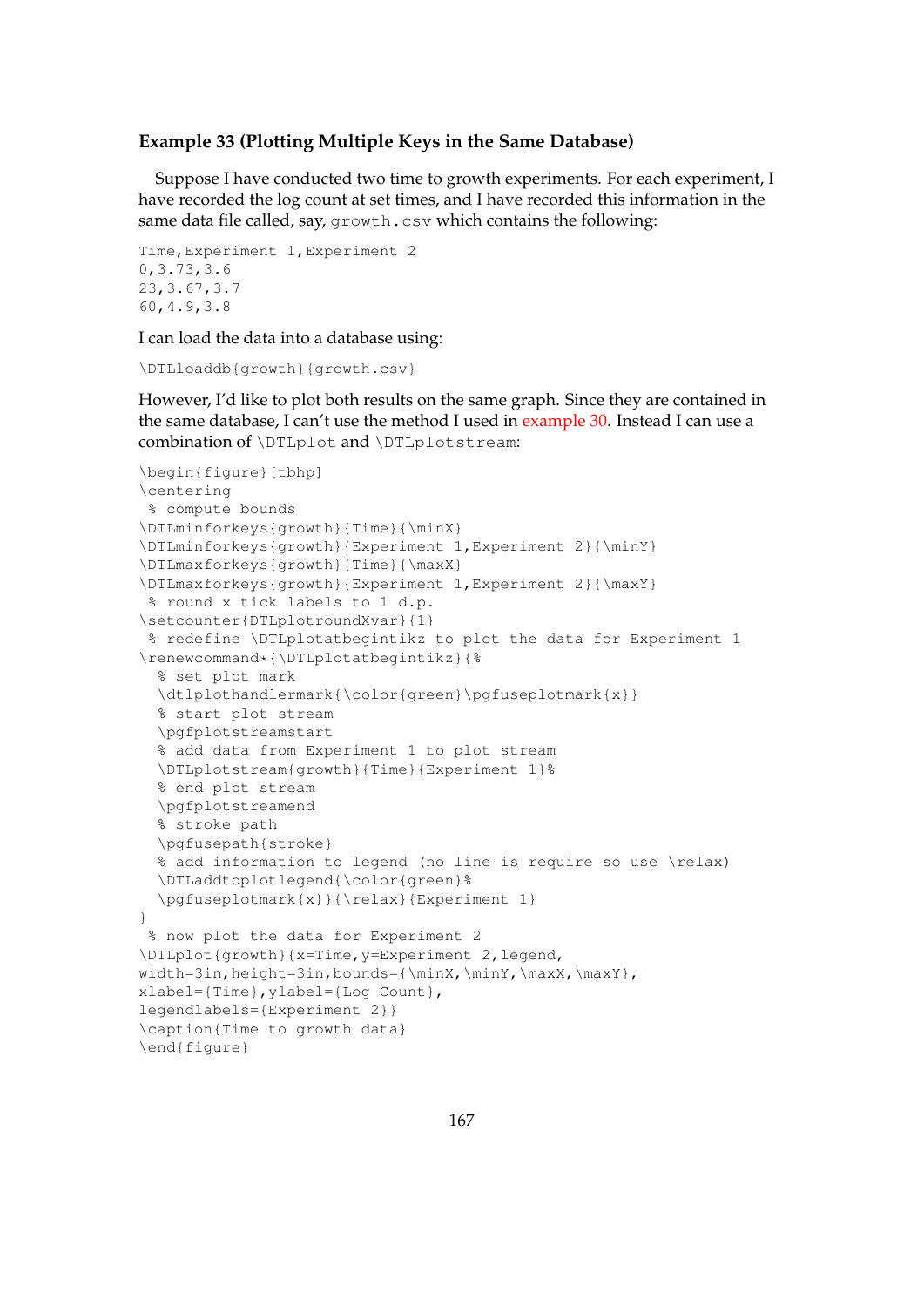### Example 33 (Plotting Multiple Keys in the Same Database)

Suppose I have conducted two time to growth experiments. For each experiment, I have recorded the log count at set times, and I have recorded this information in the same data file called, say, `growth.csv` which contains the following:

```
Time,Experiment 1,Experiment 2
0,3.73,3.6
23,3.67,3.7
60,4.9,3.8
```

I can load the data into a database using:

```
\DTLloaddb{growth}{growth.csv}
```

However, I'd like to plot both results on the same graph. Since they are contained in the same database, I can't use the method I used in example 30. Instead I can use a combination of `\DTLplot` and `\DTLplotstream`:

```
\begin{figure}[tbhp]
\centering
 % compute bounds
\DTLminforkeys{growth}{Time}{\minX}
\DTLminforkeys{growth}{Experiment 1,Experiment 2}{\minY}
\DTLmaxforkeys{growth}{Time}{\maxX}
\DTLmaxforkeys{growth}{Experiment 1,Experiment 2}{\maxY}
 % round x tick labels to 1 d.p.
\setcounter{DTLplotroundXvar}{1}
 % redefine \DTLplotatbegintikz to plot the data for Experiment 1
\renewcommand*{\DTLplotatbegintikz}{%
  % set plot mark
  \dtlplothandlermark{\color{green}\pgfuseplotmark{x}}
  % start plot stream
  \pgfplotstreamstart
  % add data from Experiment 1 to plot stream
  \DTLplotstream{growth}{Time}{Experiment 1}%
  % end plot stream
  \pgfplotstreamend
  % stroke path
  \pgfusepath{stroke}
  % add information to legend (no line is require so use \relax)
  \DTLaddtoplotlegend{\color{green}%
  \pgfuseplotmark{x}}{\relax}{Experiment 1}
}
 % now plot the data for Experiment 2
\DTLplot{growth}{x=Time,y=Experiment 2,legend,
width=3in,height=3in,bounds={\minX,\minY,\maxX,\maxY},
xlabel={Time},ylabel={Log Count},
legendlabels={Experiment 2}}
\caption{Time to growth data}
\end{figure}
```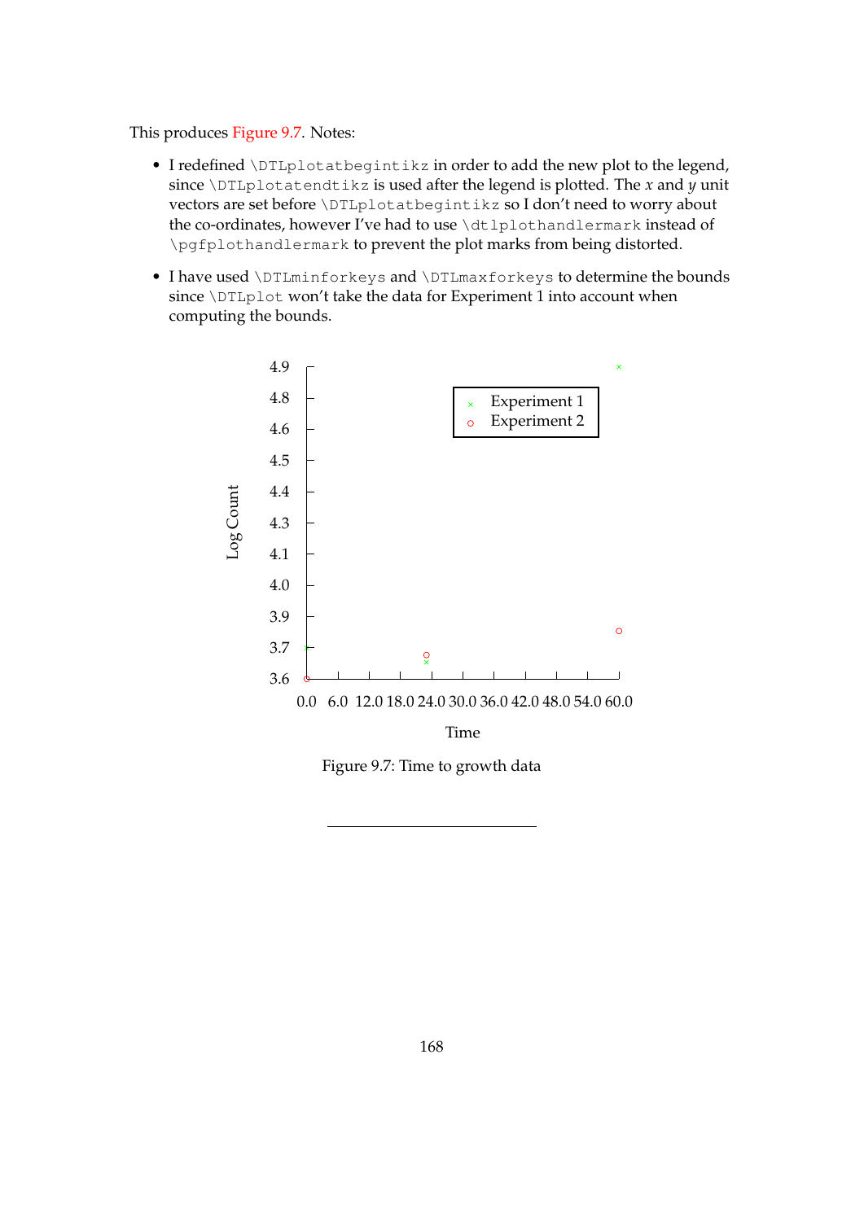This produces Figure 9.7. Notes:

- I redefined `\DTLplotatbegintikz` in order to add the new plot to the legend, since `\DTLplotatendtikz` is used after the legend is plotted. The $x$ and $y$ unit vectors are set before `\DTLplotatbegintikz` so I don't need to worry about the co-ordinates, however I've had to use `\dtlplothandlermark` instead of `\pgfplothandlermark` to prevent the plot marks from being distorted.
- I have used `\DTLminforkeys` and `\DTLmaxforkeys` to determine the bounds since `\DTLplot` won't take the data for Experiment 1 into account when computing the bounds.

Figure 9.7: Time to growth data

---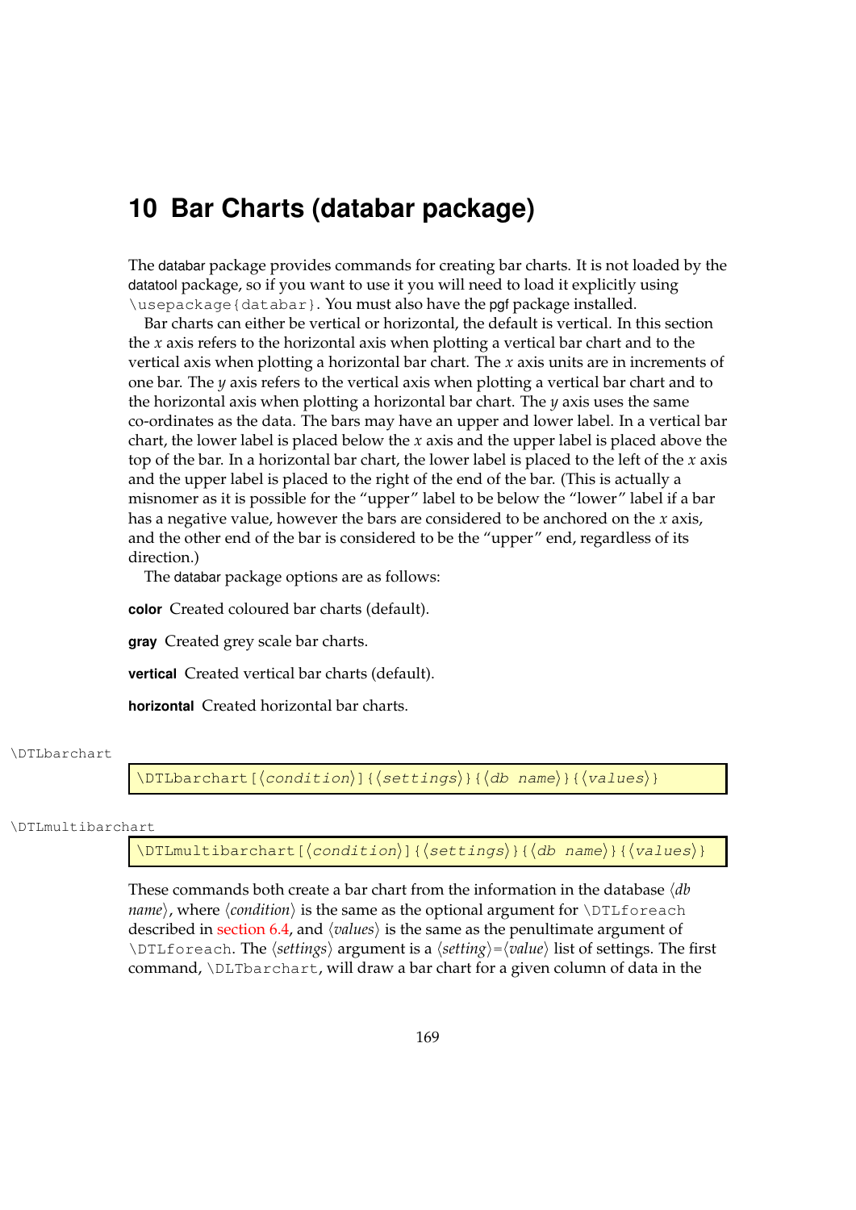# 10 Bar Charts (databar package)

The databar package provides commands for creating bar charts. It is not loaded by the datatool package, so if you want to use it you will need to load it explicitly using `\usepackage{databar}`. You must also have the pgf package installed.

Bar charts can either be vertical or horizontal, the default is vertical. In this section the *x* axis refers to the horizontal axis when plotting a vertical bar chart and to the vertical axis when plotting a horizontal bar chart. The *x* axis units are in increments of one bar. The *y* axis refers to the vertical axis when plotting a vertical bar chart and to the horizontal axis when plotting a horizontal bar chart. The *y* axis uses the same co-ordinates as the data. The bars may have an upper and lower label. In a vertical bar chart, the lower label is placed below the *x* axis and the upper label is placed above the top of the bar. In a horizontal bar chart, the lower label is placed to the left of the *x* axis and the upper label is placed to the right of the end of the bar. (This is actually a misnomer as it is possible for the "upper" label to be below the "lower" label if a bar has a negative value, however the bars are considered to be anchored on the *x* axis, and the other end of the bar is considered to be the "upper" end, regardless of its direction.)

The databar package options are as follows:

**color** Created coloured bar charts (default).

**gray** Created grey scale bar charts.

**vertical** Created vertical bar charts (default).

**horizontal** Created horizontal bar charts.

`\DTLbarchart`

```
\DTLbarchart[⟨condition⟩]{⟨settings⟩}{⟨db name⟩}{⟨values⟩}
```

`\DTLmultibarchart`

```
\DTLmultibarchart[⟨condition⟩]{⟨settings⟩}{⟨db name⟩}{⟨values⟩}
```

These commands both create a bar chart from the information in the database ⟨*db name*⟩, where ⟨*condition*⟩ is the same as the optional argument for `\DTLforeach` described in section 6.4, and ⟨*values*⟩ is the same as the penultimate argument of `\DTLforeach`. The ⟨*settings*⟩ argument is a ⟨*setting*⟩=⟨*value*⟩ list of settings. The first command, `\DLTbarchart`, will draw a bar chart for a given column of data in the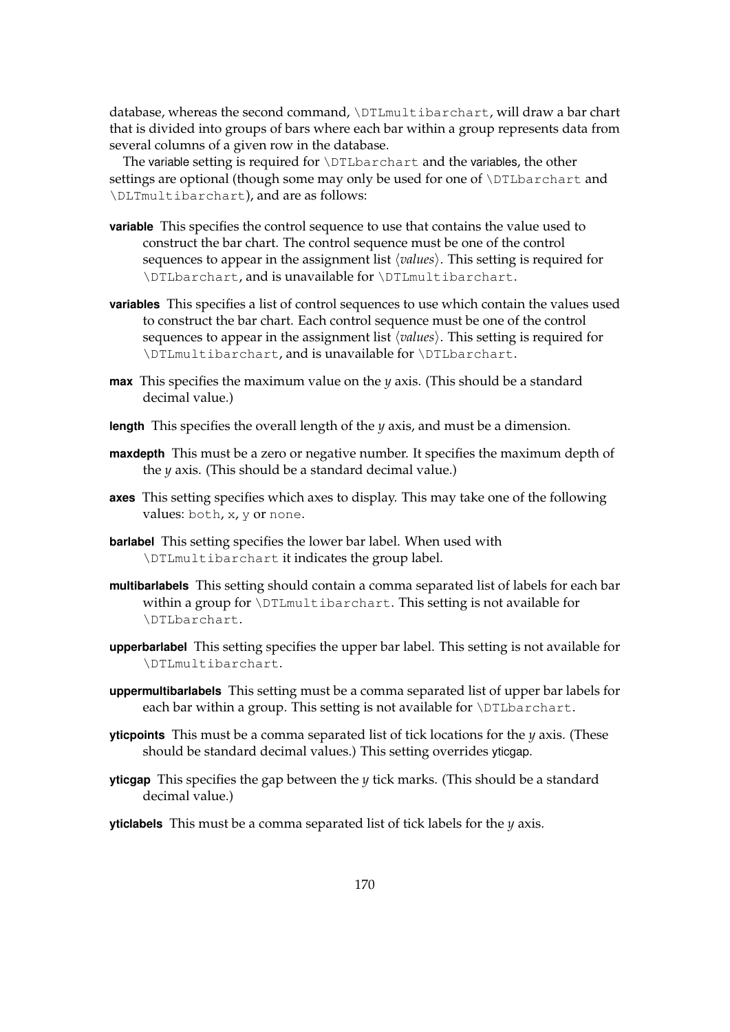database, whereas the second command, `\DTLmultibarchart`, will draw a bar chart that is divided into groups of bars where each bar within a group represents data from several columns of a given row in the database.

The variable setting is required for `\DTLbarchart` and the variables, the other settings are optional (though some may only be used for one of `\DTLbarchart` and `\DLTmultibarchart`), and are as follows:

**variable** This specifies the control sequence to use that contains the value used to construct the bar chart. The control sequence must be one of the control sequences to appear in the assignment list ⟨*values*⟩. This setting is required for `\DTLbarchart`, and is unavailable for `\DTLmultibarchart`.

**variables** This specifies a list of control sequences to use which contain the values used to construct the bar chart. Each control sequence must be one of the control sequences to appear in the assignment list ⟨*values*⟩. This setting is required for `\DTLmultibarchart`, and is unavailable for `\DTLbarchart`.

**max** This specifies the maximum value on the $y$ axis. (This should be a standard decimal value.)

**length** This specifies the overall length of the $y$ axis, and must be a dimension.

**maxdepth** This must be a zero or negative number. It specifies the maximum depth of the $y$ axis. (This should be a standard decimal value.)

**axes** This setting specifies which axes to display. This may take one of the following values: `both`, `x`, `y` or `none`.

**barlabel** This setting specifies the lower bar label. When used with `\DTLmultibarchart` it indicates the group label.

**multibarlabels** This setting should contain a comma separated list of labels for each bar within a group for `\DTLmultibarchart`. This setting is not available for `\DTLbarchart`.

**upperbarlabel** This setting specifies the upper bar label. This setting is not available for `\DTLmultibarchart`.

**uppermultibarlabels** This setting must be a comma separated list of upper bar labels for each bar within a group. This setting is not available for `\DTLbarchart`.

**yticpoints** This must be a comma separated list of tick locations for the $y$ axis. (These should be standard decimal values.) This setting overrides yticgap.

**yticgap** This specifies the gap between the $y$ tick marks. (This should be a standard decimal value.)

**yticlabels** This must be a comma separated list of tick labels for the $y$ axis.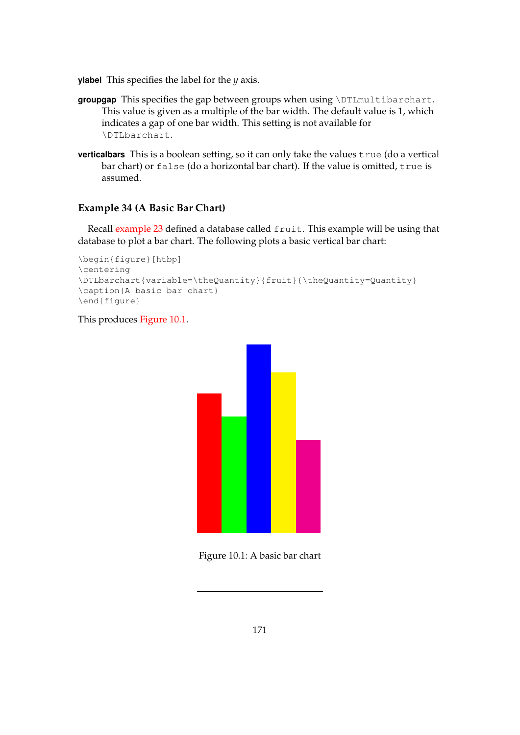**ylabel** This specifies the label for the $y$ axis.

**groupgap** This specifies the gap between groups when using `\DTLmultibarchart`. This value is given as a multiple of the bar width. The default value is 1, which indicates a gap of one bar width. This setting is not available for `\DTLbarchart`.

**verticalbars** This is a boolean setting, so it can only take the values `true` (do a vertical bar chart) or `false` (do a horizontal bar chart). If the value is omitted, `true` is assumed.

### Example 34 (A Basic Bar Chart)

Recall example 23 defined a database called `fruit`. This example will be using that database to plot a bar chart. The following plots a basic vertical bar chart:

```
\begin{figure}[htbp]
\centering
\DTLbarchart{variable=\theQuantity}{fruit}{\theQuantity=Quantity}
\caption{A basic bar chart}
\end{figure}
```

This produces Figure 10.1.

Figure 10.1: A basic bar chart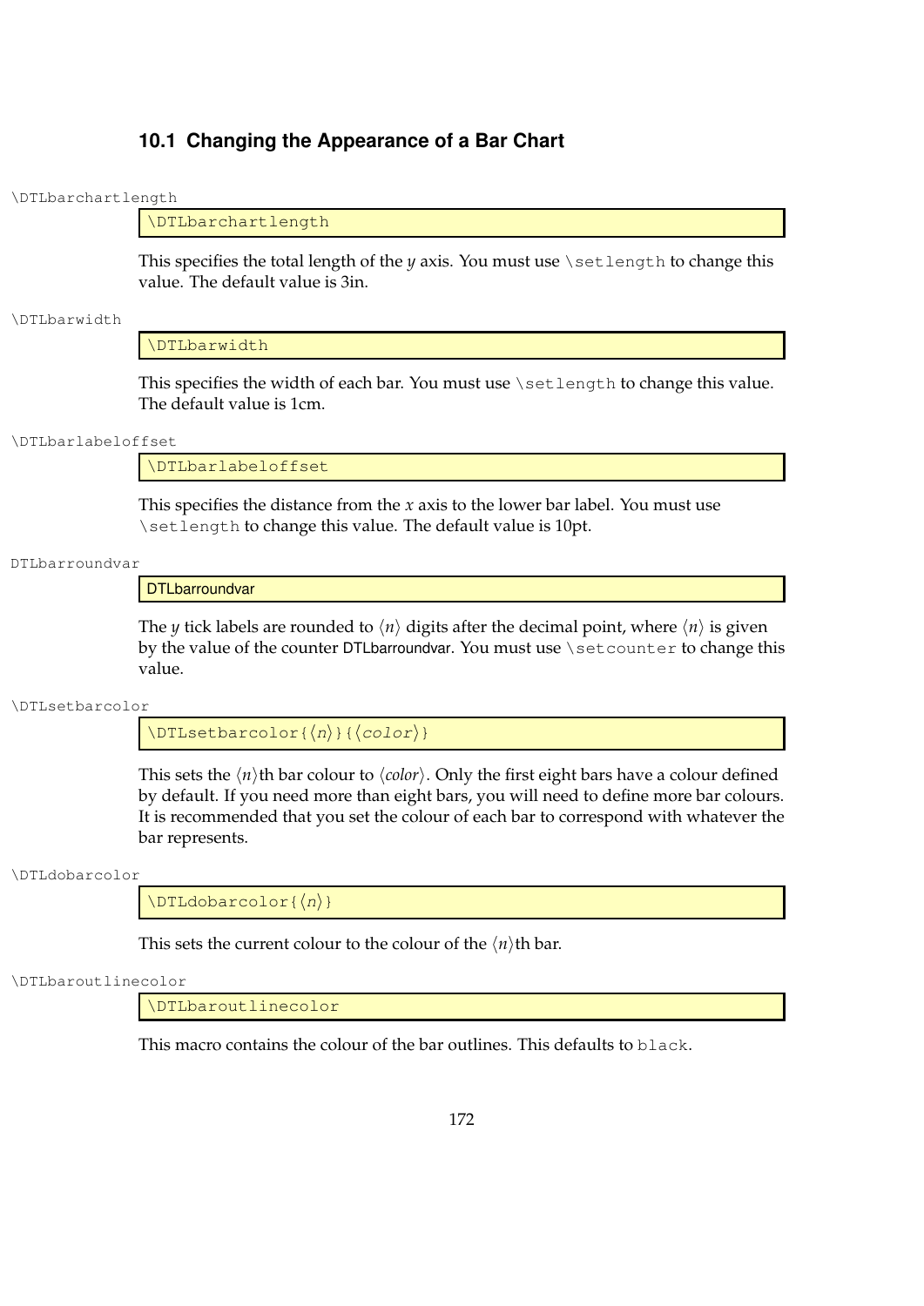## 10.1 Changing the Appearance of a Bar Chart

\DTLbarchartlength

```
\DTLbarchartlength
```

This specifies the total length of the *y* axis. You must use `\setlength` to change this value. The default value is 3in.

\DTLbarwidth

```
\DTLbarwidth
```

This specifies the width of each bar. You must use `\setlength` to change this value. The default value is 1cm.

\DTLbarlabeloffset

```
\DTLbarlabeloffset
```

This specifies the distance from the *x* axis to the lower bar label. You must use `\setlength` to change this value. The default value is 10pt.

DTLbarroundvar

```
DTLbarroundvar
```

The *y* tick labels are rounded to ⟨*n*⟩ digits after the decimal point, where ⟨*n*⟩ is given by the value of the counter DTLbarroundvar. You must use `\setcounter` to change this value.

\DTLsetbarcolor

```
\DTLsetbarcolor{⟨n⟩}{⟨color⟩}
```

This sets the ⟨*n*⟩th bar colour to ⟨*color*⟩. Only the first eight bars have a colour defined by default. If you need more than eight bars, you will need to define more bar colours. It is recommended that you set the colour of each bar to correspond with whatever the bar represents.

\DTLdobarcolor

```
\DTLdobarcolor{⟨n⟩}
```

This sets the current colour to the colour of the ⟨*n*⟩th bar.

\DTLbaroutlinecolor

```
\DTLbaroutlinecolor
```

This macro contains the colour of the bar outlines. This defaults to `black`.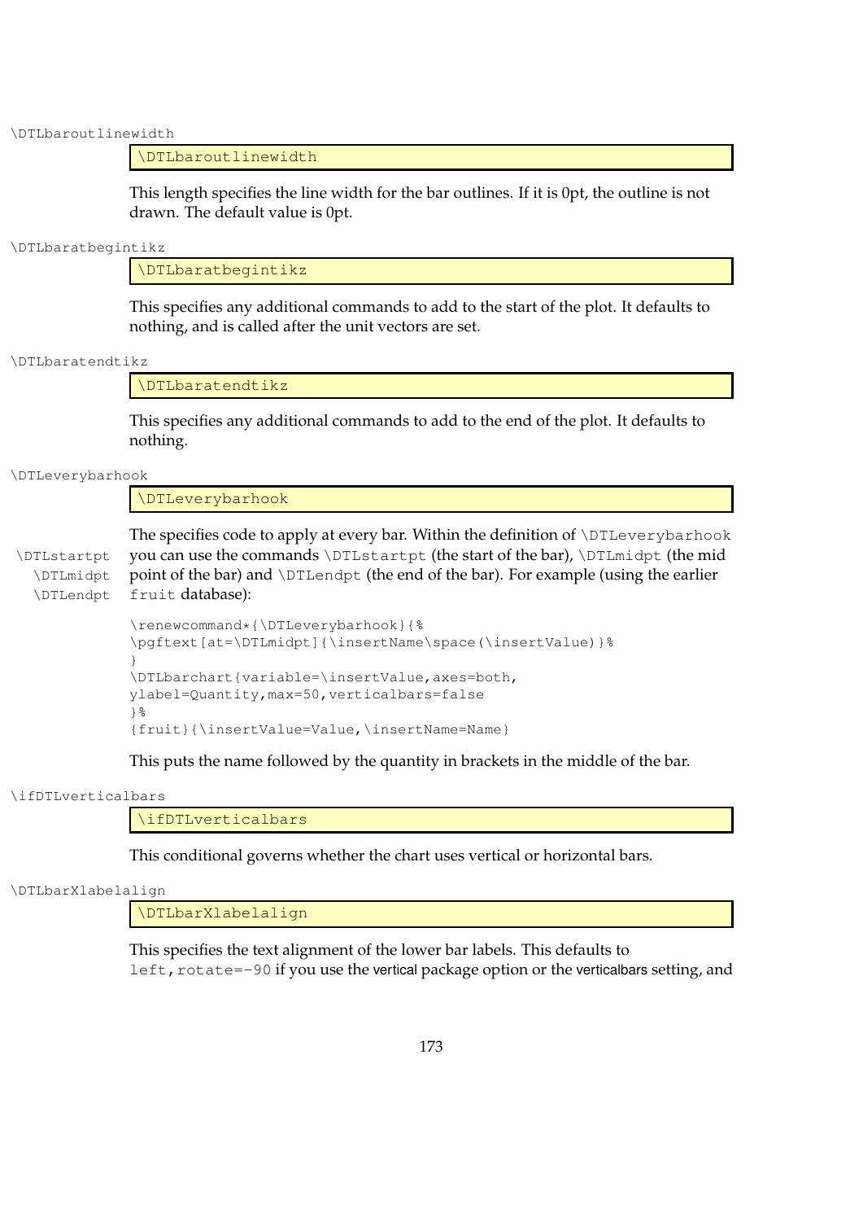\DTLbaroutlinewidth

```
\DTLbaroutlinewidth
```

This length specifies the line width for the bar outlines. If it is 0pt, the outline is not drawn. The default value is 0pt.

\DTLbaratbegintikz

```
\DTLbaratbegintikz
```

This specifies any additional commands to add to the start of the plot. It defaults to nothing, and is called after the unit vectors are set.

\DTLbaratendtikz

```
\DTLbaratendtikz
```

This specifies any additional commands to add to the end of the plot. It defaults to nothing.

\DTLeverybarhook

```
\DTLeverybarhook
```

\DTLstartpt \DTLmidpt \DTLendpt

The specifies code to apply at every bar. Within the definition of `\DTLeverybarhook` you can use the commands `\DTLstartpt` (the start of the bar), `\DTLmidpt` (the mid point of the bar) and `\DTLendpt` (the end of the bar). For example (using the earlier `fruit` database):

```
\renewcommand*{\DTLeverybarhook}{%
\pgftext[at=\DTLmidpt]{\insertName\space(\insertValue)}%
}
\DTLbarchart{variable=\insertValue,axes=both,
ylabel=Quantity,max=50,verticalbars=false
}%
{fruit}{\insertValue=Value,\insertName=Name}
```

This puts the name followed by the quantity in brackets in the middle of the bar.

\ifDTLverticalbars

```
\ifDTLverticalbars
```

This conditional governs whether the chart uses vertical or horizontal bars.

\DTLbarXlabelalign

```
\DTLbarXlabelalign
```

This specifies the text alignment of the lower bar labels. This defaults to `left,rotate=-90` if you use the vertical package option or the verticalbars setting, and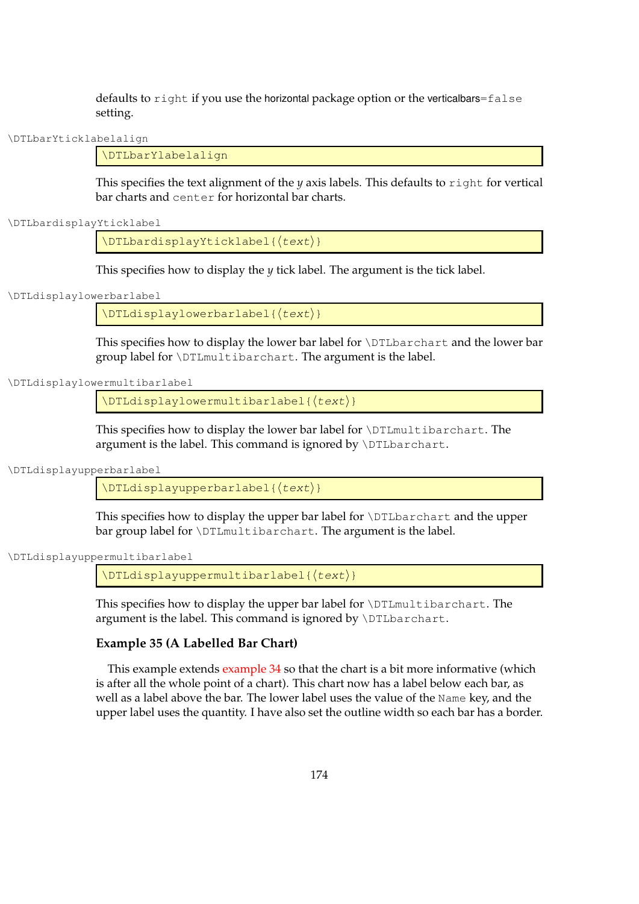defaults to `right` if you use the horizontal package option or the verticalbars=`false` setting.

\DTLbarYticklabelalign

```
\DTLbarYlabelalign
```

This specifies the text alignment of the *y* axis labels. This defaults to `right` for vertical bar charts and `center` for horizontal bar charts.

\DTLbardisplayYticklabel

```
\DTLbardisplayYticklabel{⟨text⟩}
```

This specifies how to display the *y* tick label. The argument is the tick label.

\DTLdisplaylowerbarlabel

```
\DTLdisplaylowerbarlabel{⟨text⟩}
```

This specifies how to display the lower bar label for `\DTLbarchart` and the lower bar group label for `\DTLmultibarchart`. The argument is the label.

\DTLdisplaylowermultibarlabel

```
\DTLdisplaylowermultibarlabel{⟨text⟩}
```

This specifies how to display the lower bar label for `\DTLmultibarchart`. The argument is the label. This command is ignored by `\DTLbarchart`.

\DTLdisplayupperbarlabel

```
\DTLdisplayupperbarlabel{⟨text⟩}
```

This specifies how to display the upper bar label for `\DTLbarchart` and the upper bar group label for `\DTLmultibarchart`. The argument is the label.

\DTLdisplayuppermultibarlabel

```
\DTLdisplayuppermultibarlabel{⟨text⟩}
```

This specifies how to display the upper bar label for `\DTLmultibarchart`. The argument is the label. This command is ignored by `\DTLbarchart`.

**Example 35 (A Labelled Bar Chart)**

This example extends example 34 so that the chart is a bit more informative (which is after all the whole point of a chart). This chart now has a label below each bar, as well as a label above the bar. The lower label uses the value of the `Name` key, and the upper label uses the quantity. I have also set the outline width so each bar has a border.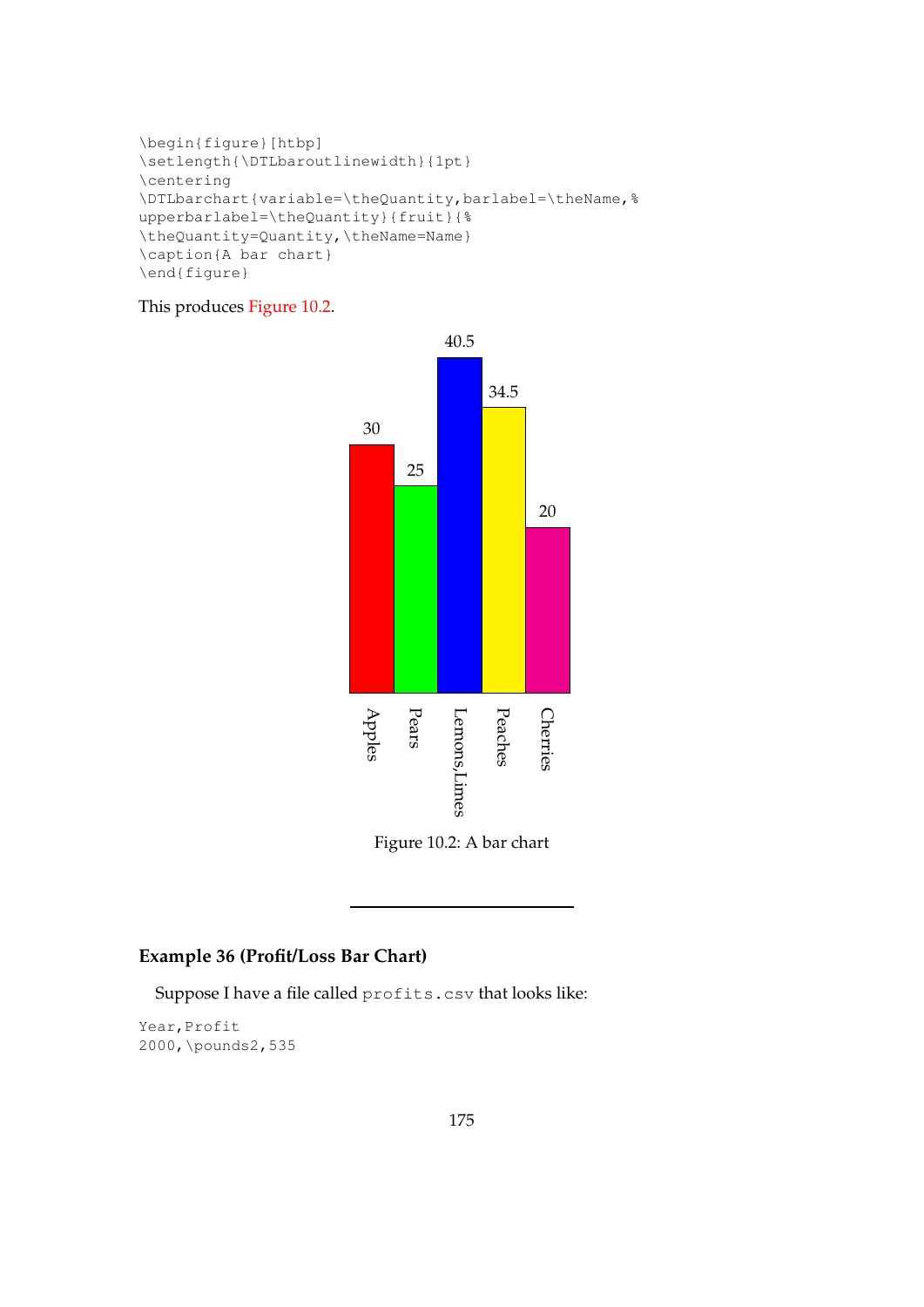```
\begin{figure}[htbp]
\setlength{\DTLbaroutlinewidth}{1pt}
\centering
\DTLbarchart{variable=\theQuantity,barlabel=\theName,%
upperbarlabel=\theQuantity}{fruit}{%
\theQuantity=Quantity,\theName=Name}
\caption{A bar chart}
\end{figure}
```

This produces Figure 10.2.

Figure 10.2: A bar chart

---

### Example 36 (Profit/Loss Bar Chart)

Suppose I have a file called `profits.csv` that looks like:

```
Year,Profit
2000,\pounds2,535
```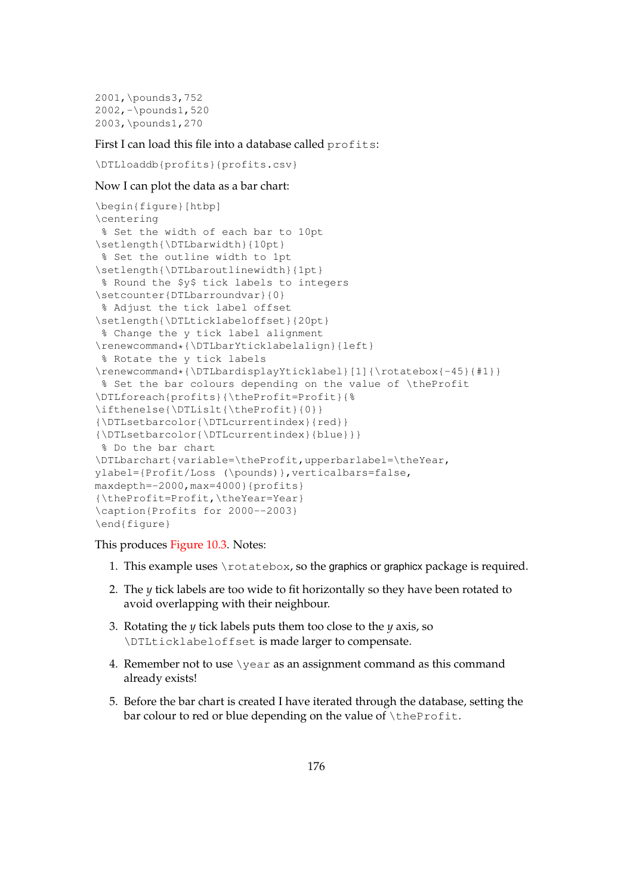```
2001,\pounds3,752
2002,-\pounds1,520
2003,\pounds1,270
```

First I can load this file into a database called `profits`:

```
\DTLloaddb{profits}{profits.csv}
```

Now I can plot the data as a bar chart:

```
\begin{figure}[htbp]
\centering
 % Set the width of each bar to 10pt
\setlength{\DTLbarwidth}{10pt}
 % Set the outline width to 1pt
\setlength{\DTLbaroutlinewidth}{1pt}
 % Round the $y$ tick labels to integers
\setcounter{DTLbarroundvar}{0}
 % Adjust the tick label offset
\setlength{\DTLticklabeloffset}{20pt}
 % Change the y tick label alignment
\renewcommand*{\DTLbarYticklabelalign}{left}
 % Rotate the y tick labels
\renewcommand*{\DTLbardisplayYticklabel}[1]{\rotatebox{-45}{#1}}
 % Set the bar colours depending on the value of \theProfit
\DTLforeach{profits}{\theProfit=Profit}{%
\ifthenelse{\DTLislt{\theProfit}{0}}
{\DTLsetbarcolor{\DTLcurrentindex}{red}}
{\DTLsetbarcolor{\DTLcurrentindex}{blue}}}
 % Do the bar chart
\DTLbarchart{variable=\theProfit,upperbarlabel=\theYear,
ylabel={Profit/Loss (\pounds)},verticalbars=false,
maxdepth=-2000,max=4000}{profits}
{\theProfit=Profit,\theYear=Year}
\caption{Profits for 2000--2003}
\end{figure}
```

This produces Figure 10.3. Notes:

1. This example uses `\rotatebox`, so the graphics or graphicx package is required.
2. The $y$ tick labels are too wide to fit horizontally so they have been rotated to avoid overlapping with their neighbour.
3. Rotating the $y$ tick labels puts them too close to the $y$ axis, so `\DTLticklabeloffset` is made larger to compensate.
4. Remember not to use `\year` as an assignment command as this command already exists!
5. Before the bar chart is created I have iterated through the database, setting the bar colour to red or blue depending on the value of `\theProfit`.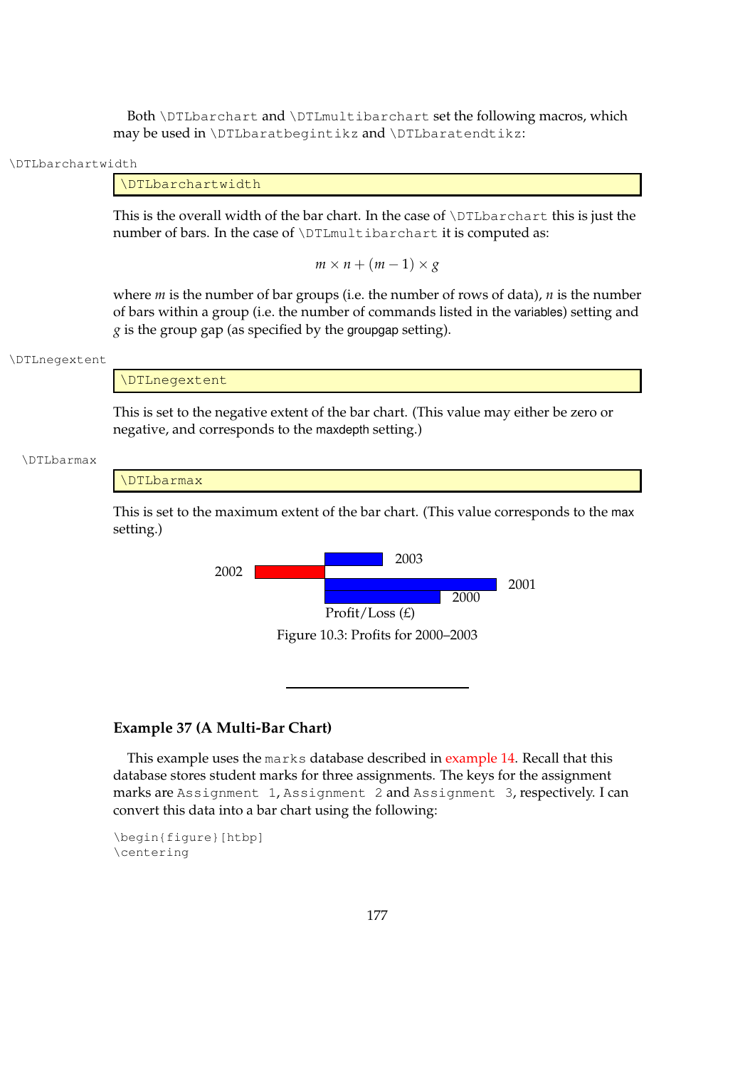Both `\DTLbarchart` and `\DTLmultibarchart` set the following macros, which may be used in `\DTLbaratbegintikz` and `\DTLbaratendtikz`:

`\DTLbarchartwidth`

```
\DTLbarchartwidth
```

This is the overall width of the bar chart. In the case of `\DTLbarchart` this is just the number of bars. In the case of `\DTLmultibarchart` it is computed as:

$$m \times n + (m - 1) \times g$$

where $m$ is the number of bar groups (i.e. the number of rows of data), $n$ is the number of bars within a group (i.e. the number of commands listed in the variables) setting and $g$ is the group gap (as specified by the groupgap setting).

`\DTLnegextent`

```
\DTLnegextent
```

This is set to the negative extent of the bar chart. (This value may either be zero or negative, and corresponds to the maxdepth setting.)

`\DTLbarmax`

```
\DTLbarmax
```

This is set to the maximum extent of the bar chart. (This value corresponds to the max setting.)

2003

2002

2001

2000

Profit/Loss (£)

Figure 10.3: Profits for 2000–2003

---

**Example 37 (A Multi-Bar Chart)**

This example uses the `marks` database described in example 14. Recall that this database stores student marks for three assignments. The keys for the assignment marks are `Assignment 1`, `Assignment 2` and `Assignment 3`, respectively. I can convert this data into a bar chart using the following:

```
\begin{figure}[htbp]
\centering
```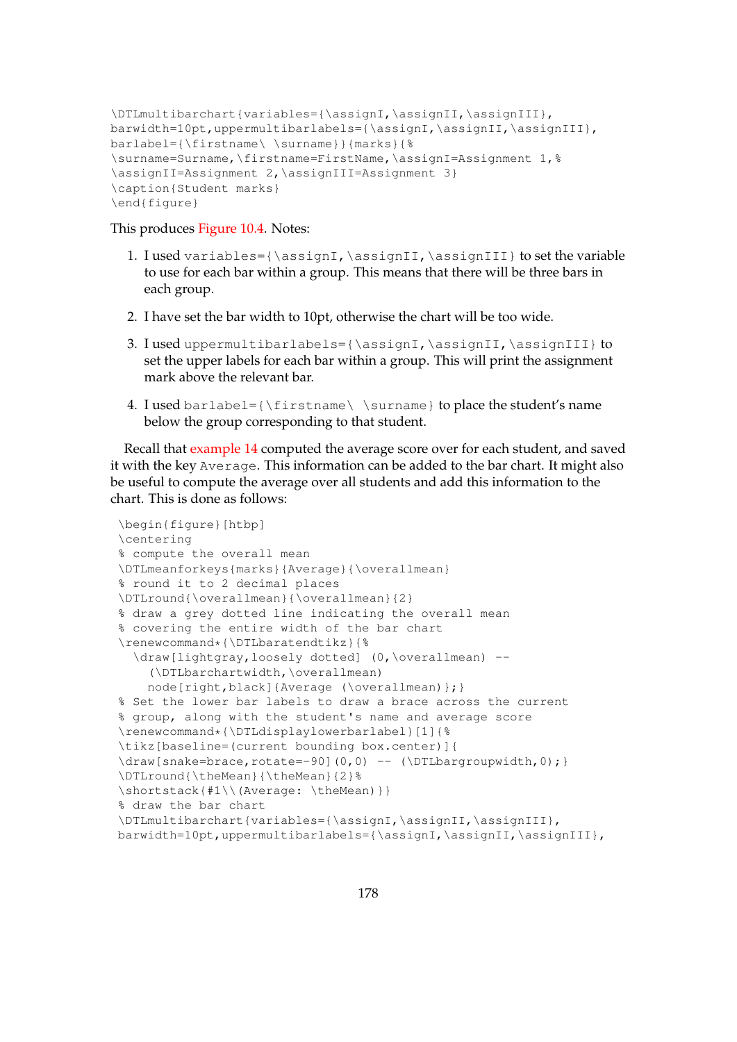```
\DTLmultibarchart{variables={\assignI,\assignII,\assignIII},
barwidth=10pt,uppermultibarlabels={\assignI,\assignII,\assignIII},
barlabel={\firstname\ \surname}}{marks}{%
\surname=Surname,\firstname=FirstName,\assignI=Assignment 1,%
\assignII=Assignment 2,\assignIII=Assignment 3}
\caption{Student marks}
\end{figure}
```

This produces Figure 10.4. Notes:

1. I used `variables={\assignI,\assignII,\assignIII}` to set the variable to use for each bar within a group. This means that there will be three bars in each group.

2. I have set the bar width to 10pt, otherwise the chart will be too wide.

3. I used `uppermultibarlabels={\assignI,\assignII,\assignIII}` to set the upper labels for each bar within a group. This will print the assignment mark above the relevant bar.

4. I used `barlabel={\firstname\ \surname}` to place the student's name below the group corresponding to that student.

Recall that example 14 computed the average score over for each student, and saved it with the key `Average`. This information can be added to the bar chart. It might also be useful to compute the average over all students and add this information to the chart. This is done as follows:

```
\begin{figure}[htbp]
\centering
% compute the overall mean
\DTLmeanforkeys{marks}{Average}{\overallmean}
% round it to 2 decimal places
\DTLround{\overallmean}{\overallmean}{2}
% draw a grey dotted line indicating the overall mean
% covering the entire width of the bar chart
\renewcommand*{\DTLbaratendtikz}{%
  \draw[lightgray,loosely dotted] (0,\overallmean) --
    (\DTLbarchartwidth,\overallmean)
    node[right,black]{Average (\overallmean)};}
% Set the lower bar labels to draw a brace across the current
% group, along with the student's name and average score
\renewcommand*{\DTLdisplaylowerbarlabel}[1]{%
\tikz[baseline=(current bounding box.center)]{
\draw[snake=brace,rotate=-90](0,0) -- (\DTLbargroupwidth,0);}
\DTLround{\theMean}{\theMean}{2}%
\shortstack{#1\\(Average: \theMean)}}
% draw the bar chart
\DTLmultibarchart{variables={\assignI,\assignII,\assignIII},
barwidth=10pt,uppermultibarlabels={\assignI,\assignII,\assignIII},
```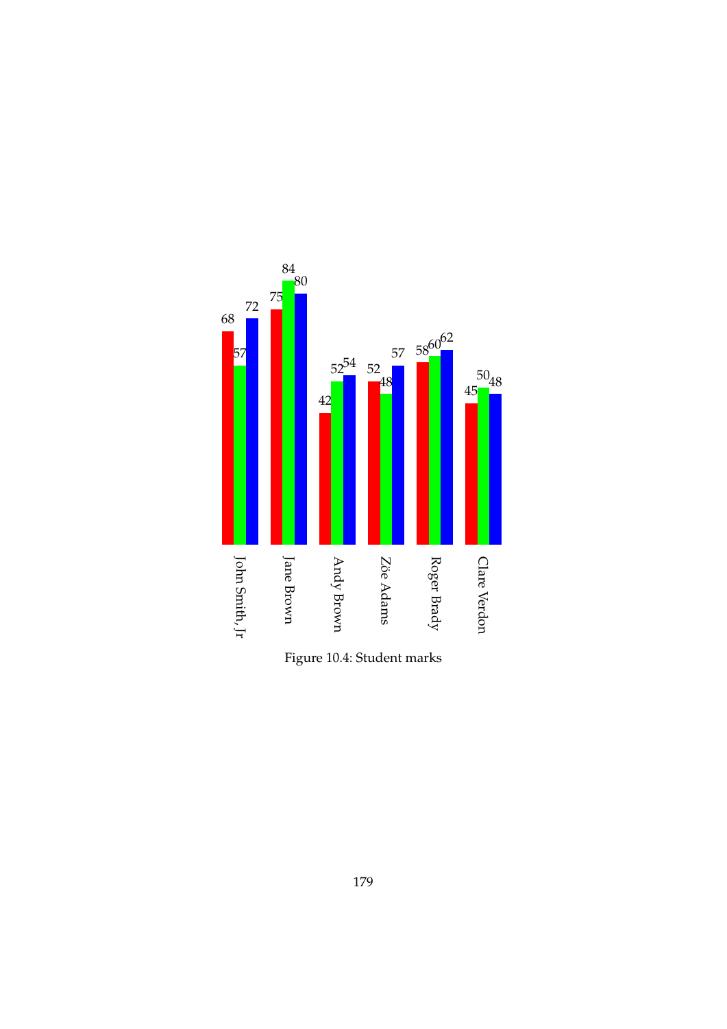Figure 10.4: Student marks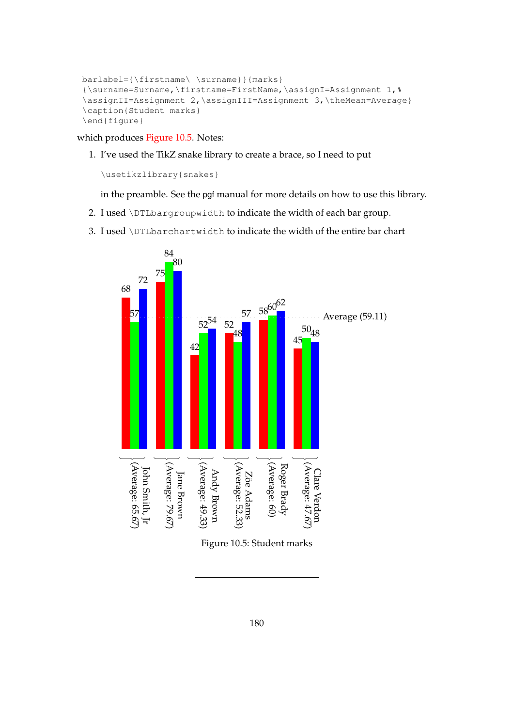```
barlabel={\firstname\ \surname}}{marks}
{\surname=Surname,\firstname=FirstName,\assignI=Assignment 1,%
\assignII=Assignment 2,\assignIII=Assignment 3,\theMean=Average}
\caption{Student marks}
\end{figure}
```

which produces Figure 10.5. Notes:

1. I've used the TikZ snake library to create a brace, so I need to put

   ```
   \usetikzlibrary{snakes}
   ```

   in the preamble. See the pgf manual for more details on how to use this library.

2. I used `\DTLbargroupwidth` to indicate the width of each bar group.

3. I used `\DTLbarchartwidth` to indicate the width of the entire bar chart

Figure 10.5: Student marks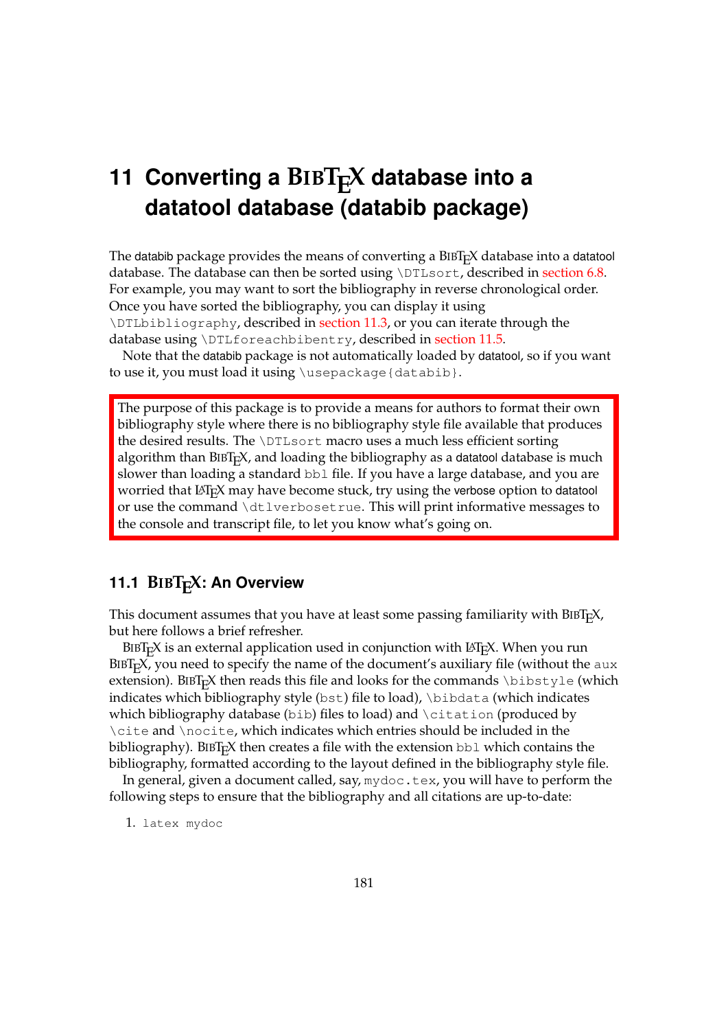# 11 Converting a BibTeX database into a datatool database (databib package)

The databib package provides the means of converting a BibTeX database into a datatool database. The database can then be sorted using `\DTLsort`, described in section 6.8. For example, you may want to sort the bibliography in reverse chronological order. Once you have sorted the bibliography, you can display it using `\DTLbibliography`, described in section 11.3, or you can iterate through the database using `\DTLforeachbibentry`, described in section 11.5.

Note that the databib package is not automatically loaded by datatool, so if you want to use it, you must load it using `\usepackage{databib}`.

> The purpose of this package is to provide a means for authors to format their own bibliography style where there is no bibliography style file available that produces the desired results. The `\DTLsort` macro uses a much less efficient sorting algorithm than BibTeX, and loading the bibliography as a datatool database is much slower than loading a standard `bbl` file. If you have a large database, and you are worried that LaTeX may have become stuck, try using the verbose option to datatool or use the command `\dtlverbosetrue`. This will print informative messages to the console and transcript file, to let you know what's going on.

## 11.1 BibTeX: An Overview

This document assumes that you have at least some passing familiarity with BibTeX, but here follows a brief refresher.

BibTeX is an external application used in conjunction with LaTeX. When you run BibTeX, you need to specify the name of the document's auxiliary file (without the `aux` extension). BibTeX then reads this file and looks for the commands `\bibstyle` (which indicates which bibliography style (`bst`) file to load), `\bibdata` (which indicates which bibliography database (`bib`) files to load) and `\citation` (produced by `\cite` and `\nocite`, which indicates which entries should be included in the bibliography). BibTeX then creates a file with the extension `bbl` which contains the bibliography, formatted according to the layout defined in the bibliography style file.

In general, given a document called, say, `mydoc.tex`, you will have to perform the following steps to ensure that the bibliography and all citations are up-to-date:

1. `latex mydoc`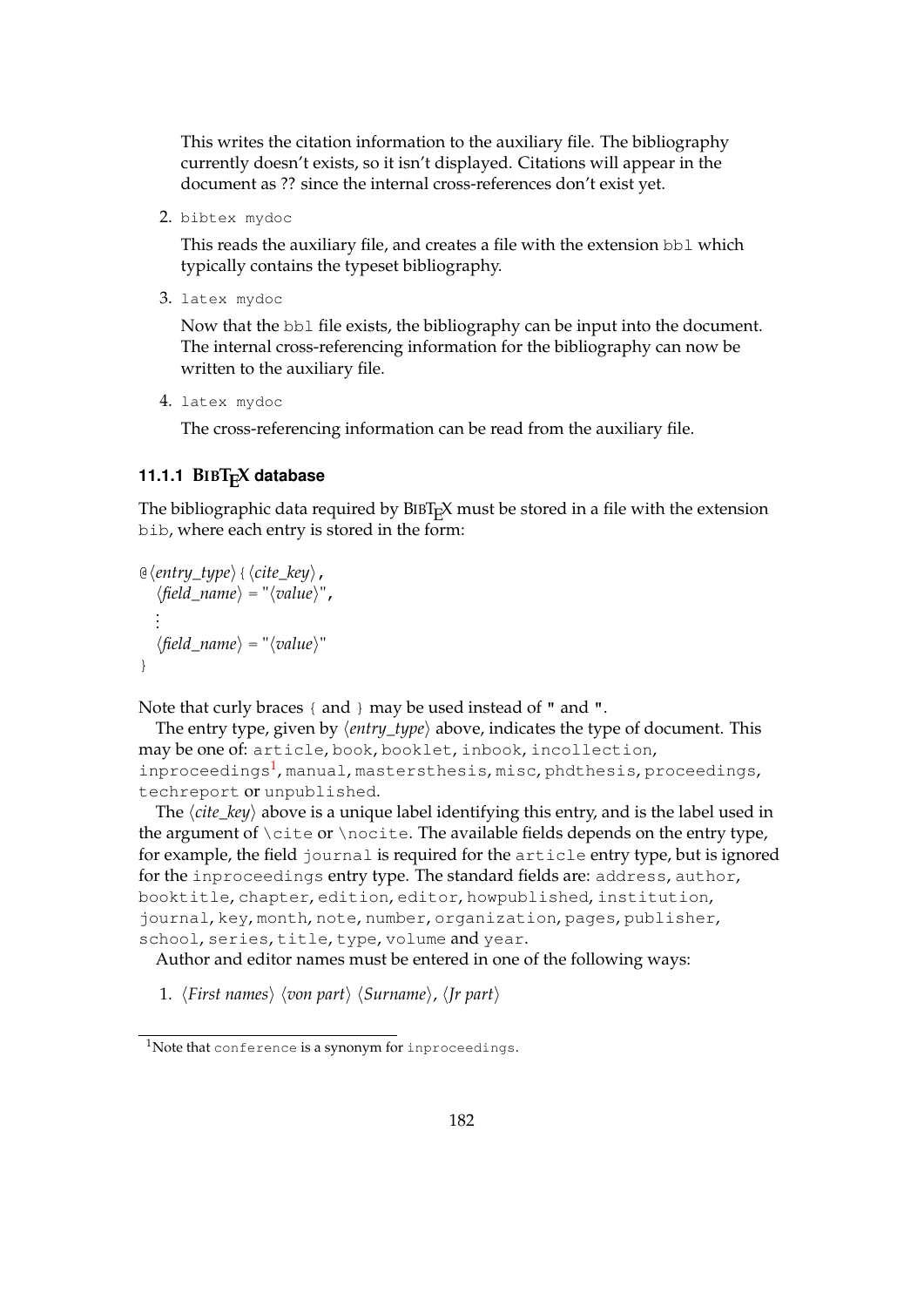This writes the citation information to the auxiliary file. The bibliography currently doesn't exists, so it isn't displayed. Citations will appear in the document as ?? since the internal cross-references don't exist yet.

2. `bibtex mydoc`

   This reads the auxiliary file, and creates a file with the extension `bbl` which typically contains the typeset bibliography.

3. `latex mydoc`

   Now that the `bbl` file exists, the bibliography can be input into the document. The internal cross-referencing information for the bibliography can now be written to the auxiliary file.

4. `latex mydoc`

   The cross-referencing information can be read from the auxiliary file.

### 11.1.1 BIBTEX database

The bibliographic data required by BIBTEX must be stored in a file with the extension `bib`, where each entry is stored in the form:

```
@⟨entry_type⟩{⟨cite_key⟩,
  ⟨field_name⟩ = "⟨value⟩",
  ⋮
  ⟨field_name⟩ = "⟨value⟩"
}
```

Note that curly braces `{` and `}` may be used instead of `"` and `"`.

The entry type, given by ⟨*entry_type*⟩ above, indicates the type of document. This may be one of: `article`, `book`, `booklet`, `inbook`, `incollection`, `inproceedings`[1], `manual`, `mastersthesis`, `misc`, `phdthesis`, `proceedings`, `techreport` or `unpublished`.

The ⟨*cite_key*⟩ above is a unique label identifying this entry, and is the label used in the argument of `\cite` or `\nocite`. The available fields depends on the entry type, for example, the field `journal` is required for the `article` entry type, but is ignored for the `inproceedings` entry type. The standard fields are: `address`, `author`, `booktitle`, `chapter`, `edition`, `editor`, `howpublished`, `institution`, `journal`, `key`, `month`, `note`, `number`, `organization`, `pages`, `publisher`, `school`, `series`, `title`, `type`, `volume` and `year`.

Author and editor names must be entered in one of the following ways:

1. ⟨*First names*⟩ ⟨*von part*⟩ ⟨*Surname*⟩, ⟨*Jr part*⟩

[1] Note that `conference` is a synonym for `inproceedings`.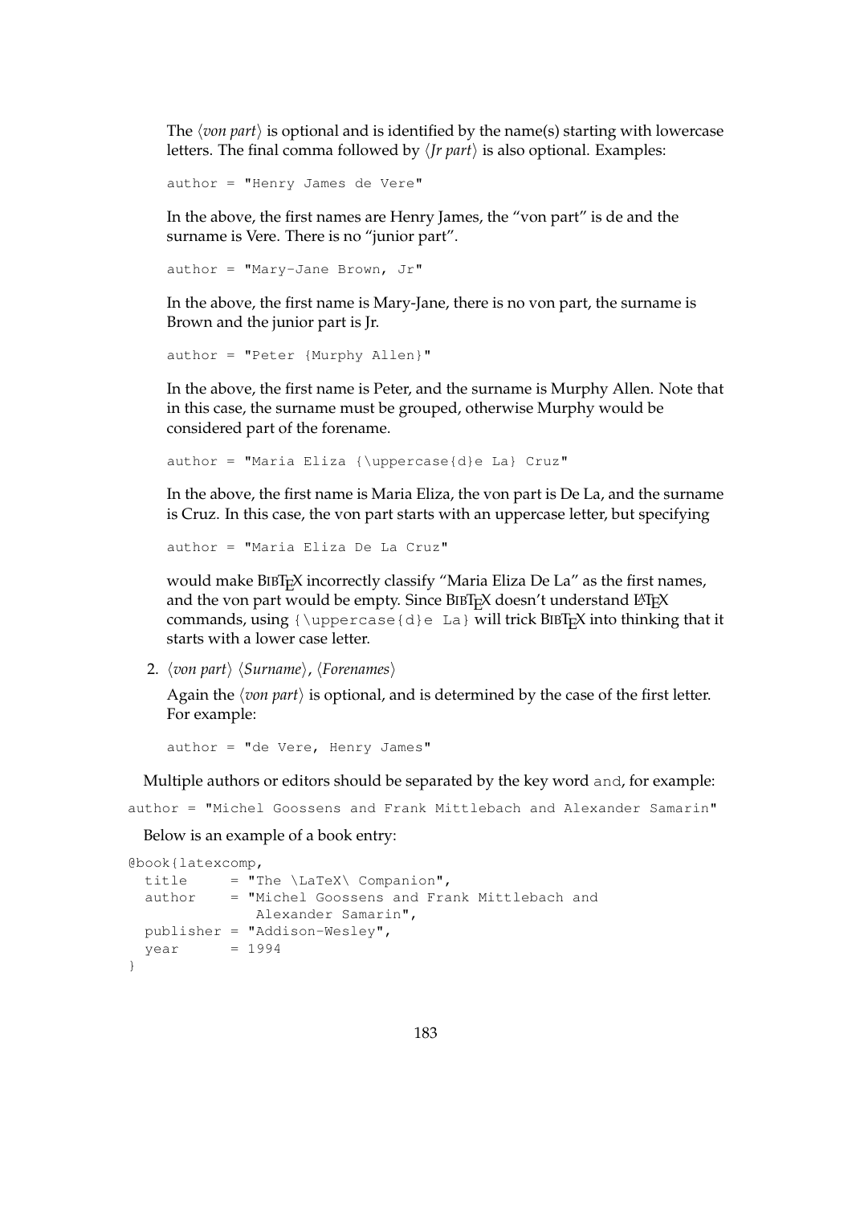The ⟨*von part*⟩ is optional and is identified by the name(s) starting with lowercase letters. The final comma followed by ⟨*Jr part*⟩ is also optional. Examples:

```
author = "Henry James de Vere"
```

In the above, the first names are Henry James, the "von part" is de and the surname is Vere. There is no "junior part".

```
author = "Mary-Jane Brown, Jr"
```

In the above, the first name is Mary-Jane, there is no von part, the surname is Brown and the junior part is Jr.

```
author = "Peter {Murphy Allen}"
```

In the above, the first name is Peter, and the surname is Murphy Allen. Note that in this case, the surname must be grouped, otherwise Murphy would be considered part of the forename.

```
author = "Maria Eliza {\uppercase{d}e La} Cruz"
```

In the above, the first name is Maria Eliza, the von part is De La, and the surname is Cruz. In this case, the von part starts with an uppercase letter, but specifying

```
author = "Maria Eliza De La Cruz"
```

would make BIBTEX incorrectly classify "Maria Eliza De La" as the first names, and the von part would be empty. Since BIBTEX doesn't understand LATEX commands, using `{\uppercase{d}e La}` will trick BIBTEX into thinking that it starts with a lower case letter.

2. ⟨*von part*⟩ ⟨*Surname*⟩, ⟨*Forenames*⟩

   Again the ⟨*von part*⟩ is optional, and is determined by the case of the first letter. For example:

   ```
   author = "de Vere, Henry James"
   ```

Multiple authors or editors should be separated by the key word `and`, for example:

```
author = "Michel Goossens and Frank Mittlebach and Alexander Samarin"
```

Below is an example of a book entry:

```
@book{latexcomp,
  title     = "The \LaTeX\ Companion",
  author    = "Michel Goossens and Frank Mittlebach and
               Alexander Samarin",
  publisher = "Addison-Wesley",
  year      = 1994
}
```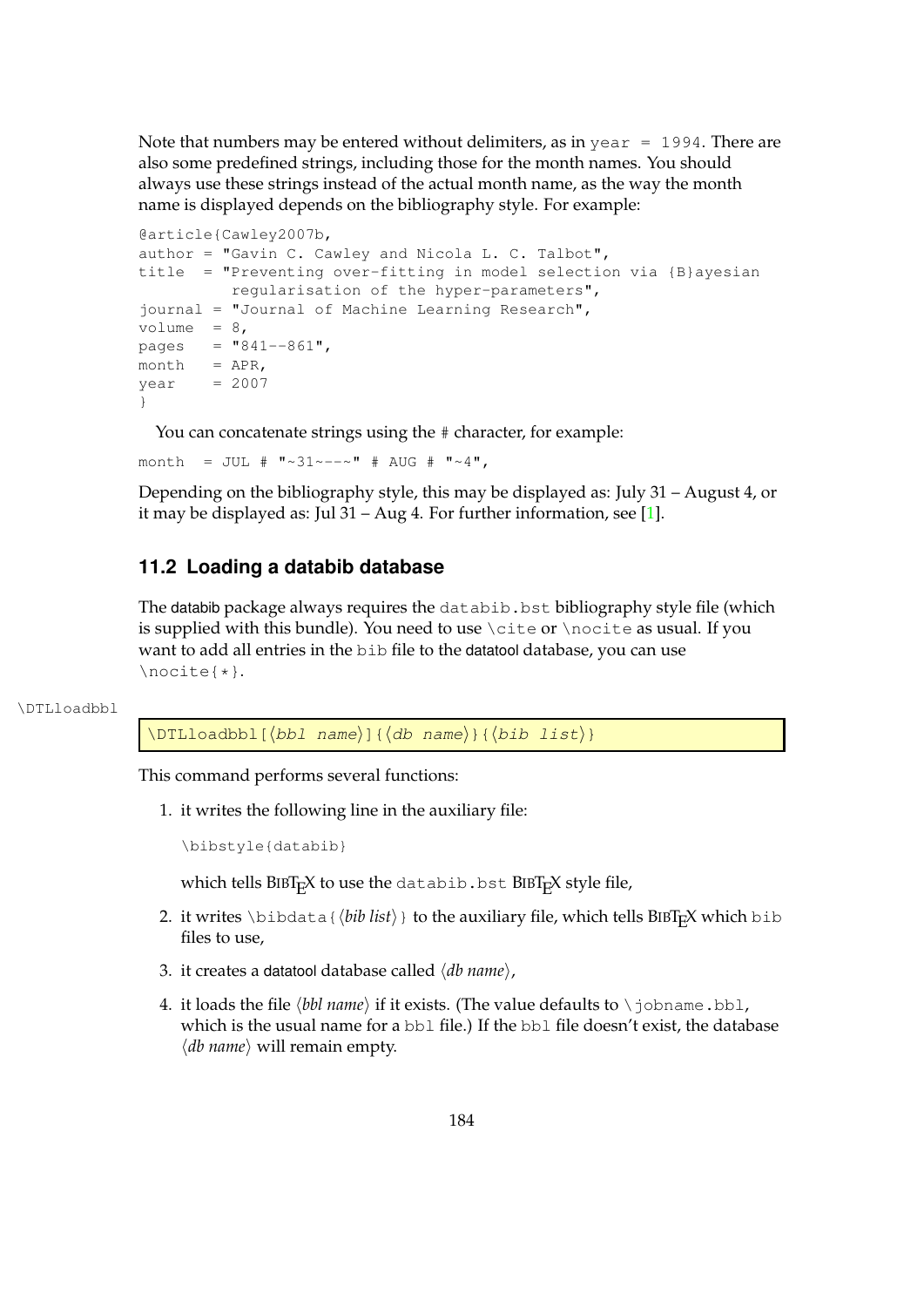Note that numbers may be entered without delimiters, as in `year = 1994`. There are also some predefined strings, including those for the month names. You should always use these strings instead of the actual month name, as the way the month name is displayed depends on the bibliography style. For example:

```
@article{Cawley2007b,
author = "Gavin C. Cawley and Nicola L. C. Talbot",
title  = "Preventing over-fitting in model selection via {B}ayesian
          regularisation of the hyper-parameters",
journal = "Journal of Machine Learning Research",
volume  = 8,
pages   = "841--861",
month   = APR,
year    = 2007
}
```

You can concatenate strings using the `#` character, for example:

```
month  = JUL # "~31~--~" # AUG # "~4",
```

Depending on the bibliography style, this may be displayed as: July 31 – August 4, or it may be displayed as: Jul 31 – Aug 4. For further information, see [1].

## 11.2 Loading a databib database

The databib package always requires the `databib.bst` bibliography style file (which is supplied with this bundle). You need to use `\cite` or `\nocite` as usual. If you want to add all entries in the `bib` file to the datatool database, you can use `\nocite{*}`.

`\DTLloadbbl`

```
\DTLloadbbl[⟨bbl name⟩]{⟨db name⟩}{⟨bib list⟩}
```

This command performs several functions:

1. it writes the following line in the auxiliary file:

   ```
   \bibstyle{databib}
   ```

   which tells BibTeX to use the `databib.bst` BibTeX style file,

2. it writes `\bibdata{`⟨*bib list*⟩`}` to the auxiliary file, which tells BibTeX which `bib` files to use,

3. it creates a datatool database called ⟨*db name*⟩,

4. it loads the file ⟨*bbl name*⟩ if it exists. (The value defaults to `\jobname.bbl`, which is the usual name for a `bbl` file.) If the `bbl` file doesn't exist, the database ⟨*db name*⟩ will remain empty.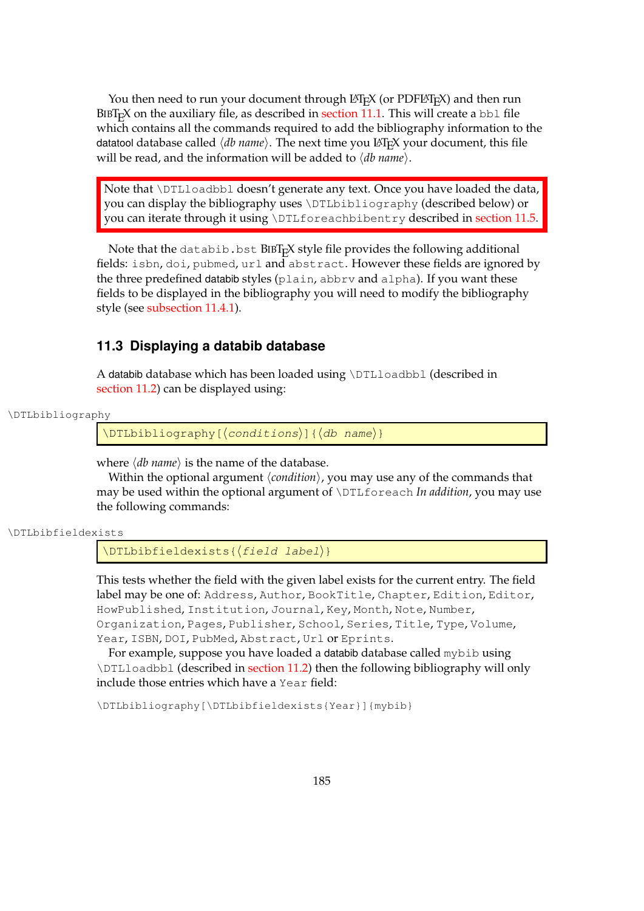You then need to run your document through LaTeX (or PDFLaTeX) and then run BibTeX on the auxiliary file, as described in section 11.1. This will create a `bbl` file which contains all the commands required to add the bibliography information to the datatool database called ⟨*db name*⟩. The next time you LaTeX your document, this file will be read, and the information will be added to ⟨*db name*⟩.

> Note that `\DTLloadbbl` doesn't generate any text. Once you have loaded the data, you can display the bibliography uses `\DTLbibliography` (described below) or you can iterate through it using `\DTLforeachbibentry` described in section 11.5.

Note that the `databib.bst` BibTeX style file provides the following additional fields: `isbn`, `doi`, `pubmed`, `url` and `abstract`. However these fields are ignored by the three predefined databib styles (`plain`, `abbrv` and `alpha`). If you want these fields to be displayed in the bibliography you will need to modify the bibliography style (see subsection 11.4.1).

## 11.3 Displaying a databib database

A databib database which has been loaded using `\DTLloadbbl` (described in section 11.2) can be displayed using:

`\DTLbibliography`

```
\DTLbibliography[⟨conditions⟩]{⟨db name⟩}
```

where ⟨*db name*⟩ is the name of the database.

Within the optional argument ⟨*condition*⟩, you may use any of the commands that may be used within the optional argument of `\DTLforeach` *In addition*, you may use the following commands:

`\DTLbibfieldexists`

```
\DTLbibfieldexists{⟨field label⟩}
```

This tests whether the field with the given label exists for the current entry. The field label may be one of: `Address`, `Author`, `BookTitle`, `Chapter`, `Edition`, `Editor`, `HowPublished`, `Institution`, `Journal`, `Key`, `Month`, `Note`, `Number`, `Organization`, `Pages`, `Publisher`, `School`, `Series`, `Title`, `Type`, `Volume`, `Year`, `ISBN`, `DOI`, `PubMed`, `Abstract`, `Url` or `Eprints`.

For example, suppose you have loaded a databib database called `mybib` using `\DTLloadbbl` (described in section 11.2) then the following bibliography will only include those entries which have a `Year` field:

```
\DTLbibliography[\DTLbibfieldexists{Year}]{mybib}
```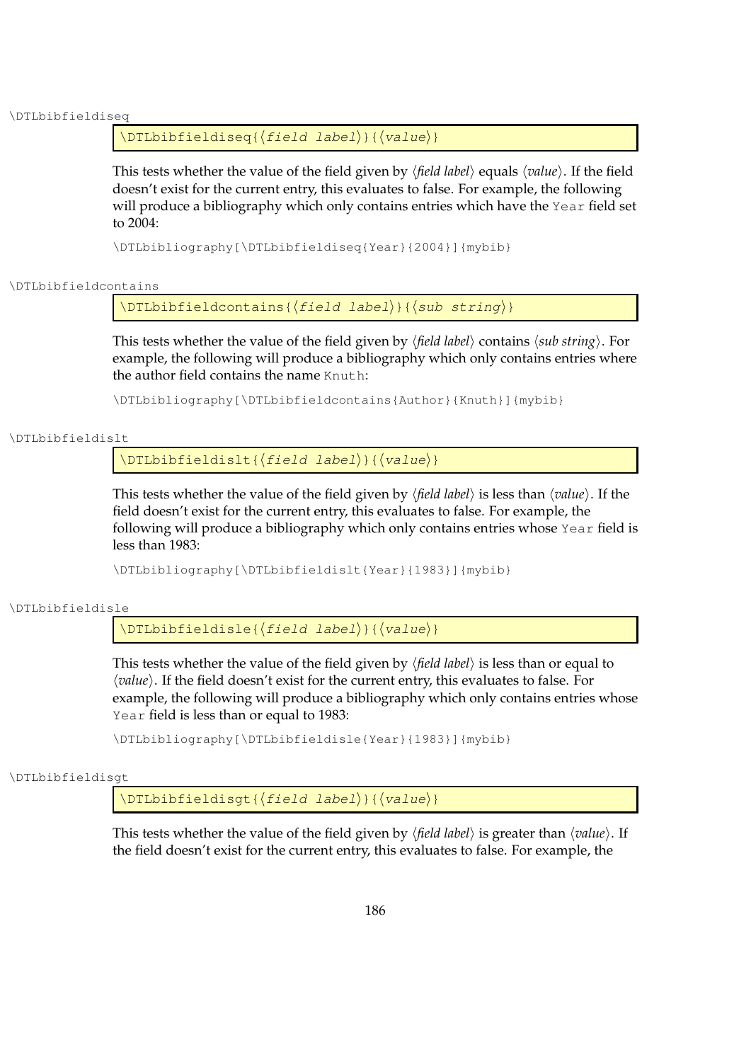\DTLbibfieldiseq

```
\DTLbibfieldiseq{⟨field label⟩}{⟨value⟩}
```

This tests whether the value of the field given by ⟨*field label*⟩ equals ⟨*value*⟩. If the field doesn't exist for the current entry, this evaluates to false. For example, the following will produce a bibliography which only contains entries which have the `Year` field set to 2004:

```
\DTLbibliography[\DTLbibfieldiseq{Year}{2004}]{mybib}
```

\DTLbibfieldcontains

```
\DTLbibfieldcontains{⟨field label⟩}{⟨sub string⟩}
```

This tests whether the value of the field given by ⟨*field label*⟩ contains ⟨*sub string*⟩. For example, the following will produce a bibliography which only contains entries where the author field contains the name `Knuth`:

```
\DTLbibliography[\DTLbibfieldcontains{Author}{Knuth}]{mybib}
```

\DTLbibfieldislt

```
\DTLbibfieldislt{⟨field label⟩}{⟨value⟩}
```

This tests whether the value of the field given by ⟨*field label*⟩ is less than ⟨*value*⟩. If the field doesn't exist for the current entry, this evaluates to false. For example, the following will produce a bibliography which only contains entries whose `Year` field is less than 1983:

```
\DTLbibliography[\DTLbibfieldislt{Year}{1983}]{mybib}
```

\DTLbibfieldisle

```
\DTLbibfieldisle{⟨field label⟩}{⟨value⟩}
```

This tests whether the value of the field given by ⟨*field label*⟩ is less than or equal to ⟨*value*⟩. If the field doesn't exist for the current entry, this evaluates to false. For example, the following will produce a bibliography which only contains entries whose `Year` field is less than or equal to 1983:

```
\DTLbibliography[\DTLbibfieldisle{Year}{1983}]{mybib}
```

\DTLbibfieldisgt

```
\DTLbibfieldisgt{⟨field label⟩}{⟨value⟩}
```

This tests whether the value of the field given by ⟨*field label*⟩ is greater than ⟨*value*⟩. If the field doesn't exist for the current entry, this evaluates to false. For example, the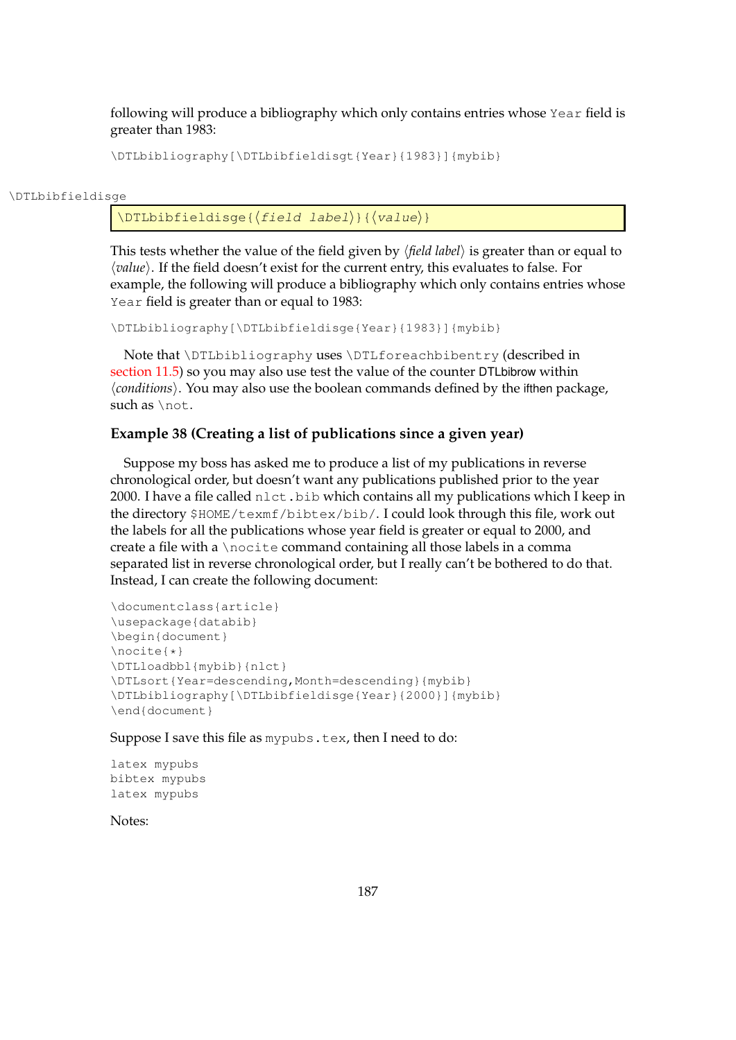following will produce a bibliography which only contains entries whose `Year` field is greater than 1983:

```
\DTLbibliography[\DTLbibfieldisgt{Year}{1983}]{mybib}
```

\DTLbibfieldisge

```
\DTLbibfieldisge{⟨field label⟩}{⟨value⟩}
```

This tests whether the value of the field given by ⟨*field label*⟩ is greater than or equal to ⟨*value*⟩. If the field doesn't exist for the current entry, this evaluates to false. For example, the following will produce a bibliography which only contains entries whose `Year` field is greater than or equal to 1983:

```
\DTLbibliography[\DTLbibfieldisge{Year}{1983}]{mybib}
```

Note that `\DTLbibliography` uses `\DTLforeachbibentry` (described in section 11.5) so you may also use test the value of the counter DTLbibrow within ⟨*conditions*⟩. You may also use the boolean commands defined by the ifthen package, such as `\not`.

### Example 38 (Creating a list of publications since a given year)

Suppose my boss has asked me to produce a list of my publications in reverse chronological order, but doesn't want any publications published prior to the year 2000. I have a file called `nlct.bib` which contains all my publications which I keep in the directory `$HOME/texmf/bibtex/bib/`. I could look through this file, work out the labels for all the publications whose year field is greater or equal to 2000, and create a file with a `\nocite` command containing all those labels in a comma separated list in reverse chronological order, but I really can't be bothered to do that. Instead, I can create the following document:

```
\documentclass{article}
\usepackage{databib}
\begin{document}
\nocite{*}
\DTLloadbbl{mybib}{nlct}
\DTLsort{Year=descending,Month=descending}{mybib}
\DTLbibliography[\DTLbibfieldisge{Year}{2000}]{mybib}
\end{document}
```

Suppose I save this file as `mypubs.tex`, then I need to do:

```
latex mypubs
bibtex mypubs
latex mypubs
```

Notes: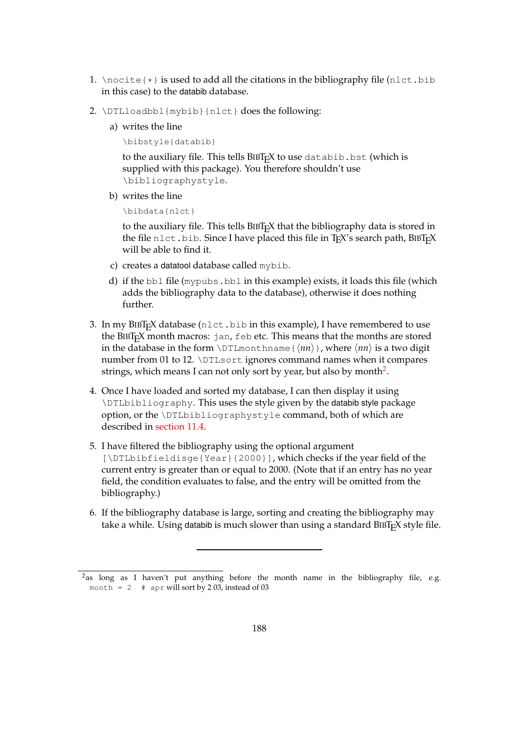1. `\nocite{*}` is used to add all the citations in the bibliography file (`nlct.bib` in this case) to the databib database.

2. `\DTLloadbbl{mybib}{nlct}` does the following:

   a) writes the line

      `\bibstyle{databib}`

      to the auxiliary file. This tells BibTeX to use `databib.bst` (which is supplied with this package). You therefore shouldn't use `\bibliographystyle`.

   b) writes the line

      `\bibdata{nlct}`

      to the auxiliary file. This tells BibTeX that the bibliography data is stored in the file `nlct.bib`. Since I have placed this file in TeX's search path, BibTeX will be able to find it.

   c) creates a datatool database called `mybib`.

   d) if the `bbl` file (`mypubs.bbl` in this example) exists, it loads this file (which adds the bibliography data to the database), otherwise it does nothing further.

3. In my BibTeX database (`nlct.bib` in this example), I have remembered to use the BibTeX month macros: `jan`, `feb` etc. This means that the months are stored in the database in the form `\DTLmonthname{`⟨*nn*⟩`}`, where ⟨*nn*⟩ is a two digit number from 01 to 12. `\DTLsort` ignores command names when it compares strings, which means I can not only sort by year, but also by month[2].

4. Once I have loaded and sorted my database, I can then display it using `\DTLbibliography`. This uses the style given by the databib style package option, or the `\DTLbibliographystyle` command, both of which are described in section 11.4.

5. I have filtered the bibliography using the optional argument `[\DTLbibfieldisge{Year}{2000}]`, which checks if the year field of the current entry is greater than or equal to 2000. (Note that if an entry has no year field, the condition evaluates to false, and the entry will be omitted from the bibliography.)

6. If the bibliography database is large, sorting and creating the bibliography may take a while. Using databib is much slower than using a standard BibTeX style file.

---

[2] as long as I haven't put anything before the month name in the bibliography file, e.g. `month = 2 # apr` will sort by 2 03, instead of 03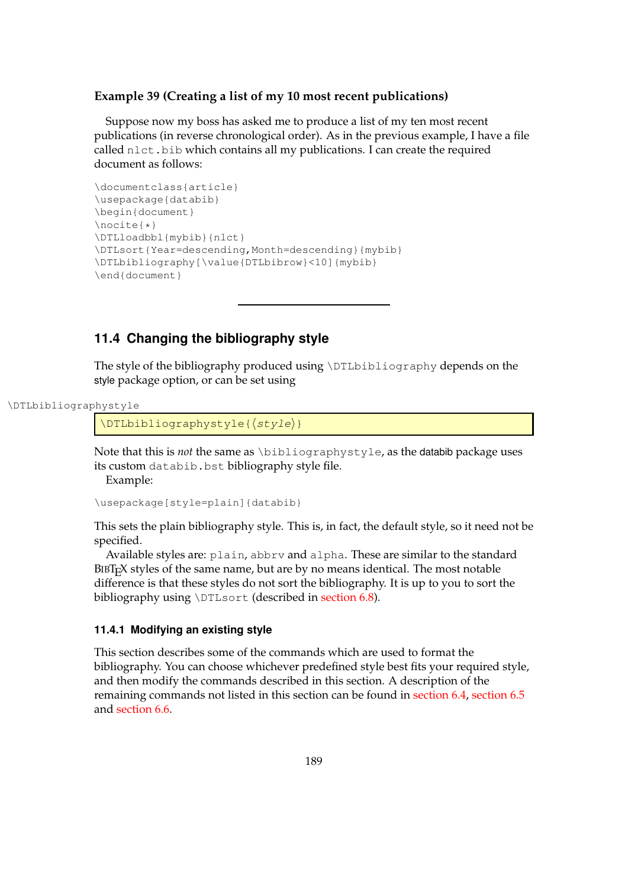**Example 39 (Creating a list of my 10 most recent publications)**

Suppose now my boss has asked me to produce a list of my ten most recent publications (in reverse chronological order). As in the previous example, I have a file called `nlct.bib` which contains all my publications. I can create the required document as follows:

```
\documentclass{article}
\usepackage{databib}
\begin{document}
\nocite{*}
\DTLloadbbl{mybib}{nlct}
\DTLsort{Year=descending,Month=descending}{mybib}
\DTLbibliography[\value{DTLbibrow}<10]{mybib}
\end{document}
```

---

## 11.4 Changing the bibliography style

The style of the bibliography produced using `\DTLbibliography` depends on the style package option, or can be set using

`\DTLbibliographystyle`

```
\DTLbibliographystyle{⟨style⟩}
```

Note that this is *not* the same as `\bibliographystyle`, as the databib package uses its custom `databib.bst` bibliography style file.

Example:

```
\usepackage[style=plain]{databib}
```

This sets the plain bibliography style. This is, in fact, the default style, so it need not be specified.

Available styles are: `plain`, `abbrv` and `alpha`. These are similar to the standard BibTeX styles of the same name, but are by no means identical. The most notable difference is that these styles do not sort the bibliography. It is up to you to sort the bibliography using `\DTLsort` (described in section 6.8).

### 11.4.1 Modifying an existing style

This section describes some of the commands which are used to format the bibliography. You can choose whichever predefined style best fits your required style, and then modify the commands described in this section. A description of the remaining commands not listed in this section can be found in section 6.4, section 6.5 and section 6.6.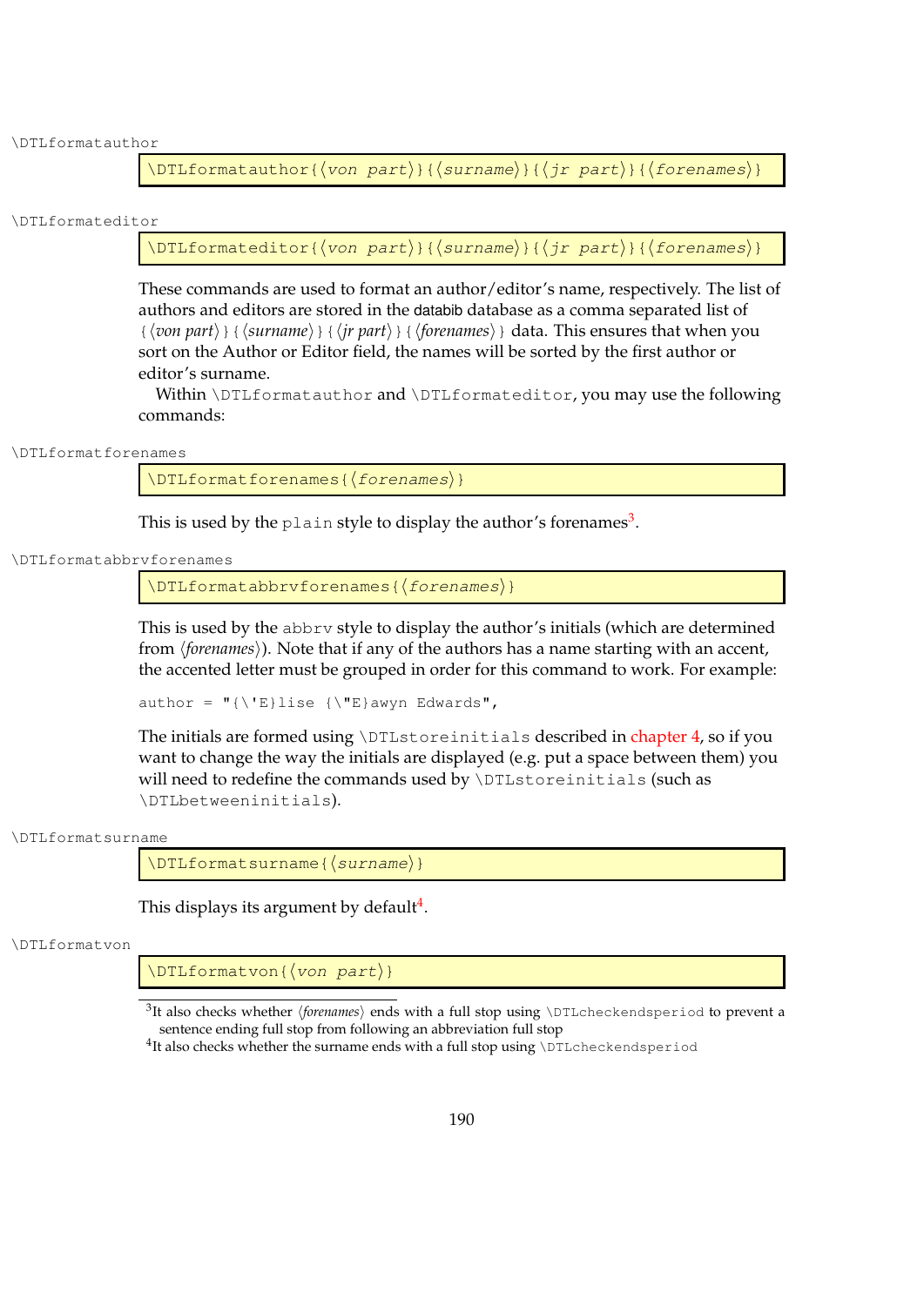\DTLformatauthor

```
\DTLformatauthor{⟨von part⟩}{⟨surname⟩}{⟨jr part⟩}{⟨forenames⟩}
```

\DTLformateditor

```
\DTLformateditor{⟨von part⟩}{⟨surname⟩}{⟨jr part⟩}{⟨forenames⟩}
```

These commands are used to format an author/editor's name, respectively. The list of authors and editors are stored in the databib database as a comma separated list of {⟨*von part*⟩}{⟨*surname*⟩}{⟨*jr part*⟩}{⟨*forenames*⟩} data. This ensures that when you sort on the Author or Editor field, the names will be sorted by the first author or editor's surname.

Within `\DTLformatauthor` and `\DTLformateditor`, you may use the following commands:

\DTLformatforenames

```
\DTLformatforenames{⟨forenames⟩}
```

This is used by the `plain` style to display the author's forenames[3].

\DTLformatabbrvforenames

```
\DTLformatabbrvforenames{⟨forenames⟩}
```

This is used by the `abbrv` style to display the author's initials (which are determined from ⟨*forenames*⟩). Note that if any of the authors has a name starting with an accent, the accented letter must be grouped in order for this command to work. For example:

```
author = "{\'E}lise {\"E}awyn Edwards",
```

The initials are formed using `\DTLstoreinitials` described in chapter 4, so if you want to change the way the initials are displayed (e.g. put a space between them) you will need to redefine the commands used by `\DTLstoreinitials` (such as `\DTLbetweeninitials`).

\DTLformatsurname

```
\DTLformatsurname{⟨surname⟩}
```

This displays its argument by default[4].

\DTLformatvon

```
\DTLformatvon{⟨von part⟩}
```

---

[3] It also checks whether ⟨*forenames*⟩ ends with a full stop using `\DTLcheckendsperiod` to prevent a sentence ending full stop from following an abbreviation full stop

[4] It also checks whether the surname ends with a full stop using `\DTLcheckendsperiod`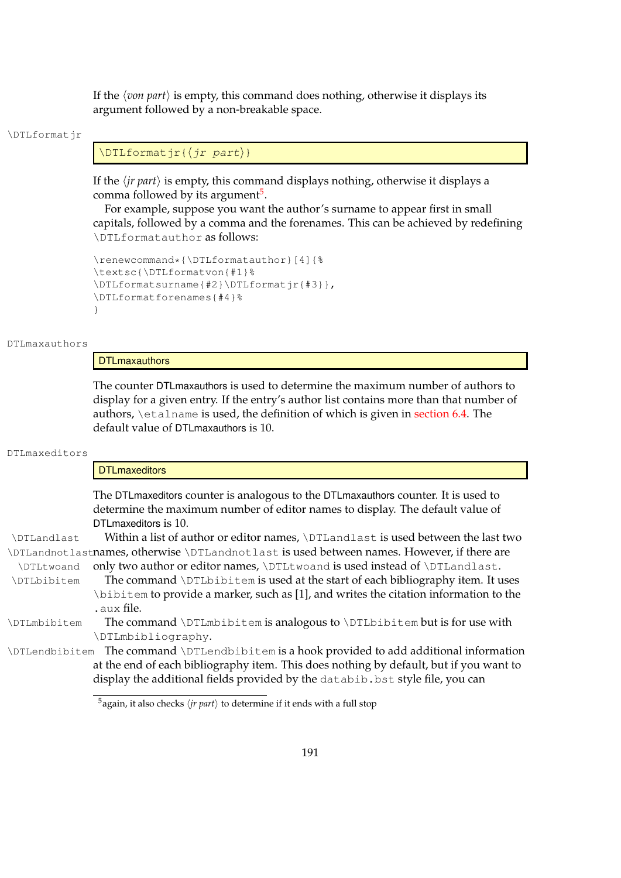If the ⟨*von part*⟩ is empty, this command does nothing, otherwise it displays its argument followed by a non-breakable space.

\DTLformatjr

```
\DTLformatjr{⟨jr part⟩}
```

If the ⟨*jr part*⟩ is empty, this command displays nothing, otherwise it displays a comma followed by its argument[5].

For example, suppose you want the author's surname to appear first in small capitals, followed by a comma and the forenames. This can be achieved by redefining `\DTLformatauthor` as follows:

```
\renewcommand*{\DTLformatauthor}[4]{%
\textsc{\DTLformatvon{#1}%
\DTLformatsurname{#2}\DTLformatjr{#3}},
\DTLformatforenames{#4}%
}
```

DTLmaxauthors

```
DTLmaxauthors
```

The counter DTLmaxauthors is used to determine the maximum number of authors to display for a given entry. If the entry's author list contains more than that number of authors, `\etalname` is used, the definition of which is given in section 6.4. The default value of DTLmaxauthors is 10.

DTLmaxeditors

```
DTLmaxeditors
```

The DTLmaxeditors counter is analogous to the DTLmaxauthors counter. It is used to determine the maximum number of editor names to display. The default value of DTLmaxeditors is 10.

\DTLandlast \DTLandnotlast \DTLtwoand

Within a list of author or editor names, `\DTLandlast` is used between the last two names, otherwise `\DTLandnotlast` is used between names. However, if there are only two author or editor names, `\DTLtwoand` is used instead of `\DTLandlast`.

\DTLbibitem

The command `\DTLbibitem` is used at the start of each bibliography item. It uses `\bibitem` to provide a marker, such as [1], and writes the citation information to the `.aux` file.

\DTLmbibitem

The command `\DTLmbibitem` is analogous to `\DTLbibitem` but is for use with `\DTLmbibliography`.

\DTLendbibitem

The command `\DTLendbibitem` is a hook provided to add additional information at the end of each bibliography item. This does nothing by default, but if you want to display the additional fields provided by the `databib.bst` style file, you can

[5] again, it also checks ⟨*jr part*⟩ to determine if it ends with a full stop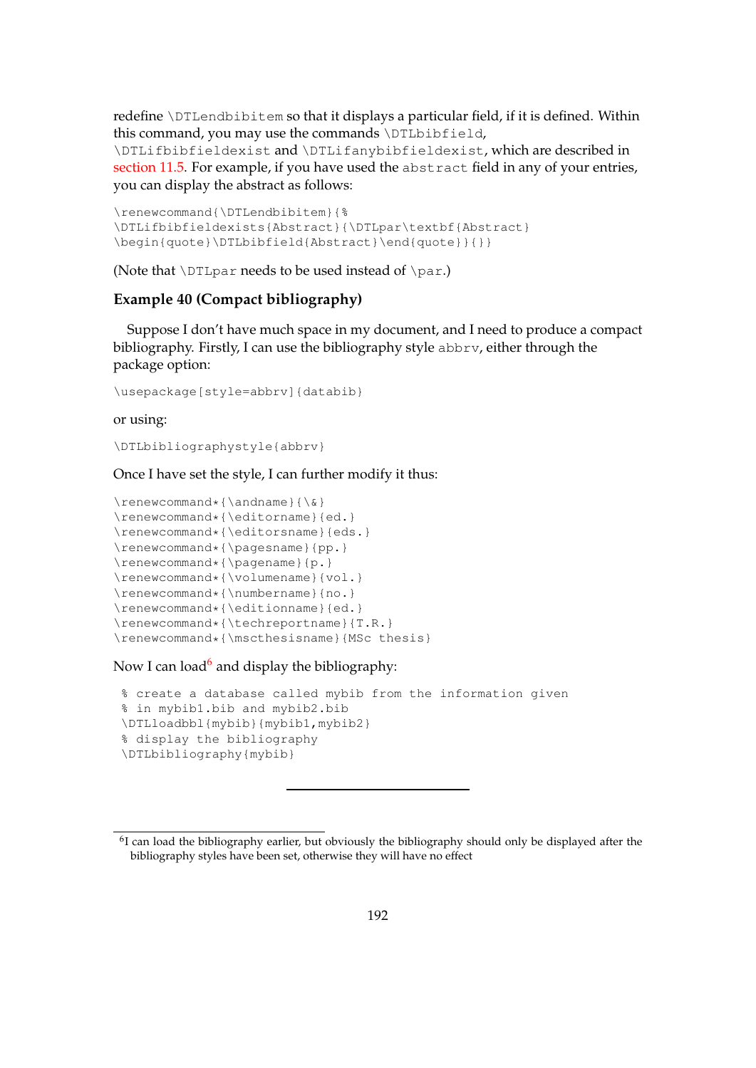redefine `\DTLendbibitem` so that it displays a particular field, if it is defined. Within this command, you may use the commands `\DTLbibfield`, `\DTLifbibfieldexist` and `\DTLifanybibfieldexist`, which are described in section 11.5. For example, if you have used the `abstract` field in any of your entries, you can display the abstract as follows:

```
\renewcommand{\DTLendbibitem}{%
\DTLifbibfieldexists{Abstract}{\DTLpar\textbf{Abstract}
\begin{quote}\DTLbibfield{Abstract}\end{quote}}{}}
```

(Note that `\DTLpar` needs to be used instead of `\par`.)

**Example 40 (Compact bibliography)**

Suppose I don't have much space in my document, and I need to produce a compact bibliography. Firstly, I can use the bibliography style `abbrv`, either through the package option:

```
\usepackage[style=abbrv]{databib}
```

or using:

```
\DTLbibliographystyle{abbrv}
```

Once I have set the style, I can further modify it thus:

```
\renewcommand*{\andname}{\&}
\renewcommand*{\editorname}{ed.}
\renewcommand*{\editorsname}{eds.}
\renewcommand*{\pagesname}{pp.}
\renewcommand*{\pagename}{p.}
\renewcommand*{\volumename}{vol.}
\renewcommand*{\numbername}{no.}
\renewcommand*{\editionname}{ed.}
\renewcommand*{\techreportname}{T.R.}
\renewcommand*{\mscthesisname}{MSc thesis}
```

Now I can load[6] and display the bibliography:

```
% create a database called mybib from the information given
% in mybib1.bib and mybib2.bib
\DTLloadbbl{mybib}{mybib1,mybib2}
% display the bibliography
\DTLbibliography{mybib}
```

---

[6] I can load the bibliography earlier, but obviously the bibliography should only be displayed after the bibliography styles have been set, otherwise they will have no effect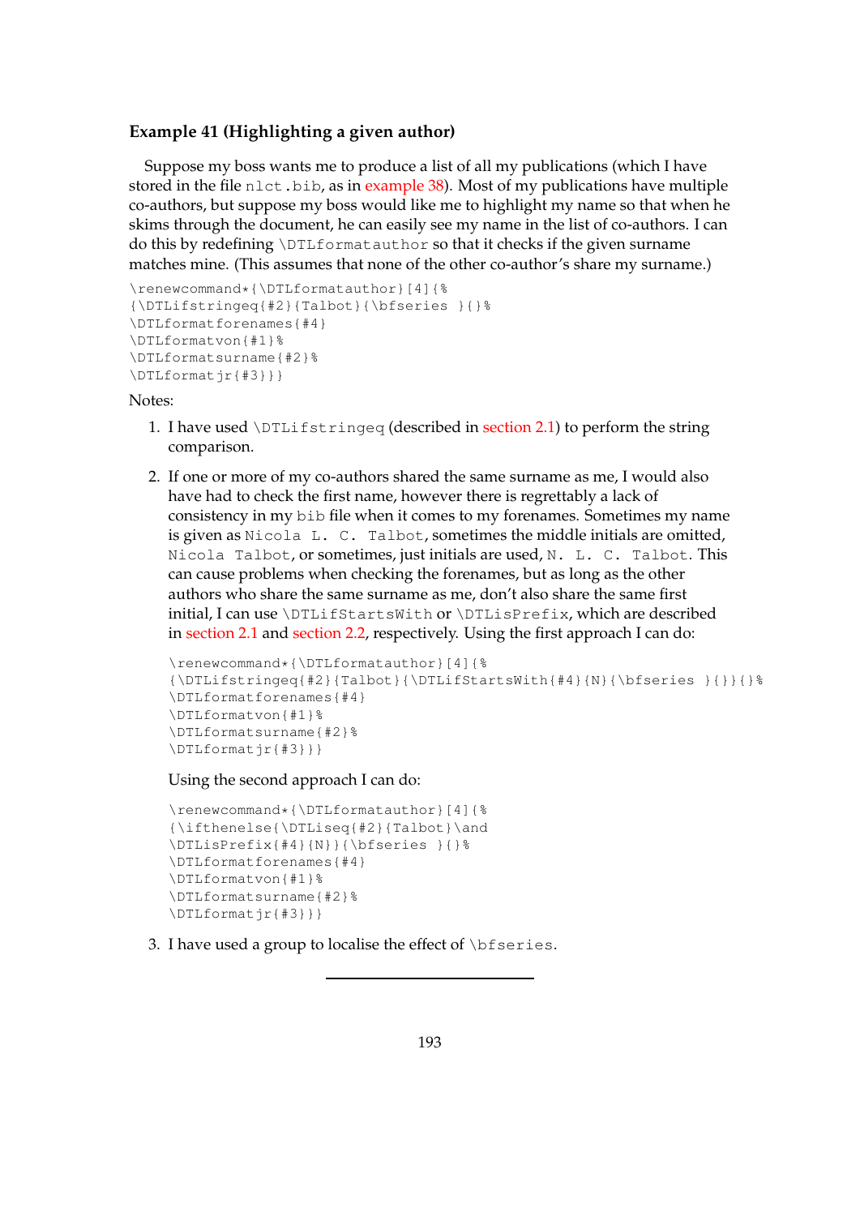**Example 41 (Highlighting a given author)**

Suppose my boss wants me to produce a list of all my publications (which I have stored in the file `nlct.bib`, as in example 38). Most of my publications have multiple co-authors, but suppose my boss would like me to highlight my name so that when he skims through the document, he can easily see my name in the list of co-authors. I can do this by redefining `\DTLformatauthor` so that it checks if the given surname matches mine. (This assumes that none of the other co-author's share my surname.)

```
\renewcommand*{\DTLformatauthor}[4]{%
{\DTLifstringeq{#2}{Talbot}{\bfseries }{}%
\DTLformatforenames{#4}
\DTLformatvon{#1}%
\DTLformatsurname{#2}%
\DTLformatjr{#3}}}
```

Notes:

1. I have used `\DTLifstringeq` (described in section 2.1) to perform the string comparison.

2. If one or more of my co-authors shared the same surname as me, I would also have had to check the first name, however there is regrettably a lack of consistency in my `bib` file when it comes to my forenames. Sometimes my name is given as `Nicola L. C. Talbot`, sometimes the middle initials are omitted, `Nicola Talbot`, or sometimes, just initials are used, `N. L. C. Talbot`. This can cause problems when checking the forenames, but as long as the other authors who share the same surname as me, don't also share the same first initial, I can use `\DTLifStartsWith` or `\DTLisPrefix`, which are described in section 2.1 and section 2.2, respectively. Using the first approach I can do:

   ```
   \renewcommand*{\DTLformatauthor}[4]{%
   {\DTLifstringeq{#2}{Talbot}{\DTLifStartsWith{#4}{N}{\bfseries }{}}{}%
   \DTLformatforenames{#4}
   \DTLformatvon{#1}%
   \DTLformatsurname{#2}%
   \DTLformatjr{#3}}}
   ```

   Using the second approach I can do:

   ```
   \renewcommand*{\DTLformatauthor}[4]{%
   {\ifthenelse{\DTLiseq{#2}{Talbot}\and
   \DTLisPrefix{#4}{N}}{\bfseries }{}%
   \DTLformatforenames{#4}
   \DTLformatvon{#1}%
   \DTLformatsurname{#2}%
   \DTLformatjr{#3}}}
   ```

3. I have used a group to localise the effect of `\bfseries`.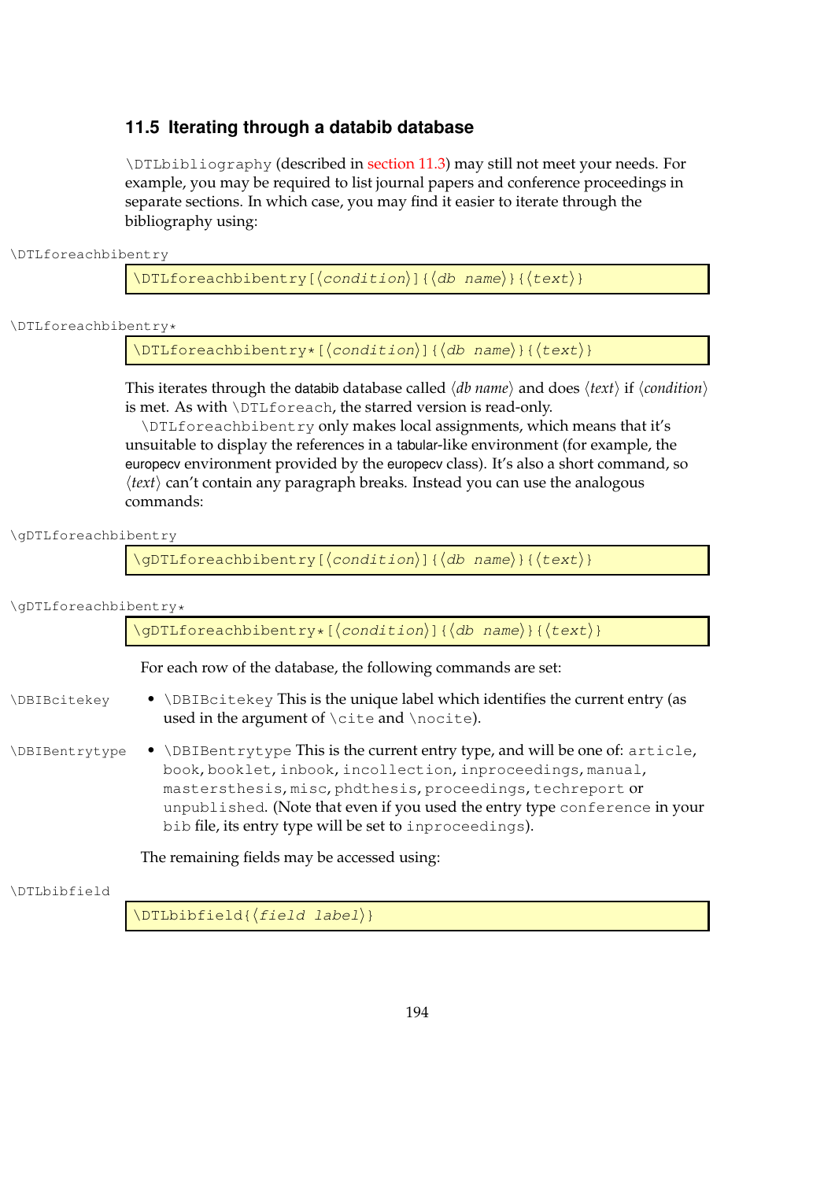## 11.5 Iterating through a databib database

`\DTLbibliography` (described in section 11.3) may still not meet your needs. For example, you may be required to list journal papers and conference proceedings in separate sections. In which case, you may find it easier to iterate through the bibliography using:

\DTLforeachbibentry

```
\DTLforeachbibentry[⟨condition⟩]{⟨db name⟩}{⟨text⟩}
```

\DTLforeachbibentry*

```
\DTLforeachbibentry*[⟨condition⟩]{⟨db name⟩}{⟨text⟩}
```

This iterates through the databib database called ⟨*db name*⟩ and does ⟨*text*⟩ if ⟨*condition*⟩ is met. As with `\DTLforeach`, the starred version is read-only.

`\DTLforeachbibentry` only makes local assignments, which means that it's unsuitable to display the references in a tabular-like environment (for example, the europecv environment provided by the europecv class). It's also a short command, so ⟨*text*⟩ can't contain any paragraph breaks. Instead you can use the analogous commands:

\gDTLforeachbibentry

```
\gDTLforeachbibentry[⟨condition⟩]{⟨db name⟩}{⟨text⟩}
```

\gDTLforeachbibentry*

```
\gDTLforeachbibentry*[⟨condition⟩]{⟨db name⟩}{⟨text⟩}
```

For each row of the database, the following commands are set:

\DBIBcitekey

- `\DBIBcitekey` This is the unique label which identifies the current entry (as used in the argument of `\cite` and `\nocite`).

\DBIBentrytype

- `\DBIBentrytype` This is the current entry type, and will be one of: `article`, `book`, `booklet`, `inbook`, `incollection`, `inproceedings`, `manual`, `mastersthesis`, `misc`, `phdthesis`, `proceedings`, `techreport` or `unpublished`. (Note that even if you used the entry type `conference` in your `bib` file, its entry type will be set to `inproceedings`).

The remaining fields may be accessed using:

\DTLbibfield

```
\DTLbibfield{⟨field label⟩}
```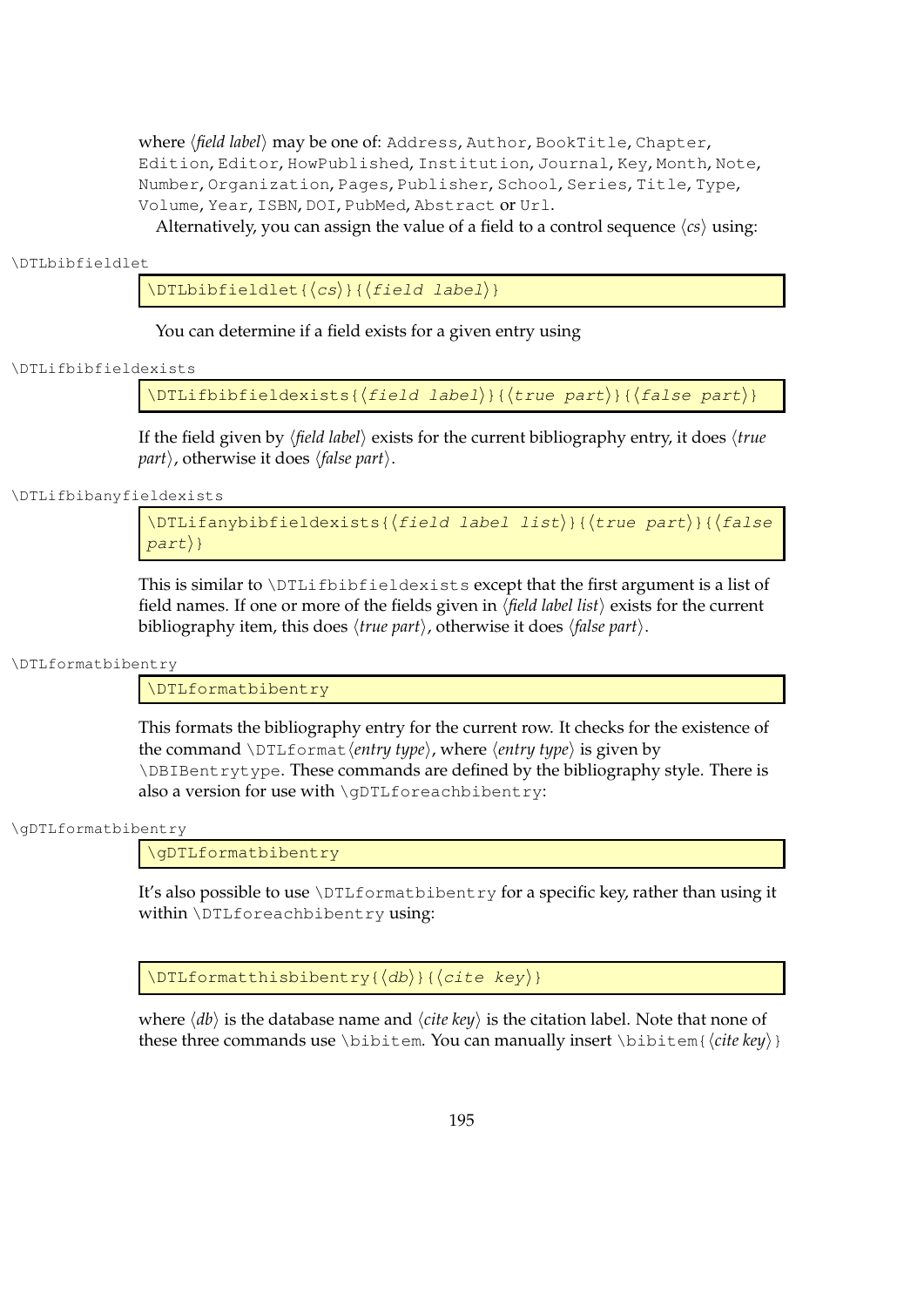where ⟨*field label*⟩ may be one of: `Address`, `Author`, `BookTitle`, `Chapter`, `Edition`, `Editor`, `HowPublished`, `Institution`, `Journal`, `Key`, `Month`, `Note`, `Number`, `Organization`, `Pages`, `Publisher`, `School`, `Series`, `Title`, `Type`, `Volume`, `Year`, `ISBN`, `DOI`, `PubMed`, `Abstract` or `Url`.

Alternatively, you can assign the value of a field to a control sequence ⟨*cs*⟩ using:

`\DTLbibfieldlet`

```
\DTLbibfieldlet{⟨cs⟩}{⟨field label⟩}
```

You can determine if a field exists for a given entry using

`\DTLifbibfieldexists`

```
\DTLifbibfieldexists{⟨field label⟩}{⟨true part⟩}{⟨false part⟩}
```

If the field given by ⟨*field label*⟩ exists for the current bibliography entry, it does ⟨*true part*⟩, otherwise it does ⟨*false part*⟩.

`\DTLifbibanyfieldexists`

```
\DTLifanybibfieldexists{⟨field label list⟩}{⟨true part⟩}{⟨false part⟩}
```

This is similar to `\DTLifbibfieldexists` except that the first argument is a list of field names. If one or more of the fields given in ⟨*field label list*⟩ exists for the current bibliography item, this does ⟨*true part*⟩, otherwise it does ⟨*false part*⟩.

`\DTLformatbibentry`

```
\DTLformatbibentry
```

This formats the bibliography entry for the current row. It checks for the existence of the command `\DTLformat`⟨*entry type*⟩, where ⟨*entry type*⟩ is given by `\DBIBentrytype`. These commands are defined by the bibliography style. There is also a version for use with `\gDTLforeachbibentry`:

`\gDTLformatbibentry`

```
\gDTLformatbibentry
```

It's also possible to use `\DTLformatbibentry` for a specific key, rather than using it within `\DTLforeachbibentry` using:

```
\DTLformatthisbibentry{⟨db⟩}{⟨cite key⟩}
```

where ⟨*db*⟩ is the database name and ⟨*cite key*⟩ is the citation label. Note that none of these three commands use `\bibitem`. You can manually insert `\bibitem{`⟨*cite key*⟩`}`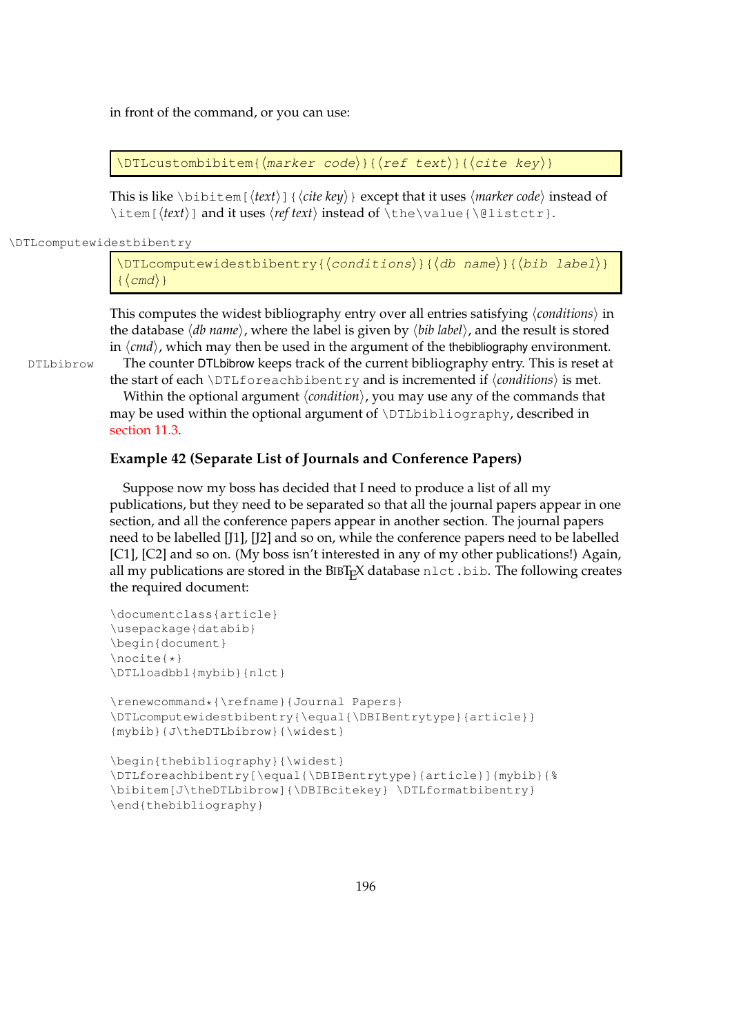in front of the command, or you can use:

```
\DTLcustombibitem{⟨marker code⟩}{⟨ref text⟩}{⟨cite key⟩}
```

This is like `\bibitem[⟨text⟩]{⟨cite key⟩}` except that it uses ⟨*marker code*⟩ instead of `\item[⟨text⟩]` and it uses ⟨*ref text*⟩ instead of `\the\value{\@listctr}`.

\DTLcomputewidestbibentry

```
\DTLcomputewidestbibentry{⟨conditions⟩}{⟨db name⟩}{⟨bib label⟩}
{⟨cmd⟩}
```

This computes the widest bibliography entry over all entries satisfying ⟨*conditions*⟩ in the database ⟨*db name*⟩, where the label is given by ⟨*bib label*⟩, and the result is stored in ⟨*cmd*⟩, which may then be used in the argument of the thebibliography environment.

DTLbibrow

The counter DTLbibrow keeps track of the current bibliography entry. This is reset at the start of each `\DTLforeachbibentry` and is incremented if ⟨*conditions*⟩ is met.

Within the optional argument ⟨*condition*⟩, you may use any of the commands that may be used within the optional argument of `\DTLbibliography`, described in section 11.3.

### Example 42 (Separate List of Journals and Conference Papers)

Suppose now my boss has decided that I need to produce a list of all my publications, but they need to be separated so that all the journal papers appear in one section, and all the conference papers appear in another section. The journal papers need to be labelled [J1], [J2] and so on, while the conference papers need to be labelled [C1], [C2] and so on. (My boss isn't interested in any of my other publications!) Again, all my publications are stored in the BibTeX database `nlct.bib`. The following creates the required document:

```
\documentclass{article}
\usepackage{databib}
\begin{document}
\nocite{*}
\DTLloadbbl{mybib}{nlct}

\renewcommand*{\refname}{Journal Papers}
\DTLcomputewidestbibentry{\equal{\DBIBentrytype}{article}}
{mybib}{J\theDTLbibrow}{\widest}

\begin{thebibliography}{\widest}
\DTLforeachbibentry[\equal{\DBIBentrytype}{article}]{mybib}{%
\bibitem[J\theDTLbibrow]{\DBIBcitekey} \DTLformatbibentry}
\end{thebibliography}
```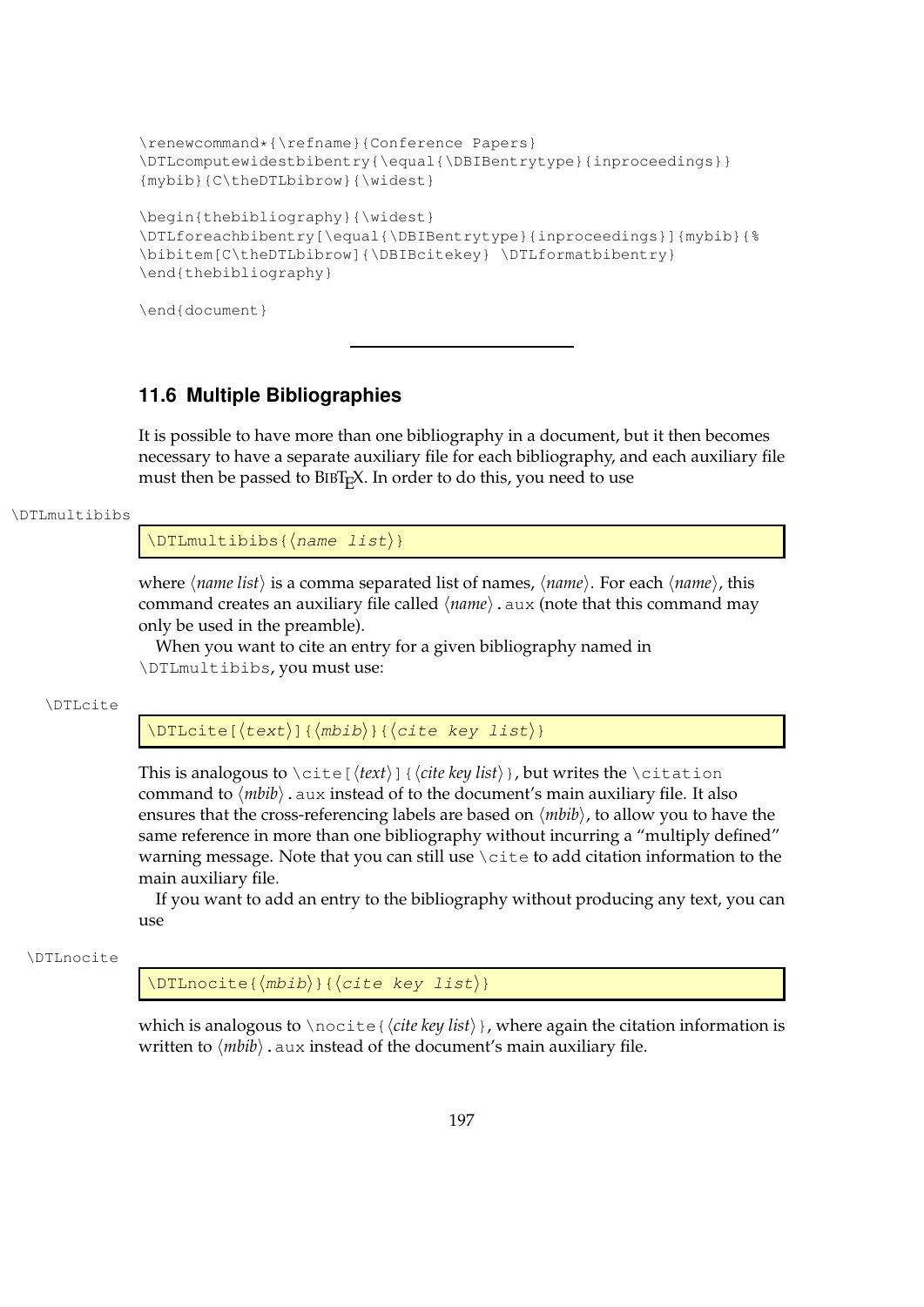```
\renewcommand*{\refname}{Conference Papers}
\DTLcomputewidestbibentry{\equal{\DBIBentrytype}{inproceedings}}
{mybib}{C\theDTLbibrow}{\widest}

\begin{thebibliography}{\widest}
\DTLforeachbibentry[\equal{\DBIBentrytype}{inproceedings}]{mybib}{%
\bibitem[C\theDTLbibrow]{\DBIBcitekey} \DTLformatbibentry}
\end{thebibliography}

\end{document}
```

---

## 11.6 Multiple Bibliographies

It is possible to have more than one bibliography in a document, but it then becomes necessary to have a separate auxiliary file for each bibliography, and each auxiliary file must then be passed to BibTeX. In order to do this, you need to use

\DTLmultibibs

```
\DTLmultibibs{⟨name list⟩}
```

where ⟨*name list*⟩ is a comma separated list of names, ⟨*name*⟩. For each ⟨*name*⟩, this command creates an auxiliary file called ⟨*name*⟩`.aux` (note that this command may only be used in the preamble).

When you want to cite an entry for a given bibliography named in `\DTLmultibibs`, you must use:

\DTLcite

```
\DTLcite[⟨text⟩]{⟨mbib⟩}{⟨cite key list⟩}
```

This is analogous to `\cite[`⟨*text*⟩`]{`⟨*cite key list*⟩`}`, but writes the `\citation` command to ⟨*mbib*⟩`.aux` instead of to the document's main auxiliary file. It also ensures that the cross-referencing labels are based on ⟨*mbib*⟩, to allow you to have the same reference in more than one bibliography without incurring a "multiply defined" warning message. Note that you can still use `\cite` to add citation information to the main auxiliary file.

If you want to add an entry to the bibliography without producing any text, you can use

\DTLnocite

```
\DTLnocite{⟨mbib⟩}{⟨cite key list⟩}
```

which is analogous to `\nocite{`⟨*cite key list*⟩`}`, where again the citation information is written to ⟨*mbib*⟩`.aux` instead of the document's main auxiliary file.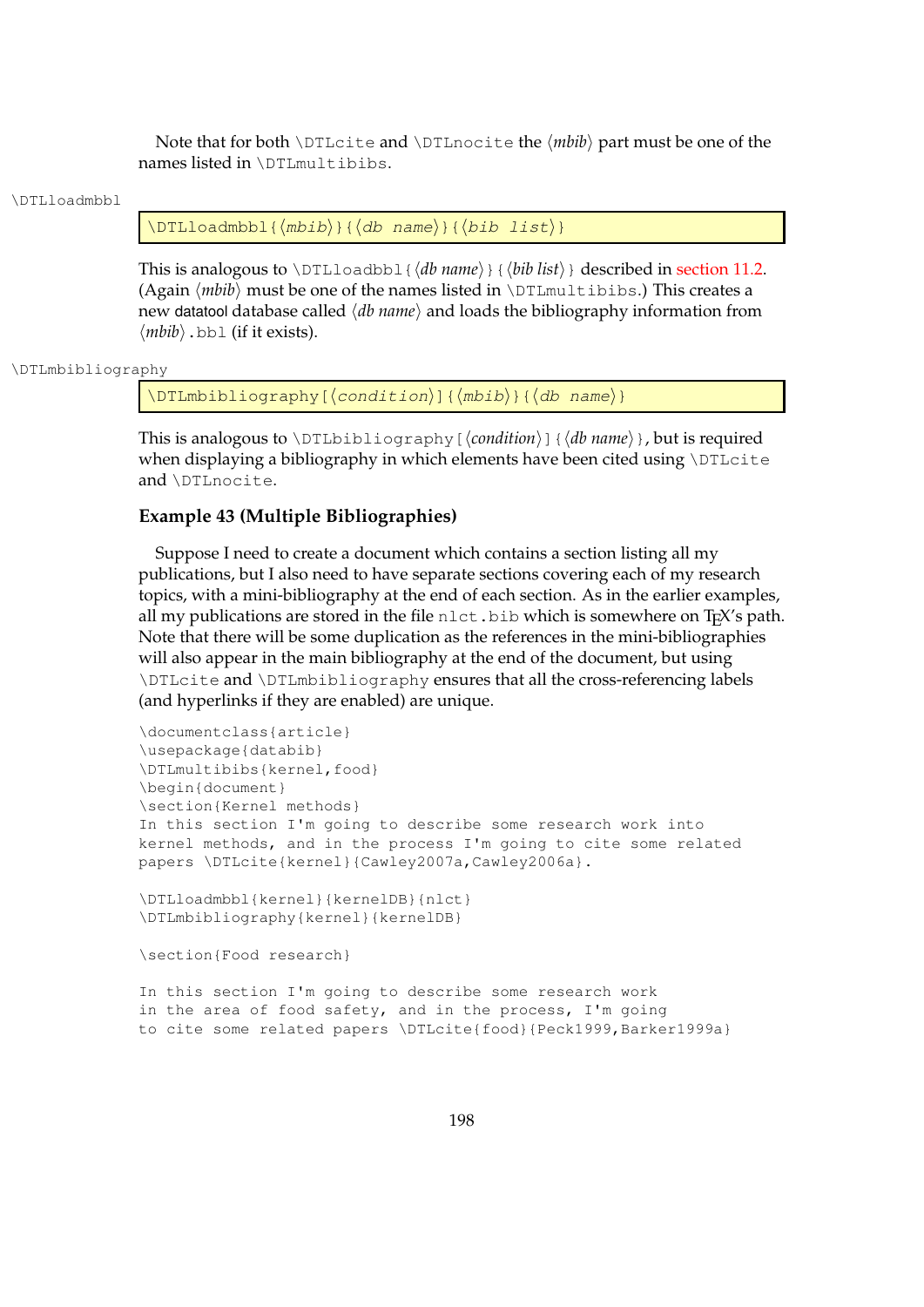Note that for both \DTLcite and \DTLnocite the ⟨*mbib*⟩ part must be one of the names listed in \DTLmultibibs.

\DTLloadmbbl

```
\DTLloadmbbl{⟨mbib⟩}{⟨db name⟩}{⟨bib list⟩}
```

This is analogous to \DTLloadbbl{⟨*db name*⟩}{⟨*bib list*⟩} described in section 11.2. (Again ⟨*mbib*⟩ must be one of the names listed in \DTLmultibibs.) This creates a new datatool database called ⟨*db name*⟩ and loads the bibliography information from ⟨*mbib*⟩.bbl (if it exists).

\DTLmbibliography

```
\DTLmbibliography[⟨condition⟩]{⟨mbib⟩}{⟨db name⟩}
```

This is analogous to \DTLbibliography[⟨*condition*⟩]{⟨*db name*⟩}, but is required when displaying a bibliography in which elements have been cited using \DTLcite and \DTLnocite.

**Example 43 (Multiple Bibliographies)**

Suppose I need to create a document which contains a section listing all my publications, but I also need to have separate sections covering each of my research topics, with a mini-bibliography at the end of each section. As in the earlier examples, all my publications are stored in the file nlct.bib which is somewhere on TEX's path. Note that there will be some duplication as the references in the mini-bibliographies will also appear in the main bibliography at the end of the document, but using \DTLcite and \DTLmbibliography ensures that all the cross-referencing labels (and hyperlinks if they are enabled) are unique.

```
\documentclass{article}
\usepackage{databib}
\DTLmultibibs{kernel,food}
\begin{document}
\section{Kernel methods}
In this section I'm going to describe some research work into
kernel methods, and in the process I'm going to cite some related
papers \DTLcite{kernel}{Cawley2007a,Cawley2006a}.

\DTLloadmbbl{kernel}{kernelDB}{nlct}
\DTLmbibliography{kernel}{kernelDB}

\section{Food research}

In this section I'm going to describe some research work
in the area of food safety, and in the process, I'm going
to cite some related papers \DTLcite{food}{Peck1999,Barker1999a}
```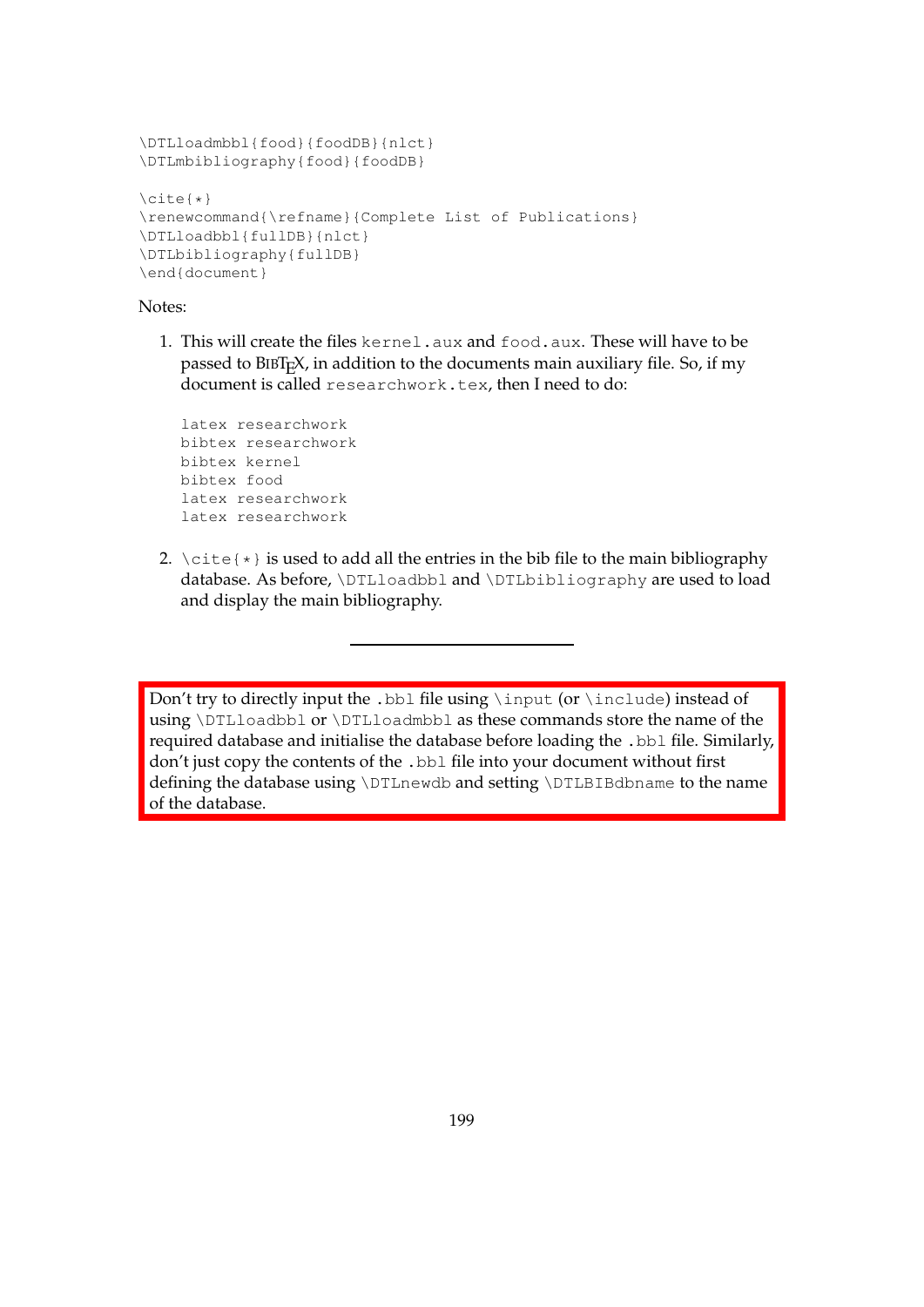```
\DTLloadmbbl{food}{foodDB}{nlct}
\DTLmbibliography{food}{foodDB}

\cite{*}
\renewcommand{\refname}{Complete List of Publications}
\DTLloadbbl{fullDB}{nlct}
\DTLbibliography{fullDB}
\end{document}
```

Notes:

1. This will create the files `kernel.aux` and `food.aux`. These will have to be passed to BIBTEX, in addition to the documents main auxiliary file. So, if my document is called `researchwork.tex`, then I need to do:

   ```
   latex researchwork
   bibtex researchwork
   bibtex kernel
   bibtex food
   latex researchwork
   latex researchwork
   ```

2. `\cite{*}` is used to add all the entries in the bib file to the main bibliography database. As before, `\DTLloadbbl` and `\DTLbibliography` are used to load and display the main bibliography.

---

> Don't try to directly input the `.bbl` file using `\input` (or `\include`) instead of using `\DTLloadbbl` or `\DTLloadmbbl` as these commands store the name of the required database and initialise the database before loading the `.bbl` file. Similarly, don't just copy the contents of the `.bbl` file into your document without first defining the database using `\DTLnewdb` and setting `\DTLBIBdbname` to the name of the database.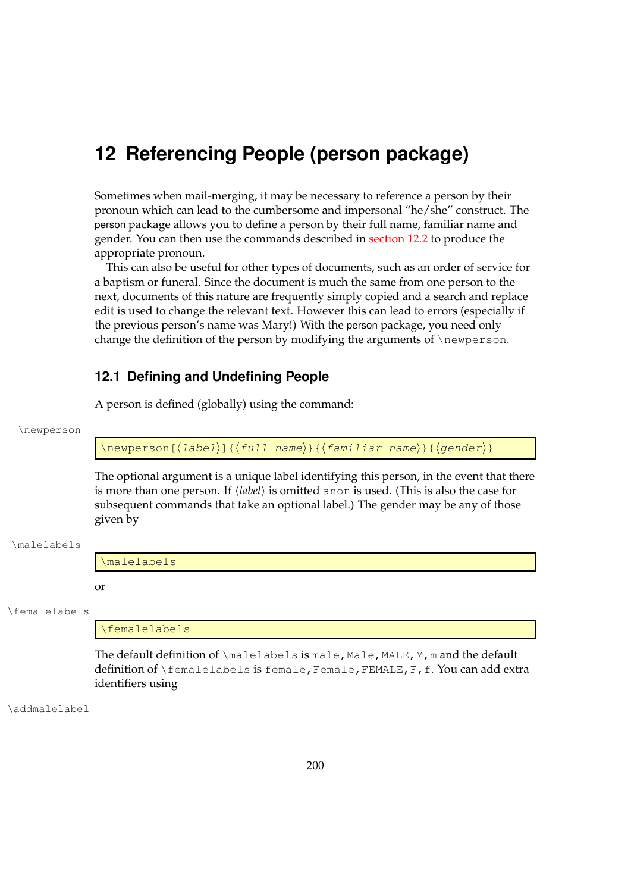# 12 Referencing People (person package)

Sometimes when mail-merging, it may be necessary to reference a person by their pronoun which can lead to the cumbersome and impersonal "he/she" construct. The person package allows you to define a person by their full name, familiar name and gender. You can then use the commands described in section 12.2 to produce the appropriate pronoun.

This can also be useful for other types of documents, such as an order of service for a baptism or funeral. Since the document is much the same from one person to the next, documents of this nature are frequently simply copied and a search and replace edit is used to change the relevant text. However this can lead to errors (especially if the previous person's name was Mary!) With the person package, you need only change the definition of the person by modifying the arguments of `\newperson`.

## 12.1 Defining and Undefining People

A person is defined (globally) using the command:

\newperson

```
\newperson[⟨label⟩]{⟨full name⟩}{⟨familiar name⟩}{⟨gender⟩}
```

The optional argument is a unique label identifying this person, in the event that there is more than one person. If ⟨*label*⟩ is omitted `anon` is used. (This is also the case for subsequent commands that take an optional label.) The gender may be any of those given by

\malelabels

```
\malelabels
```

or

\femalelabels

```
\femalelabels
```

The default definition of `\malelabels` is `male,Male,MALE,M,m` and the default definition of `\femalelabels` is `female,Female,FEMALE,F,f`. You can add extra identifiers using

\addmalelabel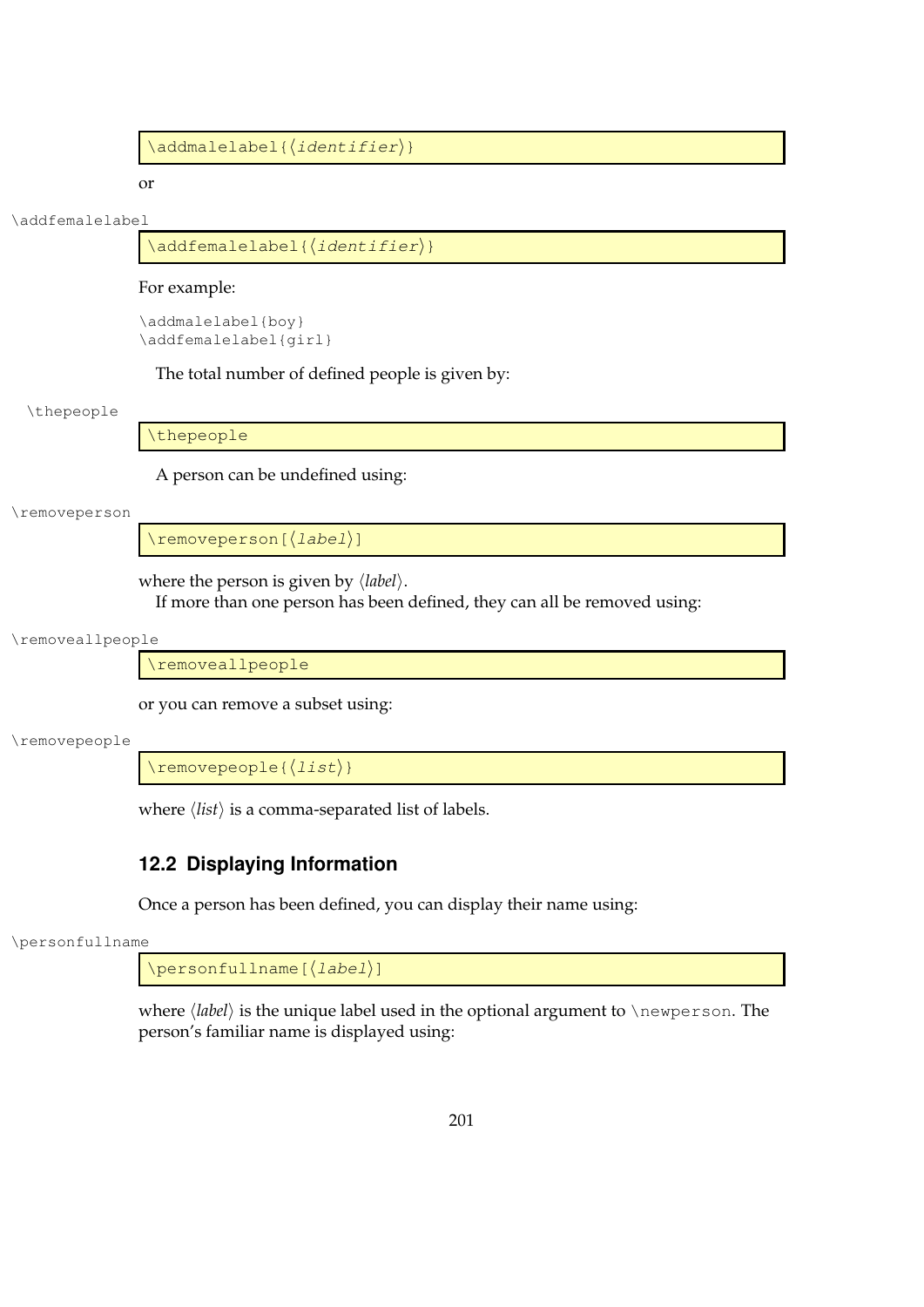```
\addmalelabel{⟨identifier⟩}
```

or

\addfemalelabel

```
\addfemalelabel{⟨identifier⟩}
```

For example:

```
\addmalelabel{boy}
\addfemalelabel{girl}
```

The total number of defined people is given by:

\thepeople

```
\thepeople
```

A person can be undefined using:

\removeperson

```
\removeperson[⟨label⟩]
```

where the person is given by ⟨*label*⟩.
If more than one person has been defined, they can all be removed using:

\removeallpeople

```
\removeallpeople
```

or you can remove a subset using:

\removepeople

```
\removepeople{⟨list⟩}
```

where ⟨*list*⟩ is a comma-separated list of labels.

## 12.2 Displaying Information

Once a person has been defined, you can display their name using:

\personfullname

```
\personfullname[⟨label⟩]
```

where ⟨*label*⟩ is the unique label used in the optional argument to `\newperson`. The person's familiar name is displayed using: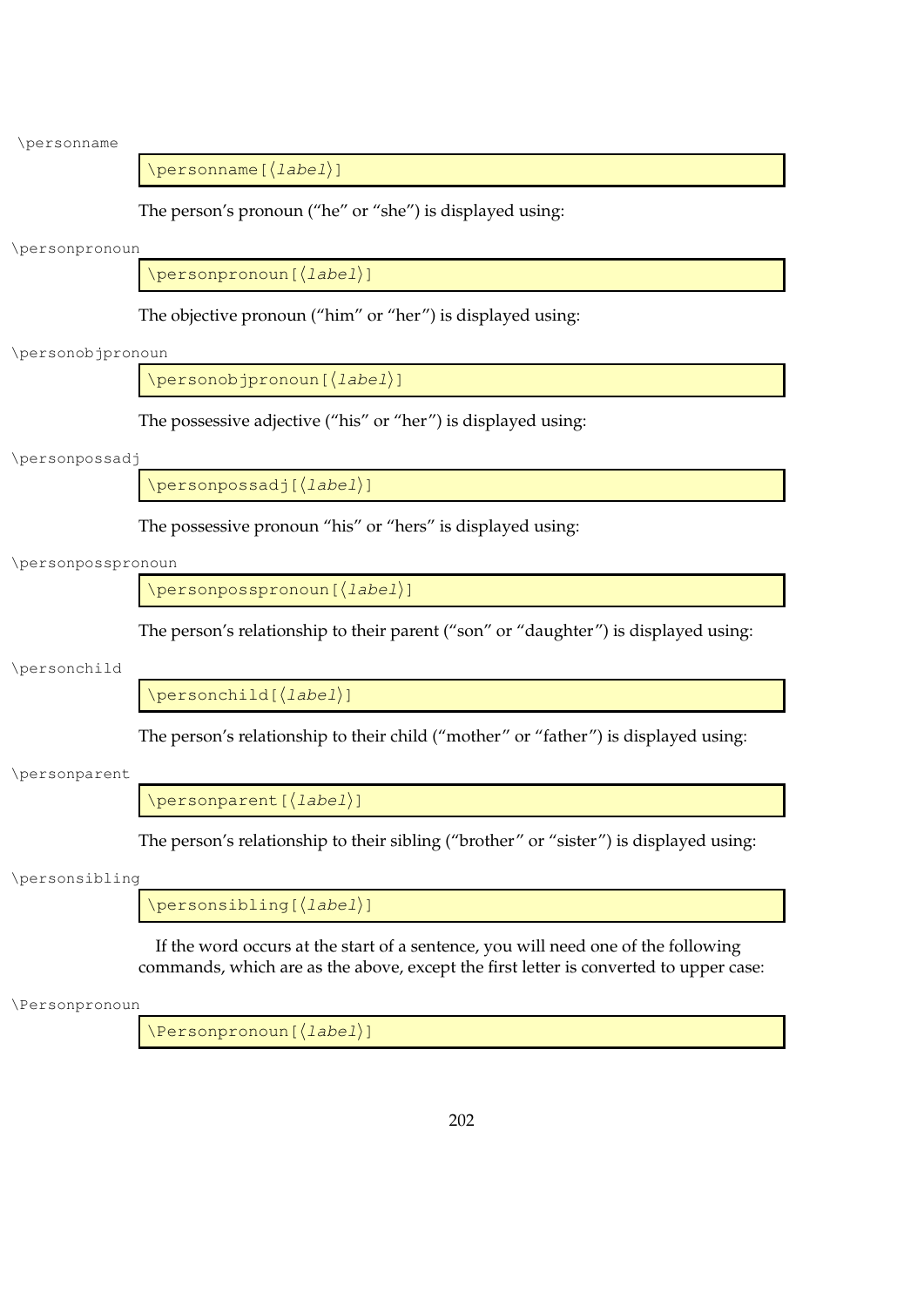\personname

```
\personname[⟨label⟩]
```

The person's pronoun ("he" or "she") is displayed using:

\personpronoun

```
\personpronoun[⟨label⟩]
```

The objective pronoun ("him" or "her") is displayed using:

\personobjpronoun

```
\personobjpronoun[⟨label⟩]
```

The possessive adjective ("his" or "her") is displayed using:

\personpossadj

```
\personpossadj[⟨label⟩]
```

The possessive pronoun "his" or "hers" is displayed using:

\personposspronoun

```
\personposspronoun[⟨label⟩]
```

The person's relationship to their parent ("son" or "daughter") is displayed using:

\personchild

```
\personchild[⟨label⟩]
```

The person's relationship to their child ("mother" or "father") is displayed using:

\personparent

```
\personparent[⟨label⟩]
```

The person's relationship to their sibling ("brother" or "sister") is displayed using:

\personsibling

```
\personsibling[⟨label⟩]
```

If the word occurs at the start of a sentence, you will need one of the following commands, which are as the above, except the first letter is converted to upper case:

\Personpronoun

```
\Personpronoun[⟨label⟩]
```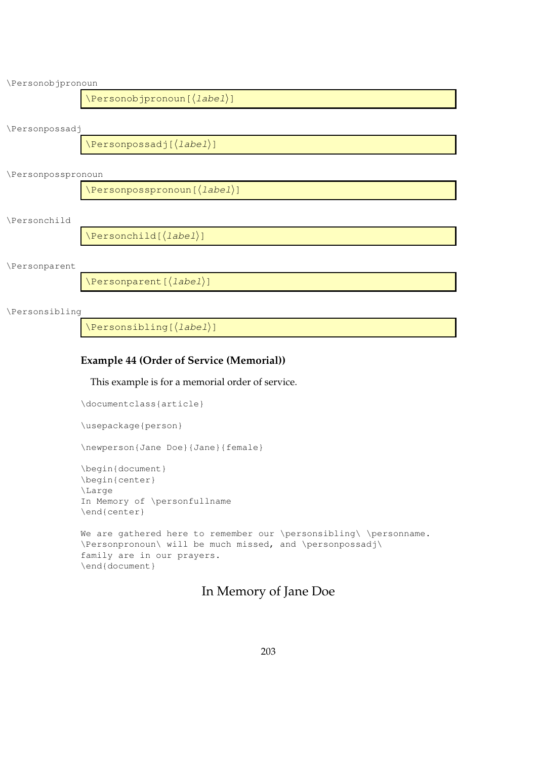\Personobjpronoun

```
\Personobjpronoun[⟨label⟩]
```

\Personpossadj

```
\Personpossadj[⟨label⟩]
```

\Personposspronoun

```
\Personposspronoun[⟨label⟩]
```

\Personchild

```
\Personchild[⟨label⟩]
```

\Personparent

```
\Personparent[⟨label⟩]
```

\Personsibling

```
\Personsibling[⟨label⟩]
```

### Example 44 (Order of Service (Memorial))

This example is for a memorial order of service.

```
\documentclass{article}

\usepackage{person}

\newperson{Jane Doe}{Jane}{female}

\begin{document}
\begin{center}
\Large
In Memory of \personfullname
\end{center}

We are gathered here to remember our \personsibling\ \personname.
\Personpronoun\ will be much missed, and \personpossadj\
family are in our prayers.
\end{document}
```

In Memory of Jane Doe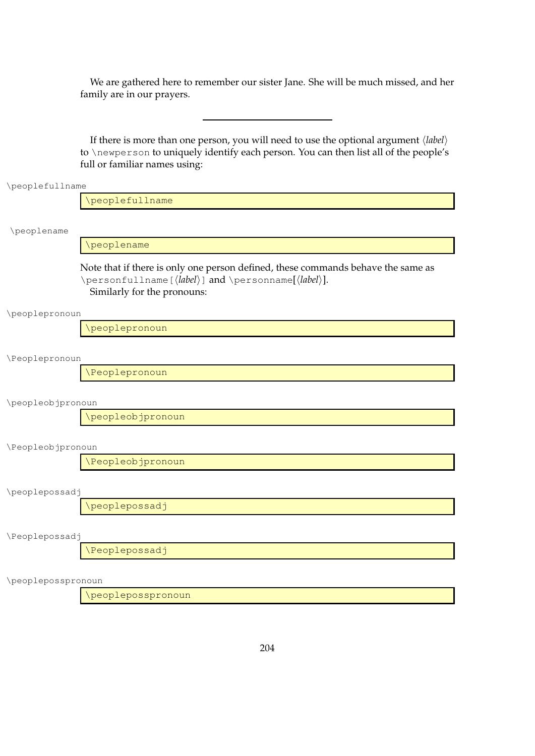We are gathered here to remember our sister Jane. She will be much missed, and her family are in our prayers.

---

If there is more than one person, you will need to use the optional argument ⟨*label*⟩ to `\newperson` to uniquely identify each person. You can then list all of the people's full or familiar names using:

`\peoplefullname`

```
\peoplefullname
```

`\peoplename`

```
\peoplename
```

Note that if there is only one person defined, these commands behave the same as `\personfullname[`⟨*label*⟩`]` and `\personname`[⟨*label*⟩].

Similarly for the pronouns:

`\peoplepronoun`

```
\peoplepronoun
```

`\Peoplepronoun`

```
\Peoplepronoun
```

`\peopleobjpronoun`

```
\peopleobjpronoun
```

`\Peopleobjpronoun`

```
\Peopleobjpronoun
```

`\peoplepossadj`

```
\peoplepossadj
```

`\Peoplepossadj`

```
\Peoplepossadj
```

`\peopleposspronoun`

```
\peopleposspronoun
```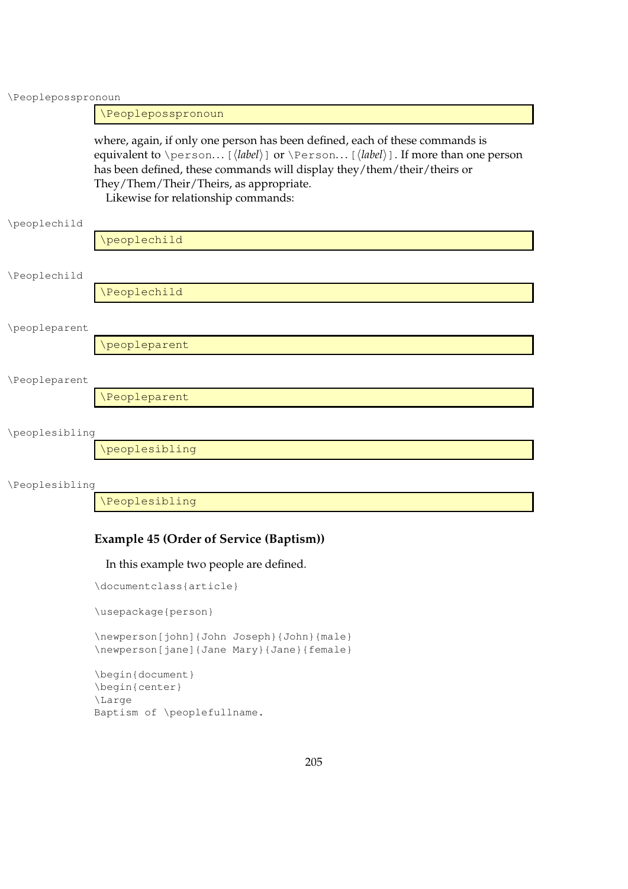\Peopleposspronoun

```
\Peopleposspronoun
```

where, again, if only one person has been defined, each of these commands is equivalent to `\person...[⟨label⟩]` or `\Person...[⟨label⟩]`. If more than one person has been defined, these commands will display they/them/their/theirs or They/Them/Their/Theirs, as appropriate.

Likewise for relationship commands:

\peoplechild

```
\peoplechild
```

\Peoplechild

```
\Peoplechild
```

\peopleparent

```
\peopleparent
```

\Peopleparent

```
\Peopleparent
```

\peoplesibling

```
\peoplesibling
```

\Peoplesibling

```
\Peoplesibling
```

**Example 45 (Order of Service (Baptism))**

In this example two people are defined.

```
\documentclass{article}

\usepackage{person}

\newperson[john]{John Joseph}{John}{male}
\newperson[jane]{Jane Mary}{Jane}{female}

\begin{document}
\begin{center}
\Large
Baptism of \peoplefullname.
```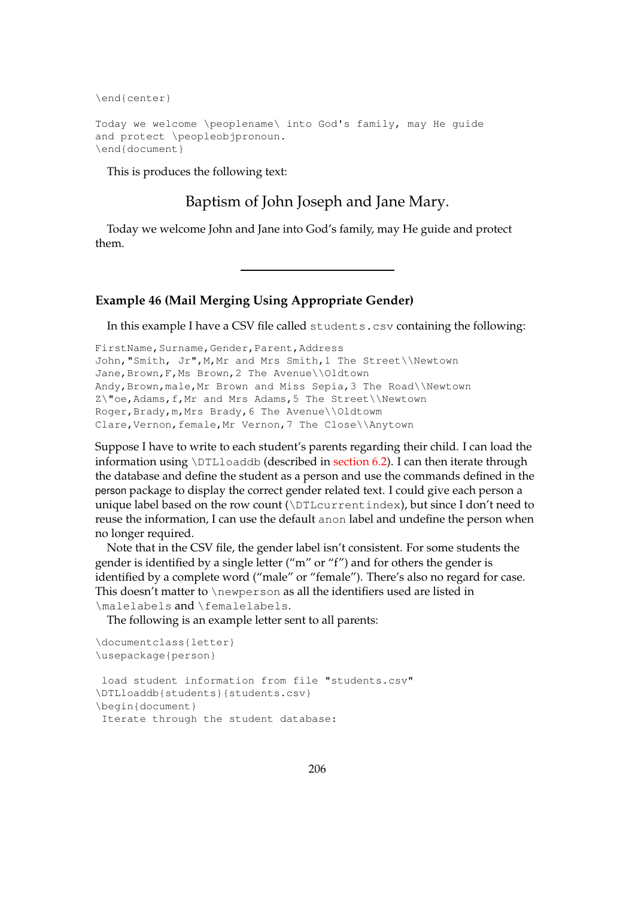```
\end{center}

Today we welcome \peoplename\ into God's family, may He guide
and protect \peopleobjpronoun.
\end{document}
```

This is produces the following text:

Baptism of John Joseph and Jane Mary.

Today we welcome John and Jane into God's family, may He guide and protect them.

---

**Example 46 (Mail Merging Using Appropriate Gender)**

In this example I have a CSV file called `students.csv` containing the following:

```
FirstName,Surname,Gender,Parent,Address
John,"Smith, Jr",M,Mr and Mrs Smith,1 The Street\\Newtown
Jane,Brown,F,Ms Brown,2 The Avenue\\Oldtown
Andy,Brown,male,Mr Brown and Miss Sepia,3 The Road\\Newtown
Z\"oe,Adams,f,Mr and Mrs Adams,5 The Street\\Newtown
Roger,Brady,m,Mrs Brady,6 The Avenue\\Oldtowm
Clare,Vernon,female,Mr Vernon,7 The Close\\Anytown
```

Suppose I have to write to each student's parents regarding their child. I can load the information using `\DTLloaddb` (described in section 6.2). I can then iterate through the database and define the student as a person and use the commands defined in the person package to display the correct gender related text. I could give each person a unique label based on the row count (`\DTLcurrentindex`), but since I don't need to reuse the information, I can use the default `anon` label and undefine the person when no longer required.

Note that in the CSV file, the gender label isn't consistent. For some students the gender is identified by a single letter ("m" or "f") and for others the gender is identified by a complete word ("male" or "female"). There's also no regard for case. This doesn't matter to `\newperson` as all the identifiers used are listed in `\malelabels` and `\femalelabels`.

The following is an example letter sent to all parents:

```
\documentclass{letter}
\usepackage{person}

 load student information from file "students.csv"
\DTLloaddb{students}{students.csv}
\begin{document}
 Iterate through the student database:
```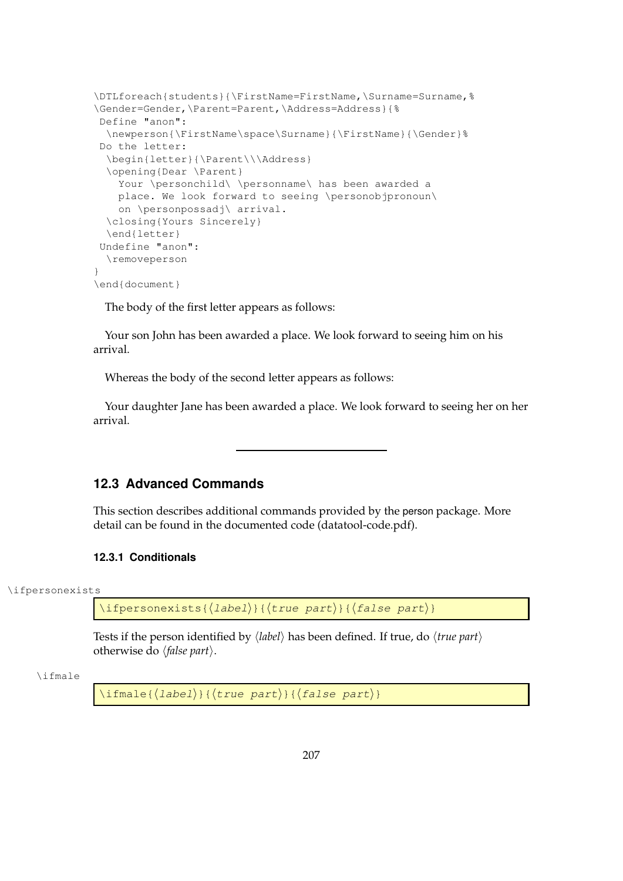```
\DTLforeach{students}{\FirstName=FirstName,\Surname=Surname,%
\Gender=Gender,\Parent=Parent,\Address=Address}{%
 Define "anon":
  \newperson{\FirstName\space\Surname}{\FirstName}{\Gender}%
 Do the letter:
  \begin{letter}{\Parent\\\Address}
  \opening{Dear \Parent}
    Your \personchild\ \personname\ has been awarded a
    place. We look forward to seeing \personobjpronoun\
    on \personpossadj\ arrival.
  \closing{Yours Sincerely}
  \end{letter}
 Undefine "anon":
  \removeperson
}
\end{document}
```

The body of the first letter appears as follows:

Your son John has been awarded a place. We look forward to seeing him on his arrival.

Whereas the body of the second letter appears as follows:

Your daughter Jane has been awarded a place. We look forward to seeing her on her arrival.

---

## 12.3 Advanced Commands

This section describes additional commands provided by the person package. More detail can be found in the documented code (datatool-code.pdf).

### 12.3.1 Conditionals

\ifpersonexists

```
\ifpersonexists{⟨label⟩}{⟨true part⟩}{⟨false part⟩}
```

Tests if the person identified by ⟨*label*⟩ has been defined. If true, do ⟨*true part*⟩ otherwise do ⟨*false part*⟩.

\ifmale

```
\ifmale{⟨label⟩}{⟨true part⟩}{⟨false part⟩}
```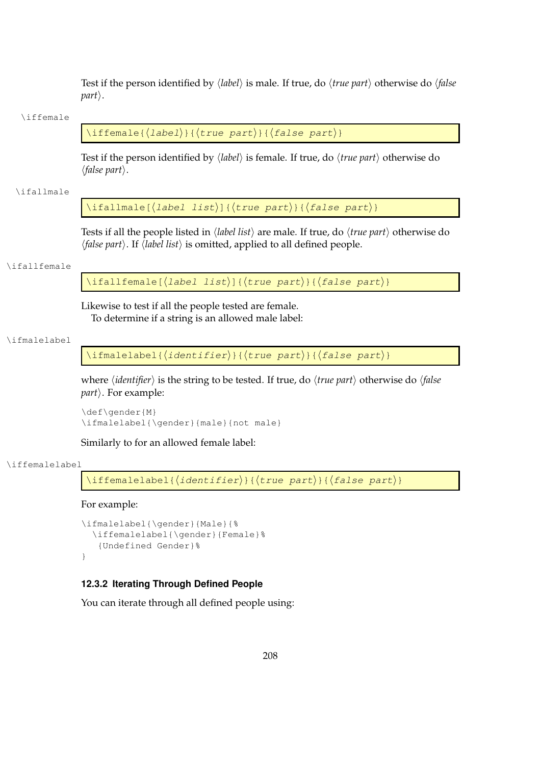Test if the person identified by ⟨*label*⟩ is male. If true, do ⟨*true part*⟩ otherwise do ⟨*false part*⟩.

\iffemale

```
\iffemale{⟨label⟩}{⟨true part⟩}{⟨false part⟩}
```

Test if the person identified by ⟨*label*⟩ is female. If true, do ⟨*true part*⟩ otherwise do ⟨*false part*⟩.

\ifallmale

```
\ifallmale[⟨label list⟩]{⟨true part⟩}{⟨false part⟩}
```

Tests if all the people listed in ⟨*label list*⟩ are male. If true, do ⟨*true part*⟩ otherwise do ⟨*false part*⟩. If ⟨*label list*⟩ is omitted, applied to all defined people.

\ifallfemale

```
\ifallfemale[⟨label list⟩]{⟨true part⟩}{⟨false part⟩}
```

Likewise to test if all the people tested are female.
To determine if a string is an allowed male label:

\ifmalelabel

```
\ifmalelabel{⟨identifier⟩}{⟨true part⟩}{⟨false part⟩}
```

where ⟨*identifier*⟩ is the string to be tested. If true, do ⟨*true part*⟩ otherwise do ⟨*false part*⟩. For example:

```
\def\gender{M}
\ifmalelabel{\gender}{male}{not male}
```

Similarly to for an allowed female label:

\iffemalelabel

```
\iffemalelabel{⟨identifier⟩}{⟨true part⟩}{⟨false part⟩}
```

For example:

```
\ifmalelabel{\gender}{Male}{%
  \iffemalelabel{\gender}{Female}%
   {Undefined Gender}%
}
```

### 12.3.2 Iterating Through Defined People

You can iterate through all defined people using: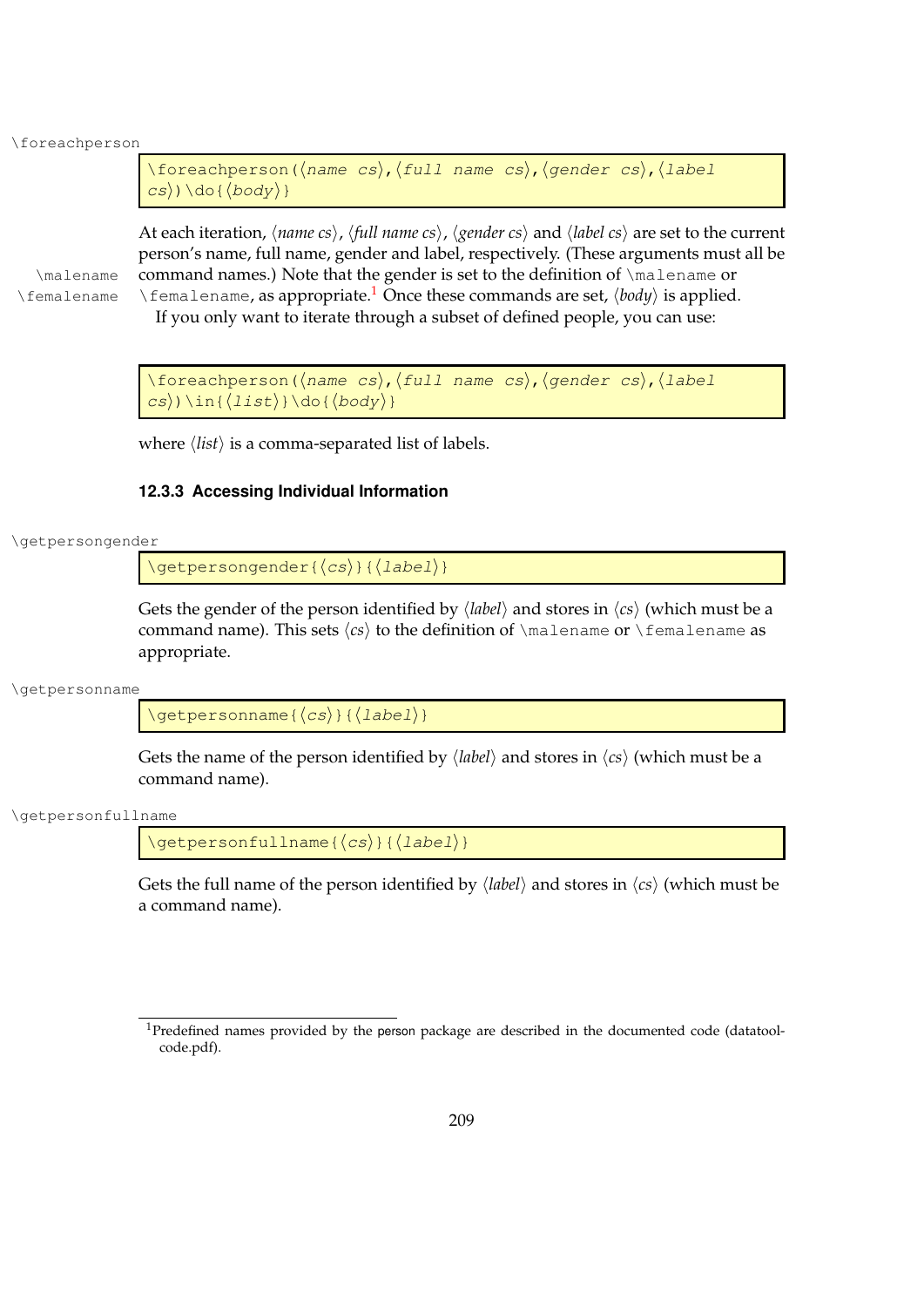\foreachperson

```
\foreachperson(⟨name cs⟩,⟨full name cs⟩,⟨gender cs⟩,⟨label cs⟩)\do{⟨body⟩}
```

At each iteration, ⟨*name cs*⟩, ⟨*full name cs*⟩, ⟨*gender cs*⟩ and ⟨*label cs*⟩ are set to the current person's name, full name, gender and label, respectively. (These arguments must all be command names.) Note that the gender is set to the definition of `\malename` or `\femalename`, as appropriate.[1] Once these commands are set, ⟨*body*⟩ is applied.

If you only want to iterate through a subset of defined people, you can use:

```
\foreachperson(⟨name cs⟩,⟨full name cs⟩,⟨gender cs⟩,⟨label cs⟩)\in{⟨list⟩}\do{⟨body⟩}
```

where ⟨*list*⟩ is a comma-separated list of labels.

### 12.3.3 Accessing Individual Information

\getpersongender

```
\getpersongender{⟨cs⟩}{⟨label⟩}
```

Gets the gender of the person identified by ⟨*label*⟩ and stores in ⟨*cs*⟩ (which must be a command name). This sets ⟨*cs*⟩ to the definition of `\malename` or `\femalename` as appropriate.

\getpersonname

```
\getpersonname{⟨cs⟩}{⟨label⟩}
```

Gets the name of the person identified by ⟨*label*⟩ and stores in ⟨*cs*⟩ (which must be a command name).

\getpersonfullname

```
\getpersonfullname{⟨cs⟩}{⟨label⟩}
```

Gets the full name of the person identified by ⟨*label*⟩ and stores in ⟨*cs*⟩ (which must be a command name).

---

[1] Predefined names provided by the person package are described in the documented code (datatool-code.pdf).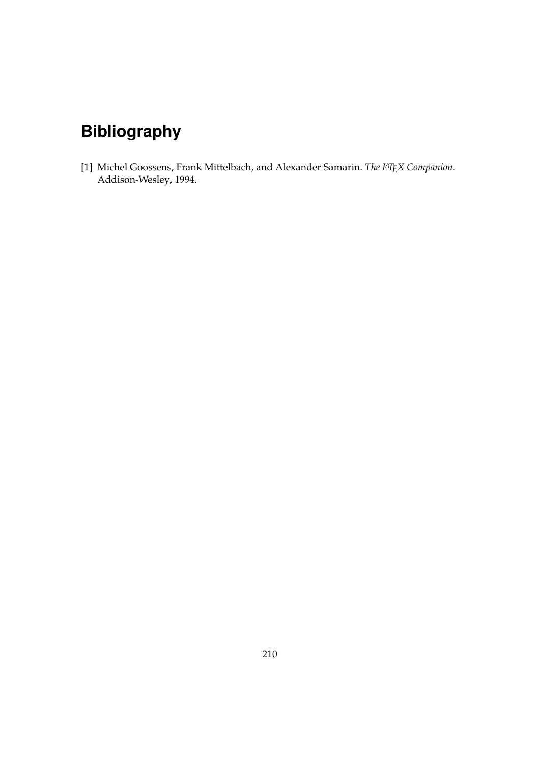# Bibliography

[1] Michel Goossens, Frank Mittelbach, and Alexander Samarin. *The LaTeX Companion*. Addison-Wesley, 1994.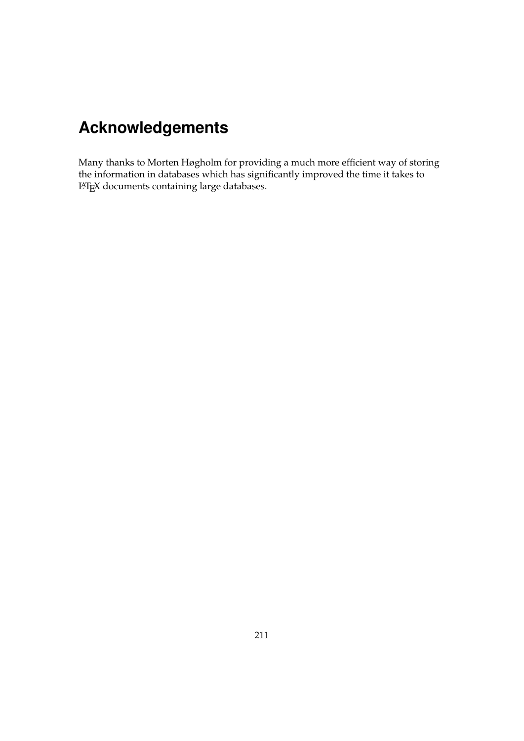# Acknowledgements

Many thanks to Morten Høgholm for providing a much more efficient way of storing the information in databases which has significantly improved the time it takes to LaTeX documents containing large databases.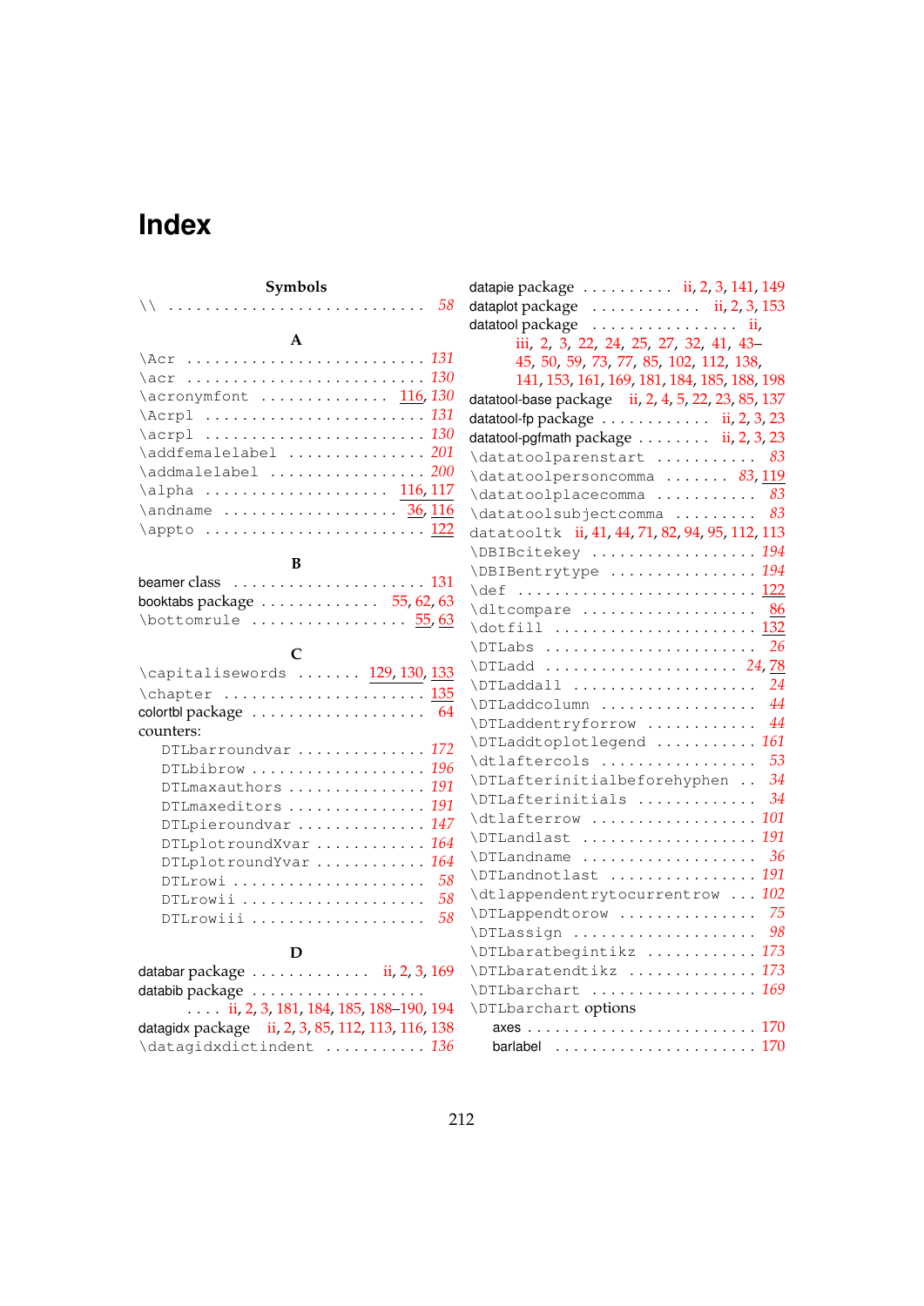# Index

## Symbols

`\\` 58

## A

`\Acr` 131
`\acr` 130
`\acronymfont` 116, 130
`\Acrpl` 131
`\acrpl` 130
`\addfemalelabel` 201
`\addmalelabel` 200
`\alpha` 116, 117
`\andname` 36, 116
`\appto` 122

## B

beamer class 131
booktabs package 55, 62, 63
`\bottomrule` 55, 63

## C

`\capitalisewords` 129, 130, 133
`\chapter` 135
colortbl package 64
counters:
- DTLbarroundvar 172
- DTLbibrow 196
- DTLmaxauthors 191
- DTLmaxeditors 191
- DTLpieroundvar 147
- DTLplotroundXvar 164
- DTLplotroundYvar 164
- DTLrowi 58
- DTLrowii 58
- DTLrowiii 58

## D

databar package ii, 2, 3, 169
databib package ii, 2, 3, 181, 184, 185, 188–190, 194
datagidx package ii, 2, 3, 85, 112, 113, 116, 138
`\datagidxdictindent` 136
datapie package ii, 2, 3, 141, 149
dataplot package ii, 2, 3, 153
datatool package ii, iii, 2, 3, 22, 24, 25, 27, 32, 41, 43–45, 50, 59, 73, 77, 85, 102, 112, 138, 141, 153, 161, 169, 181, 184, 185, 188, 198
datatool-base package ii, 2, 4, 5, 22, 23, 85, 137
datatool-fp package ii, 2, 3, 23
datatool-pgfmath package ii, 2, 3, 23
`\datatoolparenstart` 83
`\datatoolpersoncomma` 83, 119
`\datatoolplacecomma` 83
`\datatoolsubjectcomma` 83
`datatooltk` ii, 41, 44, 71, 82, 94, 95, 112, 113
`\DBIBcitekey` 194
`\DBIBentrytype` 194
`\def` 122
`\dltcompare` 86
`\dotfill` 132
`\DTLabs` 26
`\DTLadd` 24, 78
`\DTLaddall` 24
`\DTLaddcolumn` 44
`\DTLaddentryforrow` 44
`\DTLaddtoplotlegend` 161
`\dtlaftercols` 53
`\DTLafterinitialbeforehyphen` 34
`\DTLafterinitials` 34
`\dtlafterrow` 101
`\DTLandlast` 191
`\DTLandname` 36
`\DTLandnotlast` 191
`\dtlappendentrytocurrentrow` 102
`\DTLappendtorow` 75
`\DTLassign` 98
`\DTLbaratbegintikz` 173
`\DTLbaratendtikz` 173
`\DTLbarchart` 169
`\DTLbarchart` options
- axes 170
- barlabel 170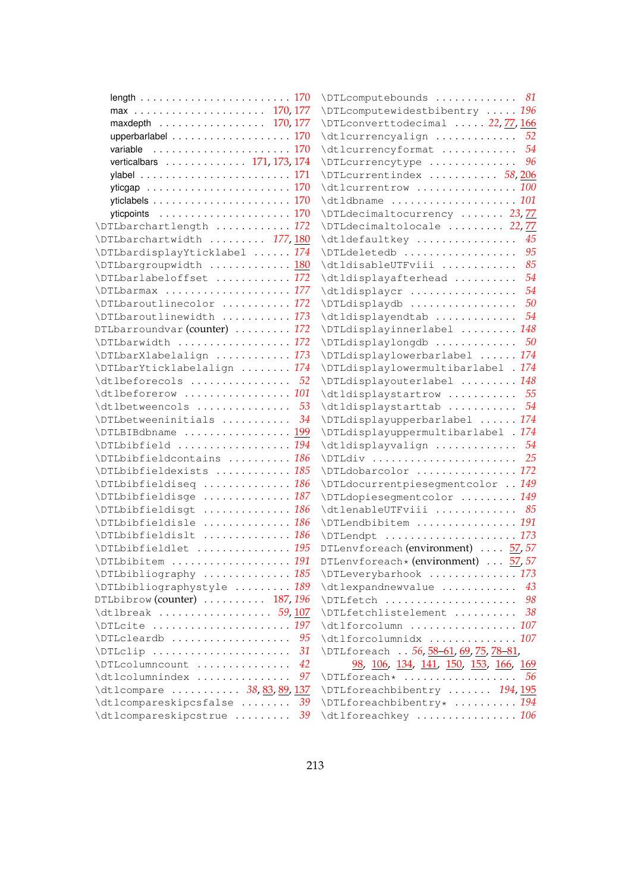length . . . . . . . . . . . . . . . . . . . . . . . 170
max . . . . . . . . . . . . . . . . . . . . 170, 177
maxdepth . . . . . . . . . . . . . . . . 170, 177
upperbarlabel . . . . . . . . . . . . . . . . . . 170
variable . . . . . . . . . . . . . . . . . . . . . 170
verticalbars . . . . . . . . . . . . . 171, 173, 174
ylabel . . . . . . . . . . . . . . . . . . . . . . . 171
yticgap . . . . . . . . . . . . . . . . . . . . . . 170
yticlabels . . . . . . . . . . . . . . . . . . . . 170
yticpoints . . . . . . . . . . . . . . . . . . . . 170

\DTLbarchartlength . . . . . . . . . . . . 172
\DTLbarchartwidth . . . . . . . . . 177, 180
\DTLbardisplayYticklabel . . . . . . 174
\DTLbargroupwidth . . . . . . . . . . . . 180
\DTLbarlabeloffset . . . . . . . . . . . . 172
\DTLbarmax . . . . . . . . . . . . . . . . . . . 177
\DTLbaroutlinecolor . . . . . . . . . . . 172
\DTLbaroutlinewidth . . . . . . . . . . . 173
DTLbarroundvar (counter) . . . . . . . . . 172
\DTLbarwidth . . . . . . . . . . . . . . . . . 172
\DTLbarXlabelalign . . . . . . . . . . . . 173
\DTLbarYticklabelalign . . . . . . . . 174
\dtlbeforecols . . . . . . . . . . . . . . . 52
\dtlbeforerow . . . . . . . . . . . . . . . . 101
\dtlbetweencols . . . . . . . . . . . . . . 53
\DTLbetweeninitials . . . . . . . . . . . 34
\DTLBIBdbname . . . . . . . . . . . . . . . . 199
\DTLbibfield . . . . . . . . . . . . . . . . . 194
\DTLbibfieldcontains . . . . . . . . . . 186
\DTLbibfieldexists . . . . . . . . . . . . 185
\DTLbibfieldiseq . . . . . . . . . . . . . 186
\DTLbibfieldisge . . . . . . . . . . . . . 187
\DTLbibfieldisgt . . . . . . . . . . . . . 186
\DTLbibfieldisle . . . . . . . . . . . . . 186
\DTLbibfieldislt . . . . . . . . . . . . . 186
\DTLbibfieldlet . . . . . . . . . . . . . . 195
\DTLbibitem . . . . . . . . . . . . . . . . . . 191
\DTLbibliography . . . . . . . . . . . . . 185
\DTLbibliographystyle . . . . . . . . . 189
DTLbibrow (counter) . . . . . . . . . . 187, 196
\dtlbreak . . . . . . . . . . . . . . . . . 59, 107
\DTLcite . . . . . . . . . . . . . . . . . . . . . 197
\DTLcleardb . . . . . . . . . . . . . . . . . . 95
\DTLclip . . . . . . . . . . . . . . . . . . . . . 31
\DTLcolumncount . . . . . . . . . . . . . . 42
\dtlcolumnindex . . . . . . . . . . . . . . 97
\dtlcompare . . . . . . . . . . . 38, 83, 89, 137
\dtlcompareskipcsfalse . . . . . . . . 39
\dtlcompareskipcstrue . . . . . . . . . 39
\DTLcomputebounds . . . . . . . . . . . . . 81
\DTLcomputewidestbibentry . . . . . 196
\DTLconverttodecimal . . . . . 22, 77, 166
\dtlcurrencyalign . . . . . . . . . . . . 52
\dtlcurrencyformat . . . . . . . . . . . 54
\DTLcurrencytype . . . . . . . . . . . . . 96
\DTLcurrentindex . . . . . . . . . . . 58, 206
\dtlcurrentrow . . . . . . . . . . . . . . . 100
\dtldbname . . . . . . . . . . . . . . . . . . . 101
\DTLdecimaltocurrency . . . . . . . 23, 77
\DTLdecimaltolocale . . . . . . . . . 22, 77
\dtldefaultkey . . . . . . . . . . . . . . . 45
\DTLdeletedb . . . . . . . . . . . . . . . . . 95
\dtldisableUTFviii . . . . . . . . . . . 85
\dtldisplayafterhead . . . . . . . . . . 54
\dtldisplaycr . . . . . . . . . . . . . . . . 54
\DTLdisplaydb . . . . . . . . . . . . . . . . 50
\dtldisplayendtab . . . . . . . . . . . . 54
\DTLdisplayinnerlabel . . . . . . . . . 148
\DTLdisplaylongdb . . . . . . . . . . . . 50
\DTLdisplaylowerbarlabel . . . . . . 174
\DTLdisplaylowermultibarlabel . 174
\DTLdisplayouterlabel . . . . . . . . . 148
\dtldisplaystartrow . . . . . . . . . . 55
\dtldisplaystarttab . . . . . . . . . . 54
\DTLdisplayupperbarlabel . . . . . . 174
\DTLdisplayuppermultibarlabel . 174
\dtldisplayvalign . . . . . . . . . . . . 54
\DTLdiv . . . . . . . . . . . . . . . . . . . . . . 25
\DTLdobarcolor . . . . . . . . . . . . . . . 172
\DTLdocurrentpiesegmentcolor . . 149
\DTLdopiesegmentcolor . . . . . . . . . 149
\dtlenableUTFviii . . . . . . . . . . . . 85
\DTLendbibitem . . . . . . . . . . . . . . . 191
\DTLendpt . . . . . . . . . . . . . . . . . . . . 173
DTLenvforeach (environment) . . . . 57, 57
DTLenvforeach* (environment) . . . 57, 57
\DTLeverybarhook . . . . . . . . . . . . . 173
\dtlexpandnewvalue . . . . . . . . . . . 43
\DTLfetch . . . . . . . . . . . . . . . . . . . . 98
\DTLfetchlistelement . . . . . . . . . . 38
\dtlforcolumn . . . . . . . . . . . . . . . . 107
\dtlforcolumnidx . . . . . . . . . . . . . 107
\DTLforeach . . 56, 58–61, 69, 75, 78–81, 98, 106, 134, 141, 150, 153, 166, 169
\DTLforeach* . . . . . . . . . . . . . . . . . 56
\DTLforeachbibentry . . . . . . . 194, 195
\DTLforeachbibentry* . . . . . . . . . . 194
\dtlforeachkey . . . . . . . . . . . . . . . 106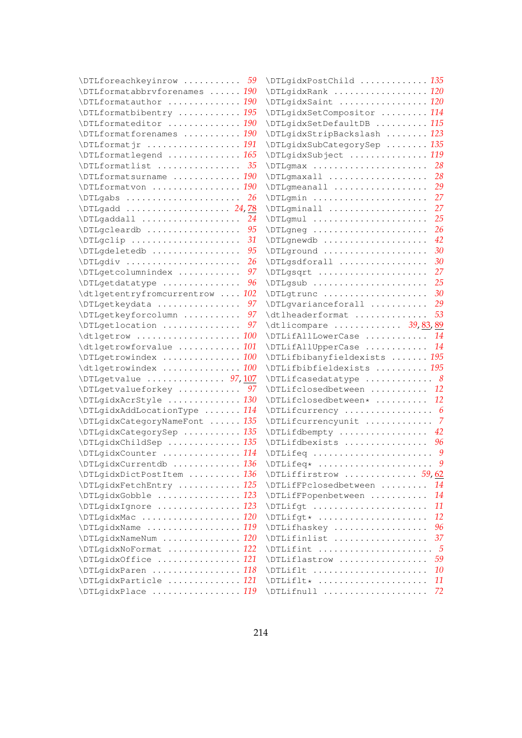\DTLforeachkeyinrow .......... 59
\DTLformatabbrvforenames ...... 190
\DTLformatauthor .............. 190
\DTLformatbibentry ............ 195
\DTLformateditor .............. 190
\DTLformatforenames ........... 190
\DTLformatjr .................. 191
\DTLformatlegend .............. 165
\DTLformatlist ................ 35
\DTLformatsurname ............. 190
\DTLformatvon ................. 190
\DTLgabs ...................... 26
\DTLgadd ...................... 24, 78
\DTLgaddall ................... 24
\DTLgcleardb .................. 95
\DTLgclip ..................... 31
\DTLgdeletedb ................. 95
\DTLgdiv ...................... 26
\DTLgetcolumnindex ............ 97
\DTLgetdatatype ............... 96
\dtlgetentryfromcurrentrow .... 102
\DTLgetkeydata ................ 97
\DTLgetkeyforcolumn ........... 97
\DTLgetlocation ............... 97
\dtlgetrow .................... 100
\dtlgetrowforvalue ............ 101
\DTLgetrowindex ............... 100
\dtlgetrowindex ............... 100
\DTLgetvalue .................. 97, 107
\DTLgetvalueforkey ............ 97
\DTLgidxAcrStyle .............. 130
\DTLgidxAddLocationType ....... 114
\DTLgidxCategoryNameFont ...... 135
\DTLgidxCategorySep ........... 135
\DTLgidxChildSep .............. 135
\DTLgidxCounter ............... 114
\DTLgidxCurrentdb ............. 136
\DTLgidxDictPostItem .......... 136
\DTLgidxFetchEntry ............ 125
\DTLgidxGobble ................ 123
\DTLgidxIgnore ................ 123
\DTLgidxMac ................... 120
\DTLgidxName .................. 119
\DTLgidxNameNum ............... 120
\DTLgidxNoFormat .............. 122
\DTLgidxOffice ................ 121
\DTLgidxParen ................. 118
\DTLgidxParticle .............. 121
\DTLgidxPlace ................. 119
\DTLgidxPostChild ............. 135
\DTLgidxRank .................. 120
\DTLgidxSaint ................. 120
\DTLgidxSetCompositor ......... 114
\DTLgidxSetDefaultDB .......... 115
\DTLgidxStripBackslash ........ 123
\DTLgidxSubCategorySep ........ 135
\DTLgidxSubject ............... 119
\DTLgmax ...................... 28
\DTLgmaxall ................... 28
\DTLgmeanall .................. 29
\DTLgmin ...................... 27
\DTLgminall ................... 27
\DTLgmul ...................... 25
\DTLgneg ...................... 26
\DTLgnewdb .................... 42
\DTLground .................... 30
\DTLgsdforall ................. 30
\DTLgsqrt ..................... 27
\DTLgsub ...................... 25
\DTLgtrunc .................... 30
\DTLgvarianceforall ........... 29
\dtlheaderformat .............. 53
\dtlicompare .................. 39, 83, 89
\DTLifAllLowerCase ............ 14
\DTLifAllUpperCase ............ 14
\DTLifbibanyfieldexists ....... 195
\DTLifbibfieldexists .......... 195
\DTLifcasedatatype ............ 8
\DTLifclosedbetween ........... 12
\DTLifclosedbetween* .......... 12
\DTLifcurrency ................ 6
\DTLifcurrencyunit ............ 7
\DTLifdbempty ................. 42
\DTLifdbexists ................ 96
\DTLifeq ...................... 9
\DTLifeq* ..................... 9
\DTLiffirstrow ................ 59, 62
\DTLifFPclosedbetween ......... 14
\DTLifFPopenbetween ........... 14
\DTLifgt ...................... 11
\DTLifgt* ..................... 12
\DTLifhaskey .................. 96
\DTLifinlist .................. 37
\DTLifint ..................... 5
\DTLiflastrow ................. 59
\DTLiflt ...................... 10
\DTLiflt* ..................... 11
\DTLifnull .................... 72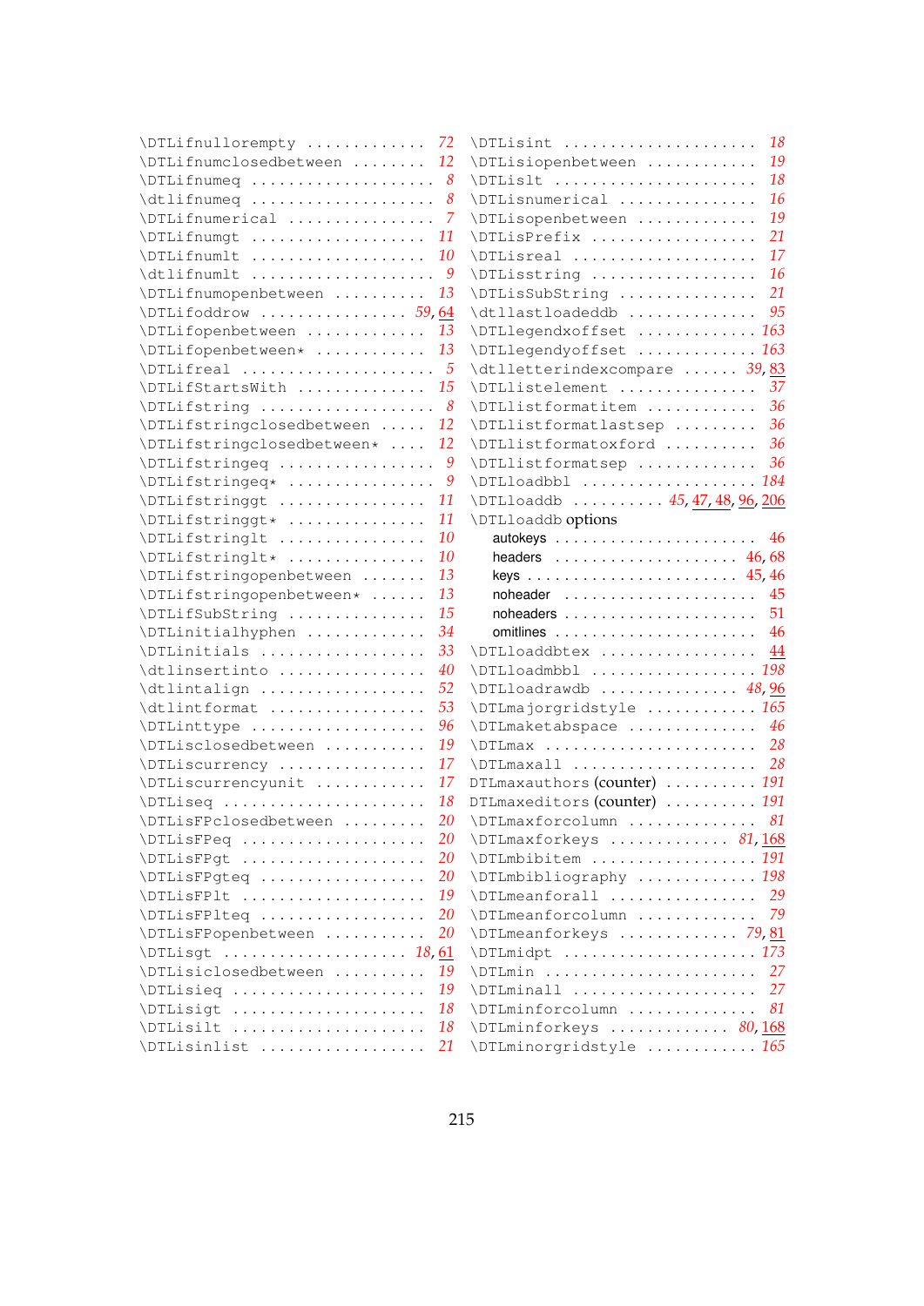\DTLifnullorempty ............. 72
\DTLifnumclosedbetween ........ 12
\DTLifnumeq .................... 8
\dtlifnumeq .................... 8
\DTLifnumerical ................ 7
\DTLifnumgt ................... 11
\DTLifnumlt ................... 10
\dtlifnumlt .................... 9
\DTLifnumopenbetween .......... 13
\DTLifoddrow ............... 59, 64
\DTLifopenbetween ............. 13
\DTLifopenbetween* ............ 13
\DTLifreal ..................... 5
\DTLifStartsWith .............. 15
\DTLifstring ................... 8
\DTLifstringclosedbetween ..... 12
\DTLifstringclosedbetween* .... 12
\DTLifstringeq ................. 9
\DTLifstringeq* ................ 9
\DTLifstringgt ................ 11
\DTLifstringgt* ............... 11
\DTLifstringlt ................ 10
\DTLifstringlt* ............... 10
\DTLifstringopenbetween ....... 13
\DTLifstringopenbetween* ...... 13
\DTLifSubString ............... 15
\DTLinitialhyphen ............. 34
\DTLinitials .................. 33
\dtlinsertinto ................ 40
\dtlintalign .................. 52
\dtlintformat ................. 53
\DTLinttype ................... 96
\DTLisclosedbetween ........... 19
\DTLiscurrency ................ 17
\DTLiscurrencyunit ............ 17
\DTLiseq ...................... 18
\DTLisFPclosedbetween ......... 20
\DTLisFPeq .................... 20
\DTLisFPgt .................... 20
\DTLisFPgteq .................. 20
\DTLisFPlt .................... 19
\DTLisFPlteq .................. 20
\DTLisFPopenbetween ........... 20
\DTLisgt ................... 18, 61
\DTLisiclosedbetween .......... 19
\DTLisieq ..................... 19
\DTLisigt ..................... 18
\DTLisilt ..................... 18
\DTLisinlist .................. 21
\DTLisint ..................... 18
\DTLisiopenbetween ............ 19
\DTLislt ...................... 18
\DTLisnumerical ............... 16
\DTLisopenbetween ............. 19
\DTLisPrefix .................. 21
\DTLisreal .................... 17
\DTLisstring .................. 16
\DTLisSubString ............... 21
\dtllastloadeddb .............. 95
\DTLlegendxoffset ............ 163
\DTLlegendyoffset ............ 163
\dtlletterindexcompare ..... 39, 83
\DTLlistelement ............... 37
\DTLlistformatitem ............ 36
\DTLlistformatlastsep ......... 36
\DTLlistformatoxford .......... 36
\DTLlistformatsep ............. 36
\DTLloadbbl .................. 184
\DTLloaddb .......... 45, 47, 48, 96, 206
\DTLloaddb options
- autokeys ..................... 46
- headers .................. 46, 68
- keys ..................... 45, 46
- noheader ..................... 45
- noheaders .................... 51
- omitlines .................... 46

\DTLloaddbtex ................. 44
\DTLloadmbbl ................. 198
\DTLloadrawdb .............. 48, 96
\DTLmajorgridstyle ........... 165
\DTLmaketabspace .............. 46
\DTLmax ....................... 28
\DTLmaxall .................... 28
DTLmaxauthors (counter) ...... 191
DTLmaxeditors (counter) ...... 191
\DTLmaxforcolumn .............. 81
\DTLmaxforkeys ............. 81, 168
\DTLmbibitem ................. 191
\DTLmbibliography ............ 198
\DTLmeanforall ................ 29
\DTLmeanforcolumn ............. 79
\DTLmeanforkeys ............. 79, 81
\DTLmidpt .................... 173
\DTLmin ....................... 27
\DTLminall .................... 27
\DTLminforcolumn .............. 81
\DTLminforkeys ............. 80, 168
\DTLminorgridstyle ........... 165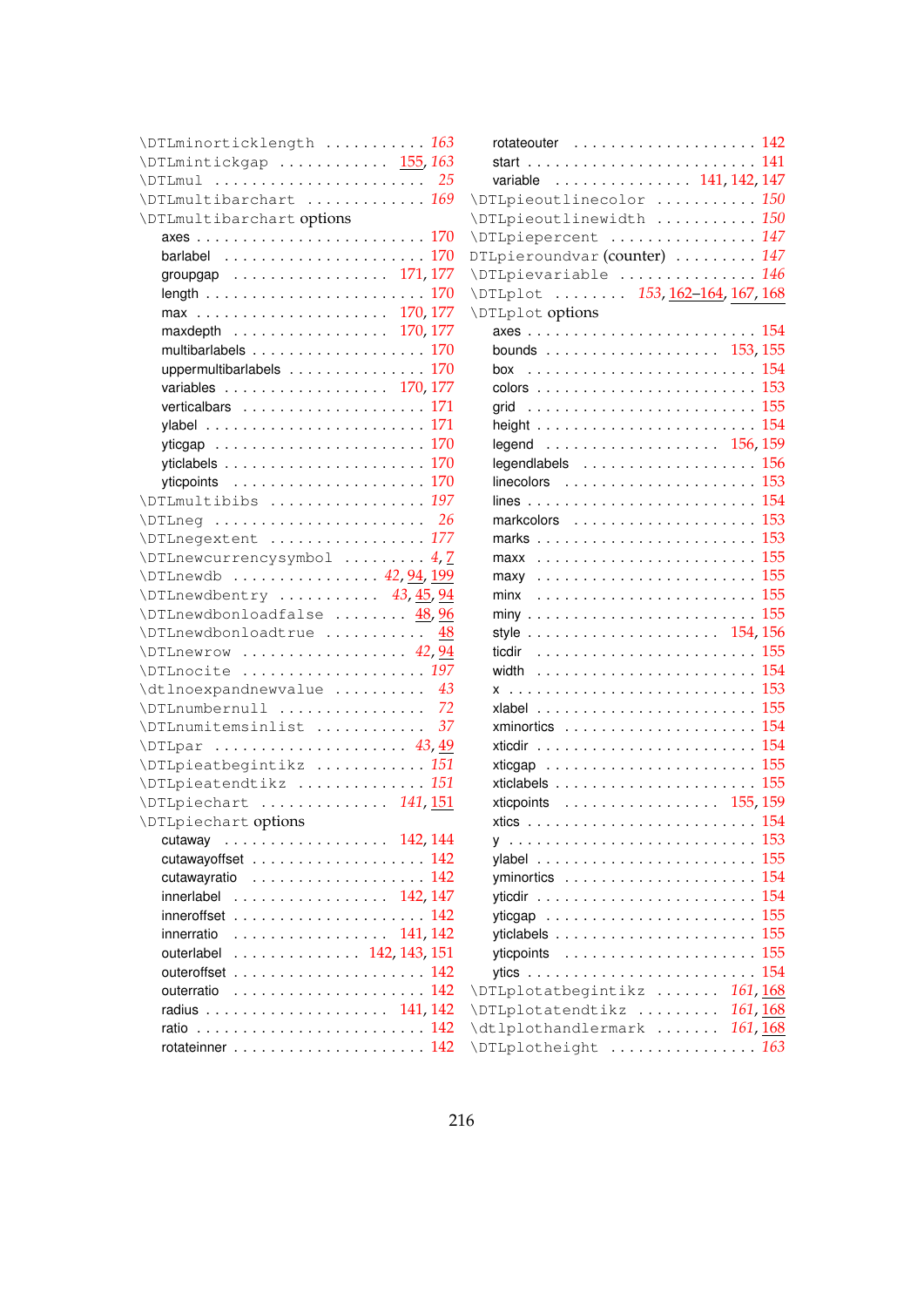\DTLminorticklength . . . . . . . . . . . *163*
\DTLmintickgap . . . . . . . . . . . . 155, *163*
\DTLmul . . . . . . . . . . . . . . . . . . . . . . . *25*
\DTLmultibarchart . . . . . . . . . . . . . *169*
\DTLmultibarchart options
- axes . . . . . . . . . . . . . . . . . . . . . . . . . 170
- barlabel . . . . . . . . . . . . . . . . . . . . . 170
- groupgap . . . . . . . . . . . . . . . . 171, 177
- length . . . . . . . . . . . . . . . . . . . . . . . 170
- max . . . . . . . . . . . . . . . . . . . . . 170, 177
- maxdepth . . . . . . . . . . . . . . . . 170, 177
- multibarlabels . . . . . . . . . . . . . . . . . 170
- uppermultibarlabels . . . . . . . . . . . . . 170
- variables . . . . . . . . . . . . . . . . . 170, 177
- verticalbars . . . . . . . . . . . . . . . . . . . 171
- ylabel . . . . . . . . . . . . . . . . . . . . . . . 171
- yticgap . . . . . . . . . . . . . . . . . . . . . . 170
- yticlabels . . . . . . . . . . . . . . . . . . . . . 170
- yticpoints . . . . . . . . . . . . . . . . . . . . 170

\DTLmultibibs . . . . . . . . . . . . . . . . . *197*
\DTLneg . . . . . . . . . . . . . . . . . . . . . . . *26*
\DTLnegextent . . . . . . . . . . . . . . . . . *177*
\DTLnewcurrencysymbol . . . . . . . . . *4*, 7
\DTLnewdb . . . . . . . . . . . . . . . . *42*, 94, 199
\DTLnewdbentry . . . . . . . . . . . *43*, 45, 94
\DTLnewdbonloadfalse . . . . . . . . . 48, 96
\DTLnewdbonloadtrue . . . . . . . . . . . . 48
\DTLnewrow . . . . . . . . . . . . . . . . . . *42*, 94
\DTLnocite . . . . . . . . . . . . . . . . . . . . *197*
\dtlnoexpandnewvalue . . . . . . . . . . . *43*
\DTLnumbernull . . . . . . . . . . . . . . . . . *72*
\DTLnumitemsinlist . . . . . . . . . . . . . *37*
\DTLpar . . . . . . . . . . . . . . . . . . . . . *43*, 49
\DTLpieatbegintikz . . . . . . . . . . . . . *151*
\DTLpieatendtikz . . . . . . . . . . . . . . . *151*
\DTLpiechart . . . . . . . . . . . . . . . . *141*, 151
\DTLpiechart options
- cutaway . . . . . . . . . . . . . . . . . . 142, 144
- cutawayoffset . . . . . . . . . . . . . . . . . 142
- cutawayratio . . . . . . . . . . . . . . . . . . 142
- innerlabel . . . . . . . . . . . . . . . . 142, 147
- inneroffset . . . . . . . . . . . . . . . . . . . . 142
- innerratio . . . . . . . . . . . . . . . . . 141, 142
- outerlabel . . . . . . . . . . . . . . 142, 143, 151
- outeroffset . . . . . . . . . . . . . . . . . . . 142
- outerratio . . . . . . . . . . . . . . . . . . . . 142
- radius . . . . . . . . . . . . . . . . . . . . 141, 142
- ratio . . . . . . . . . . . . . . . . . . . . . . . . 142
- rotateinner . . . . . . . . . . . . . . . . . . . 142
- rotateouter . . . . . . . . . . . . . . . . . . . 142
- start . . . . . . . . . . . . . . . . . . . . . . . . 141
- variable . . . . . . . . . . . . . . . 141, 142, 147

\DTLpieoutlinecolor . . . . . . . . . . . *150*
\DTLpieoutlinewidth . . . . . . . . . . . *150*
\DTLpiepercent . . . . . . . . . . . . . . . . *147*
DTLpieroundvar (counter) . . . . . . . . . *147*
\DTLpievariable . . . . . . . . . . . . . . . *146*
\DTLplot . . . . . . . . *153*, 162–164, 167, 168
\DTLplot options
- axes . . . . . . . . . . . . . . . . . . . . . . . . . 154
- bounds . . . . . . . . . . . . . . . . . . . 153, 155
- box . . . . . . . . . . . . . . . . . . . . . . . . . . 154
- colors . . . . . . . . . . . . . . . . . . . . . . . . 153
- grid . . . . . . . . . . . . . . . . . . . . . . . . . 155
- height . . . . . . . . . . . . . . . . . . . . . . . . 154
- legend . . . . . . . . . . . . . . . . . . . 156, 159
- legendlabels . . . . . . . . . . . . . . . . . . . 156
- linecolors . . . . . . . . . . . . . . . . . . . . . 153
- lines . . . . . . . . . . . . . . . . . . . . . . . . . 154
- markcolors . . . . . . . . . . . . . . . . . . . . 153
- marks . . . . . . . . . . . . . . . . . . . . . . . . 153
- maxx . . . . . . . . . . . . . . . . . . . . . . . . 155
- maxy . . . . . . . . . . . . . . . . . . . . . . . . 155
- minx . . . . . . . . . . . . . . . . . . . . . . . . 155
- miny . . . . . . . . . . . . . . . . . . . . . . . . 155
- style . . . . . . . . . . . . . . . . . . . . . 154, 156
- ticdir . . . . . . . . . . . . . . . . . . . . . . . . 155
- width . . . . . . . . . . . . . . . . . . . . . . . . 154
- x . . . . . . . . . . . . . . . . . . . . . . . . . . . 153
- xlabel . . . . . . . . . . . . . . . . . . . . . . . 155
- xminortics . . . . . . . . . . . . . . . . . . . . 154
- xticdir . . . . . . . . . . . . . . . . . . . . . . . 154
- xticgap . . . . . . . . . . . . . . . . . . . . . . 155
- xticlabels . . . . . . . . . . . . . . . . . . . . 155
- xticpoints . . . . . . . . . . . . . . . . 155, 159
- xtics . . . . . . . . . . . . . . . . . . . . . . . . 154
- y . . . . . . . . . . . . . . . . . . . . . . . . . . . 153
- ylabel . . . . . . . . . . . . . . . . . . . . . . . 155
- yminortics . . . . . . . . . . . . . . . . . . . . 154
- yticdir . . . . . . . . . . . . . . . . . . . . . . . 154
- yticgap . . . . . . . . . . . . . . . . . . . . . . 155
- yticlabels . . . . . . . . . . . . . . . . . . . . 155
- yticpoints . . . . . . . . . . . . . . . . . . . . 155
- ytics . . . . . . . . . . . . . . . . . . . . . . . . 154

\DTLplotatbegintikz . . . . . . . *161*, 168
\DTLplotatendtikz . . . . . . . . . *161*, 168
\dtlplothandlermark . . . . . . . *161*, 168
\DTLplotheight . . . . . . . . . . . . . . . . *163*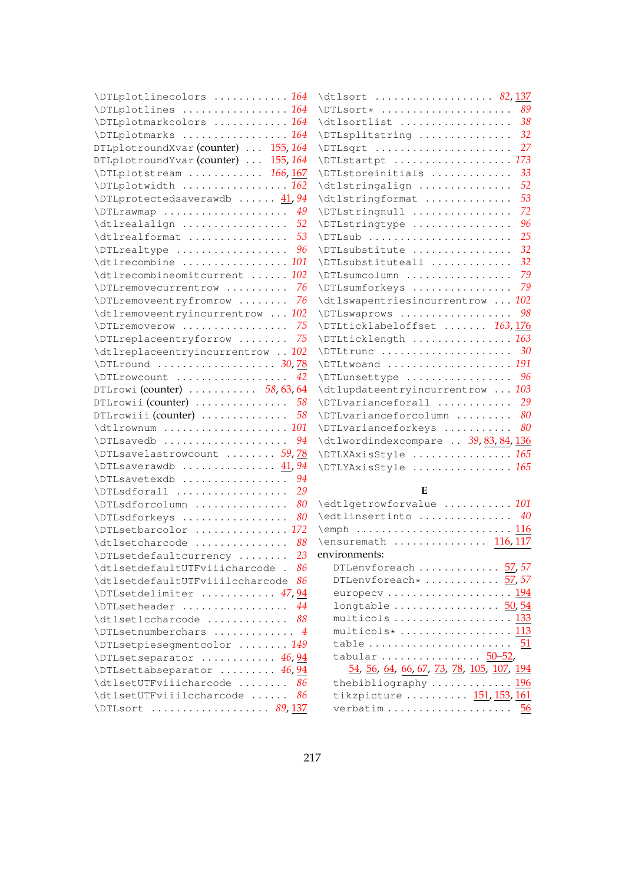\DTLplotlinecolors ............ 164
\DTLplotlines ................. 164
\DTLplotmarkcolors ............ 164
\DTLplotmarks ................. 164
DTLplotroundXvar (counter) ... 155, 164
DTLplotroundYvar (counter) ... 155, 164
\DTLplotstream ............ 166, 167
\DTLplotwidth ................. 162
\DTLprotectedsaverawdb ...... 41, 94
\DTLrawmap .................... 49
\dtlrealalign ................. 52
\dtlrealformat ................ 53
\DTLrealtype .................. 96
\dtlrecombine ................. 101
\dtlrecombineomitcurrent ...... 102
\DTLremovecurrentrow .......... 76
\DTLremoveentryfromrow ........ 76
\dtlremoveentryincurrentrow ... 102
\DTLremoverow ................. 75
\DTLreplaceentryforrow ........ 75
\dtlreplaceentryincurrentrow .. 102
\DTLround ................. 30, 78
\DTLrowcount .................. 42
DTLrowi (counter) ........... 58, 63, 64
DTLrowii (counter) ............ 58
DTLrowiii (counter) ........... 58
\dtlrownum .................... 101
\DTLsavedb .................... 94
\DTLsavelastrowcount ....... 59, 78
\DTLsaverawdb .............. 41, 94
\DTLsavetexdb ................. 94
\DTLsdforall .................. 29
\DTLsdforcolumn ............... 80
\DTLsdforkeys ................. 80
\DTLsetbarcolor ............... 172
\dtlsetcharcode ............... 88
\DTLsetdefaultcurrency ........ 23
\dtlsetdefaultUTFviiicharcode . 86
\dtlsetdefaultUTFviiilccharcode 86
\DTLsetdelimiter ........... 47, 94
\DTLsetheader ................. 44
\dtlsetlccharcode ............. 88
\DTLsetnumberchars ............ 4
\DTLsetpiesegmentcolor ........ 149
\DTLsetseparator ........... 46, 94
\DTLsettabseparator ........ 46, 94
\dtlsetUTFviiicharcode ........ 86
\dtlsetUTFviiilccharcode ...... 86
\DTLsort ................... 89, 137
\dtlsort ................... 82, 137
\DTLsort* ..................... 89
\dtlsortlist .................. 38
\DTLsplitstring ............... 32
\DTLsqrt ...................... 27
\DTLstartpt ................... 173
\DTLstoreinitials ............. 33
\dtlstringalign ............... 52
\dtlstringformat .............. 53
\DTLstringnull ................ 72
\DTLstringtype ................ 96
\DTLsub ....................... 25
\DTLsubstitute ................ 32
\DTLsubstituteall ............. 32
\DTLsumcolumn ................. 79
\DTLsumforkeys ................ 79
\dtlswapentriesincurrentrow ... 102
\DTLswaprows .................. 98
\DTLticklabeloffset ....... 163, 176
\DTLticklength ................ 163
\DTLtrunc ..................... 30
\DTLtwoand .................... 191
\DTLunsettype ................. 96
\dtlupdateentryincurrentrow ... 103
\DTLvarianceforall ............ 29
\DTLvarianceforcolumn ......... 80
\DTLvarianceforkeys ........... 80
\dtlwordindexcompare .. 39, 83, 84, 136
\DTLXAxisStyle ................ 165
\DTLYAxisStyle ................ 165

**E**

\edtlgetrowforvalue ........... 101
\edtlinsertinto ............... 40
\emph ......................... 116
\ensuremath ............... 116, 117
environments:
  DTLenvforeach ............. 57, 57
  DTLenvforeach* ............ 57, 57
  europecv .................. 194
  longtable ................. 50, 54
  multicols ................. 133
  multicols* ................ 113
  table ..................... 51
  tabular ................... 50–52, 54, 56, 64, 66, 67, 73, 78, 105, 107, 194
  thebibliography ........... 196
  tikzpicture ............... 151, 153, 161
  verbatim .................. 56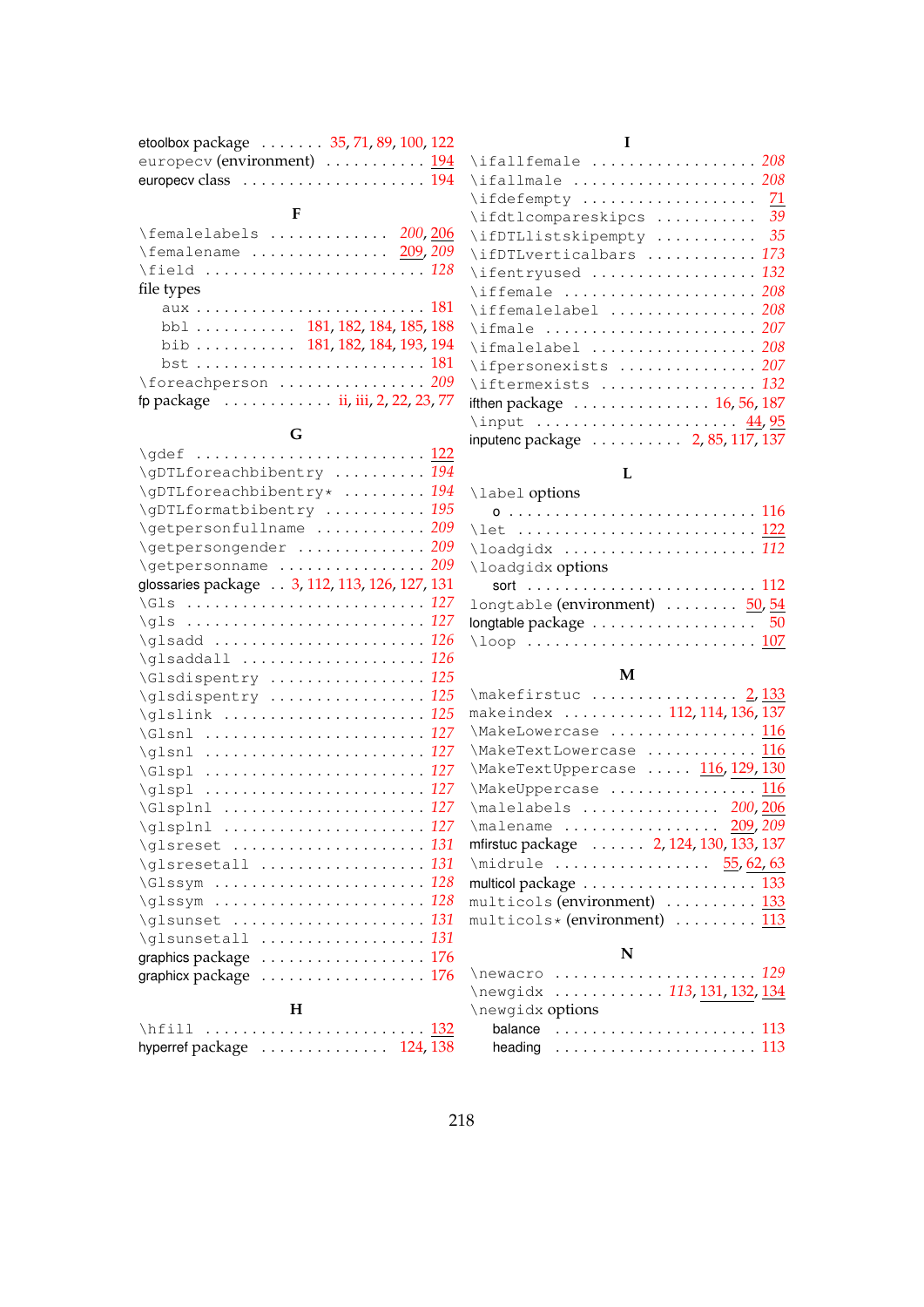etoolbox package . . . . . . . 35, 71, 89, 100, 122
europecv (environment) . . . . . . . . . . . 194
europecv class . . . . . . . . . . . . . . . . . . . . 194

## F

\femalelabels . . . . . . . . . . . . . 200, 206
\femalename . . . . . . . . . . . . . . . 209, 209
\field . . . . . . . . . . . . . . . . . . . . . . . . 128
file types
- aux . . . . . . . . . . . . . . . . . . . . . . . . . 181
- bbl . . . . . . . . . . . 181, 182, 184, 185, 188
- bib . . . . . . . . . . . 181, 182, 184, 193, 194
- bst . . . . . . . . . . . . . . . . . . . . . . . . . 181

\foreachperson . . . . . . . . . . . . . . . . 209
fp package . . . . . . . . . . . . ii, iii, 2, 22, 23, 77

## G

\gdef . . . . . . . . . . . . . . . . . . . . . . . . 122
\gDTLforeachbibentry . . . . . . . . . . 194
\gDTLforeachbibentry* . . . . . . . . . 194
\gDTLformatbibentry . . . . . . . . . . . 195
\getpersonfullname . . . . . . . . . . . . 209
\getpersongender . . . . . . . . . . . . . 209
\getpersonname . . . . . . . . . . . . . . . 209
glossaries package . . 3, 112, 113, 126, 127, 131
\Gls . . . . . . . . . . . . . . . . . . . . . . . . . 127
\gls . . . . . . . . . . . . . . . . . . . . . . . . . 127
\glsadd . . . . . . . . . . . . . . . . . . . . . . 126
\glsaddall . . . . . . . . . . . . . . . . . . . 126
\Glsdispentry . . . . . . . . . . . . . . . . 125
\glsdispentry . . . . . . . . . . . . . . . . 125
\glslink . . . . . . . . . . . . . . . . . . . . . 125
\Glsnl . . . . . . . . . . . . . . . . . . . . . . . 127
\glsnl . . . . . . . . . . . . . . . . . . . . . . . 127
\Glspl . . . . . . . . . . . . . . . . . . . . . . . 127
\glspl . . . . . . . . . . . . . . . . . . . . . . . 127
\Glsplnl . . . . . . . . . . . . . . . . . . . . . 127
\glsplnl . . . . . . . . . . . . . . . . . . . . . 127
\glsreset . . . . . . . . . . . . . . . . . . . . 131
\glsresetall . . . . . . . . . . . . . . . . . 131
\Glssym . . . . . . . . . . . . . . . . . . . . . . 128
\glssym . . . . . . . . . . . . . . . . . . . . . . 128
\glsunset . . . . . . . . . . . . . . . . . . . . 131
\glsunsetall . . . . . . . . . . . . . . . . . 131
graphics package . . . . . . . . . . . . . . . . . 176
graphicx package . . . . . . . . . . . . . . . . . 176

## H

\hfill . . . . . . . . . . . . . . . . . . . . . . . . 132
hyperref package . . . . . . . . . . . . . . 124, 138

## I

\ifallfemale . . . . . . . . . . . . . . . . . . 208
\ifallmale . . . . . . . . . . . . . . . . . . . . 208
\ifdefempty . . . . . . . . . . . . . . . . . . . 71
\ifdtlcompareskipcs . . . . . . . . . . . 39
\ifDTLlistskipempty . . . . . . . . . . . 35
\ifDTLverticalbars . . . . . . . . . . . . 173
\ifentryused . . . . . . . . . . . . . . . . . . 132
\iffemale . . . . . . . . . . . . . . . . . . . . . 208
\iffemalelabel . . . . . . . . . . . . . . . . 208
\ifmale . . . . . . . . . . . . . . . . . . . . . . . 207
\ifmalelabel . . . . . . . . . . . . . . . . . . 208
\ifpersonexists . . . . . . . . . . . . . . . 207
\iftermexists . . . . . . . . . . . . . . . . . 132
ifthen package . . . . . . . . . . . . . . . 16, 56, 187
\input . . . . . . . . . . . . . . . . . . . . . . . 44, 95
inputenc package . . . . . . . . . . 2, 85, 117, 137

## L

\label options
- o . . . . . . . . . . . . . . . . . . . . . . . . . . . 116

\let . . . . . . . . . . . . . . . . . . . . . . . . . . 122
\loadgidx . . . . . . . . . . . . . . . . . . . . . 112
\loadgidx options
- sort . . . . . . . . . . . . . . . . . . . . . . . . . 112

longtable (environment) . . . . . . . . 50, 54
longtable package . . . . . . . . . . . . . . . . . . 50
\loop . . . . . . . . . . . . . . . . . . . . . . . . . 107

## M

\makefirstuc . . . . . . . . . . . . . . . . 2, 133
makeindex . . . . . . . . . . . 112, 114, 136, 137
\MakeLowercase . . . . . . . . . . . . . . . . 116
\MakeTextLowercase . . . . . . . . . . . . 116
\MakeTextUppercase . . . . . 116, 129, 130
\MakeUppercase . . . . . . . . . . . . . . . . 116
\malelabels . . . . . . . . . . . . . . . 200, 206
\malename . . . . . . . . . . . . . . . . . 209, 209
mfirstuc package . . . . . . 2, 124, 130, 133, 137
\midrule . . . . . . . . . . . . . . . . . 55, 62, 63
multicol package . . . . . . . . . . . . . . . . . . 133
multicols (environment) . . . . . . . . . . 133
multicols* (environment) . . . . . . . . . 113

## N

\newacro . . . . . . . . . . . . . . . . . . . . . . 129
\newgidx . . . . . . . . . . . . 113, 131, 132, 134
\newgidx options
- balance . . . . . . . . . . . . . . . . . . . . . . 113
- heading . . . . . . . . . . . . . . . . . . . . . . 113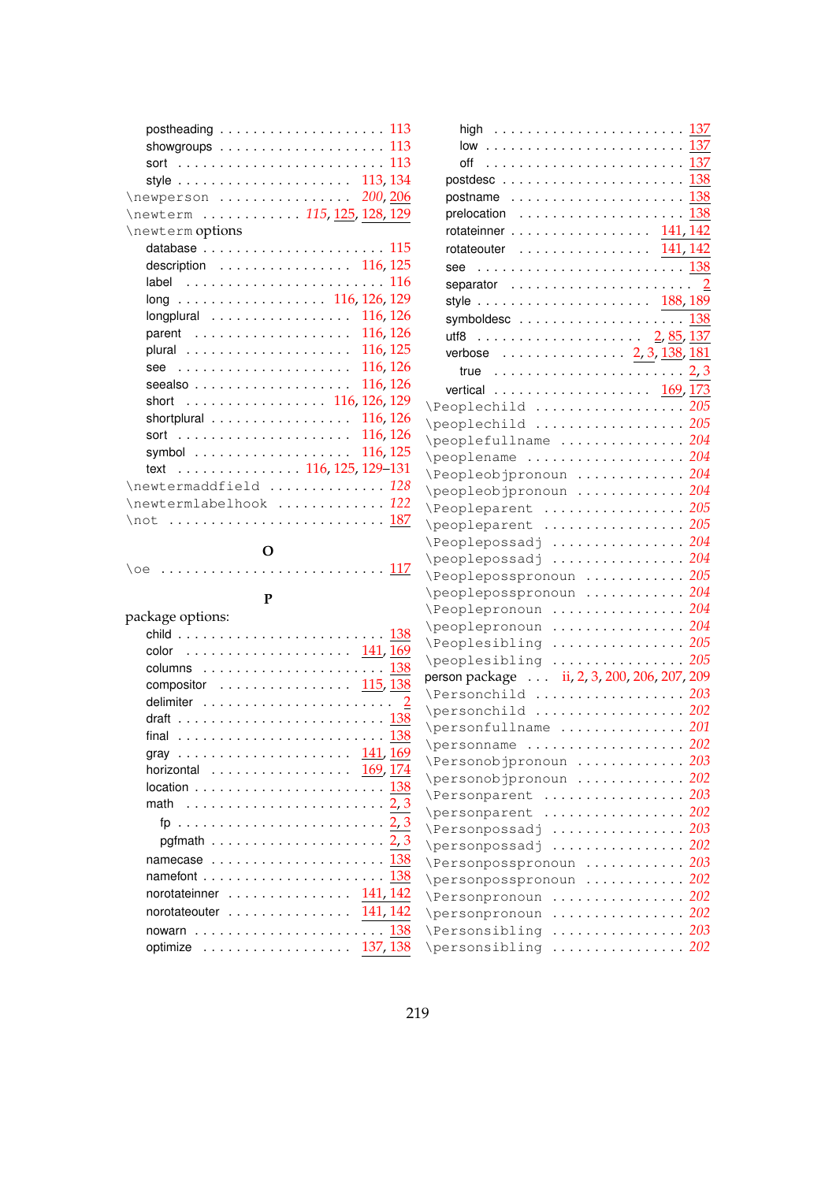- postheading . . . . . 113
- showgroups . . . . . 113
- sort . . . . . 113
- style . . . . . 113, 134

\newperson . . . . . *200*, 206

\newterm . . . . . *115*, 125, 128, 129

\newterm options

- database . . . . . 115
- description . . . . . 116, 125
- label . . . . . 116
- long . . . . . 116, 126, 129
- longplural . . . . . 116, 126
- parent . . . . . 116, 126
- plural . . . . . 116, 125
- see . . . . . 116, 126
- seealso . . . . . 116, 126
- short . . . . . 116, 126, 129
- shortplural . . . . . 116, 126
- sort . . . . . 116, 126
- symbol . . . . . 116, 125
- text . . . . . 116, 125, 129–131

\newtermaddfield . . . . . *128*

\newtermlabelhook . . . . . *122*

\not . . . . . 187

## O

\oe . . . . . 117

## P

package options:

- child . . . . . 138
- color . . . . . 141, 169
- columns . . . . . 138
- compositor . . . . . 115, 138
- delimiter . . . . . 2
- draft . . . . . 138
- final . . . . . 138
- gray . . . . . 141, 169
- horizontal . . . . . 169, 174
- location . . . . . 138
- math . . . . . 2, 3
  - fp . . . . . 2, 3
  - pgfmath . . . . . 2, 3
- namecase . . . . . 138
- namefont . . . . . 138
- norotateinner . . . . . 141, 142
- norotateouter . . . . . 141, 142
- nowarn . . . . . 138
- optimize . . . . . 137, 138
  - high . . . . . 137
  - low . . . . . 137
  - off . . . . . 137
- postdesc . . . . . 138
- postname . . . . . 138
- prelocation . . . . . 138
- rotateinner . . . . . 141, 142
- rotateouter . . . . . 141, 142
- see . . . . . 138
- separator . . . . . 2
- style . . . . . 188, 189
- symboldesc . . . . . 138
- utf8 . . . . . 2, 85, 137
- verbose . . . . . 2, 3, 138, 181
  - true . . . . . 2, 3
- vertical . . . . . 169, 173

\Peoplechild . . . . . *205*

\peoplechild . . . . . *205*

\peoplefullname . . . . . *204*

\peoplename . . . . . *204*

\Peopleobjpronoun . . . . . *204*

\peopleobjpronoun . . . . . *204*

\Peopleparent . . . . . *205*

\peopleparent . . . . . *205*

\Peoplepossadj . . . . . *204*

\peoplepossadj . . . . . *204*

\Peoplepossppronoun . . . . . *205*

\peoplepossppronoun . . . . . *204*

\Peoplepronoun . . . . . *204*

\peoplepronoun . . . . . *204*

\Peoplesibling . . . . . *205*

\peoplesibling . . . . . *205*

person package . . . . . ii, 2, 3, 200, 206, 207, 209

\Personchild . . . . . *203*

\personchild . . . . . *202*

\personfullname . . . . . *201*

\personname . . . . . *202*

\Personobjpronoun . . . . . *203*

\personobjpronoun . . . . . *202*

\Personparent . . . . . *203*

\personparent . . . . . *202*

\Personpossadj . . . . . *203*

\personpossadj . . . . . *202*

\Personposspronoun . . . . . *203*

\personposspronoun . . . . . *202*

\Personpronoun . . . . . *202*

\personpronoun . . . . . *202*

\Personsibling . . . . . *203*

\personsibling . . . . . *202*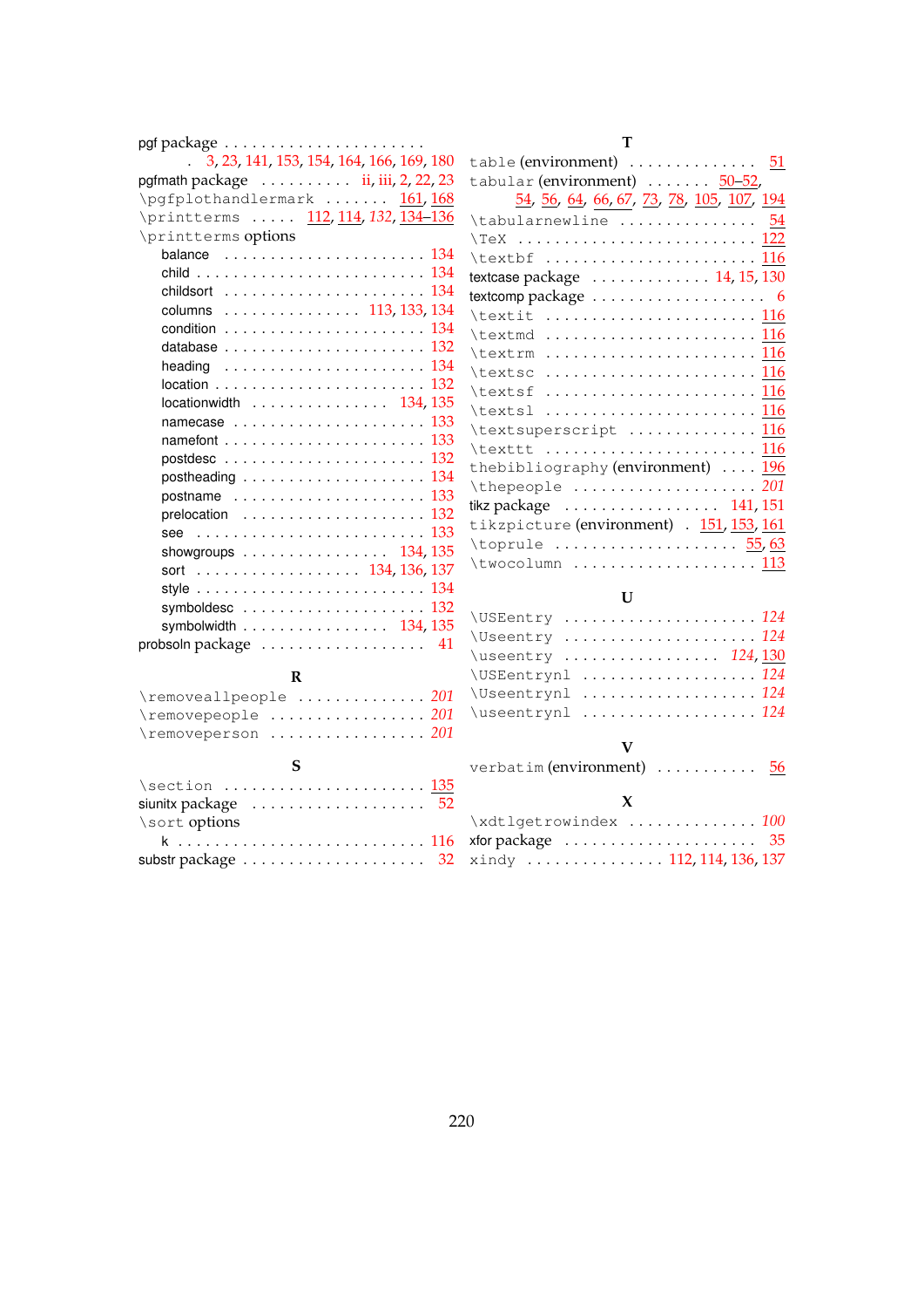pgf package . . . . . . . . . . . . . . . . . . . . . . 3, 23, 141, 153, 154, 164, 166, 169, 180
pgfmath package . . . . . . . . . . ii, iii, 2, 22, 23
\pgfplothandlermark . . . . . . . 161, 168
\printterms . . . . . 112, 114, 132, 134–136
\printterms options
- balance . . . . . . . . . . . . . . . . . . . . . . 134
- child . . . . . . . . . . . . . . . . . . . . . . . . 134
- childsort . . . . . . . . . . . . . . . . . . . . . 134
- columns . . . . . . . . . . . . . . . 113, 133, 134
- condition . . . . . . . . . . . . . . . . . . . . . 134
- database . . . . . . . . . . . . . . . . . . . . . 132
- heading . . . . . . . . . . . . . . . . . . . . . . 134
- location . . . . . . . . . . . . . . . . . . . . . . 132
- locationwidth . . . . . . . . . . . . . . . 134, 135
- namecase . . . . . . . . . . . . . . . . . . . . . 133
- namefont . . . . . . . . . . . . . . . . . . . . . 133
- postdesc . . . . . . . . . . . . . . . . . . . . . 132
- postheading . . . . . . . . . . . . . . . . . . . 134
- postname . . . . . . . . . . . . . . . . . . . . . 133
- prelocation . . . . . . . . . . . . . . . . . . . 132
- see . . . . . . . . . . . . . . . . . . . . . . . . . 133
- showgroups . . . . . . . . . . . . . . . . 134, 135
- sort . . . . . . . . . . . . . . . . . . 134, 136, 137
- style . . . . . . . . . . . . . . . . . . . . . . . . 134
- symboldesc . . . . . . . . . . . . . . . . . . . 132
- symbolwidth . . . . . . . . . . . . . . . . 134, 135

probsoln package . . . . . . . . . . . . . . . . . . 41

**R**

\removeallpeople . . . . . . . . . . . . . . 201
\removepeople . . . . . . . . . . . . . . . . . 201
\removeperson . . . . . . . . . . . . . . . . . 201

**S**

\section . . . . . . . . . . . . . . . . . . . . . . 135
siunitx package . . . . . . . . . . . . . . . . . . 52
\sort options
- k . . . . . . . . . . . . . . . . . . . . . . . . . . . 116

substr package . . . . . . . . . . . . . . . . . . . 32

**T**

table (environment) . . . . . . . . . . . . . . 51
tabular (environment) . . . . . . . 50–52, 54, 56, 64, 66, 67, 73, 78, 105, 107, 194
\tabularnewline . . . . . . . . . . . . . . . 54
\TeX . . . . . . . . . . . . . . . . . . . . . . . . . 122
\textbf . . . . . . . . . . . . . . . . . . . . . . . 116
textcase package . . . . . . . . . . . . 14, 15, 130
textcomp package . . . . . . . . . . . . . . . . . . 6
\textit . . . . . . . . . . . . . . . . . . . . . . . 116
\textmd . . . . . . . . . . . . . . . . . . . . . . . 116
\textrm . . . . . . . . . . . . . . . . . . . . . . . 116
\textsc . . . . . . . . . . . . . . . . . . . . . . . 116
\textsf . . . . . . . . . . . . . . . . . . . . . . . 116
\textsl . . . . . . . . . . . . . . . . . . . . . . . 116
\textsuperscript . . . . . . . . . . . . . . 116
\texttt . . . . . . . . . . . . . . . . . . . . . . . 116
thebibliography (environment) . . . . 196
\thepeople . . . . . . . . . . . . . . . . . . . . 201
tikz package . . . . . . . . . . . . . . . . . 141, 151
tikzpicture (environment) . 151, 153, 161
\toprule . . . . . . . . . . . . . . . . . . . . 55, 63
\twocolumn . . . . . . . . . . . . . . . . . . . 113

**U**

\USEentry . . . . . . . . . . . . . . . . . . . . 124
\Useentry . . . . . . . . . . . . . . . . . . . . 124
\useentry . . . . . . . . . . . . . . . . . 124, 130
\USEentrynl . . . . . . . . . . . . . . . . . . 124
\Useentrynl . . . . . . . . . . . . . . . . . . 124
\useentrynl . . . . . . . . . . . . . . . . . . 124

**V**

verbatim (environment) . . . . . . . . . . 56

**X**

\xdtlgetrowindex . . . . . . . . . . . . . 100
xfor package . . . . . . . . . . . . . . . . . . . . 35
xindy . . . . . . . . . . . . . . . 112, 114, 136, 137